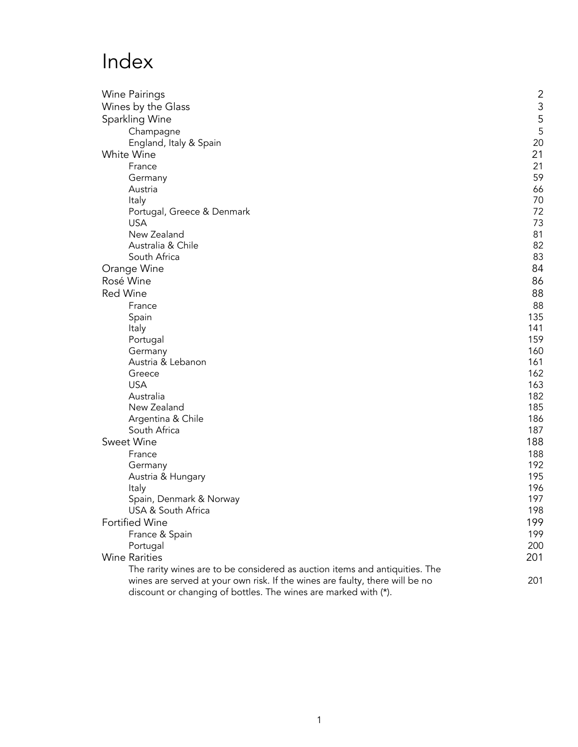# Index

| | |
|---|---|
| Wine Pairings | 2 |
| Wines by the Glass | 3 |
| Sparkling Wine | 5 |
| Champagne | 5 |
| England, Italy & Spain | 20 |
| White Wine | 21 |
| France | 21 |
| Germany | 59 |
| Austria | 66 |
| Italy | 70 |
| Portugal, Greece & Denmark | 72 |
| USA | 73 |
| New Zealand | 81 |
| Australia & Chile | 82 |
| South Africa | 83 |
| Orange Wine | 84 |
| Rosé Wine | 86 |
| Red Wine | 88 |
| France | 88 |
| Spain | 135 |
| Italy | 141 |
| Portugal | 159 |
| Germany | 160 |
| Austria & Lebanon | 161 |
| Greece | 162 |
| USA | 163 |
| Australia | 182 |
| New Zealand | 185 |
| Argentina & Chile | 186 |
| South Africa | 187 |
| Sweet Wine | 188 |
| France | 188 |
| Germany | 192 |
| Austria & Hungary | 195 |
| Italy | 196 |
| Spain, Denmark & Norway | 197 |
| USA & South Africa | 198 |
| Fortified Wine | 199 |
| France & Spain | 199 |
| Portugal | 200 |
| Wine Rarities | 201 |
| The rarity wines are to be considered as auction items and antiquities. The wines are served at your own risk. If the wines are faulty, there will be no discount or changing of bottles. The wines are marked with (*). | 201 |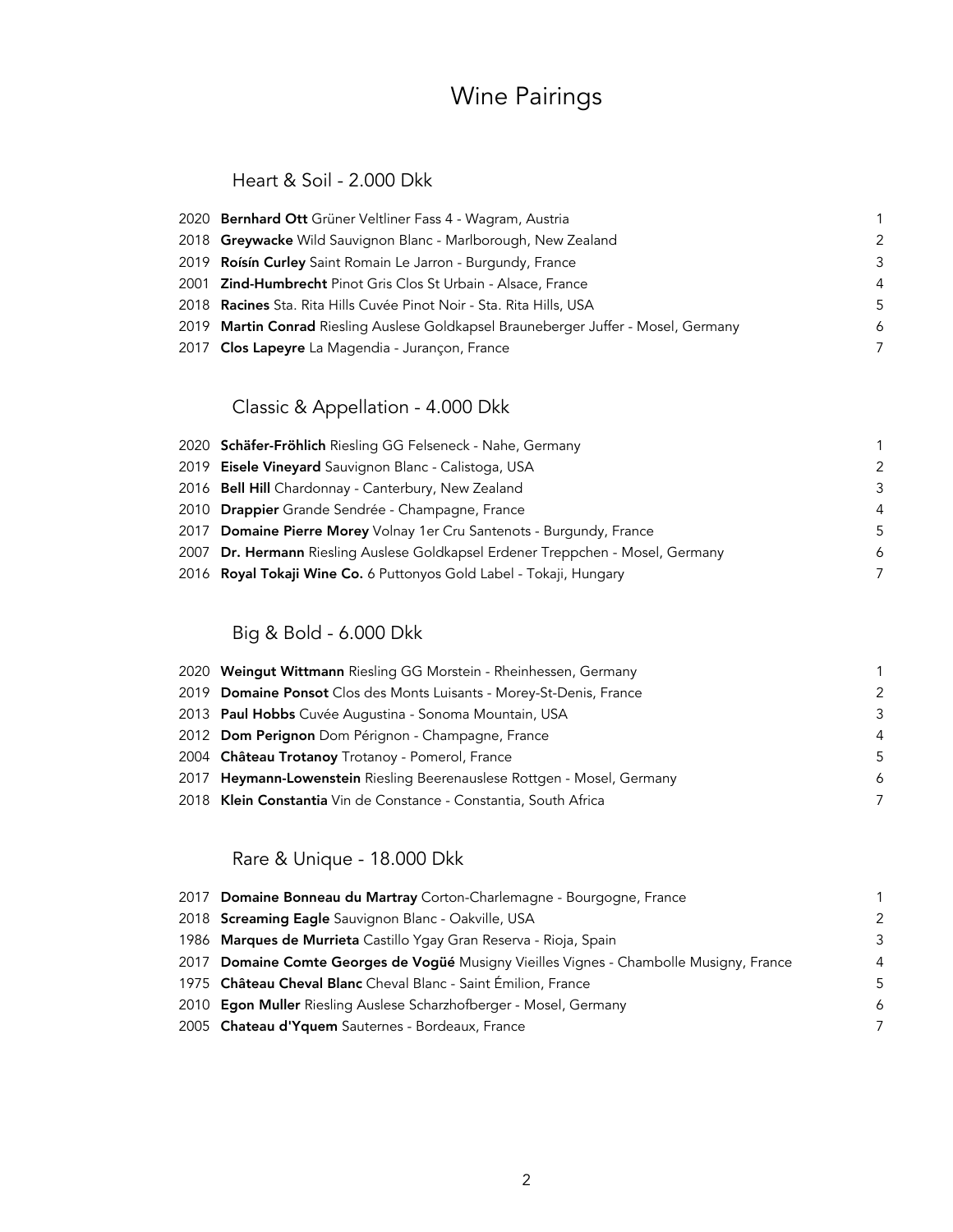# Wine Pairings

## Heart & Soil - 2.000 Dkk

| | | |
|---|---|---|
| 2020 | **Bernhard Ott** Grüner Veltliner Fass 4 - Wagram, Austria | 1 |
| 2018 | **Greywacke** Wild Sauvignon Blanc - Marlborough, New Zealand | 2 |
| 2019 | **Roísín Curley** Saint Romain Le Jarron - Burgundy, France | 3 |
| 2001 | **Zind-Humbrecht** Pinot Gris Clos St Urbain - Alsace, France | 4 |
| 2018 | **Racines** Sta. Rita Hills Cuvée Pinot Noir - Sta. Rita Hills, USA | 5 |
| 2019 | **Martin Conrad** Riesling Auslese Goldkapsel Brauneberger Juffer - Mosel, Germany | 6 |
| 2017 | **Clos Lapeyre** La Magendia - Jurançon, France | 7 |

## Classic & Appellation - 4.000 Dkk

| | | |
|---|---|---|
| 2020 | **Schäfer-Fröhlich** Riesling GG Felseneck - Nahe, Germany | 1 |
| 2019 | **Eisele Vineyard** Sauvignon Blanc - Calistoga, USA | 2 |
| 2016 | **Bell Hill** Chardonnay - Canterbury, New Zealand | 3 |
| 2010 | **Drappier** Grande Sendrée - Champagne, France | 4 |
| 2017 | **Domaine Pierre Morey** Volnay 1er Cru Santenots - Burgundy, France | 5 |
| 2007 | **Dr. Hermann** Riesling Auslese Goldkapsel Erdener Treppchen - Mosel, Germany | 6 |
| 2016 | **Royal Tokaji Wine Co.** 6 Puttonyos Gold Label - Tokaji, Hungary | 7 |

## Big & Bold - 6.000 Dkk

| | | |
|---|---|---|
| 2020 | **Weingut Wittmann** Riesling GG Morstein - Rheinhessen, Germany | 1 |
| 2019 | **Domaine Ponsot** Clos des Monts Luisants - Morey-St-Denis, France | 2 |
| 2013 | **Paul Hobbs** Cuvée Augustina - Sonoma Mountain, USA | 3 |
| 2012 | **Dom Perignon** Dom Pérignon - Champagne, France | 4 |
| 2004 | **Château Trotanoy** Trotanoy - Pomerol, France | 5 |
| 2017 | **Heymann-Lowenstein** Riesling Beerenauslese Rottgen - Mosel, Germany | 6 |
| 2018 | **Klein Constantia** Vin de Constance - Constantia, South Africa | 7 |

## Rare & Unique - 18.000 Dkk

| | | |
|---|---|---|
| 2017 | **Domaine Bonneau du Martray** Corton-Charlemagne - Bourgogne, France | 1 |
| 2018 | **Screaming Eagle** Sauvignon Blanc - Oakville, USA | 2 |
| 1986 | **Marques de Murrieta** Castillo Ygay Gran Reserva - Rioja, Spain | 3 |
| 2017 | **Domaine Comte Georges de Vogüé** Musigny Vieilles Vignes - Chambolle Musigny, France | 4 |
| 1975 | **Château Cheval Blanc** Cheval Blanc - Saint Émilion, France | 5 |
| 2010 | **Egon Muller** Riesling Auslese Scharzhofberger - Mosel, Germany | 6 |
| 2005 | **Chateau d'Yquem** Sauternes - Bordeaux, France | 7 |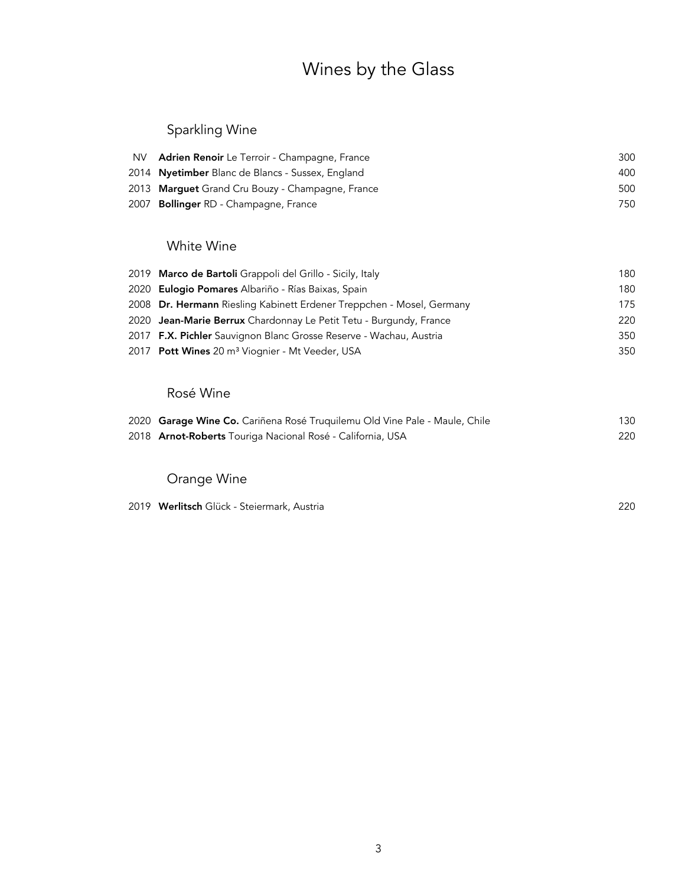# Wines by the Glass

## Sparkling Wine

| | | |
|---|---|---|
| NV | **Adrien Renoir** Le Terroir - Champagne, France | 300 |
| 2014 | **Nyetimber** Blanc de Blancs - Sussex, England | 400 |
| 2013 | **Marguet** Grand Cru Bouzy - Champagne, France | 500 |
| 2007 | **Bollinger** RD - Champagne, France | 750 |

## White Wine

| | | |
|---|---|---|
| 2019 | **Marco de Bartoli** Grappoli del Grillo - Sicily, Italy | 180 |
| 2020 | **Eulogio Pomares** Albariño - Rías Baixas, Spain | 180 |
| 2008 | **Dr. Hermann** Riesling Kabinett Erdener Treppchen - Mosel, Germany | 175 |
| 2020 | **Jean-Marie Berrux** Chardonnay Le Petit Tetu - Burgundy, France | 220 |
| 2017 | **F.X. Pichler** Sauvignon Blanc Grosse Reserve - Wachau, Austria | 350 |
| 2017 | **Pott Wines** 20 $m^3$ Viognier - Mt Veeder, USA | 350 |

## Rosé Wine

| | | |
|---|---|---|
| 2020 | **Garage Wine Co.** Cariñena Rosé Truquilemu Old Vine Pale - Maule, Chile | 130 |
| 2018 | **Arnot-Roberts** Touriga Nacional Rosé - California, USA | 220 |

## Orange Wine

| | | |
|---|---|---|
| 2019 | **Werlitsch** Glück - Steiermark, Austria | 220 |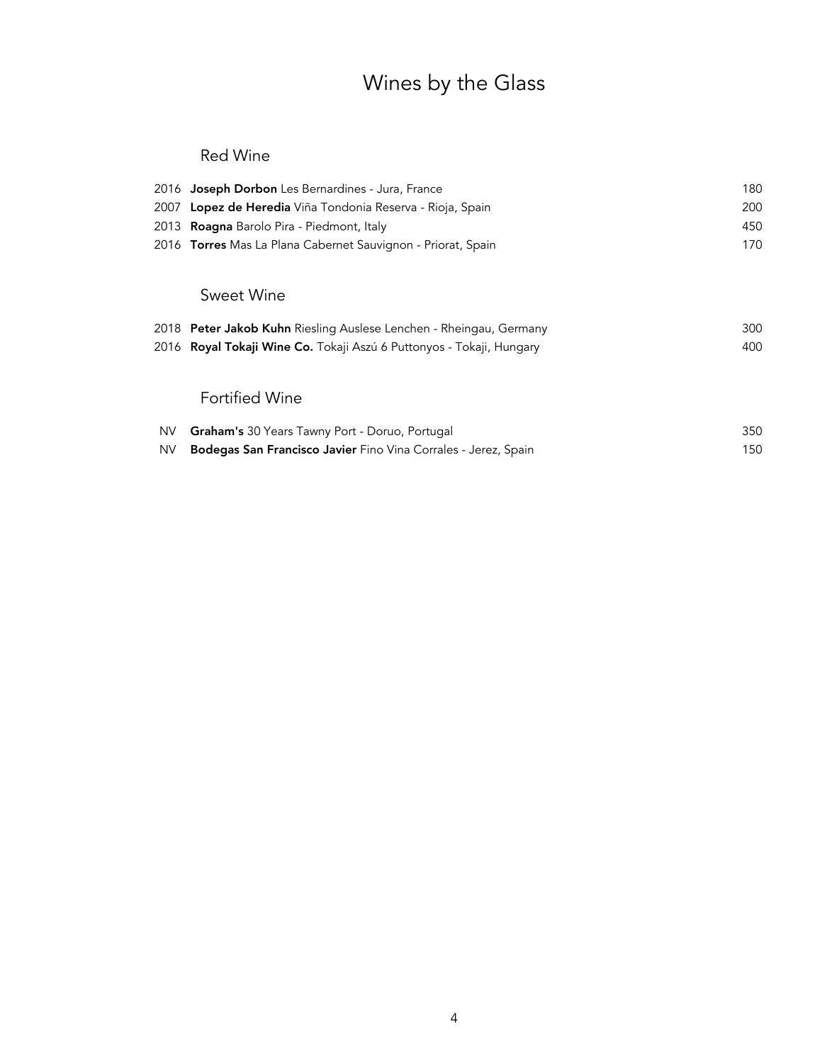# Wines by the Glass

## Red Wine

| | | |
|---|---|---|
| 2016 | **Joseph Dorbon** Les Bernardines - Jura, France | 180 |
| 2007 | **Lopez de Heredia** Viña Tondonia Reserva - Rioja, Spain | 200 |
| 2013 | **Roagna** Barolo Pira - Piedmont, Italy | 450 |
| 2016 | **Torres** Mas La Plana Cabernet Sauvignon - Priorat, Spain | 170 |

## Sweet Wine

| | | |
|---|---|---|
| 2018 | **Peter Jakob Kuhn** Riesling Auslese Lenchen - Rheingau, Germany | 300 |
| 2016 | **Royal Tokaji Wine Co.** Tokaji Aszú 6 Puttonyos - Tokaji, Hungary | 400 |

## Fortified Wine

| | | |
|---|---|---|
| NV | **Graham's** 30 Years Tawny Port - Doruo, Portugal | 350 |
| NV | **Bodegas San Francisco Javier** Fino Vina Corrales - Jerez, Spain | 150 |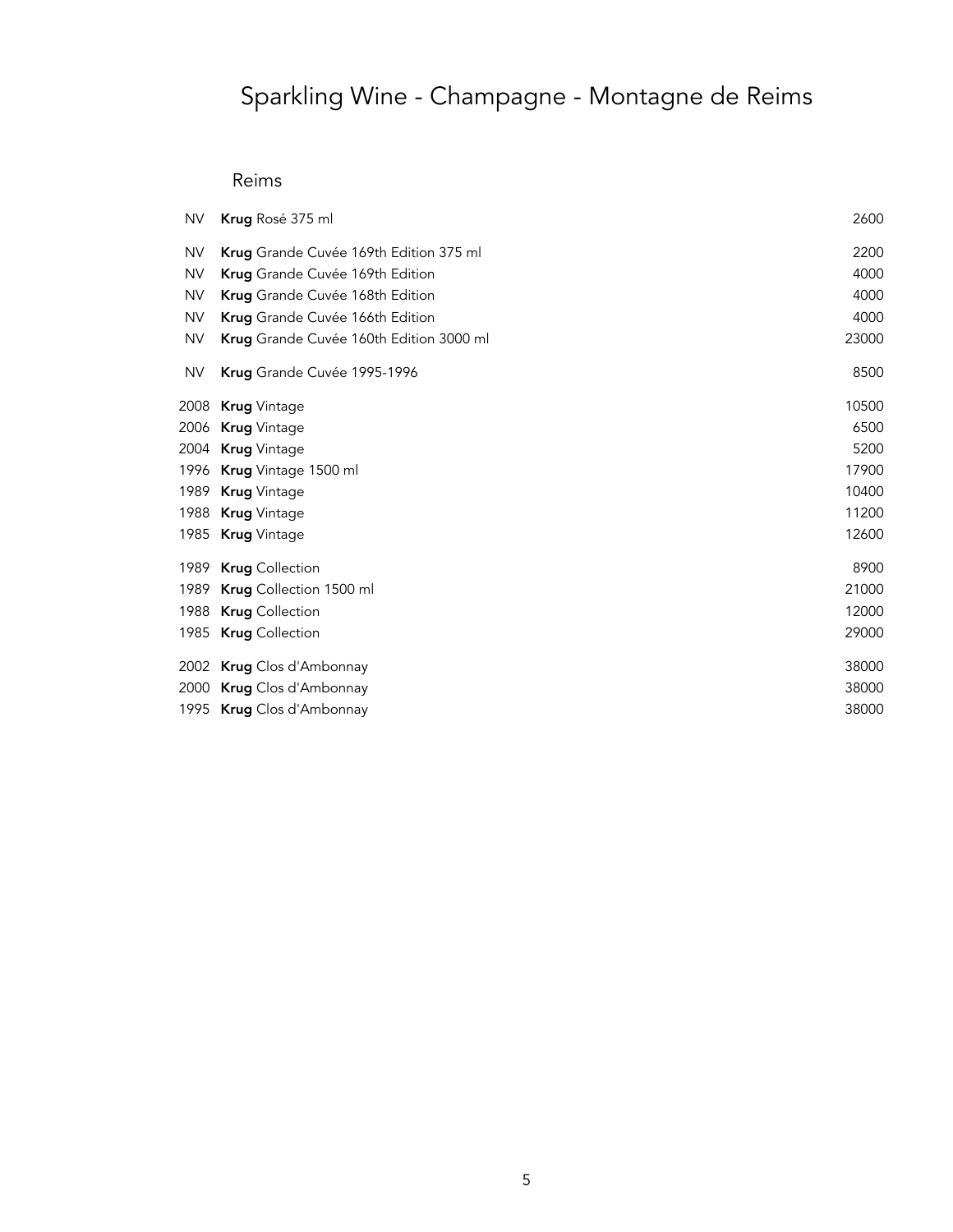# Sparkling Wine - Champagne - Montagne de Reims

## Reims

| | | |
|---|---|---|
| NV | **Krug** Rosé 375 ml | 2600 |
| NV | **Krug** Grande Cuvée 169th Edition 375 ml | 2200 |
| NV | **Krug** Grande Cuvée 169th Edition | 4000 |
| NV | **Krug** Grande Cuvée 168th Edition | 4000 |
| NV | **Krug** Grande Cuvée 166th Edition | 4000 |
| NV | **Krug** Grande Cuvée 160th Edition 3000 ml | 23000 |
| NV | **Krug** Grande Cuvée 1995-1996 | 8500 |
| 2008 | **Krug** Vintage | 10500 |
| 2006 | **Krug** Vintage | 6500 |
| 2004 | **Krug** Vintage | 5200 |
| 1996 | **Krug** Vintage 1500 ml | 17900 |
| 1989 | **Krug** Vintage | 10400 |
| 1988 | **Krug** Vintage | 11200 |
| 1985 | **Krug** Vintage | 12600 |
| 1989 | **Krug** Collection | 8900 |
| 1989 | **Krug** Collection 1500 ml | 21000 |
| 1988 | **Krug** Collection | 12000 |
| 1985 | **Krug** Collection | 29000 |
| 2002 | **Krug** Clos d'Ambonnay | 38000 |
| 2000 | **Krug** Clos d'Ambonnay | 38000 |
| 1995 | **Krug** Clos d'Ambonnay | 38000 |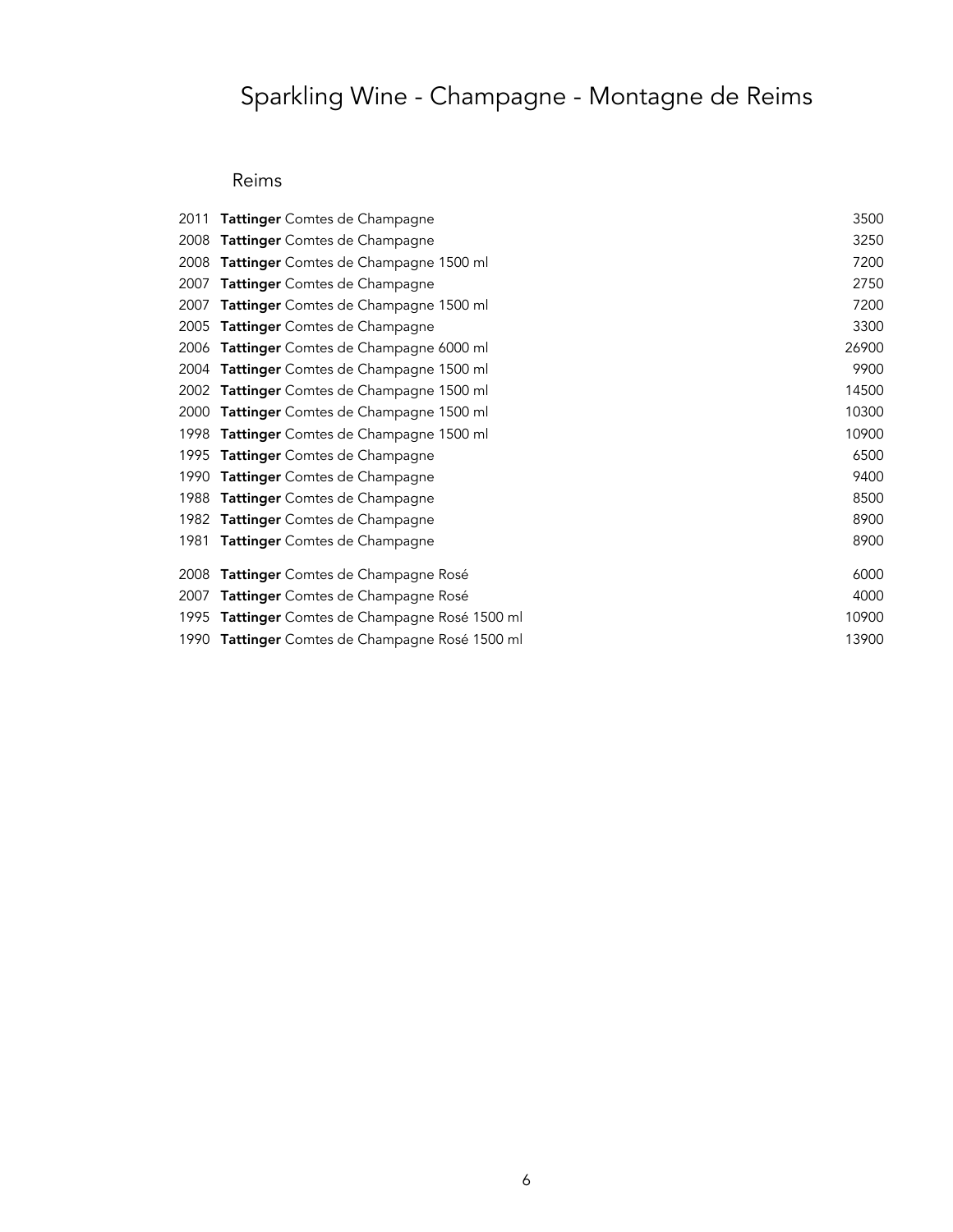# Sparkling Wine - Champagne - Montagne de Reims

## Reims

| | | |
|---|---|---|
| 2011 | **Tattinger** Comtes de Champagne | 3500 |
| 2008 | **Tattinger** Comtes de Champagne | 3250 |
| 2008 | **Tattinger** Comtes de Champagne 1500 ml | 7200 |
| 2007 | **Tattinger** Comtes de Champagne | 2750 |
| 2007 | **Tattinger** Comtes de Champagne 1500 ml | 7200 |
| 2005 | **Tattinger** Comtes de Champagne | 3300 |
| 2006 | **Tattinger** Comtes de Champagne 6000 ml | 26900 |
| 2004 | **Tattinger** Comtes de Champagne 1500 ml | 9900 |
| 2002 | **Tattinger** Comtes de Champagne 1500 ml | 14500 |
| 2000 | **Tattinger** Comtes de Champagne 1500 ml | 10300 |
| 1998 | **Tattinger** Comtes de Champagne 1500 ml | 10900 |
| 1995 | **Tattinger** Comtes de Champagne | 6500 |
| 1990 | **Tattinger** Comtes de Champagne | 9400 |
| 1988 | **Tattinger** Comtes de Champagne | 8500 |
| 1982 | **Tattinger** Comtes de Champagne | 8900 |
| 1981 | **Tattinger** Comtes de Champagne | 8900 |
| 2008 | **Tattinger** Comtes de Champagne Rosé | 6000 |
| 2007 | **Tattinger** Comtes de Champagne Rosé | 4000 |
| 1995 | **Tattinger** Comtes de Champagne Rosé 1500 ml | 10900 |
| 1990 | **Tattinger** Comtes de Champagne Rosé 1500 ml | 13900 |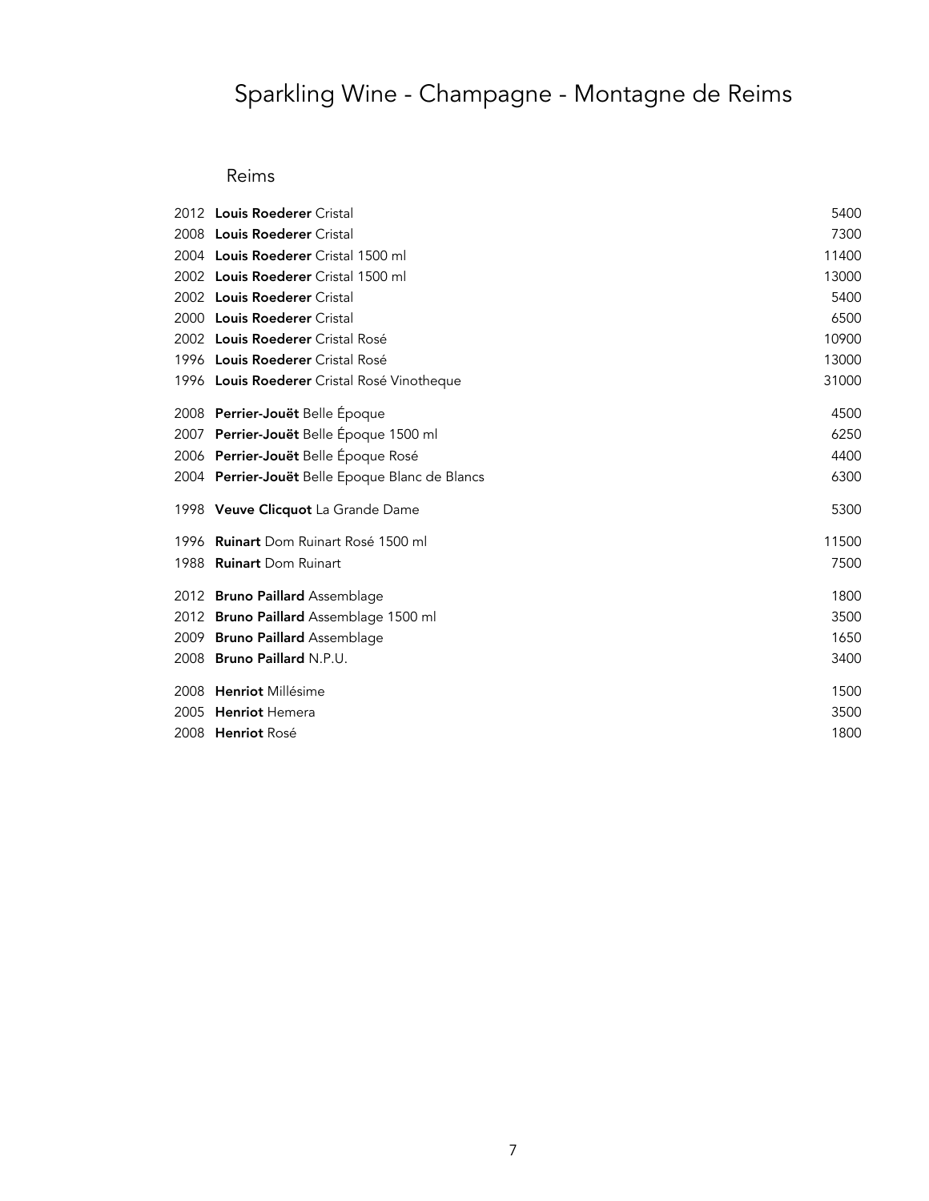# Sparkling Wine - Champagne - Montagne de Reims

## Reims

| Vintage | Wine | Price |
|---|---|---|
| 2012 | **Louis Roederer** Cristal | 5400 |
| 2008 | **Louis Roederer** Cristal | 7300 |
| 2004 | **Louis Roederer** Cristal 1500 ml | 11400 |
| 2002 | **Louis Roederer** Cristal 1500 ml | 13000 |
| 2002 | **Louis Roederer** Cristal | 5400 |
| 2000 | **Louis Roederer** Cristal | 6500 |
| 2002 | **Louis Roederer** Cristal Rosé | 10900 |
| 1996 | **Louis Roederer** Cristal Rosé | 13000 |
| 1996 | **Louis Roederer** Cristal Rosé Vinotheque | 31000 |
| 2008 | **Perrier-Jouët** Belle Époque | 4500 |
| 2007 | **Perrier-Jouët** Belle Époque 1500 ml | 6250 |
| 2006 | **Perrier-Jouët** Belle Époque Rosé | 4400 |
| 2004 | **Perrier-Jouët** Belle Epoque Blanc de Blancs | 6300 |
| 1998 | **Veuve Clicquot** La Grande Dame | 5300 |
| 1996 | **Ruinart** Dom Ruinart Rosé 1500 ml | 11500 |
| 1988 | **Ruinart** Dom Ruinart | 7500 |
| 2012 | **Bruno Paillard** Assemblage | 1800 |
| 2012 | **Bruno Paillard** Assemblage 1500 ml | 3500 |
| 2009 | **Bruno Paillard** Assemblage | 1650 |
| 2008 | **Bruno Paillard** N.P.U. | 3400 |
| 2008 | **Henriot** Millésime | 1500 |
| 2005 | **Henriot** Hemera | 3500 |
| 2008 | **Henriot** Rosé | 1800 |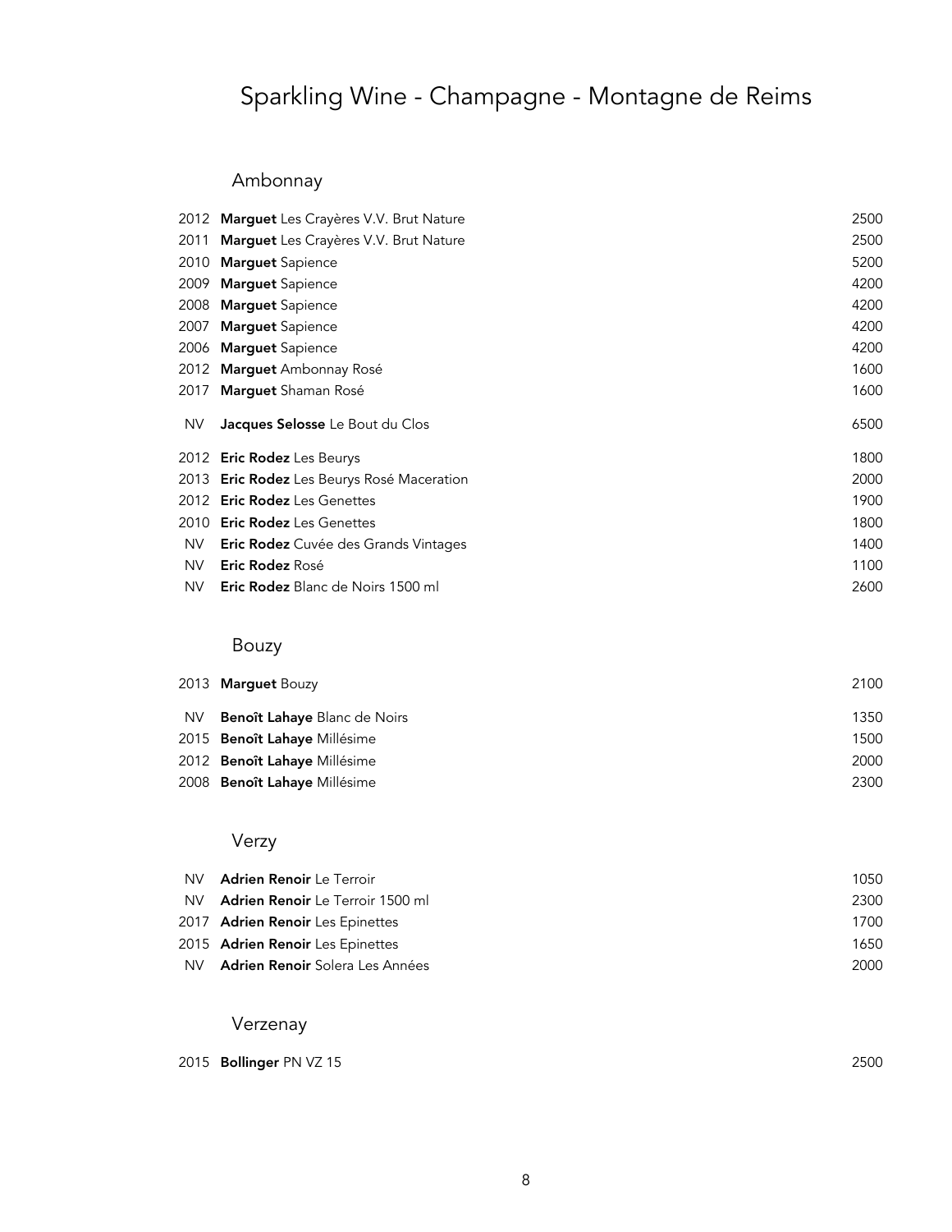# Sparkling Wine - Champagne - Montagne de Reims

## Ambonnay

| | | |
|---|---|---|
| 2012 | **Marguet** Les Crayères V.V. Brut Nature | 2500 |
| 2011 | **Marguet** Les Crayères V.V. Brut Nature | 2500 |
| 2010 | **Marguet** Sapience | 5200 |
| 2009 | **Marguet** Sapience | 4200 |
| 2008 | **Marguet** Sapience | 4200 |
| 2007 | **Marguet** Sapience | 4200 |
| 2006 | **Marguet** Sapience | 4200 |
| 2012 | **Marguet** Ambonnay Rosé | 1600 |
| 2017 | **Marguet** Shaman Rosé | 1600 |
| NV | **Jacques Selosse** Le Bout du Clos | 6500 |
| 2012 | **Eric Rodez** Les Beurys | 1800 |
| 2013 | **Eric Rodez** Les Beurys Rosé Maceration | 2000 |
| 2012 | **Eric Rodez** Les Genettes | 1900 |
| 2010 | **Eric Rodez** Les Genettes | 1800 |
| NV | **Eric Rodez** Cuvée des Grands Vintages | 1400 |
| NV | **Eric Rodez** Rosé | 1100 |
| NV | **Eric Rodez** Blanc de Noirs 1500 ml | 2600 |

## Bouzy

| | | |
|---|---|---|
| 2013 | **Marguet** Bouzy | 2100 |
| NV | **Benoît Lahaye** Blanc de Noirs | 1350 |
| 2015 | **Benoît Lahaye** Millésime | 1500 |
| 2012 | **Benoît Lahaye** Millésime | 2000 |
| 2008 | **Benoît Lahaye** Millésime | 2300 |

## Verzy

| | | |
|---|---|---|
| NV | **Adrien Renoir** Le Terroir | 1050 |
| NV | **Adrien Renoir** Le Terroir 1500 ml | 2300 |
| 2017 | **Adrien Renoir** Les Epinettes | 1700 |
| 2015 | **Adrien Renoir** Les Epinettes | 1650 |
| NV | **Adrien Renoir** Solera Les Années | 2000 |

## Verzenay

| | | |
|---|---|---|
| 2015 | **Bollinger** PN VZ 15 | 2500 |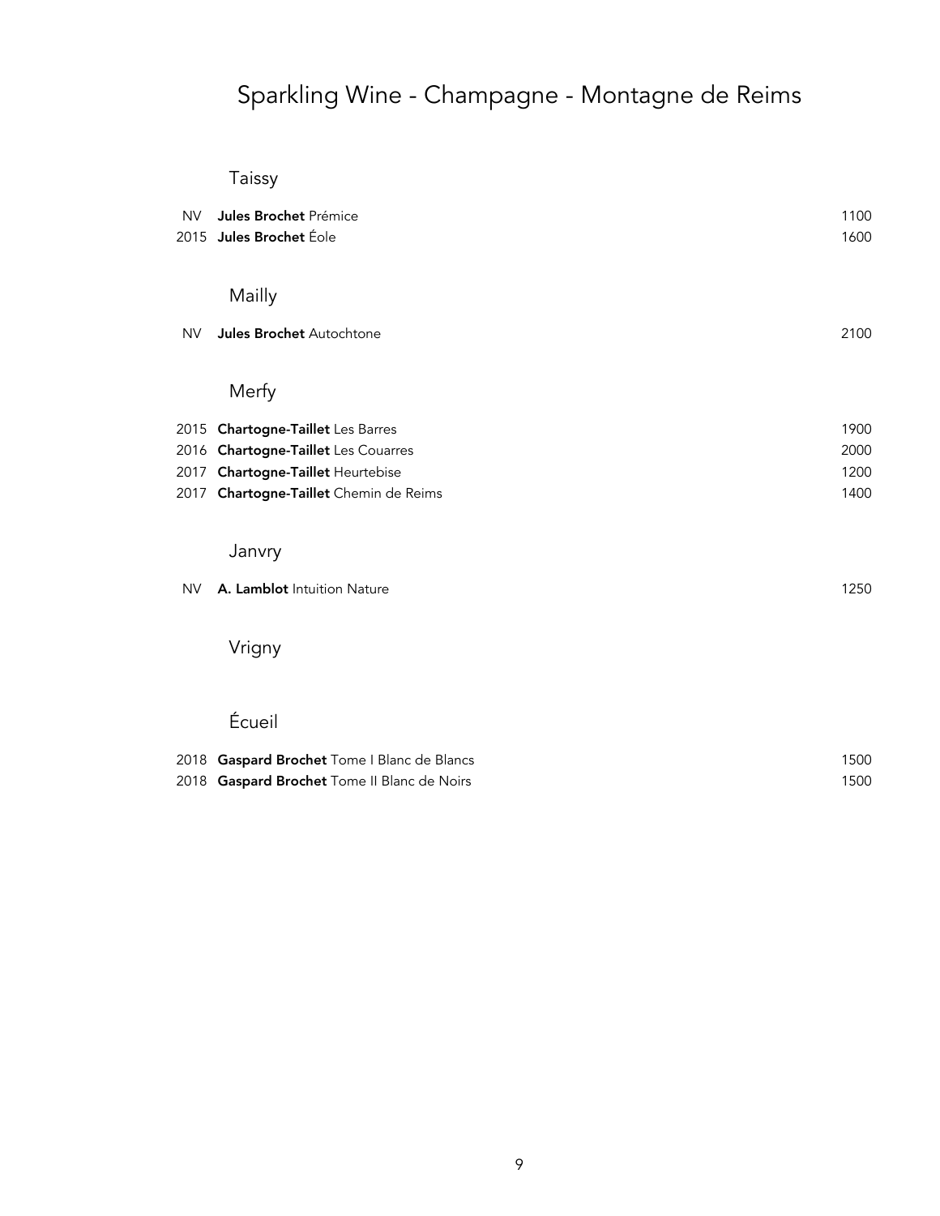# Sparkling Wine - Champagne - Montagne de Reims

## Taissy

| | | |
|---|---|---|
| NV | **Jules Brochet** Prémice | 1100 |
| 2015 | **Jules Brochet** Éole | 1600 |

## Mailly

| | | |
|---|---|---|
| NV | **Jules Brochet** Autochtone | 2100 |

## Merfy

| | | |
|---|---|---|
| 2015 | **Chartogne-Taillet** Les Barres | 1900 |
| 2016 | **Chartogne-Taillet** Les Couarres | 2000 |
| 2017 | **Chartogne-Taillet** Heurtebise | 1200 |
| 2017 | **Chartogne-Taillet** Chemin de Reims | 1400 |

## Janvry

| | | |
|---|---|---|
| NV | **A. Lamblot** Intuition Nature | 1250 |

## Vrigny

## Écueil

| | | |
|---|---|---|
| 2018 | **Gaspard Brochet** Tome I Blanc de Blancs | 1500 |
| 2018 | **Gaspard Brochet** Tome II Blanc de Noirs | 1500 |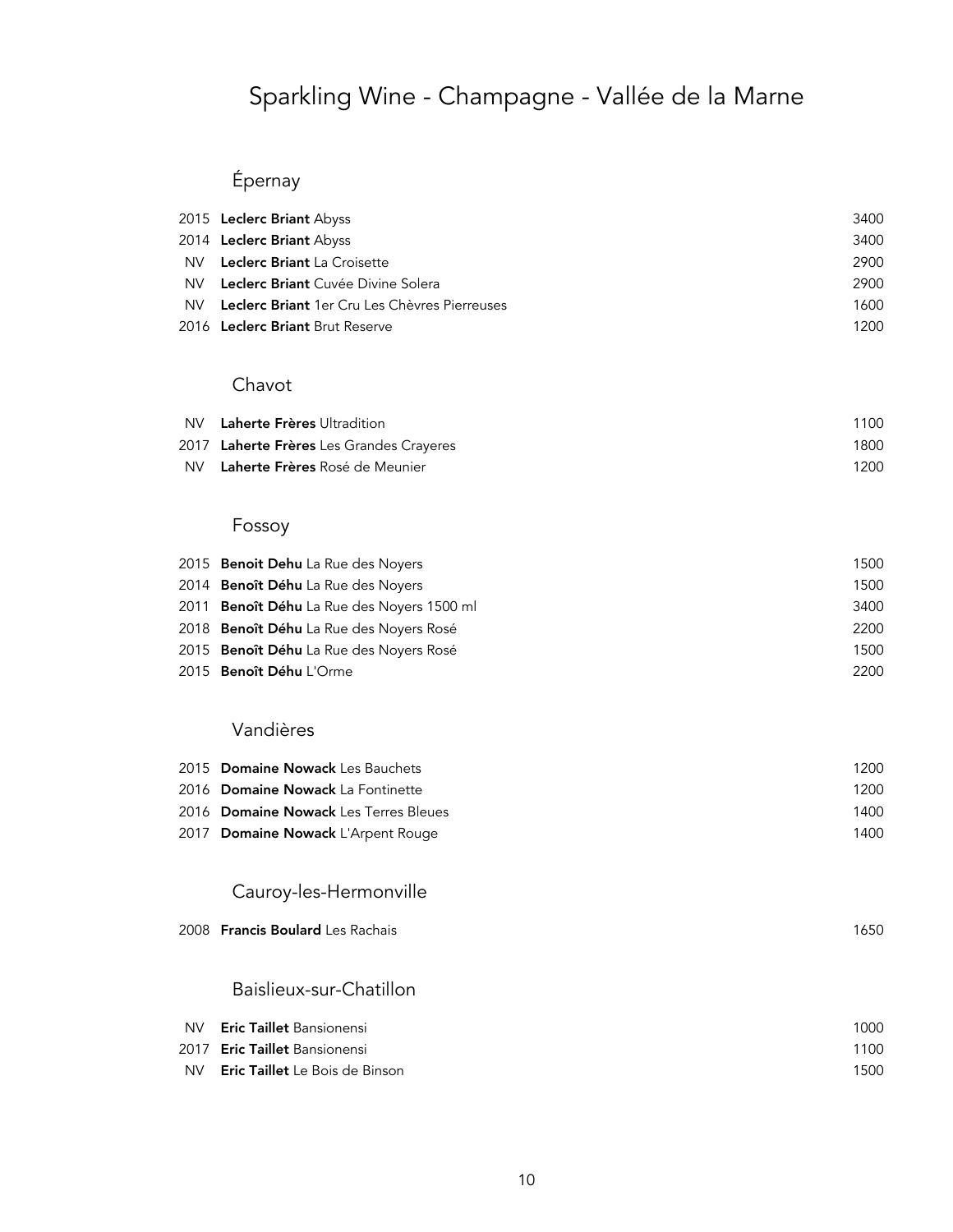# Sparkling Wine - Champagne - Vallée de la Marne

## Épernay

| | | |
|---|---|---|
| 2015 | **Leclerc Briant** Abyss | 3400 |
| 2014 | **Leclerc Briant** Abyss | 3400 |
| NV | **Leclerc Briant** La Croisette | 2900 |
| NV | **Leclerc Briant** Cuvée Divine Solera | 2900 |
| NV | **Leclerc Briant** 1er Cru Les Chèvres Pierreuses | 1600 |
| 2016 | **Leclerc Briant** Brut Reserve | 1200 |

## Chavot

| | | |
|---|---|---|
| NV | **Laherte Frères** Ultradition | 1100 |
| 2017 | **Laherte Frères** Les Grandes Crayeres | 1800 |
| NV | **Laherte Frères** Rosé de Meunier | 1200 |

## Fossoy

| | | |
|---|---|---|
| 2015 | **Benoit Dehu** La Rue des Noyers | 1500 |
| 2014 | **Benoît Déhu** La Rue des Noyers | 1500 |
| 2011 | **Benoît Déhu** La Rue des Noyers 1500 ml | 3400 |
| 2018 | **Benoît Déhu** La Rue des Noyers Rosé | 2200 |
| 2015 | **Benoît Déhu** La Rue des Noyers Rosé | 1500 |
| 2015 | **Benoît Déhu** L'Orme | 2200 |

## Vandières

| | | |
|---|---|---|
| 2015 | **Domaine Nowack** Les Bauchets | 1200 |
| 2016 | **Domaine Nowack** La Fontinette | 1200 |
| 2016 | **Domaine Nowack** Les Terres Bleues | 1400 |
| 2017 | **Domaine Nowack** L'Arpent Rouge | 1400 |

## Cauroy-les-Hermonville

| | | |
|---|---|---|
| 2008 | **Francis Boulard** Les Rachais | 1650 |

## Baislieux-sur-Chatillon

| | | |
|---|---|---|
| NV | **Eric Taillet** Bansionensi | 1000 |
| 2017 | **Eric Taillet** Bansionensi | 1100 |
| NV | **Eric Taillet** Le Bois de Binson | 1500 |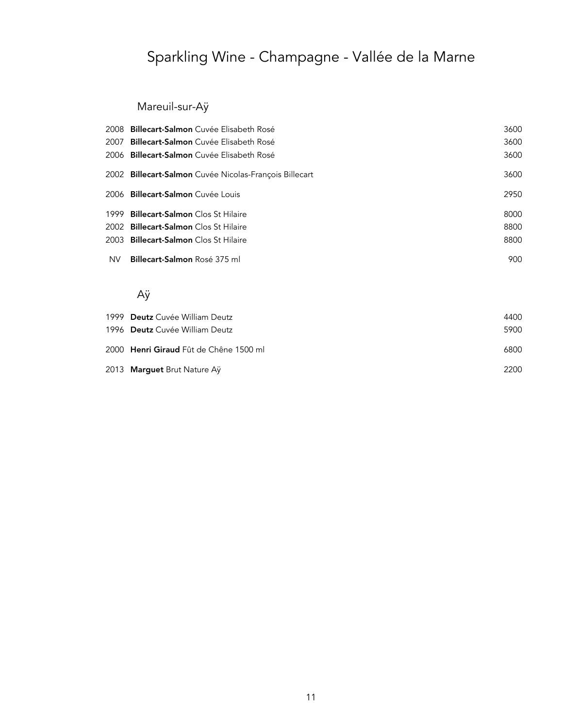# Sparkling Wine - Champagne - Vallée de la Marne

## Mareuil-sur-Aÿ

| | | |
|---|---|---|
| 2008 | **Billecart-Salmon** Cuvée Elisabeth Rosé | 3600 |
| 2007 | **Billecart-Salmon** Cuvée Elisabeth Rosé | 3600 |
| 2006 | **Billecart-Salmon** Cuvée Elisabeth Rosé | 3600 |
| 2002 | **Billecart-Salmon** Cuvée Nicolas-François Billecart | 3600 |
| 2006 | **Billecart-Salmon** Cuvée Louis | 2950 |
| 1999 | **Billecart-Salmon** Clos St Hilaire | 8000 |
| 2002 | **Billecart-Salmon** Clos St Hilaire | 8800 |
| 2003 | **Billecart-Salmon** Clos St Hilaire | 8800 |
| NV | **Billecart-Salmon** Rosé 375 ml | 900 |

## Aÿ

| | | |
|---|---|---|
| 1999 | **Deutz** Cuvée William Deutz | 4400 |
| 1996 | **Deutz** Cuvée William Deutz | 5900 |
| 2000 | **Henri Giraud** Fût de Chêne 1500 ml | 6800 |
| 2013 | **Marguet** Brut Nature Aÿ | 2200 |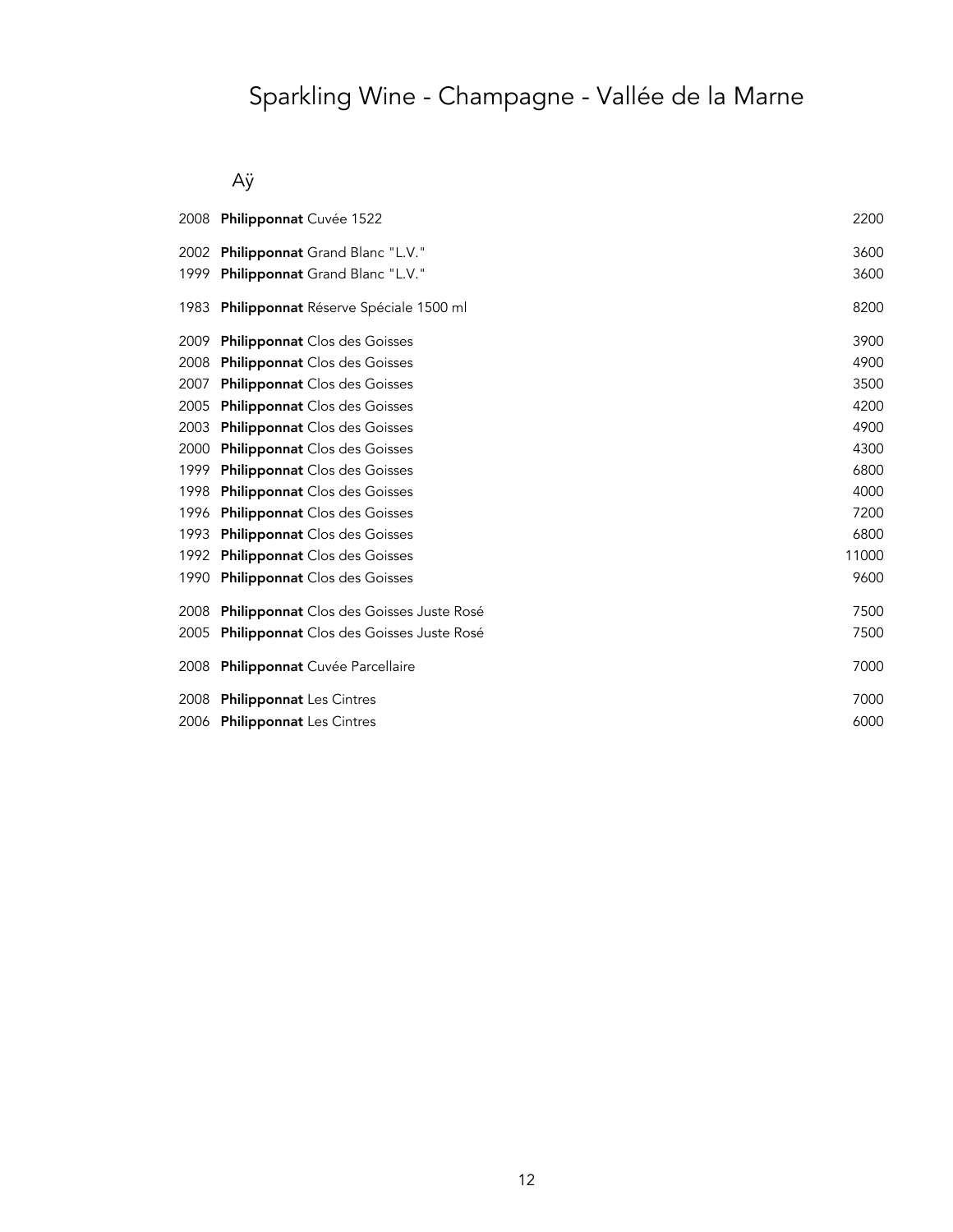# Sparkling Wine - Champagne - Vallée de la Marne

## Aÿ

| Vintage | Wine | Price |
|---|---|---|
| 2008 | **Philipponnat** Cuvée 1522 | 2200 |
| 2002 | **Philipponnat** Grand Blanc "L.V." | 3600 |
| 1999 | **Philipponnat** Grand Blanc "L.V." | 3600 |
| 1983 | **Philipponnat** Réserve Spéciale 1500 ml | 8200 |
| 2009 | **Philipponnat** Clos des Goisses | 3900 |
| 2008 | **Philipponnat** Clos des Goisses | 4900 |
| 2007 | **Philipponnat** Clos des Goisses | 3500 |
| 2005 | **Philipponnat** Clos des Goisses | 4200 |
| 2003 | **Philipponnat** Clos des Goisses | 4900 |
| 2000 | **Philipponnat** Clos des Goisses | 4300 |
| 1999 | **Philipponnat** Clos des Goisses | 6800 |
| 1998 | **Philipponnat** Clos des Goisses | 4000 |
| 1996 | **Philipponnat** Clos des Goisses | 7200 |
| 1993 | **Philipponnat** Clos des Goisses | 6800 |
| 1992 | **Philipponnat** Clos des Goisses | 11000 |
| 1990 | **Philipponnat** Clos des Goisses | 9600 |
| 2008 | **Philipponnat** Clos des Goisses Juste Rosé | 7500 |
| 2005 | **Philipponnat** Clos des Goisses Juste Rosé | 7500 |
| 2008 | **Philipponnat** Cuvée Parcellaire | 7000 |
| 2008 | **Philipponnat** Les Cintres | 7000 |
| 2006 | **Philipponnat** Les Cintres | 6000 |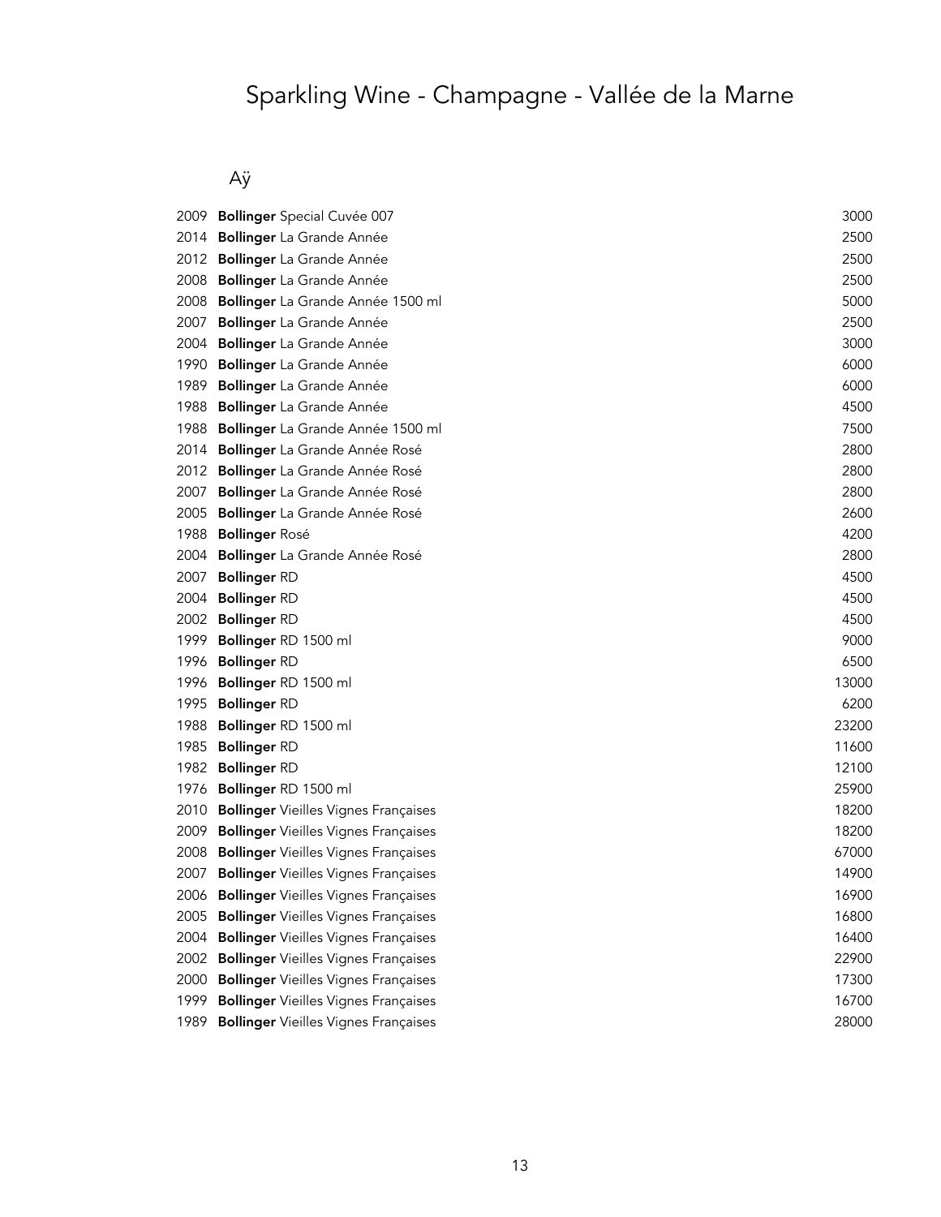# Sparkling Wine - Champagne - Vallée de la Marne

## Aÿ

| Year | Wine | Price |
|---|---|---|
| 2009 | **Bollinger** Special Cuvée 007 | 3000 |
| 2014 | **Bollinger** La Grande Année | 2500 |
| 2012 | **Bollinger** La Grande Année | 2500 |
| 2008 | **Bollinger** La Grande Année | 2500 |
| 2008 | **Bollinger** La Grande Année 1500 ml | 5000 |
| 2007 | **Bollinger** La Grande Année | 2500 |
| 2004 | **Bollinger** La Grande Année | 3000 |
| 1990 | **Bollinger** La Grande Année | 6000 |
| 1989 | **Bollinger** La Grande Année | 6000 |
| 1988 | **Bollinger** La Grande Année | 4500 |
| 1988 | **Bollinger** La Grande Année 1500 ml | 7500 |
| 2014 | **Bollinger** La Grande Année Rosé | 2800 |
| 2012 | **Bollinger** La Grande Année Rosé | 2800 |
| 2007 | **Bollinger** La Grande Année Rosé | 2800 |
| 2005 | **Bollinger** La Grande Année Rosé | 2600 |
| 1988 | **Bollinger** Rosé | 4200 |
| 2004 | **Bollinger** La Grande Année Rosé | 2800 |
| 2007 | **Bollinger** RD | 4500 |
| 2004 | **Bollinger** RD | 4500 |
| 2002 | **Bollinger** RD | 4500 |
| 1999 | **Bollinger** RD 1500 ml | 9000 |
| 1996 | **Bollinger** RD | 6500 |
| 1996 | **Bollinger** RD 1500 ml | 13000 |
| 1995 | **Bollinger** RD | 6200 |
| 1988 | **Bollinger** RD 1500 ml | 23200 |
| 1985 | **Bollinger** RD | 11600 |
| 1982 | **Bollinger** RD | 12100 |
| 1976 | **Bollinger** RD 1500 ml | 25900 |
| 2010 | **Bollinger** Vieilles Vignes Françaises | 18200 |
| 2009 | **Bollinger** Vieilles Vignes Françaises | 18200 |
| 2008 | **Bollinger** Vieilles Vignes Françaises | 67000 |
| 2007 | **Bollinger** Vieilles Vignes Françaises | 14900 |
| 2006 | **Bollinger** Vieilles Vignes Françaises | 16900 |
| 2005 | **Bollinger** Vieilles Vignes Françaises | 16800 |
| 2004 | **Bollinger** Vieilles Vignes Françaises | 16400 |
| 2002 | **Bollinger** Vieilles Vignes Françaises | 22900 |
| 2000 | **Bollinger** Vieilles Vignes Françaises | 17300 |
| 1999 | **Bollinger** Vieilles Vignes Françaises | 16700 |
| 1989 | **Bollinger** Vieilles Vignes Françaises | 28000 |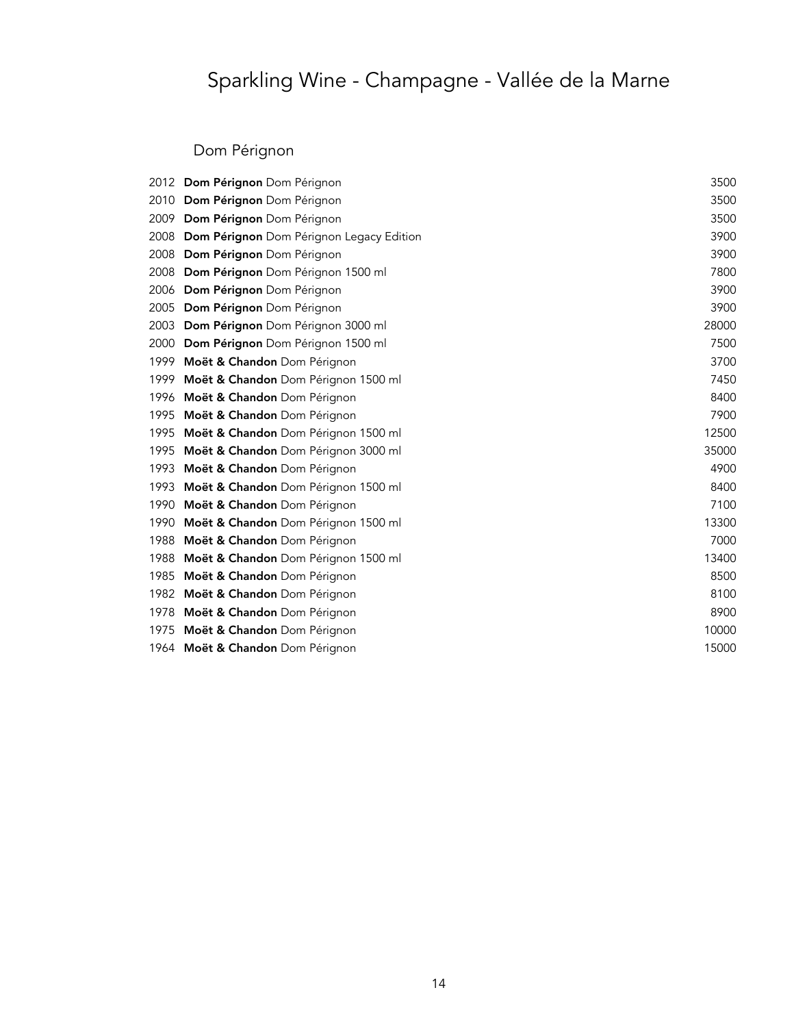# Sparkling Wine - Champagne - Vallée de la Marne

## Dom Pérignon

| Vintage | Wine | Price |
|---|---|---|
| 2012 | **Dom Pérignon** Dom Pérignon | 3500 |
| 2010 | **Dom Pérignon** Dom Pérignon | 3500 |
| 2009 | **Dom Pérignon** Dom Pérignon | 3500 |
| 2008 | **Dom Pérignon** Dom Pérignon Legacy Edition | 3900 |
| 2008 | **Dom Pérignon** Dom Pérignon | 3900 |
| 2008 | **Dom Pérignon** Dom Pérignon 1500 ml | 7800 |
| 2006 | **Dom Pérignon** Dom Pérignon | 3900 |
| 2005 | **Dom Pérignon** Dom Pérignon | 3900 |
| 2003 | **Dom Pérignon** Dom Pérignon 3000 ml | 28000 |
| 2000 | **Dom Pérignon** Dom Pérignon 1500 ml | 7500 |
| 1999 | **Moët & Chandon** Dom Pérignon | 3700 |
| 1999 | **Moët & Chandon** Dom Pérignon 1500 ml | 7450 |
| 1996 | **Moët & Chandon** Dom Pérignon | 8400 |
| 1995 | **Moët & Chandon** Dom Pérignon | 7900 |
| 1995 | **Moët & Chandon** Dom Pérignon 1500 ml | 12500 |
| 1995 | **Moët & Chandon** Dom Pérignon 3000 ml | 35000 |
| 1993 | **Moët & Chandon** Dom Pérignon | 4900 |
| 1993 | **Moët & Chandon** Dom Pérignon 1500 ml | 8400 |
| 1990 | **Moët & Chandon** Dom Pérignon | 7100 |
| 1990 | **Moët & Chandon** Dom Pérignon 1500 ml | 13300 |
| 1988 | **Moët & Chandon** Dom Pérignon | 7000 |
| 1988 | **Moët & Chandon** Dom Pérignon 1500 ml | 13400 |
| 1985 | **Moët & Chandon** Dom Pérignon | 8500 |
| 1982 | **Moët & Chandon** Dom Pérignon | 8100 |
| 1978 | **Moët & Chandon** Dom Pérignon | 8900 |
| 1975 | **Moët & Chandon** Dom Pérignon | 10000 |
| 1964 | **Moët & Chandon** Dom Pérignon | 15000 |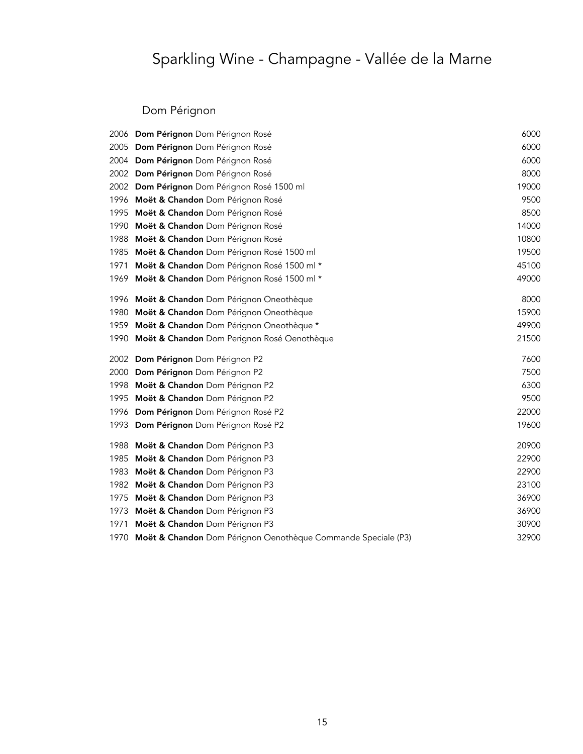# Sparkling Wine - Champagne - Vallée de la Marne

## Dom Pérignon

| | | |
|---|---|---|
| 2006 | **Dom Pérignon** Dom Pérignon Rosé | 6000 |
| 2005 | **Dom Pérignon** Dom Pérignon Rosé | 6000 |
| 2004 | **Dom Pérignon** Dom Pérignon Rosé | 6000 |
| 2002 | **Dom Pérignon** Dom Pérignon Rosé | 8000 |
| 2002 | **Dom Pérignon** Dom Pérignon Rosé 1500 ml | 19000 |
| 1996 | **Moët & Chandon** Dom Pérignon Rosé | 9500 |
| 1995 | **Moët & Chandon** Dom Pérignon Rosé | 8500 |
| 1990 | **Moët & Chandon** Dom Pérignon Rosé | 14000 |
| 1988 | **Moët & Chandon** Dom Pérignon Rosé | 10800 |
| 1985 | **Moët & Chandon** Dom Pérignon Rosé 1500 ml | 19500 |
| 1971 | **Moët & Chandon** Dom Pérignon Rosé 1500 ml * | 45100 |
| 1969 | **Moët & Chandon** Dom Pérignon Rosé 1500 ml * | 49000 |
| 1996 | **Moët & Chandon** Dom Pérignon Oneothèque | 8000 |
| 1980 | **Moët & Chandon** Dom Pérignon Oneothèque | 15900 |
| 1959 | **Moët & Chandon** Dom Pérignon Oneothèque * | 49900 |
| 1990 | **Moët & Chandon** Dom Perignon Rosé Oenothèque | 21500 |
| 2002 | **Dom Pérignon** Dom Pérignon P2 | 7600 |
| 2000 | **Dom Pérignon** Dom Pérignon P2 | 7500 |
| 1998 | **Moët & Chandon** Dom Pérignon P2 | 6300 |
| 1995 | **Moët & Chandon** Dom Pérignon P2 | 9500 |
| 1996 | **Dom Pérignon** Dom Pérignon Rosé P2 | 22000 |
| 1993 | **Dom Pérignon** Dom Pérignon Rosé P2 | 19600 |
| 1988 | **Moët & Chandon** Dom Pérignon P3 | 20900 |
| 1985 | **Moët & Chandon** Dom Pérignon P3 | 22900 |
| 1983 | **Moët & Chandon** Dom Pérignon P3 | 22900 |
| 1982 | **Moët & Chandon** Dom Pérignon P3 | 23100 |
| 1975 | **Moët & Chandon** Dom Pérignon P3 | 36900 |
| 1973 | **Moët & Chandon** Dom Pérignon P3 | 36900 |
| 1971 | **Moët & Chandon** Dom Pérignon P3 | 30900 |
| 1970 | **Moët & Chandon** Dom Pérignon Oenothèque Commande Speciale (P3) | 32900 |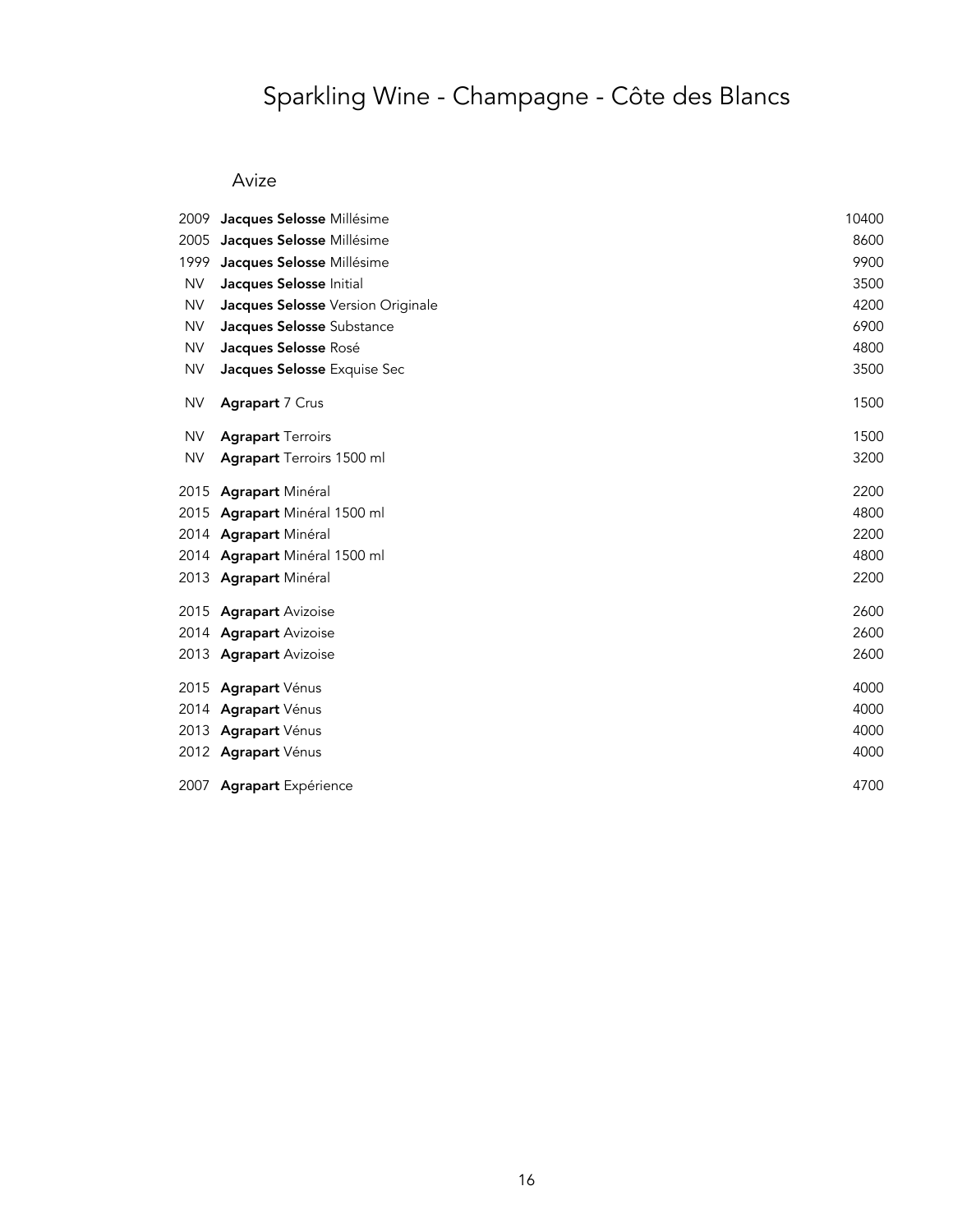# Sparkling Wine - Champagne - Côte des Blancs

## Avize

| | | |
|---|---|---|
| 2009 | **Jacques Selosse** Millésime | 10400 |
| 2005 | **Jacques Selosse** Millésime | 8600 |
| 1999 | **Jacques Selosse** Millésime | 9900 |
| NV | **Jacques Selosse** Initial | 3500 |
| NV | **Jacques Selosse** Version Originale | 4200 |
| NV | **Jacques Selosse** Substance | 6900 |
| NV | **Jacques Selosse** Rosé | 4800 |
| NV | **Jacques Selosse** Exquise Sec | 3500 |
| NV | **Agrapart** 7 Crus | 1500 |
| NV | **Agrapart** Terroirs | 1500 |
| NV | **Agrapart** Terroirs 1500 ml | 3200 |
| 2015 | **Agrapart** Minéral | 2200 |
| 2015 | **Agrapart** Minéral 1500 ml | 4800 |
| 2014 | **Agrapart** Minéral | 2200 |
| 2014 | **Agrapart** Minéral 1500 ml | 4800 |
| 2013 | **Agrapart** Minéral | 2200 |
| 2015 | **Agrapart** Avizoise | 2600 |
| 2014 | **Agrapart** Avizoise | 2600 |
| 2013 | **Agrapart** Avizoise | 2600 |
| 2015 | **Agrapart** Vénus | 4000 |
| 2014 | **Agrapart** Vénus | 4000 |
| 2013 | **Agrapart** Vénus | 4000 |
| 2012 | **Agrapart** Vénus | 4000 |
| 2007 | **Agrapart** Expérience | 4700 |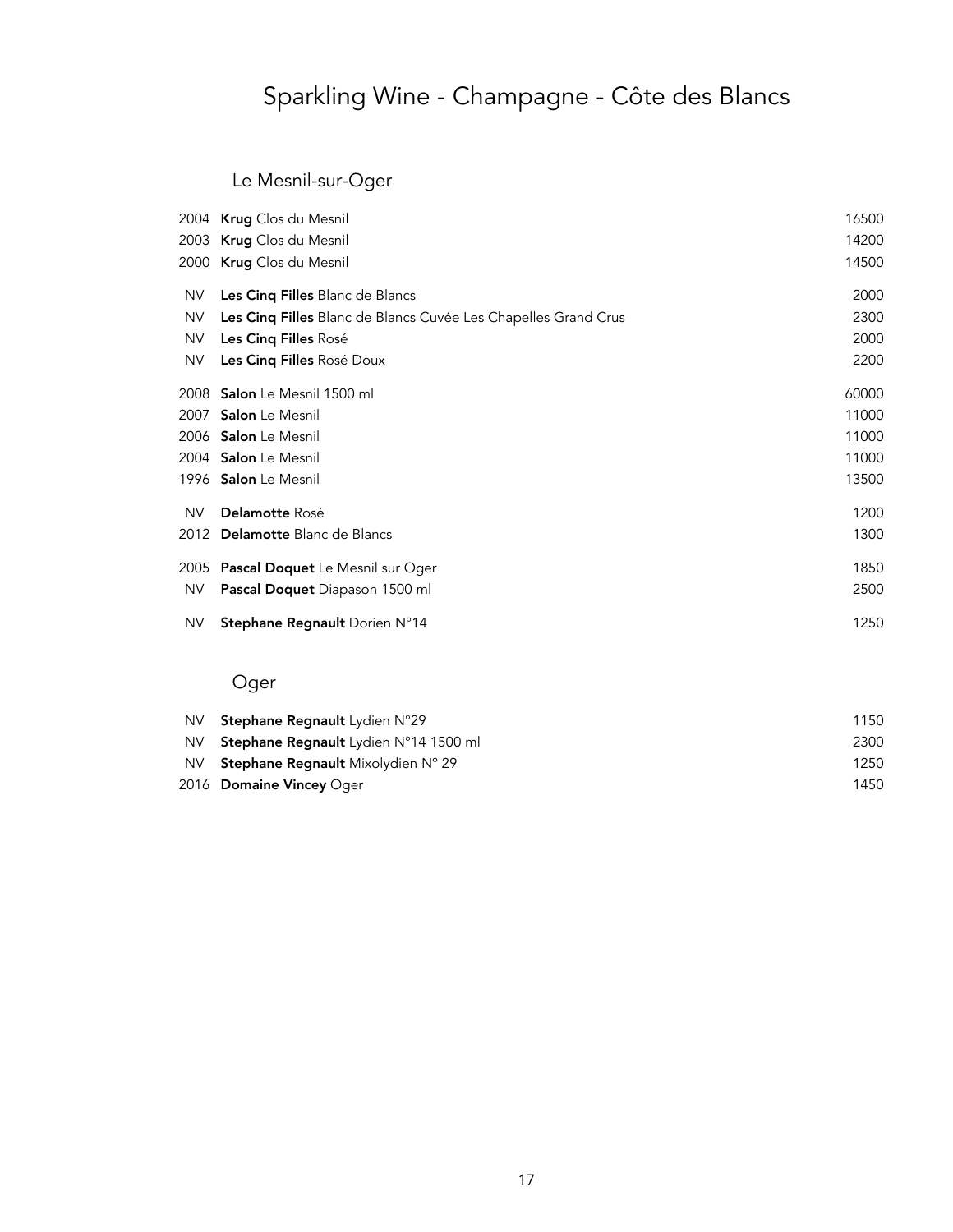# Sparkling Wine - Champagne - Côte des Blancs

## Le Mesnil-sur-Oger

| Vintage | Wine | Price |
|---|---|---|
| 2004 | **Krug** Clos du Mesnil | 16500 |
| 2003 | **Krug** Clos du Mesnil | 14200 |
| 2000 | **Krug** Clos du Mesnil | 14500 |
| NV | **Les Cinq Filles** Blanc de Blancs | 2000 |
| NV | **Les Cinq Filles** Blanc de Blancs Cuvée Les Chapelles Grand Crus | 2300 |
| NV | **Les Cinq Filles** Rosé | 2000 |
| NV | **Les Cinq Filles** Rosé Doux | 2200 |
| 2008 | **Salon** Le Mesnil 1500 ml | 60000 |
| 2007 | **Salon** Le Mesnil | 11000 |
| 2006 | **Salon** Le Mesnil | 11000 |
| 2004 | **Salon** Le Mesnil | 11000 |
| 1996 | **Salon** Le Mesnil | 13500 |
| NV | **Delamotte** Rosé | 1200 |
| 2012 | **Delamotte** Blanc de Blancs | 1300 |
| 2005 | **Pascal Doquet** Le Mesnil sur Oger | 1850 |
| NV | **Pascal Doquet** Diapason 1500 ml | 2500 |
| NV | **Stephane Regnault** Dorien N°14 | 1250 |

## Oger

| Vintage | Wine | Price |
|---|---|---|
| NV | **Stephane Regnault** Lydien N°29 | 1150 |
| NV | **Stephane Regnault** Lydien N°14 1500 ml | 2300 |
| NV | **Stephane Regnault** Mixolydien N° 29 | 1250 |
| 2016 | **Domaine Vincey** Oger | 1450 |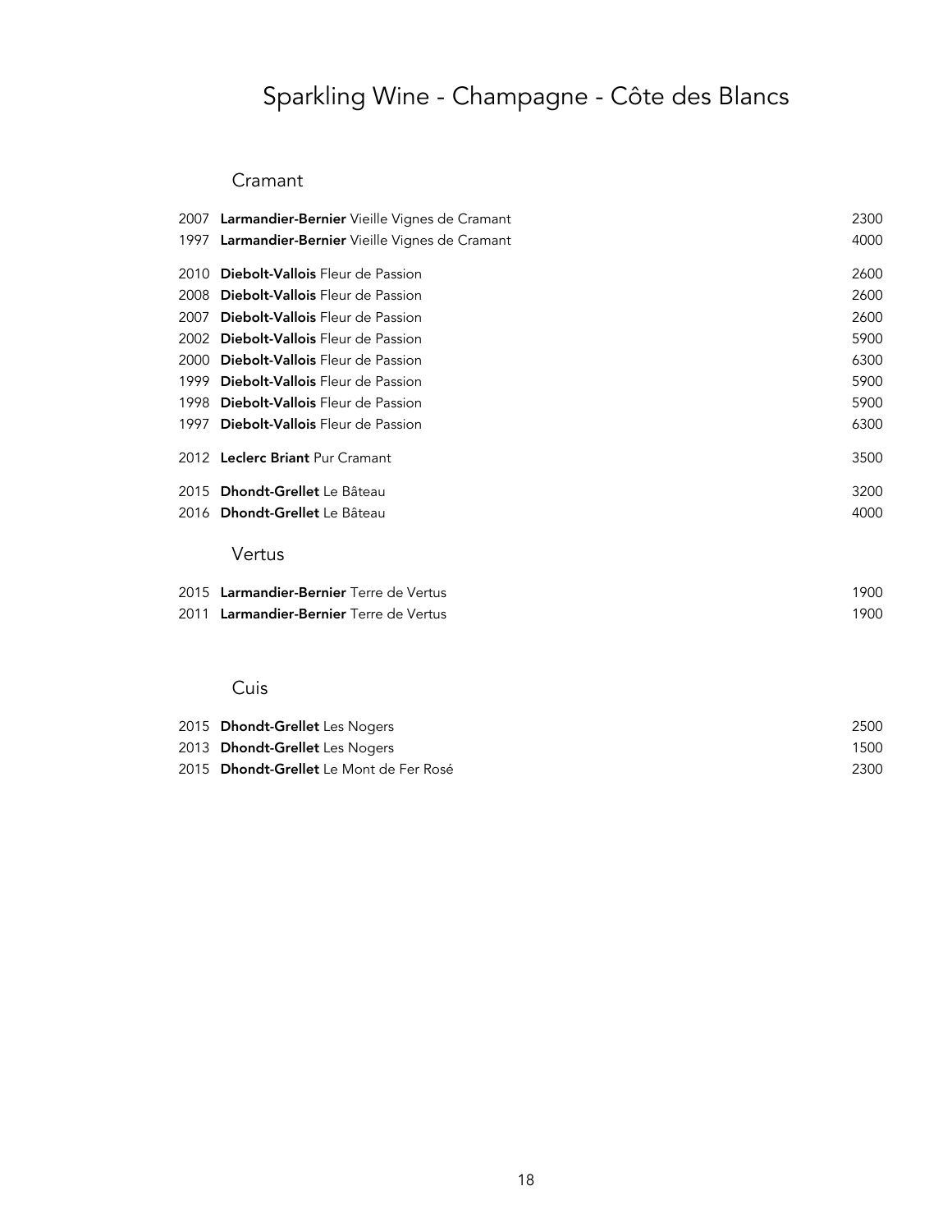# Sparkling Wine - Champagne - Côte des Blancs

## Cramant

| | | |
|---|---|---|
| 2007 | **Larmandier-Bernier** Vieille Vignes de Cramant | 2300 |
| 1997 | **Larmandier-Bernier** Vieille Vignes de Cramant | 4000 |
| 2010 | **Diebolt-Vallois** Fleur de Passion | 2600 |
| 2008 | **Diebolt-Vallois** Fleur de Passion | 2600 |
| 2007 | **Diebolt-Vallois** Fleur de Passion | 2600 |
| 2002 | **Diebolt-Vallois** Fleur de Passion | 5900 |
| 2000 | **Diebolt-Vallois** Fleur de Passion | 6300 |
| 1999 | **Diebolt-Vallois** Fleur de Passion | 5900 |
| 1998 | **Diebolt-Vallois** Fleur de Passion | 5900 |
| 1997 | **Diebolt-Vallois** Fleur de Passion | 6300 |
| 2012 | **Leclerc Briant** Pur Cramant | 3500 |
| 2015 | **Dhondt-Grellet** Le Bâteau | 3200 |
| 2016 | **Dhondt-Grellet** Le Bâteau | 4000 |

## Vertus

| | | |
|---|---|---|
| 2015 | **Larmandier-Bernier** Terre de Vertus | 1900 |
| 2011 | **Larmandier-Bernier** Terre de Vertus | 1900 |

## Cuis

| | | |
|---|---|---|
| 2015 | **Dhondt-Grellet** Les Nogers | 2500 |
| 2013 | **Dhondt-Grellet** Les Nogers | 1500 |
| 2015 | **Dhondt-Grellet** Le Mont de Fer Rosé | 2300 |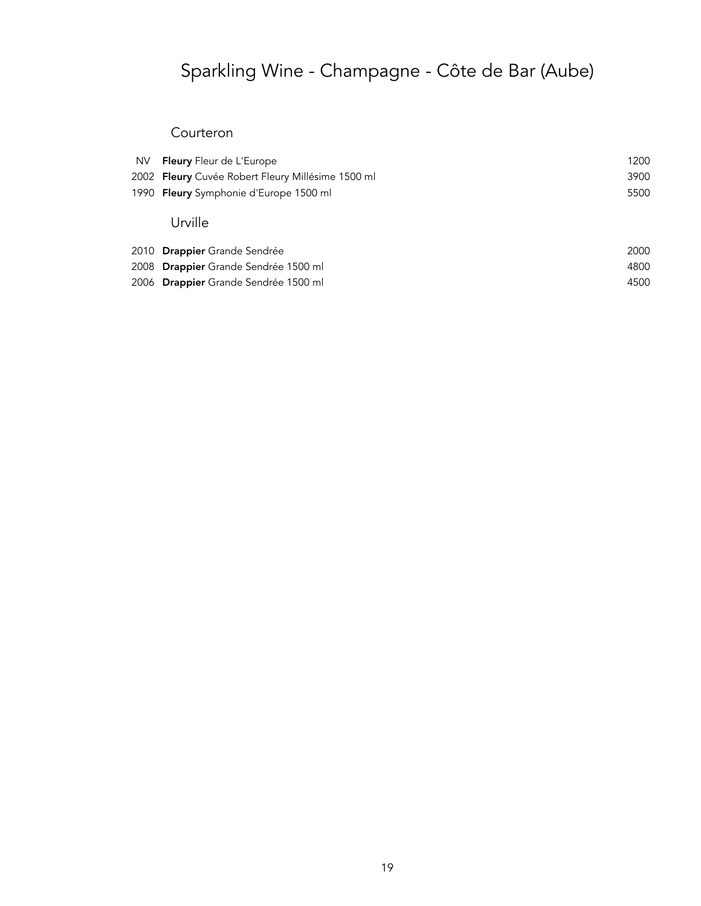# Sparkling Wine - Champagne - Côte de Bar (Aube)

## Courteron

| | | |
|---|---|---|
| NV | **Fleury** Fleur de L'Europe | 1200 |
| 2002 | **Fleury** Cuvée Robert Fleury Millésime 1500 ml | 3900 |
| 1990 | **Fleury** Symphonie d'Europe 1500 ml | 5500 |

## Urville

| | | |
|---|---|---|
| 2010 | **Drappier** Grande Sendrée | 2000 |
| 2008 | **Drappier** Grande Sendrée 1500 ml | 4800 |
| 2006 | **Drappier** Grande Sendrée 1500 ml | 4500 |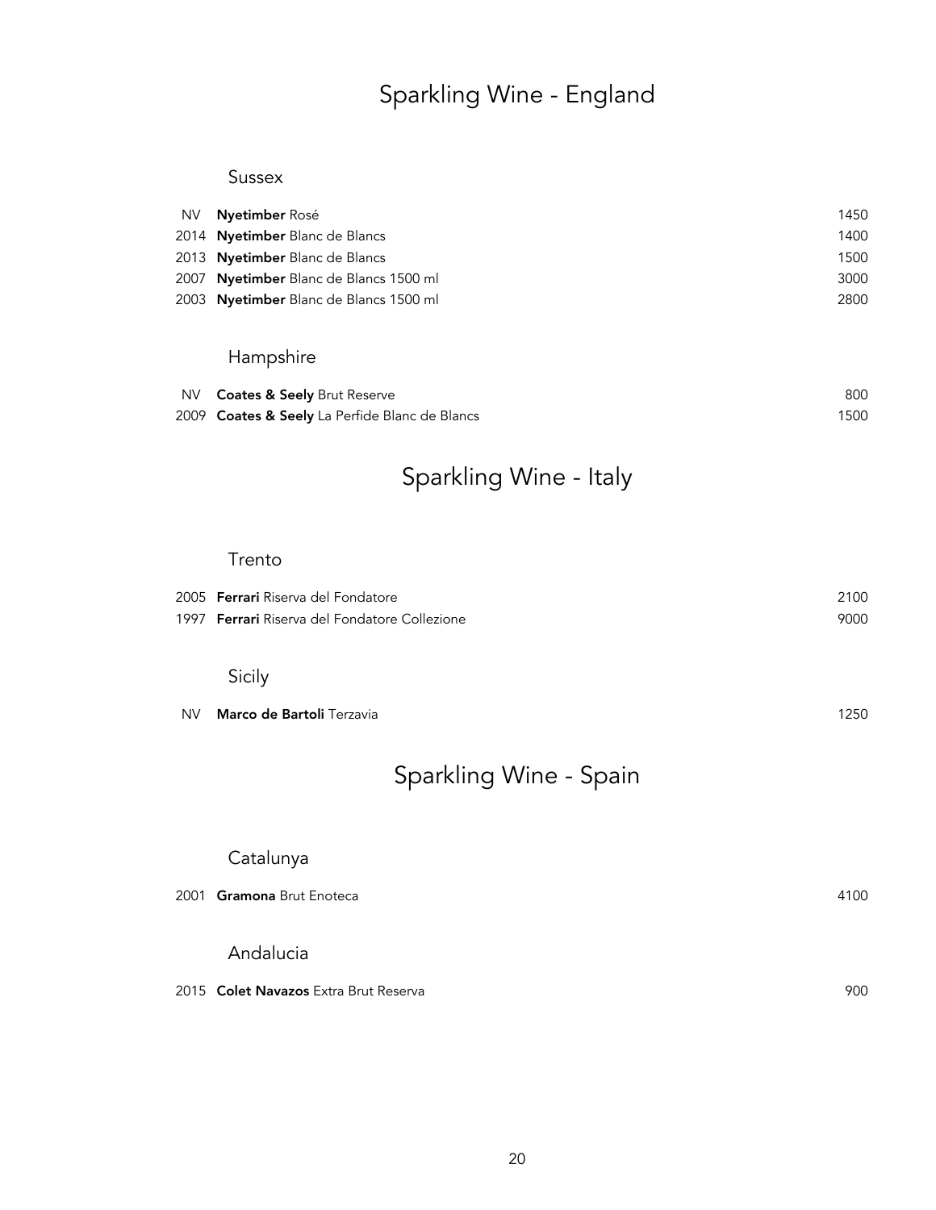# Sparkling Wine - England

## Sussex

| | | |
|---|---|---|
| NV | **Nyetimber** Rosé | 1450 |
| 2014 | **Nyetimber** Blanc de Blancs | 1400 |
| 2013 | **Nyetimber** Blanc de Blancs | 1500 |
| 2007 | **Nyetimber** Blanc de Blancs 1500 ml | 3000 |
| 2003 | **Nyetimber** Blanc de Blancs 1500 ml | 2800 |

## Hampshire

| | | |
|---|---|---|
| NV | **Coates & Seely** Brut Reserve | 800 |
| 2009 | **Coates & Seely** La Perfide Blanc de Blancs | 1500 |

# Sparkling Wine - Italy

## Trento

| | | |
|---|---|---|
| 2005 | **Ferrari** Riserva del Fondatore | 2100 |
| 1997 | **Ferrari** Riserva del Fondatore Collezione | 9000 |

## Sicily

| | | |
|---|---|---|
| NV | **Marco de Bartoli** Terzavia | 1250 |

# Sparkling Wine - Spain

## Catalunya

| | | |
|---|---|---|
| 2001 | **Gramona** Brut Enoteca | 4100 |

## Andalucia

| | | |
|---|---|---|
| 2015 | **Colet Navazos** Extra Brut Reserva | 900 |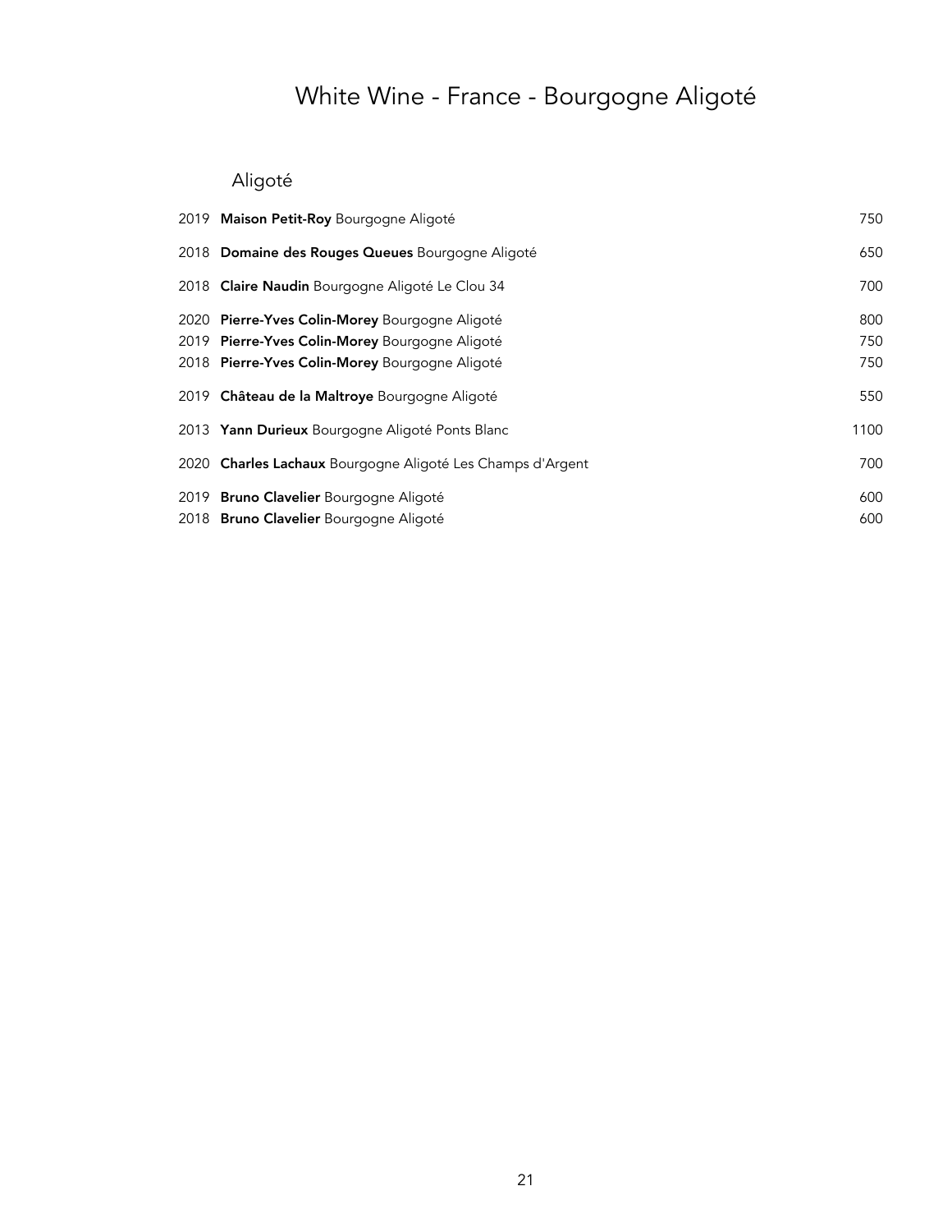# White Wine - France - Bourgogne Aligoté

## Aligoté

| Vintage | Wine | Price |
|---|---|---|
| 2019 | **Maison Petit-Roy** Bourgogne Aligoté | 750 |
| 2018 | **Domaine des Rouges Queues** Bourgogne Aligoté | 650 |
| 2018 | **Claire Naudin** Bourgogne Aligoté Le Clou 34 | 700 |
| 2020 | **Pierre-Yves Colin-Morey** Bourgogne Aligoté | 800 |
| 2019 | **Pierre-Yves Colin-Morey** Bourgogne Aligoté | 750 |
| 2018 | **Pierre-Yves Colin-Morey** Bourgogne Aligoté | 750 |
| 2019 | **Château de la Maltroye** Bourgogne Aligoté | 550 |
| 2013 | **Yann Durieux** Bourgogne Aligoté Ponts Blanc | 1100 |
| 2020 | **Charles Lachaux** Bourgogne Aligoté Les Champs d'Argent | 700 |
| 2019 | **Bruno Clavelier** Bourgogne Aligoté | 600 |
| 2018 | **Bruno Clavelier** Bourgogne Aligoté | 600 |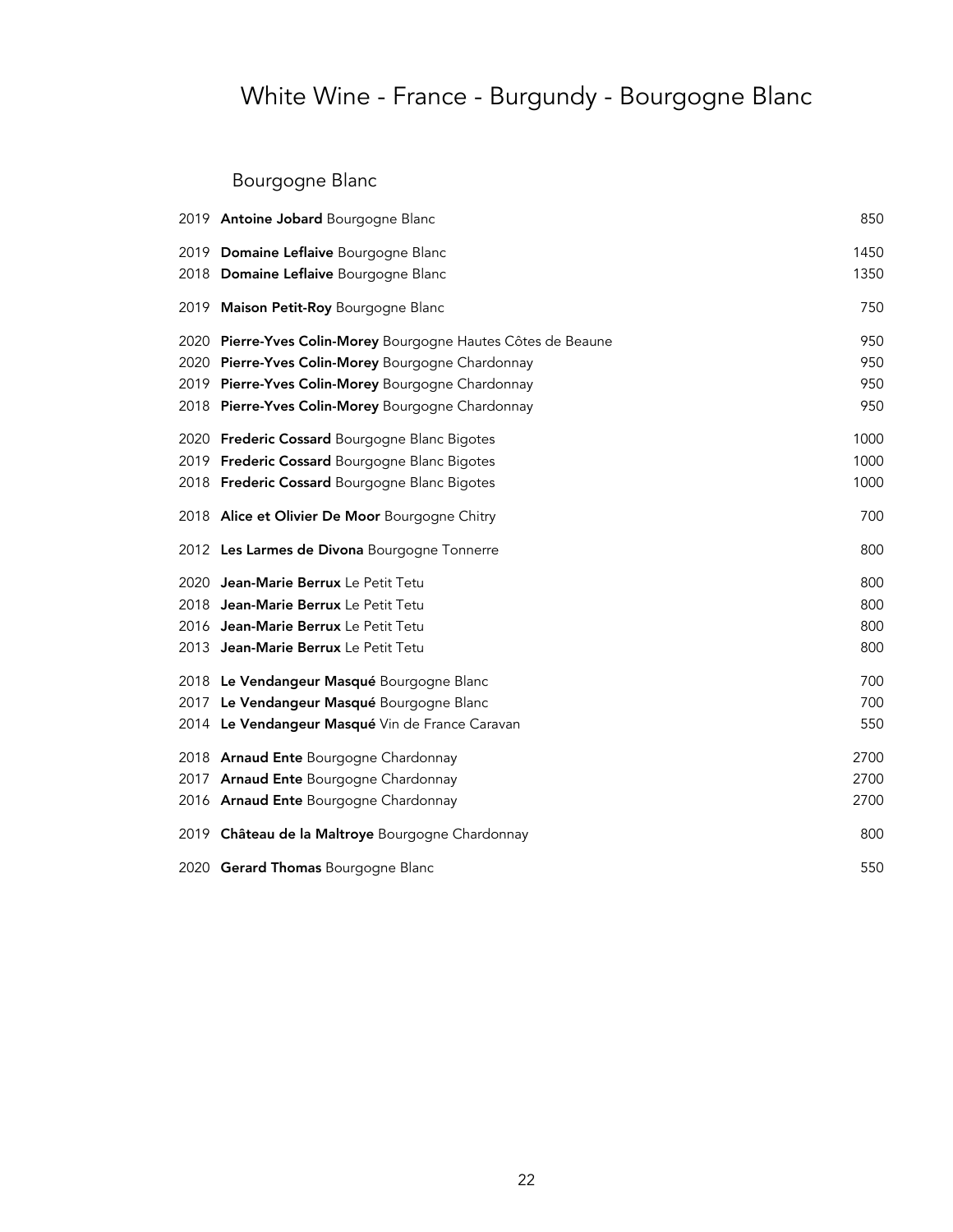# White Wine - France - Burgundy - Bourgogne Blanc

## Bourgogne Blanc

| Vintage | Wine | Price |
|---|---|---|
| 2019 | **Antoine Jobard** Bourgogne Blanc | 850 |
| 2019 | **Domaine Leflaive** Bourgogne Blanc | 1450 |
| 2018 | **Domaine Leflaive** Bourgogne Blanc | 1350 |
| 2019 | **Maison Petit-Roy** Bourgogne Blanc | 750 |
| 2020 | **Pierre-Yves Colin-Morey** Bourgogne Hautes Côtes de Beaune | 950 |
| 2020 | **Pierre-Yves Colin-Morey** Bourgogne Chardonnay | 950 |
| 2019 | **Pierre-Yves Colin-Morey** Bourgogne Chardonnay | 950 |
| 2018 | **Pierre-Yves Colin-Morey** Bourgogne Chardonnay | 950 |
| 2020 | **Frederic Cossard** Bourgogne Blanc Bigotes | 1000 |
| 2019 | **Frederic Cossard** Bourgogne Blanc Bigotes | 1000 |
| 2018 | **Frederic Cossard** Bourgogne Blanc Bigotes | 1000 |
| 2018 | **Alice et Olivier De Moor** Bourgogne Chitry | 700 |
| 2012 | **Les Larmes de Divona** Bourgogne Tonnerre | 800 |
| 2020 | **Jean-Marie Berrux** Le Petit Tetu | 800 |
| 2018 | **Jean-Marie Berrux** Le Petit Tetu | 800 |
| 2016 | **Jean-Marie Berrux** Le Petit Tetu | 800 |
| 2013 | **Jean-Marie Berrux** Le Petit Tetu | 800 |
| 2018 | **Le Vendangeur Masqué** Bourgogne Blanc | 700 |
| 2017 | **Le Vendangeur Masqué** Bourgogne Blanc | 700 |
| 2014 | **Le Vendangeur Masqué** Vin de France Caravan | 550 |
| 2018 | **Arnaud Ente** Bourgogne Chardonnay | 2700 |
| 2017 | **Arnaud Ente** Bourgogne Chardonnay | 2700 |
| 2016 | **Arnaud Ente** Bourgogne Chardonnay | 2700 |
| 2019 | **Château de la Maltroye** Bourgogne Chardonnay | 800 |
| 2020 | **Gerard Thomas** Bourgogne Blanc | 550 |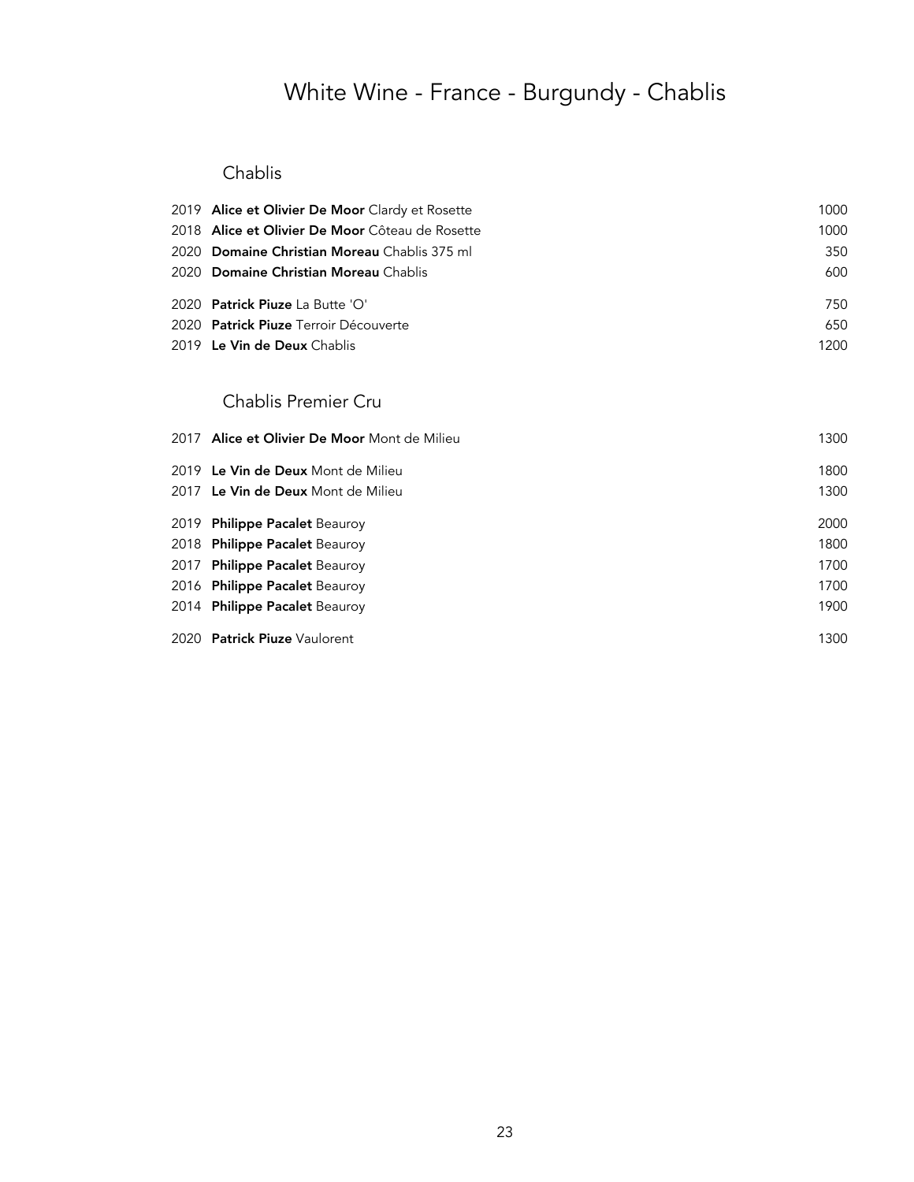# White Wine - France - Burgundy - Chablis

## Chablis

| Vintage | Wine | Price |
|---|---|---|
| 2019 | **Alice et Olivier De Moor** Clardy et Rosette | 1000 |
| 2018 | **Alice et Olivier De Moor** Côteau de Rosette | 1000 |
| 2020 | **Domaine Christian Moreau** Chablis 375 ml | 350 |
| 2020 | **Domaine Christian Moreau** Chablis | 600 |
| 2020 | **Patrick Piuze** La Butte 'O' | 750 |
| 2020 | **Patrick Piuze** Terroir Découverte | 650 |
| 2019 | **Le Vin de Deux** Chablis | 1200 |

## Chablis Premier Cru

| Vintage | Wine | Price |
|---|---|---|
| 2017 | **Alice et Olivier De Moor** Mont de Milieu | 1300 |
| 2019 | **Le Vin de Deux** Mont de Milieu | 1800 |
| 2017 | **Le Vin de Deux** Mont de Milieu | 1300 |
| 2019 | **Philippe Pacalet** Beauroy | 2000 |
| 2018 | **Philippe Pacalet** Beauroy | 1800 |
| 2017 | **Philippe Pacalet** Beauroy | 1700 |
| 2016 | **Philippe Pacalet** Beauroy | 1700 |
| 2014 | **Philippe Pacalet** Beauroy | 1900 |
| 2020 | **Patrick Piuze** Vaulorent | 1300 |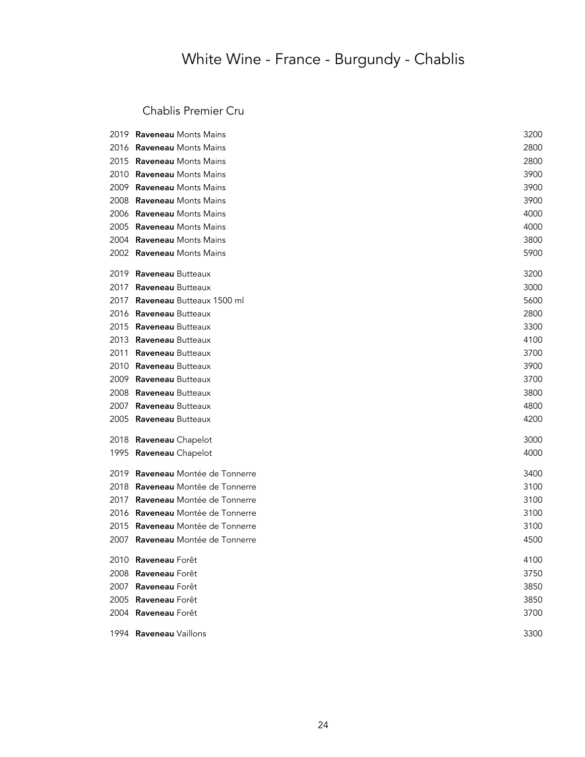# White Wine - France - Burgundy - Chablis

## Chablis Premier Cru

| Vintage | Wine | Price |
|---|---|---|
| 2019 | **Raveneau** Monts Mains | 3200 |
| 2016 | **Raveneau** Monts Mains | 2800 |
| 2015 | **Raveneau** Monts Mains | 2800 |
| 2010 | **Raveneau** Monts Mains | 3900 |
| 2009 | **Raveneau** Monts Mains | 3900 |
| 2008 | **Raveneau** Monts Mains | 3900 |
| 2006 | **Raveneau** Monts Mains | 4000 |
| 2005 | **Raveneau** Monts Mains | 4000 |
| 2004 | **Raveneau** Monts Mains | 3800 |
| 2002 | **Raveneau** Monts Mains | 5900 |
| 2019 | **Raveneau** Butteaux | 3200 |
| 2017 | **Raveneau** Butteaux | 3000 |
| 2017 | **Raveneau** Butteaux 1500 ml | 5600 |
| 2016 | **Raveneau** Butteaux | 2800 |
| 2015 | **Raveneau** Butteaux | 3300 |
| 2013 | **Raveneau** Butteaux | 4100 |
| 2011 | **Raveneau** Butteaux | 3700 |
| 2010 | **Raveneau** Butteaux | 3900 |
| 2009 | **Raveneau** Butteaux | 3700 |
| 2008 | **Raveneau** Butteaux | 3800 |
| 2007 | **Raveneau** Butteaux | 4800 |
| 2005 | **Raveneau** Butteaux | 4200 |
| 2018 | **Raveneau** Chapelot | 3000 |
| 1995 | **Raveneau** Chapelot | 4000 |
| 2019 | **Raveneau** Montée de Tonnerre | 3400 |
| 2018 | **Raveneau** Montée de Tonnerre | 3100 |
| 2017 | **Raveneau** Montée de Tonnerre | 3100 |
| 2016 | **Raveneau** Montée de Tonnerre | 3100 |
| 2015 | **Raveneau** Montée de Tonnerre | 3100 |
| 2007 | **Raveneau** Montée de Tonnerre | 4500 |
| 2010 | **Raveneau** Forêt | 4100 |
| 2008 | **Raveneau** Forêt | 3750 |
| 2007 | **Raveneau** Forêt | 3850 |
| 2005 | **Raveneau** Forêt | 3850 |
| 2004 | **Raveneau** Forêt | 3700 |
| 1994 | **Raveneau** Vaillons | 3300 |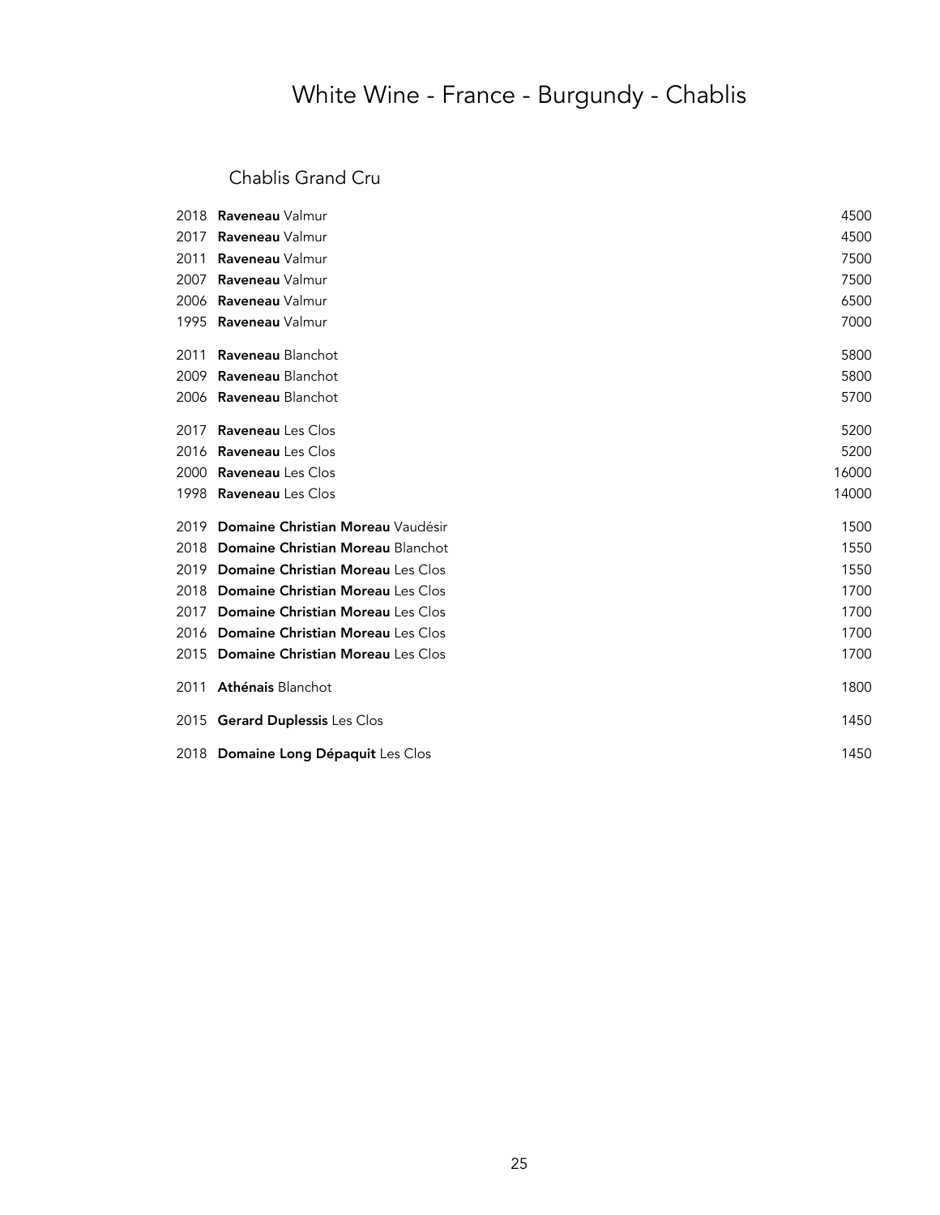# White Wine - France - Burgundy - Chablis

## Chablis Grand Cru

| | | |
|---|---|---|
| 2018 | **Raveneau** Valmur | 4500 |
| 2017 | **Raveneau** Valmur | 4500 |
| 2011 | **Raveneau** Valmur | 7500 |
| 2007 | **Raveneau** Valmur | 7500 |
| 2006 | **Raveneau** Valmur | 6500 |
| 1995 | **Raveneau** Valmur | 7000 |
| 2011 | **Raveneau** Blanchot | 5800 |
| 2009 | **Raveneau** Blanchot | 5800 |
| 2006 | **Raveneau** Blanchot | 5700 |
| 2017 | **Raveneau** Les Clos | 5200 |
| 2016 | **Raveneau** Les Clos | 5200 |
| 2000 | **Raveneau** Les Clos | 16000 |
| 1998 | **Raveneau** Les Clos | 14000 |
| 2019 | **Domaine Christian Moreau** Vaudésir | 1500 |
| 2018 | **Domaine Christian Moreau** Blanchot | 1550 |
| 2019 | **Domaine Christian Moreau** Les Clos | 1550 |
| 2018 | **Domaine Christian Moreau** Les Clos | 1700 |
| 2017 | **Domaine Christian Moreau** Les Clos | 1700 |
| 2016 | **Domaine Christian Moreau** Les Clos | 1700 |
| 2015 | **Domaine Christian Moreau** Les Clos | 1700 |
| 2011 | **Athénais** Blanchot | 1800 |
| 2015 | **Gerard Duplessis** Les Clos | 1450 |
| 2018 | **Domaine Long Dépaquit** Les Clos | 1450 |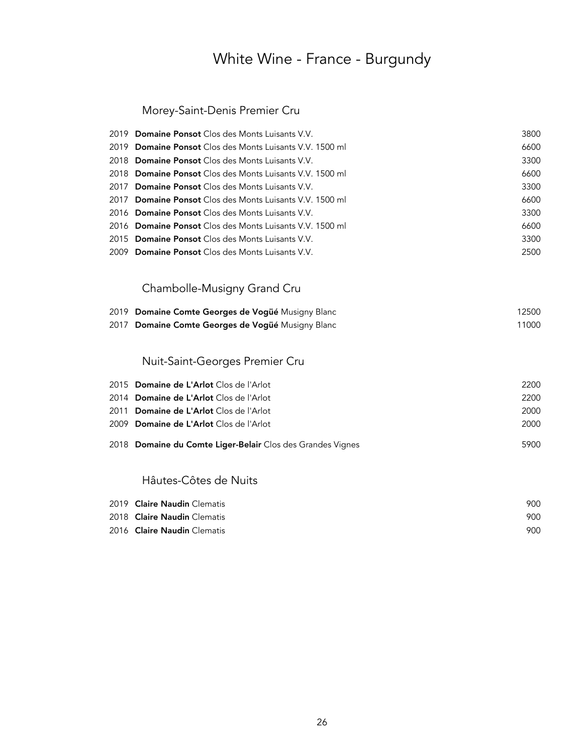# White Wine - France - Burgundy

## Morey-Saint-Denis Premier Cru

| | | |
|---|---|---|
| 2019 | **Domaine Ponsot** Clos des Monts Luisants V.V. | 3800 |
| 2019 | **Domaine Ponsot** Clos des Monts Luisants V.V. 1500 ml | 6600 |
| 2018 | **Domaine Ponsot** Clos des Monts Luisants V.V. | 3300 |
| 2018 | **Domaine Ponsot** Clos des Monts Luisants V.V. 1500 ml | 6600 |
| 2017 | **Domaine Ponsot** Clos des Monts Luisants V.V. | 3300 |
| 2017 | **Domaine Ponsot** Clos des Monts Luisants V.V. 1500 ml | 6600 |
| 2016 | **Domaine Ponsot** Clos des Monts Luisants V.V. | 3300 |
| 2016 | **Domaine Ponsot** Clos des Monts Luisants V.V. 1500 ml | 6600 |
| 2015 | **Domaine Ponsot** Clos des Monts Luisants V.V. | 3300 |
| 2009 | **Domaine Ponsot** Clos des Monts Luisants V.V. | 2500 |

## Chambolle-Musigny Grand Cru

| | | |
|---|---|---|
| 2019 | **Domaine Comte Georges de Vogüé** Musigny Blanc | 12500 |
| 2017 | **Domaine Comte Georges de Vogüé** Musigny Blanc | 11000 |

## Nuit-Saint-Georges Premier Cru

| | | |
|---|---|---|
| 2015 | **Domaine de L'Arlot** Clos de l'Arlot | 2200 |
| 2014 | **Domaine de L'Arlot** Clos de l'Arlot | 2200 |
| 2011 | **Domaine de L'Arlot** Clos de l'Arlot | 2000 |
| 2009 | **Domaine de L'Arlot** Clos de l'Arlot | 2000 |
| 2018 | **Domaine du Comte Liger-Belair** Clos des Grandes Vignes | 5900 |

## Hâutes-Côtes de Nuits

| | | |
|---|---|---|
| 2019 | **Claire Naudin** Clematis | 900 |
| 2018 | **Claire Naudin** Clematis | 900 |
| 2016 | **Claire Naudin** Clematis | 900 |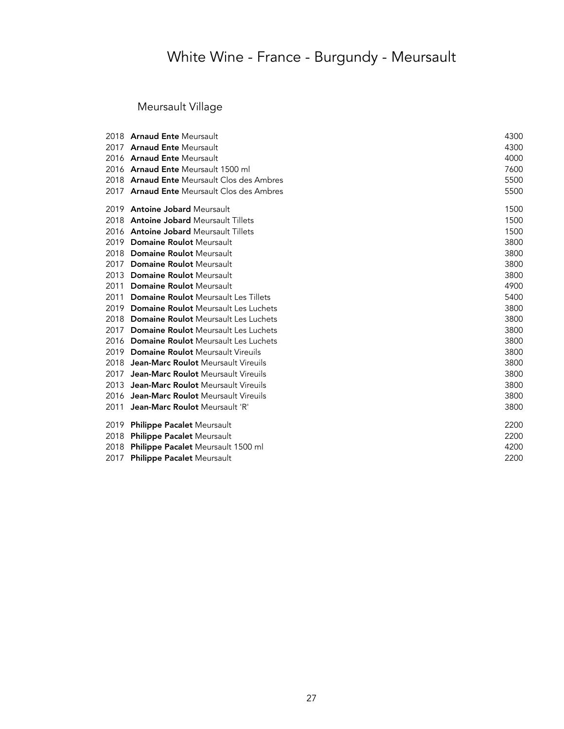# White Wine - France - Burgundy - Meursault

## Meursault Village

| Vintage | Wine | Price |
|---|---|---|
| 2018 | **Arnaud Ente** Meursault | 4300 |
| 2017 | **Arnaud Ente** Meursault | 4300 |
| 2016 | **Arnaud Ente** Meursault | 4000 |
| 2016 | **Arnaud Ente** Meursault 1500 ml | 7600 |
| 2018 | **Arnaud Ente** Meursault Clos des Ambres | 5500 |
| 2017 | **Arnaud Ente** Meursault Clos des Ambres | 5500 |
| 2019 | **Antoine Jobard** Meursault | 1500 |
| 2018 | **Antoine Jobard** Meursault Tillets | 1500 |
| 2016 | **Antoine Jobard** Meursault Tillets | 1500 |
| 2019 | **Domaine Roulot** Meursault | 3800 |
| 2018 | **Domaine Roulot** Meursault | 3800 |
| 2017 | **Domaine Roulot** Meursault | 3800 |
| 2013 | **Domaine Roulot** Meursault | 3800 |
| 2011 | **Domaine Roulot** Meursault | 4900 |
| 2011 | **Domaine Roulot** Meursault Les Tillets | 5400 |
| 2019 | **Domaine Roulot** Meursault Les Luchets | 3800 |
| 2018 | **Domaine Roulot** Meursault Les Luchets | 3800 |
| 2017 | **Domaine Roulot** Meursault Les Luchets | 3800 |
| 2016 | **Domaine Roulot** Meursault Les Luchets | 3800 |
| 2019 | **Domaine Roulot** Meursault Vireuils | 3800 |
| 2018 | **Jean-Marc Roulot** Meursault Vireuils | 3800 |
| 2017 | **Jean-Marc Roulot** Meursault Vireuils | 3800 |
| 2013 | **Jean-Marc Roulot** Meursault Vireuils | 3800 |
| 2016 | **Jean-Marc Roulot** Meursault Vireuils | 3800 |
| 2011 | **Jean-Marc Roulot** Meursault 'R' | 3800 |
| 2019 | **Philippe Pacalet** Meursault | 2200 |
| 2018 | **Philippe Pacalet** Meursault | 2200 |
| 2018 | **Philippe Pacalet** Meursault 1500 ml | 4200 |
| 2017 | **Philippe Pacalet** Meursault | 2200 |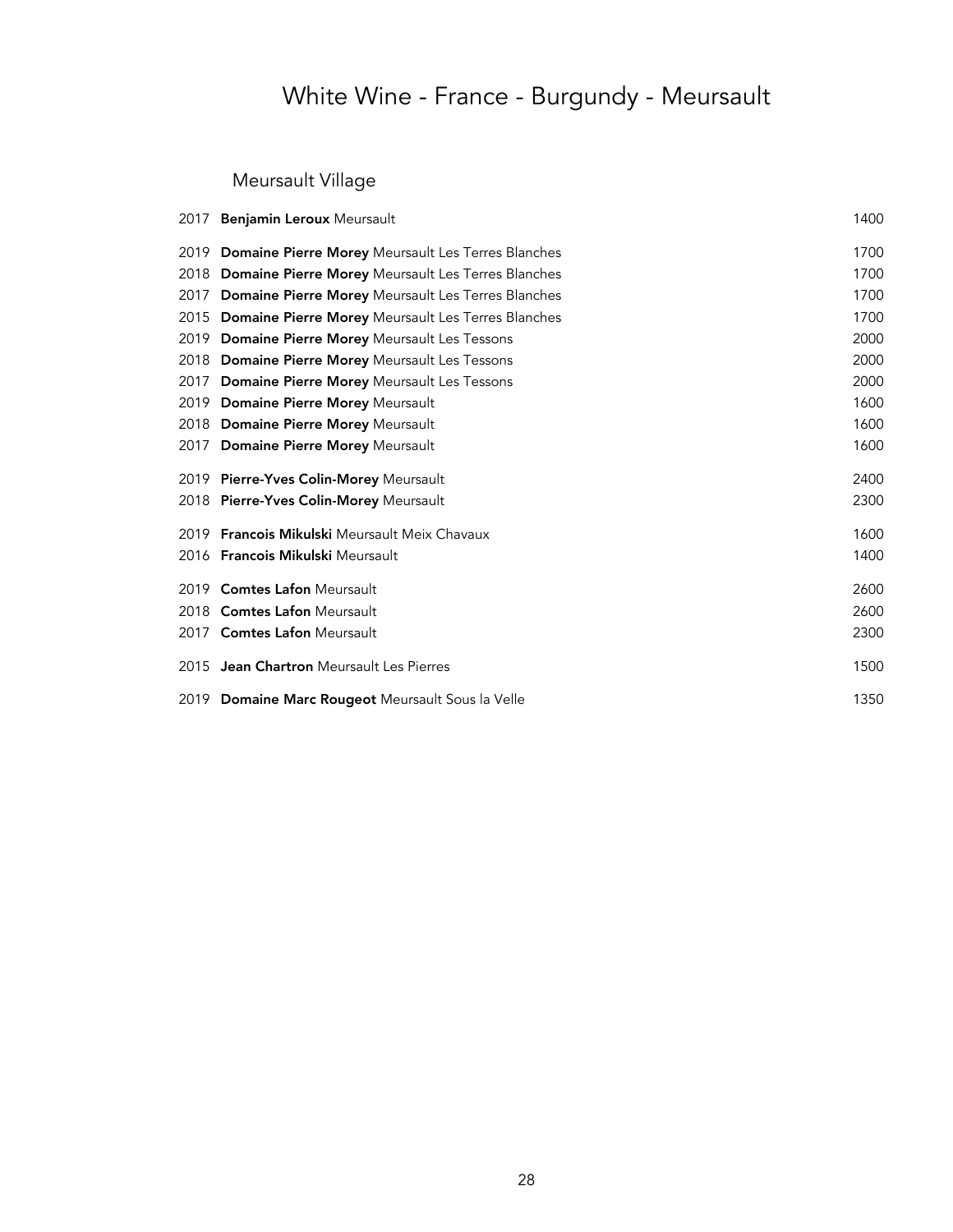# White Wine - France - Burgundy - Meursault

## Meursault Village

| Vintage | Wine | Price |
|---|---|---|
| 2017 | **Benjamin Leroux** Meursault | 1400 |
| 2019 | **Domaine Pierre Morey** Meursault Les Terres Blanches | 1700 |
| 2018 | **Domaine Pierre Morey** Meursault Les Terres Blanches | 1700 |
| 2017 | **Domaine Pierre Morey** Meursault Les Terres Blanches | 1700 |
| 2015 | **Domaine Pierre Morey** Meursault Les Terres Blanches | 1700 |
| 2019 | **Domaine Pierre Morey** Meursault Les Tessons | 2000 |
| 2018 | **Domaine Pierre Morey** Meursault Les Tessons | 2000 |
| 2017 | **Domaine Pierre Morey** Meursault Les Tessons | 2000 |
| 2019 | **Domaine Pierre Morey** Meursault | 1600 |
| 2018 | **Domaine Pierre Morey** Meursault | 1600 |
| 2017 | **Domaine Pierre Morey** Meursault | 1600 |
| 2019 | **Pierre-Yves Colin-Morey** Meursault | 2400 |
| 2018 | **Pierre-Yves Colin-Morey** Meursault | 2300 |
| 2019 | **Francois Mikulski** Meursault Meix Chavaux | 1600 |
| 2016 | **Francois Mikulski** Meursault | 1400 |
| 2019 | **Comtes Lafon** Meursault | 2600 |
| 2018 | **Comtes Lafon** Meursault | 2600 |
| 2017 | **Comtes Lafon** Meursault | 2300 |
| 2015 | **Jean Chartron** Meursault Les Pierres | 1500 |
| 2019 | **Domaine Marc Rougeot** Meursault Sous la Velle | 1350 |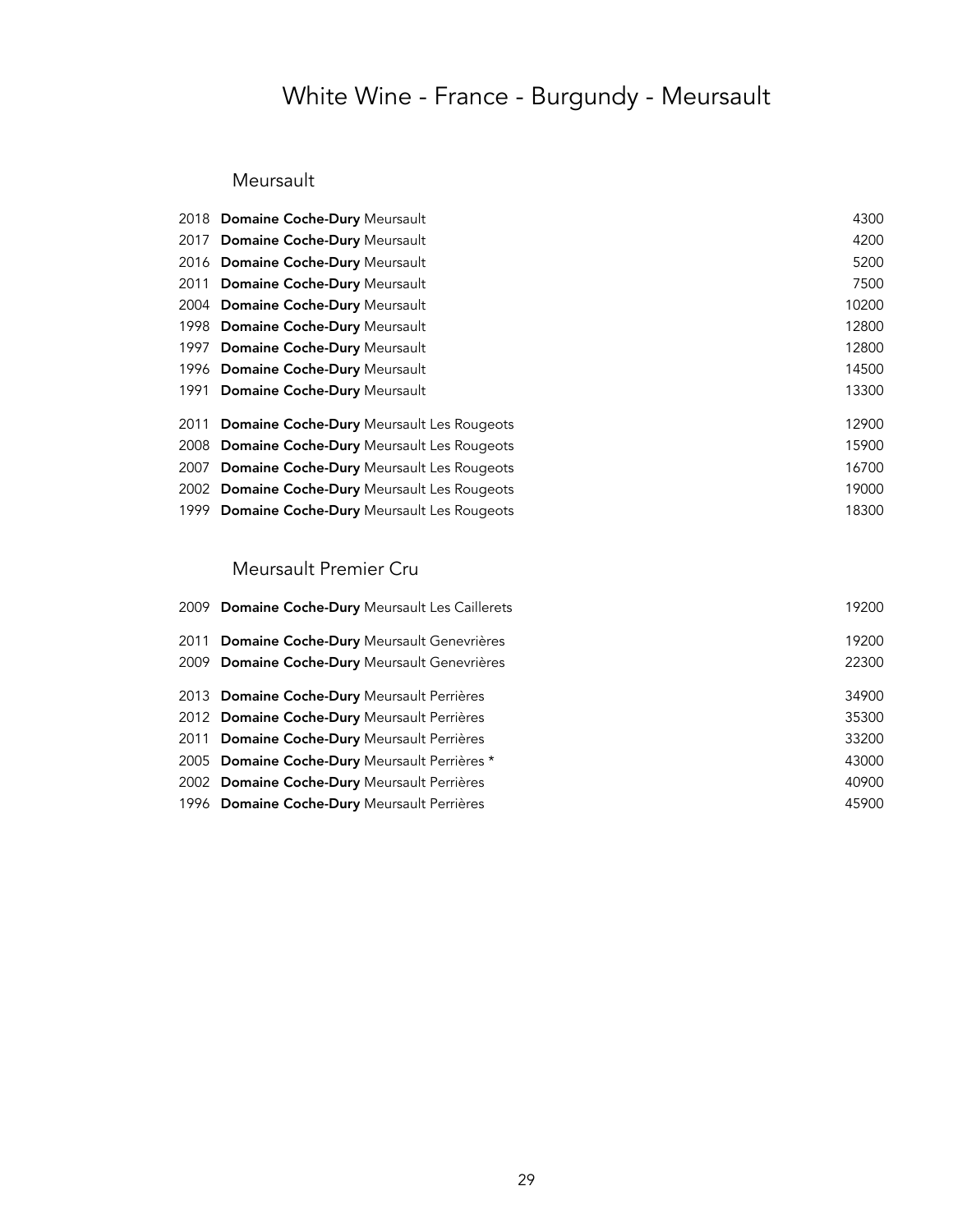# White Wine - France - Burgundy - Meursault

## Meursault

| | | |
|---|---|---|
| 2018 | **Domaine Coche-Dury** Meursault | 4300 |
| 2017 | **Domaine Coche-Dury** Meursault | 4200 |
| 2016 | **Domaine Coche-Dury** Meursault | 5200 |
| 2011 | **Domaine Coche-Dury** Meursault | 7500 |
| 2004 | **Domaine Coche-Dury** Meursault | 10200 |
| 1998 | **Domaine Coche-Dury** Meursault | 12800 |
| 1997 | **Domaine Coche-Dury** Meursault | 12800 |
| 1996 | **Domaine Coche-Dury** Meursault | 14500 |
| 1991 | **Domaine Coche-Dury** Meursault | 13300 |
| 2011 | **Domaine Coche-Dury** Meursault Les Rougeots | 12900 |
| 2008 | **Domaine Coche-Dury** Meursault Les Rougeots | 15900 |
| 2007 | **Domaine Coche-Dury** Meursault Les Rougeots | 16700 |
| 2002 | **Domaine Coche-Dury** Meursault Les Rougeots | 19000 |
| 1999 | **Domaine Coche-Dury** Meursault Les Rougeots | 18300 |

## Meursault Premier Cru

| | | |
|---|---|---|
| 2009 | **Domaine Coche-Dury** Meursault Les Caillerets | 19200 |
| 2011 | **Domaine Coche-Dury** Meursault Genevrières | 19200 |
| 2009 | **Domaine Coche-Dury** Meursault Genevrières | 22300 |
| 2013 | **Domaine Coche-Dury** Meursault Perrières | 34900 |
| 2012 | **Domaine Coche-Dury** Meursault Perrières | 35300 |
| 2011 | **Domaine Coche-Dury** Meursault Perrières | 33200 |
| 2005 | **Domaine Coche-Dury** Meursault Perrières * | 43000 |
| 2002 | **Domaine Coche-Dury** Meursault Perrières | 40900 |
| 1996 | **Domaine Coche-Dury** Meursault Perrières | 45900 |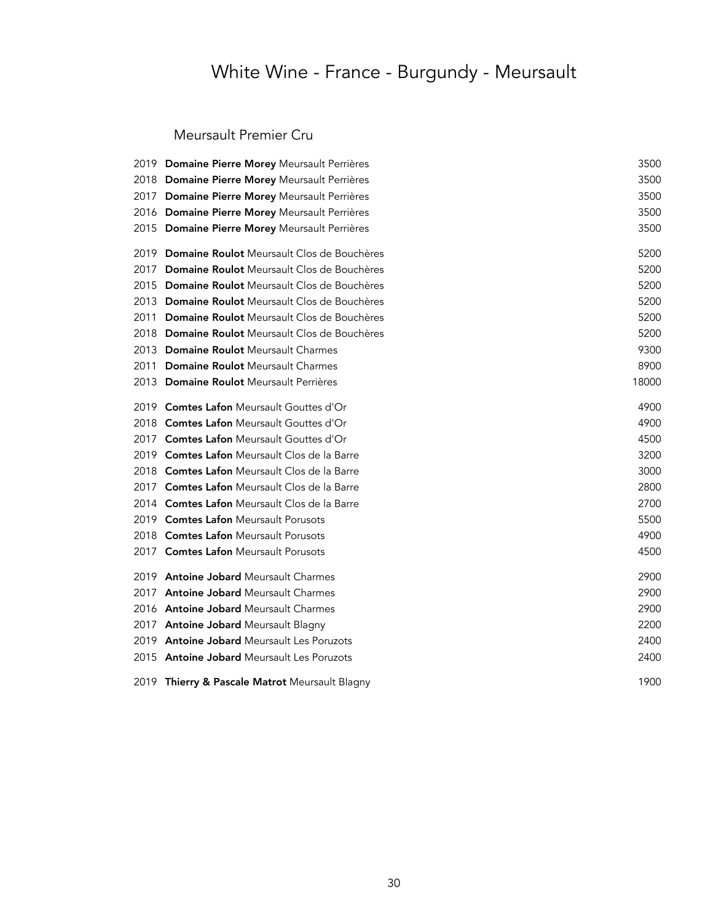# White Wine - France - Burgundy - Meursault

## Meursault Premier Cru

| Year | Wine | Price |
|---|---|---|
| 2019 | **Domaine Pierre Morey** Meursault Perrières | 3500 |
| 2018 | **Domaine Pierre Morey** Meursault Perrières | 3500 |
| 2017 | **Domaine Pierre Morey** Meursault Perrières | 3500 |
| 2016 | **Domaine Pierre Morey** Meursault Perrières | 3500 |
| 2015 | **Domaine Pierre Morey** Meursault Perrières | 3500 |
| 2019 | **Domaine Roulot** Meursault Clos de Bouchères | 5200 |
| 2017 | **Domaine Roulot** Meursault Clos de Bouchères | 5200 |
| 2015 | **Domaine Roulot** Meursault Clos de Bouchères | 5200 |
| 2013 | **Domaine Roulot** Meursault Clos de Bouchères | 5200 |
| 2011 | **Domaine Roulot** Meursault Clos de Bouchères | 5200 |
| 2018 | **Domaine Roulot** Meursault Clos de Bouchères | 5200 |
| 2013 | **Domaine Roulot** Meursault Charmes | 9300 |
| 2011 | **Domaine Roulot** Meursault Charmes | 8900 |
| 2013 | **Domaine Roulot** Meursault Perrières | 18000 |
| 2019 | **Comtes Lafon** Meursault Gouttes d'Or | 4900 |
| 2018 | **Comtes Lafon** Meursault Gouttes d'Or | 4900 |
| 2017 | **Comtes Lafon** Meursault Gouttes d'Or | 4500 |
| 2019 | **Comtes Lafon** Meursault Clos de la Barre | 3200 |
| 2018 | **Comtes Lafon** Meursault Clos de la Barre | 3000 |
| 2017 | **Comtes Lafon** Meursault Clos de la Barre | 2800 |
| 2014 | **Comtes Lafon** Meursault Clos de la Barre | 2700 |
| 2019 | **Comtes Lafon** Meursault Porusots | 5500 |
| 2018 | **Comtes Lafon** Meursault Porusots | 4900 |
| 2017 | **Comtes Lafon** Meursault Porusots | 4500 |
| 2019 | **Antoine Jobard** Meursault Charmes | 2900 |
| 2017 | **Antoine Jobard** Meursault Charmes | 2900 |
| 2016 | **Antoine Jobard** Meursault Charmes | 2900 |
| 2017 | **Antoine Jobard** Meursault Blagny | 2200 |
| 2019 | **Antoine Jobard** Meursault Les Poruzots | 2400 |
| 2015 | **Antoine Jobard** Meursault Les Poruzots | 2400 |
| 2019 | **Thierry & Pascale Matrot** Meursault Blagny | 1900 |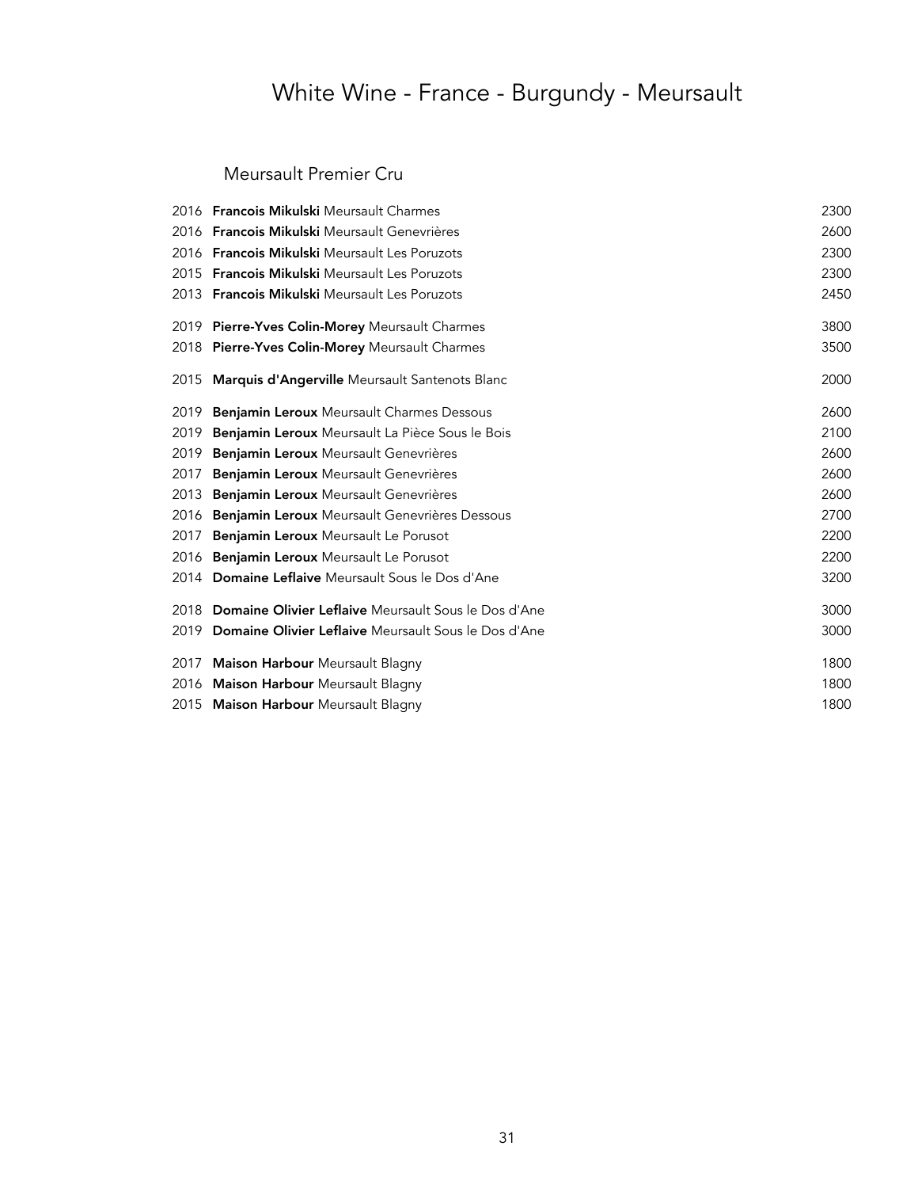# White Wine - France - Burgundy - Meursault

## Meursault Premier Cru

| Vintage | Wine | Price |
|---|---|---|
| 2016 | **Francois Mikulski** Meursault Charmes | 2300 |
| 2016 | **Francois Mikulski** Meursault Genevrières | 2600 |
| 2016 | **Francois Mikulski** Meursault Les Poruzots | 2300 |
| 2015 | **Francois Mikulski** Meursault Les Poruzots | 2300 |
| 2013 | **Francois Mikulski** Meursault Les Poruzots | 2450 |
| 2019 | **Pierre-Yves Colin-Morey** Meursault Charmes | 3800 |
| 2018 | **Pierre-Yves Colin-Morey** Meursault Charmes | 3500 |
| 2015 | **Marquis d'Angerville** Meursault Santenots Blanc | 2000 |
| 2019 | **Benjamin Leroux** Meursault Charmes Dessous | 2600 |
| 2019 | **Benjamin Leroux** Meursault La Pièce Sous le Bois | 2100 |
| 2019 | **Benjamin Leroux** Meursault Genevrières | 2600 |
| 2017 | **Benjamin Leroux** Meursault Genevrières | 2600 |
| 2013 | **Benjamin Leroux** Meursault Genevrières | 2600 |
| 2016 | **Benjamin Leroux** Meursault Genevrières Dessous | 2700 |
| 2017 | **Benjamin Leroux** Meursault Le Porusot | 2200 |
| 2016 | **Benjamin Leroux** Meursault Le Porusot | 2200 |
| 2014 | **Domaine Leflaive** Meursault Sous le Dos d'Ane | 3200 |
| 2018 | **Domaine Olivier Leflaive** Meursault Sous le Dos d'Ane | 3000 |
| 2019 | **Domaine Olivier Leflaive** Meursault Sous le Dos d'Ane | 3000 |
| 2017 | **Maison Harbour** Meursault Blagny | 1800 |
| 2016 | **Maison Harbour** Meursault Blagny | 1800 |
| 2015 | **Maison Harbour** Meursault Blagny | 1800 |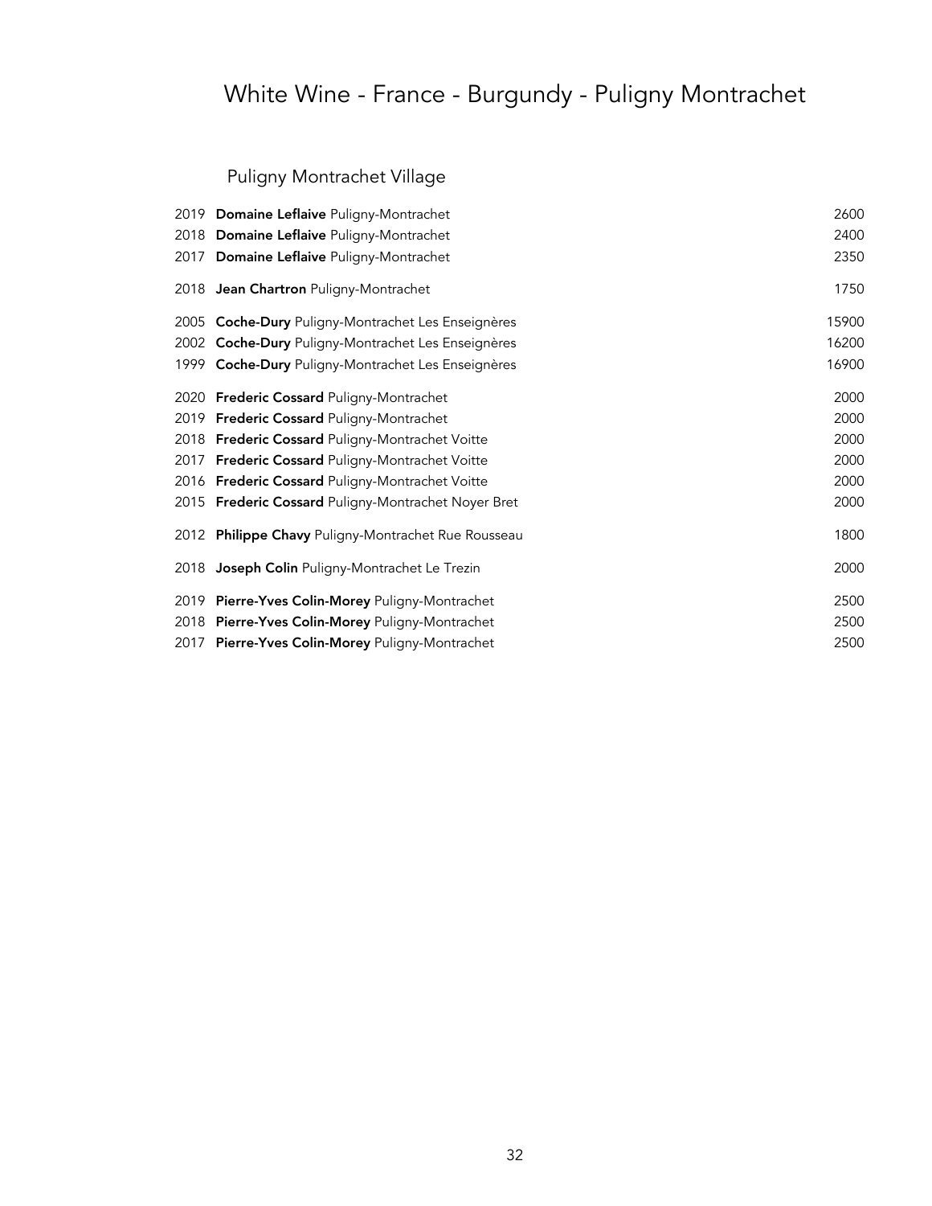# White Wine - France - Burgundy - Puligny Montrachet

## Puligny Montrachet Village

| Vintage | Wine | Price |
|---|---|---|
| 2019 | **Domaine Leflaive** Puligny-Montrachet | 2600 |
| 2018 | **Domaine Leflaive** Puligny-Montrachet | 2400 |
| 2017 | **Domaine Leflaive** Puligny-Montrachet | 2350 |
| 2018 | **Jean Chartron** Puligny-Montrachet | 1750 |
| 2005 | **Coche-Dury** Puligny-Montrachet Les Enseignères | 15900 |
| 2002 | **Coche-Dury** Puligny-Montrachet Les Enseignères | 16200 |
| 1999 | **Coche-Dury** Puligny-Montrachet Les Enseignères | 16900 |
| 2020 | **Frederic Cossard** Puligny-Montrachet | 2000 |
| 2019 | **Frederic Cossard** Puligny-Montrachet | 2000 |
| 2018 | **Frederic Cossard** Puligny-Montrachet Voitte | 2000 |
| 2017 | **Frederic Cossard** Puligny-Montrachet Voitte | 2000 |
| 2016 | **Frederic Cossard** Puligny-Montrachet Voitte | 2000 |
| 2015 | **Frederic Cossard** Puligny-Montrachet Noyer Bret | 2000 |
| 2012 | **Philippe Chavy** Puligny-Montrachet Rue Rousseau | 1800 |
| 2018 | **Joseph Colin** Puligny-Montrachet Le Trezin | 2000 |
| 2019 | **Pierre-Yves Colin-Morey** Puligny-Montrachet | 2500 |
| 2018 | **Pierre-Yves Colin-Morey** Puligny-Montrachet | 2500 |
| 2017 | **Pierre-Yves Colin-Morey** Puligny-Montrachet | 2500 |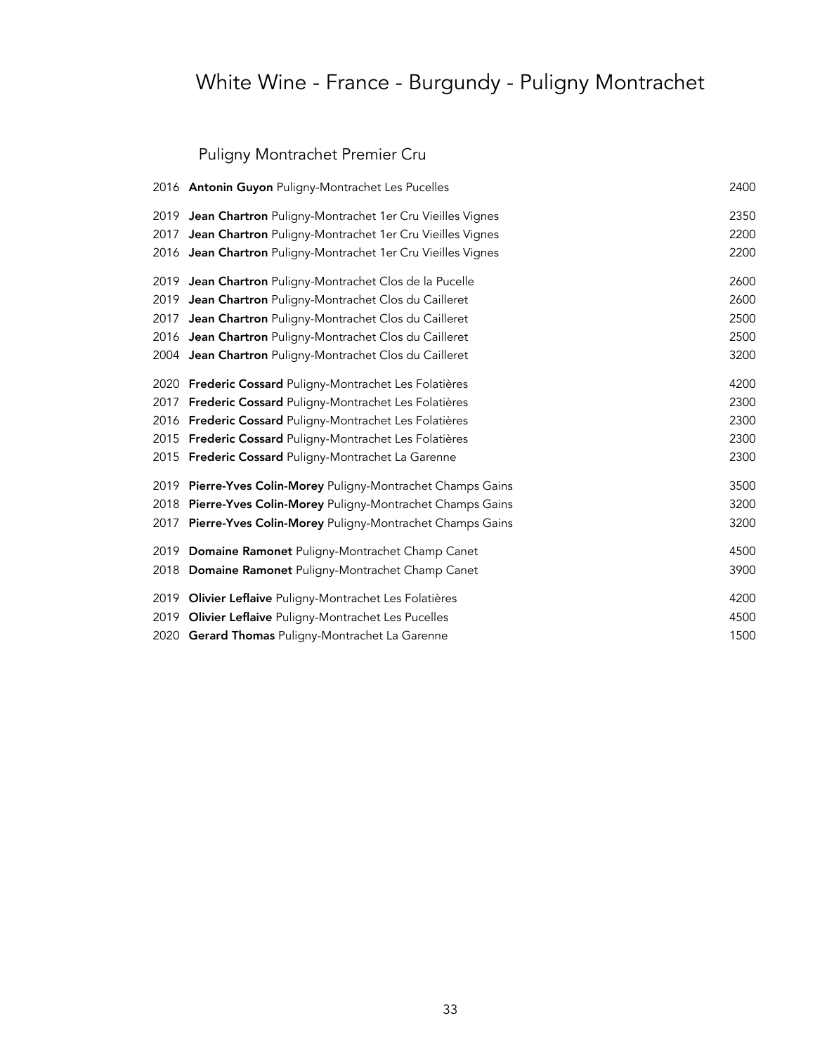# White Wine - France - Burgundy - Puligny Montrachet

## Puligny Montrachet Premier Cru

| Vintage | Wine | Price |
|---|---|---|
| 2016 | **Antonin Guyon** Puligny-Montrachet Les Pucelles | 2400 |
| 2019 | **Jean Chartron** Puligny-Montrachet 1er Cru Vieilles Vignes | 2350 |
| 2017 | **Jean Chartron** Puligny-Montrachet 1er Cru Vieilles Vignes | 2200 |
| 2016 | **Jean Chartron** Puligny-Montrachet 1er Cru Vieilles Vignes | 2200 |
| 2019 | **Jean Chartron** Puligny-Montrachet Clos de la Pucelle | 2600 |
| 2019 | **Jean Chartron** Puligny-Montrachet Clos du Cailleret | 2600 |
| 2017 | **Jean Chartron** Puligny-Montrachet Clos du Cailleret | 2500 |
| 2016 | **Jean Chartron** Puligny-Montrachet Clos du Cailleret | 2500 |
| 2004 | **Jean Chartron** Puligny-Montrachet Clos du Cailleret | 3200 |
| 2020 | **Frederic Cossard** Puligny-Montrachet Les Folatières | 4200 |
| 2017 | **Frederic Cossard** Puligny-Montrachet Les Folatières | 2300 |
| 2016 | **Frederic Cossard** Puligny-Montrachet Les Folatières | 2300 |
| 2015 | **Frederic Cossard** Puligny-Montrachet Les Folatières | 2300 |
| 2015 | **Frederic Cossard** Puligny-Montrachet La Garenne | 2300 |
| 2019 | **Pierre-Yves Colin-Morey** Puligny-Montrachet Champs Gains | 3500 |
| 2018 | **Pierre-Yves Colin-Morey** Puligny-Montrachet Champs Gains | 3200 |
| 2017 | **Pierre-Yves Colin-Morey** Puligny-Montrachet Champs Gains | 3200 |
| 2019 | **Domaine Ramonet** Puligny-Montrachet Champ Canet | 4500 |
| 2018 | **Domaine Ramonet** Puligny-Montrachet Champ Canet | 3900 |
| 2019 | **Olivier Leflaive** Puligny-Montrachet Les Folatières | 4200 |
| 2019 | **Olivier Leflaive** Puligny-Montrachet Les Pucelles | 4500 |
| 2020 | **Gerard Thomas** Puligny-Montrachet La Garenne | 1500 |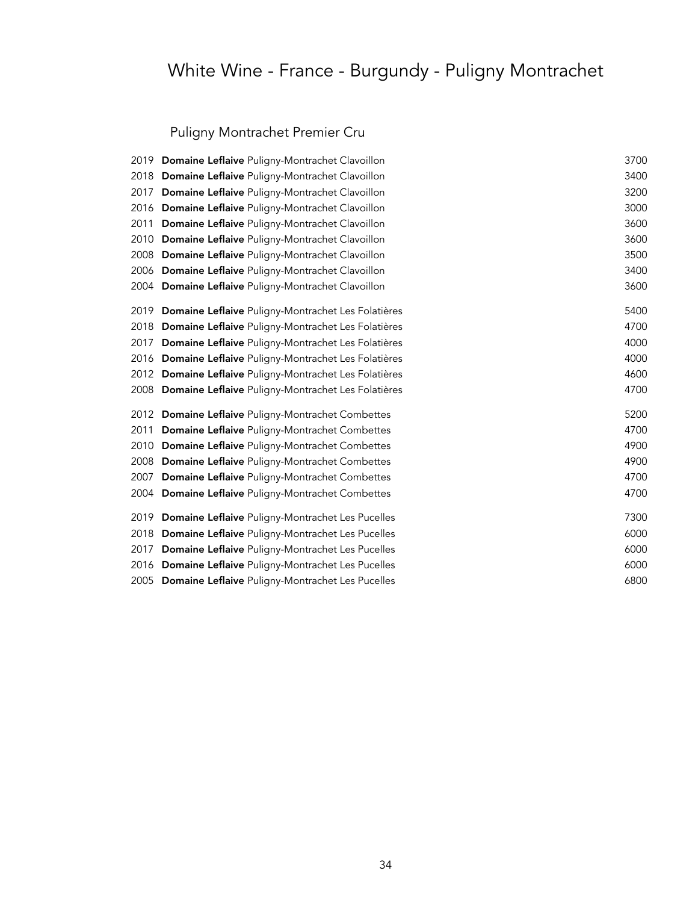# White Wine - France - Burgundy - Puligny Montrachet

## Puligny Montrachet Premier Cru

2019 **Domaine Leflaive** Puligny-Montrachet Clavoillon 3700
2018 **Domaine Leflaive** Puligny-Montrachet Clavoillon 3400
2017 **Domaine Leflaive** Puligny-Montrachet Clavoillon 3200
2016 **Domaine Leflaive** Puligny-Montrachet Clavoillon 3000
2011 **Domaine Leflaive** Puligny-Montrachet Clavoillon 3600
2010 **Domaine Leflaive** Puligny-Montrachet Clavoillon 3600
2008 **Domaine Leflaive** Puligny-Montrachet Clavoillon 3500
2006 **Domaine Leflaive** Puligny-Montrachet Clavoillon 3400
2004 **Domaine Leflaive** Puligny-Montrachet Clavoillon 3600

2019 **Domaine Leflaive** Puligny-Montrachet Les Folatières 5400
2018 **Domaine Leflaive** Puligny-Montrachet Les Folatières 4700
2017 **Domaine Leflaive** Puligny-Montrachet Les Folatières 4000
2016 **Domaine Leflaive** Puligny-Montrachet Les Folatières 4000
2012 **Domaine Leflaive** Puligny-Montrachet Les Folatières 4600
2008 **Domaine Leflaive** Puligny-Montrachet Les Folatières 4700

2012 **Domaine Leflaive** Puligny-Montrachet Combettes 5200
2011 **Domaine Leflaive** Puligny-Montrachet Combettes 4700
2010 **Domaine Leflaive** Puligny-Montrachet Combettes 4900
2008 **Domaine Leflaive** Puligny-Montrachet Combettes 4900
2007 **Domaine Leflaive** Puligny-Montrachet Combettes 4700
2004 **Domaine Leflaive** Puligny-Montrachet Combettes 4700

2019 **Domaine Leflaive** Puligny-Montrachet Les Pucelles 7300
2018 **Domaine Leflaive** Puligny-Montrachet Les Pucelles 6000
2017 **Domaine Leflaive** Puligny-Montrachet Les Pucelles 6000
2016 **Domaine Leflaive** Puligny-Montrachet Les Pucelles 6000
2005 **Domaine Leflaive** Puligny-Montrachet Les Pucelles 6800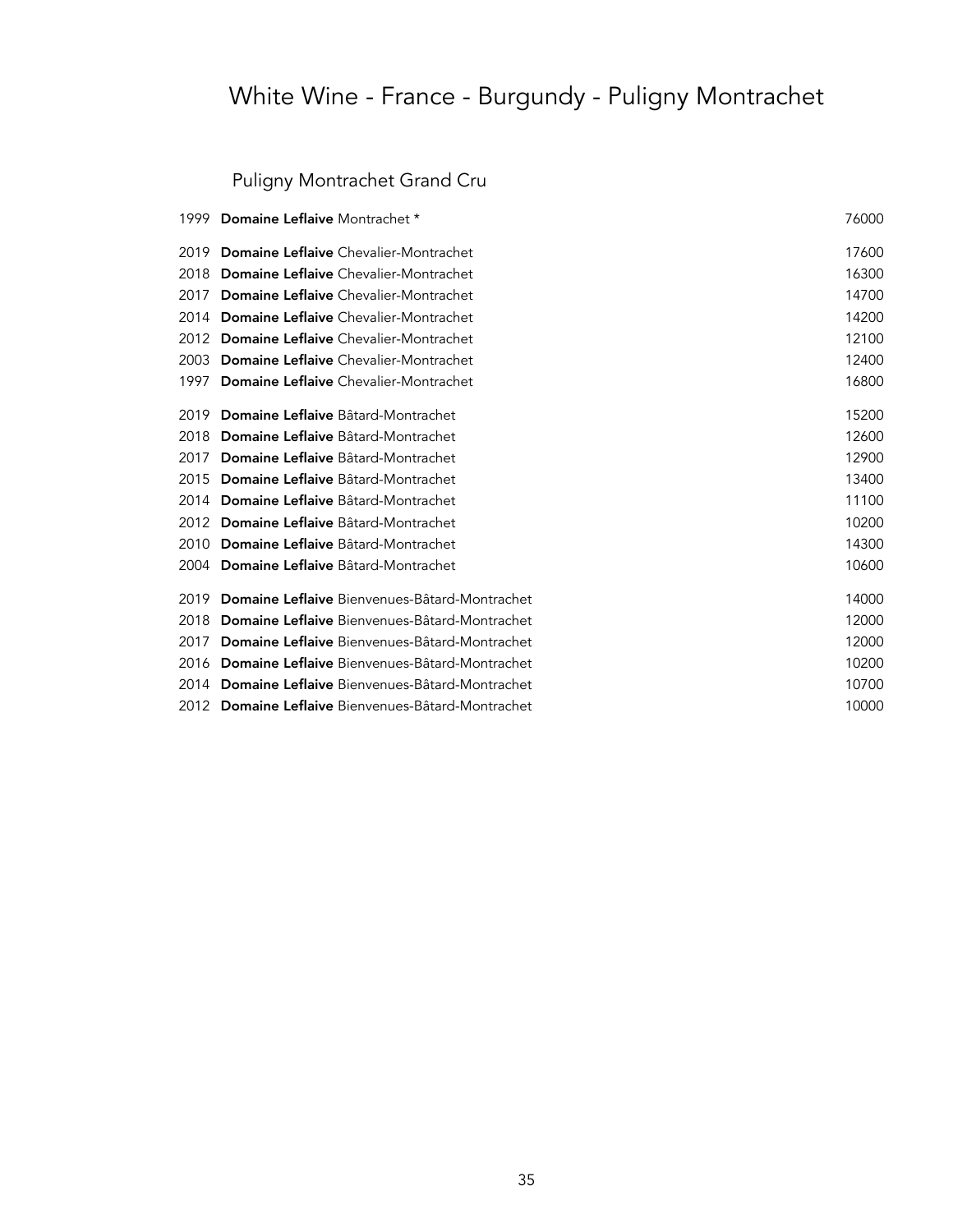# White Wine - France - Burgundy - Puligny Montrachet

## Puligny Montrachet Grand Cru

| | | |
|---|---|---|
| 1999 | **Domaine Leflaive** Montrachet * | 76000 |
| 2019 | **Domaine Leflaive** Chevalier-Montrachet | 17600 |
| 2018 | **Domaine Leflaive** Chevalier-Montrachet | 16300 |
| 2017 | **Domaine Leflaive** Chevalier-Montrachet | 14700 |
| 2014 | **Domaine Leflaive** Chevalier-Montrachet | 14200 |
| 2012 | **Domaine Leflaive** Chevalier-Montrachet | 12100 |
| 2003 | **Domaine Leflaive** Chevalier-Montrachet | 12400 |
| 1997 | **Domaine Leflaive** Chevalier-Montrachet | 16800 |
| 2019 | **Domaine Leflaive** Bâtard-Montrachet | 15200 |
| 2018 | **Domaine Leflaive** Bâtard-Montrachet | 12600 |
| 2017 | **Domaine Leflaive** Bâtard-Montrachet | 12900 |
| 2015 | **Domaine Leflaive** Bâtard-Montrachet | 13400 |
| 2014 | **Domaine Leflaive** Bâtard-Montrachet | 11100 |
| 2012 | **Domaine Leflaive** Bâtard-Montrachet | 10200 |
| 2010 | **Domaine Leflaive** Bâtard-Montrachet | 14300 |
| 2004 | **Domaine Leflaive** Bâtard-Montrachet | 10600 |
| 2019 | **Domaine Leflaive** Bienvenues-Bâtard-Montrachet | 14000 |
| 2018 | **Domaine Leflaive** Bienvenues-Bâtard-Montrachet | 12000 |
| 2017 | **Domaine Leflaive** Bienvenues-Bâtard-Montrachet | 12000 |
| 2016 | **Domaine Leflaive** Bienvenues-Bâtard-Montrachet | 10200 |
| 2014 | **Domaine Leflaive** Bienvenues-Bâtard-Montrachet | 10700 |
| 2012 | **Domaine Leflaive** Bienvenues-Bâtard-Montrachet | 10000 |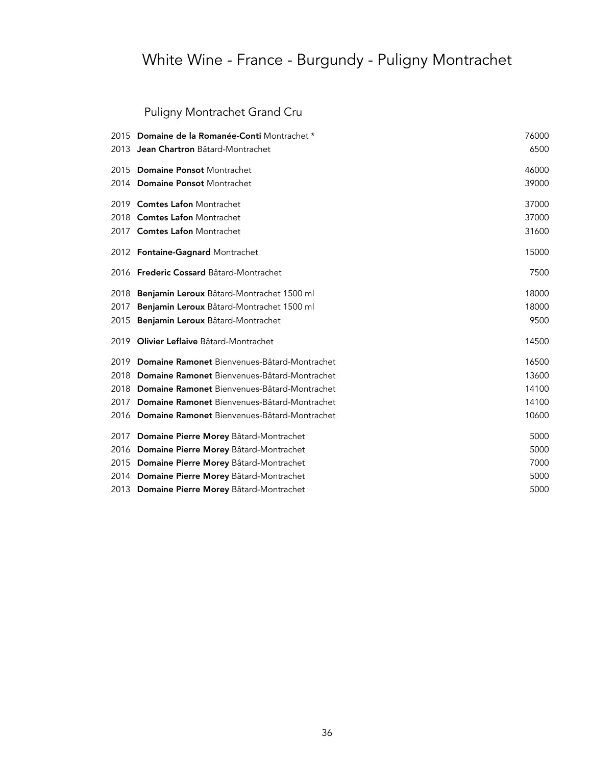# White Wine - France - Burgundy - Puligny Montrachet

## Puligny Montrachet Grand Cru

| Year | Wine | Price |
|---|---|---|
| 2015 | **Domaine de la Romanée-Conti** Montrachet * | 76000 |
| 2013 | **Jean Chartron** Bâtard-Montrachet | 6500 |
| 2015 | **Domaine Ponsot** Montrachet | 46000 |
| 2014 | **Domaine Ponsot** Montrachet | 39000 |
| 2019 | **Comtes Lafon** Montrachet | 37000 |
| 2018 | **Comtes Lafon** Montrachet | 37000 |
| 2017 | **Comtes Lafon** Montrachet | 31600 |
| 2012 | **Fontaine-Gagnard** Montrachet | 15000 |
| 2016 | **Frederic Cossard** Bâtard-Montrachet | 7500 |
| 2018 | **Benjamin Leroux** Bâtard-Montrachet 1500 ml | 18000 |
| 2017 | **Benjamin Leroux** Bâtard-Montrachet 1500 ml | 18000 |
| 2015 | **Benjamin Leroux** Bâtard-Montrachet | 9500 |
| 2019 | **Olivier Leflaive** Bâtard-Montrachet | 14500 |
| 2019 | **Domaine Ramonet** Bienvenues-Bâtard-Montrachet | 16500 |
| 2018 | **Domaine Ramonet** Bienvenues-Bâtard-Montrachet | 13600 |
| 2018 | **Domaine Ramonet** Bienvenues-Bâtard-Montrachet | 14100 |
| 2017 | **Domaine Ramonet** Bienvenues-Bâtard-Montrachet | 14100 |
| 2016 | **Domaine Ramonet** Bienvenues-Bâtard-Montrachet | 10600 |
| 2017 | **Domaine Pierre Morey** Bâtard-Montrachet | 5000 |
| 2016 | **Domaine Pierre Morey** Bâtard-Montrachet | 5000 |
| 2015 | **Domaine Pierre Morey** Bâtard-Montrachet | 7000 |
| 2014 | **Domaine Pierre Morey** Bâtard-Montrachet | 5000 |
| 2013 | **Domaine Pierre Morey** Bâtard-Montrachet | 5000 |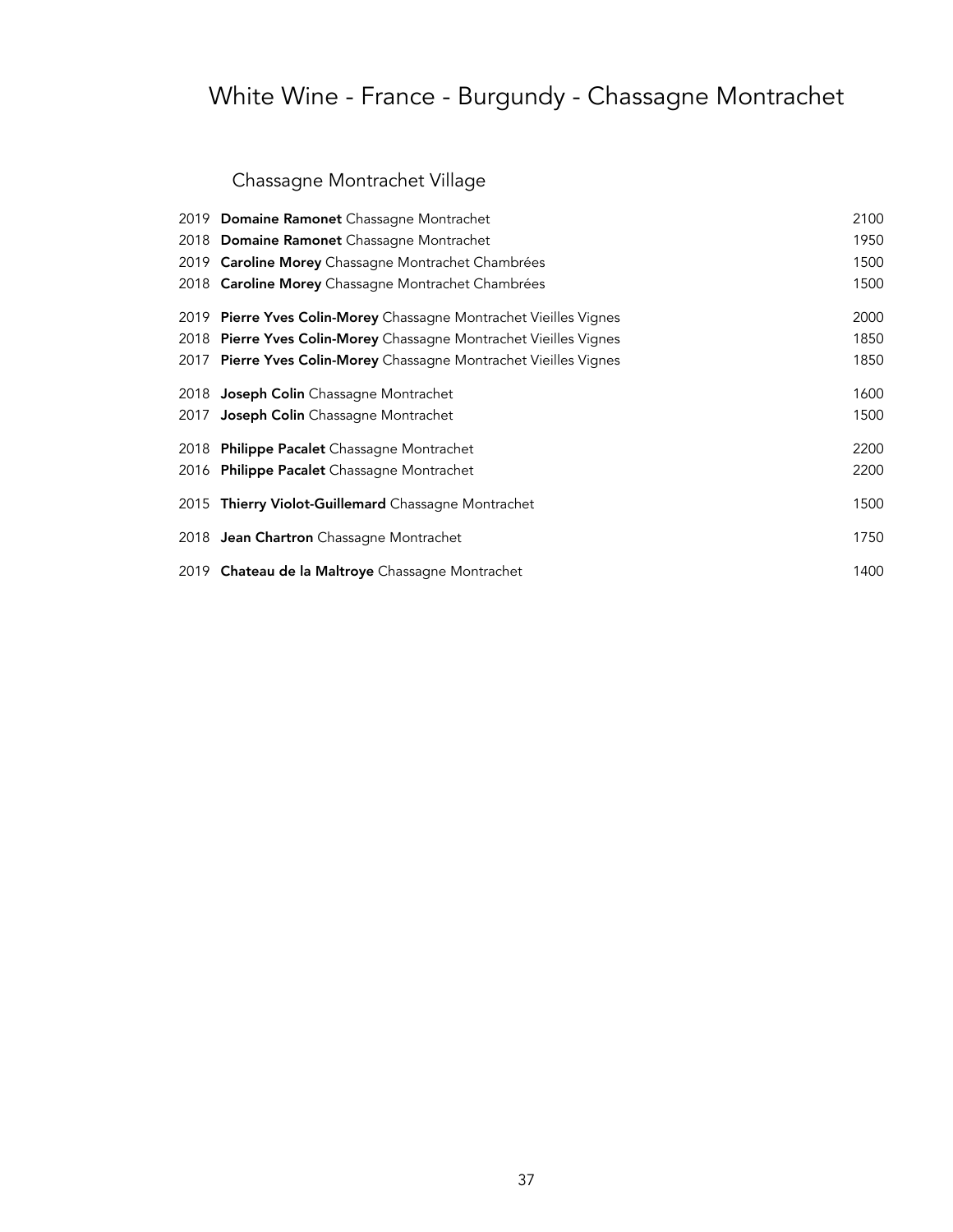# White Wine - France - Burgundy - Chassagne Montrachet

## Chassagne Montrachet Village

| Vintage | Wine | Price |
|---|---|---|
| 2019 | **Domaine Ramonet** Chassagne Montrachet | 2100 |
| 2018 | **Domaine Ramonet** Chassagne Montrachet | 1950 |
| 2019 | **Caroline Morey** Chassagne Montrachet Chambrées | 1500 |
| 2018 | **Caroline Morey** Chassagne Montrachet Chambrées | 1500 |
| 2019 | **Pierre Yves Colin-Morey** Chassagne Montrachet Vieilles Vignes | 2000 |
| 2018 | **Pierre Yves Colin-Morey** Chassagne Montrachet Vieilles Vignes | 1850 |
| 2017 | **Pierre Yves Colin-Morey** Chassagne Montrachet Vieilles Vignes | 1850 |
| 2018 | **Joseph Colin** Chassagne Montrachet | 1600 |
| 2017 | **Joseph Colin** Chassagne Montrachet | 1500 |
| 2018 | **Philippe Pacalet** Chassagne Montrachet | 2200 |
| 2016 | **Philippe Pacalet** Chassagne Montrachet | 2200 |
| 2015 | **Thierry Violot-Guillemard** Chassagne Montrachet | 1500 |
| 2018 | **Jean Chartron** Chassagne Montrachet | 1750 |
| 2019 | **Chateau de la Maltroye** Chassagne Montrachet | 1400 |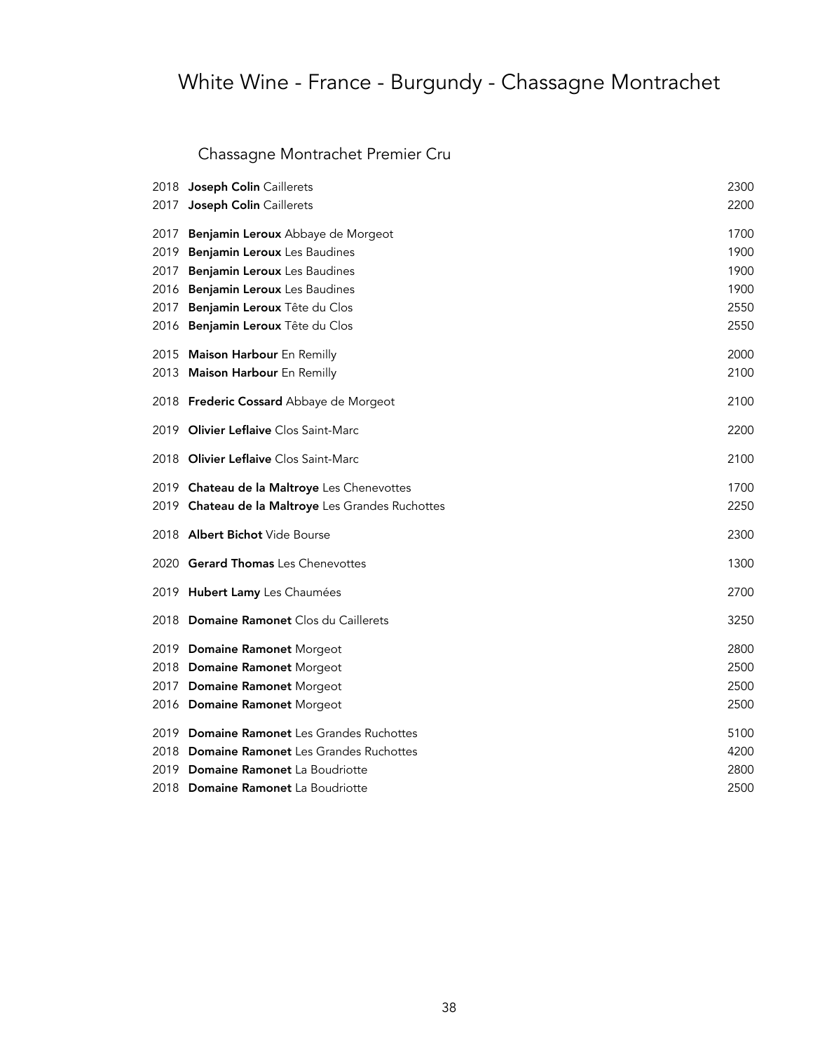# White Wine - France - Burgundy - Chassagne Montrachet

## Chassagne Montrachet Premier Cru

| Vintage | Wine | Price |
|---|---|---|
| 2018 | **Joseph Colin** Caillerets | 2300 |
| 2017 | **Joseph Colin** Caillerets | 2200 |
| 2017 | **Benjamin Leroux** Abbaye de Morgeot | 1700 |
| 2019 | **Benjamin Leroux** Les Baudines | 1900 |
| 2017 | **Benjamin Leroux** Les Baudines | 1900 |
| 2016 | **Benjamin Leroux** Les Baudines | 1900 |
| 2017 | **Benjamin Leroux** Tête du Clos | 2550 |
| 2016 | **Benjamin Leroux** Tête du Clos | 2550 |
| 2015 | **Maison Harbour** En Remilly | 2000 |
| 2013 | **Maison Harbour** En Remilly | 2100 |
| 2018 | **Frederic Cossard** Abbaye de Morgeot | 2100 |
| 2019 | **Olivier Leflaive** Clos Saint-Marc | 2200 |
| 2018 | **Olivier Leflaive** Clos Saint-Marc | 2100 |
| 2019 | **Chateau de la Maltroye** Les Chenevottes | 1700 |
| 2019 | **Chateau de la Maltroye** Les Grandes Ruchottes | 2250 |
| 2018 | **Albert Bichot** Vide Bourse | 2300 |
| 2020 | **Gerard Thomas** Les Chenevottes | 1300 |
| 2019 | **Hubert Lamy** Les Chaumées | 2700 |
| 2018 | **Domaine Ramonet** Clos du Caillerets | 3250 |
| 2019 | **Domaine Ramonet** Morgeot | 2800 |
| 2018 | **Domaine Ramonet** Morgeot | 2500 |
| 2017 | **Domaine Ramonet** Morgeot | 2500 |
| 2016 | **Domaine Ramonet** Morgeot | 2500 |
| 2019 | **Domaine Ramonet** Les Grandes Ruchottes | 5100 |
| 2018 | **Domaine Ramonet** Les Grandes Ruchottes | 4200 |
| 2019 | **Domaine Ramonet** La Boudriotte | 2800 |
| 2018 | **Domaine Ramonet** La Boudriotte | 2500 |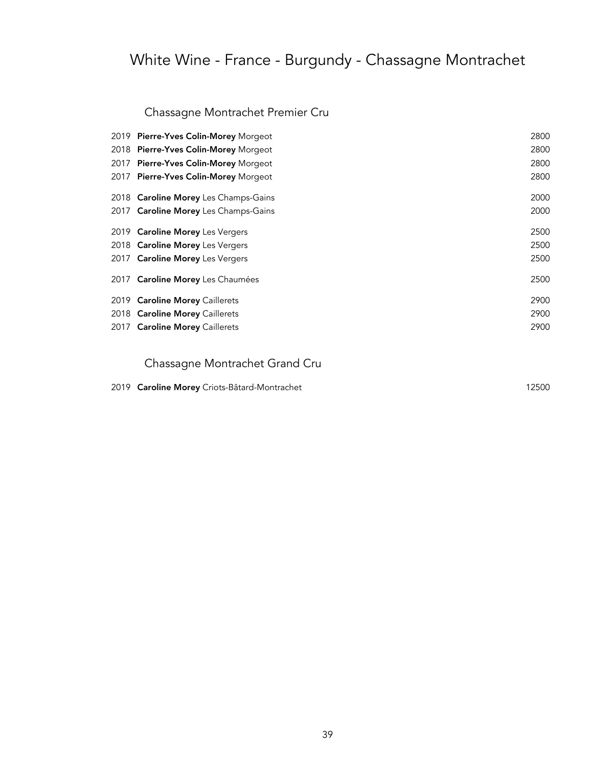# White Wine - France - Burgundy - Chassagne Montrachet

## Chassagne Montrachet Premier Cru

2019 **Pierre-Yves Colin-Morey** Morgeot 2800
2018 **Pierre-Yves Colin-Morey** Morgeot 2800
2017 **Pierre-Yves Colin-Morey** Morgeot 2800
2017 **Pierre-Yves Colin-Morey** Morgeot 2800

2018 **Caroline Morey** Les Champs-Gains 2000
2017 **Caroline Morey** Les Champs-Gains 2000

2019 **Caroline Morey** Les Vergers 2500
2018 **Caroline Morey** Les Vergers 2500
2017 **Caroline Morey** Les Vergers 2500

2017 **Caroline Morey** Les Chaumées 2500

2019 **Caroline Morey** Caillerets 2900
2018 **Caroline Morey** Caillerets 2900
2017 **Caroline Morey** Caillerets 2900

## Chassagne Montrachet Grand Cru

2019 **Caroline Morey** Criots-Bâtard-Montrachet 12500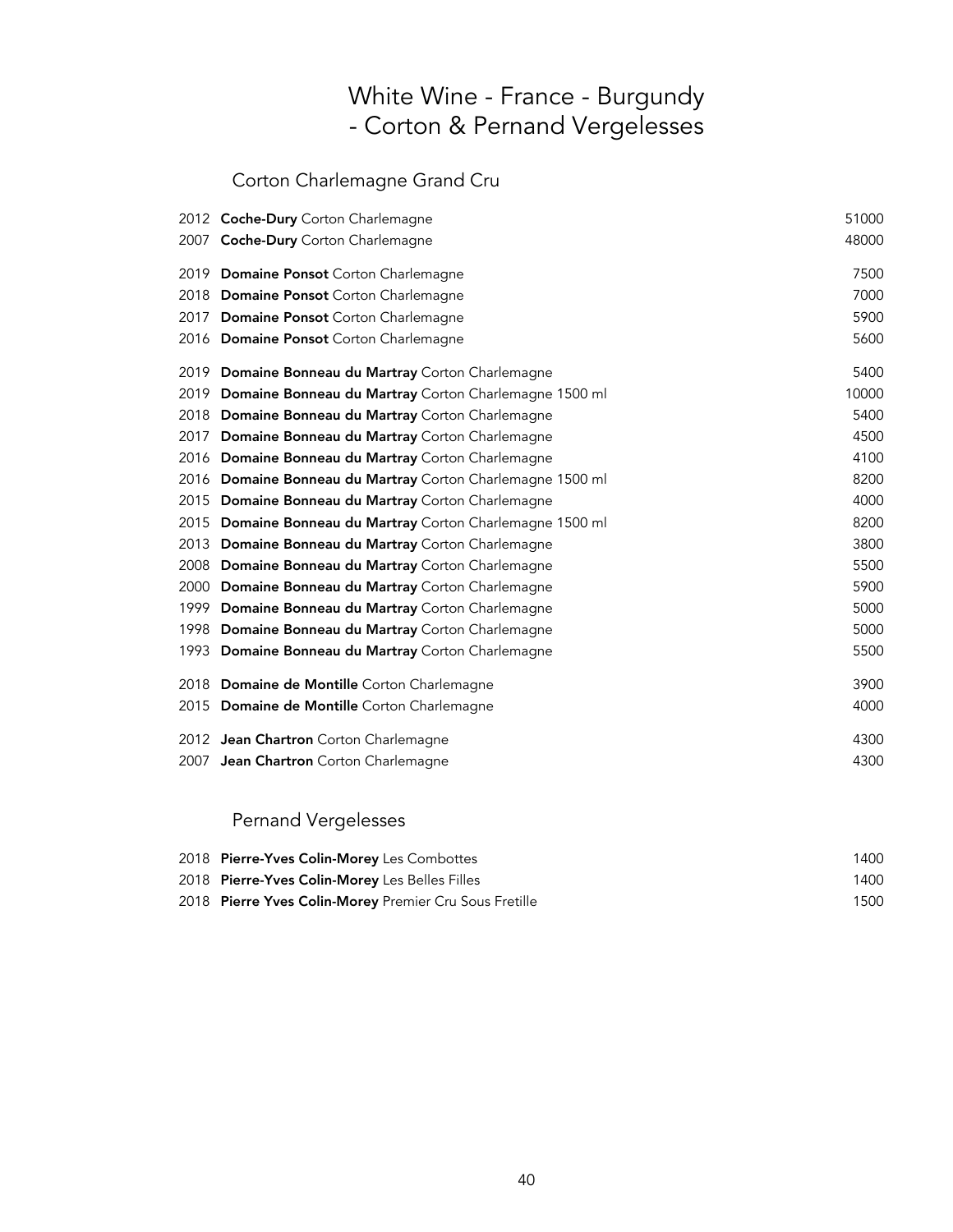# White Wine - France - Burgundy - Corton & Pernand Vergelesses

## Corton Charlemagne Grand Cru

| Vintage | Wine | Price |
|---|---|---|
| 2012 | **Coche-Dury** Corton Charlemagne | 51000 |
| 2007 | **Coche-Dury** Corton Charlemagne | 48000 |
| 2019 | **Domaine Ponsot** Corton Charlemagne | 7500 |
| 2018 | **Domaine Ponsot** Corton Charlemagne | 7000 |
| 2017 | **Domaine Ponsot** Corton Charlemagne | 5900 |
| 2016 | **Domaine Ponsot** Corton Charlemagne | 5600 |
| 2019 | **Domaine Bonneau du Martray** Corton Charlemagne | 5400 |
| 2019 | **Domaine Bonneau du Martray** Corton Charlemagne 1500 ml | 10000 |
| 2018 | **Domaine Bonneau du Martray** Corton Charlemagne | 5400 |
| 2017 | **Domaine Bonneau du Martray** Corton Charlemagne | 4500 |
| 2016 | **Domaine Bonneau du Martray** Corton Charlemagne | 4100 |
| 2016 | **Domaine Bonneau du Martray** Corton Charlemagne 1500 ml | 8200 |
| 2015 | **Domaine Bonneau du Martray** Corton Charlemagne | 4000 |
| 2015 | **Domaine Bonneau du Martray** Corton Charlemagne 1500 ml | 8200 |
| 2013 | **Domaine Bonneau du Martray** Corton Charlemagne | 3800 |
| 2008 | **Domaine Bonneau du Martray** Corton Charlemagne | 5500 |
| 2000 | **Domaine Bonneau du Martray** Corton Charlemagne | 5900 |
| 1999 | **Domaine Bonneau du Martray** Corton Charlemagne | 5000 |
| 1998 | **Domaine Bonneau du Martray** Corton Charlemagne | 5000 |
| 1993 | **Domaine Bonneau du Martray** Corton Charlemagne | 5500 |
| 2018 | **Domaine de Montille** Corton Charlemagne | 3900 |
| 2015 | **Domaine de Montille** Corton Charlemagne | 4000 |
| 2012 | **Jean Chartron** Corton Charlemagne | 4300 |
| 2007 | **Jean Chartron** Corton Charlemagne | 4300 |

## Pernand Vergelesses

| Vintage | Wine | Price |
|---|---|---|
| 2018 | **Pierre-Yves Colin-Morey** Les Combottes | 1400 |
| 2018 | **Pierre-Yves Colin-Morey** Les Belles Filles | 1400 |
| 2018 | **Pierre Yves Colin-Morey** Premier Cru Sous Fretille | 1500 |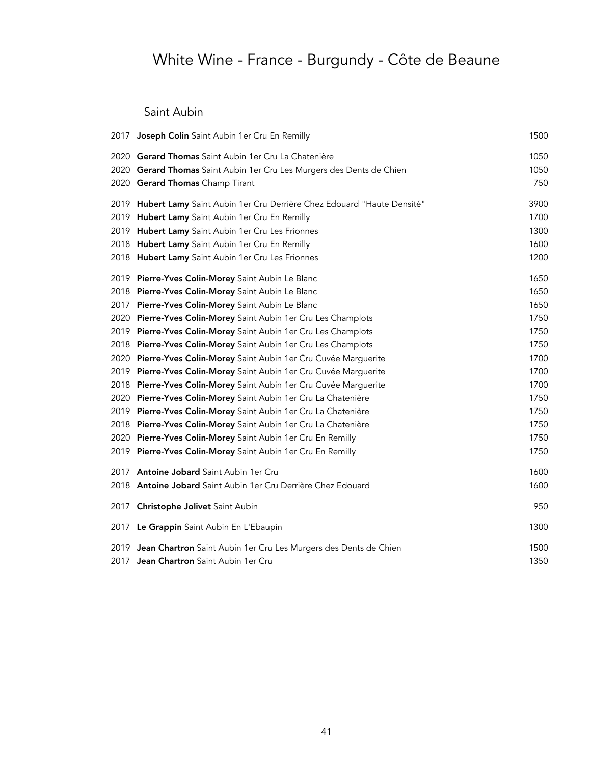# White Wine - France - Burgundy - Côte de Beaune

## Saint Aubin

| Vintage | Wine | Price |
|---|---|---|
| 2017 | **Joseph Colin** Saint Aubin 1er Cru En Remilly | 1500 |
| 2020 | **Gerard Thomas** Saint Aubin 1er Cru La Chatenière | 1050 |
| 2020 | **Gerard Thomas** Saint Aubin 1er Cru Les Murgers des Dents de Chien | 1050 |
| 2020 | **Gerard Thomas** Champ Tirant | 750 |
| 2019 | **Hubert Lamy** Saint Aubin 1er Cru Derrière Chez Edouard "Haute Densité" | 3900 |
| 2019 | **Hubert Lamy** Saint Aubin 1er Cru En Remilly | 1700 |
| 2019 | **Hubert Lamy** Saint Aubin 1er Cru Les Frionnes | 1300 |
| 2018 | **Hubert Lamy** Saint Aubin 1er Cru En Remilly | 1600 |
| 2018 | **Hubert Lamy** Saint Aubin 1er Cru Les Frionnes | 1200 |
| 2019 | **Pierre-Yves Colin-Morey** Saint Aubin Le Blanc | 1650 |
| 2018 | **Pierre-Yves Colin-Morey** Saint Aubin Le Blanc | 1650 |
| 2017 | **Pierre-Yves Colin-Morey** Saint Aubin Le Blanc | 1650 |
| 2020 | **Pierre-Yves Colin-Morey** Saint Aubin 1er Cru Les Champlots | 1750 |
| 2019 | **Pierre-Yves Colin-Morey** Saint Aubin 1er Cru Les Champlots | 1750 |
| 2018 | **Pierre-Yves Colin-Morey** Saint Aubin 1er Cru Les Champlots | 1750 |
| 2020 | **Pierre-Yves Colin-Morey** Saint Aubin 1er Cru Cuvée Marguerite | 1700 |
| 2019 | **Pierre-Yves Colin-Morey** Saint Aubin 1er Cru Cuvée Marguerite | 1700 |
| 2018 | **Pierre-Yves Colin-Morey** Saint Aubin 1er Cru Cuvée Marguerite | 1700 |
| 2020 | **Pierre-Yves Colin-Morey** Saint Aubin 1er Cru La Chatenière | 1750 |
| 2019 | **Pierre-Yves Colin-Morey** Saint Aubin 1er Cru La Chatenière | 1750 |
| 2018 | **Pierre-Yves Colin-Morey** Saint Aubin 1er Cru La Chatenière | 1750 |
| 2020 | **Pierre-Yves Colin-Morey** Saint Aubin 1er Cru En Remilly | 1750 |
| 2019 | **Pierre-Yves Colin-Morey** Saint Aubin 1er Cru En Remilly | 1750 |
| 2017 | **Antoine Jobard** Saint Aubin 1er Cru | 1600 |
| 2018 | **Antoine Jobard** Saint Aubin 1er Cru Derrière Chez Edouard | 1600 |
| 2017 | **Christophe Jolivet** Saint Aubin | 950 |
| 2017 | **Le Grappin** Saint Aubin En L'Ebaupin | 1300 |
| 2019 | **Jean Chartron** Saint Aubin 1er Cru Les Murgers des Dents de Chien | 1500 |
| 2017 | **Jean Chartron** Saint Aubin 1er Cru | 1350 |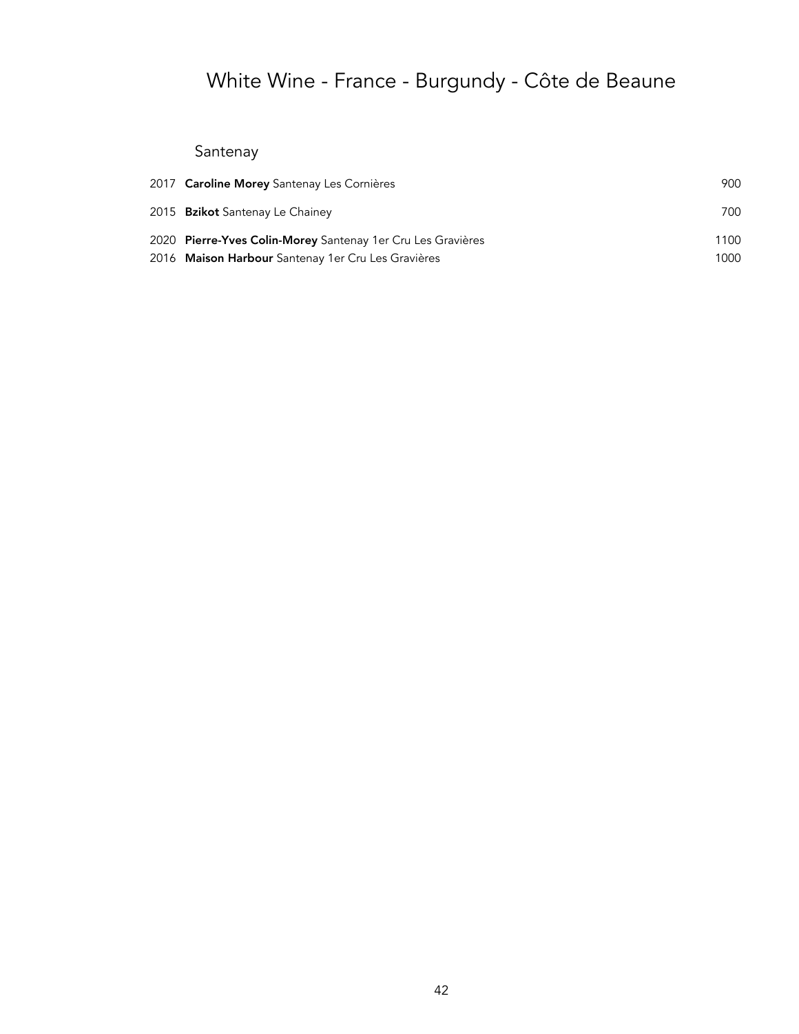# White Wine - France - Burgundy - Côte de Beaune

## Santenay

| | | |
|---|---|---|
| 2017 | **Caroline Morey** Santenay Les Cornières | 900 |
| 2015 | **Bzikot** Santenay Le Chainey | 700 |
| 2020 | **Pierre-Yves Colin-Morey** Santenay 1er Cru Les Gravières | 1100 |
| 2016 | **Maison Harbour** Santenay 1er Cru Les Gravières | 1000 |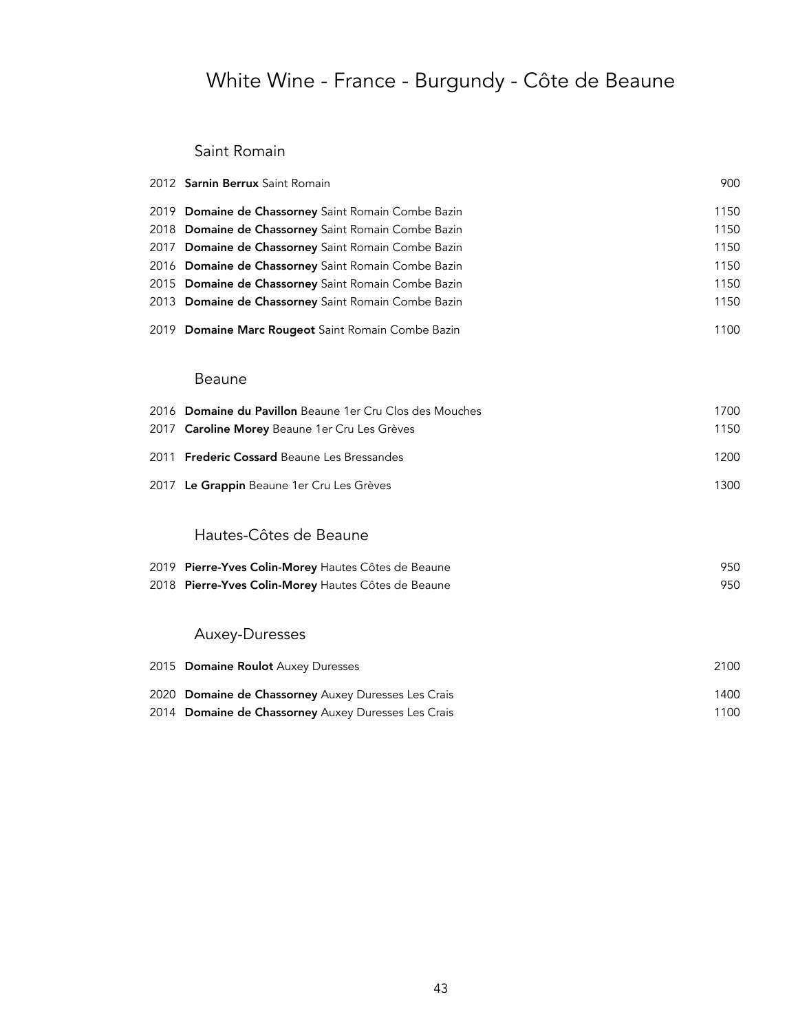# White Wine - France - Burgundy - Côte de Beaune

## Saint Romain

2012 **Sarnin Berrux** Saint Romain 900

2019 **Domaine de Chassorney** Saint Romain Combe Bazin 1150
2018 **Domaine de Chassorney** Saint Romain Combe Bazin 1150
2017 **Domaine de Chassorney** Saint Romain Combe Bazin 1150
2016 **Domaine de Chassorney** Saint Romain Combe Bazin 1150
2015 **Domaine de Chassorney** Saint Romain Combe Bazin 1150
2013 **Domaine de Chassorney** Saint Romain Combe Bazin 1150

2019 **Domaine Marc Rougeot** Saint Romain Combe Bazin 1100

## Beaune

2016 **Domaine du Pavillon** Beaune 1er Cru Clos des Mouches 1700
2017 **Caroline Morey** Beaune 1er Cru Les Grèves 1150

2011 **Frederic Cossard** Beaune Les Bressandes 1200

2017 **Le Grappin** Beaune 1er Cru Les Grèves 1300

## Hautes-Côtes de Beaune

2019 **Pierre-Yves Colin-Morey** Hautes Côtes de Beaune 950
2018 **Pierre-Yves Colin-Morey** Hautes Côtes de Beaune 950

## Auxey-Duresses

2015 **Domaine Roulot** Auxey Duresses 2100

2020 **Domaine de Chassorney** Auxey Duresses Les Crais 1400
2014 **Domaine de Chassorney** Auxey Duresses Les Crais 1100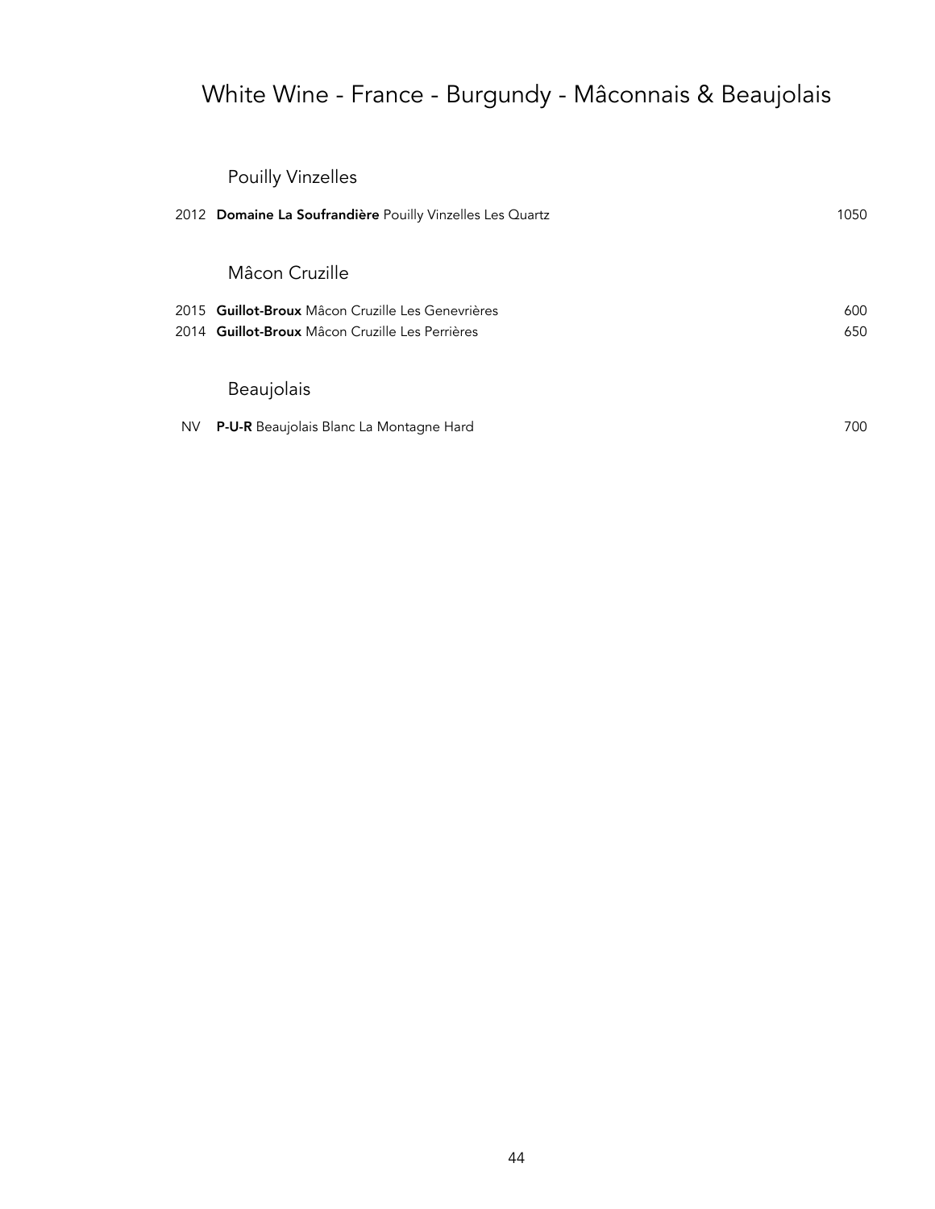# White Wine - France - Burgundy - Mâconnais & Beaujolais

## Pouilly Vinzelles

| | | |
|---|---|---|
| 2012 | **Domaine La Soufrandière** Pouilly Vinzelles Les Quartz | 1050 |

## Mâcon Cruzille

| | | |
|---|---|---|
| 2015 | **Guillot-Broux** Mâcon Cruzille Les Genevrières | 600 |
| 2014 | **Guillot-Broux** Mâcon Cruzille Les Perrières | 650 |

## Beaujolais

| | | |
|---|---|---|
| NV | **P-U-R** Beaujolais Blanc La Montagne Hard | 700 |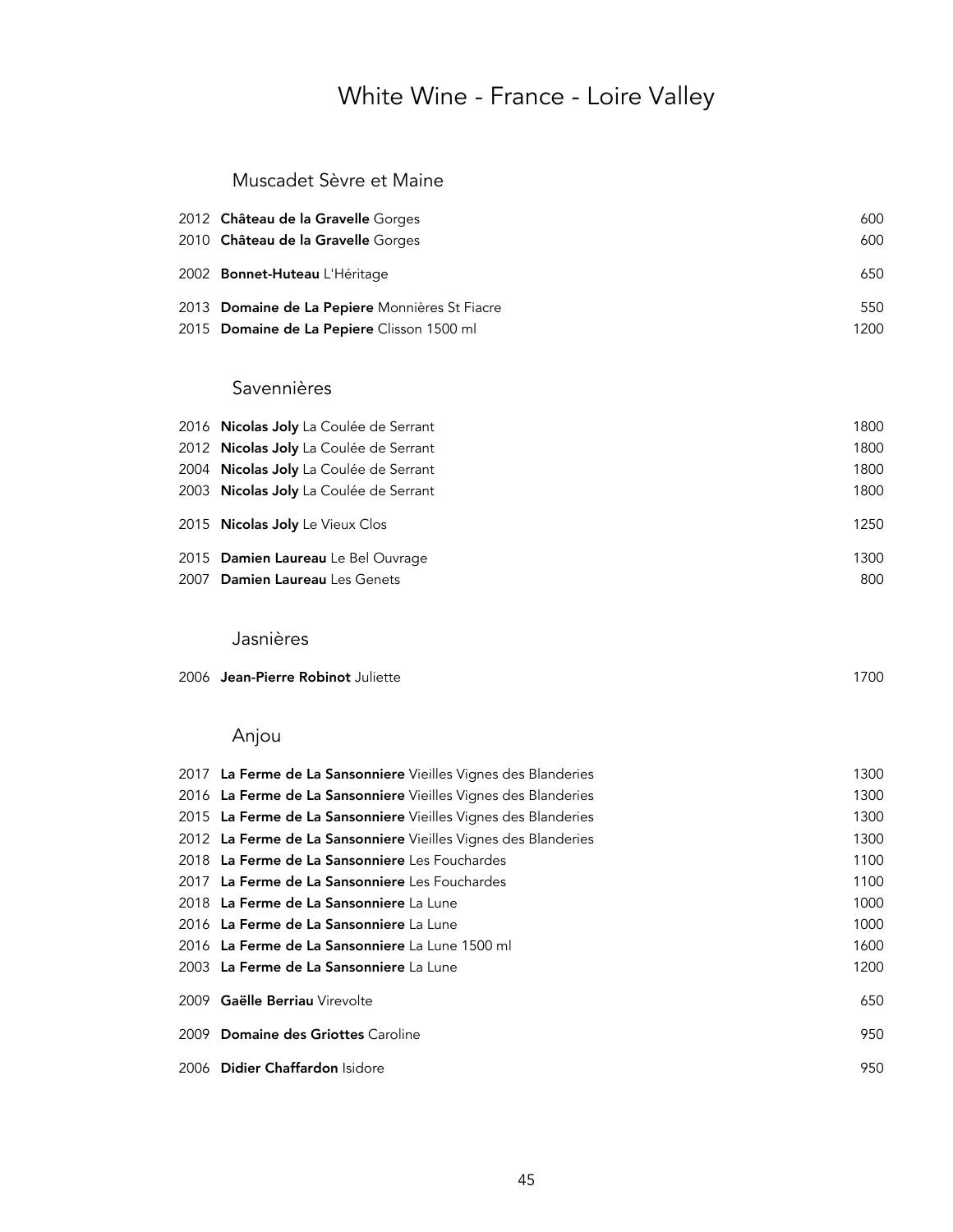# White Wine - France - Loire Valley

## Muscadet Sèvre et Maine

| | | |
|---|---|---|
| 2012 | **Château de la Gravelle** Gorges | 600 |
| 2010 | **Château de la Gravelle** Gorges | 600 |
| 2002 | **Bonnet-Huteau** L'Héritage | 650 |
| 2013 | **Domaine de La Pepiere** Monnières St Fiacre | 550 |
| 2015 | **Domaine de La Pepiere** Clisson 1500 ml | 1200 |

## Savennières

| | | |
|---|---|---|
| 2016 | **Nicolas Joly** La Coulée de Serrant | 1800 |
| 2012 | **Nicolas Joly** La Coulée de Serrant | 1800 |
| 2004 | **Nicolas Joly** La Coulée de Serrant | 1800 |
| 2003 | **Nicolas Joly** La Coulée de Serrant | 1800 |
| 2015 | **Nicolas Joly** Le Vieux Clos | 1250 |
| 2015 | **Damien Laureau** Le Bel Ouvrage | 1300 |
| 2007 | **Damien Laureau** Les Genets | 800 |

## Jasnières

| | | |
|---|---|---|
| 2006 | **Jean-Pierre Robinot** Juliette | 1700 |

## Anjou

| | | |
|---|---|---|
| 2017 | **La Ferme de La Sansonniere** Vieilles Vignes des Blanderies | 1300 |
| 2016 | **La Ferme de La Sansonniere** Vieilles Vignes des Blanderies | 1300 |
| 2015 | **La Ferme de La Sansonniere** Vieilles Vignes des Blanderies | 1300 |
| 2012 | **La Ferme de La Sansonniere** Vieilles Vignes des Blanderies | 1300 |
| 2018 | **La Ferme de La Sansonniere** Les Fouchardes | 1100 |
| 2017 | **La Ferme de La Sansonniere** Les Fouchardes | 1100 |
| 2018 | **La Ferme de La Sansonniere** La Lune | 1000 |
| 2016 | **La Ferme de La Sansonniere** La Lune | 1000 |
| 2016 | **La Ferme de La Sansonniere** La Lune 1500 ml | 1600 |
| 2003 | **La Ferme de La Sansonniere** La Lune | 1200 |
| 2009 | **Gaëlle Berriau** Virevolte | 650 |
| 2009 | **Domaine des Griottes** Caroline | 950 |
| 2006 | **Didier Chaffardon** Isidore | 950 |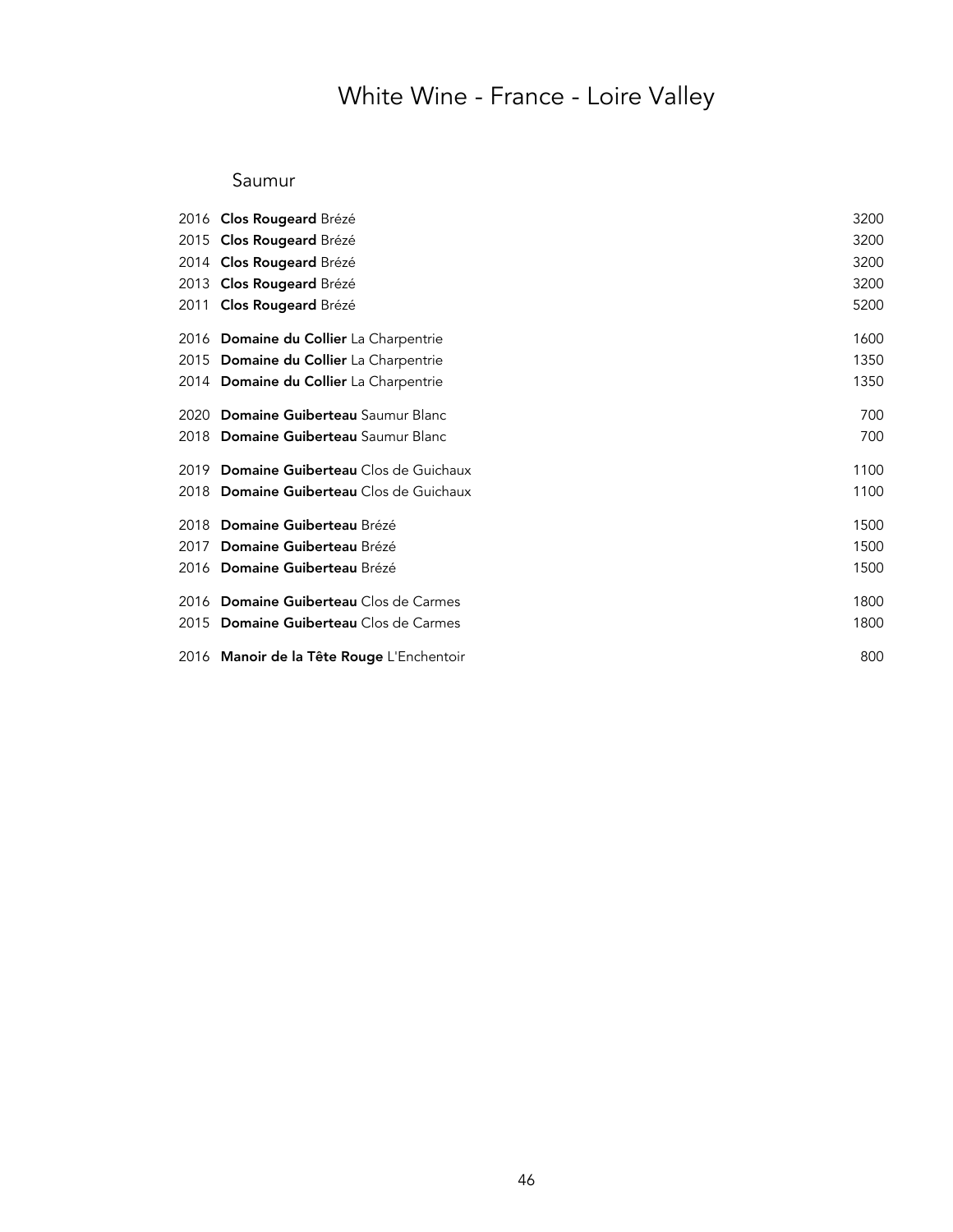# White Wine - France - Loire Valley

## Saumur

| Vintage | Wine | Price |
|---|---|---|
| 2016 | **Clos Rougeard** Brézé | 3200 |
| 2015 | **Clos Rougeard** Brézé | 3200 |
| 2014 | **Clos Rougeard** Brézé | 3200 |
| 2013 | **Clos Rougeard** Brézé | 3200 |
| 2011 | **Clos Rougeard** Brézé | 5200 |
| 2016 | **Domaine du Collier** La Charpentrie | 1600 |
| 2015 | **Domaine du Collier** La Charpentrie | 1350 |
| 2014 | **Domaine du Collier** La Charpentrie | 1350 |
| 2020 | **Domaine Guiberteau** Saumur Blanc | 700 |
| 2018 | **Domaine Guiberteau** Saumur Blanc | 700 |
| 2019 | **Domaine Guiberteau** Clos de Guichaux | 1100 |
| 2018 | **Domaine Guiberteau** Clos de Guichaux | 1100 |
| 2018 | **Domaine Guiberteau** Brézé | 1500 |
| 2017 | **Domaine Guiberteau** Brézé | 1500 |
| 2016 | **Domaine Guiberteau** Brézé | 1500 |
| 2016 | **Domaine Guiberteau** Clos de Carmes | 1800 |
| 2015 | **Domaine Guiberteau** Clos de Carmes | 1800 |
| 2016 | **Manoir de la Tête Rouge** L'Enchentoir | 800 |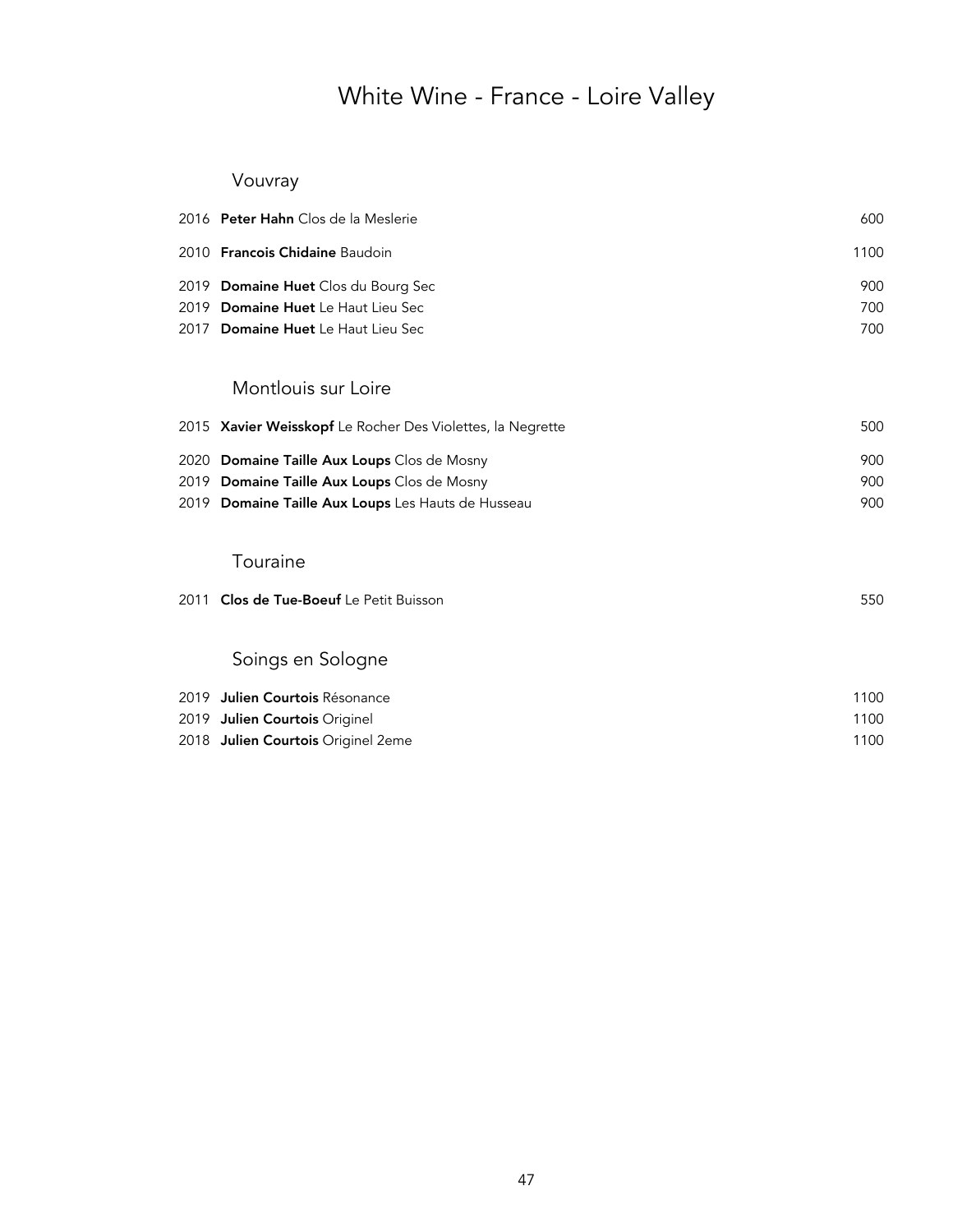# White Wine - France - Loire Valley

## Vouvray

| Vintage | Wine | Price |
|---|---|---|
| 2016 | **Peter Hahn** Clos de la Meslerie | 600 |
| 2010 | **Francois Chidaine** Baudoin | 1100 |
| 2019 | **Domaine Huet** Clos du Bourg Sec | 900 |
| 2019 | **Domaine Huet** Le Haut Lieu Sec | 700 |
| 2017 | **Domaine Huet** Le Haut Lieu Sec | 700 |

## Montlouis sur Loire

| Vintage | Wine | Price |
|---|---|---|
| 2015 | **Xavier Weisskopf** Le Rocher Des Violettes, la Negrette | 500 |
| 2020 | **Domaine Taille Aux Loups** Clos de Mosny | 900 |
| 2019 | **Domaine Taille Aux Loups** Clos de Mosny | 900 |
| 2019 | **Domaine Taille Aux Loups** Les Hauts de Husseau | 900 |

## Touraine

| Vintage | Wine | Price |
|---|---|---|
| 2011 | **Clos de Tue-Boeuf** Le Petit Buisson | 550 |

## Soings en Sologne

| Vintage | Wine | Price |
|---|---|---|
| 2019 | **Julien Courtois** Résonance | 1100 |
| 2019 | **Julien Courtois** Originel | 1100 |
| 2018 | **Julien Courtois** Originel 2eme | 1100 |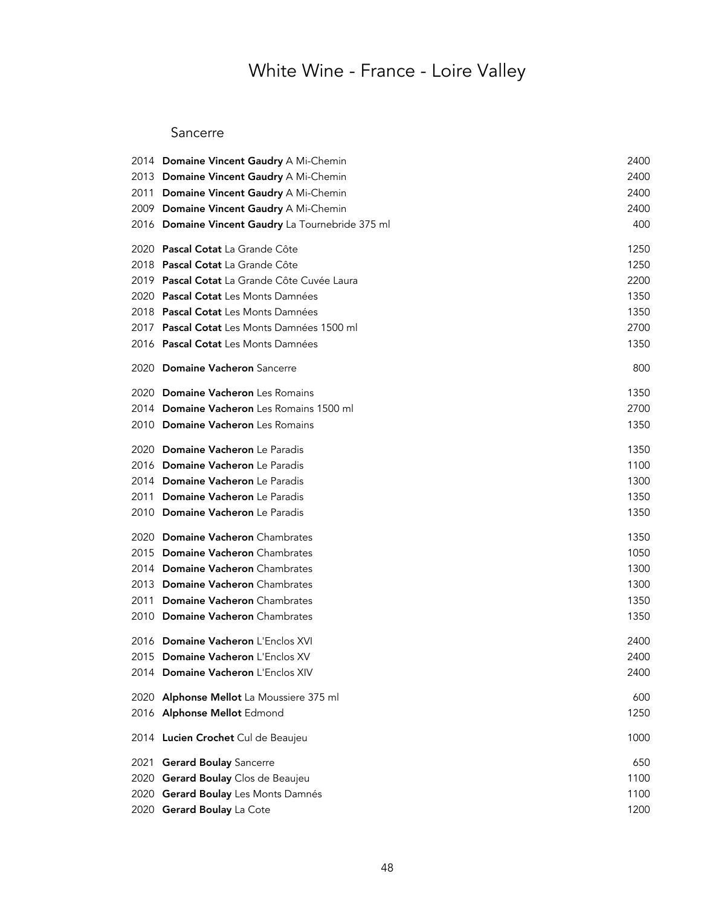# White Wine - France - Loire Valley

## Sancerre

| Vintage | Wine | Price |
|---|---|---|
| 2014 | **Domaine Vincent Gaudry** A Mi-Chemin | 2400 |
| 2013 | **Domaine Vincent Gaudry** A Mi-Chemin | 2400 |
| 2011 | **Domaine Vincent Gaudry** A Mi-Chemin | 2400 |
| 2009 | **Domaine Vincent Gaudry** A Mi-Chemin | 2400 |
| 2016 | **Domaine Vincent Gaudry** La Tournebride 375 ml | 400 |
| 2020 | **Pascal Cotat** La Grande Côte | 1250 |
| 2018 | **Pascal Cotat** La Grande Côte | 1250 |
| 2019 | **Pascal Cotat** La Grande Côte Cuvée Laura | 2200 |
| 2020 | **Pascal Cotat** Les Monts Damnées | 1350 |
| 2018 | **Pascal Cotat** Les Monts Damnées | 1350 |
| 2017 | **Pascal Cotat** Les Monts Damnées 1500 ml | 2700 |
| 2016 | **Pascal Cotat** Les Monts Damnées | 1350 |
| 2020 | **Domaine Vacheron** Sancerre | 800 |
| 2020 | **Domaine Vacheron** Les Romains | 1350 |
| 2014 | **Domaine Vacheron** Les Romains 1500 ml | 2700 |
| 2010 | **Domaine Vacheron** Les Romains | 1350 |
| 2020 | **Domaine Vacheron** Le Paradis | 1350 |
| 2016 | **Domaine Vacheron** Le Paradis | 1100 |
| 2014 | **Domaine Vacheron** Le Paradis | 1300 |
| 2011 | **Domaine Vacheron** Le Paradis | 1350 |
| 2010 | **Domaine Vacheron** Le Paradis | 1350 |
| 2020 | **Domaine Vacheron** Chambrates | 1350 |
| 2015 | **Domaine Vacheron** Chambrates | 1050 |
| 2014 | **Domaine Vacheron** Chambrates | 1300 |
| 2013 | **Domaine Vacheron** Chambrates | 1300 |
| 2011 | **Domaine Vacheron** Chambrates | 1350 |
| 2010 | **Domaine Vacheron** Chambrates | 1350 |
| 2016 | **Domaine Vacheron** L'Enclos XVI | 2400 |
| 2015 | **Domaine Vacheron** L'Enclos XV | 2400 |
| 2014 | **Domaine Vacheron** L'Enclos XIV | 2400 |
| 2020 | **Alphonse Mellot** La Moussiere 375 ml | 600 |
| 2016 | **Alphonse Mellot** Edmond | 1250 |
| 2014 | **Lucien Crochet** Cul de Beaujeu | 1000 |
| 2021 | **Gerard Boulay** Sancerre | 650 |
| 2020 | **Gerard Boulay** Clos de Beaujeu | 1100 |
| 2020 | **Gerard Boulay** Les Monts Damnés | 1100 |
| 2020 | **Gerard Boulay** La Cote | 1200 |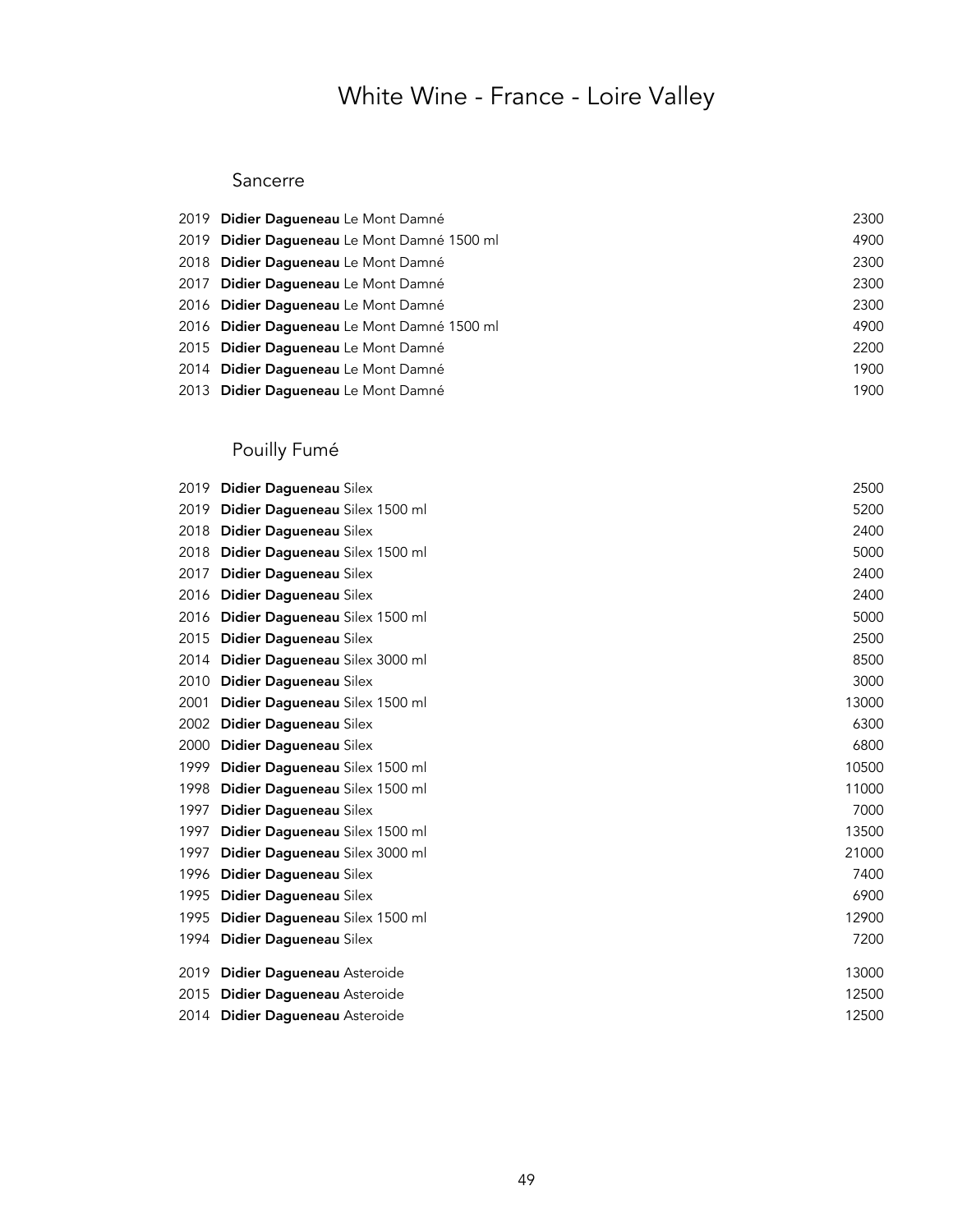# White Wine - France - Loire Valley

## Sancerre

| | | |
|---|---|---|
| 2019 | **Didier Dagueneau** Le Mont Damné | 2300 |
| 2019 | **Didier Dagueneau** Le Mont Damné 1500 ml | 4900 |
| 2018 | **Didier Dagueneau** Le Mont Damné | 2300 |
| 2017 | **Didier Dagueneau** Le Mont Damné | 2300 |
| 2016 | **Didier Dagueneau** Le Mont Damné | 2300 |
| 2016 | **Didier Dagueneau** Le Mont Damné 1500 ml | 4900 |
| 2015 | **Didier Dagueneau** Le Mont Damné | 2200 |
| 2014 | **Didier Dagueneau** Le Mont Damné | 1900 |
| 2013 | **Didier Dagueneau** Le Mont Damné | 1900 |

## Pouilly Fumé

| | | |
|---|---|---|
| 2019 | **Didier Dagueneau** Silex | 2500 |
| 2019 | **Didier Dagueneau** Silex 1500 ml | 5200 |
| 2018 | **Didier Dagueneau** Silex | 2400 |
| 2018 | **Didier Dagueneau** Silex 1500 ml | 5000 |
| 2017 | **Didier Dagueneau** Silex | 2400 |
| 2016 | **Didier Dagueneau** Silex | 2400 |
| 2016 | **Didier Dagueneau** Silex 1500 ml | 5000 |
| 2015 | **Didier Dagueneau** Silex | 2500 |
| 2014 | **Didier Dagueneau** Silex 3000 ml | 8500 |
| 2010 | **Didier Dagueneau** Silex | 3000 |
| 2001 | **Didier Dagueneau** Silex 1500 ml | 13000 |
| 2002 | **Didier Dagueneau** Silex | 6300 |
| 2000 | **Didier Dagueneau** Silex | 6800 |
| 1999 | **Didier Dagueneau** Silex 1500 ml | 10500 |
| 1998 | **Didier Dagueneau** Silex 1500 ml | 11000 |
| 1997 | **Didier Dagueneau** Silex | 7000 |
| 1997 | **Didier Dagueneau** Silex 1500 ml | 13500 |
| 1997 | **Didier Dagueneau** Silex 3000 ml | 21000 |
| 1996 | **Didier Dagueneau** Silex | 7400 |
| 1995 | **Didier Dagueneau** Silex | 6900 |
| 1995 | **Didier Dagueneau** Silex 1500 ml | 12900 |
| 1994 | **Didier Dagueneau** Silex | 7200 |
| 2019 | **Didier Dagueneau** Asteroide | 13000 |
| 2015 | **Didier Dagueneau** Asteroide | 12500 |
| 2014 | **Didier Dagueneau** Asteroide | 12500 |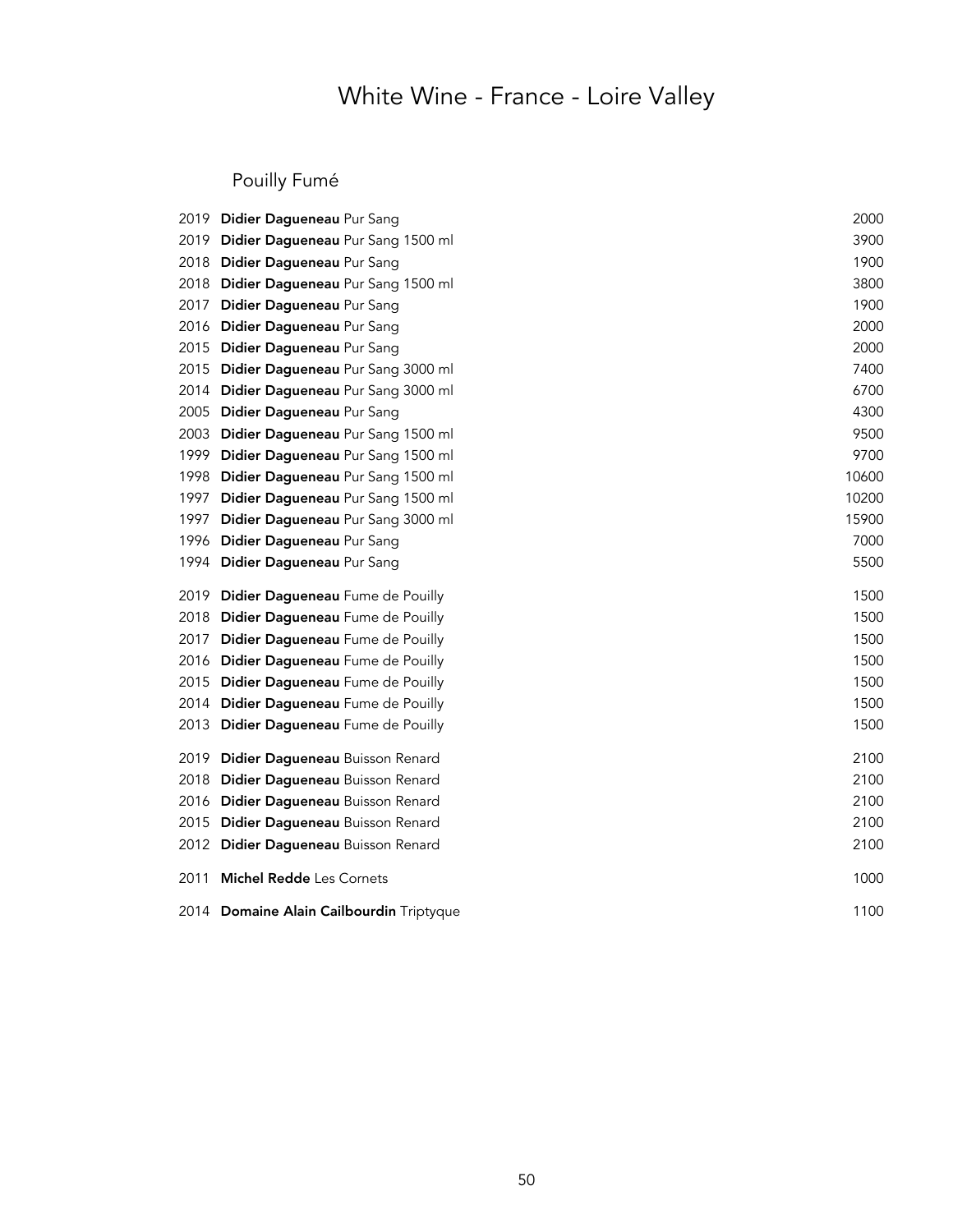# White Wine - France - Loire Valley

## Pouilly Fumé

| Vintage | Wine | Price |
|---|---|---|
| 2019 | **Didier Dagueneau** Pur Sang | 2000 |
| 2019 | **Didier Dagueneau** Pur Sang 1500 ml | 3900 |
| 2018 | **Didier Dagueneau** Pur Sang | 1900 |
| 2018 | **Didier Dagueneau** Pur Sang 1500 ml | 3800 |
| 2017 | **Didier Dagueneau** Pur Sang | 1900 |
| 2016 | **Didier Dagueneau** Pur Sang | 2000 |
| 2015 | **Didier Dagueneau** Pur Sang | 2000 |
| 2015 | **Didier Dagueneau** Pur Sang 3000 ml | 7400 |
| 2014 | **Didier Dagueneau** Pur Sang 3000 ml | 6700 |
| 2005 | **Didier Dagueneau** Pur Sang | 4300 |
| 2003 | **Didier Dagueneau** Pur Sang 1500 ml | 9500 |
| 1999 | **Didier Dagueneau** Pur Sang 1500 ml | 9700 |
| 1998 | **Didier Dagueneau** Pur Sang 1500 ml | 10600 |
| 1997 | **Didier Dagueneau** Pur Sang 1500 ml | 10200 |
| 1997 | **Didier Dagueneau** Pur Sang 3000 ml | 15900 |
| 1996 | **Didier Dagueneau** Pur Sang | 7000 |
| 1994 | **Didier Dagueneau** Pur Sang | 5500 |
| 2019 | **Didier Dagueneau** Fume de Pouilly | 1500 |
| 2018 | **Didier Dagueneau** Fume de Pouilly | 1500 |
| 2017 | **Didier Dagueneau** Fume de Pouilly | 1500 |
| 2016 | **Didier Dagueneau** Fume de Pouilly | 1500 |
| 2015 | **Didier Dagueneau** Fume de Pouilly | 1500 |
| 2014 | **Didier Dagueneau** Fume de Pouilly | 1500 |
| 2013 | **Didier Dagueneau** Fume de Pouilly | 1500 |
| 2019 | **Didier Dagueneau** Buisson Renard | 2100 |
| 2018 | **Didier Dagueneau** Buisson Renard | 2100 |
| 2016 | **Didier Dagueneau** Buisson Renard | 2100 |
| 2015 | **Didier Dagueneau** Buisson Renard | 2100 |
| 2012 | **Didier Dagueneau** Buisson Renard | 2100 |
| 2011 | **Michel Redde** Les Cornets | 1000 |
| 2014 | **Domaine Alain Cailbourdin** Triptyque | 1100 |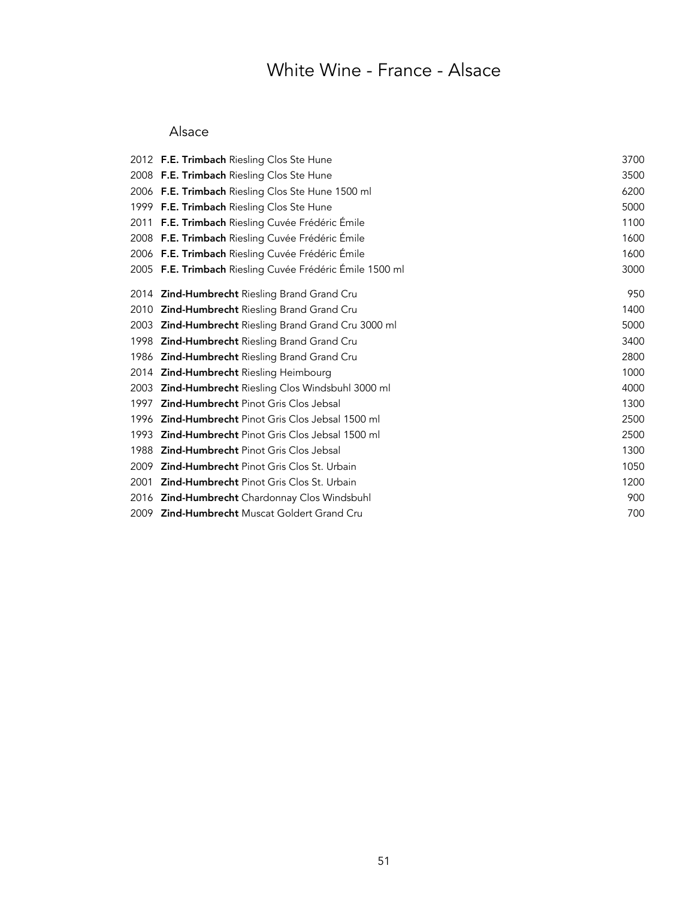# White Wine - France - Alsace

## Alsace

| Vintage | Wine | Price |
|---|---|---|
| 2012 | **F.E. Trimbach** Riesling Clos Ste Hune | 3700 |
| 2008 | **F.E. Trimbach** Riesling Clos Ste Hune | 3500 |
| 2006 | **F.E. Trimbach** Riesling Clos Ste Hune 1500 ml | 6200 |
| 1999 | **F.E. Trimbach** Riesling Clos Ste Hune | 5000 |
| 2011 | **F.E. Trimbach** Riesling Cuvée Frédéric Émile | 1100 |
| 2008 | **F.E. Trimbach** Riesling Cuvée Frédéric Émile | 1600 |
| 2006 | **F.E. Trimbach** Riesling Cuvée Frédéric Émile | 1600 |
| 2005 | **F.E. Trimbach** Riesling Cuvée Frédéric Émile 1500 ml | 3000 |
| 2014 | **Zind-Humbrecht** Riesling Brand Grand Cru | 950 |
| 2010 | **Zind-Humbrecht** Riesling Brand Grand Cru | 1400 |
| 2003 | **Zind-Humbrecht** Riesling Brand Grand Cru 3000 ml | 5000 |
| 1998 | **Zind-Humbrecht** Riesling Brand Grand Cru | 3400 |
| 1986 | **Zind-Humbrecht** Riesling Brand Grand Cru | 2800 |
| 2014 | **Zind-Humbrecht** Riesling Heimbourg | 1000 |
| 2003 | **Zind-Humbrecht** Riesling Clos Windsbuhl 3000 ml | 4000 |
| 1997 | **Zind-Humbrecht** Pinot Gris Clos Jebsal | 1300 |
| 1996 | **Zind-Humbrecht** Pinot Gris Clos Jebsal 1500 ml | 2500 |
| 1993 | **Zind-Humbrecht** Pinot Gris Clos Jebsal 1500 ml | 2500 |
| 1988 | **Zind-Humbrecht** Pinot Gris Clos Jebsal | 1300 |
| 2009 | **Zind-Humbrecht** Pinot Gris Clos St. Urbain | 1050 |
| 2001 | **Zind-Humbrecht** Pinot Gris Clos St. Urbain | 1200 |
| 2016 | **Zind-Humbrecht** Chardonnay Clos Windsbuhl | 900 |
| 2009 | **Zind-Humbrecht** Muscat Goldert Grand Cru | 700 |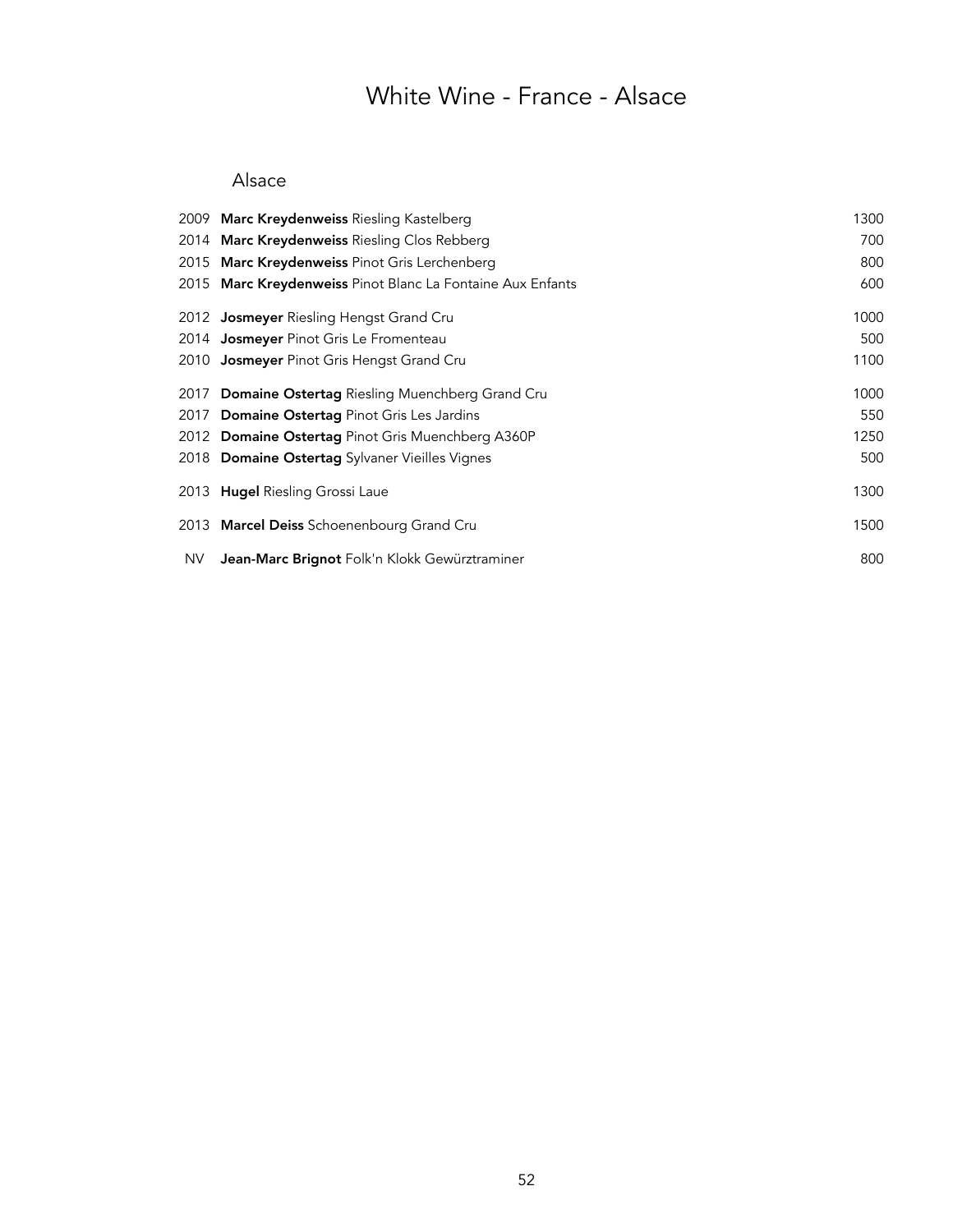# White Wine - France - Alsace

## Alsace

| Vintage | Wine | Price |
|---|---|---|
| 2009 | **Marc Kreydenweiss** Riesling Kastelberg | 1300 |
| 2014 | **Marc Kreydenweiss** Riesling Clos Rebberg | 700 |
| 2015 | **Marc Kreydenweiss** Pinot Gris Lerchenberg | 800 |
| 2015 | **Marc Kreydenweiss** Pinot Blanc La Fontaine Aux Enfants | 600 |
| 2012 | **Josmeyer** Riesling Hengst Grand Cru | 1000 |
| 2014 | **Josmeyer** Pinot Gris Le Fromenteau | 500 |
| 2010 | **Josmeyer** Pinot Gris Hengst Grand Cru | 1100 |
| 2017 | **Domaine Ostertag** Riesling Muenchberg Grand Cru | 1000 |
| 2017 | **Domaine Ostertag** Pinot Gris Les Jardins | 550 |
| 2012 | **Domaine Ostertag** Pinot Gris Muenchberg A360P | 1250 |
| 2018 | **Domaine Ostertag** Sylvaner Vieilles Vignes | 500 |
| 2013 | **Hugel** Riesling Grossi Laue | 1300 |
| 2013 | **Marcel Deiss** Schoenenbourg Grand Cru | 1500 |
| NV | **Jean-Marc Brignot** Folk'n Klokk Gewürztraminer | 800 |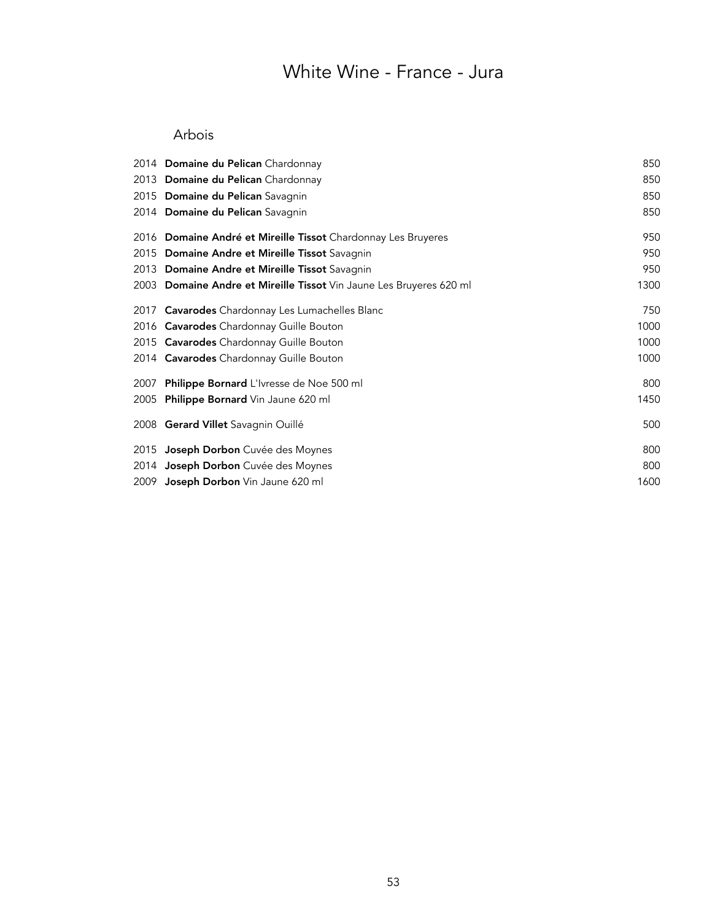# White Wine - France - Jura

## Arbois

| Vintage | Wine | Price |
|---|---|---|
| 2014 | **Domaine du Pelican** Chardonnay | 850 |
| 2013 | **Domaine du Pelican** Chardonnay | 850 |
| 2015 | **Domaine du Pelican** Savagnin | 850 |
| 2014 | **Domaine du Pelican** Savagnin | 850 |
| 2016 | **Domaine André et Mireille Tissot** Chardonnay Les Bruyeres | 950 |
| 2015 | **Domaine Andre et Mireille Tissot** Savagnin | 950 |
| 2013 | **Domaine Andre et Mireille Tissot** Savagnin | 950 |
| 2003 | **Domaine Andre et Mireille Tissot** Vin Jaune Les Bruyeres 620 ml | 1300 |
| 2017 | **Cavarodes** Chardonnay Les Lumachelles Blanc | 750 |
| 2016 | **Cavarodes** Chardonnay Guille Bouton | 1000 |
| 2015 | **Cavarodes** Chardonnay Guille Bouton | 1000 |
| 2014 | **Cavarodes** Chardonnay Guille Bouton | 1000 |
| 2007 | **Philippe Bornard** L'Ivresse de Noe 500 ml | 800 |
| 2005 | **Philippe Bornard** Vin Jaune 620 ml | 1450 |
| 2008 | **Gerard Villet** Savagnin Ouillé | 500 |
| 2015 | **Joseph Dorbon** Cuvée des Moynes | 800 |
| 2014 | **Joseph Dorbon** Cuvée des Moynes | 800 |
| 2009 | **Joseph Dorbon** Vin Jaune 620 ml | 1600 |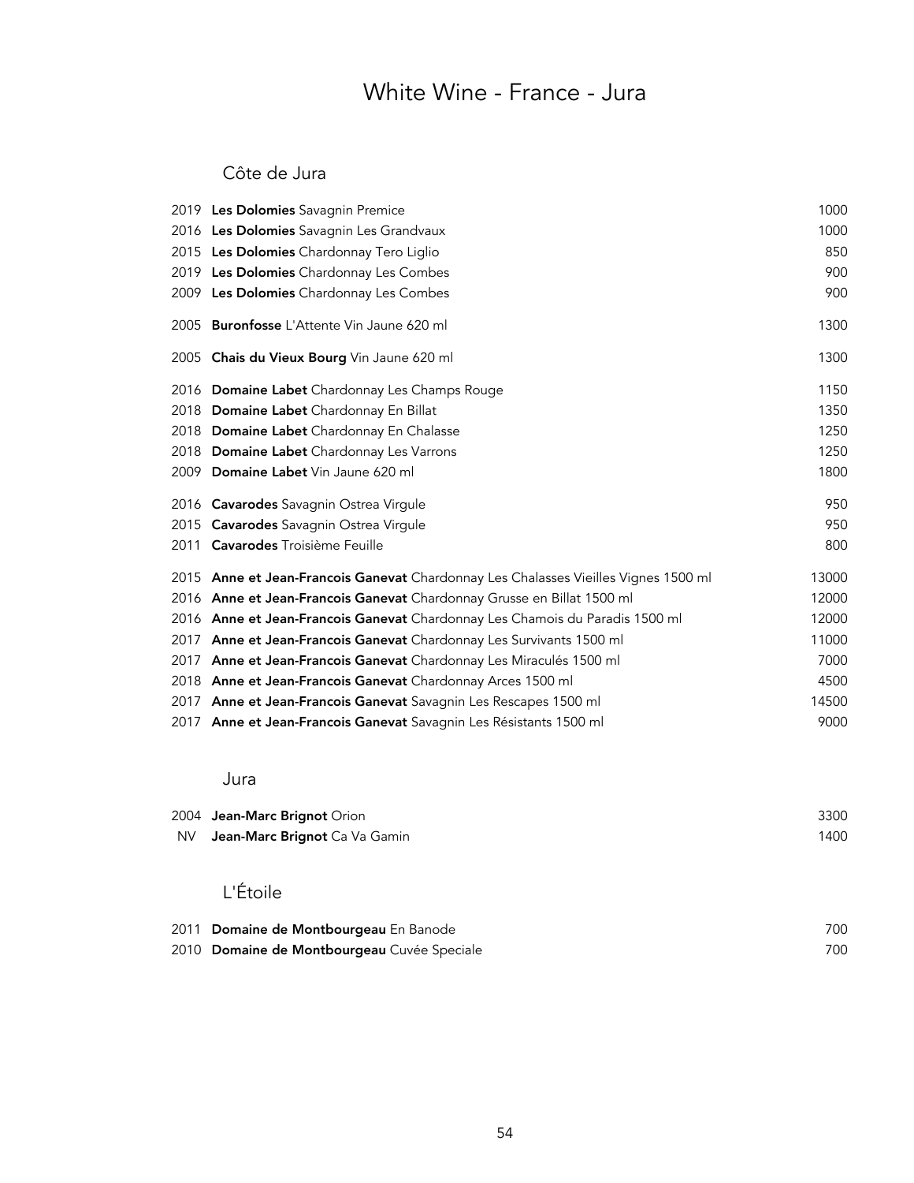# White Wine - France - Jura

## Côte de Jura

| Vintage | Wine | Price |
|---|---|---|
| 2019 | **Les Dolomies** Savagnin Premice | 1000 |
| 2016 | **Les Dolomies** Savagnin Les Grandvaux | 1000 |
| 2015 | **Les Dolomies** Chardonnay Tero Liglio | 850 |
| 2019 | **Les Dolomies** Chardonnay Les Combes | 900 |
| 2009 | **Les Dolomies** Chardonnay Les Combes | 900 |
| 2005 | **Buronfosse** L'Attente Vin Jaune 620 ml | 1300 |
| 2005 | **Chais du Vieux Bourg** Vin Jaune 620 ml | 1300 |
| 2016 | **Domaine Labet** Chardonnay Les Champs Rouge | 1150 |
| 2018 | **Domaine Labet** Chardonnay En Billat | 1350 |
| 2018 | **Domaine Labet** Chardonnay En Chalasse | 1250 |
| 2018 | **Domaine Labet** Chardonnay Les Varrons | 1250 |
| 2009 | **Domaine Labet** Vin Jaune 620 ml | 1800 |
| 2016 | **Cavarodes** Savagnin Ostrea Virgule | 950 |
| 2015 | **Cavarodes** Savagnin Ostrea Virgule | 950 |
| 2011 | **Cavarodes** Troisième Feuille | 800 |
| 2015 | **Anne et Jean-Francois Ganevat** Chardonnay Les Chalasses Vieilles Vignes 1500 ml | 13000 |
| 2016 | **Anne et Jean-Francois Ganevat** Chardonnay Grusse en Billat 1500 ml | 12000 |
| 2016 | **Anne et Jean-Francois Ganevat** Chardonnay Les Chamois du Paradis 1500 ml | 12000 |
| 2017 | **Anne et Jean-Francois Ganevat** Chardonnay Les Survivants 1500 ml | 11000 |
| 2017 | **Anne et Jean-Francois Ganevat** Chardonnay Les Miraculés 1500 ml | 7000 |
| 2018 | **Anne et Jean-Francois Ganevat** Chardonnay Arces 1500 ml | 4500 |
| 2017 | **Anne et Jean-Francois Ganevat** Savagnin Les Rescapes 1500 ml | 14500 |
| 2017 | **Anne et Jean-Francois Ganevat** Savagnin Les Résistants 1500 ml | 9000 |

## Jura

| Vintage | Wine | Price |
|---|---|---|
| 2004 | **Jean-Marc Brignot** Orion | 3300 |
| NV | **Jean-Marc Brignot** Ca Va Gamin | 1400 |

## L'Étoile

| Vintage | Wine | Price |
|---|---|---|
| 2011 | **Domaine de Montbourgeau** En Banode | 700 |
| 2010 | **Domaine de Montbourgeau** Cuvée Speciale | 700 |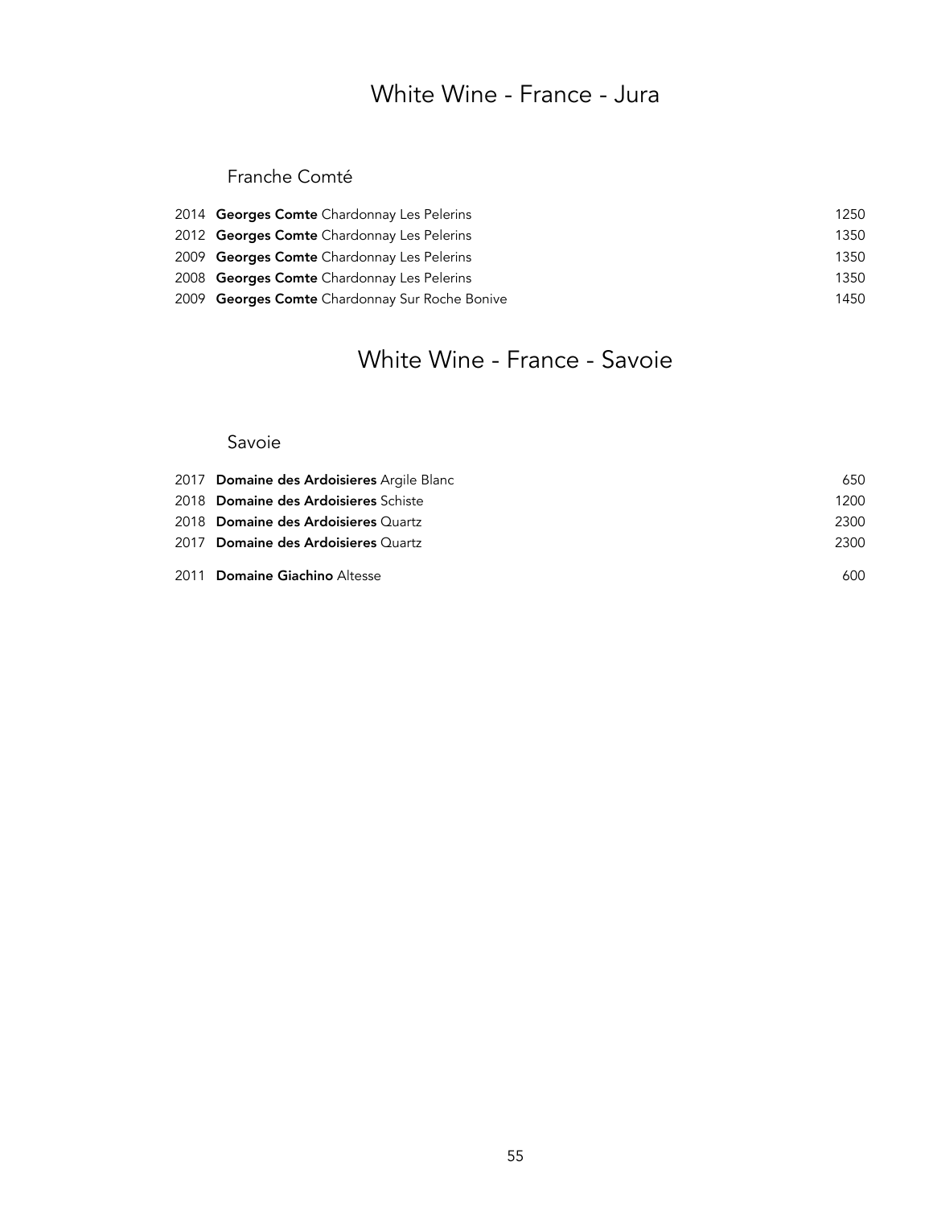# White Wine - France - Jura

## Franche Comté

| Vintage | Wine | Price |
|---|---|---|
| 2014 | **Georges Comte** Chardonnay Les Pelerins | 1250 |
| 2012 | **Georges Comte** Chardonnay Les Pelerins | 1350 |
| 2009 | **Georges Comte** Chardonnay Les Pelerins | 1350 |
| 2008 | **Georges Comte** Chardonnay Les Pelerins | 1350 |
| 2009 | **Georges Comte** Chardonnay Sur Roche Bonive | 1450 |

# White Wine - France - Savoie

## Savoie

| Vintage | Wine | Price |
|---|---|---|
| 2017 | **Domaine des Ardoisieres** Argile Blanc | 650 |
| 2018 | **Domaine des Ardoisieres** Schiste | 1200 |
| 2018 | **Domaine des Ardoisieres** Quartz | 2300 |
| 2017 | **Domaine des Ardoisieres** Quartz | 2300 |
| 2011 | **Domaine Giachino** Altesse | 600 |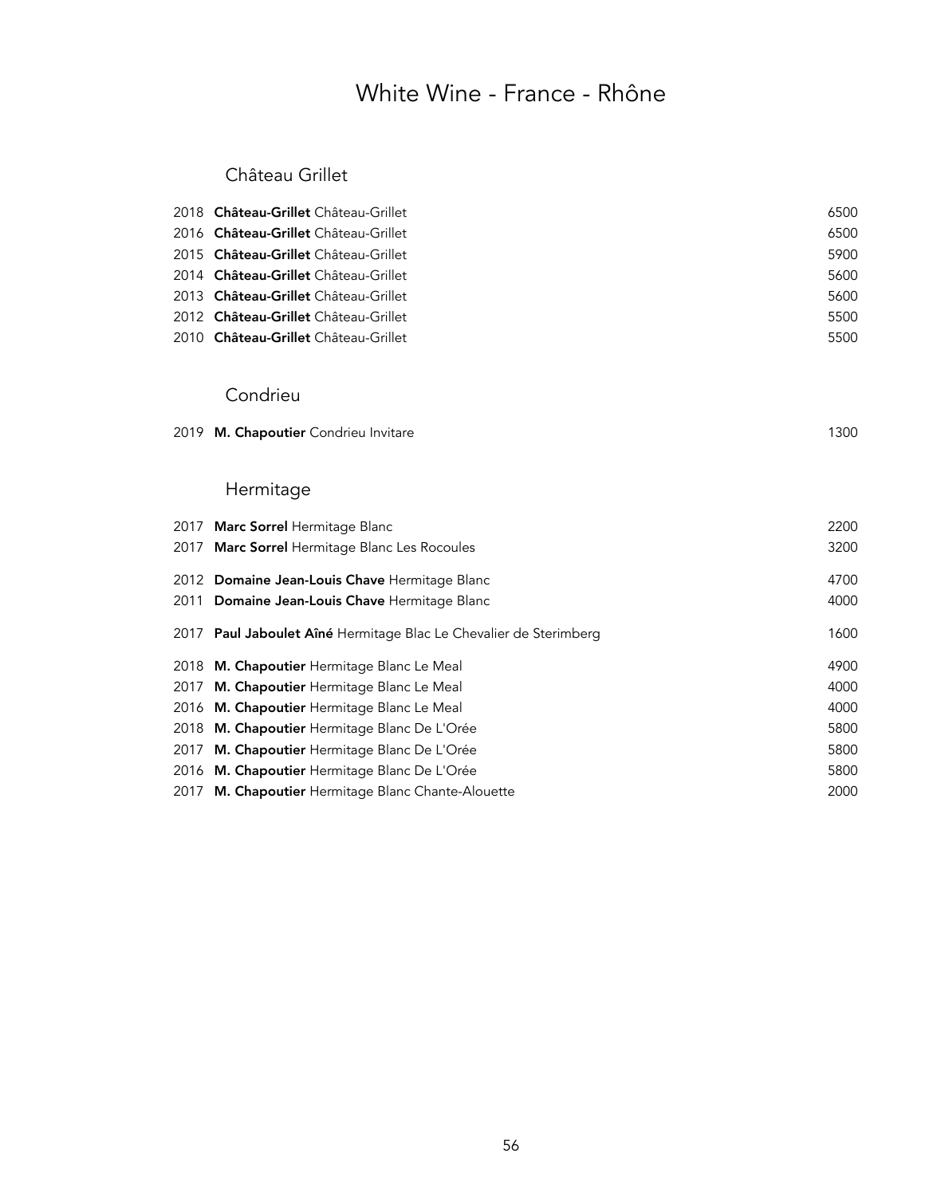# White Wine - France - Rhône

## Château Grillet

| Vintage | Wine | Price |
|---|---|---|
| 2018 | **Château-Grillet** Château-Grillet | 6500 |
| 2016 | **Château-Grillet** Château-Grillet | 6500 |
| 2015 | **Château-Grillet** Château-Grillet | 5900 |
| 2014 | **Château-Grillet** Château-Grillet | 5600 |
| 2013 | **Château-Grillet** Château-Grillet | 5600 |
| 2012 | **Château-Grillet** Château-Grillet | 5500 |
| 2010 | **Château-Grillet** Château-Grillet | 5500 |

## Condrieu

| Vintage | Wine | Price |
|---|---|---|
| 2019 | **M. Chapoutier** Condrieu Invitare | 1300 |

## Hermitage

| Vintage | Wine | Price |
|---|---|---|
| 2017 | **Marc Sorrel** Hermitage Blanc | 2200 |
| 2017 | **Marc Sorrel** Hermitage Blanc Les Rocoules | 3200 |
| 2012 | **Domaine Jean-Louis Chave** Hermitage Blanc | 4700 |
| 2011 | **Domaine Jean-Louis Chave** Hermitage Blanc | 4000 |
| 2017 | **Paul Jaboulet Aîné** Hermitage Blac Le Chevalier de Sterimberg | 1600 |
| 2018 | **M. Chapoutier** Hermitage Blanc Le Meal | 4900 |
| 2017 | **M. Chapoutier** Hermitage Blanc Le Meal | 4000 |
| 2016 | **M. Chapoutier** Hermitage Blanc Le Meal | 4000 |
| 2018 | **M. Chapoutier** Hermitage Blanc De L'Orée | 5800 |
| 2017 | **M. Chapoutier** Hermitage Blanc De L'Orée | 5800 |
| 2016 | **M. Chapoutier** Hermitage Blanc De L'Orée | 5800 |
| 2017 | **M. Chapoutier** Hermitage Blanc Chante-Alouette | 2000 |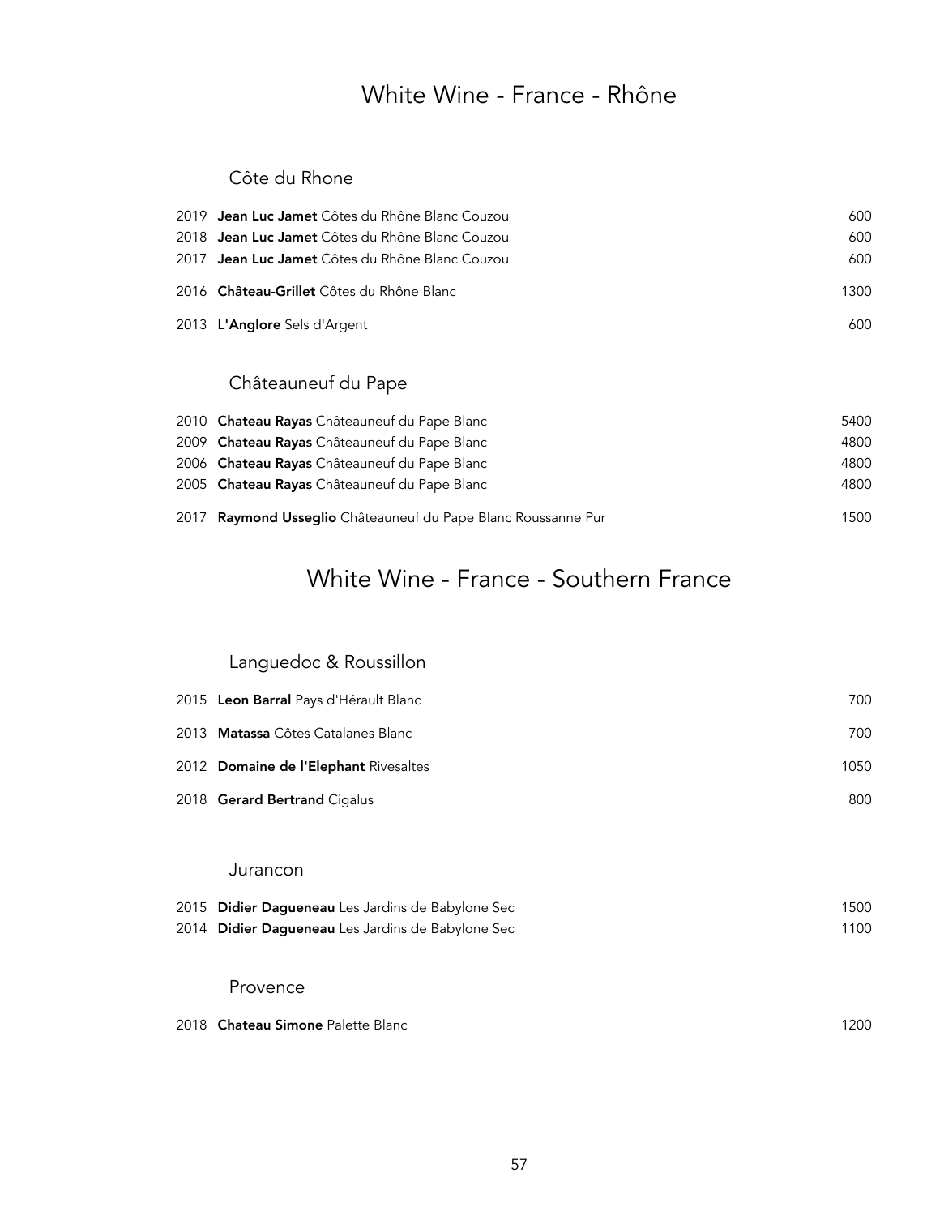# White Wine - France - Rhône

## Côte du Rhone

| Year | Wine | Price |
|---|---|---|
| 2019 | **Jean Luc Jamet** Côtes du Rhône Blanc Couzou | 600 |
| 2018 | **Jean Luc Jamet** Côtes du Rhône Blanc Couzou | 600 |
| 2017 | **Jean Luc Jamet** Côtes du Rhône Blanc Couzou | 600 |
| 2016 | **Château-Grillet** Côtes du Rhône Blanc | 1300 |
| 2013 | **L'Anglore** Sels d'Argent | 600 |

## Châteauneuf du Pape

| Year | Wine | Price |
|---|---|---|
| 2010 | **Chateau Rayas** Châteauneuf du Pape Blanc | 5400 |
| 2009 | **Chateau Rayas** Châteauneuf du Pape Blanc | 4800 |
| 2006 | **Chateau Rayas** Châteauneuf du Pape Blanc | 4800 |
| 2005 | **Chateau Rayas** Châteauneuf du Pape Blanc | 4800 |
| 2017 | **Raymond Usseglio** Châteauneuf du Pape Blanc Roussanne Pur | 1500 |

# White Wine - France - Southern France

## Languedoc & Roussillon

| Year | Wine | Price |
|---|---|---|
| 2015 | **Leon Barral** Pays d'Hérault Blanc | 700 |
| 2013 | **Matassa** Côtes Catalanes Blanc | 700 |
| 2012 | **Domaine de l'Elephant** Rivesaltes | 1050 |
| 2018 | **Gerard Bertrand** Cigalus | 800 |

## Jurancon

| Year | Wine | Price |
|---|---|---|
| 2015 | **Didier Dagueneau** Les Jardins de Babylone Sec | 1500 |
| 2014 | **Didier Dagueneau** Les Jardins de Babylone Sec | 1100 |

## Provence

| Year | Wine | Price |
|---|---|---|
| 2018 | **Chateau Simone** Palette Blanc | 1200 |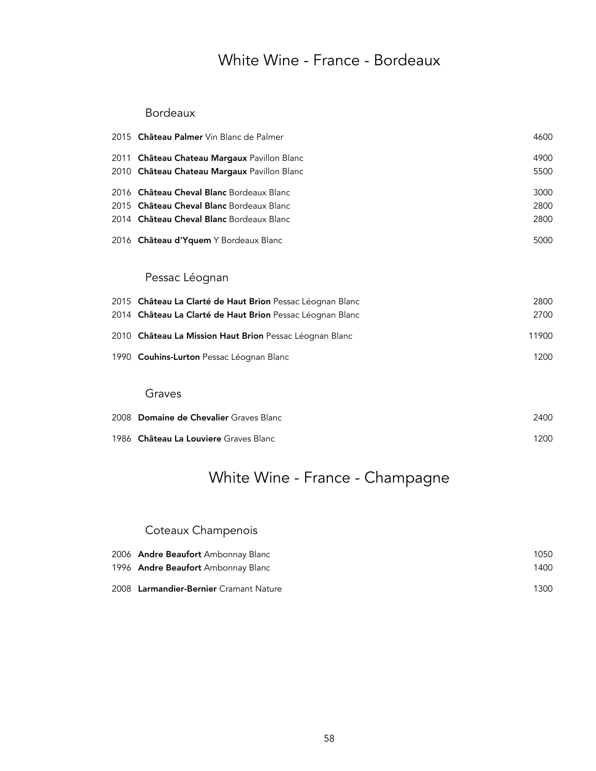# White Wine - France - Bordeaux

## Bordeaux

| Vintage | Wine | Price |
|---|---|---|
| 2015 | **Château Palmer** Vin Blanc de Palmer | 4600 |
| 2011 | **Château Chateau Margaux** Pavillon Blanc | 4900 |
| 2010 | **Château Chateau Margaux** Pavillon Blanc | 5500 |
| 2016 | **Château Cheval Blanc** Bordeaux Blanc | 3000 |
| 2015 | **Château Cheval Blanc** Bordeaux Blanc | 2800 |
| 2014 | **Château Cheval Blanc** Bordeaux Blanc | 2800 |
| 2016 | **Château d'Yquem** Y Bordeaux Blanc | 5000 |

## Pessac Léognan

| Vintage | Wine | Price |
|---|---|---|
| 2015 | **Château La Clarté de Haut Brion** Pessac Léognan Blanc | 2800 |
| 2014 | **Château La Clarté de Haut Brion** Pessac Léognan Blanc | 2700 |
| 2010 | **Château La Mission Haut Brion** Pessac Léognan Blanc | 11900 |
| 1990 | **Couhins-Lurton** Pessac Léognan Blanc | 1200 |

## Graves

| Vintage | Wine | Price |
|---|---|---|
| 2008 | **Domaine de Chevalier** Graves Blanc | 2400 |
| 1986 | **Château La Louviere** Graves Blanc | 1200 |

# White Wine - France - Champagne

## Coteaux Champenois

| Vintage | Wine | Price |
|---|---|---|
| 2006 | **Andre Beaufort** Ambonnay Blanc | 1050 |
| 1996 | **Andre Beaufort** Ambonnay Blanc | 1400 |
| 2008 | **Larmandier-Bernier** Cramant Nature | 1300 |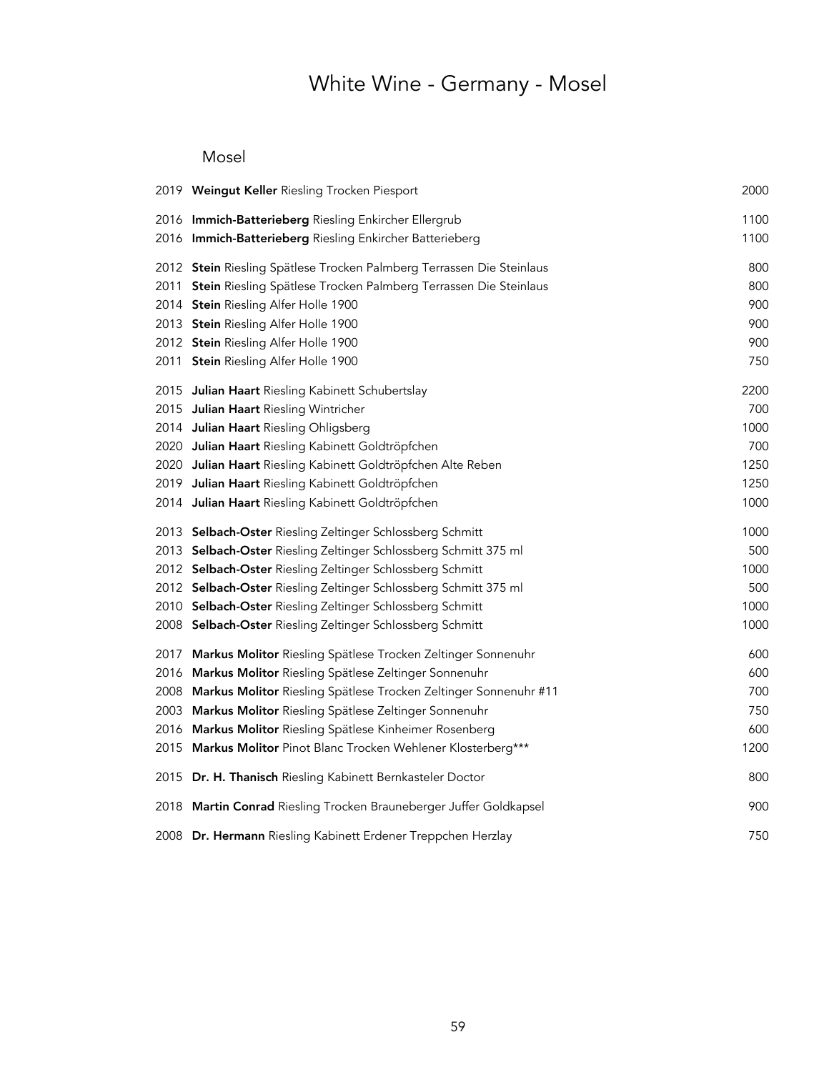# White Wine - Germany - Mosel

## Mosel

| Year | Wine | Price |
|---|---|---|
| 2019 | **Weingut Keller** Riesling Trocken Piesport | 2000 |
| 2016 | **Immich-Batterieberg** Riesling Enkircher Ellergrub | 1100 |
| 2016 | **Immich-Batterieberg** Riesling Enkircher Batterieberg | 1100 |
| 2012 | **Stein** Riesling Spätlese Trocken Palmberg Terrassen Die Steinlaus | 800 |
| 2011 | **Stein** Riesling Spätlese Trocken Palmberg Terrassen Die Steinlaus | 800 |
| 2014 | **Stein** Riesling Alfer Holle 1900 | 900 |
| 2013 | **Stein** Riesling Alfer Holle 1900 | 900 |
| 2012 | **Stein** Riesling Alfer Holle 1900 | 900 |
| 2011 | **Stein** Riesling Alfer Holle 1900 | 750 |
| 2015 | **Julian Haart** Riesling Kabinett Schubertslay | 2200 |
| 2015 | **Julian Haart** Riesling Wintricher | 700 |
| 2014 | **Julian Haart** Riesling Ohligsberg | 1000 |
| 2020 | **Julian Haart** Riesling Kabinett Goldtröpfchen | 700 |
| 2020 | **Julian Haart** Riesling Kabinett Goldtröpfchen Alte Reben | 1250 |
| 2019 | **Julian Haart** Riesling Kabinett Goldtröpfchen | 1250 |
| 2014 | **Julian Haart** Riesling Kabinett Goldtröpfchen | 1000 |
| 2013 | **Selbach-Oster** Riesling Zeltinger Schlossberg Schmitt | 1000 |
| 2013 | **Selbach-Oster** Riesling Zeltinger Schlossberg Schmitt 375 ml | 500 |
| 2012 | **Selbach-Oster** Riesling Zeltinger Schlossberg Schmitt | 1000 |
| 2012 | **Selbach-Oster** Riesling Zeltinger Schlossberg Schmitt 375 ml | 500 |
| 2010 | **Selbach-Oster** Riesling Zeltinger Schlossberg Schmitt | 1000 |
| 2008 | **Selbach-Oster** Riesling Zeltinger Schlossberg Schmitt | 1000 |
| 2017 | **Markus Molitor** Riesling Spätlese Trocken Zeltinger Sonnenuhr | 600 |
| 2016 | **Markus Molitor** Riesling Spätlese Zeltinger Sonnenuhr | 600 |
| 2008 | **Markus Molitor** Riesling Spätlese Trocken Zeltinger Sonnenuhr #11 | 700 |
| 2003 | **Markus Molitor** Riesling Spätlese Zeltinger Sonnenuhr | 750 |
| 2016 | **Markus Molitor** Riesling Spätlese Kinheimer Rosenberg | 600 |
| 2015 | **Markus Molitor** Pinot Blanc Trocken Wehlener Klosterberg*** | 1200 |
| 2015 | **Dr. H. Thanisch** Riesling Kabinett Bernkasteler Doctor | 800 |
| 2018 | **Martin Conrad** Riesling Trocken Brauneberger Juffer Goldkapsel | 900 |
| 2008 | **Dr. Hermann** Riesling Kabinett Erdener Treppchen Herzlay | 750 |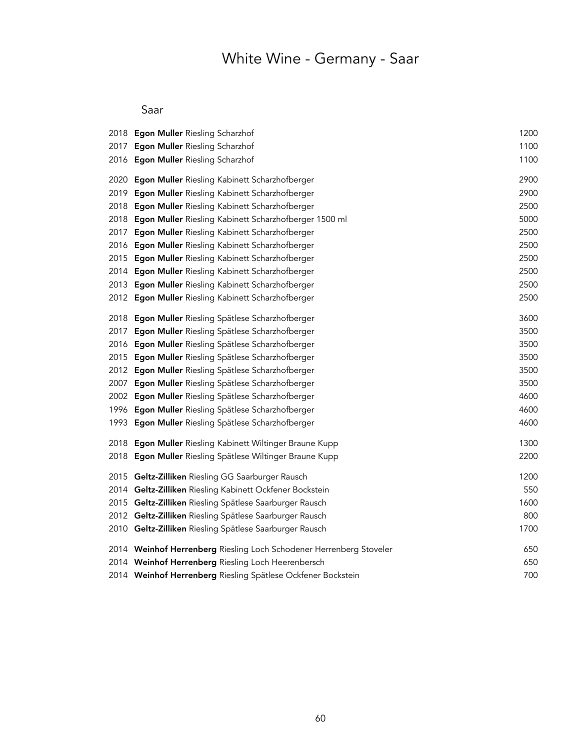# White Wine - Germany - Saar

## Saar

| | | |
|---|---|---|
| 2018 | **Egon Muller** Riesling Scharzhof | 1200 |
| 2017 | **Egon Muller** Riesling Scharzhof | 1100 |
| 2016 | **Egon Muller** Riesling Scharzhof | 1100 |
| 2020 | **Egon Muller** Riesling Kabinett Scharzhofberger | 2900 |
| 2019 | **Egon Muller** Riesling Kabinett Scharzhofberger | 2900 |
| 2018 | **Egon Muller** Riesling Kabinett Scharzhofberger | 2500 |
| 2018 | **Egon Muller** Riesling Kabinett Scharzhofberger 1500 ml | 5000 |
| 2017 | **Egon Muller** Riesling Kabinett Scharzhofberger | 2500 |
| 2016 | **Egon Muller** Riesling Kabinett Scharzhofberger | 2500 |
| 2015 | **Egon Muller** Riesling Kabinett Scharzhofberger | 2500 |
| 2014 | **Egon Muller** Riesling Kabinett Scharzhofberger | 2500 |
| 2013 | **Egon Muller** Riesling Kabinett Scharzhofberger | 2500 |
| 2012 | **Egon Muller** Riesling Kabinett Scharzhofberger | 2500 |
| 2018 | **Egon Muller** Riesling Spätlese Scharzhofberger | 3600 |
| 2017 | **Egon Muller** Riesling Spätlese Scharzhofberger | 3500 |
| 2016 | **Egon Muller** Riesling Spätlese Scharzhofberger | 3500 |
| 2015 | **Egon Muller** Riesling Spätlese Scharzhofberger | 3500 |
| 2012 | **Egon Muller** Riesling Spätlese Scharzhofberger | 3500 |
| 2007 | **Egon Muller** Riesling Spätlese Scharzhofberger | 3500 |
| 2002 | **Egon Muller** Riesling Spätlese Scharzhofberger | 4600 |
| 1996 | **Egon Muller** Riesling Spätlese Scharzhofberger | 4600 |
| 1993 | **Egon Muller** Riesling Spätlese Scharzhofberger | 4600 |
| 2018 | **Egon Muller** Riesling Kabinett Wiltinger Braune Kupp | 1300 |
| 2018 | **Egon Muller** Riesling Spätlese Wiltinger Braune Kupp | 2200 |
| 2015 | **Geltz-Zilliken** Riesling GG Saarburger Rausch | 1200 |
| 2014 | **Geltz-Zilliken** Riesling Kabinett Ockfener Bockstein | 550 |
| 2015 | **Geltz-Zilliken** Riesling Spätlese Saarburger Rausch | 1600 |
| 2012 | **Geltz-Zilliken** Riesling Spätlese Saarburger Rausch | 800 |
| 2010 | **Geltz-Zilliken** Riesling Spätlese Saarburger Rausch | 1700 |
| 2014 | **Weinhof Herrenberg** Riesling Loch Schodener Herrenberg Stoveler | 650 |
| 2014 | **Weinhof Herrenberg** Riesling Loch Heerenbersch | 650 |
| 2014 | **Weinhof Herrenberg** Riesling Spätlese Ockfener Bockstein | 700 |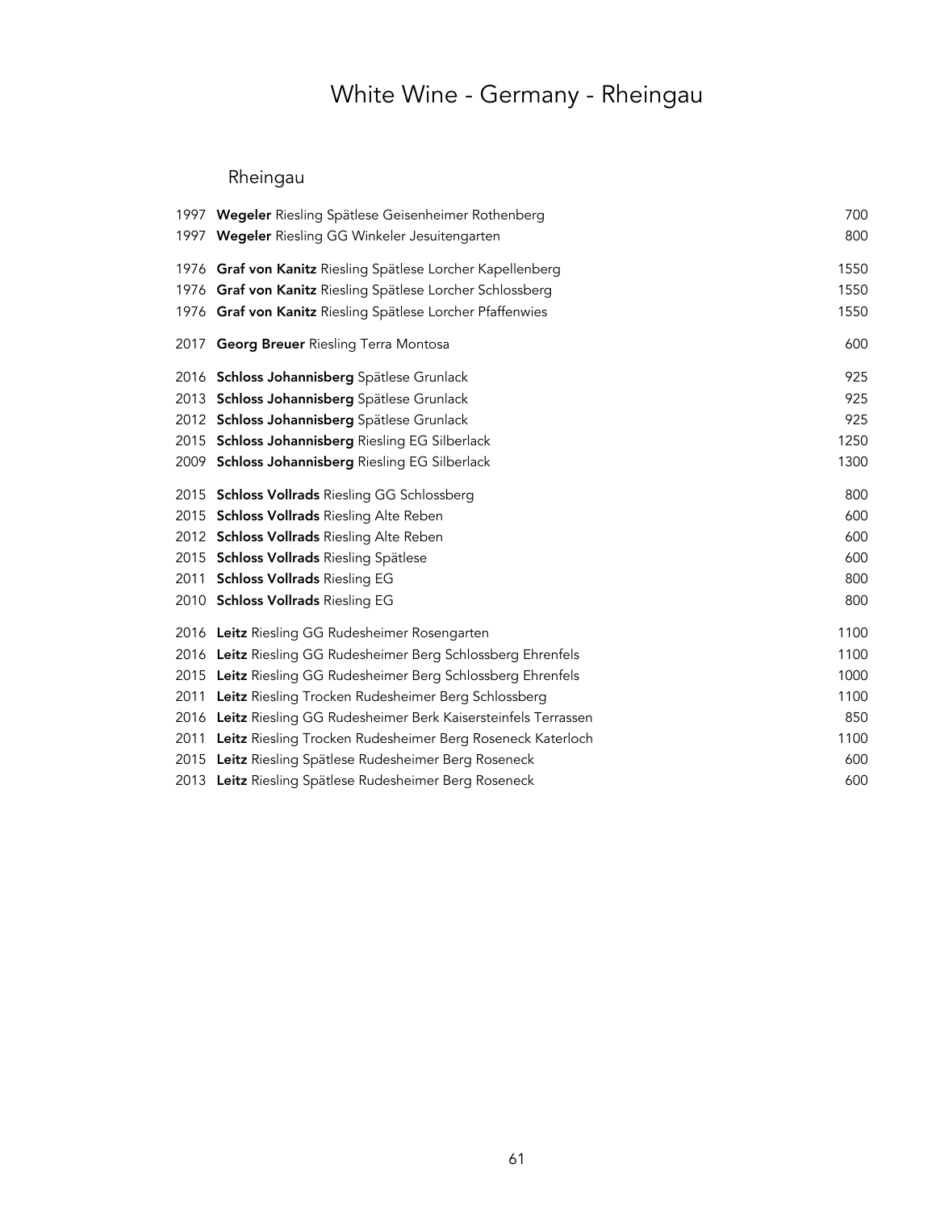# White Wine - Germany - Rheingau

## Rheingau

| Vintage | Wine | Price |
|---|---|---|
| 1997 | **Wegeler** Riesling Spätlese Geisenheimer Rothenberg | 700 |
| 1997 | **Wegeler** Riesling GG Winkeler Jesuitengarten | 800 |
| 1976 | **Graf von Kanitz** Riesling Spätlese Lorcher Kapellenberg | 1550 |
| 1976 | **Graf von Kanitz** Riesling Spätlese Lorcher Schlossberg | 1550 |
| 1976 | **Graf von Kanitz** Riesling Spätlese Lorcher Pfaffenwies | 1550 |
| 2017 | **Georg Breuer** Riesling Terra Montosa | 600 |
| 2016 | **Schloss Johannisberg** Spätlese Grunlack | 925 |
| 2013 | **Schloss Johannisberg** Spätlese Grunlack | 925 |
| 2012 | **Schloss Johannisberg** Spätlese Grunlack | 925 |
| 2015 | **Schloss Johannisberg** Riesling EG Silberlack | 1250 |
| 2009 | **Schloss Johannisberg** Riesling EG Silberlack | 1300 |
| 2015 | **Schloss Vollrads** Riesling GG Schlossberg | 800 |
| 2015 | **Schloss Vollrads** Riesling Alte Reben | 600 |
| 2012 | **Schloss Vollrads** Riesling Alte Reben | 600 |
| 2015 | **Schloss Vollrads** Riesling Spätlese | 600 |
| 2011 | **Schloss Vollrads** Riesling EG | 800 |
| 2010 | **Schloss Vollrads** Riesling EG | 800 |
| 2016 | **Leitz** Riesling GG Rudesheimer Rosengarten | 1100 |
| 2016 | **Leitz** Riesling GG Rudesheimer Berg Schlossberg Ehrenfels | 1100 |
| 2015 | **Leitz** Riesling GG Rudesheimer Berg Schlossberg Ehrenfels | 1000 |
| 2011 | **Leitz** Riesling Trocken Rudesheimer Berg Schlossberg | 1100 |
| 2016 | **Leitz** Riesling GG Rudesheimer Berk Kaisersteinfels Terrassen | 850 |
| 2011 | **Leitz** Riesling Trocken Rudesheimer Berg Roseneck Katerloch | 1100 |
| 2015 | **Leitz** Riesling Spätlese Rudesheimer Berg Roseneck | 600 |
| 2013 | **Leitz** Riesling Spätlese Rudesheimer Berg Roseneck | 600 |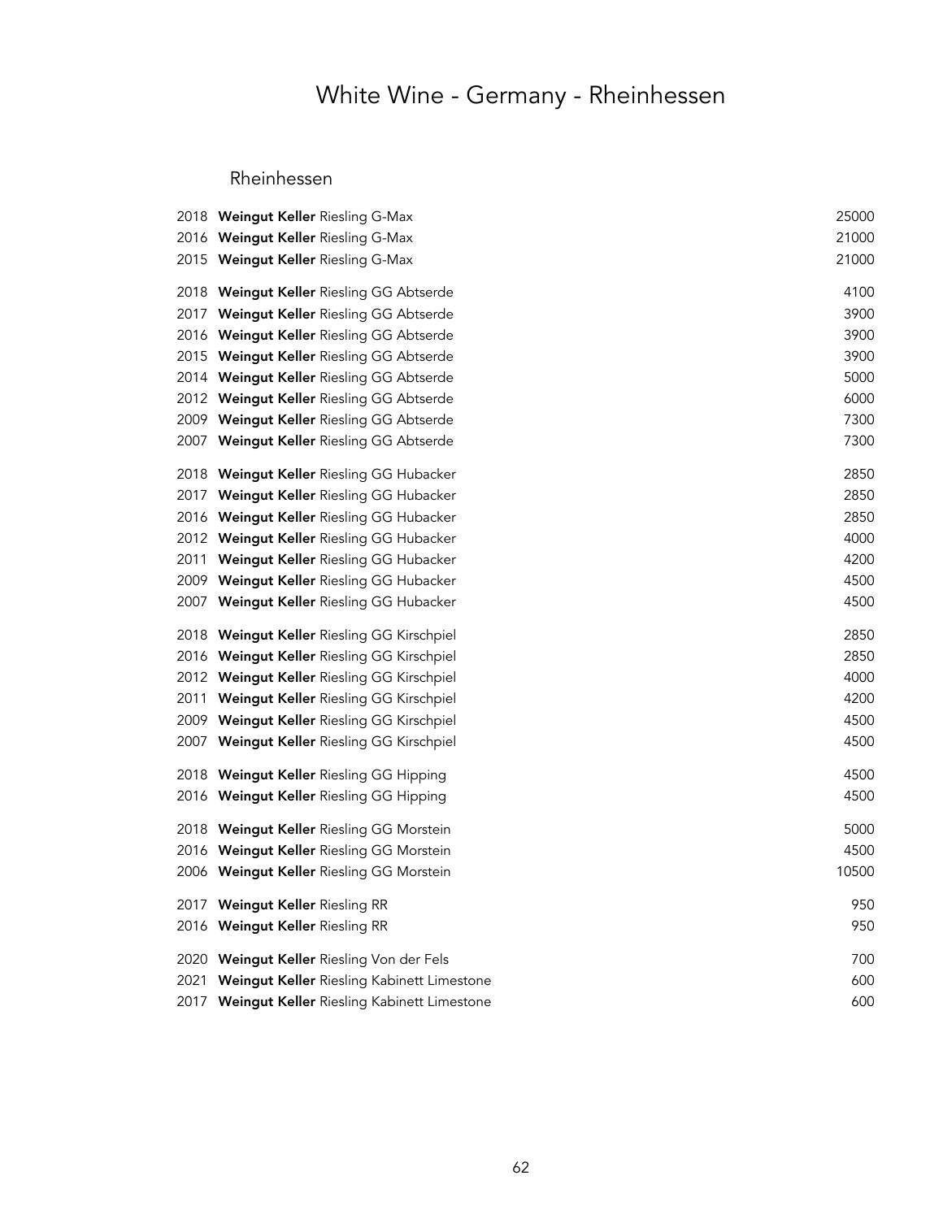# White Wine - Germany - Rheinhessen

## Rheinhessen

| | | |
|---|---|---|
| 2018 | **Weingut Keller** Riesling G-Max | 25000 |
| 2016 | **Weingut Keller** Riesling G-Max | 21000 |
| 2015 | **Weingut Keller** Riesling G-Max | 21000 |
| 2018 | **Weingut Keller** Riesling GG Abtserde | 4100 |
| 2017 | **Weingut Keller** Riesling GG Abtserde | 3900 |
| 2016 | **Weingut Keller** Riesling GG Abtserde | 3900 |
| 2015 | **Weingut Keller** Riesling GG Abtserde | 3900 |
| 2014 | **Weingut Keller** Riesling GG Abtserde | 5000 |
| 2012 | **Weingut Keller** Riesling GG Abtserde | 6000 |
| 2009 | **Weingut Keller** Riesling GG Abtserde | 7300 |
| 2007 | **Weingut Keller** Riesling GG Abtserde | 7300 |
| 2018 | **Weingut Keller** Riesling GG Hubacker | 2850 |
| 2017 | **Weingut Keller** Riesling GG Hubacker | 2850 |
| 2016 | **Weingut Keller** Riesling GG Hubacker | 2850 |
| 2012 | **Weingut Keller** Riesling GG Hubacker | 4000 |
| 2011 | **Weingut Keller** Riesling GG Hubacker | 4200 |
| 2009 | **Weingut Keller** Riesling GG Hubacker | 4500 |
| 2007 | **Weingut Keller** Riesling GG Hubacker | 4500 |
| 2018 | **Weingut Keller** Riesling GG Kirschpiel | 2850 |
| 2016 | **Weingut Keller** Riesling GG Kirschpiel | 2850 |
| 2012 | **Weingut Keller** Riesling GG Kirschpiel | 4000 |
| 2011 | **Weingut Keller** Riesling GG Kirschpiel | 4200 |
| 2009 | **Weingut Keller** Riesling GG Kirschpiel | 4500 |
| 2007 | **Weingut Keller** Riesling GG Kirschpiel | 4500 |
| 2018 | **Weingut Keller** Riesling GG Hipping | 4500 |
| 2016 | **Weingut Keller** Riesling GG Hipping | 4500 |
| 2018 | **Weingut Keller** Riesling GG Morstein | 5000 |
| 2016 | **Weingut Keller** Riesling GG Morstein | 4500 |
| 2006 | **Weingut Keller** Riesling GG Morstein | 10500 |
| 2017 | **Weingut Keller** Riesling RR | 950 |
| 2016 | **Weingut Keller** Riesling RR | 950 |
| 2020 | **Weingut Keller** Riesling Von der Fels | 700 |
| 2021 | **Weingut Keller** Riesling Kabinett Limestone | 600 |
| 2017 | **Weingut Keller** Riesling Kabinett Limestone | 600 |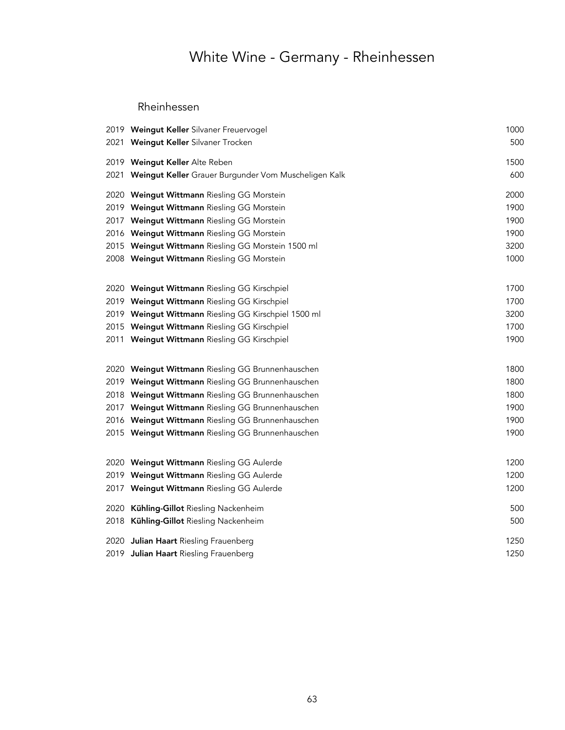# White Wine - Germany - Rheinhessen

## Rheinhessen

| | | |
|---|---|---|
| 2019 | **Weingut Keller** Silvaner Freuervogel | 1000 |
| 2021 | **Weingut Keller** Silvaner Trocken | 500 |
| 2019 | **Weingut Keller** Alte Reben | 1500 |
| 2021 | **Weingut Keller** Grauer Burgunder Vom Muscheligen Kalk | 600 |
| 2020 | **Weingut Wittmann** Riesling GG Morstein | 2000 |
| 2019 | **Weingut Wittmann** Riesling GG Morstein | 1900 |
| 2017 | **Weingut Wittmann** Riesling GG Morstein | 1900 |
| 2016 | **Weingut Wittmann** Riesling GG Morstein | 1900 |
| 2015 | **Weingut Wittmann** Riesling GG Morstein 1500 ml | 3200 |
| 2008 | **Weingut Wittmann** Riesling GG Morstein | 1000 |
| 2020 | **Weingut Wittmann** Riesling GG Kirschpiel | 1700 |
| 2019 | **Weingut Wittmann** Riesling GG Kirschpiel | 1700 |
| 2019 | **Weingut Wittmann** Riesling GG Kirschpiel 1500 ml | 3200 |
| 2015 | **Weingut Wittmann** Riesling GG Kirschpiel | 1700 |
| 2011 | **Weingut Wittmann** Riesling GG Kirschpiel | 1900 |
| 2020 | **Weingut Wittmann** Riesling GG Brunnenhauschen | 1800 |
| 2019 | **Weingut Wittmann** Riesling GG Brunnenhauschen | 1800 |
| 2018 | **Weingut Wittmann** Riesling GG Brunnenhauschen | 1800 |
| 2017 | **Weingut Wittmann** Riesling GG Brunnenhauschen | 1900 |
| 2016 | **Weingut Wittmann** Riesling GG Brunnenhauschen | 1900 |
| 2015 | **Weingut Wittmann** Riesling GG Brunnenhauschen | 1900 |
| 2020 | **Weingut Wittmann** Riesling GG Aulerde | 1200 |
| 2019 | **Weingut Wittmann** Riesling GG Aulerde | 1200 |
| 2017 | **Weingut Wittmann** Riesling GG Aulerde | 1200 |
| 2020 | **Kühling-Gillot** Riesling Nackenheim | 500 |
| 2018 | **Kühling-Gillot** Riesling Nackenheim | 500 |
| 2020 | **Julian Haart** Riesling Frauenberg | 1250 |
| 2019 | **Julian Haart** Riesling Frauenberg | 1250 |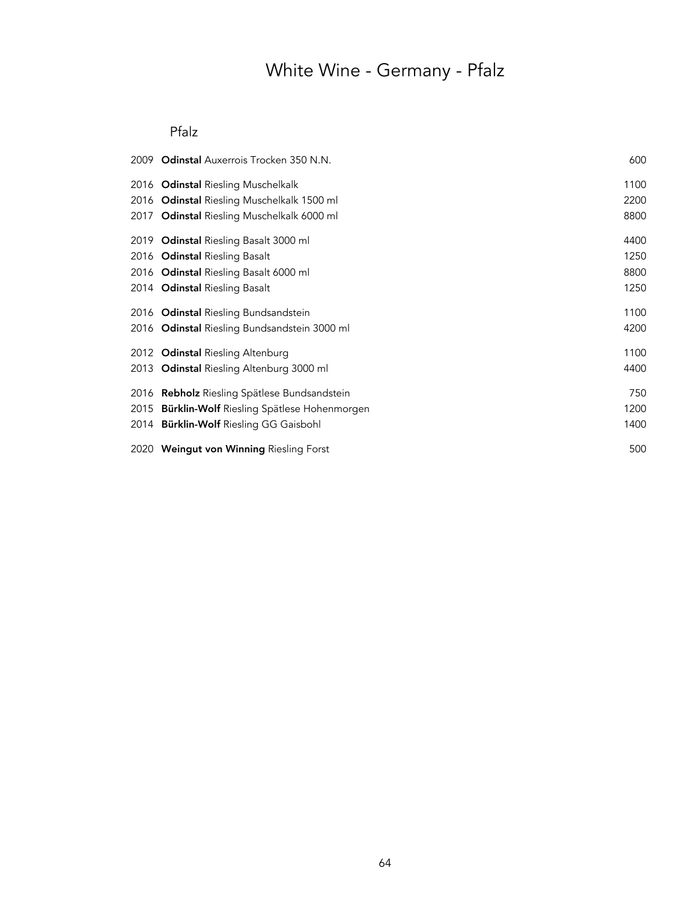# White Wine - Germany - Pfalz

## Pfalz

| | | |
|---|---|---|
| 2009 | **Odinstal** Auxerrois Trocken 350 N.N. | 600 |
| 2016 | **Odinstal** Riesling Muschelkalk | 1100 |
| 2016 | **Odinstal** Riesling Muschelkalk 1500 ml | 2200 |
| 2017 | **Odinstal** Riesling Muschelkalk 6000 ml | 8800 |
| 2019 | **Odinstal** Riesling Basalt 3000 ml | 4400 |
| 2016 | **Odinstal** Riesling Basalt | 1250 |
| 2016 | **Odinstal** Riesling Basalt 6000 ml | 8800 |
| 2014 | **Odinstal** Riesling Basalt | 1250 |
| 2016 | **Odinstal** Riesling Bundsandstein | 1100 |
| 2016 | **Odinstal** Riesling Bundsandstein 3000 ml | 4200 |
| 2012 | **Odinstal** Riesling Altenburg | 1100 |
| 2013 | **Odinstal** Riesling Altenburg 3000 ml | 4400 |
| 2016 | **Rebholz** Riesling Spätlese Bundsandstein | 750 |
| 2015 | **Bürklin-Wolf** Riesling Spätlese Hohenmorgen | 1200 |
| 2014 | **Bürklin-Wolf** Riesling GG Gaisbohl | 1400 |
| 2020 | **Weingut von Winning** Riesling Forst | 500 |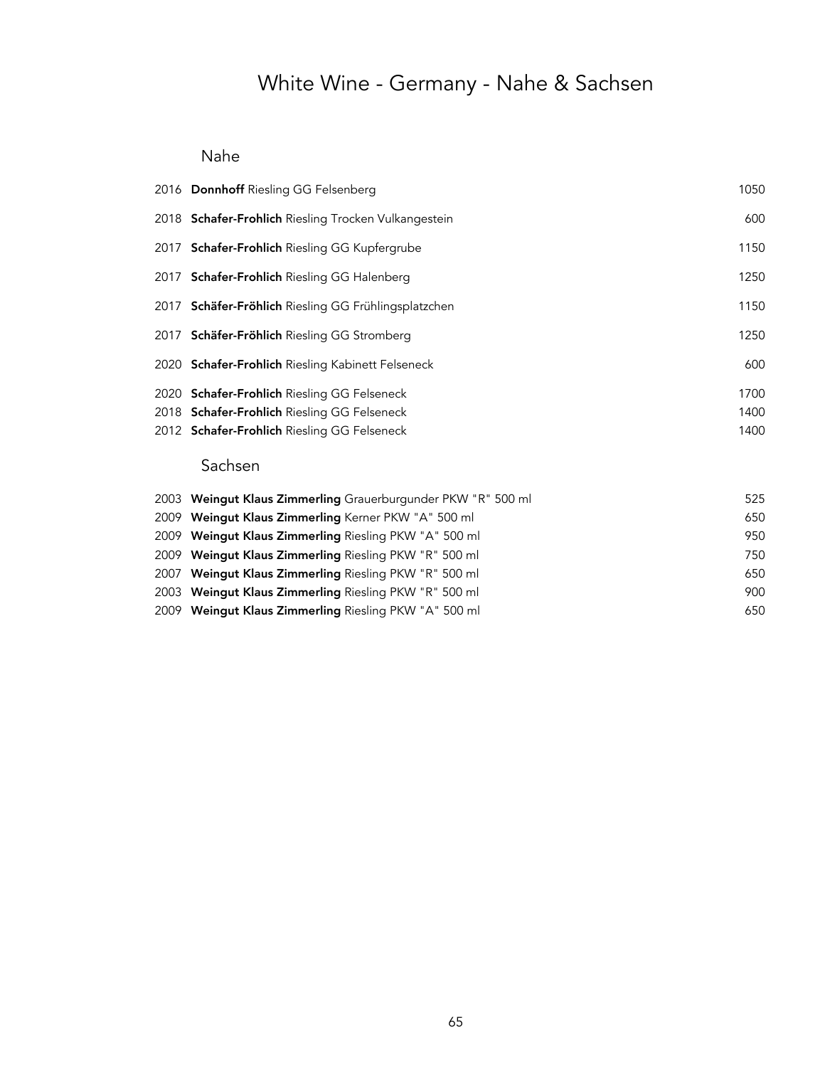# White Wine - Germany - Nahe & Sachsen

## Nahe

| Vintage | Wine | Price |
|---|---|---|
| 2016 | **Donnhoff** Riesling GG Felsenberg | 1050 |
| 2018 | **Schafer-Frohlich** Riesling Trocken Vulkangestein | 600 |
| 2017 | **Schafer-Frohlich** Riesling GG Kupfergrube | 1150 |
| 2017 | **Schafer-Frohlich** Riesling GG Halenberg | 1250 |
| 2017 | **Schäfer-Fröhlich** Riesling GG Frühlingsplatzchen | 1150 |
| 2017 | **Schäfer-Fröhlich** Riesling GG Stromberg | 1250 |
| 2020 | **Schafer-Frohlich** Riesling Kabinett Felseneck | 600 |
| 2020 | **Schafer-Frohlich** Riesling GG Felseneck | 1700 |
| 2018 | **Schafer-Frohlich** Riesling GG Felseneck | 1400 |
| 2012 | **Schafer-Frohlich** Riesling GG Felseneck | 1400 |

## Sachsen

| Vintage | Wine | Price |
|---|---|---|
| 2003 | **Weingut Klaus Zimmerling** Grauerburgunder PKW "R" 500 ml | 525 |
| 2009 | **Weingut Klaus Zimmerling** Kerner PKW "A" 500 ml | 650 |
| 2009 | **Weingut Klaus Zimmerling** Riesling PKW "A" 500 ml | 950 |
| 2009 | **Weingut Klaus Zimmerling** Riesling PKW "R" 500 ml | 750 |
| 2007 | **Weingut Klaus Zimmerling** Riesling PKW "R" 500 ml | 650 |
| 2003 | **Weingut Klaus Zimmerling** Riesling PKW "R" 500 ml | 900 |
| 2009 | **Weingut Klaus Zimmerling** Riesling PKW "A" 500 ml | 650 |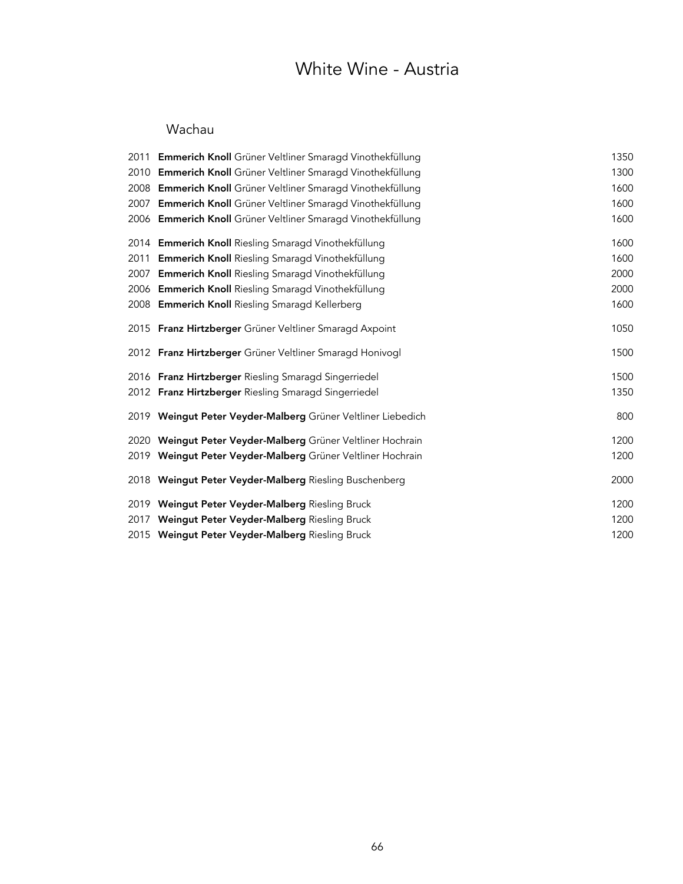# White Wine - Austria

## Wachau

| | | |
|---|---|---|
| 2011 | **Emmerich Knoll** Grüner Veltliner Smaragd Vinothekfüllung | 1350 |
| 2010 | **Emmerich Knoll** Grüner Veltliner Smaragd Vinothekfüllung | 1300 |
| 2008 | **Emmerich Knoll** Grüner Veltliner Smaragd Vinothekfüllung | 1600 |
| 2007 | **Emmerich Knoll** Grüner Veltliner Smaragd Vinothekfüllung | 1600 |
| 2006 | **Emmerich Knoll** Grüner Veltliner Smaragd Vinothekfüllung | 1600 |
| 2014 | **Emmerich Knoll** Riesling Smaragd Vinothekfüllung | 1600 |
| 2011 | **Emmerich Knoll** Riesling Smaragd Vinothekfüllung | 1600 |
| 2007 | **Emmerich Knoll** Riesling Smaragd Vinothekfüllung | 2000 |
| 2006 | **Emmerich Knoll** Riesling Smaragd Vinothekfüllung | 2000 |
| 2008 | **Emmerich Knoll** Riesling Smaragd Kellerberg | 1600 |
| 2015 | **Franz Hirtzberger** Grüner Veltliner Smaragd Axpoint | 1050 |
| 2012 | **Franz Hirtzberger** Grüner Veltliner Smaragd Honivogl | 1500 |
| 2016 | **Franz Hirtzberger** Riesling Smaragd Singerriedel | 1500 |
| 2012 | **Franz Hirtzberger** Riesling Smaragd Singerriedel | 1350 |
| 2019 | **Weingut Peter Veyder-Malberg** Grüner Veltliner Liebedich | 800 |
| 2020 | **Weingut Peter Veyder-Malberg** Grüner Veltliner Hochrain | 1200 |
| 2019 | **Weingut Peter Veyder-Malberg** Grüner Veltliner Hochrain | 1200 |
| 2018 | **Weingut Peter Veyder-Malberg** Riesling Buschenberg | 2000 |
| 2019 | **Weingut Peter Veyder-Malberg** Riesling Bruck | 1200 |
| 2017 | **Weingut Peter Veyder-Malberg** Riesling Bruck | 1200 |
| 2015 | **Weingut Peter Veyder-Malberg** Riesling Bruck | 1200 |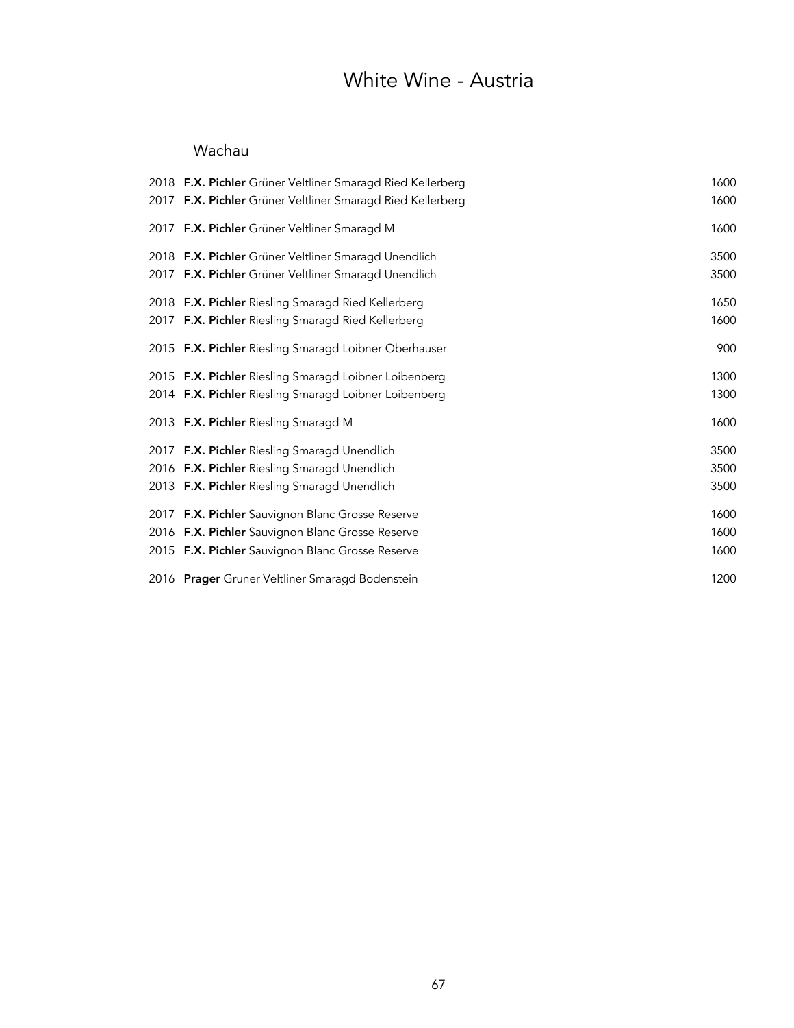# White Wine - Austria

## Wachau

| Vintage | Wine | Price |
|---|---|---|
| 2018 | **F.X. Pichler** Grüner Veltliner Smaragd Ried Kellerberg | 1600 |
| 2017 | **F.X. Pichler** Grüner Veltliner Smaragd Ried Kellerberg | 1600 |
| 2017 | **F.X. Pichler** Grüner Veltliner Smaragd M | 1600 |
| 2018 | **F.X. Pichler** Grüner Veltliner Smaragd Unendlich | 3500 |
| 2017 | **F.X. Pichler** Grüner Veltliner Smaragd Unendlich | 3500 |
| 2018 | **F.X. Pichler** Riesling Smaragd Ried Kellerberg | 1650 |
| 2017 | **F.X. Pichler** Riesling Smaragd Ried Kellerberg | 1600 |
| 2015 | **F.X. Pichler** Riesling Smaragd Loibner Oberhauser | 900 |
| 2015 | **F.X. Pichler** Riesling Smaragd Loibner Loibenberg | 1300 |
| 2014 | **F.X. Pichler** Riesling Smaragd Loibner Loibenberg | 1300 |
| 2013 | **F.X. Pichler** Riesling Smaragd M | 1600 |
| 2017 | **F.X. Pichler** Riesling Smaragd Unendlich | 3500 |
| 2016 | **F.X. Pichler** Riesling Smaragd Unendlich | 3500 |
| 2013 | **F.X. Pichler** Riesling Smaragd Unendlich | 3500 |
| 2017 | **F.X. Pichler** Sauvignon Blanc Grosse Reserve | 1600 |
| 2016 | **F.X. Pichler** Sauvignon Blanc Grosse Reserve | 1600 |
| 2015 | **F.X. Pichler** Sauvignon Blanc Grosse Reserve | 1600 |
| 2016 | **Prager** Gruner Veltliner Smaragd Bodenstein | 1200 |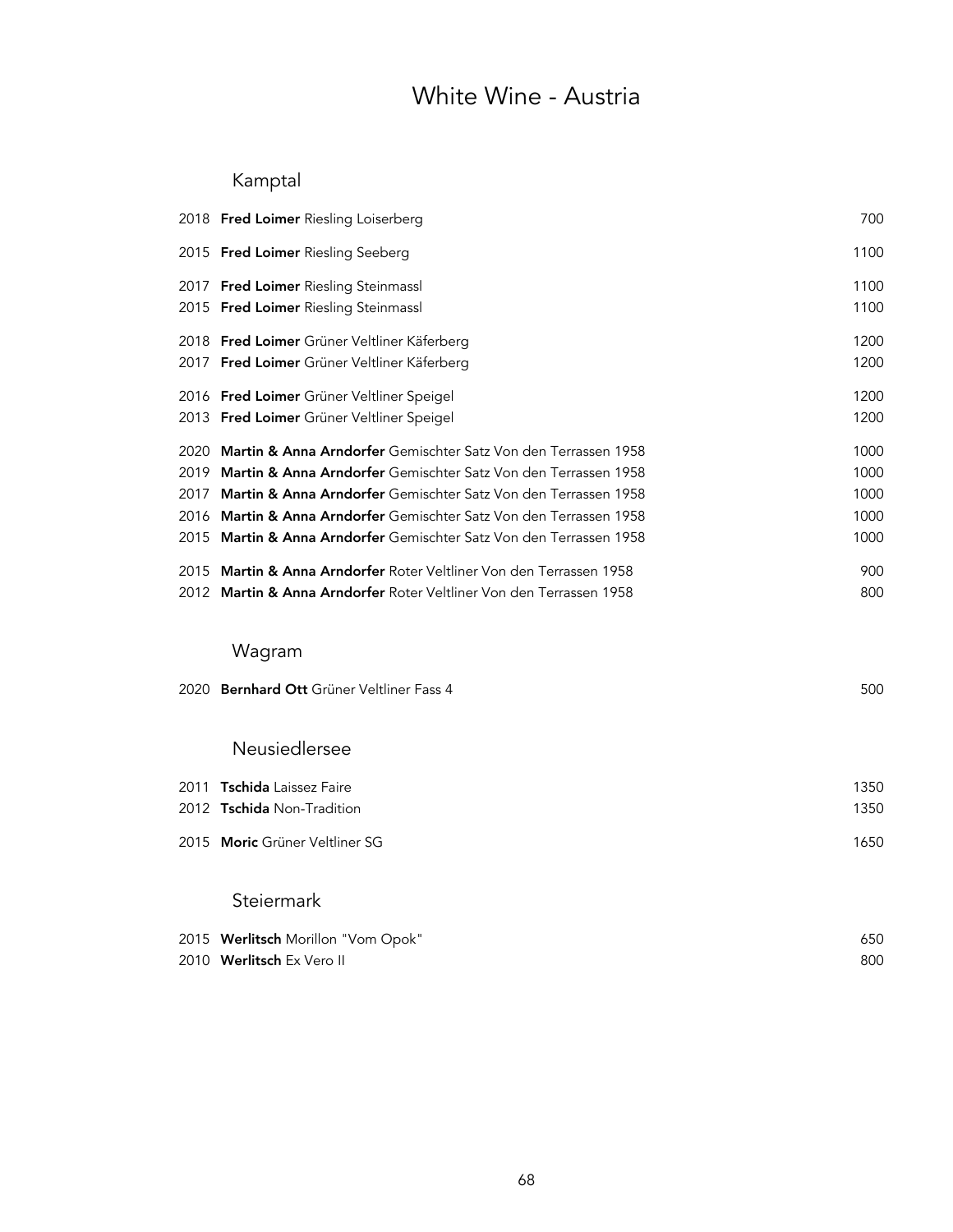# White Wine - Austria

## Kamptal

| | | |
|---|---|---|
| 2018 | **Fred Loimer** Riesling Loiserberg | 700 |
| 2015 | **Fred Loimer** Riesling Seeberg | 1100 |
| 2017 | **Fred Loimer** Riesling Steinmassl | 1100 |
| 2015 | **Fred Loimer** Riesling Steinmassl | 1100 |
| 2018 | **Fred Loimer** Grüner Veltliner Käferberg | 1200 |
| 2017 | **Fred Loimer** Grüner Veltliner Käferberg | 1200 |
| 2016 | **Fred Loimer** Grüner Veltliner Speigel | 1200 |
| 2013 | **Fred Loimer** Grüner Veltliner Speigel | 1200 |
| 2020 | **Martin & Anna Arndorfer** Gemischter Satz Von den Terrassen 1958 | 1000 |
| 2019 | **Martin & Anna Arndorfer** Gemischter Satz Von den Terrassen 1958 | 1000 |
| 2017 | **Martin & Anna Arndorfer** Gemischter Satz Von den Terrassen 1958 | 1000 |
| 2016 | **Martin & Anna Arndorfer** Gemischter Satz Von den Terrassen 1958 | 1000 |
| 2015 | **Martin & Anna Arndorfer** Gemischter Satz Von den Terrassen 1958 | 1000 |
| 2015 | **Martin & Anna Arndorfer** Roter Veltliner Von den Terrassen 1958 | 900 |
| 2012 | **Martin & Anna Arndorfer** Roter Veltliner Von den Terrassen 1958 | 800 |

## Wagram

| | | |
|---|---|---|
| 2020 | **Bernhard Ott** Grüner Veltliner Fass 4 | 500 |

## Neusiedlersee

| | | |
|---|---|---|
| 2011 | **Tschida** Laissez Faire | 1350 |
| 2012 | **Tschida** Non-Tradition | 1350 |
| 2015 | **Moric** Grüner Veltliner SG | 1650 |

## Steiermark

| | | |
|---|---|---|
| 2015 | **Werlitsch** Morillon "Vom Opok" | 650 |
| 2010 | **Werlitsch** Ex Vero II | 800 |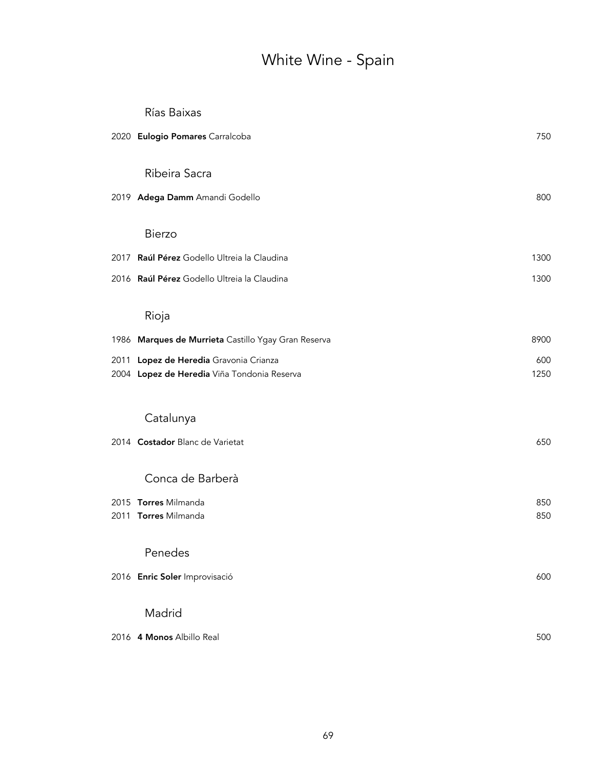# White Wine - Spain

## Rías Baixas

| | | |
|---|---|---|
| 2020 | **Eulogio Pomares** Carralcoba | 750 |

## Ribeira Sacra

| | | |
|---|---|---|
| 2019 | **Adega Damm** Amandi Godello | 800 |

## Bierzo

| | | |
|---|---|---|
| 2017 | **Raúl Pérez** Godello Ultreia la Claudina | 1300 |
| 2016 | **Raúl Pérez** Godello Ultreia la Claudina | 1300 |

## Rioja

| | | |
|---|---|---|
| 1986 | **Marques de Murrieta** Castillo Ygay Gran Reserva | 8900 |
| 2011 | **Lopez de Heredia** Gravonia Crianza | 600 |
| 2004 | **Lopez de Heredia** Viña Tondonia Reserva | 1250 |

## Catalunya

| | | |
|---|---|---|
| 2014 | **Costador** Blanc de Varietat | 650 |

## Conca de Barberà

| | | |
|---|---|---|
| 2015 | **Torres** Milmanda | 850 |
| 2011 | **Torres** Milmanda | 850 |

## Penedes

| | | |
|---|---|---|
| 2016 | **Enric Soler** Improvisació | 600 |

## Madrid

| | | |
|---|---|---|
| 2016 | **4 Monos** Albillo Real | 500 |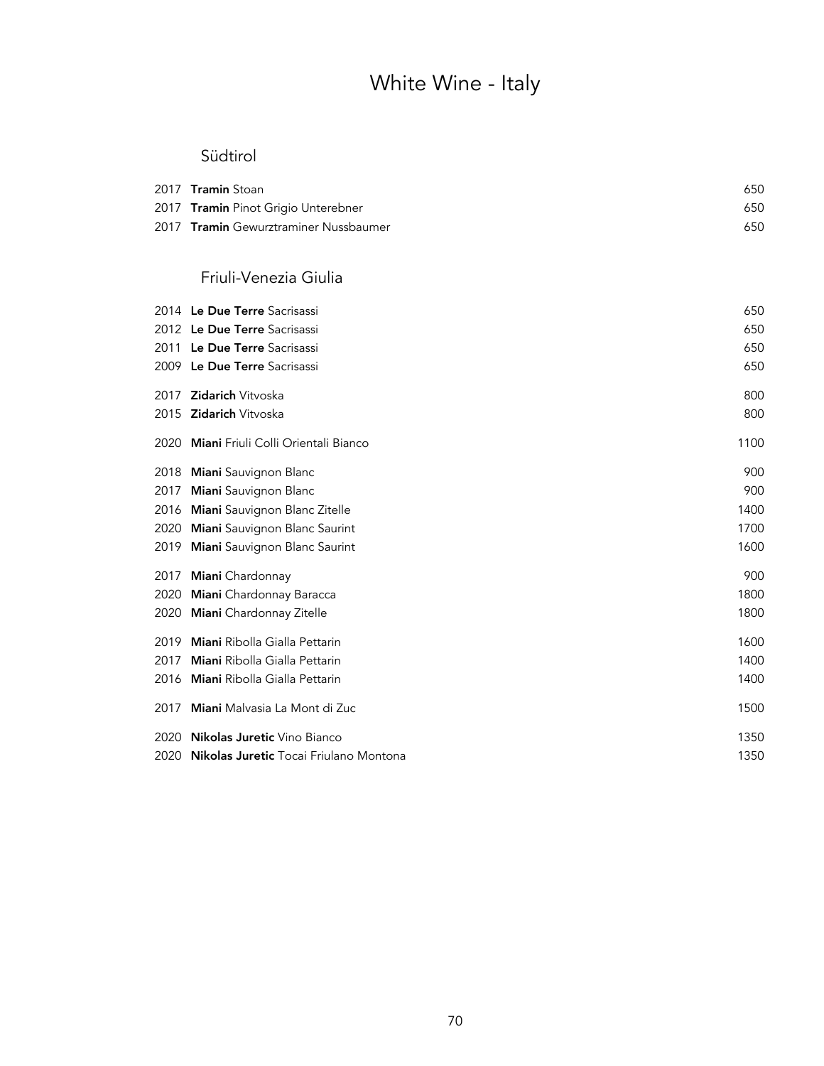# White Wine - Italy

## Südtirol

| | | |
|---|---|---|
| 2017 | **Tramin** Stoan | 650 |
| 2017 | **Tramin** Pinot Grigio Unterebner | 650 |
| 2017 | **Tramin** Gewurztraminer Nussbaumer | 650 |

## Friuli-Venezia Giulia

| | | |
|---|---|---|
| 2014 | **Le Due Terre** Sacrisassi | 650 |
| 2012 | **Le Due Terre** Sacrisassi | 650 |
| 2011 | **Le Due Terre** Sacrisassi | 650 |
| 2009 | **Le Due Terre** Sacrisassi | 650 |
| 2017 | **Zidarich** Vitvoska | 800 |
| 2015 | **Zidarich** Vitvoska | 800 |
| 2020 | **Miani** Friuli Colli Orientali Bianco | 1100 |
| 2018 | **Miani** Sauvignon Blanc | 900 |
| 2017 | **Miani** Sauvignon Blanc | 900 |
| 2016 | **Miani** Sauvignon Blanc Zitelle | 1400 |
| 2020 | **Miani** Sauvignon Blanc Saurint | 1700 |
| 2019 | **Miani** Sauvignon Blanc Saurint | 1600 |
| 2017 | **Miani** Chardonnay | 900 |
| 2020 | **Miani** Chardonnay Baracca | 1800 |
| 2020 | **Miani** Chardonnay Zitelle | 1800 |
| 2019 | **Miani** Ribolla Gialla Pettarin | 1600 |
| 2017 | **Miani** Ribolla Gialla Pettarin | 1400 |
| 2016 | **Miani** Ribolla Gialla Pettarin | 1400 |
| 2017 | **Miani** Malvasia La Mont di Zuc | 1500 |
| 2020 | **Nikolas Juretic** Vino Bianco | 1350 |
| 2020 | **Nikolas Juretic** Tocai Friulano Montona | 1350 |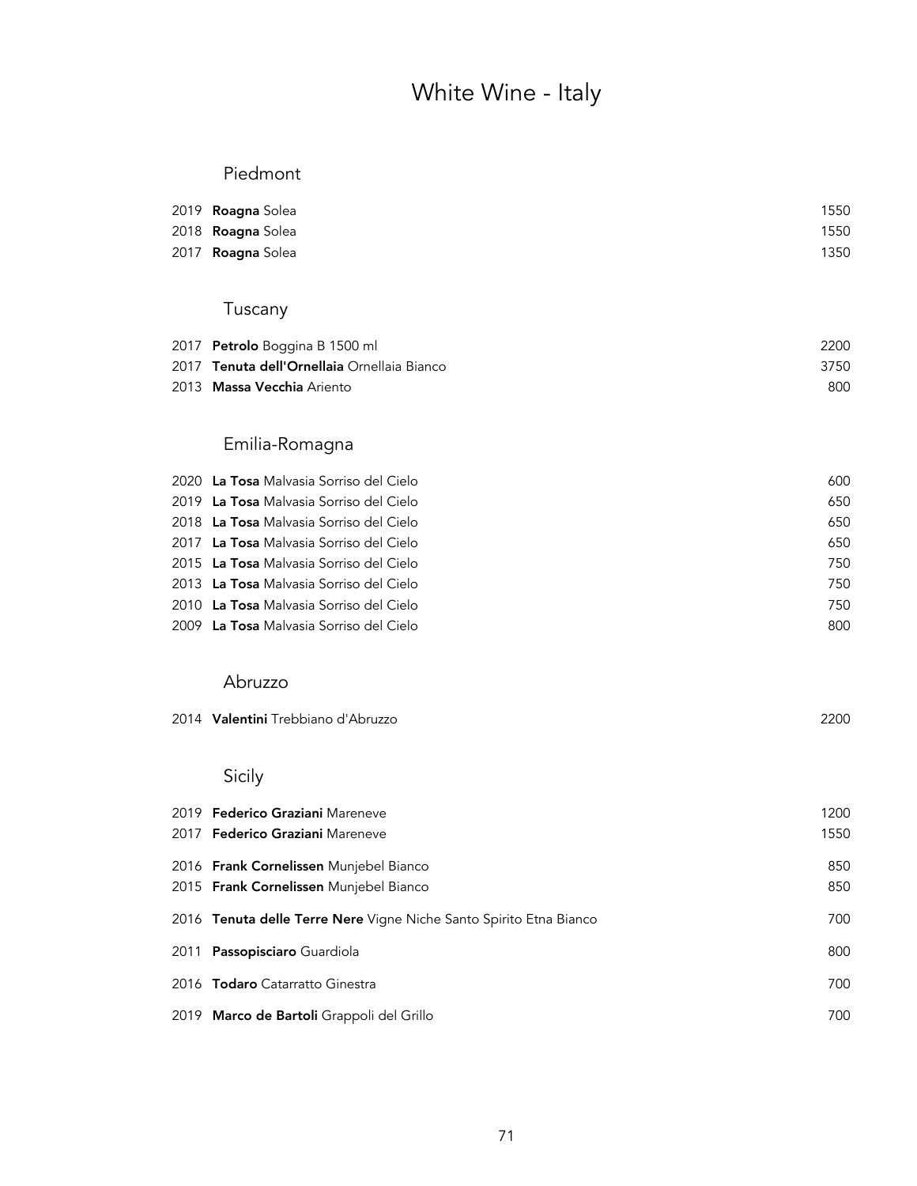# White Wine - Italy

## Piedmont

| | | |
|---|---|---|
| 2019 | **Roagna** Solea | 1550 |
| 2018 | **Roagna** Solea | 1550 |
| 2017 | **Roagna** Solea | 1350 |

## Tuscany

| | | |
|---|---|---|
| 2017 | **Petrolo** Boggina B 1500 ml | 2200 |
| 2017 | **Tenuta dell'Ornellaia** Ornellaia Bianco | 3750 |
| 2013 | **Massa Vecchia** Ariento | 800 |

## Emilia-Romagna

| | | |
|---|---|---|
| 2020 | **La Tosa** Malvasia Sorriso del Cielo | 600 |
| 2019 | **La Tosa** Malvasia Sorriso del Cielo | 650 |
| 2018 | **La Tosa** Malvasia Sorriso del Cielo | 650 |
| 2017 | **La Tosa** Malvasia Sorriso del Cielo | 650 |
| 2015 | **La Tosa** Malvasia Sorriso del Cielo | 750 |
| 2013 | **La Tosa** Malvasia Sorriso del Cielo | 750 |
| 2010 | **La Tosa** Malvasia Sorriso del Cielo | 750 |
| 2009 | **La Tosa** Malvasia Sorriso del Cielo | 800 |

## Abruzzo

| | | |
|---|---|---|
| 2014 | **Valentini** Trebbiano d'Abruzzo | 2200 |

## Sicily

| | | |
|---|---|---|
| 2019 | **Federico Graziani** Mareneve | 1200 |
| 2017 | **Federico Graziani** Mareneve | 1550 |
| 2016 | **Frank Cornelissen** Munjebel Bianco | 850 |
| 2015 | **Frank Cornelissen** Munjebel Bianco | 850 |
| 2016 | **Tenuta delle Terre Nere** Vigne Niche Santo Spirito Etna Bianco | 700 |
| 2011 | **Passopisciaro** Guardiola | 800 |
| 2016 | **Todaro** Catarratto Ginestra | 700 |
| 2019 | **Marco de Bartoli** Grappoli del Grillo | 700 |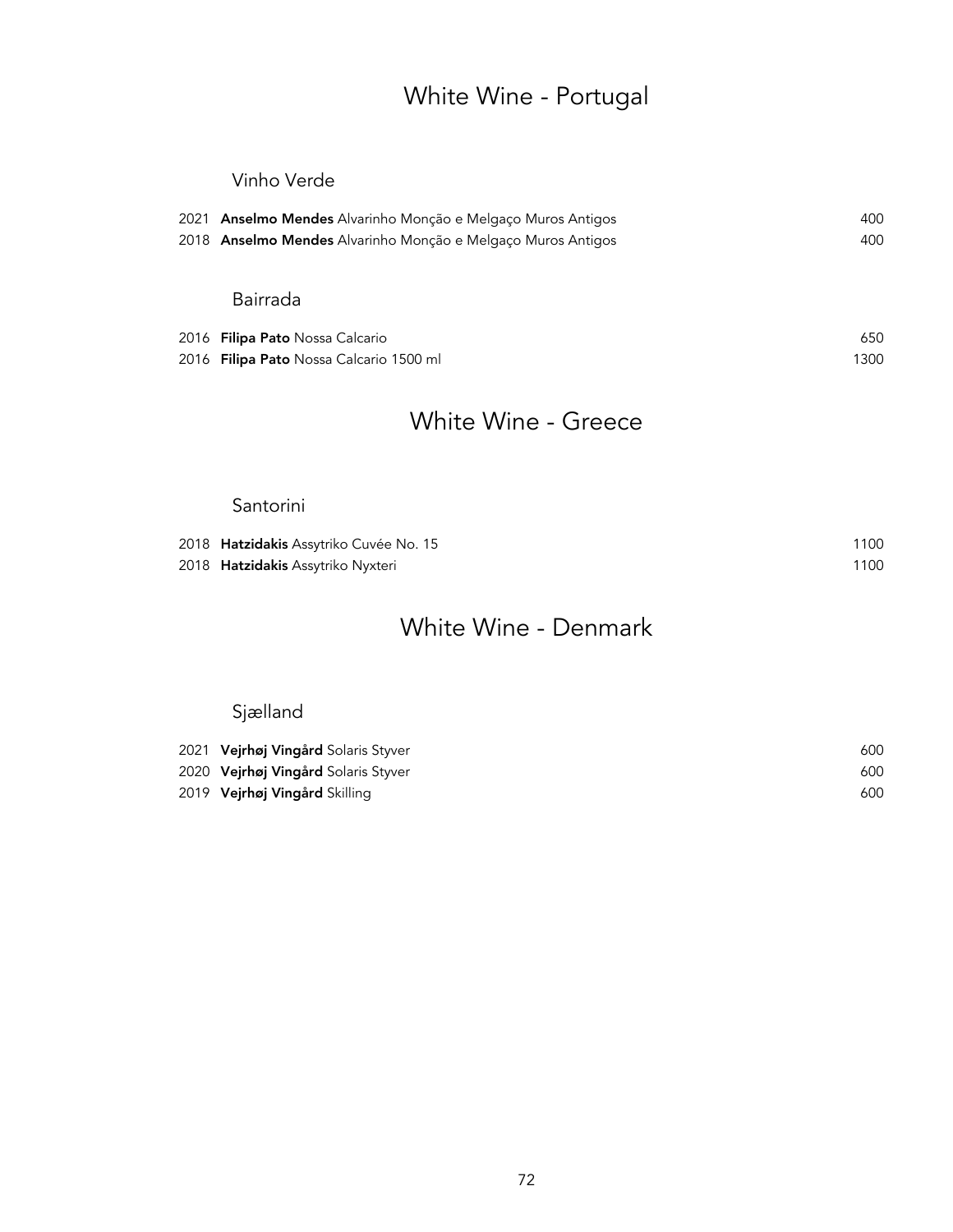# White Wine - Portugal

## Vinho Verde

| | | |
|---|---|---|
| 2021 | **Anselmo Mendes** Alvarinho Monção e Melgaço Muros Antigos | 400 |
| 2018 | **Anselmo Mendes** Alvarinho Monção e Melgaço Muros Antigos | 400 |

## Bairrada

| | | |
|---|---|---|
| 2016 | **Filipa Pato** Nossa Calcario | 650 |
| 2016 | **Filipa Pato** Nossa Calcario 1500 ml | 1300 |

# White Wine - Greece

## Santorini

| | | |
|---|---|---|
| 2018 | **Hatzidakis** Assytriko Cuvée No. 15 | 1100 |
| 2018 | **Hatzidakis** Assytriko Nyxteri | 1100 |

# White Wine - Denmark

## Sjælland

| | | |
|---|---|---|
| 2021 | **Vejrhøj Vingård** Solaris Styver | 600 |
| 2020 | **Vejrhøj Vingård** Solaris Styver | 600 |
| 2019 | **Vejrhøj Vingård** Skilling | 600 |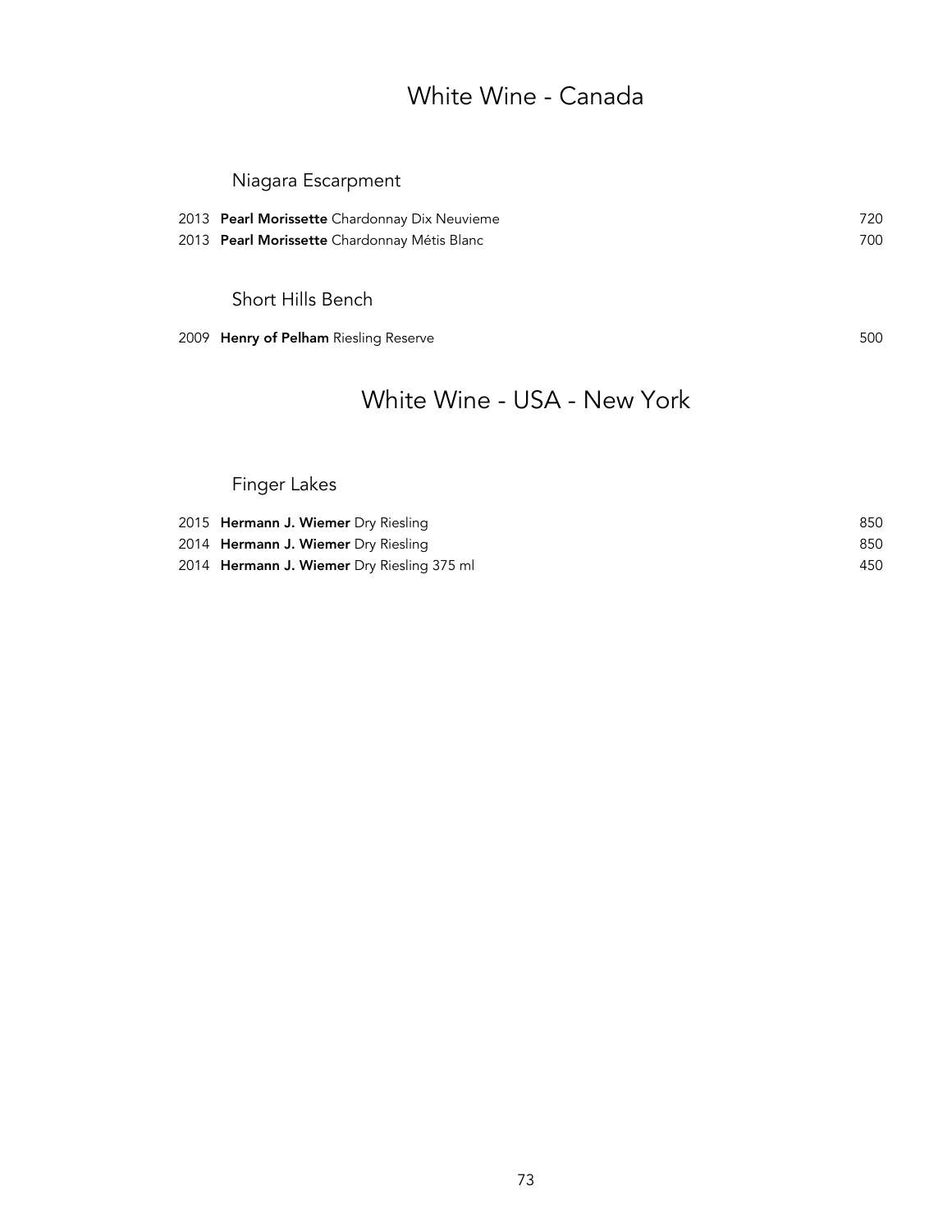# White Wine - Canada

## Niagara Escarpment

| Vintage | Wine | Price |
|---|---|---|
| 2013 | **Pearl Morissette** Chardonnay Dix Neuvieme | 720 |
| 2013 | **Pearl Morissette** Chardonnay Métis Blanc | 700 |

## Short Hills Bench

| Vintage | Wine | Price |
|---|---|---|
| 2009 | **Henry of Pelham** Riesling Reserve | 500 |

# White Wine - USA - New York

## Finger Lakes

| Vintage | Wine | Price |
|---|---|---|
| 2015 | **Hermann J. Wiemer** Dry Riesling | 850 |
| 2014 | **Hermann J. Wiemer** Dry Riesling | 850 |
| 2014 | **Hermann J. Wiemer** Dry Riesling 375 ml | 450 |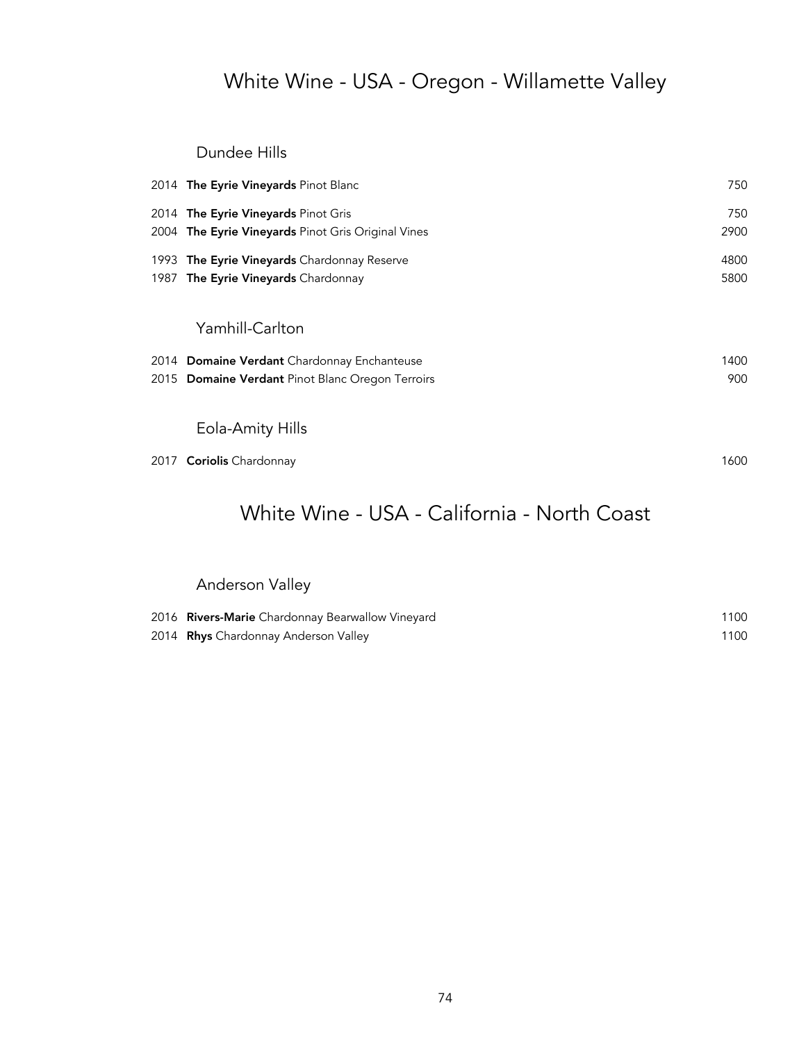# White Wine - USA - Oregon - Willamette Valley

## Dundee Hills

| Vintage | Wine | Price |
|---|---|---|
| 2014 | **The Eyrie Vineyards** Pinot Blanc | 750 |
| 2014 | **The Eyrie Vineyards** Pinot Gris | 750 |
| 2004 | **The Eyrie Vineyards** Pinot Gris Original Vines | 2900 |
| 1993 | **The Eyrie Vineyards** Chardonnay Reserve | 4800 |
| 1987 | **The Eyrie Vineyards** Chardonnay | 5800 |

## Yamhill-Carlton

| Vintage | Wine | Price |
|---|---|---|
| 2014 | **Domaine Verdant** Chardonnay Enchanteuse | 1400 |
| 2015 | **Domaine Verdant** Pinot Blanc Oregon Terroirs | 900 |

## Eola-Amity Hills

| Vintage | Wine | Price |
|---|---|---|
| 2017 | **Coriolis** Chardonnay | 1600 |

# White Wine - USA - California - North Coast

## Anderson Valley

| Vintage | Wine | Price |
|---|---|---|
| 2016 | **Rivers-Marie** Chardonnay Bearwallow Vineyard | 1100 |
| 2014 | **Rhys** Chardonnay Anderson Valley | 1100 |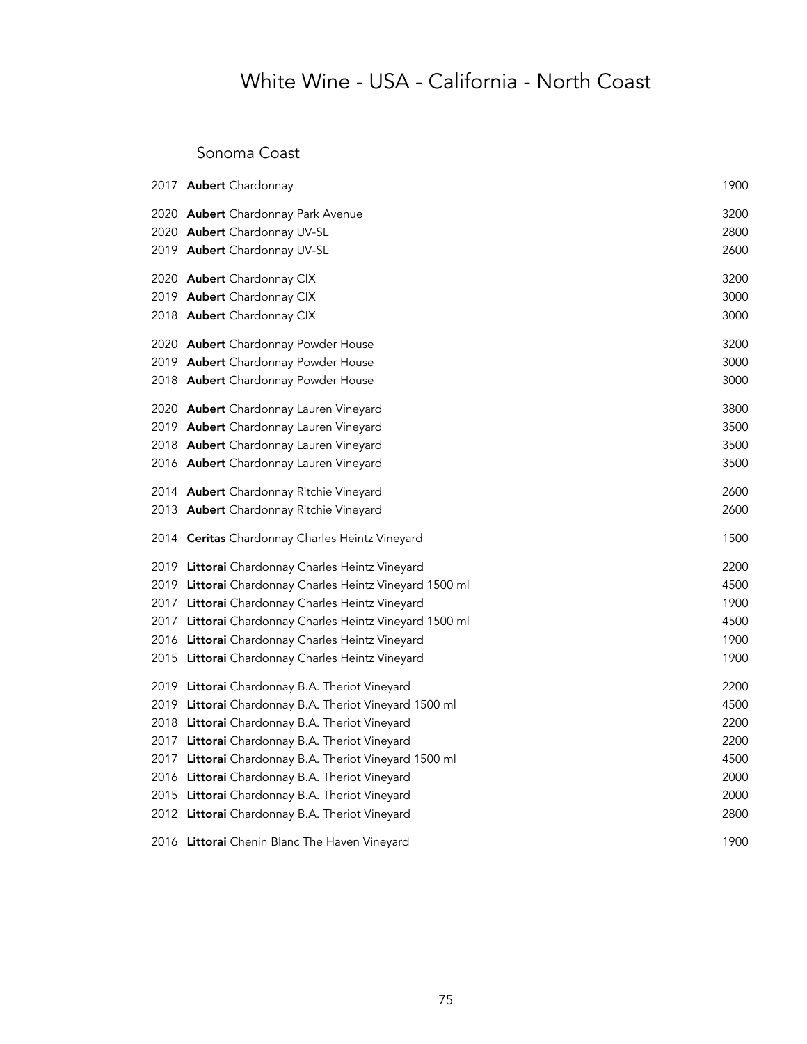# White Wine - USA - California - North Coast

## Sonoma Coast

| Vintage | Wine | Price |
|---|---|---|
| 2017 | **Aubert** Chardonnay | 1900 |
| 2020 | **Aubert** Chardonnay Park Avenue | 3200 |
| 2020 | **Aubert** Chardonnay UV-SL | 2800 |
| 2019 | **Aubert** Chardonnay UV-SL | 2600 |
| 2020 | **Aubert** Chardonnay CIX | 3200 |
| 2019 | **Aubert** Chardonnay CIX | 3000 |
| 2018 | **Aubert** Chardonnay CIX | 3000 |
| 2020 | **Aubert** Chardonnay Powder House | 3200 |
| 2019 | **Aubert** Chardonnay Powder House | 3000 |
| 2018 | **Aubert** Chardonnay Powder House | 3000 |
| 2020 | **Aubert** Chardonnay Lauren Vineyard | 3800 |
| 2019 | **Aubert** Chardonnay Lauren Vineyard | 3500 |
| 2018 | **Aubert** Chardonnay Lauren Vineyard | 3500 |
| 2016 | **Aubert** Chardonnay Lauren Vineyard | 3500 |
| 2014 | **Aubert** Chardonnay Ritchie Vineyard | 2600 |
| 2013 | **Aubert** Chardonnay Ritchie Vineyard | 2600 |
| 2014 | **Ceritas** Chardonnay Charles Heintz Vineyard | 1500 |
| 2019 | **Littorai** Chardonnay Charles Heintz Vineyard | 2200 |
| 2019 | **Littorai** Chardonnay Charles Heintz Vineyard 1500 ml | 4500 |
| 2017 | **Littorai** Chardonnay Charles Heintz Vineyard | 1900 |
| 2017 | **Littorai** Chardonnay Charles Heintz Vineyard 1500 ml | 4500 |
| 2016 | **Littorai** Chardonnay Charles Heintz Vineyard | 1900 |
| 2015 | **Littorai** Chardonnay Charles Heintz Vineyard | 1900 |
| 2019 | **Littorai** Chardonnay B.A. Theriot Vineyard | 2200 |
| 2019 | **Littorai** Chardonnay B.A. Theriot Vineyard 1500 ml | 4500 |
| 2018 | **Littorai** Chardonnay B.A. Theriot Vineyard | 2200 |
| 2017 | **Littorai** Chardonnay B.A. Theriot Vineyard | 2200 |
| 2017 | **Littorai** Chardonnay B.A. Theriot Vineyard 1500 ml | 4500 |
| 2016 | **Littorai** Chardonnay B.A. Theriot Vineyard | 2000 |
| 2015 | **Littorai** Chardonnay B.A. Theriot Vineyard | 2000 |
| 2012 | **Littorai** Chardonnay B.A. Theriot Vineyard | 2800 |
| 2016 | **Littorai** Chenin Blanc The Haven Vineyard | 1900 |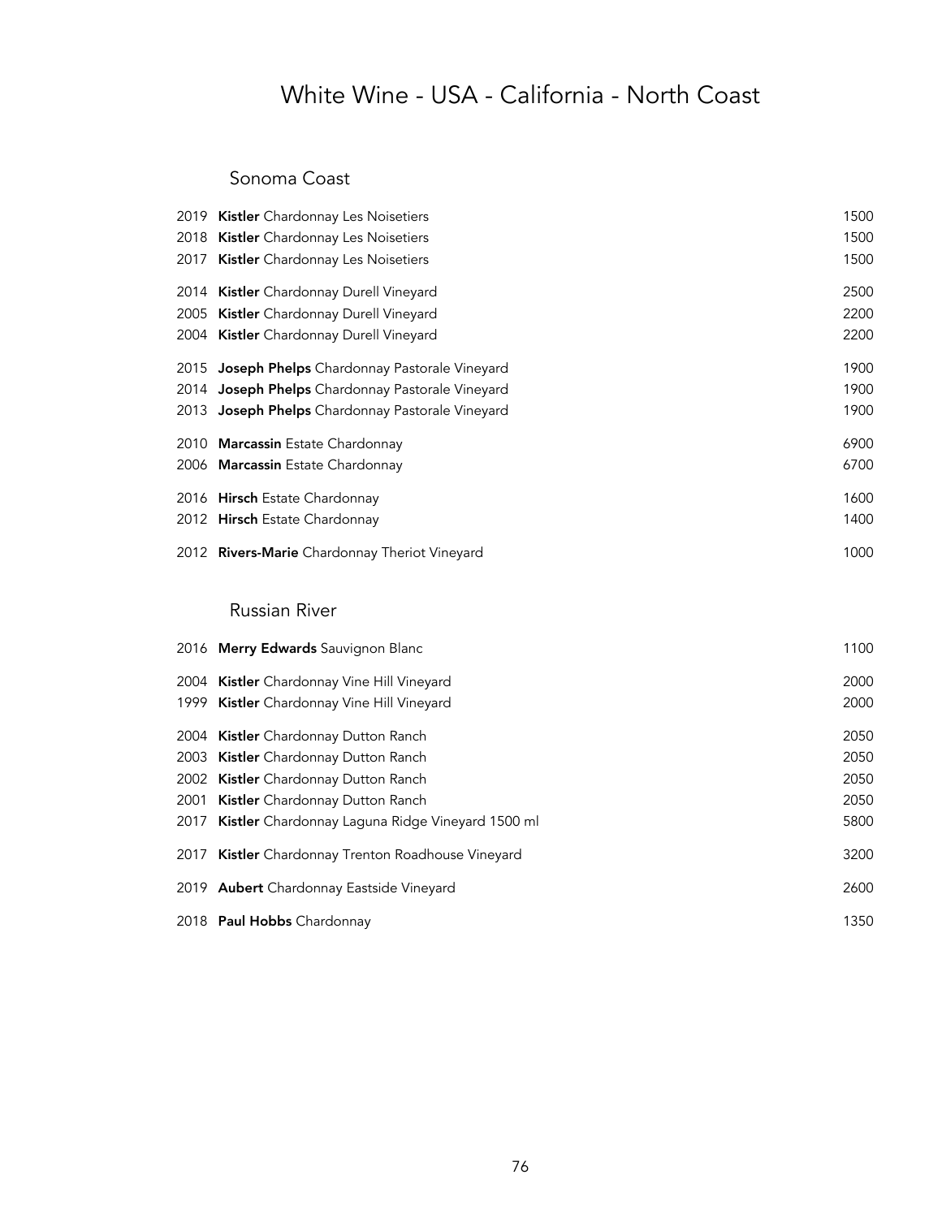# White Wine - USA - California - North Coast

## Sonoma Coast

| | | |
|---|---|---|
| 2019 | **Kistler** Chardonnay Les Noisetiers | 1500 |
| 2018 | **Kistler** Chardonnay Les Noisetiers | 1500 |
| 2017 | **Kistler** Chardonnay Les Noisetiers | 1500 |
| 2014 | **Kistler** Chardonnay Durell Vineyard | 2500 |
| 2005 | **Kistler** Chardonnay Durell Vineyard | 2200 |
| 2004 | **Kistler** Chardonnay Durell Vineyard | 2200 |
| 2015 | **Joseph Phelps** Chardonnay Pastorale Vineyard | 1900 |
| 2014 | **Joseph Phelps** Chardonnay Pastorale Vineyard | 1900 |
| 2013 | **Joseph Phelps** Chardonnay Pastorale Vineyard | 1900 |
| 2010 | **Marcassin** Estate Chardonnay | 6900 |
| 2006 | **Marcassin** Estate Chardonnay | 6700 |
| 2016 | **Hirsch** Estate Chardonnay | 1600 |
| 2012 | **Hirsch** Estate Chardonnay | 1400 |
| 2012 | **Rivers-Marie** Chardonnay Theriot Vineyard | 1000 |

## Russian River

| | | |
|---|---|---|
| 2016 | **Merry Edwards** Sauvignon Blanc | 1100 |
| 2004 | **Kistler** Chardonnay Vine Hill Vineyard | 2000 |
| 1999 | **Kistler** Chardonnay Vine Hill Vineyard | 2000 |
| 2004 | **Kistler** Chardonnay Dutton Ranch | 2050 |
| 2003 | **Kistler** Chardonnay Dutton Ranch | 2050 |
| 2002 | **Kistler** Chardonnay Dutton Ranch | 2050 |
| 2001 | **Kistler** Chardonnay Dutton Ranch | 2050 |
| 2017 | **Kistler** Chardonnay Laguna Ridge Vineyard 1500 ml | 5800 |
| 2017 | **Kistler** Chardonnay Trenton Roadhouse Vineyard | 3200 |
| 2019 | **Aubert** Chardonnay Eastside Vineyard | 2600 |
| 2018 | **Paul Hobbs** Chardonnay | 1350 |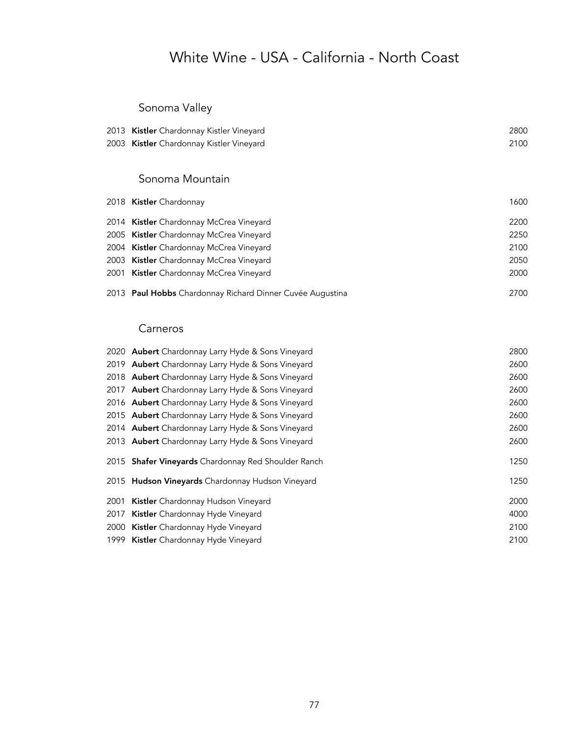# White Wine - USA - California - North Coast

## Sonoma Valley

| | | |
|---|---|---|
| 2013 | **Kistler** Chardonnay Kistler Vineyard | 2800 |
| 2003 | **Kistler** Chardonnay Kistler Vineyard | 2100 |

## Sonoma Mountain

| | | |
|---|---|---|
| 2018 | **Kistler** Chardonnay | 1600 |
| 2014 | **Kistler** Chardonnay McCrea Vineyard | 2200 |
| 2005 | **Kistler** Chardonnay McCrea Vineyard | 2250 |
| 2004 | **Kistler** Chardonnay McCrea Vineyard | 2100 |
| 2003 | **Kistler** Chardonnay McCrea Vineyard | 2050 |
| 2001 | **Kistler** Chardonnay McCrea Vineyard | 2000 |
| 2013 | **Paul Hobbs** Chardonnay Richard Dinner Cuvée Augustina | 2700 |

## Carneros

| | | |
|---|---|---|
| 2020 | **Aubert** Chardonnay Larry Hyde & Sons Vineyard | 2800 |
| 2019 | **Aubert** Chardonnay Larry Hyde & Sons Vineyard | 2600 |
| 2018 | **Aubert** Chardonnay Larry Hyde & Sons Vineyard | 2600 |
| 2017 | **Aubert** Chardonnay Larry Hyde & Sons Vineyard | 2600 |
| 2016 | **Aubert** Chardonnay Larry Hyde & Sons Vineyard | 2600 |
| 2015 | **Aubert** Chardonnay Larry Hyde & Sons Vineyard | 2600 |
| 2014 | **Aubert** Chardonnay Larry Hyde & Sons Vineyard | 2600 |
| 2013 | **Aubert** Chardonnay Larry Hyde & Sons Vineyard | 2600 |
| 2015 | **Shafer Vineyards** Chardonnay Red Shoulder Ranch | 1250 |
| 2015 | **Hudson Vineyards** Chardonnay Hudson Vineyard | 1250 |
| 2001 | **Kistler** Chardonnay Hudson Vineyard | 2000 |
| 2017 | **Kistler** Chardonnay Hyde Vineyard | 4000 |
| 2000 | **Kistler** Chardonnay Hyde Vineyard | 2100 |
| 1999 | **Kistler** Chardonnay Hyde Vineyard | 2100 |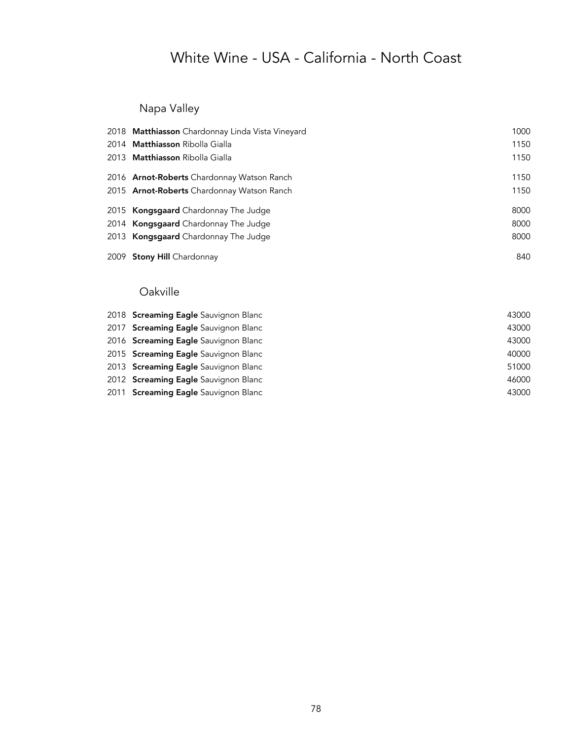# White Wine - USA - California - North Coast

## Napa Valley

| Vintage | Wine | Price |
|---|---|---|
| 2018 | **Matthiasson** Chardonnay Linda Vista Vineyard | 1000 |
| 2014 | **Matthiasson** Ribolla Gialla | 1150 |
| 2013 | **Matthiasson** Ribolla Gialla | 1150 |
| 2016 | **Arnot-Roberts** Chardonnay Watson Ranch | 1150 |
| 2015 | **Arnot-Roberts** Chardonnay Watson Ranch | 1150 |
| 2015 | **Kongsgaard** Chardonnay The Judge | 8000 |
| 2014 | **Kongsgaard** Chardonnay The Judge | 8000 |
| 2013 | **Kongsgaard** Chardonnay The Judge | 8000 |
| 2009 | **Stony Hill** Chardonnay | 840 |

## Oakville

| Vintage | Wine | Price |
|---|---|---|
| 2018 | **Screaming Eagle** Sauvignon Blanc | 43000 |
| 2017 | **Screaming Eagle** Sauvignon Blanc | 43000 |
| 2016 | **Screaming Eagle** Sauvignon Blanc | 43000 |
| 2015 | **Screaming Eagle** Sauvignon Blanc | 40000 |
| 2013 | **Screaming Eagle** Sauvignon Blanc | 51000 |
| 2012 | **Screaming Eagle** Sauvignon Blanc | 46000 |
| 2011 | **Screaming Eagle** Sauvignon Blanc | 43000 |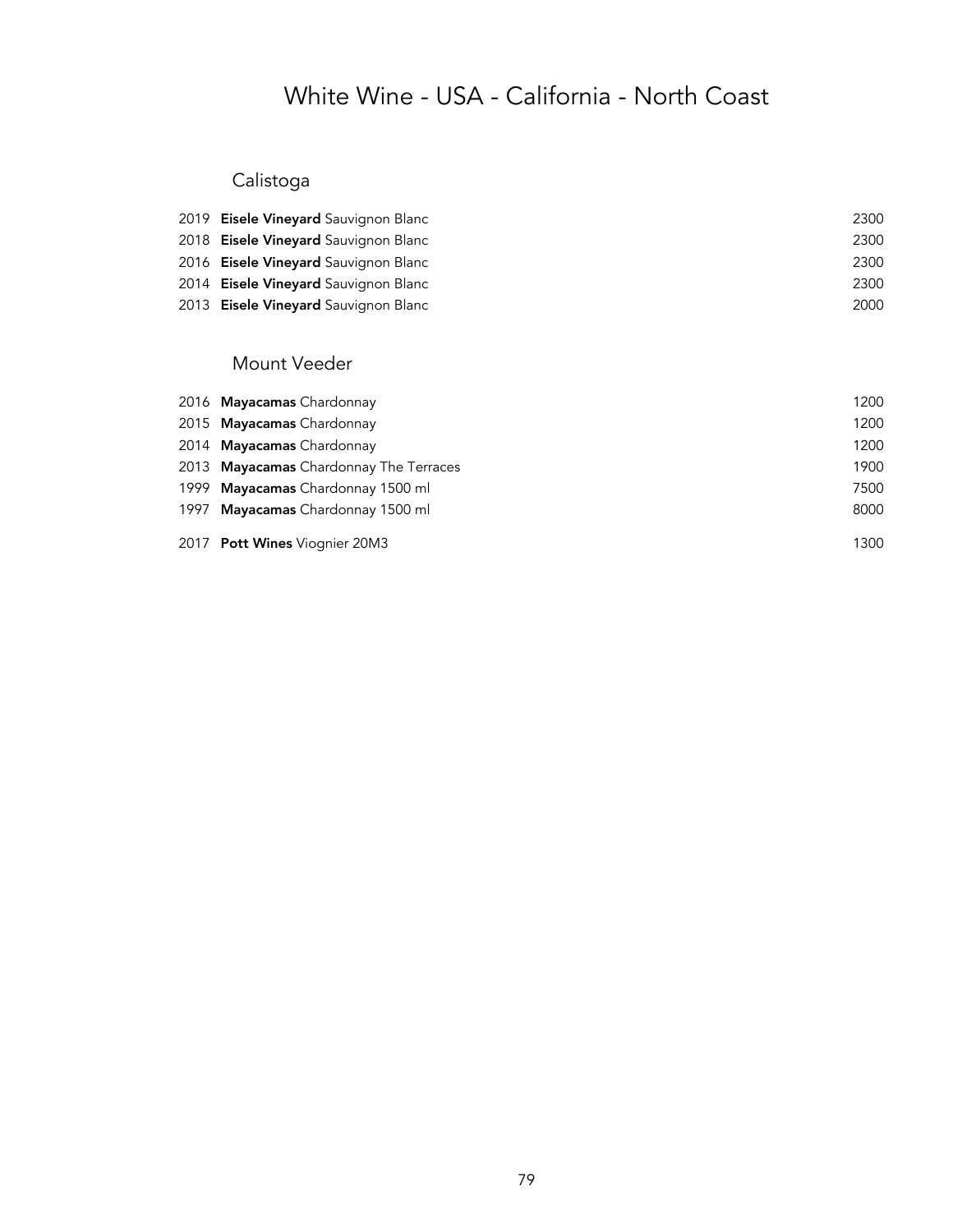# White Wine - USA - California - North Coast

## Calistoga

| | | |
|---|---|---|
| 2019 | **Eisele Vineyard** Sauvignon Blanc | 2300 |
| 2018 | **Eisele Vineyard** Sauvignon Blanc | 2300 |
| 2016 | **Eisele Vineyard** Sauvignon Blanc | 2300 |
| 2014 | **Eisele Vineyard** Sauvignon Blanc | 2300 |
| 2013 | **Eisele Vineyard** Sauvignon Blanc | 2000 |

## Mount Veeder

| | | |
|---|---|---|
| 2016 | **Mayacamas** Chardonnay | 1200 |
| 2015 | **Mayacamas** Chardonnay | 1200 |
| 2014 | **Mayacamas** Chardonnay | 1200 |
| 2013 | **Mayacamas** Chardonnay The Terraces | 1900 |
| 1999 | **Mayacamas** Chardonnay 1500 ml | 7500 |
| 1997 | **Mayacamas** Chardonnay 1500 ml | 8000 |
| 2017 | **Pott Wines** Viognier 20M3 | 1300 |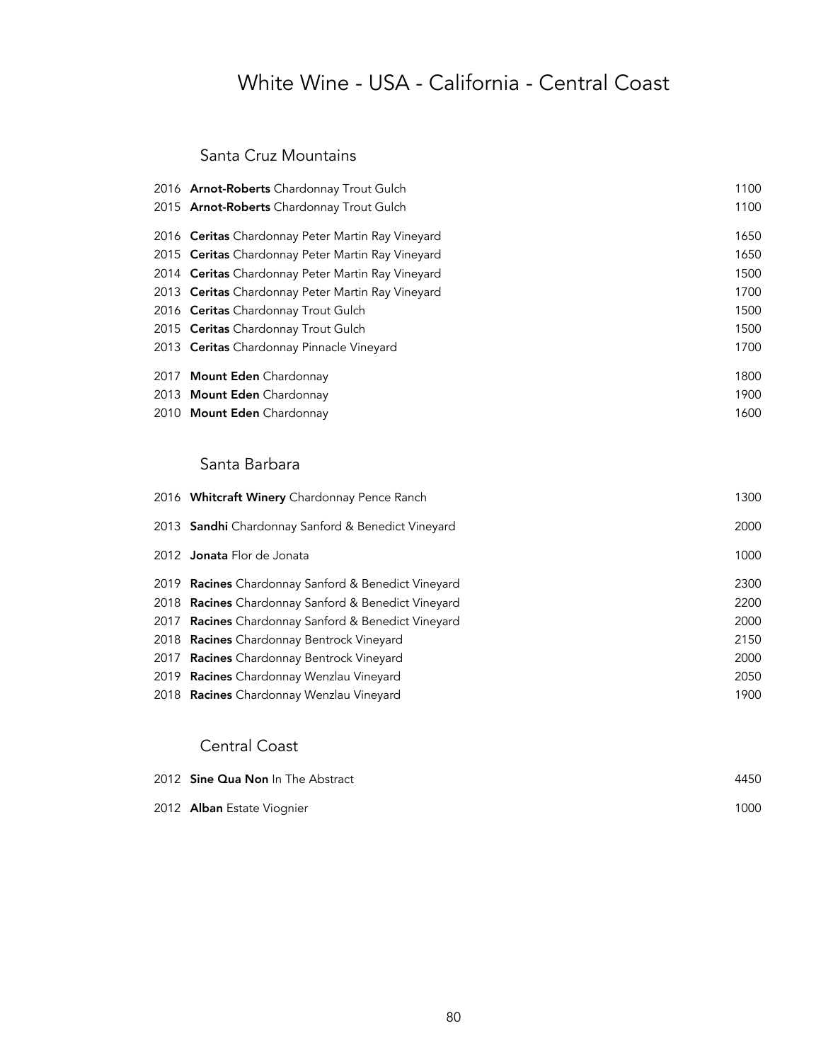# White Wine - USA - California - Central Coast

## Santa Cruz Mountains

2016 **Arnot-Roberts** Chardonnay Trout Gulch 1100
2015 **Arnot-Roberts** Chardonnay Trout Gulch 1100

2016 **Ceritas** Chardonnay Peter Martin Ray Vineyard 1650
2015 **Ceritas** Chardonnay Peter Martin Ray Vineyard 1650
2014 **Ceritas** Chardonnay Peter Martin Ray Vineyard 1500
2013 **Ceritas** Chardonnay Peter Martin Ray Vineyard 1700
2016 **Ceritas** Chardonnay Trout Gulch 1500
2015 **Ceritas** Chardonnay Trout Gulch 1500
2013 **Ceritas** Chardonnay Pinnacle Vineyard 1700

2017 **Mount Eden** Chardonnay 1800
2013 **Mount Eden** Chardonnay 1900
2010 **Mount Eden** Chardonnay 1600

## Santa Barbara

2016 **Whitcraft Winery** Chardonnay Pence Ranch 1300

2013 **Sandhi** Chardonnay Sanford & Benedict Vineyard 2000

2012 **Jonata** Flor de Jonata 1000

2019 **Racines** Chardonnay Sanford & Benedict Vineyard 2300
2018 **Racines** Chardonnay Sanford & Benedict Vineyard 2200
2017 **Racines** Chardonnay Sanford & Benedict Vineyard 2000
2018 **Racines** Chardonnay Bentrock Vineyard 2150
2017 **Racines** Chardonnay Bentrock Vineyard 2000
2019 **Racines** Chardonnay Wenzlau Vineyard 2050
2018 **Racines** Chardonnay Wenzlau Vineyard 1900

## Central Coast

2012 **Sine Qua Non** In The Abstract 4450

2012 **Alban** Estate Viognier 1000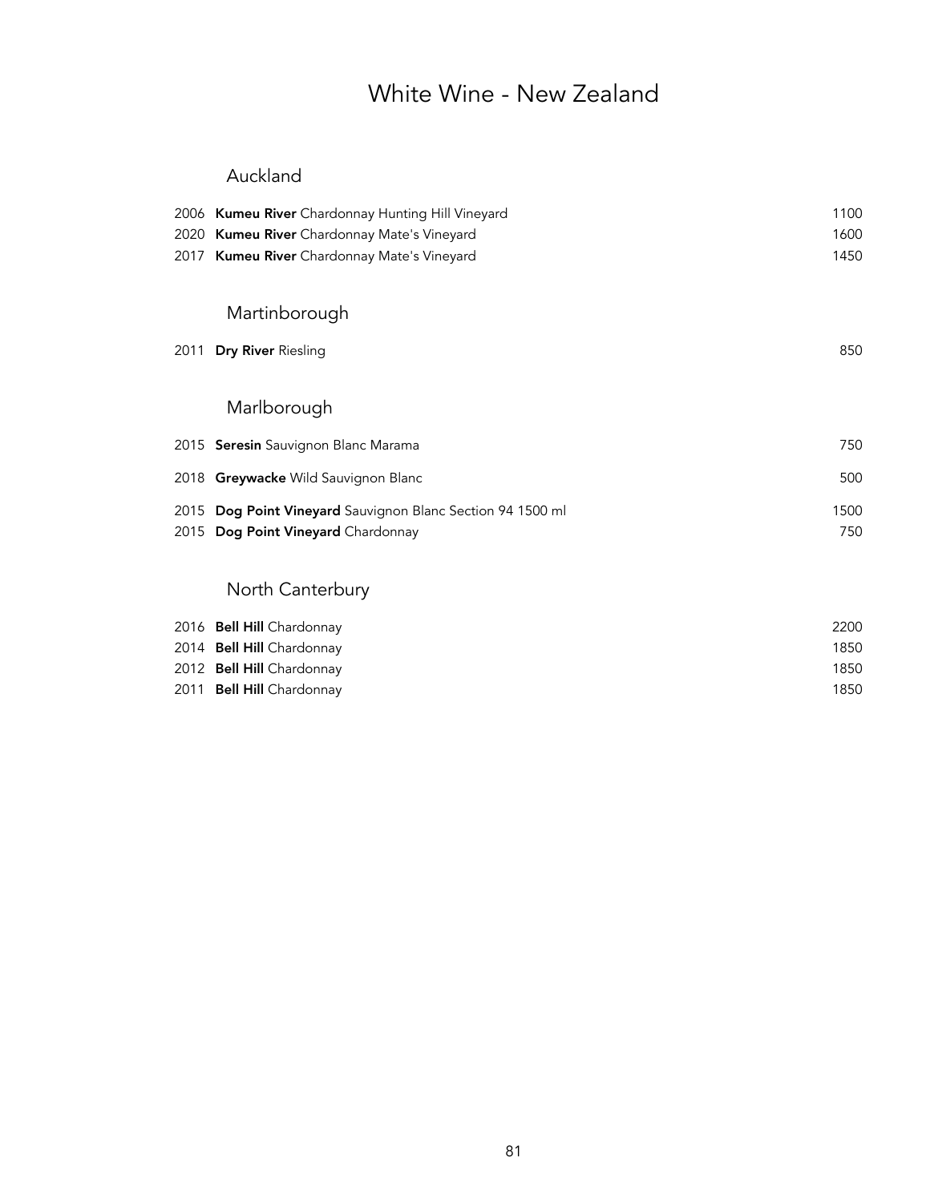# White Wine - New Zealand

## Auckland

| | | |
|---|---|---|
| 2006 | **Kumeu River** Chardonnay Hunting Hill Vineyard | 1100 |
| 2020 | **Kumeu River** Chardonnay Mate's Vineyard | 1600 |
| 2017 | **Kumeu River** Chardonnay Mate's Vineyard | 1450 |

## Martinborough

| | | |
|---|---|---|
| 2011 | **Dry River** Riesling | 850 |

## Marlborough

| | | |
|---|---|---|
| 2015 | **Seresin** Sauvignon Blanc Marama | 750 |
| 2018 | **Greywacke** Wild Sauvignon Blanc | 500 |
| 2015 | **Dog Point Vineyard** Sauvignon Blanc Section 94 1500 ml | 1500 |
| 2015 | **Dog Point Vineyard** Chardonnay | 750 |

## North Canterbury

| | | |
|---|---|---|
| 2016 | **Bell Hill** Chardonnay | 2200 |
| 2014 | **Bell Hill** Chardonnay | 1850 |
| 2012 | **Bell Hill** Chardonnay | 1850 |
| 2011 | **Bell Hill** Chardonnay | 1850 |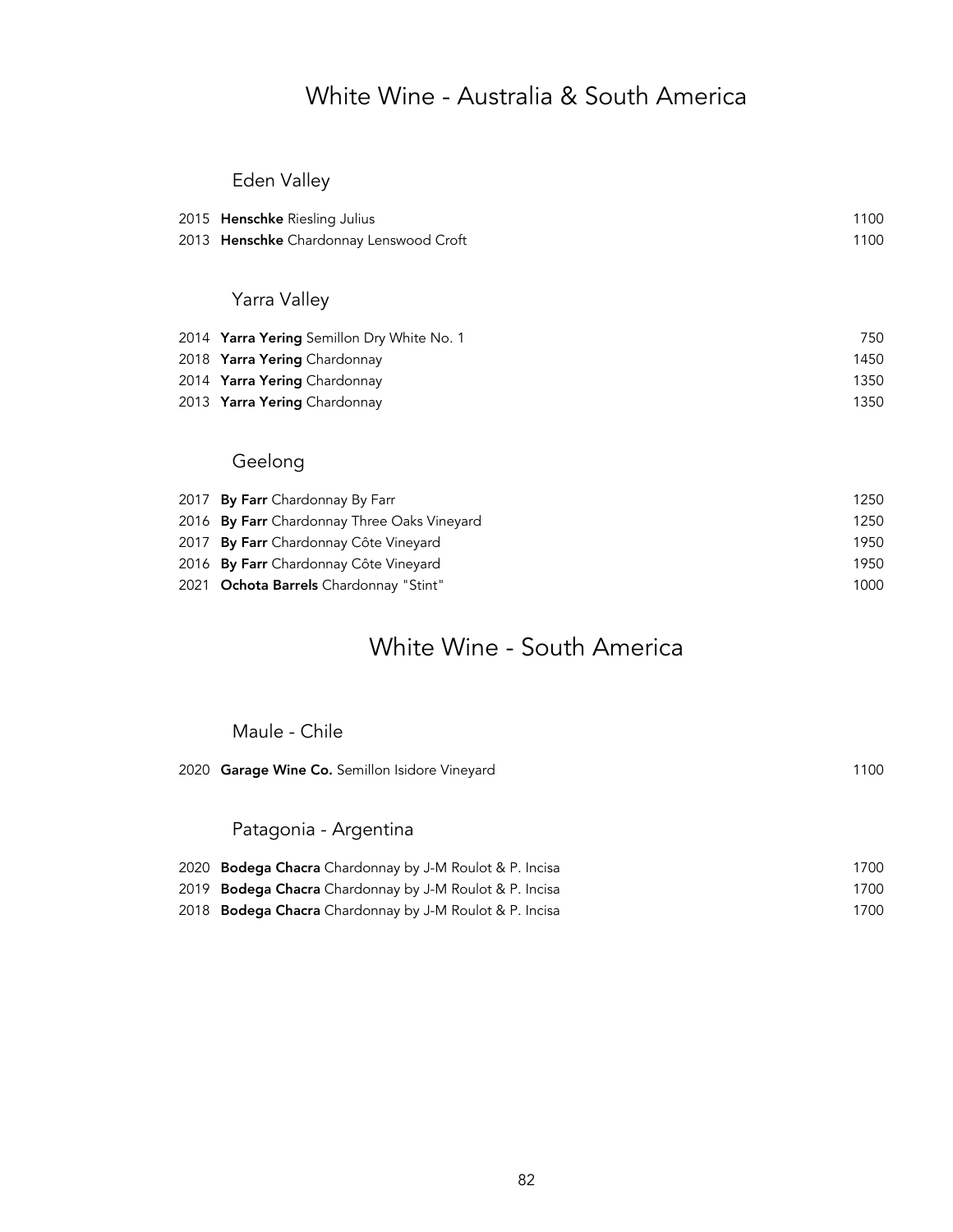# White Wine - Australia & South America

## Eden Valley

| | | |
|---|---|---|
| 2015 | **Henschke** Riesling Julius | 1100 |
| 2013 | **Henschke** Chardonnay Lenswood Croft | 1100 |

## Yarra Valley

| | | |
|---|---|---|
| 2014 | **Yarra Yering** Semillon Dry White No. 1 | 750 |
| 2018 | **Yarra Yering** Chardonnay | 1450 |
| 2014 | **Yarra Yering** Chardonnay | 1350 |
| 2013 | **Yarra Yering** Chardonnay | 1350 |

## Geelong

| | | |
|---|---|---|
| 2017 | **By Farr** Chardonnay By Farr | 1250 |
| 2016 | **By Farr** Chardonnay Three Oaks Vineyard | 1250 |
| 2017 | **By Farr** Chardonnay Côte Vineyard | 1950 |
| 2016 | **By Farr** Chardonnay Côte Vineyard | 1950 |
| 2021 | **Ochota Barrels** Chardonnay "Stint" | 1000 |

# White Wine - South America

## Maule - Chile

| | | |
|---|---|---|
| 2020 | **Garage Wine Co.** Semillon Isidore Vineyard | 1100 |

## Patagonia - Argentina

| | | |
|---|---|---|
| 2020 | **Bodega Chacra** Chardonnay by J-M Roulot & P. Incisa | 1700 |
| 2019 | **Bodega Chacra** Chardonnay by J-M Roulot & P. Incisa | 1700 |
| 2018 | **Bodega Chacra** Chardonnay by J-M Roulot & P. Incisa | 1700 |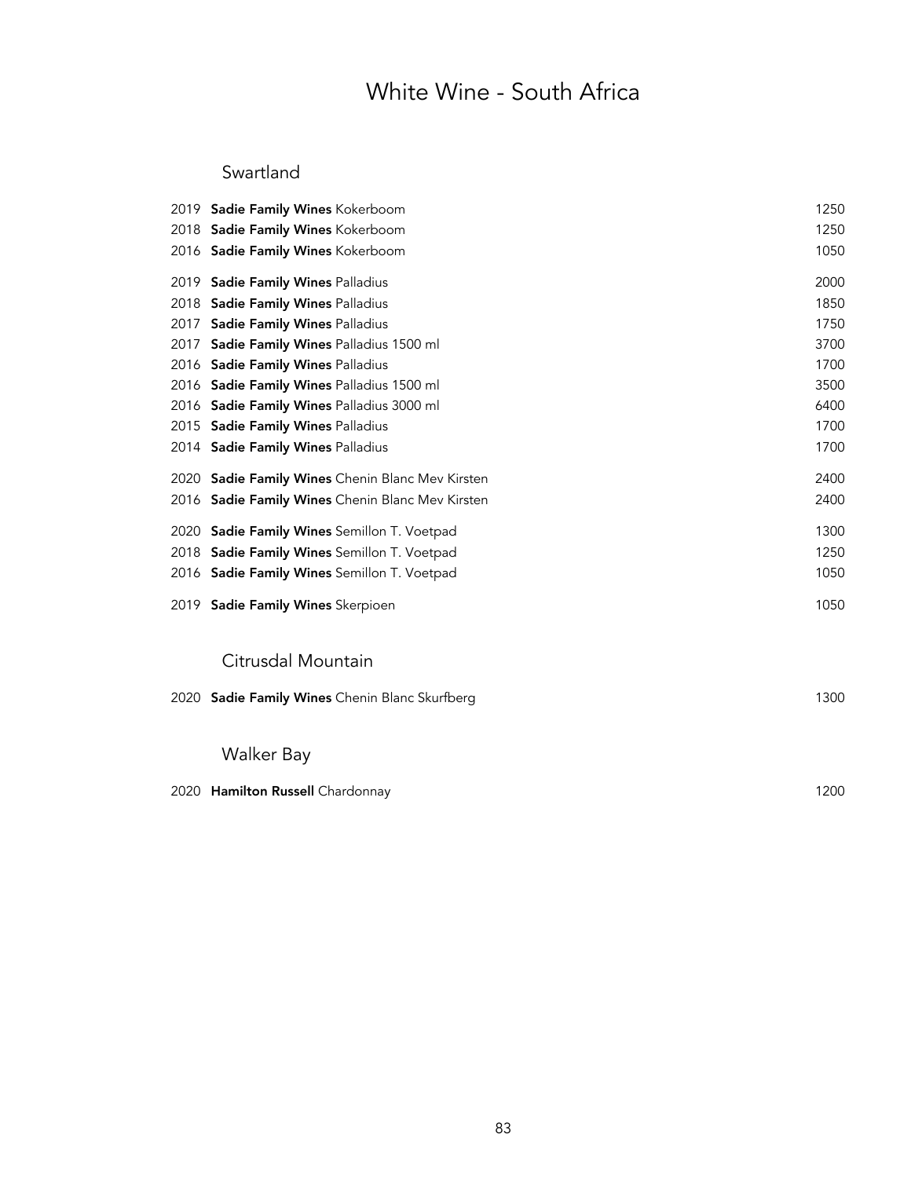# White Wine - South Africa

## Swartland

| | | |
|---|---|---|
| 2019 | **Sadie Family Wines** Kokerboom | 1250 |
| 2018 | **Sadie Family Wines** Kokerboom | 1250 |
| 2016 | **Sadie Family Wines** Kokerboom | 1050 |
| 2019 | **Sadie Family Wines** Palladius | 2000 |
| 2018 | **Sadie Family Wines** Palladius | 1850 |
| 2017 | **Sadie Family Wines** Palladius | 1750 |
| 2017 | **Sadie Family Wines** Palladius 1500 ml | 3700 |
| 2016 | **Sadie Family Wines** Palladius | 1700 |
| 2016 | **Sadie Family Wines** Palladius 1500 ml | 3500 |
| 2016 | **Sadie Family Wines** Palladius 3000 ml | 6400 |
| 2015 | **Sadie Family Wines** Palladius | 1700 |
| 2014 | **Sadie Family Wines** Palladius | 1700 |
| 2020 | **Sadie Family Wines** Chenin Blanc Mev Kirsten | 2400 |
| 2016 | **Sadie Family Wines** Chenin Blanc Mev Kirsten | 2400 |
| 2020 | **Sadie Family Wines** Semillon T. Voetpad | 1300 |
| 2018 | **Sadie Family Wines** Semillon T. Voetpad | 1250 |
| 2016 | **Sadie Family Wines** Semillon T. Voetpad | 1050 |
| 2019 | **Sadie Family Wines** Skerpioen | 1050 |

## Citrusdal Mountain

| | | |
|---|---|---|
| 2020 | **Sadie Family Wines** Chenin Blanc Skurfberg | 1300 |

## Walker Bay

| | | |
|---|---|---|
| 2020 | **Hamilton Russell** Chardonnay | 1200 |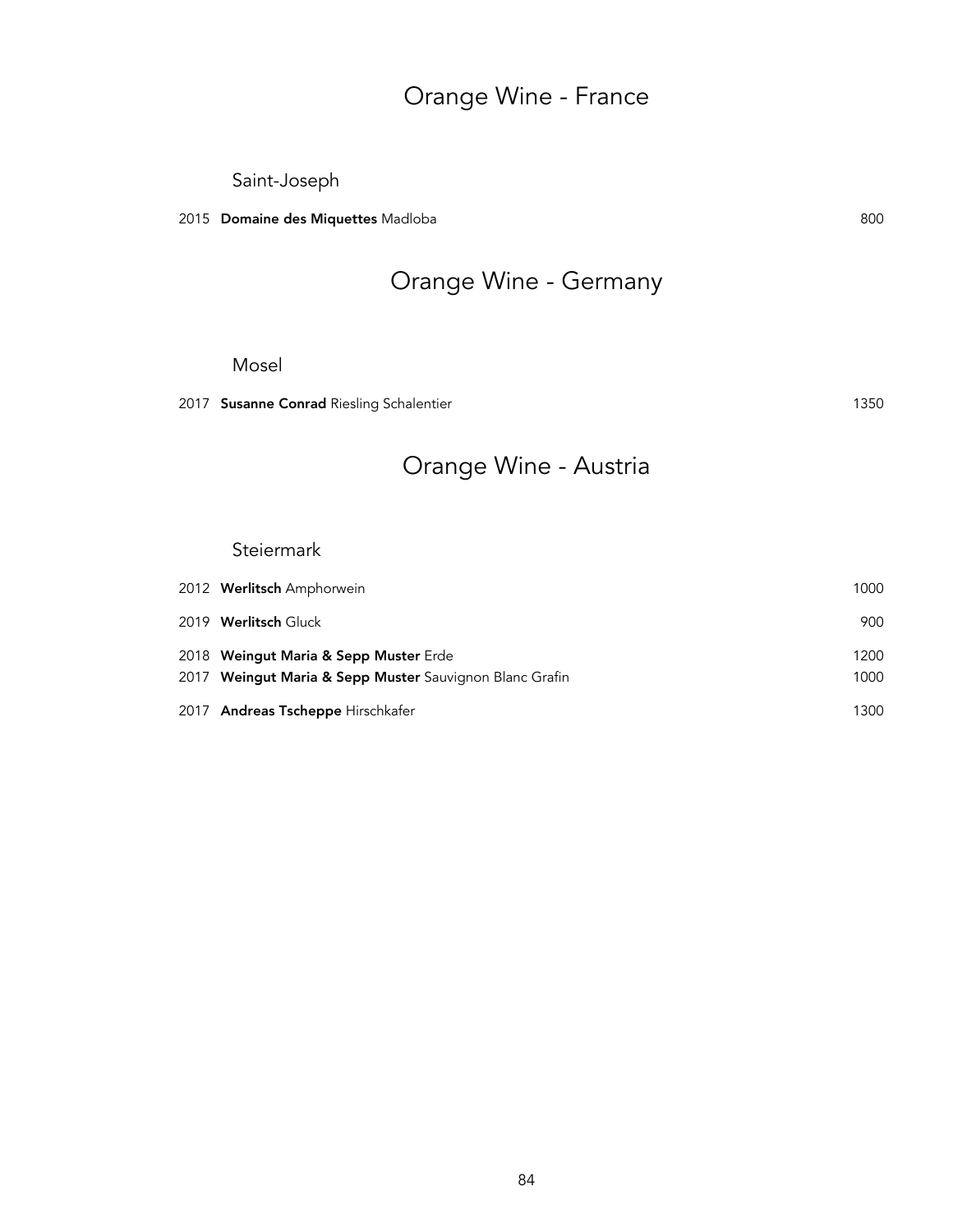# Orange Wine - France

## Saint-Joseph

| | | |
|---|---|---|
| 2015 | **Domaine des Miquettes** Madloba | 800 |

# Orange Wine - Germany

## Mosel

| | | |
|---|---|---|
| 2017 | **Susanne Conrad** Riesling Schalentier | 1350 |

# Orange Wine - Austria

## Steiermark

| | | |
|---|---|---|
| 2012 | **Werlitsch** Amphorwein | 1000 |
| 2019 | **Werlitsch** Gluck | 900 |
| 2018 | **Weingut Maria & Sepp Muster** Erde | 1200 |
| 2017 | **Weingut Maria & Sepp Muster** Sauvignon Blanc Grafin | 1000 |
| 2017 | **Andreas Tscheppe** Hirschkafer | 1300 |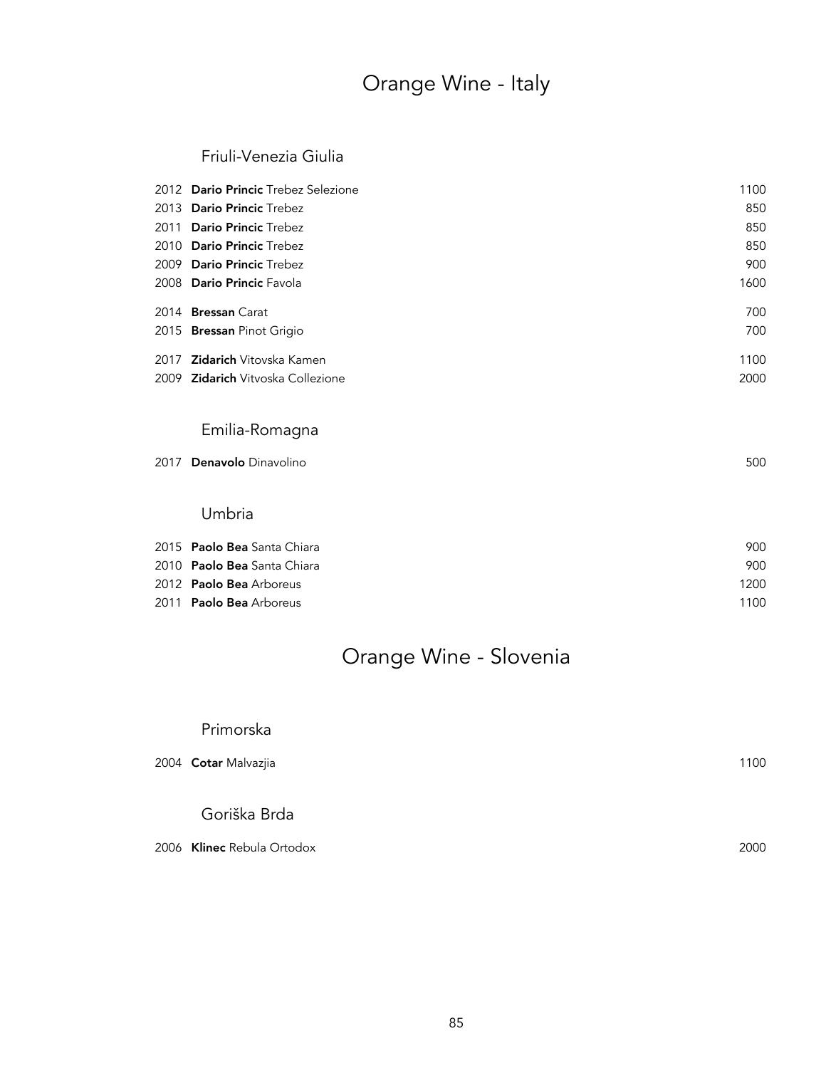# Orange Wine - Italy

## Friuli-Venezia Giulia

| | | |
|---|---|---|
| 2012 | **Dario Princic** Trebez Selezione | 1100 |
| 2013 | **Dario Princic** Trebez | 850 |
| 2011 | **Dario Princic** Trebez | 850 |
| 2010 | **Dario Princic** Trebez | 850 |
| 2009 | **Dario Princic** Trebez | 900 |
| 2008 | **Dario Princic** Favola | 1600 |
| 2014 | **Bressan** Carat | 700 |
| 2015 | **Bressan** Pinot Grigio | 700 |
| 2017 | **Zidarich** Vitovska Kamen | 1100 |
| 2009 | **Zidarich** Vitvoska Collezione | 2000 |

## Emilia-Romagna

| | | |
|---|---|---|
| 2017 | **Denavolo** Dinavolino | 500 |

## Umbria

| | | |
|---|---|---|
| 2015 | **Paolo Bea** Santa Chiara | 900 |
| 2010 | **Paolo Bea** Santa Chiara | 900 |
| 2012 | **Paolo Bea** Arboreus | 1200 |
| 2011 | **Paolo Bea** Arboreus | 1100 |

# Orange Wine - Slovenia

## Primorska

| | | |
|---|---|---|
| 2004 | **Cotar** Malvazjia | 1100 |

## Goriška Brda

| | | |
|---|---|---|
| 2006 | **Klinec** Rebula Ortodox | 2000 |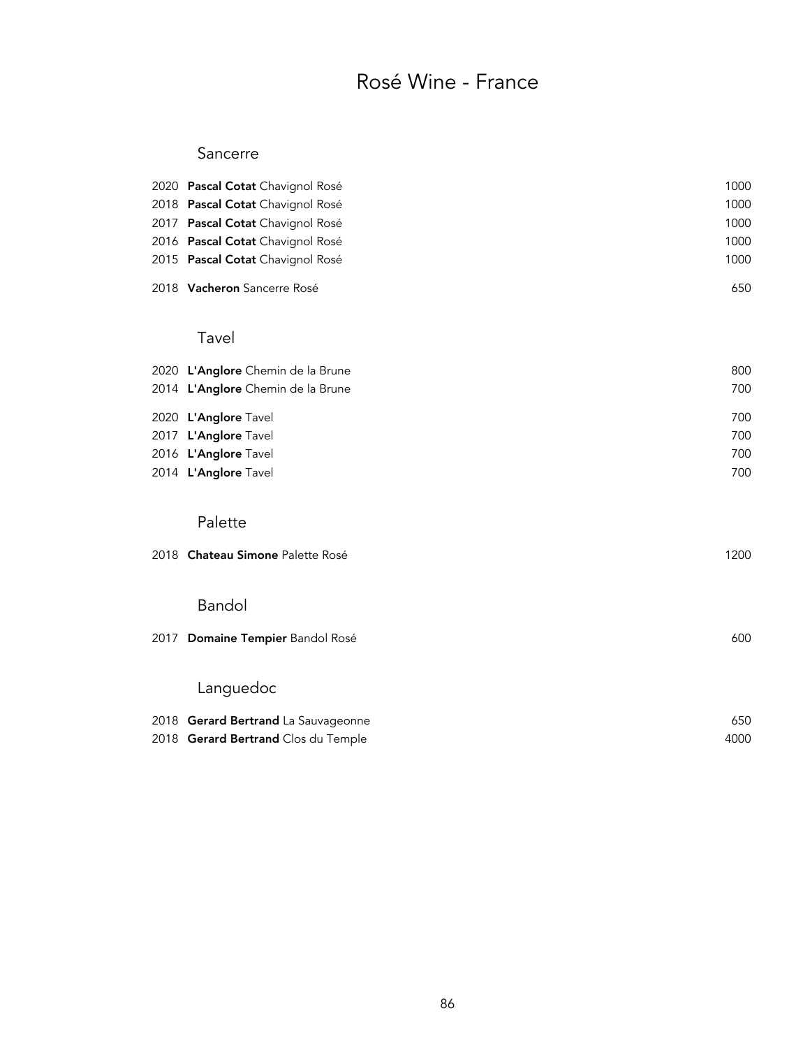# Rosé Wine - France

## Sancerre

| | | |
|---|---|---|
| 2020 | **Pascal Cotat** Chavignol Rosé | 1000 |
| 2018 | **Pascal Cotat** Chavignol Rosé | 1000 |
| 2017 | **Pascal Cotat** Chavignol Rosé | 1000 |
| 2016 | **Pascal Cotat** Chavignol Rosé | 1000 |
| 2015 | **Pascal Cotat** Chavignol Rosé | 1000 |
| 2018 | **Vacheron** Sancerre Rosé | 650 |

## Tavel

| | | |
|---|---|---|
| 2020 | **L'Anglore** Chemin de la Brune | 800 |
| 2014 | **L'Anglore** Chemin de la Brune | 700 |
| 2020 | **L'Anglore** Tavel | 700 |
| 2017 | **L'Anglore** Tavel | 700 |
| 2016 | **L'Anglore** Tavel | 700 |
| 2014 | **L'Anglore** Tavel | 700 |

## Palette

| | | |
|---|---|---|
| 2018 | **Chateau Simone** Palette Rosé | 1200 |

## Bandol

| | | |
|---|---|---|
| 2017 | **Domaine Tempier** Bandol Rosé | 600 |

## Languedoc

| | | |
|---|---|---|
| 2018 | **Gerard Bertrand** La Sauvageonne | 650 |
| 2018 | **Gerard Bertrand** Clos du Temple | 4000 |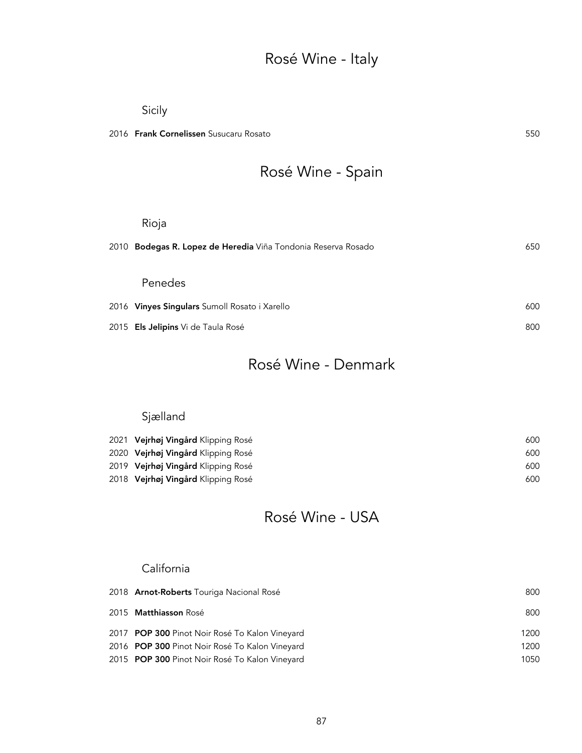# Rosé Wine - Italy

## Sicily

2016 **Frank Cornelissen** Susucaru Rosato 550

# Rosé Wine - Spain

## Rioja

2010 **Bodegas R. Lopez de Heredia** Viña Tondonia Reserva Rosado 650

## Penedes

2016 **Vinyes Singulars** Sumoll Rosato i Xarello 600

2015 **Els Jelipins** Vi de Taula Rosé 800

# Rosé Wine - Denmark

## Sjælland

2021 **Vejrhøj Vingård** Klipping Rosé 600
2020 **Vejrhøj Vingård** Klipping Rosé 600
2019 **Vejrhøj Vingård** Klipping Rosé 600
2018 **Vejrhøj Vingård** Klipping Rosé 600

# Rosé Wine - USA

## California

2018 **Arnot-Roberts** Touriga Nacional Rosé 800

2015 **Matthiasson** Rosé 800

2017 **POP 300** Pinot Noir Rosé To Kalon Vineyard 1200
2016 **POP 300** Pinot Noir Rosé To Kalon Vineyard 1200
2015 **POP 300** Pinot Noir Rosé To Kalon Vineyard 1050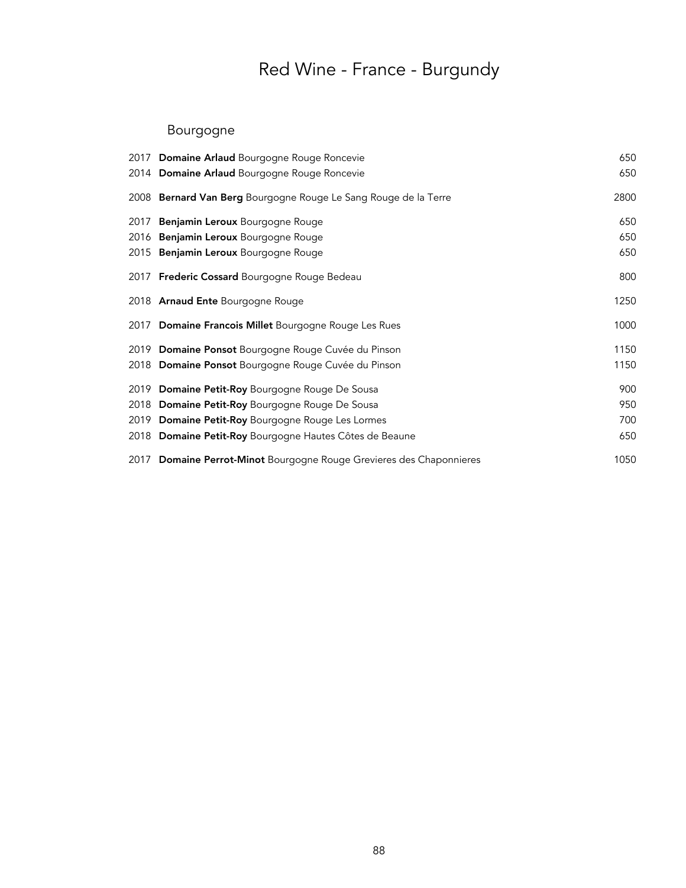# Red Wine - France - Burgundy

## Bourgogne

| | | |
|---|---|---|
| 2017 | **Domaine Arlaud** Bourgogne Rouge Roncevie | 650 |
| 2014 | **Domaine Arlaud** Bourgogne Rouge Roncevie | 650 |
| 2008 | **Bernard Van Berg** Bourgogne Rouge Le Sang Rouge de la Terre | 2800 |
| 2017 | **Benjamin Leroux** Bourgogne Rouge | 650 |
| 2016 | **Benjamin Leroux** Bourgogne Rouge | 650 |
| 2015 | **Benjamin Leroux** Bourgogne Rouge | 650 |
| 2017 | **Frederic Cossard** Bourgogne Rouge Bedeau | 800 |
| 2018 | **Arnaud Ente** Bourgogne Rouge | 1250 |
| 2017 | **Domaine Francois Millet** Bourgogne Rouge Les Rues | 1000 |
| 2019 | **Domaine Ponsot** Bourgogne Rouge Cuvée du Pinson | 1150 |
| 2018 | **Domaine Ponsot** Bourgogne Rouge Cuvée du Pinson | 1150 |
| 2019 | **Domaine Petit-Roy** Bourgogne Rouge De Sousa | 900 |
| 2018 | **Domaine Petit-Roy** Bourgogne Rouge De Sousa | 950 |
| 2019 | **Domaine Petit-Roy** Bourgogne Rouge Les Lormes | 700 |
| 2018 | **Domaine Petit-Roy** Bourgogne Hautes Côtes de Beaune | 650 |
| 2017 | **Domaine Perrot-Minot** Bourgogne Rouge Grevieres des Chaponnieres | 1050 |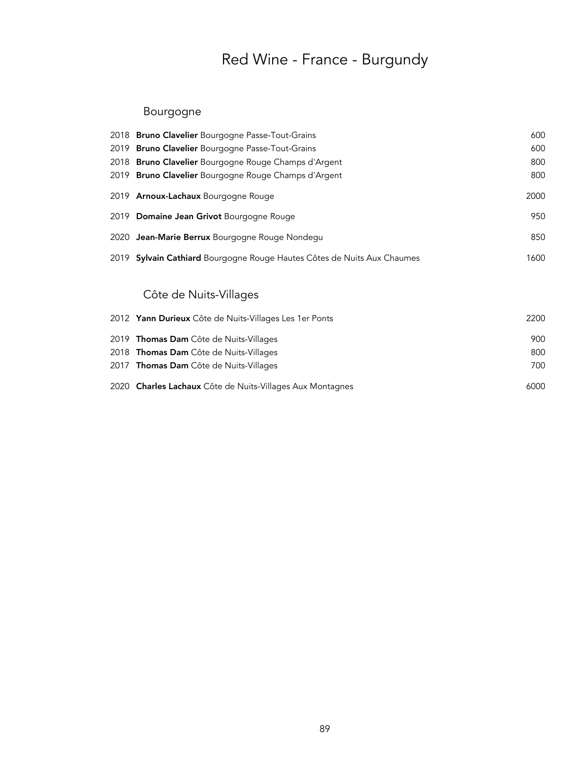# Red Wine - France - Burgundy

## Bourgogne

| Vintage | Wine | Price |
|---|---|---|
| 2018 | **Bruno Clavelier** Bourgogne Passe-Tout-Grains | 600 |
| 2019 | **Bruno Clavelier** Bourgogne Passe-Tout-Grains | 600 |
| 2018 | **Bruno Clavelier** Bourgogne Rouge Champs d'Argent | 800 |
| 2019 | **Bruno Clavelier** Bourgogne Rouge Champs d'Argent | 800 |
| 2019 | **Arnoux-Lachaux** Bourgogne Rouge | 2000 |
| 2019 | **Domaine Jean Grivot** Bourgogne Rouge | 950 |
| 2020 | **Jean-Marie Berrux** Bourgogne Rouge Nondegu | 850 |
| 2019 | **Sylvain Cathiard** Bourgogne Rouge Hautes Côtes de Nuits Aux Chaumes | 1600 |

## Côte de Nuits-Villages

| Vintage | Wine | Price |
|---|---|---|
| 2012 | **Yann Durieux** Côte de Nuits-Villages Les 1er Ponts | 2200 |
| 2019 | **Thomas Dam** Côte de Nuits-Villages | 900 |
| 2018 | **Thomas Dam** Côte de Nuits-Villages | 800 |
| 2017 | **Thomas Dam** Côte de Nuits-Villages | 700 |
| 2020 | **Charles Lachaux** Côte de Nuits-Villages Aux Montagnes | 6000 |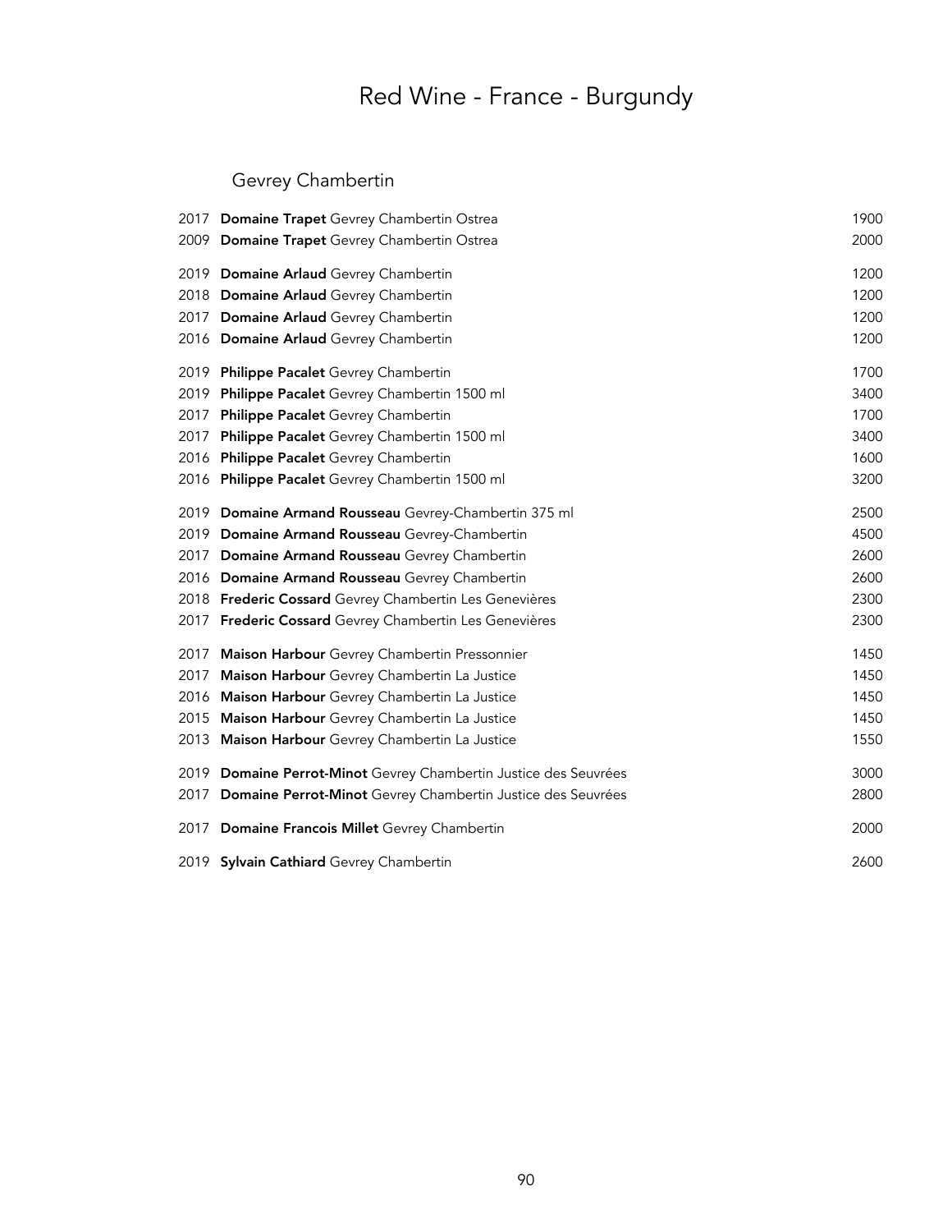# Red Wine - France - Burgundy

## Gevrey Chambertin

| | | |
|---|---|---|
| 2017 | **Domaine Trapet** Gevrey Chambertin Ostrea | 1900 |
| 2009 | **Domaine Trapet** Gevrey Chambertin Ostrea | 2000 |
| 2019 | **Domaine Arlaud** Gevrey Chambertin | 1200 |
| 2018 | **Domaine Arlaud** Gevrey Chambertin | 1200 |
| 2017 | **Domaine Arlaud** Gevrey Chambertin | 1200 |
| 2016 | **Domaine Arlaud** Gevrey Chambertin | 1200 |
| 2019 | **Philippe Pacalet** Gevrey Chambertin | 1700 |
| 2019 | **Philippe Pacalet** Gevrey Chambertin 1500 ml | 3400 |
| 2017 | **Philippe Pacalet** Gevrey Chambertin | 1700 |
| 2017 | **Philippe Pacalet** Gevrey Chambertin 1500 ml | 3400 |
| 2016 | **Philippe Pacalet** Gevrey Chambertin | 1600 |
| 2016 | **Philippe Pacalet** Gevrey Chambertin 1500 ml | 3200 |
| 2019 | **Domaine Armand Rousseau** Gevrey-Chambertin 375 ml | 2500 |
| 2019 | **Domaine Armand Rousseau** Gevrey-Chambertin | 4500 |
| 2017 | **Domaine Armand Rousseau** Gevrey Chambertin | 2600 |
| 2016 | **Domaine Armand Rousseau** Gevrey Chambertin | 2600 |
| 2018 | **Frederic Cossard** Gevrey Chambertin Les Genevières | 2300 |
| 2017 | **Frederic Cossard** Gevrey Chambertin Les Genevières | 2300 |
| 2017 | **Maison Harbour** Gevrey Chambertin Pressonnier | 1450 |
| 2017 | **Maison Harbour** Gevrey Chambertin La Justice | 1450 |
| 2016 | **Maison Harbour** Gevrey Chambertin La Justice | 1450 |
| 2015 | **Maison Harbour** Gevrey Chambertin La Justice | 1450 |
| 2013 | **Maison Harbour** Gevrey Chambertin La Justice | 1550 |
| 2019 | **Domaine Perrot-Minot** Gevrey Chambertin Justice des Seuvrées | 3000 |
| 2017 | **Domaine Perrot-Minot** Gevrey Chambertin Justice des Seuvrées | 2800 |
| 2017 | **Domaine Francois Millet** Gevrey Chambertin | 2000 |
| 2019 | **Sylvain Cathiard** Gevrey Chambertin | 2600 |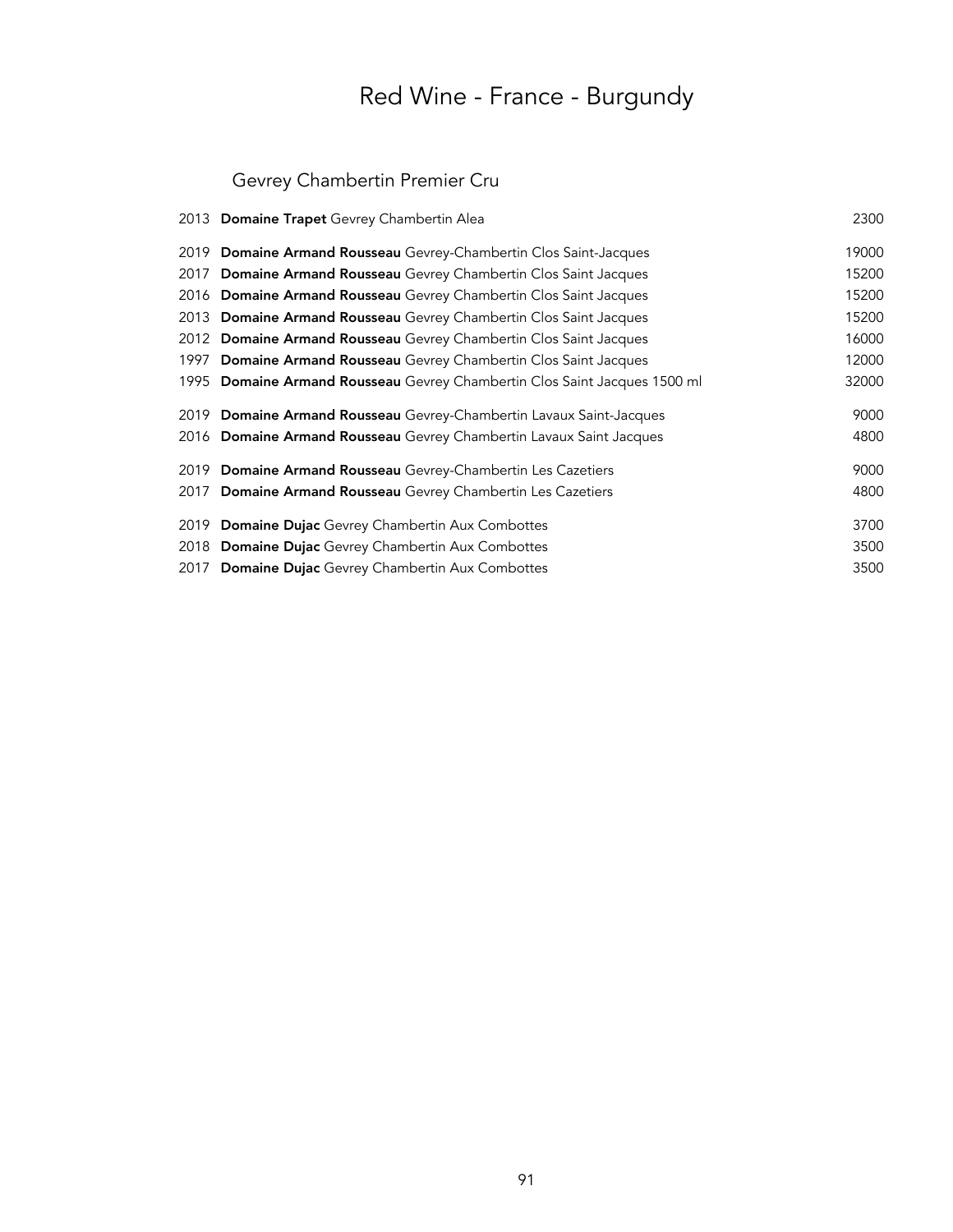# Red Wine - France - Burgundy

## Gevrey Chambertin Premier Cru

| | | |
|---|---|---|
| 2013 | **Domaine Trapet** Gevrey Chambertin Alea | 2300 |
| 2019 | **Domaine Armand Rousseau** Gevrey-Chambertin Clos Saint-Jacques | 19000 |
| 2017 | **Domaine Armand Rousseau** Gevrey Chambertin Clos Saint Jacques | 15200 |
| 2016 | **Domaine Armand Rousseau** Gevrey Chambertin Clos Saint Jacques | 15200 |
| 2013 | **Domaine Armand Rousseau** Gevrey Chambertin Clos Saint Jacques | 15200 |
| 2012 | **Domaine Armand Rousseau** Gevrey Chambertin Clos Saint Jacques | 16000 |
| 1997 | **Domaine Armand Rousseau** Gevrey Chambertin Clos Saint Jacques | 12000 |
| 1995 | **Domaine Armand Rousseau** Gevrey Chambertin Clos Saint Jacques 1500 ml | 32000 |
| 2019 | **Domaine Armand Rousseau** Gevrey-Chambertin Lavaux Saint-Jacques | 9000 |
| 2016 | **Domaine Armand Rousseau** Gevrey Chambertin Lavaux Saint Jacques | 4800 |
| 2019 | **Domaine Armand Rousseau** Gevrey-Chambertin Les Cazetiers | 9000 |
| 2017 | **Domaine Armand Rousseau** Gevrey Chambertin Les Cazetiers | 4800 |
| 2019 | **Domaine Dujac** Gevrey Chambertin Aux Combottes | 3700 |
| 2018 | **Domaine Dujac** Gevrey Chambertin Aux Combottes | 3500 |
| 2017 | **Domaine Dujac** Gevrey Chambertin Aux Combottes | 3500 |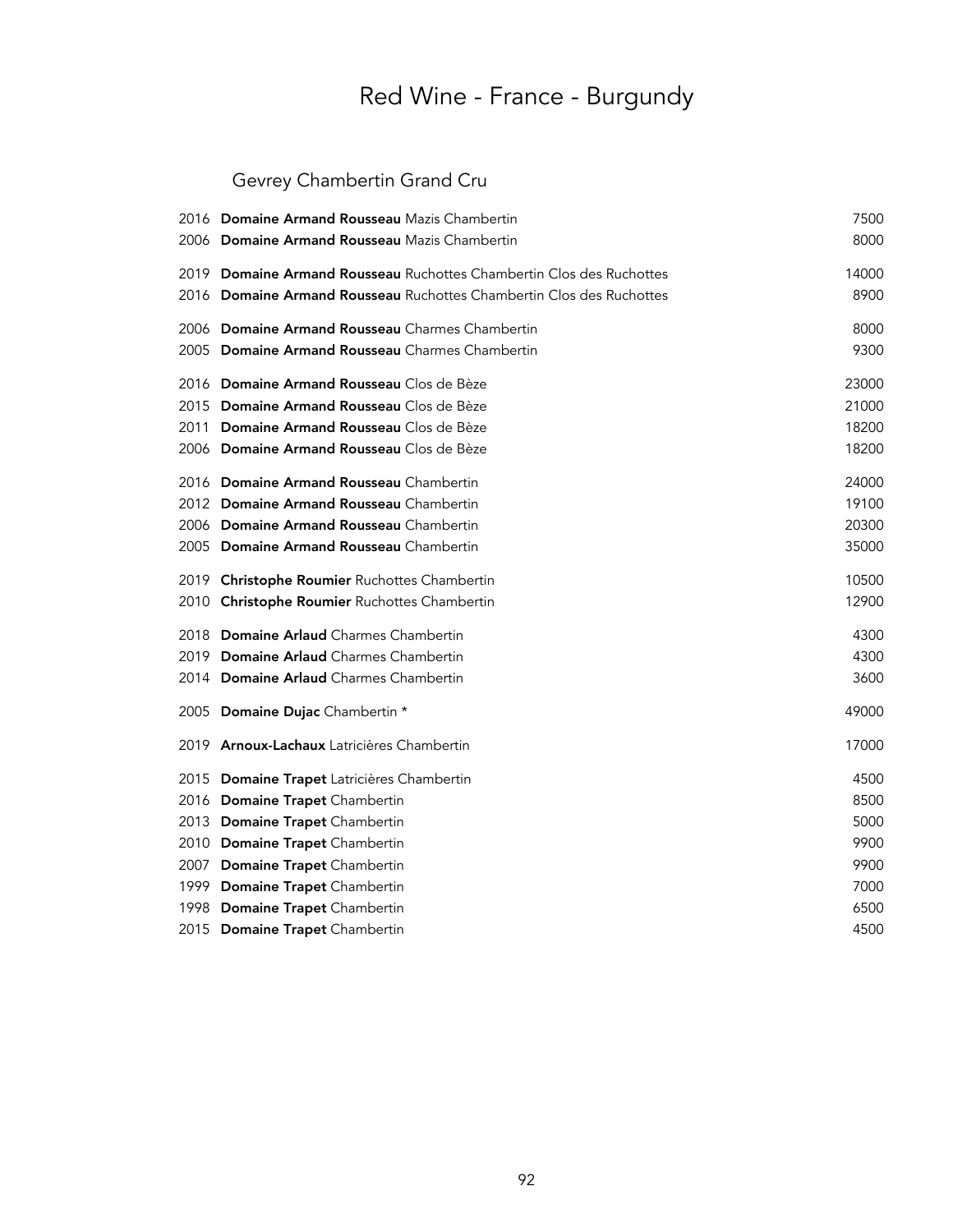# Red Wine - France - Burgundy

## Gevrey Chambertin Grand Cru

| Year | Wine | Price |
|---|---|---|
| 2016 | **Domaine Armand Rousseau** Mazis Chambertin | 7500 |
| 2006 | **Domaine Armand Rousseau** Mazis Chambertin | 8000 |
| 2019 | **Domaine Armand Rousseau** Ruchottes Chambertin Clos des Ruchottes | 14000 |
| 2016 | **Domaine Armand Rousseau** Ruchottes Chambertin Clos des Ruchottes | 8900 |
| 2006 | **Domaine Armand Rousseau** Charmes Chambertin | 8000 |
| 2005 | **Domaine Armand Rousseau** Charmes Chambertin | 9300 |
| 2016 | **Domaine Armand Rousseau** Clos de Bèze | 23000 |
| 2015 | **Domaine Armand Rousseau** Clos de Bèze | 21000 |
| 2011 | **Domaine Armand Rousseau** Clos de Bèze | 18200 |
| 2006 | **Domaine Armand Rousseau** Clos de Bèze | 18200 |
| 2016 | **Domaine Armand Rousseau** Chambertin | 24000 |
| 2012 | **Domaine Armand Rousseau** Chambertin | 19100 |
| 2006 | **Domaine Armand Rousseau** Chambertin | 20300 |
| 2005 | **Domaine Armand Rousseau** Chambertin | 35000 |
| 2019 | **Christophe Roumier** Ruchottes Chambertin | 10500 |
| 2010 | **Christophe Roumier** Ruchottes Chambertin | 12900 |
| 2018 | **Domaine Arlaud** Charmes Chambertin | 4300 |
| 2019 | **Domaine Arlaud** Charmes Chambertin | 4300 |
| 2014 | **Domaine Arlaud** Charmes Chambertin | 3600 |
| 2005 | **Domaine Dujac** Chambertin * | 49000 |
| 2019 | **Arnoux-Lachaux** Latricières Chambertin | 17000 |
| 2015 | **Domaine Trapet** Latricières Chambertin | 4500 |
| 2016 | **Domaine Trapet** Chambertin | 8500 |
| 2013 | **Domaine Trapet** Chambertin | 5000 |
| 2010 | **Domaine Trapet** Chambertin | 9900 |
| 2007 | **Domaine Trapet** Chambertin | 9900 |
| 1999 | **Domaine Trapet** Chambertin | 7000 |
| 1998 | **Domaine Trapet** Chambertin | 6500 |
| 2015 | **Domaine Trapet** Chambertin | 4500 |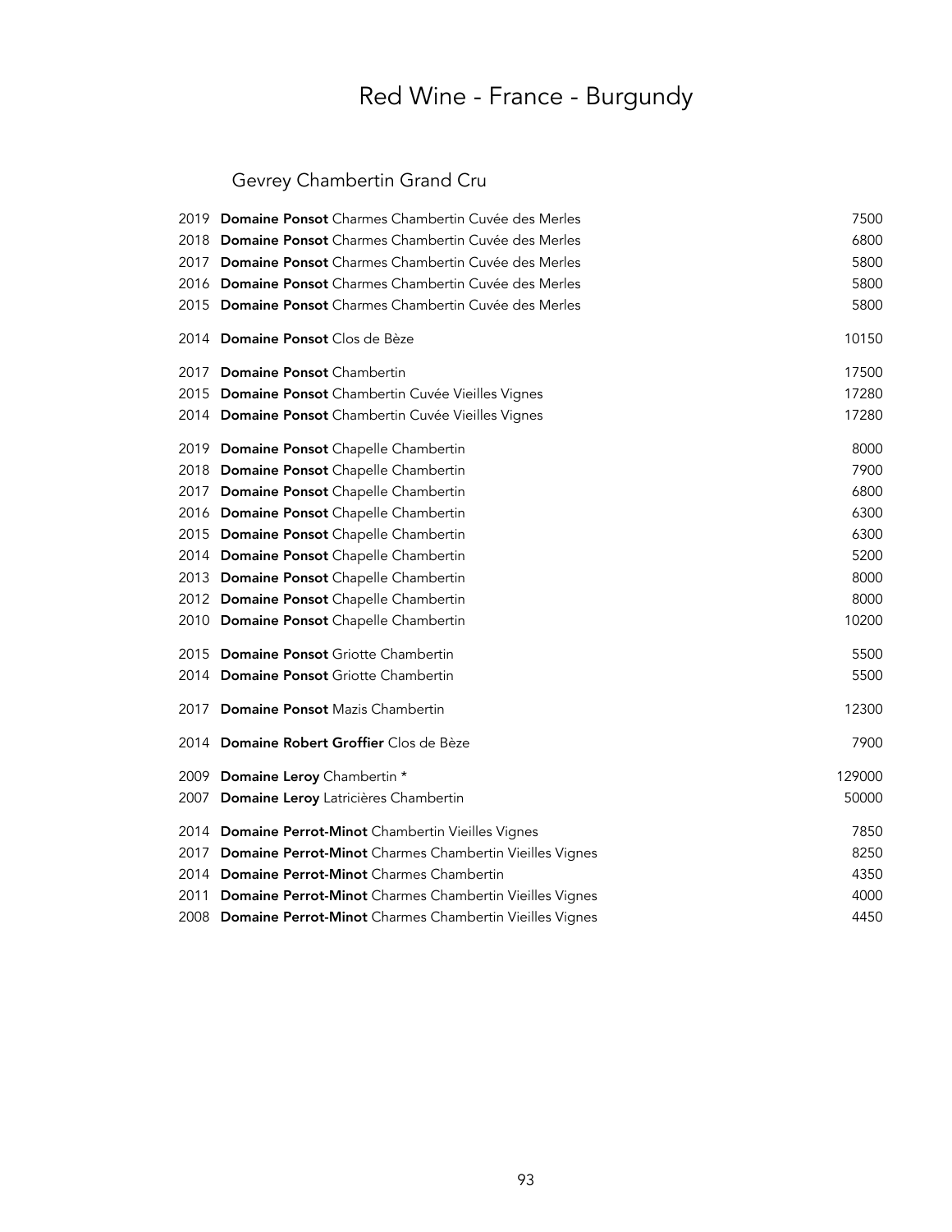# Red Wine - France - Burgundy

## Gevrey Chambertin Grand Cru

| Vintage | Wine | Price |
|---|---|---|
| 2019 | **Domaine Ponsot** Charmes Chambertin Cuvée des Merles | 7500 |
| 2018 | **Domaine Ponsot** Charmes Chambertin Cuvée des Merles | 6800 |
| 2017 | **Domaine Ponsot** Charmes Chambertin Cuvée des Merles | 5800 |
| 2016 | **Domaine Ponsot** Charmes Chambertin Cuvée des Merles | 5800 |
| 2015 | **Domaine Ponsot** Charmes Chambertin Cuvée des Merles | 5800 |
| 2014 | **Domaine Ponsot** Clos de Bèze | 10150 |
| 2017 | **Domaine Ponsot** Chambertin | 17500 |
| 2015 | **Domaine Ponsot** Chambertin Cuvée Vieilles Vignes | 17280 |
| 2014 | **Domaine Ponsot** Chambertin Cuvée Vieilles Vignes | 17280 |
| 2019 | **Domaine Ponsot** Chapelle Chambertin | 8000 |
| 2018 | **Domaine Ponsot** Chapelle Chambertin | 7900 |
| 2017 | **Domaine Ponsot** Chapelle Chambertin | 6800 |
| 2016 | **Domaine Ponsot** Chapelle Chambertin | 6300 |
| 2015 | **Domaine Ponsot** Chapelle Chambertin | 6300 |
| 2014 | **Domaine Ponsot** Chapelle Chambertin | 5200 |
| 2013 | **Domaine Ponsot** Chapelle Chambertin | 8000 |
| 2012 | **Domaine Ponsot** Chapelle Chambertin | 8000 |
| 2010 | **Domaine Ponsot** Chapelle Chambertin | 10200 |
| 2015 | **Domaine Ponsot** Griotte Chambertin | 5500 |
| 2014 | **Domaine Ponsot** Griotte Chambertin | 5500 |
| 2017 | **Domaine Ponsot** Mazis Chambertin | 12300 |
| 2014 | **Domaine Robert Groffier** Clos de Bèze | 7900 |
| 2009 | **Domaine Leroy** Chambertin * | 129000 |
| 2007 | **Domaine Leroy** Latricières Chambertin | 50000 |
| 2014 | **Domaine Perrot-Minot** Chambertin Vieilles Vignes | 7850 |
| 2017 | **Domaine Perrot-Minot** Charmes Chambertin Vieilles Vignes | 8250 |
| 2014 | **Domaine Perrot-Minot** Charmes Chambertin | 4350 |
| 2011 | **Domaine Perrot-Minot** Charmes Chambertin Vieilles Vignes | 4000 |
| 2008 | **Domaine Perrot-Minot** Charmes Chambertin Vieilles Vignes | 4450 |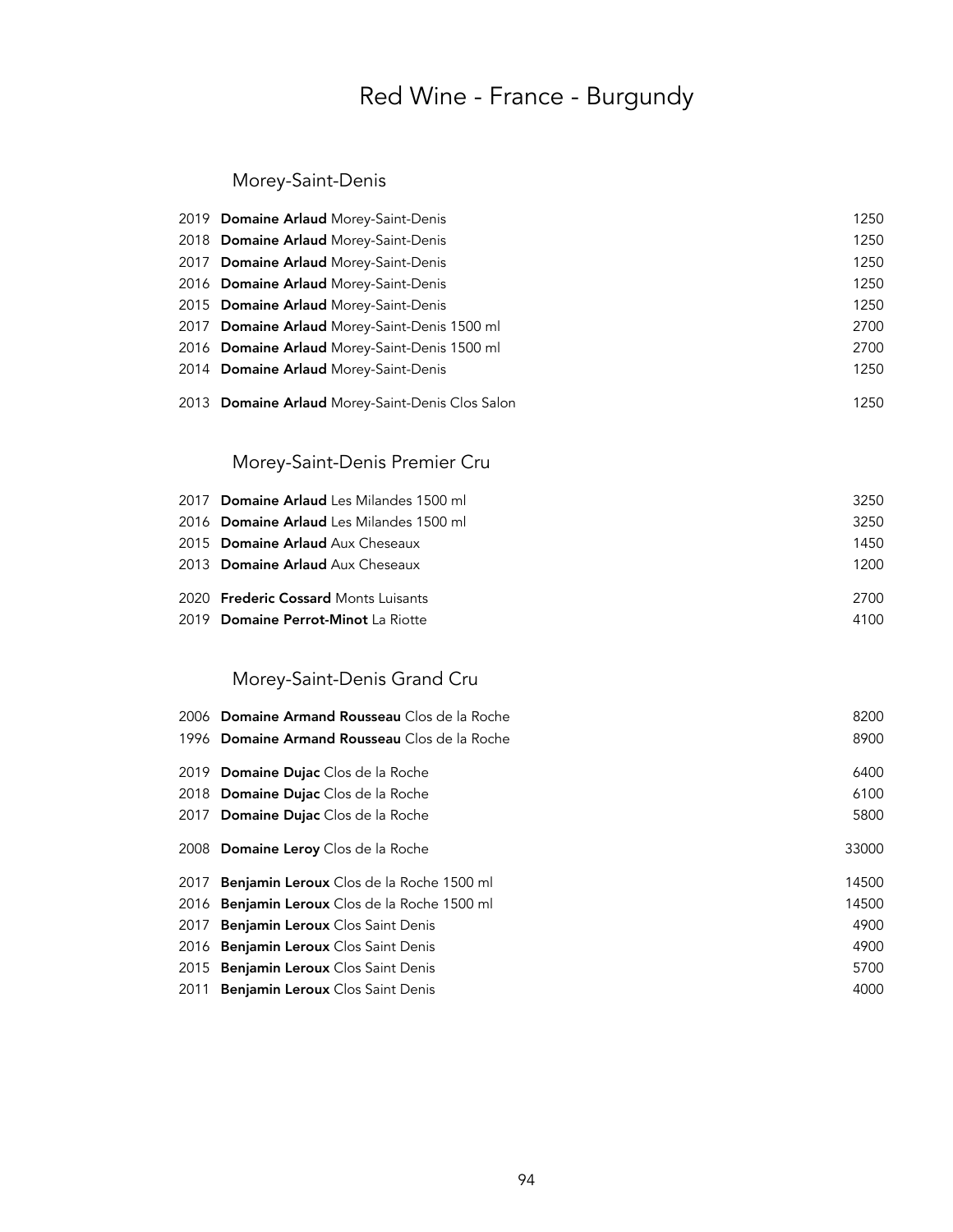# Red Wine - France - Burgundy

## Morey-Saint-Denis

| Vintage | Wine | Price |
|---|---|---|
| 2019 | **Domaine Arlaud** Morey-Saint-Denis | 1250 |
| 2018 | **Domaine Arlaud** Morey-Saint-Denis | 1250 |
| 2017 | **Domaine Arlaud** Morey-Saint-Denis | 1250 |
| 2016 | **Domaine Arlaud** Morey-Saint-Denis | 1250 |
| 2015 | **Domaine Arlaud** Morey-Saint-Denis | 1250 |
| 2017 | **Domaine Arlaud** Morey-Saint-Denis 1500 ml | 2700 |
| 2016 | **Domaine Arlaud** Morey-Saint-Denis 1500 ml | 2700 |
| 2014 | **Domaine Arlaud** Morey-Saint-Denis | 1250 |
| 2013 | **Domaine Arlaud** Morey-Saint-Denis Clos Salon | 1250 |

## Morey-Saint-Denis Premier Cru

| Vintage | Wine | Price |
|---|---|---|
| 2017 | **Domaine Arlaud** Les Milandes 1500 ml | 3250 |
| 2016 | **Domaine Arlaud** Les Milandes 1500 ml | 3250 |
| 2015 | **Domaine Arlaud** Aux Cheseaux | 1450 |
| 2013 | **Domaine Arlaud** Aux Cheseaux | 1200 |
| 2020 | **Frederic Cossard** Monts Luisants | 2700 |
| 2019 | **Domaine Perrot-Minot** La Riotte | 4100 |

## Morey-Saint-Denis Grand Cru

| Vintage | Wine | Price |
|---|---|---|
| 2006 | **Domaine Armand Rousseau** Clos de la Roche | 8200 |
| 1996 | **Domaine Armand Rousseau** Clos de la Roche | 8900 |
| 2019 | **Domaine Dujac** Clos de la Roche | 6400 |
| 2018 | **Domaine Dujac** Clos de la Roche | 6100 |
| 2017 | **Domaine Dujac** Clos de la Roche | 5800 |
| 2008 | **Domaine Leroy** Clos de la Roche | 33000 |
| 2017 | **Benjamin Leroux** Clos de la Roche 1500 ml | 14500 |
| 2016 | **Benjamin Leroux** Clos de la Roche 1500 ml | 14500 |
| 2017 | **Benjamin Leroux** Clos Saint Denis | 4900 |
| 2016 | **Benjamin Leroux** Clos Saint Denis | 4900 |
| 2015 | **Benjamin Leroux** Clos Saint Denis | 5700 |
| 2011 | **Benjamin Leroux** Clos Saint Denis | 4000 |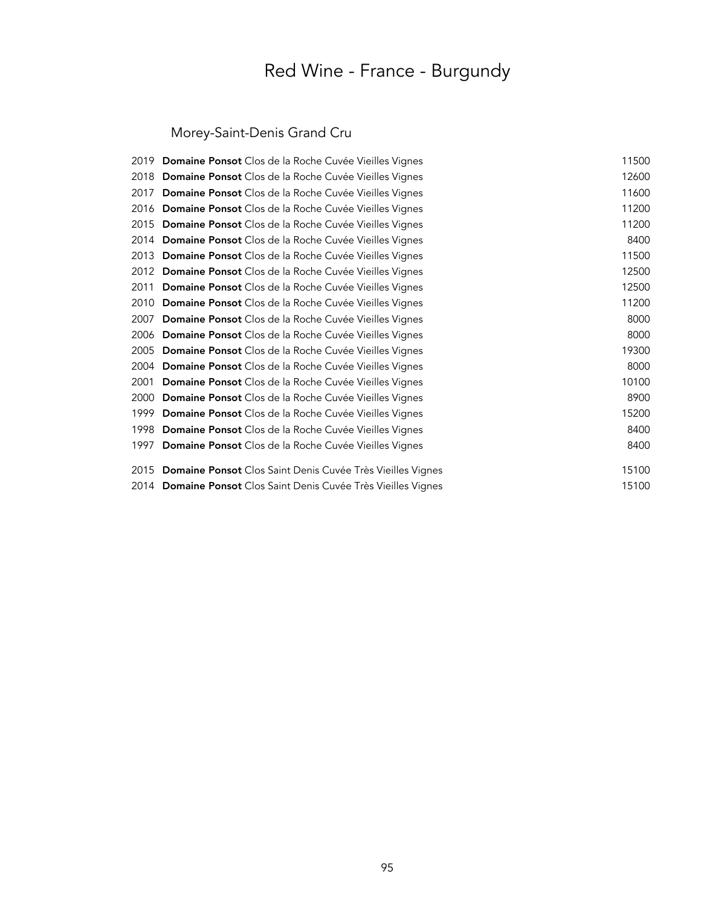# Red Wine - France - Burgundy

## Morey-Saint-Denis Grand Cru

| | | |
|---|---|---|
| 2019 | **Domaine Ponsot** Clos de la Roche Cuvée Vieilles Vignes | 11500 |
| 2018 | **Domaine Ponsot** Clos de la Roche Cuvée Vieilles Vignes | 12600 |
| 2017 | **Domaine Ponsot** Clos de la Roche Cuvée Vieilles Vignes | 11600 |
| 2016 | **Domaine Ponsot** Clos de la Roche Cuvée Vieilles Vignes | 11200 |
| 2015 | **Domaine Ponsot** Clos de la Roche Cuvée Vieilles Vignes | 11200 |
| 2014 | **Domaine Ponsot** Clos de la Roche Cuvée Vieilles Vignes | 8400 |
| 2013 | **Domaine Ponsot** Clos de la Roche Cuvée Vieilles Vignes | 11500 |
| 2012 | **Domaine Ponsot** Clos de la Roche Cuvée Vieilles Vignes | 12500 |
| 2011 | **Domaine Ponsot** Clos de la Roche Cuvée Vieilles Vignes | 12500 |
| 2010 | **Domaine Ponsot** Clos de la Roche Cuvée Vieilles Vignes | 11200 |
| 2007 | **Domaine Ponsot** Clos de la Roche Cuvée Vieilles Vignes | 8000 |
| 2006 | **Domaine Ponsot** Clos de la Roche Cuvée Vieilles Vignes | 8000 |
| 2005 | **Domaine Ponsot** Clos de la Roche Cuvée Vieilles Vignes | 19300 |
| 2004 | **Domaine Ponsot** Clos de la Roche Cuvée Vieilles Vignes | 8000 |
| 2001 | **Domaine Ponsot** Clos de la Roche Cuvée Vieilles Vignes | 10100 |
| 2000 | **Domaine Ponsot** Clos de la Roche Cuvée Vieilles Vignes | 8900 |
| 1999 | **Domaine Ponsot** Clos de la Roche Cuvée Vieilles Vignes | 15200 |
| 1998 | **Domaine Ponsot** Clos de la Roche Cuvée Vieilles Vignes | 8400 |
| 1997 | **Domaine Ponsot** Clos de la Roche Cuvée Vieilles Vignes | 8400 |
| 2015 | **Domaine Ponsot** Clos Saint Denis Cuvée Très Vieilles Vignes | 15100 |
| 2014 | **Domaine Ponsot** Clos Saint Denis Cuvée Très Vieilles Vignes | 15100 |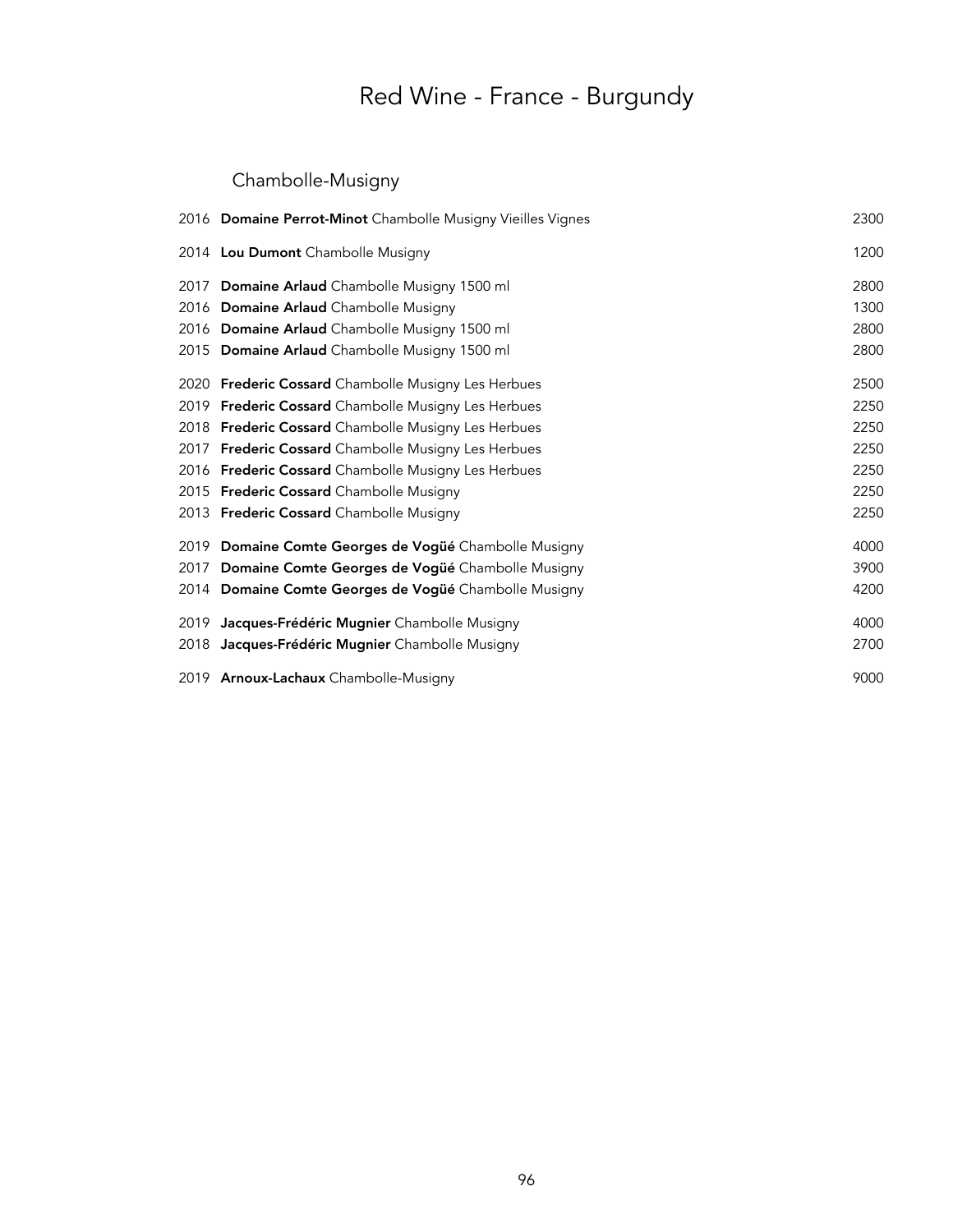# Red Wine - France - Burgundy

## Chambolle-Musigny

2016 **Domaine Perrot-Minot** Chambolle Musigny Vieilles Vignes 2300

2014 **Lou Dumont** Chambolle Musigny 1200

2017 **Domaine Arlaud** Chambolle Musigny 1500 ml 2800
2016 **Domaine Arlaud** Chambolle Musigny 1300
2016 **Domaine Arlaud** Chambolle Musigny 1500 ml 2800
2015 **Domaine Arlaud** Chambolle Musigny 1500 ml 2800

2020 **Frederic Cossard** Chambolle Musigny Les Herbues 2500
2019 **Frederic Cossard** Chambolle Musigny Les Herbues 2250
2018 **Frederic Cossard** Chambolle Musigny Les Herbues 2250
2017 **Frederic Cossard** Chambolle Musigny Les Herbues 2250
2016 **Frederic Cossard** Chambolle Musigny Les Herbues 2250
2015 **Frederic Cossard** Chambolle Musigny 2250
2013 **Frederic Cossard** Chambolle Musigny 2250

2019 **Domaine Comte Georges de Vogüé** Chambolle Musigny 4000
2017 **Domaine Comte Georges de Vogüé** Chambolle Musigny 3900
2014 **Domaine Comte Georges de Vogüé** Chambolle Musigny 4200

2019 **Jacques-Frédéric Mugnier** Chambolle Musigny 4000
2018 **Jacques-Frédéric Mugnier** Chambolle Musigny 2700

2019 **Arnoux-Lachaux** Chambolle-Musigny 9000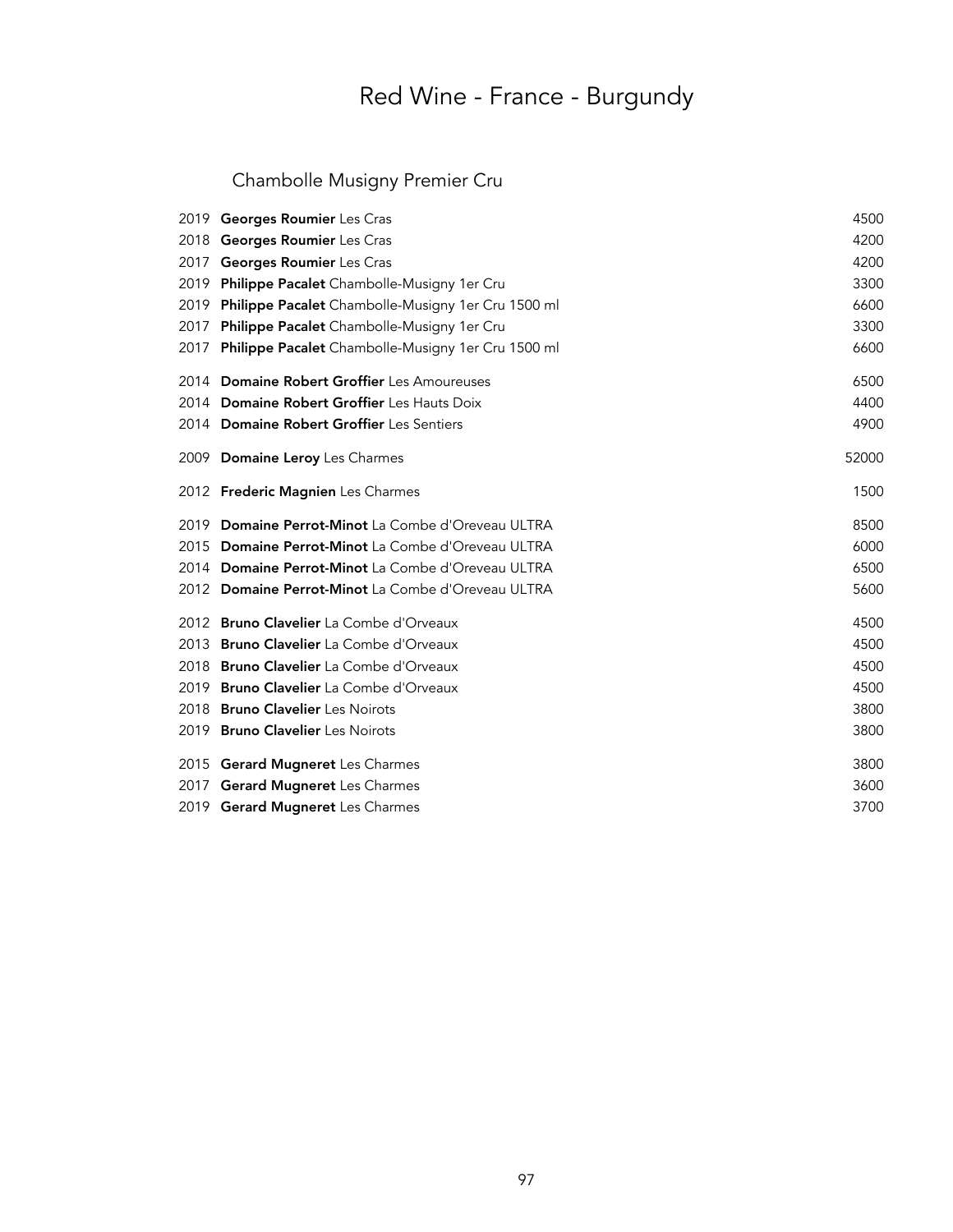# Red Wine - France - Burgundy

## Chambolle Musigny Premier Cru

| Vintage | Wine | Price |
|---|---|---|
| 2019 | **Georges Roumier** Les Cras | 4500 |
| 2018 | **Georges Roumier** Les Cras | 4200 |
| 2017 | **Georges Roumier** Les Cras | 4200 |
| 2019 | **Philippe Pacalet** Chambolle-Musigny 1er Cru | 3300 |
| 2019 | **Philippe Pacalet** Chambolle-Musigny 1er Cru 1500 ml | 6600 |
| 2017 | **Philippe Pacalet** Chambolle-Musigny 1er Cru | 3300 |
| 2017 | **Philippe Pacalet** Chambolle-Musigny 1er Cru 1500 ml | 6600 |
| 2014 | **Domaine Robert Groffier** Les Amoureuses | 6500 |
| 2014 | **Domaine Robert Groffier** Les Hauts Doix | 4400 |
| 2014 | **Domaine Robert Groffier** Les Sentiers | 4900 |
| 2009 | **Domaine Leroy** Les Charmes | 52000 |
| 2012 | **Frederic Magnien** Les Charmes | 1500 |
| 2019 | **Domaine Perrot-Minot** La Combe d'Oreveau ULTRA | 8500 |
| 2015 | **Domaine Perrot-Minot** La Combe d'Oreveau ULTRA | 6000 |
| 2014 | **Domaine Perrot-Minot** La Combe d'Oreveau ULTRA | 6500 |
| 2012 | **Domaine Perrot-Minot** La Combe d'Oreveau ULTRA | 5600 |
| 2012 | **Bruno Clavelier** La Combe d'Orveaux | 4500 |
| 2013 | **Bruno Clavelier** La Combe d'Orveaux | 4500 |
| 2018 | **Bruno Clavelier** La Combe d'Orveaux | 4500 |
| 2019 | **Bruno Clavelier** La Combe d'Orveaux | 4500 |
| 2018 | **Bruno Clavelier** Les Noirots | 3800 |
| 2019 | **Bruno Clavelier** Les Noirots | 3800 |
| 2015 | **Gerard Mugneret** Les Charmes | 3800 |
| 2017 | **Gerard Mugneret** Les Charmes | 3600 |
| 2019 | **Gerard Mugneret** Les Charmes | 3700 |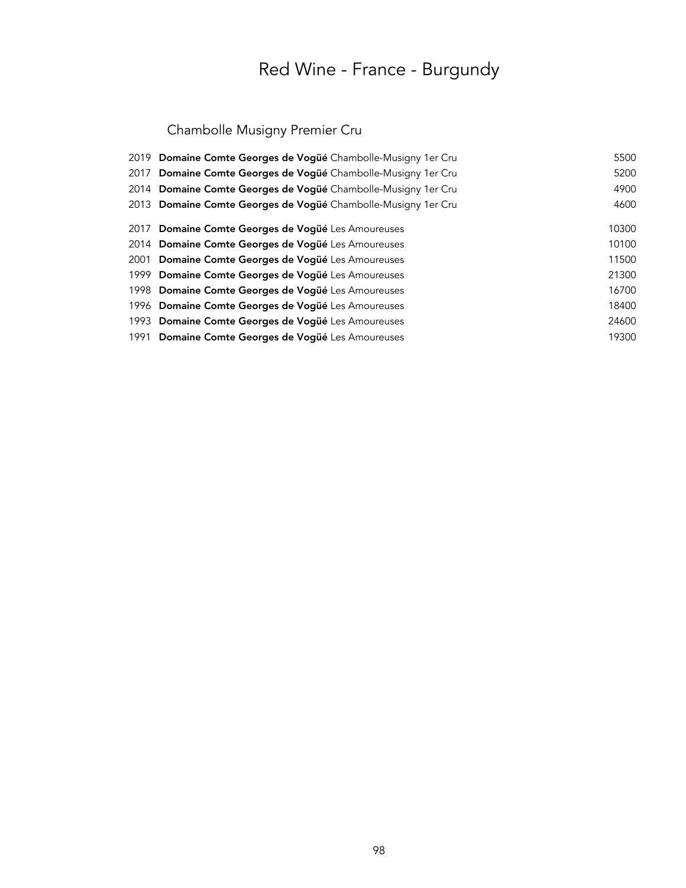# Red Wine - France - Burgundy

## Chambolle Musigny Premier Cru

| | | |
|---|---|---|
| 2019 | **Domaine Comte Georges de Vogüé** Chambolle-Musigny 1er Cru | 5500 |
| 2017 | **Domaine Comte Georges de Vogüé** Chambolle-Musigny 1er Cru | 5200 |
| 2014 | **Domaine Comte Georges de Vogüé** Chambolle-Musigny 1er Cru | 4900 |
| 2013 | **Domaine Comte Georges de Vogüé** Chambolle-Musigny 1er Cru | 4600 |
| 2017 | **Domaine Comte Georges de Vogüé** Les Amoureuses | 10300 |
| 2014 | **Domaine Comte Georges de Vogüé** Les Amoureuses | 10100 |
| 2001 | **Domaine Comte Georges de Vogüé** Les Amoureuses | 11500 |
| 1999 | **Domaine Comte Georges de Vogüé** Les Amoureuses | 21300 |
| 1998 | **Domaine Comte Georges de Vogüé** Les Amoureuses | 16700 |
| 1996 | **Domaine Comte Georges de Vogüé** Les Amoureuses | 18400 |
| 1993 | **Domaine Comte Georges de Vogüé** Les Amoureuses | 24600 |
| 1991 | **Domaine Comte Georges de Vogüé** Les Amoureuses | 19300 |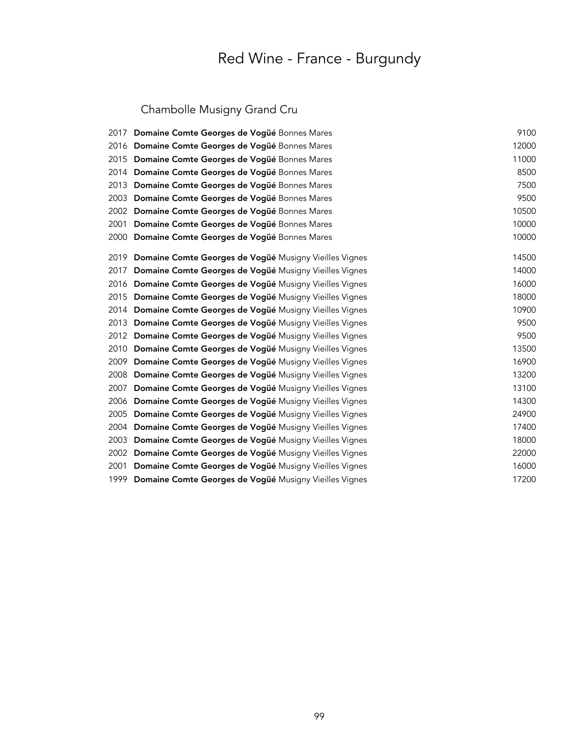# Red Wine - France - Burgundy

## Chambolle Musigny Grand Cru

| | | |
|---|---|---|
| 2017 | **Domaine Comte Georges de Vogüé** Bonnes Mares | 9100 |
| 2016 | **Domaine Comte Georges de Vogüé** Bonnes Mares | 12000 |
| 2015 | **Domaine Comte Georges de Vogüé** Bonnes Mares | 11000 |
| 2014 | **Domaine Comte Georges de Vogüé** Bonnes Mares | 8500 |
| 2013 | **Domaine Comte Georges de Vogüé** Bonnes Mares | 7500 |
| 2003 | **Domaine Comte Georges de Vogüé** Bonnes Mares | 9500 |
| 2002 | **Domaine Comte Georges de Vogüé** Bonnes Mares | 10500 |
| 2001 | **Domaine Comte Georges de Vogüé** Bonnes Mares | 10000 |
| 2000 | **Domaine Comte Georges de Vogüé** Bonnes Mares | 10000 |
| 2019 | **Domaine Comte Georges de Vogüé** Musigny Vieilles Vignes | 14500 |
| 2017 | **Domaine Comte Georges de Vogüé** Musigny Vieilles Vignes | 14000 |
| 2016 | **Domaine Comte Georges de Vogüé** Musigny Vieilles Vignes | 16000 |
| 2015 | **Domaine Comte Georges de Vogüé** Musigny Vieilles Vignes | 18000 |
| 2014 | **Domaine Comte Georges de Vogüé** Musigny Vieilles Vignes | 10900 |
| 2013 | **Domaine Comte Georges de Vogüé** Musigny Vieilles Vignes | 9500 |
| 2012 | **Domaine Comte Georges de Vogüé** Musigny Vieilles Vignes | 9500 |
| 2010 | **Domaine Comte Georges de Vogüé** Musigny Vieilles Vignes | 13500 |
| 2009 | **Domaine Comte Georges de Vogüé** Musigny Vieilles Vignes | 16900 |
| 2008 | **Domaine Comte Georges de Vogüé** Musigny Vieilles Vignes | 13200 |
| 2007 | **Domaine Comte Georges de Vogüé** Musigny Vieilles Vignes | 13100 |
| 2006 | **Domaine Comte Georges de Vogüé** Musigny Vieilles Vignes | 14300 |
| 2005 | **Domaine Comte Georges de Vogüé** Musigny Vieilles Vignes | 24900 |
| 2004 | **Domaine Comte Georges de Vogüé** Musigny Vieilles Vignes | 17400 |
| 2003 | **Domaine Comte Georges de Vogüé** Musigny Vieilles Vignes | 18000 |
| 2002 | **Domaine Comte Georges de Vogüé** Musigny Vieilles Vignes | 22000 |
| 2001 | **Domaine Comte Georges de Vogüé** Musigny Vieilles Vignes | 16000 |
| 1999 | **Domaine Comte Georges de Vogüé** Musigny Vieilles Vignes | 17200 |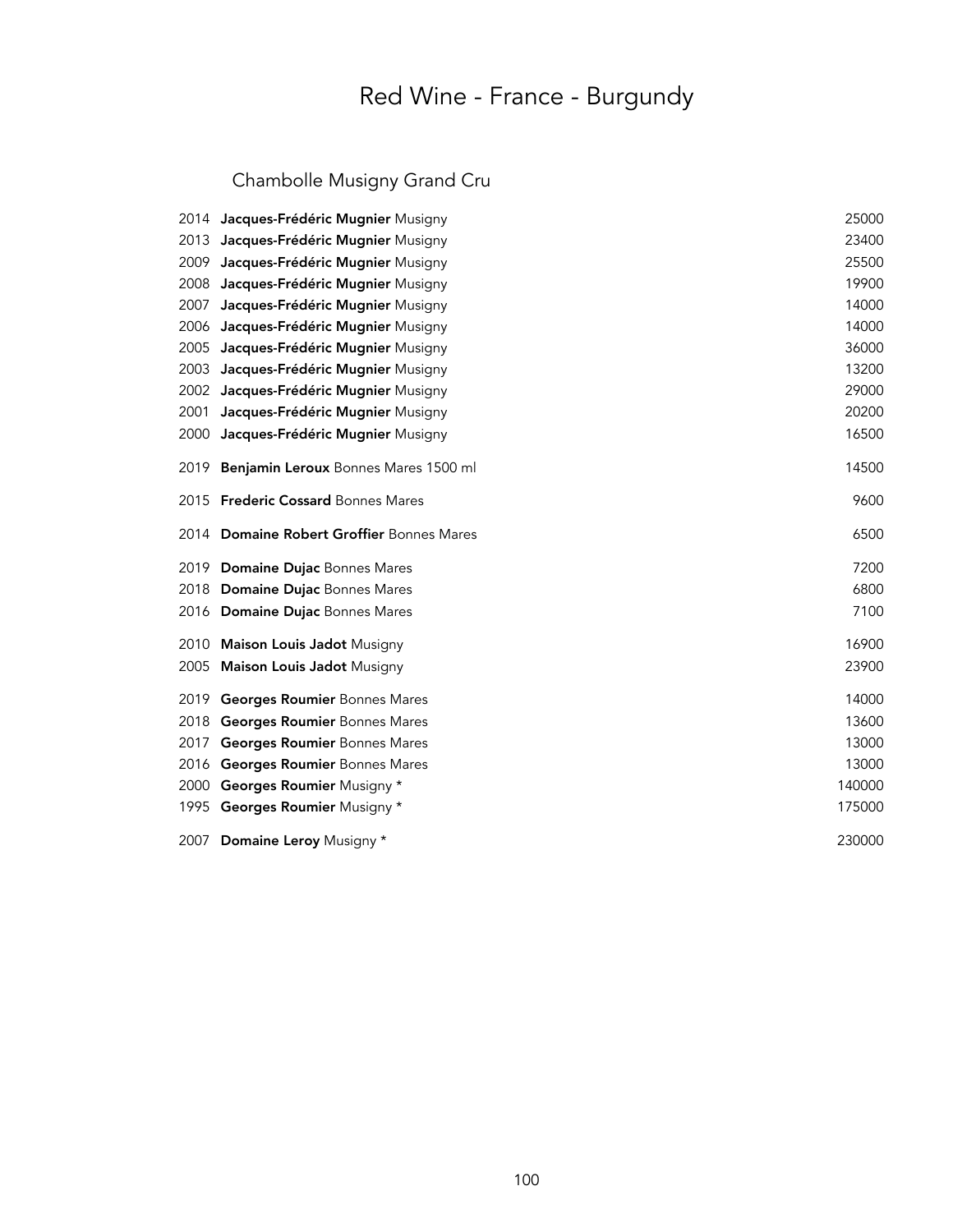# Red Wine - France - Burgundy

## Chambolle Musigny Grand Cru

| Year | Wine | Price |
|---|---|---|
| 2014 | **Jacques-Frédéric Mugnier** Musigny | 25000 |
| 2013 | **Jacques-Frédéric Mugnier** Musigny | 23400 |
| 2009 | **Jacques-Frédéric Mugnier** Musigny | 25500 |
| 2008 | **Jacques-Frédéric Mugnier** Musigny | 19900 |
| 2007 | **Jacques-Frédéric Mugnier** Musigny | 14000 |
| 2006 | **Jacques-Frédéric Mugnier** Musigny | 14000 |
| 2005 | **Jacques-Frédéric Mugnier** Musigny | 36000 |
| 2003 | **Jacques-Frédéric Mugnier** Musigny | 13200 |
| 2002 | **Jacques-Frédéric Mugnier** Musigny | 29000 |
| 2001 | **Jacques-Frédéric Mugnier** Musigny | 20200 |
| 2000 | **Jacques-Frédéric Mugnier** Musigny | 16500 |
| 2019 | **Benjamin Leroux** Bonnes Mares 1500 ml | 14500 |
| 2015 | **Frederic Cossard** Bonnes Mares | 9600 |
| 2014 | **Domaine Robert Groffier** Bonnes Mares | 6500 |
| 2019 | **Domaine Dujac** Bonnes Mares | 7200 |
| 2018 | **Domaine Dujac** Bonnes Mares | 6800 |
| 2016 | **Domaine Dujac** Bonnes Mares | 7100 |
| 2010 | **Maison Louis Jadot** Musigny | 16900 |
| 2005 | **Maison Louis Jadot** Musigny | 23900 |
| 2019 | **Georges Roumier** Bonnes Mares | 14000 |
| 2018 | **Georges Roumier** Bonnes Mares | 13600 |
| 2017 | **Georges Roumier** Bonnes Mares | 13000 |
| 2016 | **Georges Roumier** Bonnes Mares | 13000 |
| 2000 | **Georges Roumier** Musigny * | 140000 |
| 1995 | **Georges Roumier** Musigny * | 175000 |
| 2007 | **Domaine Leroy** Musigny * | 230000 |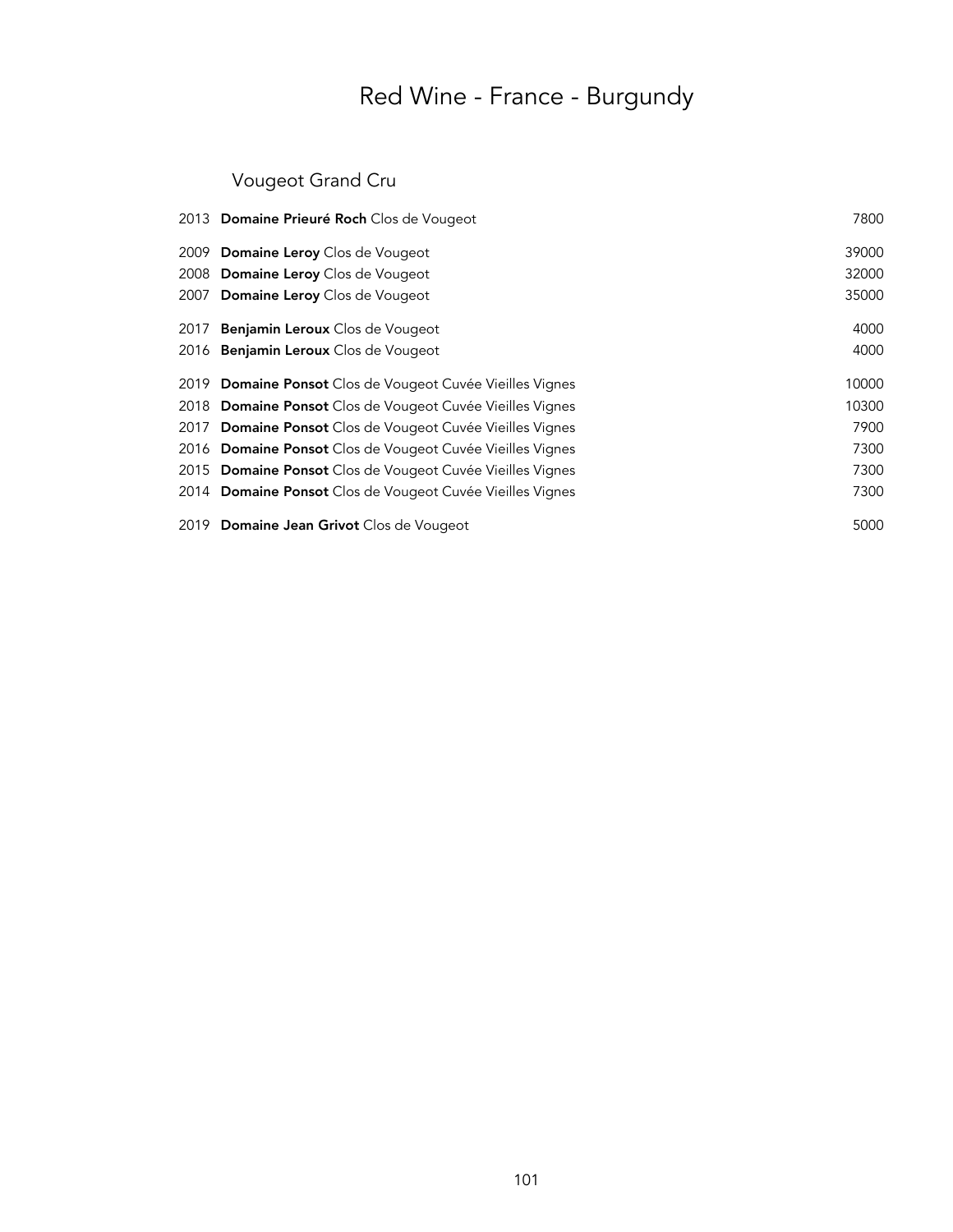# Red Wine - France - Burgundy

## Vougeot Grand Cru

| Vintage | Wine | Price |
|---|---|---|
| 2013 | **Domaine Prieuré Roch** Clos de Vougeot | 7800 |
| 2009 | **Domaine Leroy** Clos de Vougeot | 39000 |
| 2008 | **Domaine Leroy** Clos de Vougeot | 32000 |
| 2007 | **Domaine Leroy** Clos de Vougeot | 35000 |
| 2017 | **Benjamin Leroux** Clos de Vougeot | 4000 |
| 2016 | **Benjamin Leroux** Clos de Vougeot | 4000 |
| 2019 | **Domaine Ponsot** Clos de Vougeot Cuvée Vieilles Vignes | 10000 |
| 2018 | **Domaine Ponsot** Clos de Vougeot Cuvée Vieilles Vignes | 10300 |
| 2017 | **Domaine Ponsot** Clos de Vougeot Cuvée Vieilles Vignes | 7900 |
| 2016 | **Domaine Ponsot** Clos de Vougeot Cuvée Vieilles Vignes | 7300 |
| 2015 | **Domaine Ponsot** Clos de Vougeot Cuvée Vieilles Vignes | 7300 |
| 2014 | **Domaine Ponsot** Clos de Vougeot Cuvée Vieilles Vignes | 7300 |
| 2019 | **Domaine Jean Grivot** Clos de Vougeot | 5000 |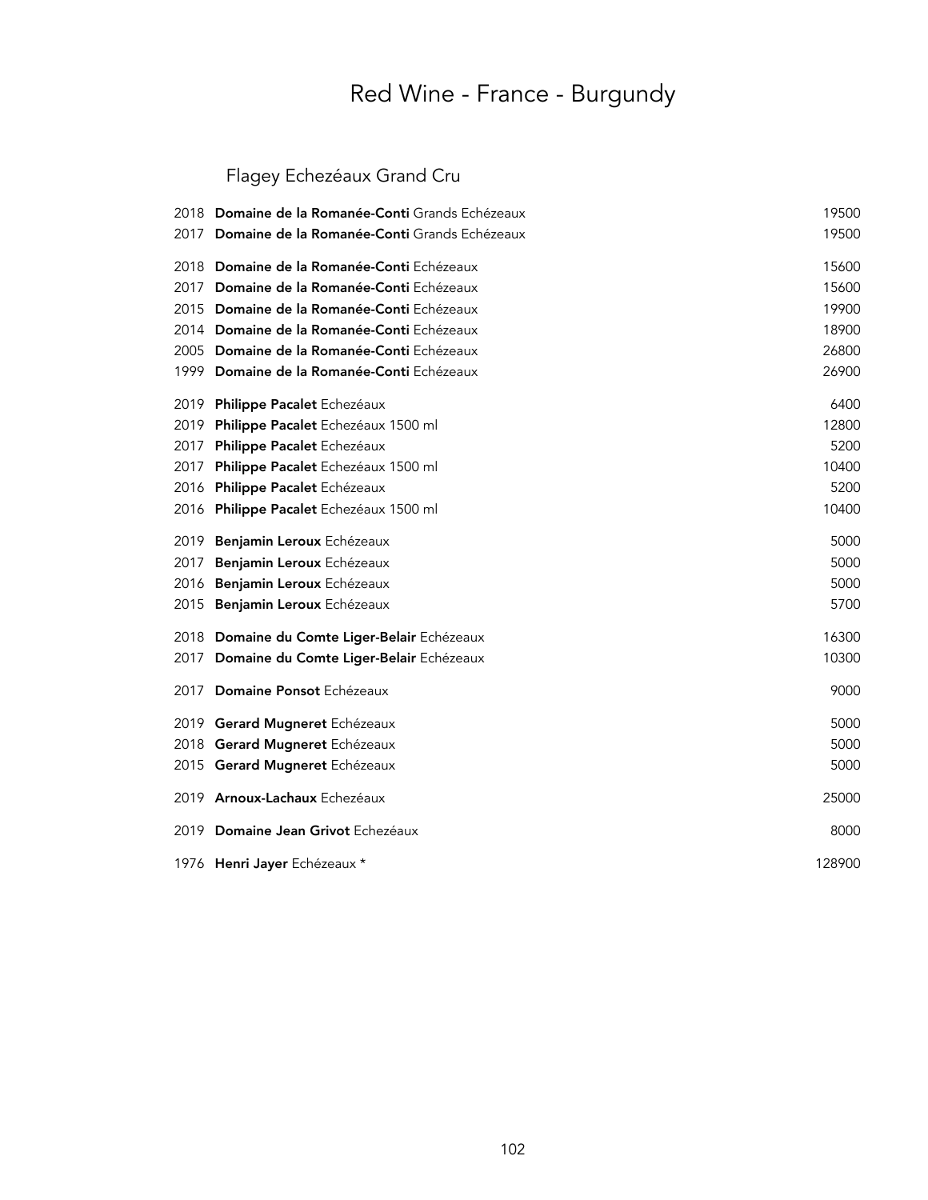# Red Wine - France - Burgundy

## Flagey Echezéaux Grand Cru

| Vintage | Wine | Price |
|---|---|---|
| 2018 | **Domaine de la Romanée-Conti** Grands Echézeaux | 19500 |
| 2017 | **Domaine de la Romanée-Conti** Grands Echézeaux | 19500 |
| 2018 | **Domaine de la Romanée-Conti** Echézeaux | 15600 |
| 2017 | **Domaine de la Romanée-Conti** Echézeaux | 15600 |
| 2015 | **Domaine de la Romanée-Conti** Echézeaux | 19900 |
| 2014 | **Domaine de la Romanée-Conti** Echézeaux | 18900 |
| 2005 | **Domaine de la Romanée-Conti** Echézeaux | 26800 |
| 1999 | **Domaine de la Romanée-Conti** Echézeaux | 26900 |
| 2019 | **Philippe Pacalet** Echezéaux | 6400 |
| 2019 | **Philippe Pacalet** Echezéaux 1500 ml | 12800 |
| 2017 | **Philippe Pacalet** Echezéaux | 5200 |
| 2017 | **Philippe Pacalet** Echezéaux 1500 ml | 10400 |
| 2016 | **Philippe Pacalet** Echézeaux | 5200 |
| 2016 | **Philippe Pacalet** Echezéaux 1500 ml | 10400 |
| 2019 | **Benjamin Leroux** Echézeaux | 5000 |
| 2017 | **Benjamin Leroux** Echézeaux | 5000 |
| 2016 | **Benjamin Leroux** Echézeaux | 5000 |
| 2015 | **Benjamin Leroux** Echézeaux | 5700 |
| 2018 | **Domaine du Comte Liger-Belair** Echézeaux | 16300 |
| 2017 | **Domaine du Comte Liger-Belair** Echézeaux | 10300 |
| 2017 | **Domaine Ponsot** Echézeaux | 9000 |
| 2019 | **Gerard Mugneret** Echézeaux | 5000 |
| 2018 | **Gerard Mugneret** Echézeaux | 5000 |
| 2015 | **Gerard Mugneret** Echézeaux | 5000 |
| 2019 | **Arnoux-Lachaux** Echezéaux | 25000 |
| 2019 | **Domaine Jean Grivot** Echezéaux | 8000 |
| 1976 | **Henri Jayer** Echézeaux * | 128900 |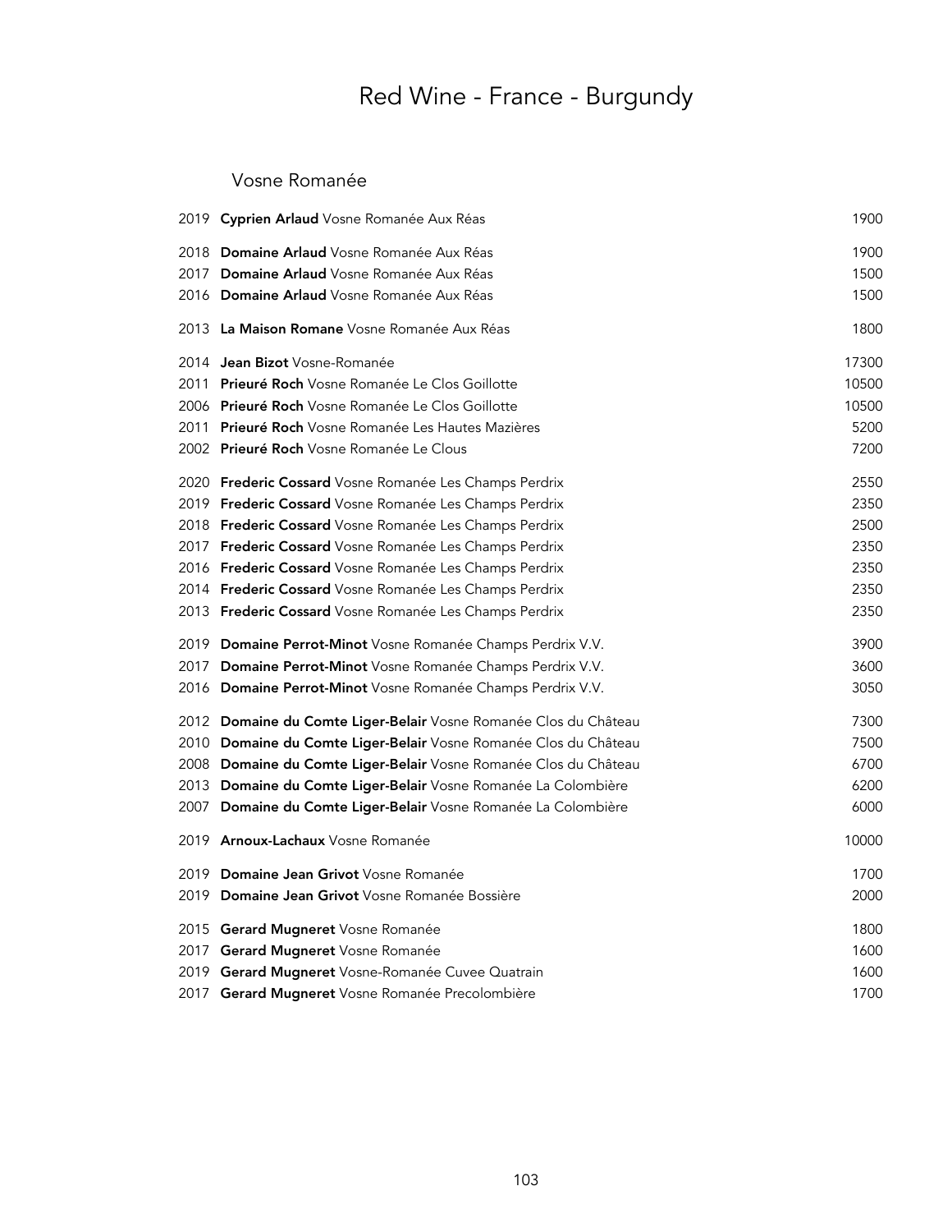# Red Wine - France - Burgundy

## Vosne Romanée

| | | |
|---|---|---|
| 2019 | **Cyprien Arlaud** Vosne Romanée Aux Réas | 1900 |
| 2018 | **Domaine Arlaud** Vosne Romanée Aux Réas | 1900 |
| 2017 | **Domaine Arlaud** Vosne Romanée Aux Réas | 1500 |
| 2016 | **Domaine Arlaud** Vosne Romanée Aux Réas | 1500 |
| 2013 | **La Maison Romane** Vosne Romanée Aux Réas | 1800 |
| 2014 | **Jean Bizot** Vosne-Romanée | 17300 |
| 2011 | **Prieuré Roch** Vosne Romanée Le Clos Goillotte | 10500 |
| 2006 | **Prieuré Roch** Vosne Romanée Le Clos Goillotte | 10500 |
| 2011 | **Prieuré Roch** Vosne Romanée Les Hautes Mazières | 5200 |
| 2002 | **Prieuré Roch** Vosne Romanée Le Clous | 7200 |
| 2020 | **Frederic Cossard** Vosne Romanée Les Champs Perdrix | 2550 |
| 2019 | **Frederic Cossard** Vosne Romanée Les Champs Perdrix | 2350 |
| 2018 | **Frederic Cossard** Vosne Romanée Les Champs Perdrix | 2500 |
| 2017 | **Frederic Cossard** Vosne Romanée Les Champs Perdrix | 2350 |
| 2016 | **Frederic Cossard** Vosne Romanée Les Champs Perdrix | 2350 |
| 2014 | **Frederic Cossard** Vosne Romanée Les Champs Perdrix | 2350 |
| 2013 | **Frederic Cossard** Vosne Romanée Les Champs Perdrix | 2350 |
| 2019 | **Domaine Perrot-Minot** Vosne Romanée Champs Perdrix V.V. | 3900 |
| 2017 | **Domaine Perrot-Minot** Vosne Romanée Champs Perdrix V.V. | 3600 |
| 2016 | **Domaine Perrot-Minot** Vosne Romanée Champs Perdrix V.V. | 3050 |
| 2012 | **Domaine du Comte Liger-Belair** Vosne Romanée Clos du Château | 7300 |
| 2010 | **Domaine du Comte Liger-Belair** Vosne Romanée Clos du Château | 7500 |
| 2008 | **Domaine du Comte Liger-Belair** Vosne Romanée Clos du Château | 6700 |
| 2013 | **Domaine du Comte Liger-Belair** Vosne Romanée La Colombière | 6200 |
| 2007 | **Domaine du Comte Liger-Belair** Vosne Romanée La Colombière | 6000 |
| 2019 | **Arnoux-Lachaux** Vosne Romanée | 10000 |
| 2019 | **Domaine Jean Grivot** Vosne Romanée | 1700 |
| 2019 | **Domaine Jean Grivot** Vosne Romanée Bossière | 2000 |
| 2015 | **Gerard Mugneret** Vosne Romanée | 1800 |
| 2017 | **Gerard Mugneret** Vosne Romanée | 1600 |
| 2019 | **Gerard Mugneret** Vosne-Romanée Cuvee Quatrain | 1600 |
| 2017 | **Gerard Mugneret** Vosne Romanée Precolombière | 1700 |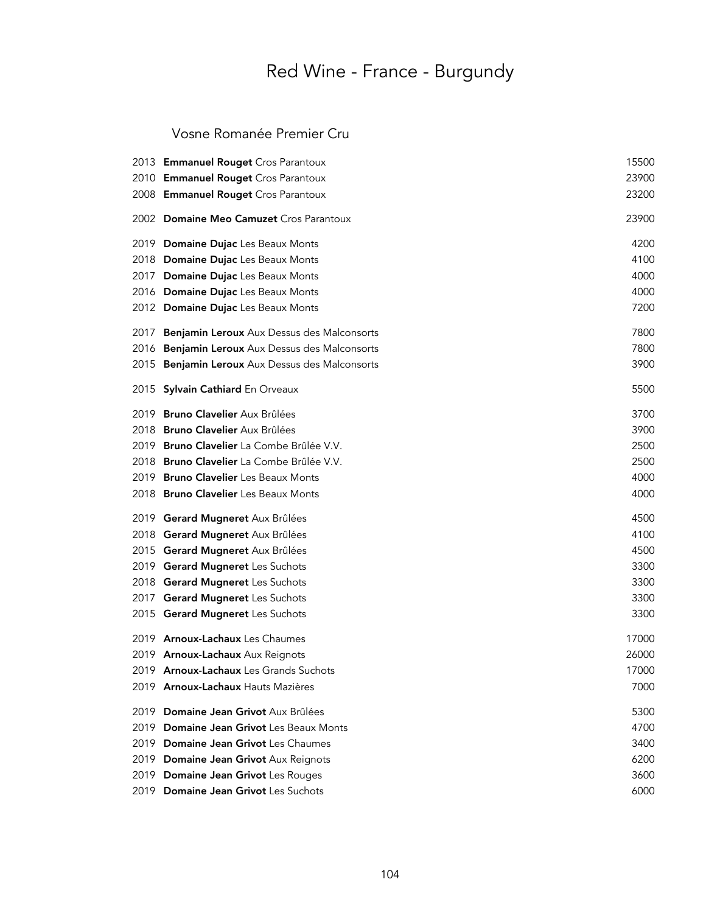# Red Wine - France - Burgundy

## Vosne Romanée Premier Cru

| Year | Wine | Price |
|---|---|---|
| 2013 | **Emmanuel Rouget** Cros Parantoux | 15500 |
| 2010 | **Emmanuel Rouget** Cros Parantoux | 23900 |
| 2008 | **Emmanuel Rouget** Cros Parantoux | 23200 |
| 2002 | **Domaine Meo Camuzet** Cros Parantoux | 23900 |
| 2019 | **Domaine Dujac** Les Beaux Monts | 4200 |
| 2018 | **Domaine Dujac** Les Beaux Monts | 4100 |
| 2017 | **Domaine Dujac** Les Beaux Monts | 4000 |
| 2016 | **Domaine Dujac** Les Beaux Monts | 4000 |
| 2012 | **Domaine Dujac** Les Beaux Monts | 7200 |
| 2017 | **Benjamin Leroux** Aux Dessus des Malconsorts | 7800 |
| 2016 | **Benjamin Leroux** Aux Dessus des Malconsorts | 7800 |
| 2015 | **Benjamin Leroux** Aux Dessus des Malconsorts | 3900 |
| 2015 | **Sylvain Cathiard** En Orveaux | 5500 |
| 2019 | **Bruno Clavelier** Aux Brûlées | 3700 |
| 2018 | **Bruno Clavelier** Aux Brûlées | 3900 |
| 2019 | **Bruno Clavelier** La Combe Brûlée V.V. | 2500 |
| 2018 | **Bruno Clavelier** La Combe Brûlée V.V. | 2500 |
| 2019 | **Bruno Clavelier** Les Beaux Monts | 4000 |
| 2018 | **Bruno Clavelier** Les Beaux Monts | 4000 |
| 2019 | **Gerard Mugneret** Aux Brûlées | 4500 |
| 2018 | **Gerard Mugneret** Aux Brûlées | 4100 |
| 2015 | **Gerard Mugneret** Aux Brûlées | 4500 |
| 2019 | **Gerard Mugneret** Les Suchots | 3300 |
| 2018 | **Gerard Mugneret** Les Suchots | 3300 |
| 2017 | **Gerard Mugneret** Les Suchots | 3300 |
| 2015 | **Gerard Mugneret** Les Suchots | 3300 |
| 2019 | **Arnoux-Lachaux** Les Chaumes | 17000 |
| 2019 | **Arnoux-Lachaux** Aux Reignots | 26000 |
| 2019 | **Arnoux-Lachaux** Les Grands Suchots | 17000 |
| 2019 | **Arnoux-Lachaux** Hauts Mazières | 7000 |
| 2019 | **Domaine Jean Grivot** Aux Brûlées | 5300 |
| 2019 | **Domaine Jean Grivot** Les Beaux Monts | 4700 |
| 2019 | **Domaine Jean Grivot** Les Chaumes | 3400 |
| 2019 | **Domaine Jean Grivot** Aux Reignots | 6200 |
| 2019 | **Domaine Jean Grivot** Les Rouges | 3600 |
| 2019 | **Domaine Jean Grivot** Les Suchots | 6000 |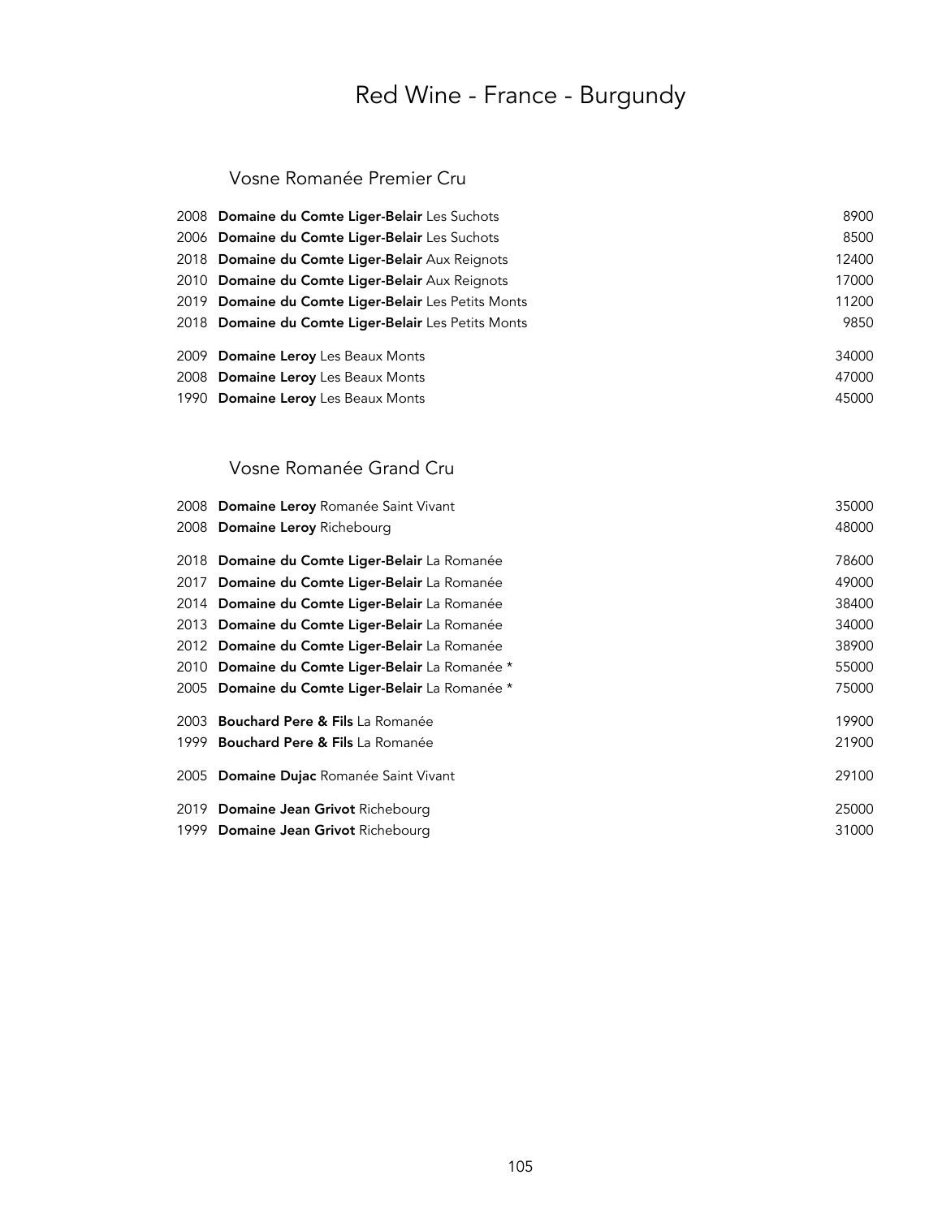# Red Wine - France - Burgundy

## Vosne Romanée Premier Cru

| Vintage | Wine | Price |
|---|---|---|
| 2008 | **Domaine du Comte Liger-Belair** Les Suchots | 8900 |
| 2006 | **Domaine du Comte Liger-Belair** Les Suchots | 8500 |
| 2018 | **Domaine du Comte Liger-Belair** Aux Reignots | 12400 |
| 2010 | **Domaine du Comte Liger-Belair** Aux Reignots | 17000 |
| 2019 | **Domaine du Comte Liger-Belair** Les Petits Monts | 11200 |
| 2018 | **Domaine du Comte Liger-Belair** Les Petits Monts | 9850 |
| 2009 | **Domaine Leroy** Les Beaux Monts | 34000 |
| 2008 | **Domaine Leroy** Les Beaux Monts | 47000 |
| 1990 | **Domaine Leroy** Les Beaux Monts | 45000 |

## Vosne Romanée Grand Cru

| Vintage | Wine | Price |
|---|---|---|
| 2008 | **Domaine Leroy** Romanée Saint Vivant | 35000 |
| 2008 | **Domaine Leroy** Richebourg | 48000 |
| 2018 | **Domaine du Comte Liger-Belair** La Romanée | 78600 |
| 2017 | **Domaine du Comte Liger-Belair** La Romanée | 49000 |
| 2014 | **Domaine du Comte Liger-Belair** La Romanée | 38400 |
| 2013 | **Domaine du Comte Liger-Belair** La Romanée | 34000 |
| 2012 | **Domaine du Comte Liger-Belair** La Romanée | 38900 |
| 2010 | **Domaine du Comte Liger-Belair** La Romanée * | 55000 |
| 2005 | **Domaine du Comte Liger-Belair** La Romanée * | 75000 |
| 2003 | **Bouchard Pere & Fils** La Romanée | 19900 |
| 1999 | **Bouchard Pere & Fils** La Romanée | 21900 |
| 2005 | **Domaine Dujac** Romanée Saint Vivant | 29100 |
| 2019 | **Domaine Jean Grivot** Richebourg | 25000 |
| 1999 | **Domaine Jean Grivot** Richebourg | 31000 |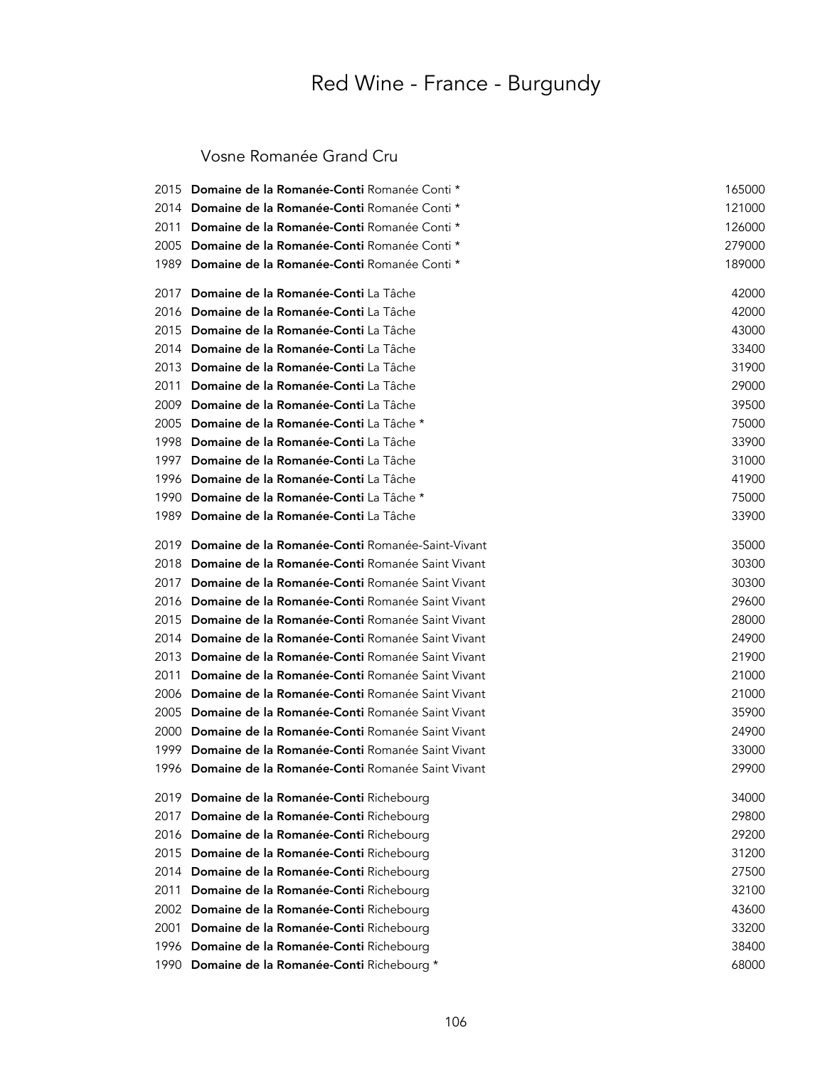# Red Wine - France - Burgundy

## Vosne Romanée Grand Cru

| | | |
|---|---|---|
| 2015 | **Domaine de la Romanée-Conti** Romanée Conti * | 165000 |
| 2014 | **Domaine de la Romanée-Conti** Romanée Conti * | 121000 |
| 2011 | **Domaine de la Romanée-Conti** Romanée Conti * | 126000 |
| 2005 | **Domaine de la Romanée-Conti** Romanée Conti * | 279000 |
| 1989 | **Domaine de la Romanée-Conti** Romanée Conti * | 189000 |
| 2017 | **Domaine de la Romanée-Conti** La Tâche | 42000 |
| 2016 | **Domaine de la Romanée-Conti** La Tâche | 42000 |
| 2015 | **Domaine de la Romanée-Conti** La Tâche | 43000 |
| 2014 | **Domaine de la Romanée-Conti** La Tâche | 33400 |
| 2013 | **Domaine de la Romanée-Conti** La Tâche | 31900 |
| 2011 | **Domaine de la Romanée-Conti** La Tâche | 29000 |
| 2009 | **Domaine de la Romanée-Conti** La Tâche | 39500 |
| 2005 | **Domaine de la Romanée-Conti** La Tâche * | 75000 |
| 1998 | **Domaine de la Romanée-Conti** La Tâche | 33900 |
| 1997 | **Domaine de la Romanée-Conti** La Tâche | 31000 |
| 1996 | **Domaine de la Romanée-Conti** La Tâche | 41900 |
| 1990 | **Domaine de la Romanée-Conti** La Tâche * | 75000 |
| 1989 | **Domaine de la Romanée-Conti** La Tâche | 33900 |
| 2019 | **Domaine de la Romanée-Conti** Romanée-Saint-Vivant | 35000 |
| 2018 | **Domaine de la Romanée-Conti** Romanée Saint Vivant | 30300 |
| 2017 | **Domaine de la Romanée-Conti** Romanée Saint Vivant | 30300 |
| 2016 | **Domaine de la Romanée-Conti** Romanée Saint Vivant | 29600 |
| 2015 | **Domaine de la Romanée-Conti** Romanée Saint Vivant | 28000 |
| 2014 | **Domaine de la Romanée-Conti** Romanée Saint Vivant | 24900 |
| 2013 | **Domaine de la Romanée-Conti** Romanée Saint Vivant | 21900 |
| 2011 | **Domaine de la Romanée-Conti** Romanée Saint Vivant | 21000 |
| 2006 | **Domaine de la Romanée-Conti** Romanée Saint Vivant | 21000 |
| 2005 | **Domaine de la Romanée-Conti** Romanée Saint Vivant | 35900 |
| 2000 | **Domaine de la Romanée-Conti** Romanée Saint Vivant | 24900 |
| 1999 | **Domaine de la Romanée-Conti** Romanée Saint Vivant | 33000 |
| 1996 | **Domaine de la Romanée-Conti** Romanée Saint Vivant | 29900 |
| 2019 | **Domaine de la Romanée-Conti** Richebourg | 34000 |
| 2017 | **Domaine de la Romanée-Conti** Richebourg | 29800 |
| 2016 | **Domaine de la Romanée-Conti** Richebourg | 29200 |
| 2015 | **Domaine de la Romanée-Conti** Richebourg | 31200 |
| 2014 | **Domaine de la Romanée-Conti** Richebourg | 27500 |
| 2011 | **Domaine de la Romanée-Conti** Richebourg | 32100 |
| 2002 | **Domaine de la Romanée-Conti** Richebourg | 43600 |
| 2001 | **Domaine de la Romanée-Conti** Richebourg | 33200 |
| 1996 | **Domaine de la Romanée-Conti** Richebourg | 38400 |
| 1990 | **Domaine de la Romanée-Conti** Richebourg * | 68000 |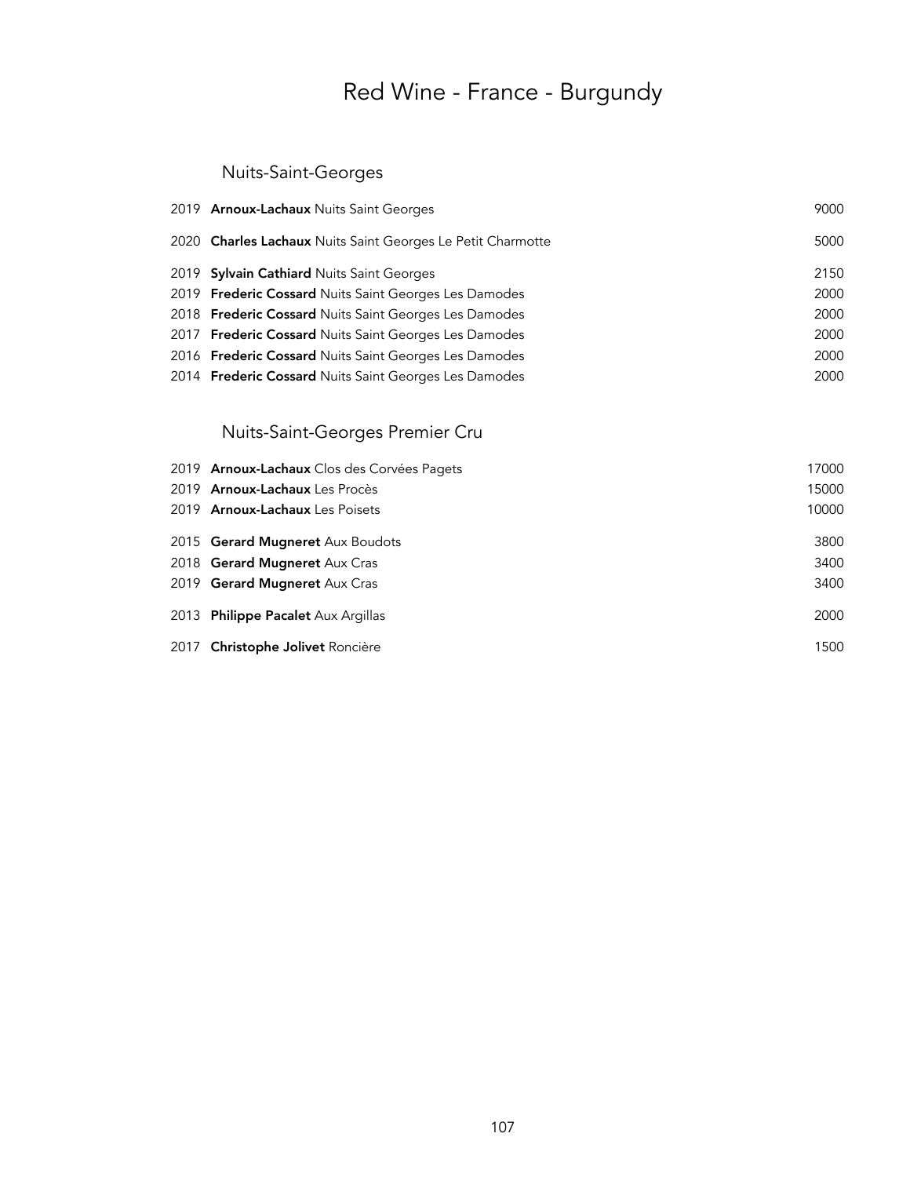# Red Wine - France - Burgundy

## Nuits-Saint-Georges

| Vintage | Wine | Price |
|---|---|---|
| 2019 | **Arnoux-Lachaux** Nuits Saint Georges | 9000 |
| 2020 | **Charles Lachaux** Nuits Saint Georges Le Petit Charmotte | 5000 |
| 2019 | **Sylvain Cathiard** Nuits Saint Georges | 2150 |
| 2019 | **Frederic Cossard** Nuits Saint Georges Les Damodes | 2000 |
| 2018 | **Frederic Cossard** Nuits Saint Georges Les Damodes | 2000 |
| 2017 | **Frederic Cossard** Nuits Saint Georges Les Damodes | 2000 |
| 2016 | **Frederic Cossard** Nuits Saint Georges Les Damodes | 2000 |
| 2014 | **Frederic Cossard** Nuits Saint Georges Les Damodes | 2000 |

## Nuits-Saint-Georges Premier Cru

| Vintage | Wine | Price |
|---|---|---|
| 2019 | **Arnoux-Lachaux** Clos des Corvées Pagets | 17000 |
| 2019 | **Arnoux-Lachaux** Les Procès | 15000 |
| 2019 | **Arnoux-Lachaux** Les Poisets | 10000 |
| 2015 | **Gerard Mugneret** Aux Boudots | 3800 |
| 2018 | **Gerard Mugneret** Aux Cras | 3400 |
| 2019 | **Gerard Mugneret** Aux Cras | 3400 |
| 2013 | **Philippe Pacalet** Aux Argillas | 2000 |
| 2017 | **Christophe Jolivet** Roncière | 1500 |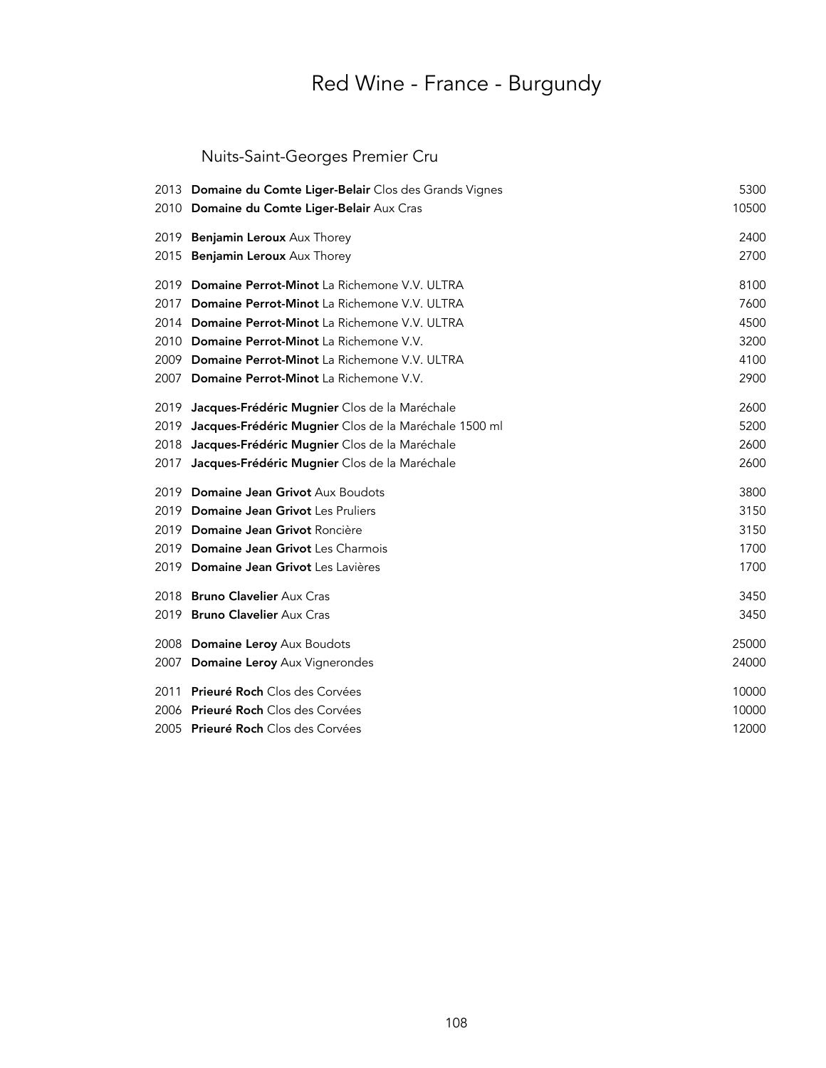# Red Wine - France - Burgundy

## Nuits-Saint-Georges Premier Cru

| Vintage | Wine | Price |
|---|---|---|
| 2013 | **Domaine du Comte Liger-Belair** Clos des Grands Vignes | 5300 |
| 2010 | **Domaine du Comte Liger-Belair** Aux Cras | 10500 |
| 2019 | **Benjamin Leroux** Aux Thorey | 2400 |
| 2015 | **Benjamin Leroux** Aux Thorey | 2700 |
| 2019 | **Domaine Perrot-Minot** La Richemone V.V. ULTRA | 8100 |
| 2017 | **Domaine Perrot-Minot** La Richemone V.V. ULTRA | 7600 |
| 2014 | **Domaine Perrot-Minot** La Richemone V.V. ULTRA | 4500 |
| 2010 | **Domaine Perrot-Minot** La Richemone V.V. | 3200 |
| 2009 | **Domaine Perrot-Minot** La Richemone V.V. ULTRA | 4100 |
| 2007 | **Domaine Perrot-Minot** La Richemone V.V. | 2900 |
| 2019 | **Jacques-Frédéric Mugnier** Clos de la Maréchale | 2600 |
| 2019 | **Jacques-Frédéric Mugnier** Clos de la Maréchale 1500 ml | 5200 |
| 2018 | **Jacques-Frédéric Mugnier** Clos de la Maréchale | 2600 |
| 2017 | **Jacques-Frédéric Mugnier** Clos de la Maréchale | 2600 |
| 2019 | **Domaine Jean Grivot** Aux Boudots | 3800 |
| 2019 | **Domaine Jean Grivot** Les Pruliers | 3150 |
| 2019 | **Domaine Jean Grivot** Roncière | 3150 |
| 2019 | **Domaine Jean Grivot** Les Charmois | 1700 |
| 2019 | **Domaine Jean Grivot** Les Lavières | 1700 |
| 2018 | **Bruno Clavelier** Aux Cras | 3450 |
| 2019 | **Bruno Clavelier** Aux Cras | 3450 |
| 2008 | **Domaine Leroy** Aux Boudots | 25000 |
| 2007 | **Domaine Leroy** Aux Vignerondes | 24000 |
| 2011 | **Prieuré Roch** Clos des Corvées | 10000 |
| 2006 | **Prieuré Roch** Clos des Corvées | 10000 |
| 2005 | **Prieuré Roch** Clos des Corvées | 12000 |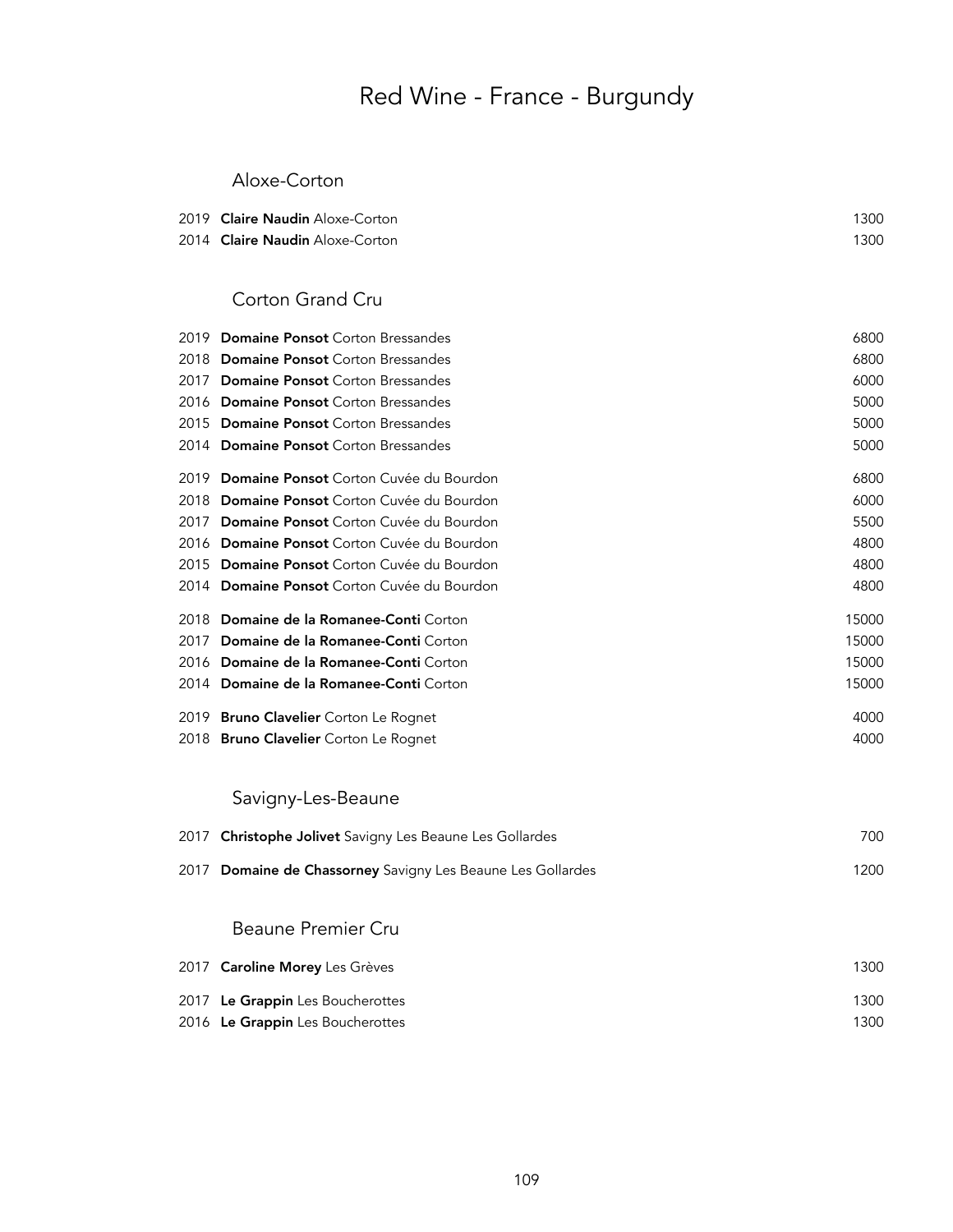# Red Wine - France - Burgundy

## Aloxe-Corton

| | | |
|---|---|---|
| 2019 | **Claire Naudin** Aloxe-Corton | 1300 |
| 2014 | **Claire Naudin** Aloxe-Corton | 1300 |

## Corton Grand Cru

| | | |
|---|---|---|
| 2019 | **Domaine Ponsot** Corton Bressandes | 6800 |
| 2018 | **Domaine Ponsot** Corton Bressandes | 6800 |
| 2017 | **Domaine Ponsot** Corton Bressandes | 6000 |
| 2016 | **Domaine Ponsot** Corton Bressandes | 5000 |
| 2015 | **Domaine Ponsot** Corton Bressandes | 5000 |
| 2014 | **Domaine Ponsot** Corton Bressandes | 5000 |
| 2019 | **Domaine Ponsot** Corton Cuvée du Bourdon | 6800 |
| 2018 | **Domaine Ponsot** Corton Cuvée du Bourdon | 6000 |
| 2017 | **Domaine Ponsot** Corton Cuvée du Bourdon | 5500 |
| 2016 | **Domaine Ponsot** Corton Cuvée du Bourdon | 4800 |
| 2015 | **Domaine Ponsot** Corton Cuvée du Bourdon | 4800 |
| 2014 | **Domaine Ponsot** Corton Cuvée du Bourdon | 4800 |
| 2018 | **Domaine de la Romanee-Conti** Corton | 15000 |
| 2017 | **Domaine de la Romanee-Conti** Corton | 15000 |
| 2016 | **Domaine de la Romanee-Conti** Corton | 15000 |
| 2014 | **Domaine de la Romanee-Conti** Corton | 15000 |
| 2019 | **Bruno Clavelier** Corton Le Rognet | 4000 |
| 2018 | **Bruno Clavelier** Corton Le Rognet | 4000 |

## Savigny-Les-Beaune

| | | |
|---|---|---|
| 2017 | **Christophe Jolivet** Savigny Les Beaune Les Gollardes | 700 |
| 2017 | **Domaine de Chassorney** Savigny Les Beaune Les Gollardes | 1200 |

## Beaune Premier Cru

| | | |
|---|---|---|
| 2017 | **Caroline Morey** Les Grèves | 1300 |
| 2017 | **Le Grappin** Les Boucherottes | 1300 |
| 2016 | **Le Grappin** Les Boucherottes | 1300 |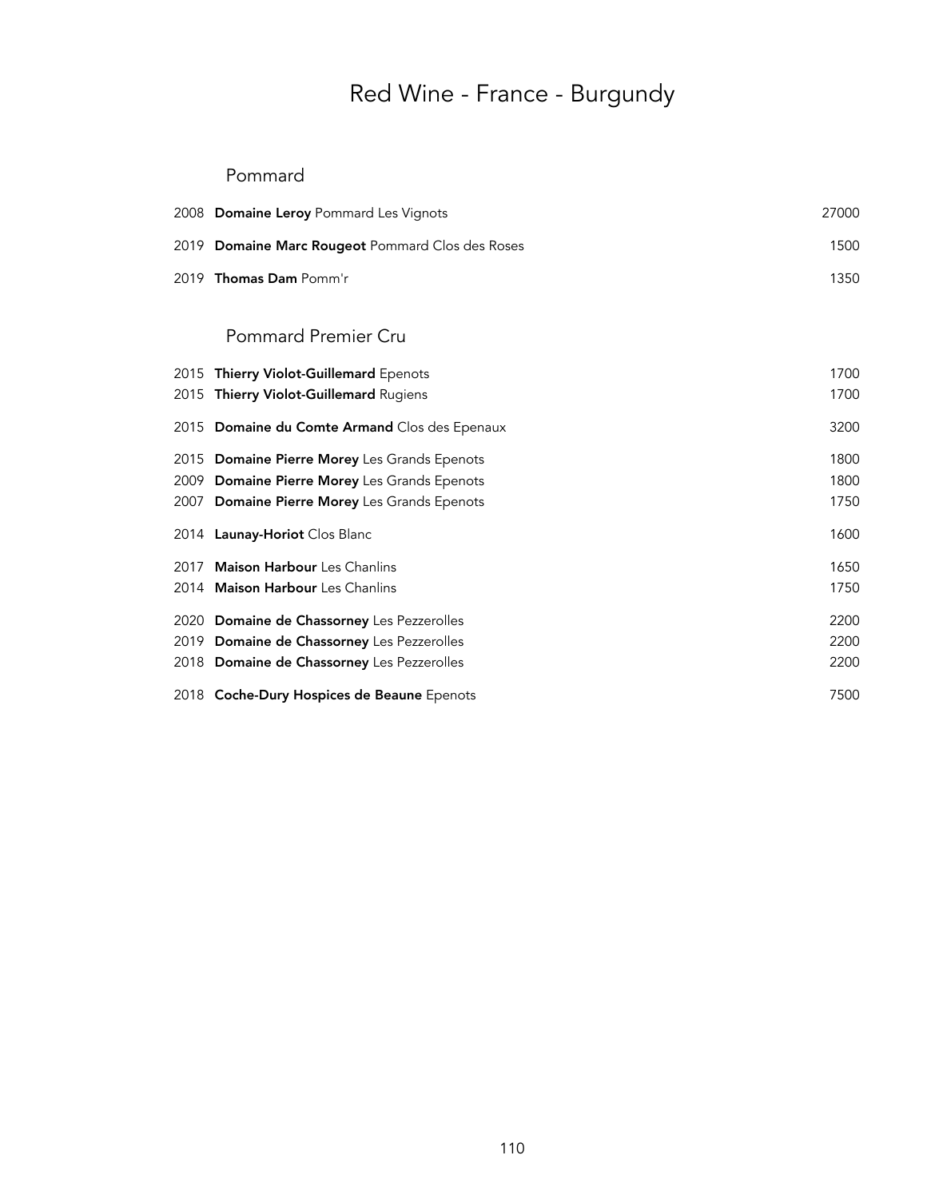# Red Wine - France - Burgundy

## Pommard

| Vintage | Wine | Price |
|---|---|---|
| 2008 | **Domaine Leroy** Pommard Les Vignots | 27000 |
| 2019 | **Domaine Marc Rougeot** Pommard Clos des Roses | 1500 |
| 2019 | **Thomas Dam** Pomm'r | 1350 |

## Pommard Premier Cru

| Vintage | Wine | Price |
|---|---|---|
| 2015 | **Thierry Violot-Guillemard** Epenots | 1700 |
| 2015 | **Thierry Violot-Guillemard** Rugiens | 1700 |
| 2015 | **Domaine du Comte Armand** Clos des Epenaux | 3200 |
| 2015 | **Domaine Pierre Morey** Les Grands Epenots | 1800 |
| 2009 | **Domaine Pierre Morey** Les Grands Epenots | 1800 |
| 2007 | **Domaine Pierre Morey** Les Grands Epenots | 1750 |
| 2014 | **Launay-Horiot** Clos Blanc | 1600 |
| 2017 | **Maison Harbour** Les Chanlins | 1650 |
| 2014 | **Maison Harbour** Les Chanlins | 1750 |
| 2020 | **Domaine de Chassorney** Les Pezzerolles | 2200 |
| 2019 | **Domaine de Chassorney** Les Pezzerolles | 2200 |
| 2018 | **Domaine de Chassorney** Les Pezzerolles | 2200 |
| 2018 | **Coche-Dury Hospices de Beaune** Epenots | 7500 |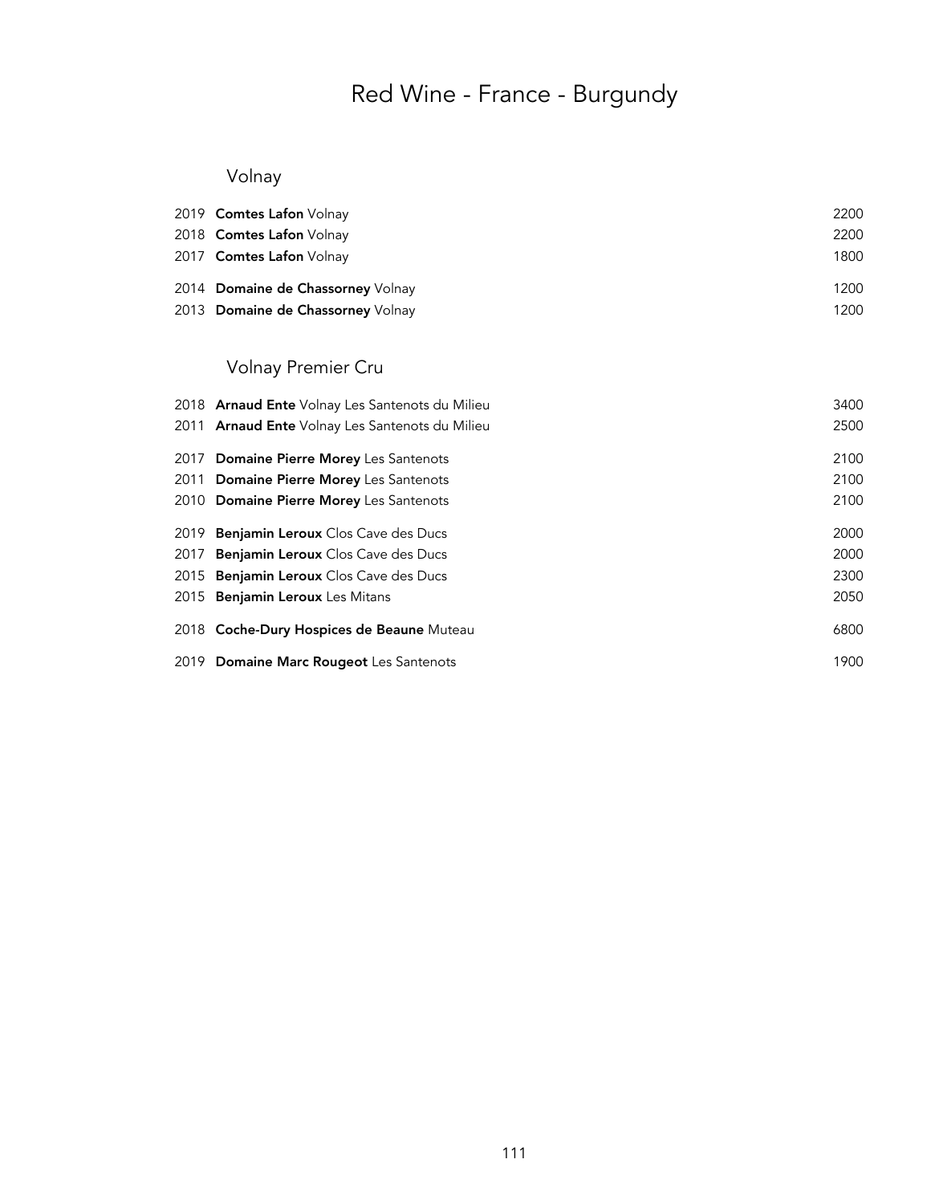# Red Wine - France - Burgundy

## Volnay

| Vintage | Wine | Price |
|---|---|---|
| 2019 | **Comtes Lafon** Volnay | 2200 |
| 2018 | **Comtes Lafon** Volnay | 2200 |
| 2017 | **Comtes Lafon** Volnay | 1800 |
| 2014 | **Domaine de Chassorney** Volnay | 1200 |
| 2013 | **Domaine de Chassorney** Volnay | 1200 |

## Volnay Premier Cru

| Vintage | Wine | Price |
|---|---|---|
| 2018 | **Arnaud Ente** Volnay Les Santenots du Milieu | 3400 |
| 2011 | **Arnaud Ente** Volnay Les Santenots du Milieu | 2500 |
| 2017 | **Domaine Pierre Morey** Les Santenots | 2100 |
| 2011 | **Domaine Pierre Morey** Les Santenots | 2100 |
| 2010 | **Domaine Pierre Morey** Les Santenots | 2100 |
| 2019 | **Benjamin Leroux** Clos Cave des Ducs | 2000 |
| 2017 | **Benjamin Leroux** Clos Cave des Ducs | 2000 |
| 2015 | **Benjamin Leroux** Clos Cave des Ducs | 2300 |
| 2015 | **Benjamin Leroux** Les Mitans | 2050 |
| 2018 | **Coche-Dury Hospices de Beaune** Muteau | 6800 |
| 2019 | **Domaine Marc Rougeot** Les Santenots | 1900 |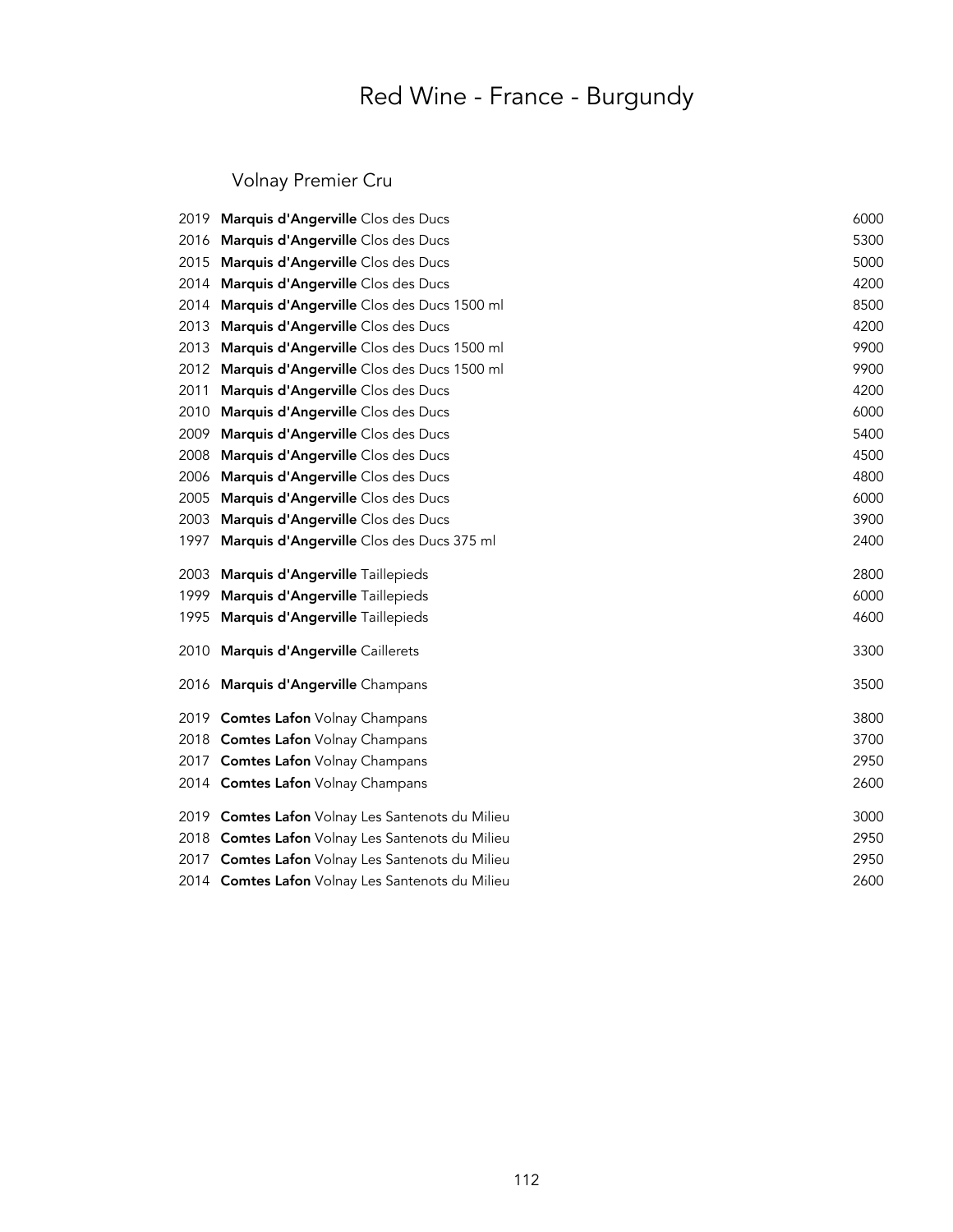# Red Wine - France - Burgundy

## Volnay Premier Cru

| Year | Wine | Price |
|---|---|---|
| 2019 | **Marquis d'Angerville** Clos des Ducs | 6000 |
| 2016 | **Marquis d'Angerville** Clos des Ducs | 5300 |
| 2015 | **Marquis d'Angerville** Clos des Ducs | 5000 |
| 2014 | **Marquis d'Angerville** Clos des Ducs | 4200 |
| 2014 | **Marquis d'Angerville** Clos des Ducs 1500 ml | 8500 |
| 2013 | **Marquis d'Angerville** Clos des Ducs | 4200 |
| 2013 | **Marquis d'Angerville** Clos des Ducs 1500 ml | 9900 |
| 2012 | **Marquis d'Angerville** Clos des Ducs 1500 ml | 9900 |
| 2011 | **Marquis d'Angerville** Clos des Ducs | 4200 |
| 2010 | **Marquis d'Angerville** Clos des Ducs | 6000 |
| 2009 | **Marquis d'Angerville** Clos des Ducs | 5400 |
| 2008 | **Marquis d'Angerville** Clos des Ducs | 4500 |
| 2006 | **Marquis d'Angerville** Clos des Ducs | 4800 |
| 2005 | **Marquis d'Angerville** Clos des Ducs | 6000 |
| 2003 | **Marquis d'Angerville** Clos des Ducs | 3900 |
| 1997 | **Marquis d'Angerville** Clos des Ducs 375 ml | 2400 |
| 2003 | **Marquis d'Angerville** Taillepieds | 2800 |
| 1999 | **Marquis d'Angerville** Taillepieds | 6000 |
| 1995 | **Marquis d'Angerville** Taillepieds | 4600 |
| 2010 | **Marquis d'Angerville** Caillerets | 3300 |
| 2016 | **Marquis d'Angerville** Champans | 3500 |
| 2019 | **Comtes Lafon** Volnay Champans | 3800 |
| 2018 | **Comtes Lafon** Volnay Champans | 3700 |
| 2017 | **Comtes Lafon** Volnay Champans | 2950 |
| 2014 | **Comtes Lafon** Volnay Champans | 2600 |
| 2019 | **Comtes Lafon** Volnay Les Santenots du Milieu | 3000 |
| 2018 | **Comtes Lafon** Volnay Les Santenots du Milieu | 2950 |
| 2017 | **Comtes Lafon** Volnay Les Santenots du Milieu | 2950 |
| 2014 | **Comtes Lafon** Volnay Les Santenots du Milieu | 2600 |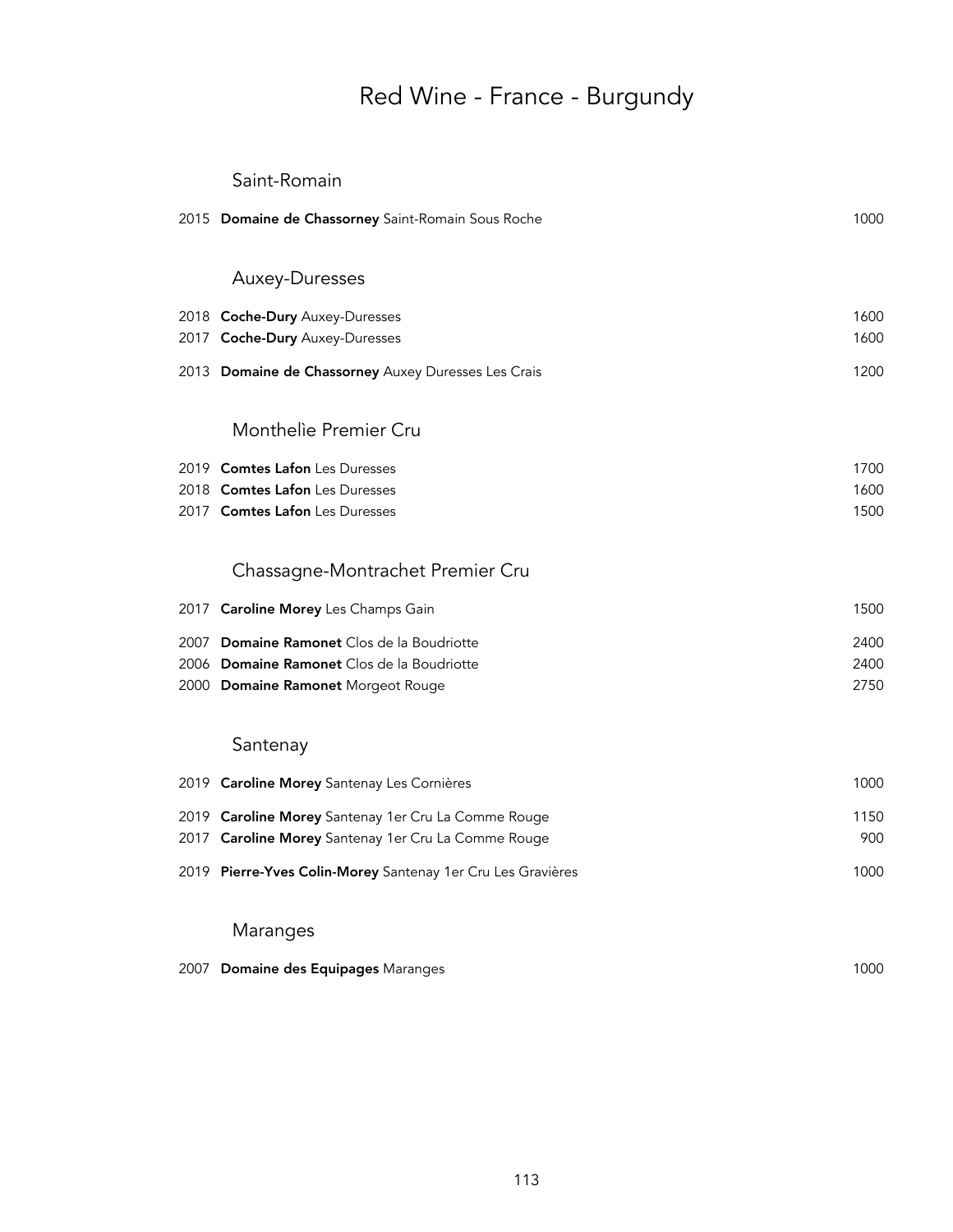# Red Wine - France - Burgundy

## Saint-Romain

| | | |
|---|---|---|
| 2015 | **Domaine de Chassorney** Saint-Romain Sous Roche | 1000 |

## Auxey-Duresses

| | | |
|---|---|---|
| 2018 | **Coche-Dury** Auxey-Duresses | 1600 |
| 2017 | **Coche-Dury** Auxey-Duresses | 1600 |
| 2013 | **Domaine de Chassorney** Auxey Duresses Les Crais | 1200 |

## Monthelìe Premier Cru

| | | |
|---|---|---|
| 2019 | **Comtes Lafon** Les Duresses | 1700 |
| 2018 | **Comtes Lafon** Les Duresses | 1600 |
| 2017 | **Comtes Lafon** Les Duresses | 1500 |

## Chassagne-Montrachet Premier Cru

| | | |
|---|---|---|
| 2017 | **Caroline Morey** Les Champs Gain | 1500 |
| 2007 | **Domaine Ramonet** Clos de la Boudriotte | 2400 |
| 2006 | **Domaine Ramonet** Clos de la Boudriotte | 2400 |
| 2000 | **Domaine Ramonet** Morgeot Rouge | 2750 |

## Santenay

| | | |
|---|---|---|
| 2019 | **Caroline Morey** Santenay Les Cornières | 1000 |
| 2019 | **Caroline Morey** Santenay 1er Cru La Comme Rouge | 1150 |
| 2017 | **Caroline Morey** Santenay 1er Cru La Comme Rouge | 900 |
| 2019 | **Pierre-Yves Colin-Morey** Santenay 1er Cru Les Gravières | 1000 |

## Maranges

| | | |
|---|---|---|
| 2007 | **Domaine des Equipages** Maranges | 1000 |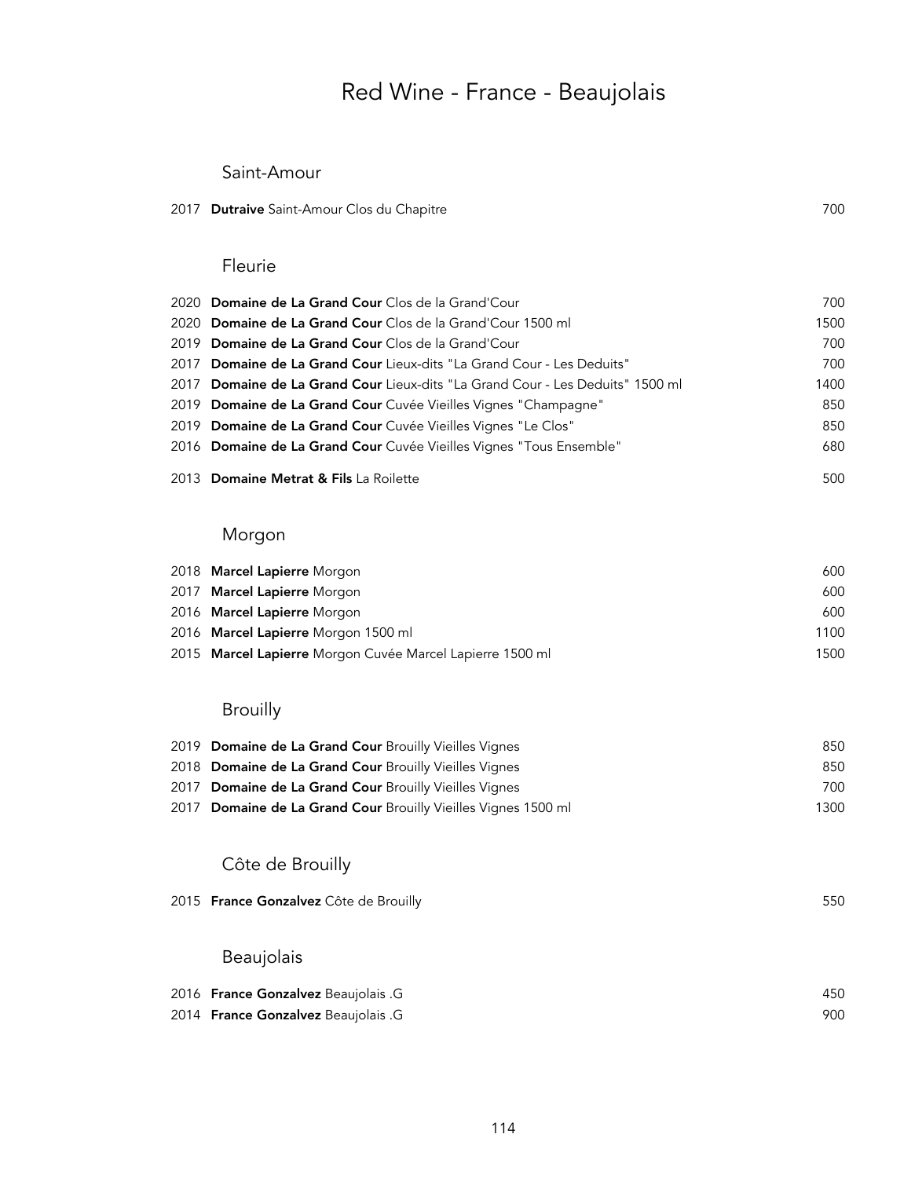# Red Wine - France - Beaujolais

## Saint-Amour

| | | |
|---|---|---|
| 2017 | **Dutraive** Saint-Amour Clos du Chapitre | 700 |

## Fleurie

| | | |
|---|---|---|
| 2020 | **Domaine de La Grand Cour** Clos de la Grand'Cour | 700 |
| 2020 | **Domaine de La Grand Cour** Clos de la Grand'Cour 1500 ml | 1500 |
| 2019 | **Domaine de La Grand Cour** Clos de la Grand'Cour | 700 |
| 2017 | **Domaine de La Grand Cour** Lieux-dits "La Grand Cour - Les Deduits" | 700 |
| 2017 | **Domaine de La Grand Cour** Lieux-dits "La Grand Cour - Les Deduits" 1500 ml | 1400 |
| 2019 | **Domaine de La Grand Cour** Cuvée Vieilles Vignes "Champagne" | 850 |
| 2019 | **Domaine de La Grand Cour** Cuvée Vieilles Vignes "Le Clos" | 850 |
| 2016 | **Domaine de La Grand Cour** Cuvée Vieilles Vignes "Tous Ensemble" | 680 |
| 2013 | **Domaine Metrat & Fils** La Roilette | 500 |

## Morgon

| | | |
|---|---|---|
| 2018 | **Marcel Lapierre** Morgon | 600 |
| 2017 | **Marcel Lapierre** Morgon | 600 |
| 2016 | **Marcel Lapierre** Morgon | 600 |
| 2016 | **Marcel Lapierre** Morgon 1500 ml | 1100 |
| 2015 | **Marcel Lapierre** Morgon Cuvée Marcel Lapierre 1500 ml | 1500 |

## Brouilly

| | | |
|---|---|---|
| 2019 | **Domaine de La Grand Cour** Brouilly Vieilles Vignes | 850 |
| 2018 | **Domaine de La Grand Cour** Brouilly Vieilles Vignes | 850 |
| 2017 | **Domaine de La Grand Cour** Brouilly Vieilles Vignes | 700 |
| 2017 | **Domaine de La Grand Cour** Brouilly Vieilles Vignes 1500 ml | 1300 |

## Côte de Brouilly

| | | |
|---|---|---|
| 2015 | **France Gonzalvez** Côte de Brouilly | 550 |

## Beaujolais

| | | |
|---|---|---|
| 2016 | **France Gonzalvez** Beaujolais .G | 450 |
| 2014 | **France Gonzalvez** Beaujolais .G | 900 |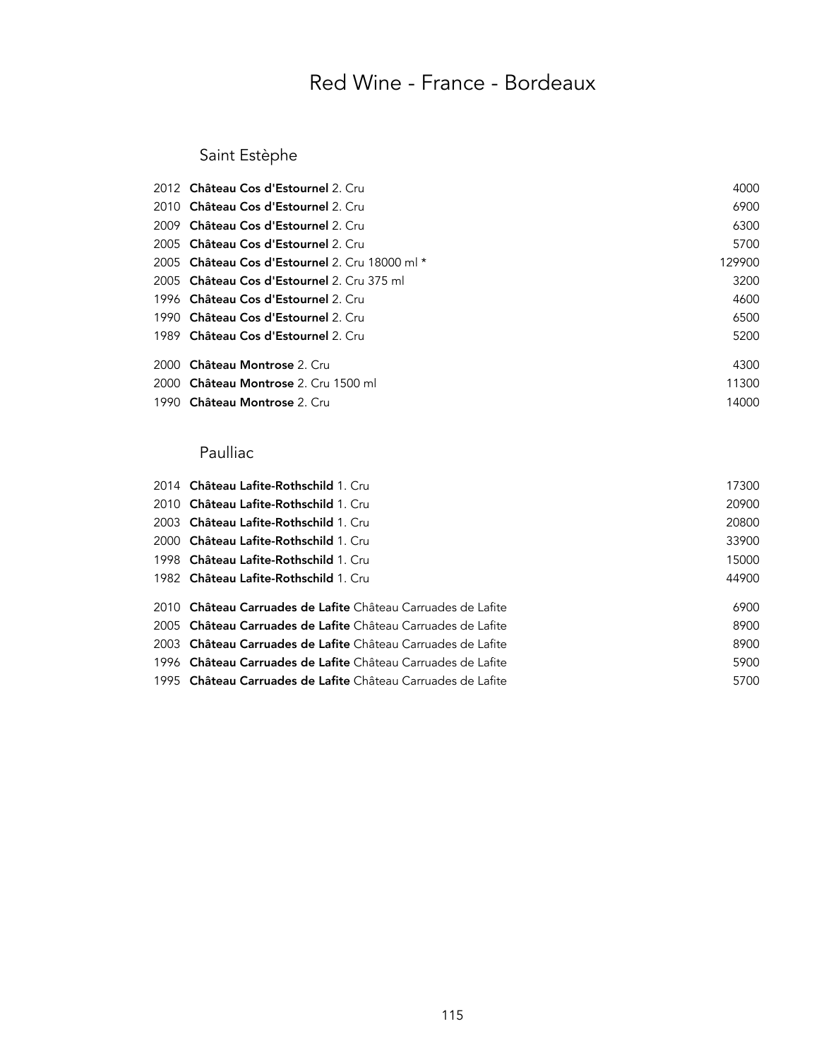# Red Wine - France - Bordeaux

## Saint Estèphe

| Year | Wine | Price |
|---|---|---|
| 2012 | **Château Cos d'Estournel** 2. Cru | 4000 |
| 2010 | **Château Cos d'Estournel** 2. Cru | 6900 |
| 2009 | **Château Cos d'Estournel** 2. Cru | 6300 |
| 2005 | **Château Cos d'Estournel** 2. Cru | 5700 |
| 2005 | **Château Cos d'Estournel** 2. Cru 18000 ml * | 129900 |
| 2005 | **Château Cos d'Estournel** 2. Cru 375 ml | 3200 |
| 1996 | **Château Cos d'Estournel** 2. Cru | 4600 |
| 1990 | **Château Cos d'Estournel** 2. Cru | 6500 |
| 1989 | **Château Cos d'Estournel** 2. Cru | 5200 |
| 2000 | **Château Montrose** 2. Cru | 4300 |
| 2000 | **Château Montrose** 2. Cru 1500 ml | 11300 |
| 1990 | **Château Montrose** 2. Cru | 14000 |

## Paulliac

| Year | Wine | Price |
|---|---|---|
| 2014 | **Château Lafite-Rothschild** 1. Cru | 17300 |
| 2010 | **Château Lafite-Rothschild** 1. Cru | 20900 |
| 2003 | **Château Lafite-Rothschild** 1. Cru | 20800 |
| 2000 | **Château Lafite-Rothschild** 1. Cru | 33900 |
| 1998 | **Château Lafite-Rothschild** 1. Cru | 15000 |
| 1982 | **Château Lafite-Rothschild** 1. Cru | 44900 |
| 2010 | **Château Carruades de Lafite** Château Carruades de Lafite | 6900 |
| 2005 | **Château Carruades de Lafite** Château Carruades de Lafite | 8900 |
| 2003 | **Château Carruades de Lafite** Château Carruades de Lafite | 8900 |
| 1996 | **Château Carruades de Lafite** Château Carruades de Lafite | 5900 |
| 1995 | **Château Carruades de Lafite** Château Carruades de Lafite | 5700 |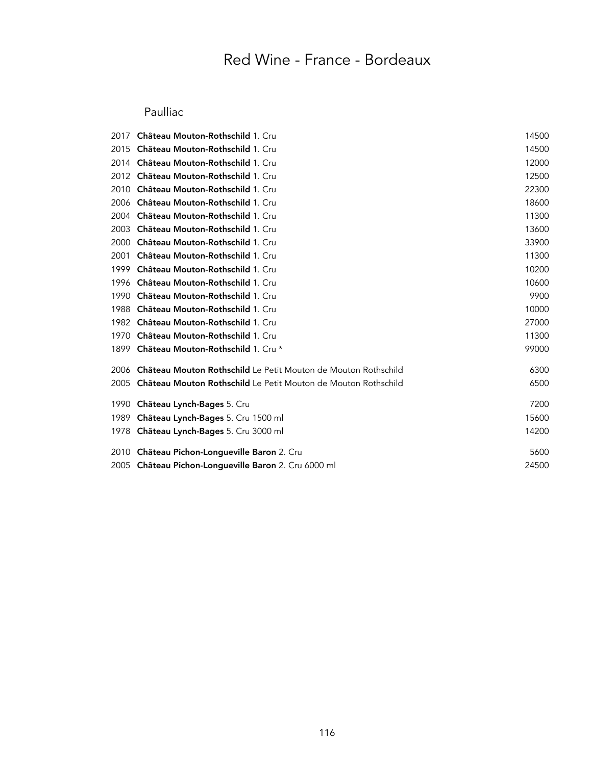# Red Wine - France - Bordeaux

## Paulliac

| | | |
|---|---|---|
| 2017 | **Château Mouton-Rothschild** 1. Cru | 14500 |
| 2015 | **Château Mouton-Rothschild** 1. Cru | 14500 |
| 2014 | **Château Mouton-Rothschild** 1. Cru | 12000 |
| 2012 | **Château Mouton-Rothschild** 1. Cru | 12500 |
| 2010 | **Château Mouton-Rothschild** 1. Cru | 22300 |
| 2006 | **Château Mouton-Rothschild** 1. Cru | 18600 |
| 2004 | **Château Mouton-Rothschild** 1. Cru | 11300 |
| 2003 | **Château Mouton-Rothschild** 1. Cru | 13600 |
| 2000 | **Château Mouton-Rothschild** 1. Cru | 33900 |
| 2001 | **Château Mouton-Rothschild** 1. Cru | 11300 |
| 1999 | **Château Mouton-Rothschild** 1. Cru | 10200 |
| 1996 | **Château Mouton-Rothschild** 1. Cru | 10600 |
| 1990 | **Château Mouton-Rothschild** 1. Cru | 9900 |
| 1988 | **Château Mouton-Rothschild** 1. Cru | 10000 |
| 1982 | **Château Mouton-Rothschild** 1. Cru | 27000 |
| 1970 | **Château Mouton-Rothschild** 1. Cru | 11300 |
| 1899 | **Château Mouton-Rothschild** 1. Cru * | 99000 |
| 2006 | **Château Mouton Rothschild** Le Petit Mouton de Mouton Rothschild | 6300 |
| 2005 | **Château Mouton Rothschild** Le Petit Mouton de Mouton Rothschild | 6500 |
| 1990 | **Château Lynch-Bages** 5. Cru | 7200 |
| 1989 | **Château Lynch-Bages** 5. Cru 1500 ml | 15600 |
| 1978 | **Château Lynch-Bages** 5. Cru 3000 ml | 14200 |
| 2010 | **Château Pichon-Longueville Baron** 2. Cru | 5600 |
| 2005 | **Château Pichon-Longueville Baron** 2. Cru 6000 ml | 24500 |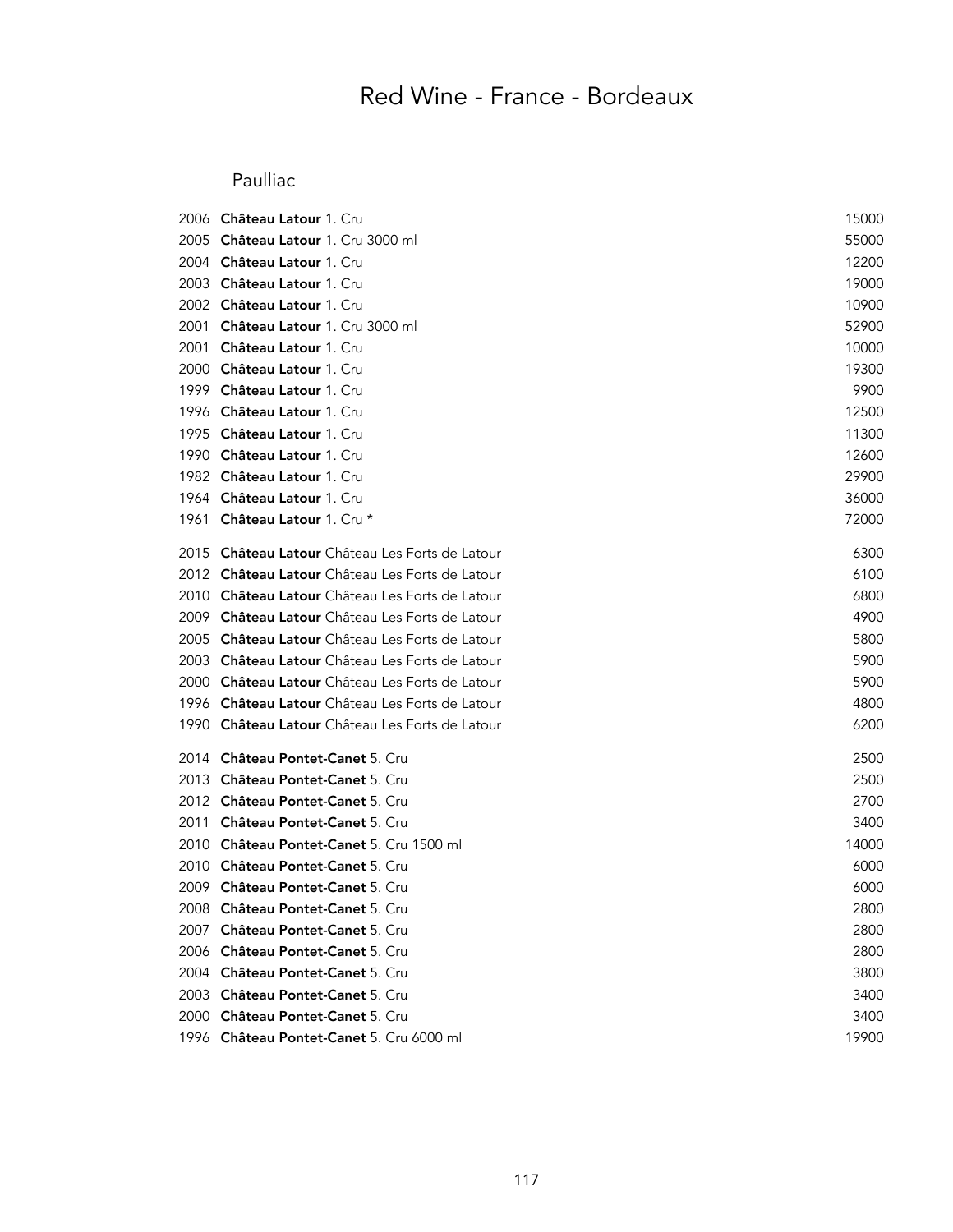# Red Wine - France - Bordeaux

## Paulliac

| | | |
|---|---|---|
| 2006 | **Château Latour** 1. Cru | 15000 |
| 2005 | **Château Latour** 1. Cru 3000 ml | 55000 |
| 2004 | **Château Latour** 1. Cru | 12200 |
| 2003 | **Château Latour** 1. Cru | 19000 |
| 2002 | **Château Latour** 1. Cru | 10900 |
| 2001 | **Château Latour** 1. Cru 3000 ml | 52900 |
| 2001 | **Château Latour** 1. Cru | 10000 |
| 2000 | **Château Latour** 1. Cru | 19300 |
| 1999 | **Château Latour** 1. Cru | 9900 |
| 1996 | **Château Latour** 1. Cru | 12500 |
| 1995 | **Château Latour** 1. Cru | 11300 |
| 1990 | **Château Latour** 1. Cru | 12600 |
| 1982 | **Château Latour** 1. Cru | 29900 |
| 1964 | **Château Latour** 1. Cru | 36000 |
| 1961 | **Château Latour** 1. Cru * | 72000 |
| 2015 | **Château Latour** Château Les Forts de Latour | 6300 |
| 2012 | **Château Latour** Château Les Forts de Latour | 6100 |
| 2010 | **Château Latour** Château Les Forts de Latour | 6800 |
| 2009 | **Château Latour** Château Les Forts de Latour | 4900 |
| 2005 | **Château Latour** Château Les Forts de Latour | 5800 |
| 2003 | **Château Latour** Château Les Forts de Latour | 5900 |
| 2000 | **Château Latour** Château Les Forts de Latour | 5900 |
| 1996 | **Château Latour** Château Les Forts de Latour | 4800 |
| 1990 | **Château Latour** Château Les Forts de Latour | 6200 |
| 2014 | **Château Pontet-Canet** 5. Cru | 2500 |
| 2013 | **Château Pontet-Canet** 5. Cru | 2500 |
| 2012 | **Château Pontet-Canet** 5. Cru | 2700 |
| 2011 | **Château Pontet-Canet** 5. Cru | 3400 |
| 2010 | **Château Pontet-Canet** 5. Cru 1500 ml | 14000 |
| 2010 | **Château Pontet-Canet** 5. Cru | 6000 |
| 2009 | **Château Pontet-Canet** 5. Cru | 6000 |
| 2008 | **Château Pontet-Canet** 5. Cru | 2800 |
| 2007 | **Château Pontet-Canet** 5. Cru | 2800 |
| 2006 | **Château Pontet-Canet** 5. Cru | 2800 |
| 2004 | **Château Pontet-Canet** 5. Cru | 3800 |
| 2003 | **Château Pontet-Canet** 5. Cru | 3400 |
| 2000 | **Château Pontet-Canet** 5. Cru | 3400 |
| 1996 | **Château Pontet-Canet** 5. Cru 6000 ml | 19900 |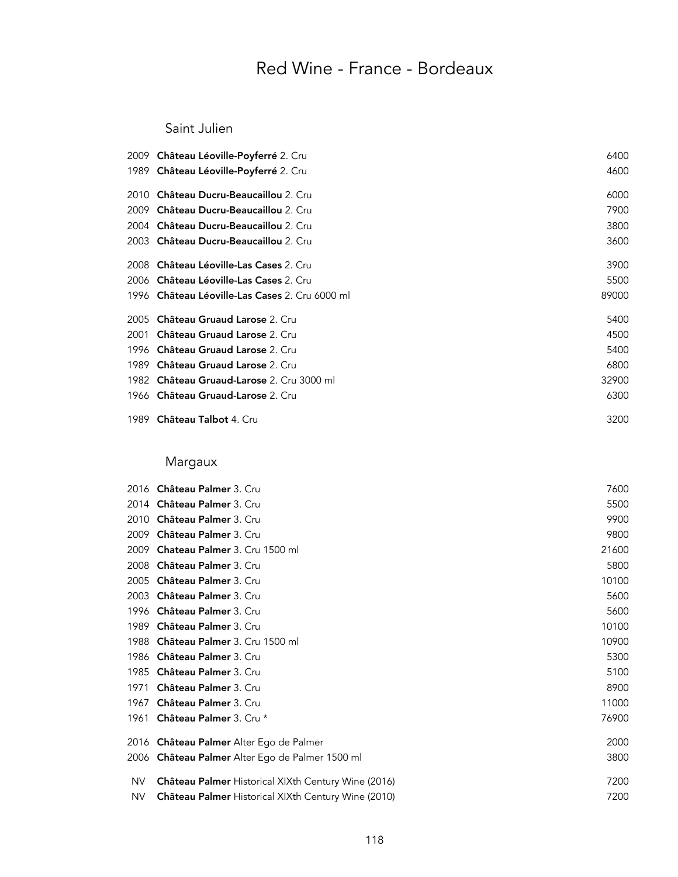# Red Wine - France - Bordeaux

## Saint Julien

| | | |
|---|---|---|
| 2009 | **Château Léoville-Poyferré** 2. Cru | 6400 |
| 1989 | **Château Léoville-Poyferré** 2. Cru | 4600 |
| 2010 | **Château Ducru-Beaucaillou** 2. Cru | 6000 |
| 2009 | **Château Ducru-Beaucaillou** 2. Cru | 7900 |
| 2004 | **Château Ducru-Beaucaillou** 2. Cru | 3800 |
| 2003 | **Château Ducru-Beaucaillou** 2. Cru | 3600 |
| 2008 | **Château Léoville-Las Cases** 2. Cru | 3900 |
| 2006 | **Château Léoville-Las Cases** 2. Cru | 5500 |
| 1996 | **Château Léoville-Las Cases** 2. Cru 6000 ml | 89000 |
| 2005 | **Château Gruaud Larose** 2. Cru | 5400 |
| 2001 | **Château Gruaud Larose** 2. Cru | 4500 |
| 1996 | **Château Gruaud Larose** 2. Cru | 5400 |
| 1989 | **Château Gruaud Larose** 2. Cru | 6800 |
| 1982 | **Château Gruaud-Larose** 2. Cru 3000 ml | 32900 |
| 1966 | **Château Gruaud-Larose** 2. Cru | 6300 |
| 1989 | **Château Talbot** 4. Cru | 3200 |

## Margaux

| | | |
|---|---|---|
| 2016 | **Château Palmer** 3. Cru | 7600 |
| 2014 | **Château Palmer** 3. Cru | 5500 |
| 2010 | **Château Palmer** 3. Cru | 9900 |
| 2009 | **Château Palmer** 3. Cru | 9800 |
| 2009 | **Chateau Palmer** 3. Cru 1500 ml | 21600 |
| 2008 | **Château Palmer** 3. Cru | 5800 |
| 2005 | **Château Palmer** 3. Cru | 10100 |
| 2003 | **Château Palmer** 3. Cru | 5600 |
| 1996 | **Château Palmer** 3. Cru | 5600 |
| 1989 | **Château Palmer** 3. Cru | 10100 |
| 1988 | **Château Palmer** 3. Cru 1500 ml | 10900 |
| 1986 | **Château Palmer** 3. Cru | 5300 |
| 1985 | **Château Palmer** 3. Cru | 5100 |
| 1971 | **Château Palmer** 3. Cru | 8900 |
| 1967 | **Château Palmer** 3. Cru | 11000 |
| 1961 | **Château Palmer** 3. Cru * | 76900 |
| 2016 | **Château Palmer** Alter Ego de Palmer | 2000 |
| 2006 | **Château Palmer** Alter Ego de Palmer 1500 ml | 3800 |
| NV | **Château Palmer** Historical XIXth Century Wine (2016) | 7200 |
| NV | **Château Palmer** Historical XIXth Century Wine (2010) | 7200 |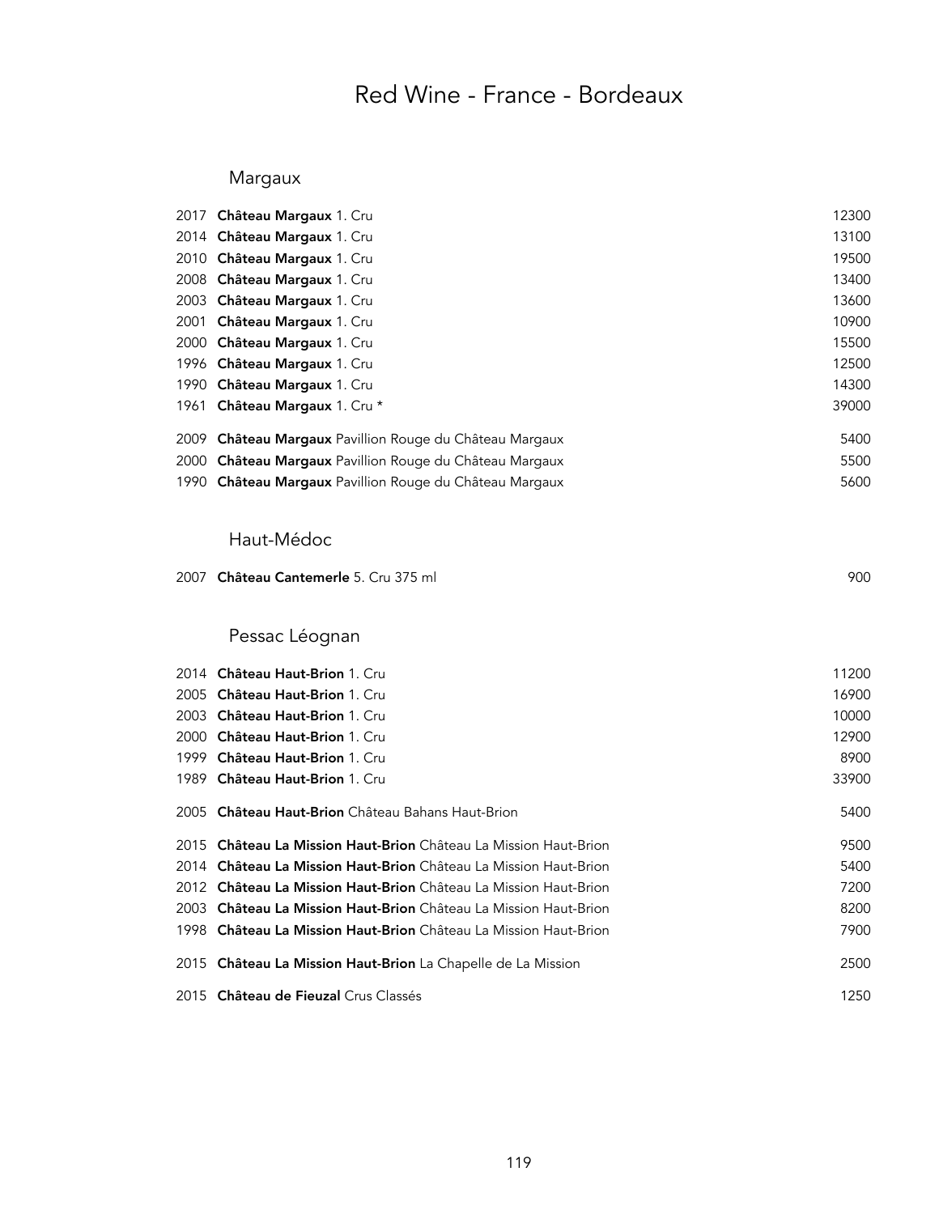# Red Wine - France - Bordeaux

## Margaux

| | | |
|---|---|---|
| 2017 | **Château Margaux** 1. Cru | 12300 |
| 2014 | **Château Margaux** 1. Cru | 13100 |
| 2010 | **Château Margaux** 1. Cru | 19500 |
| 2008 | **Château Margaux** 1. Cru | 13400 |
| 2003 | **Château Margaux** 1. Cru | 13600 |
| 2001 | **Château Margaux** 1. Cru | 10900 |
| 2000 | **Château Margaux** 1. Cru | 15500 |
| 1996 | **Château Margaux** 1. Cru | 12500 |
| 1990 | **Château Margaux** 1. Cru | 14300 |
| 1961 | **Château Margaux** 1. Cru * | 39000 |
| 2009 | **Château Margaux** Pavillion Rouge du Château Margaux | 5400 |
| 2000 | **Château Margaux** Pavillion Rouge du Château Margaux | 5500 |
| 1990 | **Château Margaux** Pavillion Rouge du Château Margaux | 5600 |

## Haut-Médoc

| | | |
|---|---|---|
| 2007 | **Château Cantemerle** 5. Cru 375 ml | 900 |

## Pessac Léognan

| | | |
|---|---|---|
| 2014 | **Château Haut-Brion** 1. Cru | 11200 |
| 2005 | **Château Haut-Brion** 1. Cru | 16900 |
| 2003 | **Château Haut-Brion** 1. Cru | 10000 |
| 2000 | **Château Haut-Brion** 1. Cru | 12900 |
| 1999 | **Château Haut-Brion** 1. Cru | 8900 |
| 1989 | **Château Haut-Brion** 1. Cru | 33900 |
| 2005 | **Château Haut-Brion** Château Bahans Haut-Brion | 5400 |
| 2015 | **Château La Mission Haut-Brion** Château La Mission Haut-Brion | 9500 |
| 2014 | **Château La Mission Haut-Brion** Château La Mission Haut-Brion | 5400 |
| 2012 | **Château La Mission Haut-Brion** Château La Mission Haut-Brion | 7200 |
| 2003 | **Château La Mission Haut-Brion** Château La Mission Haut-Brion | 8200 |
| 1998 | **Château La Mission Haut-Brion** Château La Mission Haut-Brion | 7900 |
| 2015 | **Château La Mission Haut-Brion** La Chapelle de La Mission | 2500 |
| 2015 | **Château de Fieuzal** Crus Classés | 1250 |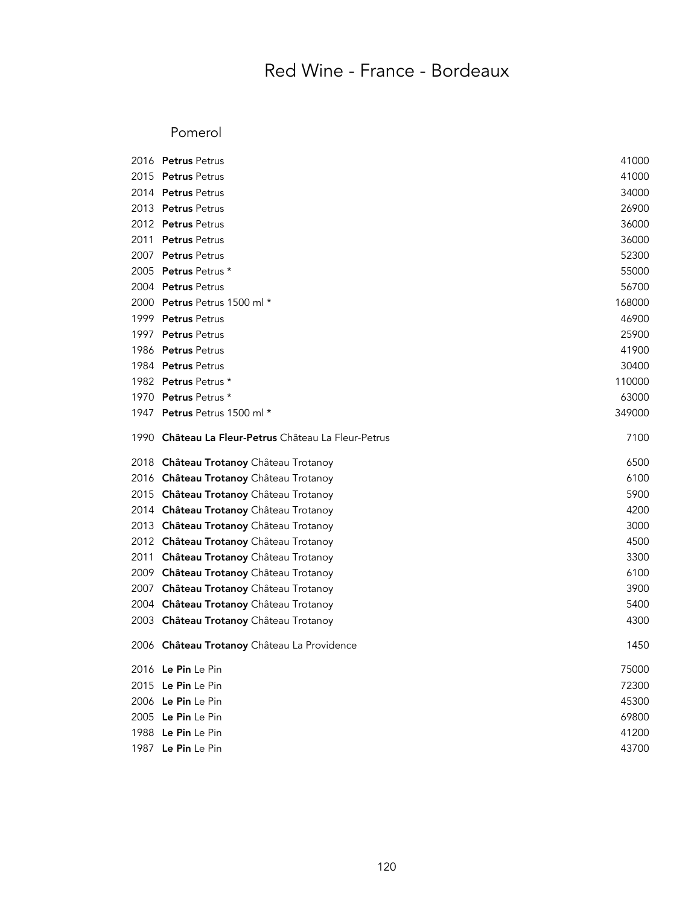# Red Wine - France - Bordeaux

## Pomerol

| | | |
|---|---|---|
| 2016 | **Petrus** Petrus | 41000 |
| 2015 | **Petrus** Petrus | 41000 |
| 2014 | **Petrus** Petrus | 34000 |
| 2013 | **Petrus** Petrus | 26900 |
| 2012 | **Petrus** Petrus | 36000 |
| 2011 | **Petrus** Petrus | 36000 |
| 2007 | **Petrus** Petrus | 52300 |
| 2005 | **Petrus** Petrus * | 55000 |
| 2004 | **Petrus** Petrus | 56700 |
| 2000 | **Petrus** Petrus 1500 ml * | 168000 |
| 1999 | **Petrus** Petrus | 46900 |
| 1997 | **Petrus** Petrus | 25900 |
| 1986 | **Petrus** Petrus | 41900 |
| 1984 | **Petrus** Petrus | 30400 |
| 1982 | **Petrus** Petrus * | 110000 |
| 1970 | **Petrus** Petrus * | 63000 |
| 1947 | **Petrus** Petrus 1500 ml * | 349000 |
| 1990 | **Château La Fleur-Petrus** Château La Fleur-Petrus | 7100 |
| 2018 | **Château Trotanoy** Château Trotanoy | 6500 |
| 2016 | **Château Trotanoy** Château Trotanoy | 6100 |
| 2015 | **Château Trotanoy** Château Trotanoy | 5900 |
| 2014 | **Château Trotanoy** Château Trotanoy | 4200 |
| 2013 | **Château Trotanoy** Château Trotanoy | 3000 |
| 2012 | **Château Trotanoy** Château Trotanoy | 4500 |
| 2011 | **Château Trotanoy** Château Trotanoy | 3300 |
| 2009 | **Château Trotanoy** Château Trotanoy | 6100 |
| 2007 | **Château Trotanoy** Château Trotanoy | 3900 |
| 2004 | **Château Trotanoy** Château Trotanoy | 5400 |
| 2003 | **Château Trotanoy** Château Trotanoy | 4300 |
| 2006 | **Château Trotanoy** Château La Providence | 1450 |
| 2016 | **Le Pin** Le Pin | 75000 |
| 2015 | **Le Pin** Le Pin | 72300 |
| 2006 | **Le Pin** Le Pin | 45300 |
| 2005 | **Le Pin** Le Pin | 69800 |
| 1988 | **Le Pin** Le Pin | 41200 |
| 1987 | **Le Pin** Le Pin | 43700 |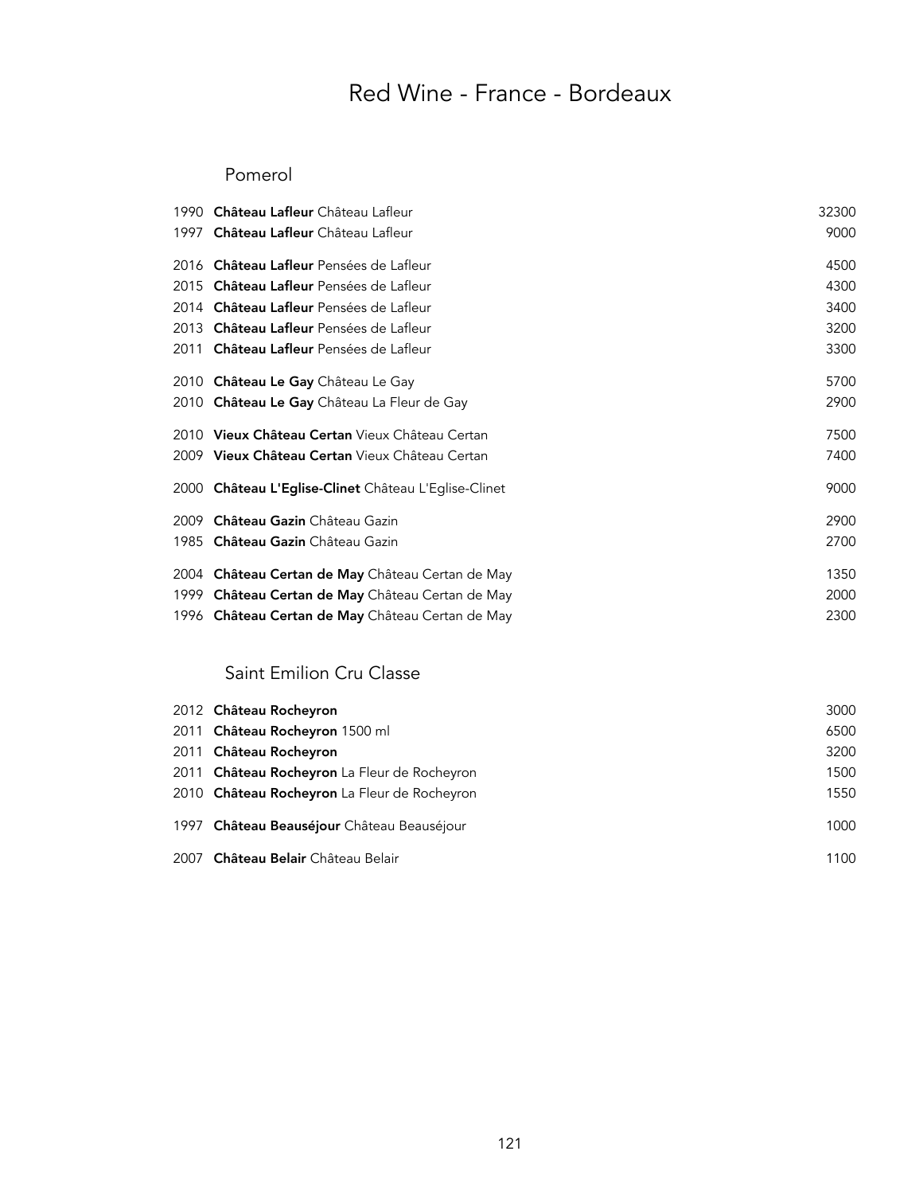# Red Wine - France - Bordeaux

## Pomerol

| | | |
|---|---|---|
| 1990 | **Château Lafleur** Château Lafleur | 32300 |
| 1997 | **Château Lafleur** Château Lafleur | 9000 |
| 2016 | **Château Lafleur** Pensées de Lafleur | 4500 |
| 2015 | **Château Lafleur** Pensées de Lafleur | 4300 |
| 2014 | **Château Lafleur** Pensées de Lafleur | 3400 |
| 2013 | **Château Lafleur** Pensées de Lafleur | 3200 |
| 2011 | **Château Lafleur** Pensées de Lafleur | 3300 |
| 2010 | **Château Le Gay** Château Le Gay | 5700 |
| 2010 | **Château Le Gay** Château La Fleur de Gay | 2900 |
| 2010 | **Vieux Château Certan** Vieux Château Certan | 7500 |
| 2009 | **Vieux Château Certan** Vieux Château Certan | 7400 |
| 2000 | **Château L'Eglise-Clinet** Château L'Eglise-Clinet | 9000 |
| 2009 | **Château Gazin** Château Gazin | 2900 |
| 1985 | **Château Gazin** Château Gazin | 2700 |
| 2004 | **Château Certan de May** Château Certan de May | 1350 |
| 1999 | **Château Certan de May** Château Certan de May | 2000 |
| 1996 | **Château Certan de May** Château Certan de May | 2300 |

## Saint Emilion Cru Classe

| | | |
|---|---|---|
| 2012 | **Château Rocheyron** | 3000 |
| 2011 | **Château Rocheyron** 1500 ml | 6500 |
| 2011 | **Château Rocheyron** | 3200 |
| 2011 | **Château Rocheyron** La Fleur de Rocheyron | 1500 |
| 2010 | **Château Rocheyron** La Fleur de Rocheyron | 1550 |
| 1997 | **Château Beauséjour** Château Beauséjour | 1000 |
| 2007 | **Château Belair** Château Belair | 1100 |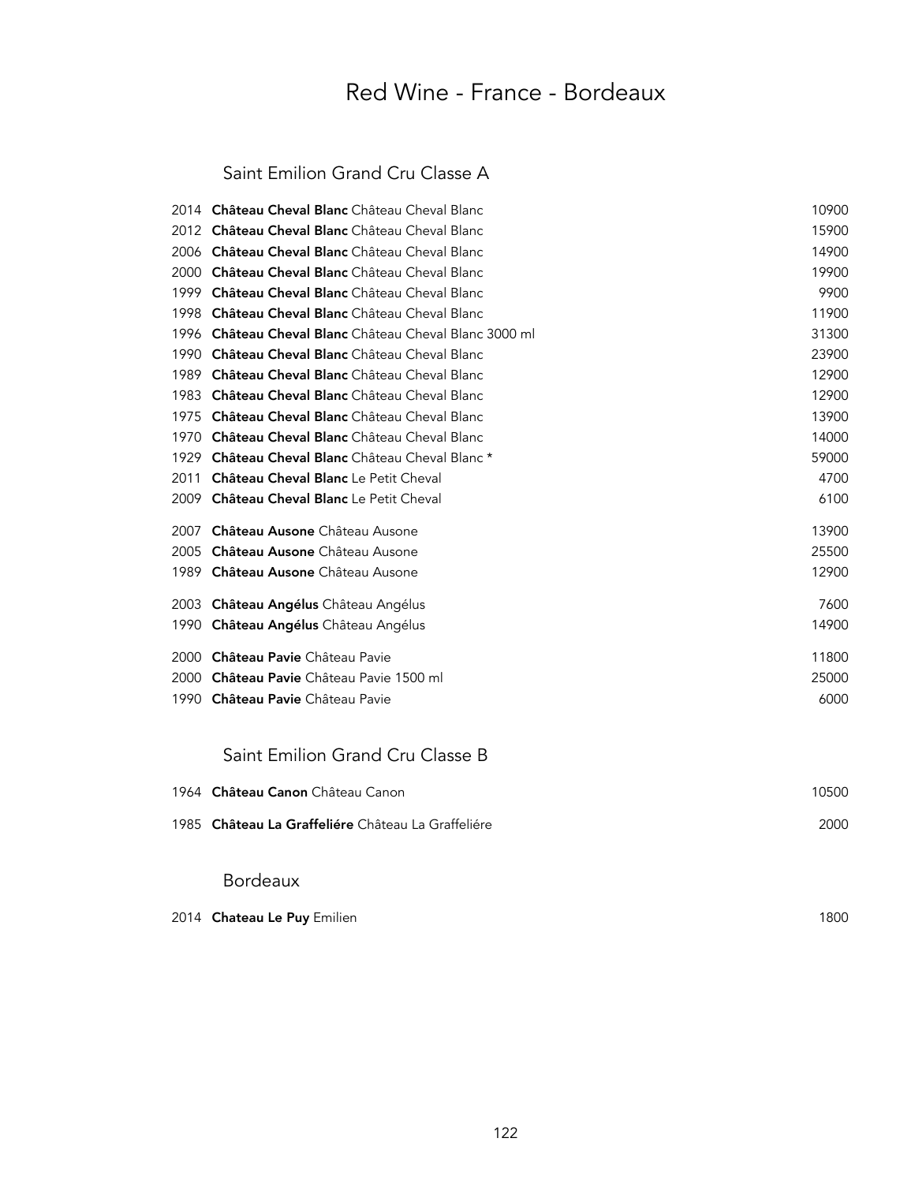# Red Wine - France - Bordeaux

## Saint Emilion Grand Cru Classe A

| Vintage | Wine | Price |
|---|---|---|
| 2014 | **Château Cheval Blanc** Château Cheval Blanc | 10900 |
| 2012 | **Château Cheval Blanc** Château Cheval Blanc | 15900 |
| 2006 | **Château Cheval Blanc** Château Cheval Blanc | 14900 |
| 2000 | **Château Cheval Blanc** Château Cheval Blanc | 19900 |
| 1999 | **Château Cheval Blanc** Château Cheval Blanc | 9900 |
| 1998 | **Château Cheval Blanc** Château Cheval Blanc | 11900 |
| 1996 | **Château Cheval Blanc** Château Cheval Blanc 3000 ml | 31300 |
| 1990 | **Château Cheval Blanc** Château Cheval Blanc | 23900 |
| 1989 | **Château Cheval Blanc** Château Cheval Blanc | 12900 |
| 1983 | **Château Cheval Blanc** Château Cheval Blanc | 12900 |
| 1975 | **Château Cheval Blanc** Château Cheval Blanc | 13900 |
| 1970 | **Château Cheval Blanc** Château Cheval Blanc | 14000 |
| 1929 | **Château Cheval Blanc** Château Cheval Blanc * | 59000 |
| 2011 | **Château Cheval Blanc** Le Petit Cheval | 4700 |
| 2009 | **Château Cheval Blanc** Le Petit Cheval | 6100 |
| 2007 | **Château Ausone** Château Ausone | 13900 |
| 2005 | **Château Ausone** Château Ausone | 25500 |
| 1989 | **Château Ausone** Château Ausone | 12900 |
| 2003 | **Château Angélus** Château Angélus | 7600 |
| 1990 | **Château Angélus** Château Angélus | 14900 |
| 2000 | **Château Pavie** Château Pavie | 11800 |
| 2000 | **Château Pavie** Château Pavie 1500 ml | 25000 |
| 1990 | **Château Pavie** Château Pavie | 6000 |

## Saint Emilion Grand Cru Classe B

| Vintage | Wine | Price |
|---|---|---|
| 1964 | **Château Canon** Château Canon | 10500 |
| 1985 | **Château La Graffeliére** Château La Graffeliére | 2000 |

## Bordeaux

| Vintage | Wine | Price |
|---|---|---|
| 2014 | **Chateau Le Puy** Emilien | 1800 |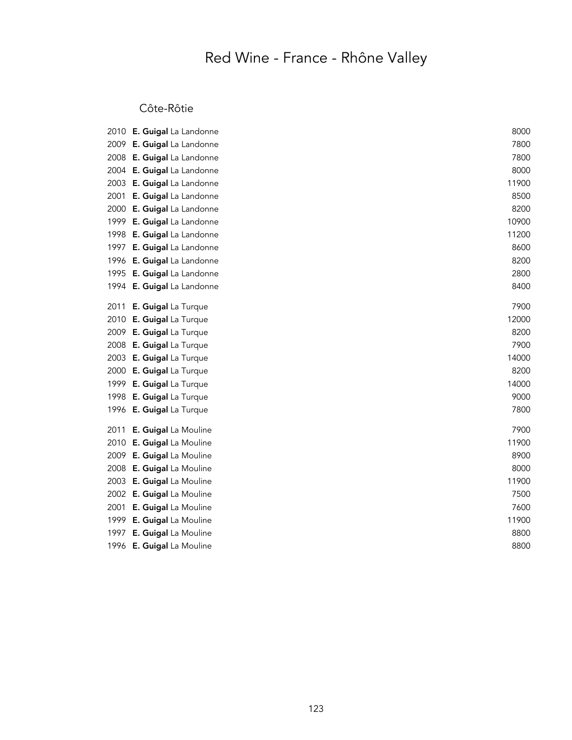# Red Wine - France - Rhône Valley

## Côte-Rôtie

| Vintage | Wine | Price |
|---|---|---|
| 2010 | **E. Guigal** La Landonne | 8000 |
| 2009 | **E. Guigal** La Landonne | 7800 |
| 2008 | **E. Guigal** La Landonne | 7800 |
| 2004 | **E. Guigal** La Landonne | 8000 |
| 2003 | **E. Guigal** La Landonne | 11900 |
| 2001 | **E. Guigal** La Landonne | 8500 |
| 2000 | **E. Guigal** La Landonne | 8200 |
| 1999 | **E. Guigal** La Landonne | 10900 |
| 1998 | **E. Guigal** La Landonne | 11200 |
| 1997 | **E. Guigal** La Landonne | 8600 |
| 1996 | **E. Guigal** La Landonne | 8200 |
| 1995 | **E. Guigal** La Landonne | 2800 |
| 1994 | **E. Guigal** La Landonne | 8400 |
| 2011 | **E. Guigal** La Turque | 7900 |
| 2010 | **E. Guigal** La Turque | 12000 |
| 2009 | **E. Guigal** La Turque | 8200 |
| 2008 | **E. Guigal** La Turque | 7900 |
| 2003 | **E. Guigal** La Turque | 14000 |
| 2000 | **E. Guigal** La Turque | 8200 |
| 1999 | **E. Guigal** La Turque | 14000 |
| 1998 | **E. Guigal** La Turque | 9000 |
| 1996 | **E. Guigal** La Turque | 7800 |
| 2011 | **E. Guigal** La Mouline | 7900 |
| 2010 | **E. Guigal** La Mouline | 11900 |
| 2009 | **E. Guigal** La Mouline | 8900 |
| 2008 | **E. Guigal** La Mouline | 8000 |
| 2003 | **E. Guigal** La Mouline | 11900 |
| 2002 | **E. Guigal** La Mouline | 7500 |
| 2001 | **E. Guigal** La Mouline | 7600 |
| 1999 | **E. Guigal** La Mouline | 11900 |
| 1997 | **E. Guigal** La Mouline | 8800 |
| 1996 | **E. Guigal** La Mouline | 8800 |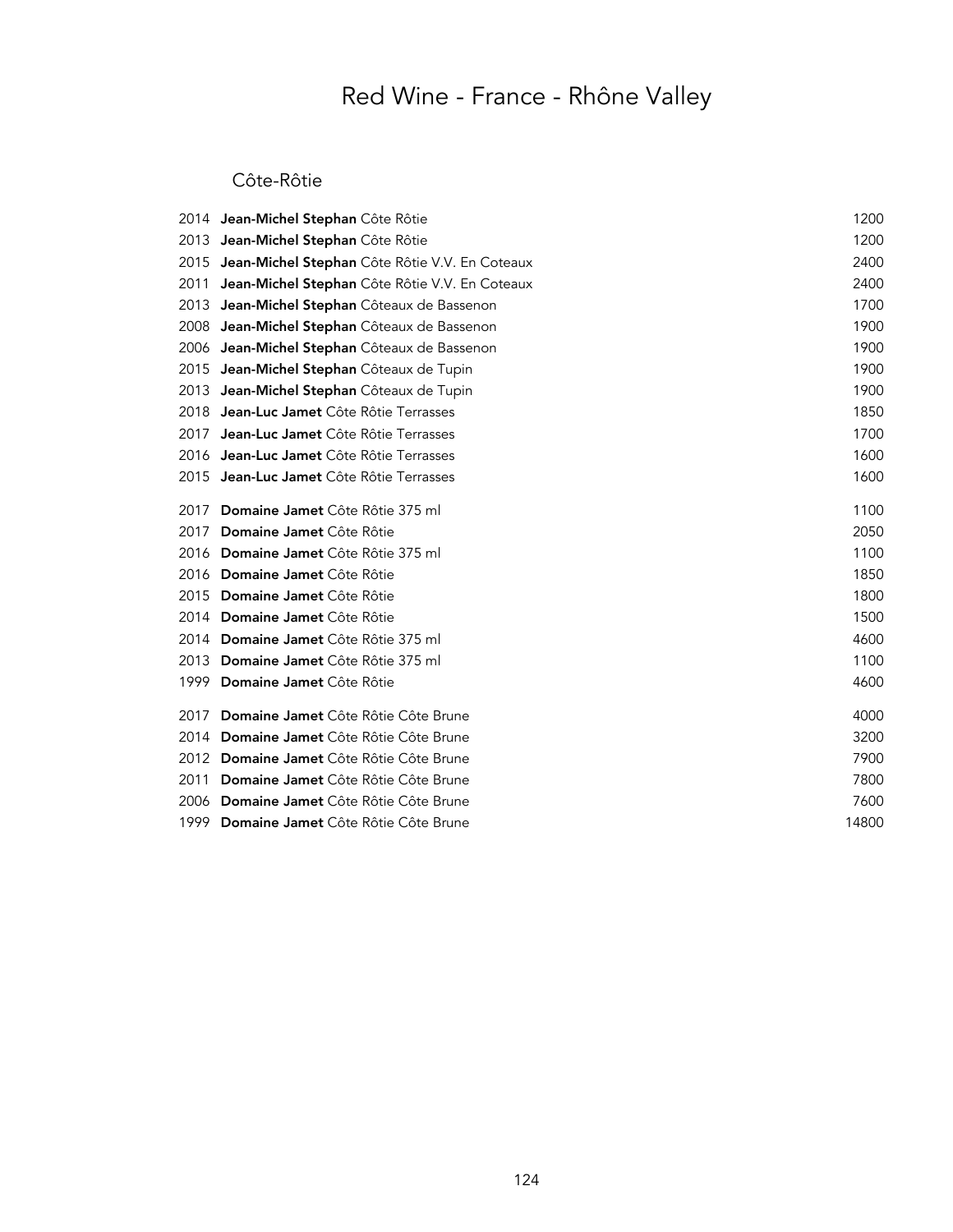# Red Wine - France - Rhône Valley

## Côte-Rôtie

| | | |
|---|---|---|
| 2014 | **Jean-Michel Stephan** Côte Rôtie | 1200 |
| 2013 | **Jean-Michel Stephan** Côte Rôtie | 1200 |
| 2015 | **Jean-Michel Stephan** Côte Rôtie V.V. En Coteaux | 2400 |
| 2011 | **Jean-Michel Stephan** Côte Rôtie V.V. En Coteaux | 2400 |
| 2013 | **Jean-Michel Stephan** Côteaux de Bassenon | 1700 |
| 2008 | **Jean-Michel Stephan** Côteaux de Bassenon | 1900 |
| 2006 | **Jean-Michel Stephan** Côteaux de Bassenon | 1900 |
| 2015 | **Jean-Michel Stephan** Côteaux de Tupin | 1900 |
| 2013 | **Jean-Michel Stephan** Côteaux de Tupin | 1900 |
| 2018 | **Jean-Luc Jamet** Côte Rôtie Terrasses | 1850 |
| 2017 | **Jean-Luc Jamet** Côte Rôtie Terrasses | 1700 |
| 2016 | **Jean-Luc Jamet** Côte Rôtie Terrasses | 1600 |
| 2015 | **Jean-Luc Jamet** Côte Rôtie Terrasses | 1600 |
| 2017 | **Domaine Jamet** Côte Rôtie 375 ml | 1100 |
| 2017 | **Domaine Jamet** Côte Rôtie | 2050 |
| 2016 | **Domaine Jamet** Côte Rôtie 375 ml | 1100 |
| 2016 | **Domaine Jamet** Côte Rôtie | 1850 |
| 2015 | **Domaine Jamet** Côte Rôtie | 1800 |
| 2014 | **Domaine Jamet** Côte Rôtie | 1500 |
| 2014 | **Domaine Jamet** Côte Rôtie 375 ml | 4600 |
| 2013 | **Domaine Jamet** Côte Rôtie 375 ml | 1100 |
| 1999 | **Domaine Jamet** Côte Rôtie | 4600 |
| 2017 | **Domaine Jamet** Côte Rôtie Côte Brune | 4000 |
| 2014 | **Domaine Jamet** Côte Rôtie Côte Brune | 3200 |
| 2012 | **Domaine Jamet** Côte Rôtie Côte Brune | 7900 |
| 2011 | **Domaine Jamet** Côte Rôtie Côte Brune | 7800 |
| 2006 | **Domaine Jamet** Côte Rôtie Côte Brune | 7600 |
| 1999 | **Domaine Jamet** Côte Rôtie Côte Brune | 14800 |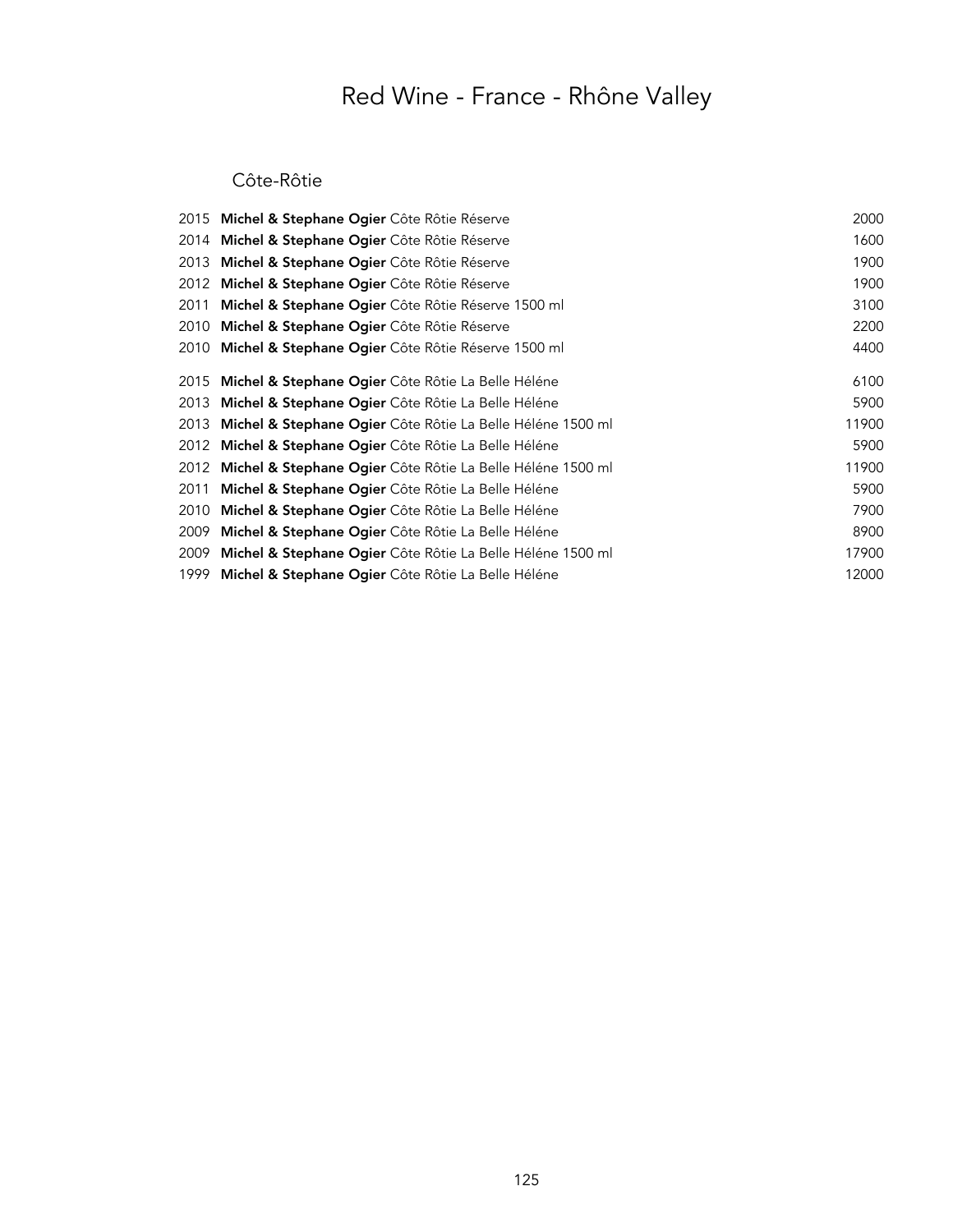# Red Wine - France - Rhône Valley

## Côte-Rôtie

| | | |
|---|---|---|
| 2015 | **Michel & Stephane Ogier** Côte Rôtie Réserve | 2000 |
| 2014 | **Michel & Stephane Ogier** Côte Rôtie Réserve | 1600 |
| 2013 | **Michel & Stephane Ogier** Côte Rôtie Réserve | 1900 |
| 2012 | **Michel & Stephane Ogier** Côte Rôtie Réserve | 1900 |
| 2011 | **Michel & Stephane Ogier** Côte Rôtie Réserve 1500 ml | 3100 |
| 2010 | **Michel & Stephane Ogier** Côte Rôtie Réserve | 2200 |
| 2010 | **Michel & Stephane Ogier** Côte Rôtie Réserve 1500 ml | 4400 |

| | | |
|---|---|---|
| 2015 | **Michel & Stephane Ogier** Côte Rôtie La Belle Héléne | 6100 |
| 2013 | **Michel & Stephane Ogier** Côte Rôtie La Belle Héléne | 5900 |
| 2013 | **Michel & Stephane Ogier** Côte Rôtie La Belle Héléne 1500 ml | 11900 |
| 2012 | **Michel & Stephane Ogier** Côte Rôtie La Belle Héléne | 5900 |
| 2012 | **Michel & Stephane Ogier** Côte Rôtie La Belle Héléne 1500 ml | 11900 |
| 2011 | **Michel & Stephane Ogier** Côte Rôtie La Belle Héléne | 5900 |
| 2010 | **Michel & Stephane Ogier** Côte Rôtie La Belle Héléne | 7900 |
| 2009 | **Michel & Stephane Ogier** Côte Rôtie La Belle Héléne | 8900 |
| 2009 | **Michel & Stephane Ogier** Côte Rôtie La Belle Héléne 1500 ml | 17900 |
| 1999 | **Michel & Stephane Ogier** Côte Rôtie La Belle Héléne | 12000 |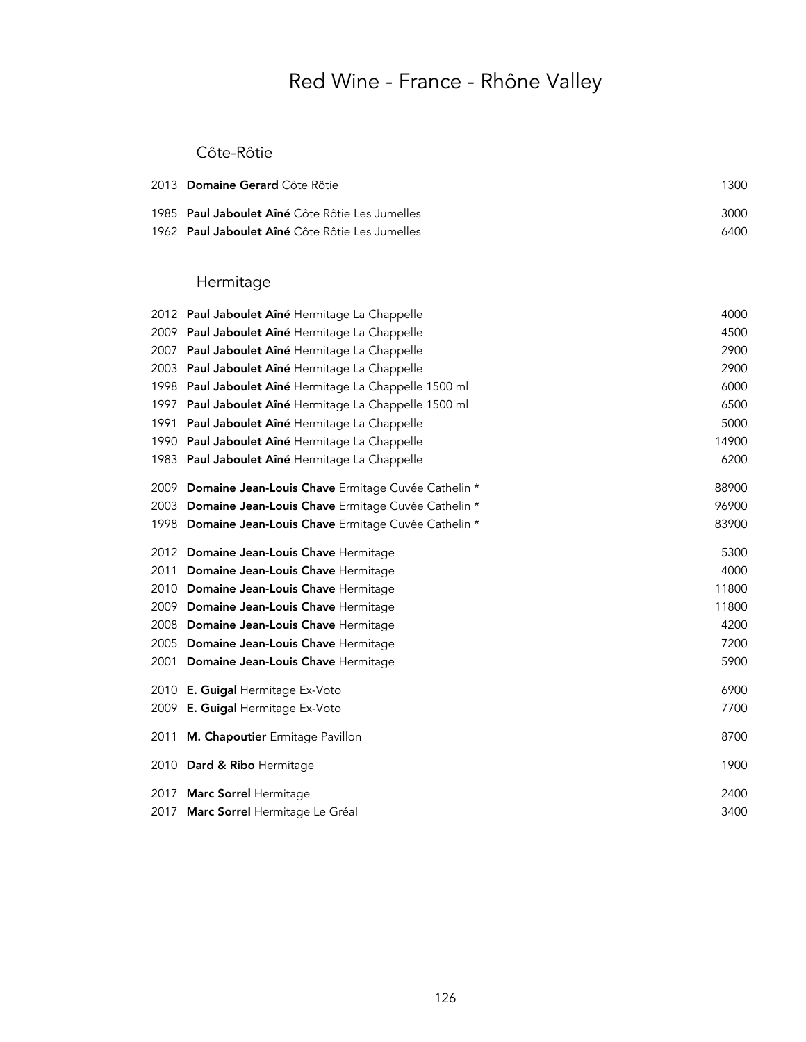# Red Wine - France - Rhône Valley

## Côte-Rôtie

| | | |
|---|---|---|
| 2013 | **Domaine Gerard** Côte Rôtie | 1300 |
| 1985 | **Paul Jaboulet Aîné** Côte Rôtie Les Jumelles | 3000 |
| 1962 | **Paul Jaboulet Aîné** Côte Rôtie Les Jumelles | 6400 |

## Hermitage

| | | |
|---|---|---|
| 2012 | **Paul Jaboulet Aîné** Hermitage La Chappelle | 4000 |
| 2009 | **Paul Jaboulet Aîné** Hermitage La Chappelle | 4500 |
| 2007 | **Paul Jaboulet Aîné** Hermitage La Chappelle | 2900 |
| 2003 | **Paul Jaboulet Aîné** Hermitage La Chappelle | 2900 |
| 1998 | **Paul Jaboulet Aîné** Hermitage La Chappelle 1500 ml | 6000 |
| 1997 | **Paul Jaboulet Aîné** Hermitage La Chappelle 1500 ml | 6500 |
| 1991 | **Paul Jaboulet Aîné** Hermitage La Chappelle | 5000 |
| 1990 | **Paul Jaboulet Aîné** Hermitage La Chappelle | 14900 |
| 1983 | **Paul Jaboulet Aîné** Hermitage La Chappelle | 6200 |
| 2009 | **Domaine Jean-Louis Chave** Ermitage Cuvée Cathelin * | 88900 |
| 2003 | **Domaine Jean-Louis Chave** Ermitage Cuvée Cathelin * | 96900 |
| 1998 | **Domaine Jean-Louis Chave** Ermitage Cuvée Cathelin * | 83900 |
| 2012 | **Domaine Jean-Louis Chave** Hermitage | 5300 |
| 2011 | **Domaine Jean-Louis Chave** Hermitage | 4000 |
| 2010 | **Domaine Jean-Louis Chave** Hermitage | 11800 |
| 2009 | **Domaine Jean-Louis Chave** Hermitage | 11800 |
| 2008 | **Domaine Jean-Louis Chave** Hermitage | 4200 |
| 2005 | **Domaine Jean-Louis Chave** Hermitage | 7200 |
| 2001 | **Domaine Jean-Louis Chave** Hermitage | 5900 |
| 2010 | **E. Guigal** Hermitage Ex-Voto | 6900 |
| 2009 | **E. Guigal** Hermitage Ex-Voto | 7700 |
| 2011 | **M. Chapoutier** Ermitage Pavillon | 8700 |
| 2010 | **Dard & Ribo** Hermitage | 1900 |
| 2017 | **Marc Sorrel** Hermitage | 2400 |
| 2017 | **Marc Sorrel** Hermitage Le Gréal | 3400 |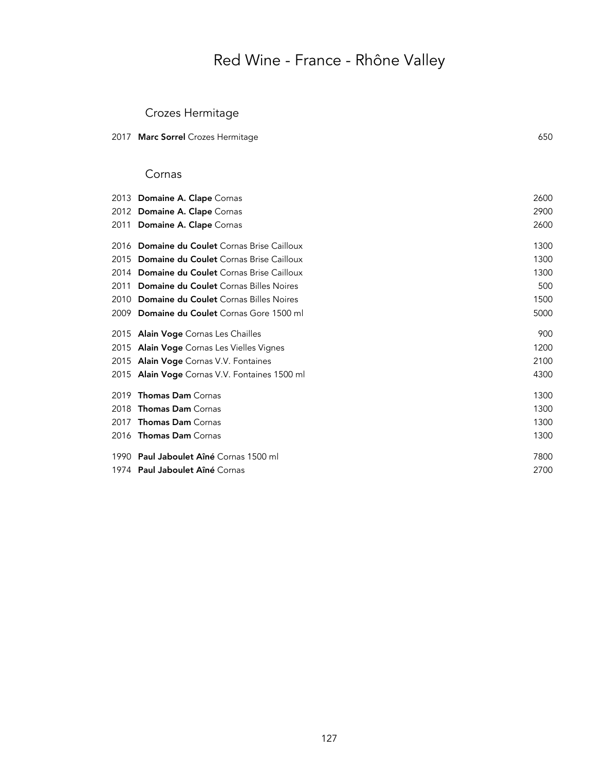# Red Wine - France - Rhône Valley

## Crozes Hermitage

| | | |
|---|---|---|
| 2017 | **Marc Sorrel** Crozes Hermitage | 650 |

## Cornas

| | | |
|---|---|---|
| 2013 | **Domaine A. Clape** Cornas | 2600 |
| 2012 | **Domaine A. Clape** Cornas | 2900 |
| 2011 | **Domaine A. Clape** Cornas | 2600 |
| 2016 | **Domaine du Coulet** Cornas Brise Cailloux | 1300 |
| 2015 | **Domaine du Coulet** Cornas Brise Cailloux | 1300 |
| 2014 | **Domaine du Coulet** Cornas Brise Cailloux | 1300 |
| 2011 | **Domaine du Coulet** Cornas Billes Noires | 500 |
| 2010 | **Domaine du Coulet** Cornas Billes Noires | 1500 |
| 2009 | **Domaine du Coulet** Cornas Gore 1500 ml | 5000 |
| 2015 | **Alain Voge** Cornas Les Chailles | 900 |
| 2015 | **Alain Voge** Cornas Les Vielles Vignes | 1200 |
| 2015 | **Alain Voge** Cornas V.V. Fontaines | 2100 |
| 2015 | **Alain Voge** Cornas V.V. Fontaines 1500 ml | 4300 |
| 2019 | **Thomas Dam** Cornas | 1300 |
| 2018 | **Thomas Dam** Cornas | 1300 |
| 2017 | **Thomas Dam** Cornas | 1300 |
| 2016 | **Thomas Dam** Cornas | 1300 |
| 1990 | **Paul Jaboulet Aîné** Cornas 1500 ml | 7800 |
| 1974 | **Paul Jaboulet Aîné** Cornas | 2700 |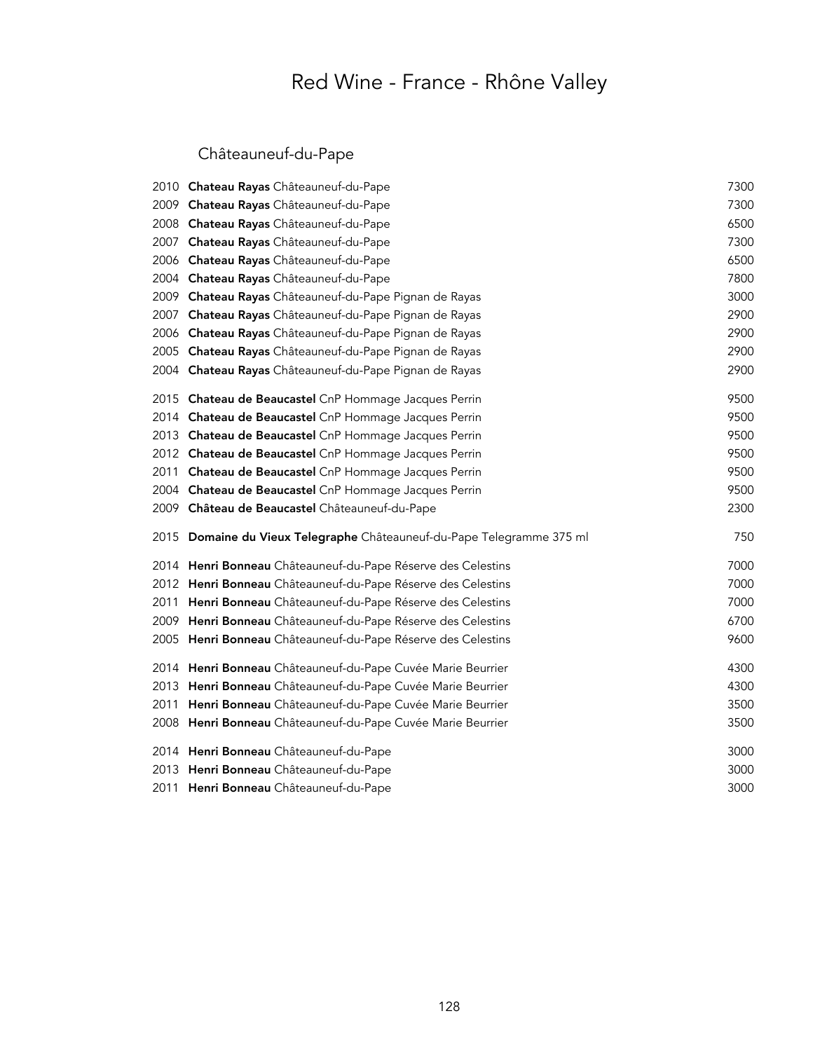# Red Wine - France - Rhône Valley

## Châteauneuf-du-Pape

| | | |
|---|---|---|
| 2010 | **Chateau Rayas** Châteauneuf-du-Pape | 7300 |
| 2009 | **Chateau Rayas** Châteauneuf-du-Pape | 7300 |
| 2008 | **Chateau Rayas** Châteauneuf-du-Pape | 6500 |
| 2007 | **Chateau Rayas** Châteauneuf-du-Pape | 7300 |
| 2006 | **Chateau Rayas** Châteauneuf-du-Pape | 6500 |
| 2004 | **Chateau Rayas** Châteauneuf-du-Pape | 7800 |
| 2009 | **Chateau Rayas** Châteauneuf-du-Pape Pignan de Rayas | 3000 |
| 2007 | **Chateau Rayas** Châteauneuf-du-Pape Pignan de Rayas | 2900 |
| 2006 | **Chateau Rayas** Châteauneuf-du-Pape Pignan de Rayas | 2900 |
| 2005 | **Chateau Rayas** Châteauneuf-du-Pape Pignan de Rayas | 2900 |
| 2004 | **Chateau Rayas** Châteauneuf-du-Pape Pignan de Rayas | 2900 |
| 2015 | **Chateau de Beaucastel** CnP Hommage Jacques Perrin | 9500 |
| 2014 | **Chateau de Beaucastel** CnP Hommage Jacques Perrin | 9500 |
| 2013 | **Chateau de Beaucastel** CnP Hommage Jacques Perrin | 9500 |
| 2012 | **Chateau de Beaucastel** CnP Hommage Jacques Perrin | 9500 |
| 2011 | **Chateau de Beaucastel** CnP Hommage Jacques Perrin | 9500 |
| 2004 | **Chateau de Beaucastel** CnP Hommage Jacques Perrin | 9500 |
| 2009 | **Château de Beaucastel** Châteauneuf-du-Pape | 2300 |
| 2015 | **Domaine du Vieux Telegraphe** Châteauneuf-du-Pape Telegramme 375 ml | 750 |
| 2014 | **Henri Bonneau** Châteauneuf-du-Pape Réserve des Celestins | 7000 |
| 2012 | **Henri Bonneau** Châteauneuf-du-Pape Réserve des Celestins | 7000 |
| 2011 | **Henri Bonneau** Châteauneuf-du-Pape Réserve des Celestins | 7000 |
| 2009 | **Henri Bonneau** Châteauneuf-du-Pape Réserve des Celestins | 6700 |
| 2005 | **Henri Bonneau** Châteauneuf-du-Pape Réserve des Celestins | 9600 |
| 2014 | **Henri Bonneau** Châteauneuf-du-Pape Cuvée Marie Beurrier | 4300 |
| 2013 | **Henri Bonneau** Châteauneuf-du-Pape Cuvée Marie Beurrier | 4300 |
| 2011 | **Henri Bonneau** Châteauneuf-du-Pape Cuvée Marie Beurrier | 3500 |
| 2008 | **Henri Bonneau** Châteauneuf-du-Pape Cuvée Marie Beurrier | 3500 |
| 2014 | **Henri Bonneau** Châteauneuf-du-Pape | 3000 |
| 2013 | **Henri Bonneau** Châteauneuf-du-Pape | 3000 |
| 2011 | **Henri Bonneau** Châteauneuf-du-Pape | 3000 |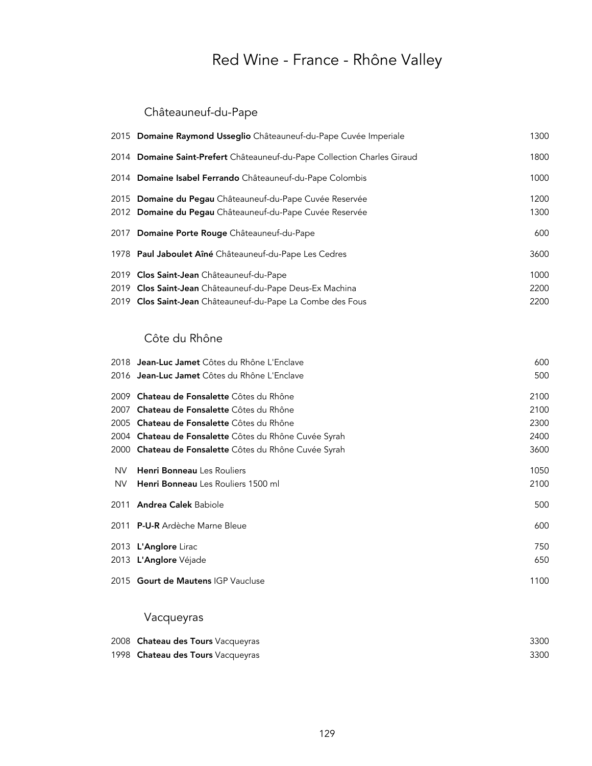# Red Wine - France - Rhône Valley

## Châteauneuf-du-Pape

| Vintage | Wine | Price |
|---|---|---|
| 2015 | **Domaine Raymond Usseglio** Châteauneuf-du-Pape Cuvée Imperiale | 1300 |
| 2014 | **Domaine Saint-Prefert** Châteauneuf-du-Pape Collection Charles Giraud | 1800 |
| 2014 | **Domaine Isabel Ferrando** Châteauneuf-du-Pape Colombis | 1000 |
| 2015 | **Domaine du Pegau** Châteauneuf-du-Pape Cuvée Reservée | 1200 |
| 2012 | **Domaine du Pegau** Châteauneuf-du-Pape Cuvée Reservée | 1300 |
| 2017 | **Domaine Porte Rouge** Châteauneuf-du-Pape | 600 |
| 1978 | **Paul Jaboulet Aîné** Châteauneuf-du-Pape Les Cedres | 3600 |
| 2019 | **Clos Saint-Jean** Châteauneuf-du-Pape | 1000 |
| 2019 | **Clos Saint-Jean** Châteauneuf-du-Pape Deus-Ex Machina | 2200 |
| 2019 | **Clos Saint-Jean** Châteauneuf-du-Pape La Combe des Fous | 2200 |

## Côte du Rhône

| Vintage | Wine | Price |
|---|---|---|
| 2018 | **Jean-Luc Jamet** Côtes du Rhône L'Enclave | 600 |
| 2016 | **Jean-Luc Jamet** Côtes du Rhône L'Enclave | 500 |
| 2009 | **Chateau de Fonsalette** Côtes du Rhône | 2100 |
| 2007 | **Chateau de Fonsalette** Côtes du Rhône | 2100 |
| 2005 | **Chateau de Fonsalette** Côtes du Rhône | 2300 |
| 2004 | **Chateau de Fonsalette** Côtes du Rhône Cuvée Syrah | 2400 |
| 2000 | **Chateau de Fonsalette** Côtes du Rhône Cuvée Syrah | 3600 |
| NV | **Henri Bonneau** Les Rouliers | 1050 |
| NV | **Henri Bonneau** Les Rouliers 1500 ml | 2100 |
| 2011 | **Andrea Calek** Babiole | 500 |
| 2011 | **P-U-R** Ardèche Marne Bleue | 600 |
| 2013 | **L'Anglore** Lirac | 750 |
| 2013 | **L'Anglore** Véjade | 650 |
| 2015 | **Gourt de Mautens** IGP Vaucluse | 1100 |

## Vacqueyras

| Vintage | Wine | Price |
|---|---|---|
| 2008 | **Chateau des Tours** Vacqueyras | 3300 |
| 1998 | **Chateau des Tours** Vacqueyras | 3300 |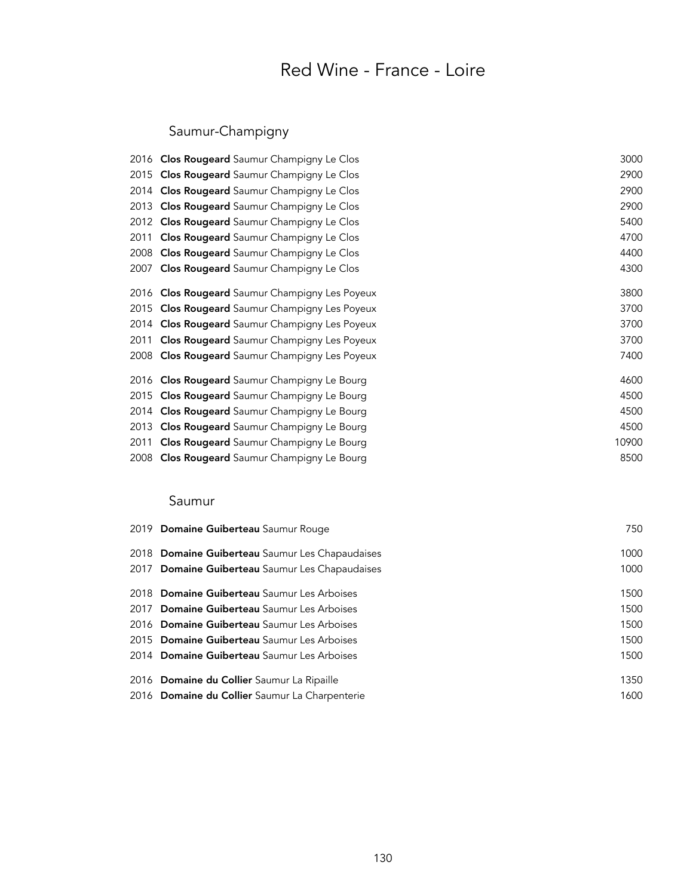# Red Wine - France - Loire

## Saumur-Champigny

| | | |
|---|---|---|
| 2016 | **Clos Rougeard** Saumur Champigny Le Clos | 3000 |
| 2015 | **Clos Rougeard** Saumur Champigny Le Clos | 2900 |
| 2014 | **Clos Rougeard** Saumur Champigny Le Clos | 2900 |
| 2013 | **Clos Rougeard** Saumur Champigny Le Clos | 2900 |
| 2012 | **Clos Rougeard** Saumur Champigny Le Clos | 5400 |
| 2011 | **Clos Rougeard** Saumur Champigny Le Clos | 4700 |
| 2008 | **Clos Rougeard** Saumur Champigny Le Clos | 4400 |
| 2007 | **Clos Rougeard** Saumur Champigny Le Clos | 4300 |
| 2016 | **Clos Rougeard** Saumur Champigny Les Poyeux | 3800 |
| 2015 | **Clos Rougeard** Saumur Champigny Les Poyeux | 3700 |
| 2014 | **Clos Rougeard** Saumur Champigny Les Poyeux | 3700 |
| 2011 | **Clos Rougeard** Saumur Champigny Les Poyeux | 3700 |
| 2008 | **Clos Rougeard** Saumur Champigny Les Poyeux | 7400 |
| 2016 | **Clos Rougeard** Saumur Champigny Le Bourg | 4600 |
| 2015 | **Clos Rougeard** Saumur Champigny Le Bourg | 4500 |
| 2014 | **Clos Rougeard** Saumur Champigny Le Bourg | 4500 |
| 2013 | **Clos Rougeard** Saumur Champigny Le Bourg | 4500 |
| 2011 | **Clos Rougeard** Saumur Champigny Le Bourg | 10900 |
| 2008 | **Clos Rougeard** Saumur Champigny Le Bourg | 8500 |

## Saumur

| | | |
|---|---|---|
| 2019 | **Domaine Guiberteau** Saumur Rouge | 750 |
| 2018 | **Domaine Guiberteau** Saumur Les Chapaudaises | 1000 |
| 2017 | **Domaine Guiberteau** Saumur Les Chapaudaises | 1000 |
| 2018 | **Domaine Guiberteau** Saumur Les Arboises | 1500 |
| 2017 | **Domaine Guiberteau** Saumur Les Arboises | 1500 |
| 2016 | **Domaine Guiberteau** Saumur Les Arboises | 1500 |
| 2015 | **Domaine Guiberteau** Saumur Les Arboises | 1500 |
| 2014 | **Domaine Guiberteau** Saumur Les Arboises | 1500 |
| 2016 | **Domaine du Collier** Saumur La Ripaille | 1350 |
| 2016 | **Domaine du Collier** Saumur La Charpenterie | 1600 |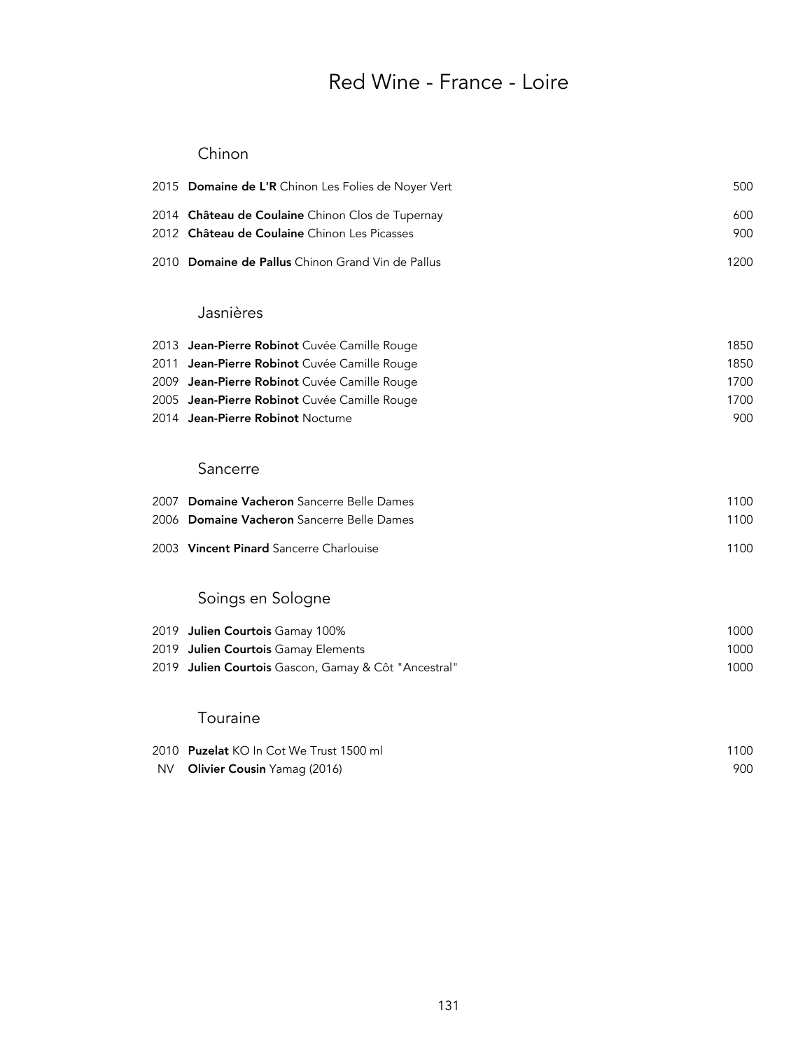# Red Wine - France - Loire

## Chinon

| Vintage | Wine | Price |
|---|---|---|
| 2015 | **Domaine de L'R** Chinon Les Folies de Noyer Vert | 500 |
| 2014 | **Château de Coulaine** Chinon Clos de Tupernay | 600 |
| 2012 | **Château de Coulaine** Chinon Les Picasses | 900 |
| 2010 | **Domaine de Pallus** Chinon Grand Vin de Pallus | 1200 |

## Jasnières

| Vintage | Wine | Price |
|---|---|---|
| 2013 | **Jean-Pierre Robinot** Cuvée Camille Rouge | 1850 |
| 2011 | **Jean-Pierre Robinot** Cuvée Camille Rouge | 1850 |
| 2009 | **Jean-Pierre Robinot** Cuvée Camille Rouge | 1700 |
| 2005 | **Jean-Pierre Robinot** Cuvée Camille Rouge | 1700 |
| 2014 | **Jean-Pierre Robinot** Nocturne | 900 |

## Sancerre

| Vintage | Wine | Price |
|---|---|---|
| 2007 | **Domaine Vacheron** Sancerre Belle Dames | 1100 |
| 2006 | **Domaine Vacheron** Sancerre Belle Dames | 1100 |
| 2003 | **Vincent Pinard** Sancerre Charlouise | 1100 |

## Soings en Sologne

| Vintage | Wine | Price |
|---|---|---|
| 2019 | **Julien Courtois** Gamay 100% | 1000 |
| 2019 | **Julien Courtois** Gamay Elements | 1000 |
| 2019 | **Julien Courtois** Gascon, Gamay & Côt "Ancestral" | 1000 |

## Touraine

| Vintage | Wine | Price |
|---|---|---|
| 2010 | **Puzelat** KO In Cot We Trust 1500 ml | 1100 |
| NV | **Olivier Cousin** Yamag (2016) | 900 |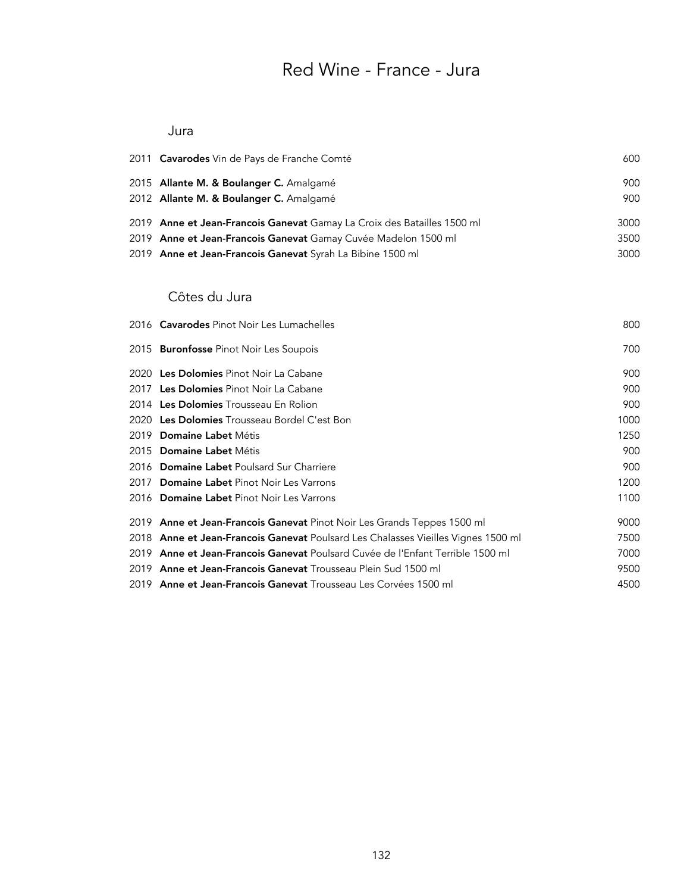# Red Wine - France - Jura

## Jura

| | | |
|---|---|---|
| 2011 | **Cavarodes** Vin de Pays de Franche Comté | 600 |
| 2015 | **Allante M. & Boulanger C.** Amalgamé | 900 |
| 2012 | **Allante M. & Boulanger C.** Amalgamé | 900 |
| 2019 | **Anne et Jean-Francois Ganevat** Gamay La Croix des Batailles 1500 ml | 3000 |
| 2019 | **Anne et Jean-Francois Ganevat** Gamay Cuvée Madelon 1500 ml | 3500 |
| 2019 | **Anne et Jean-Francois Ganevat** Syrah La Bibine 1500 ml | 3000 |

## Côtes du Jura

| | | |
|---|---|---|
| 2016 | **Cavarodes** Pinot Noir Les Lumachelles | 800 |
| 2015 | **Buronfosse** Pinot Noir Les Soupois | 700 |
| 2020 | **Les Dolomies** Pinot Noir La Cabane | 900 |
| 2017 | **Les Dolomies** Pinot Noir La Cabane | 900 |
| 2014 | **Les Dolomies** Trousseau En Rolion | 900 |
| 2020 | **Les Dolomies** Trousseau Bordel C'est Bon | 1000 |
| 2019 | **Domaine Labet** Métis | 1250 |
| 2015 | **Domaine Labet** Métis | 900 |
| 2016 | **Domaine Labet** Poulsard Sur Charriere | 900 |
| 2017 | **Domaine Labet** Pinot Noir Les Varrons | 1200 |
| 2016 | **Domaine Labet** Pinot Noir Les Varrons | 1100 |
| 2019 | **Anne et Jean-Francois Ganevat** Pinot Noir Les Grands Teppes 1500 ml | 9000 |
| 2018 | **Anne et Jean-Francois Ganevat** Poulsard Les Chalasses Vieilles Vignes 1500 ml | 7500 |
| 2019 | **Anne et Jean-Francois Ganevat** Poulsard Cuvée de l'Enfant Terrible 1500 ml | 7000 |
| 2019 | **Anne et Jean-Francois Ganevat** Trousseau Plein Sud 1500 ml | 9500 |
| 2019 | **Anne et Jean-Francois Ganevat** Trousseau Les Corvées 1500 ml | 4500 |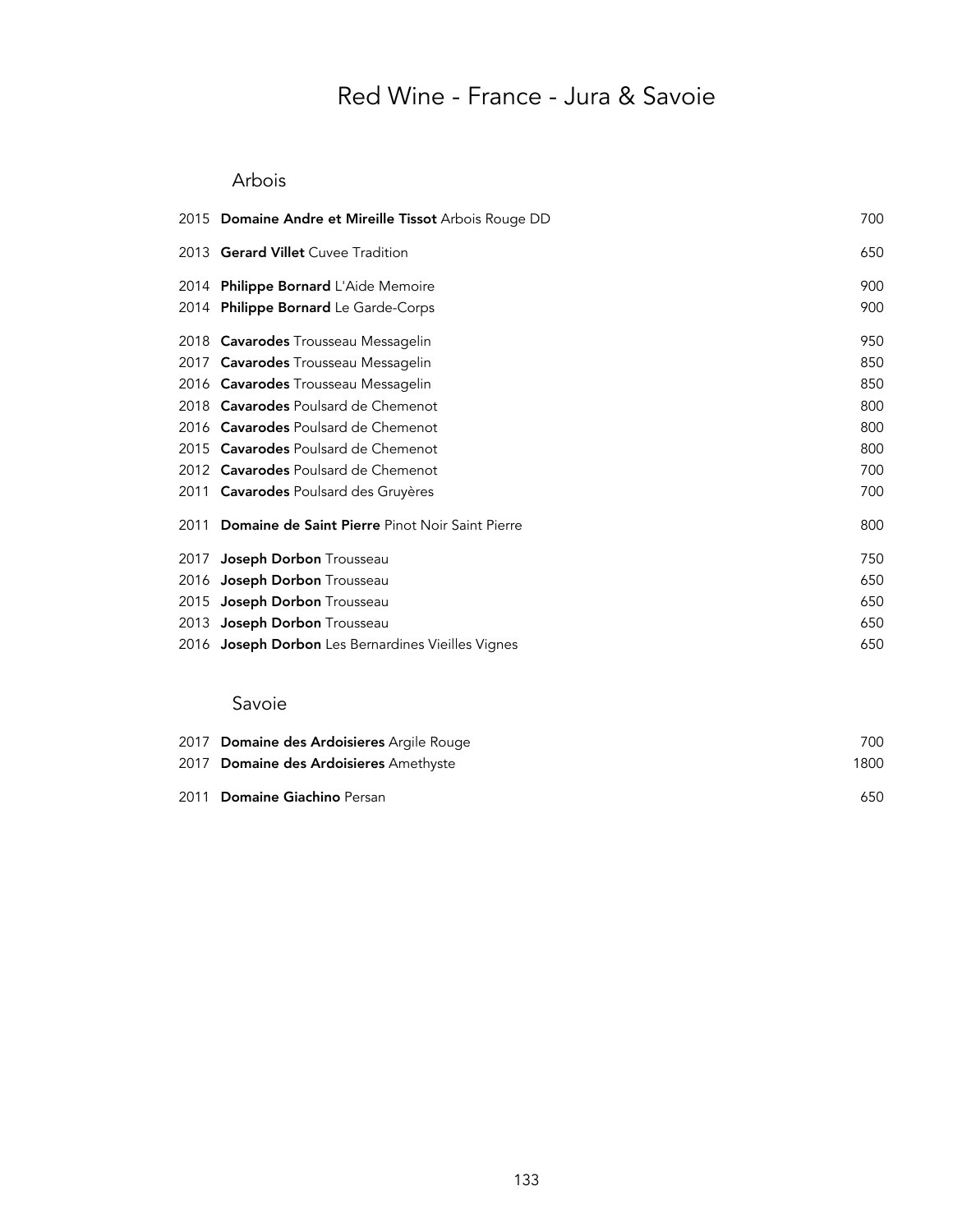# Red Wine - France - Jura & Savoie

## Arbois

| Vintage | Wine | Price |
|---|---|---|
| 2015 | **Domaine Andre et Mireille Tissot** Arbois Rouge DD | 700 |
| 2013 | **Gerard Villet** Cuvee Tradition | 650 |
| 2014 | **Philippe Bornard** L'Aide Memoire | 900 |
| 2014 | **Philippe Bornard** Le Garde-Corps | 900 |
| 2018 | **Cavarodes** Trousseau Messagelin | 950 |
| 2017 | **Cavarodes** Trousseau Messagelin | 850 |
| 2016 | **Cavarodes** Trousseau Messagelin | 850 |
| 2018 | **Cavarodes** Poulsard de Chemenot | 800 |
| 2016 | **Cavarodes** Poulsard de Chemenot | 800 |
| 2015 | **Cavarodes** Poulsard de Chemenot | 800 |
| 2012 | **Cavarodes** Poulsard de Chemenot | 700 |
| 2011 | **Cavarodes** Poulsard des Gruyères | 700 |
| 2011 | **Domaine de Saint Pierre** Pinot Noir Saint Pierre | 800 |
| 2017 | **Joseph Dorbon** Trousseau | 750 |
| 2016 | **Joseph Dorbon** Trousseau | 650 |
| 2015 | **Joseph Dorbon** Trousseau | 650 |
| 2013 | **Joseph Dorbon** Trousseau | 650 |
| 2016 | **Joseph Dorbon** Les Bernardines Vieilles Vignes | 650 |

## Savoie

| Vintage | Wine | Price |
|---|---|---|
| 2017 | **Domaine des Ardoisieres** Argile Rouge | 700 |
| 2017 | **Domaine des Ardoisieres** Amethyste | 1800 |
| 2011 | **Domaine Giachino** Persan | 650 |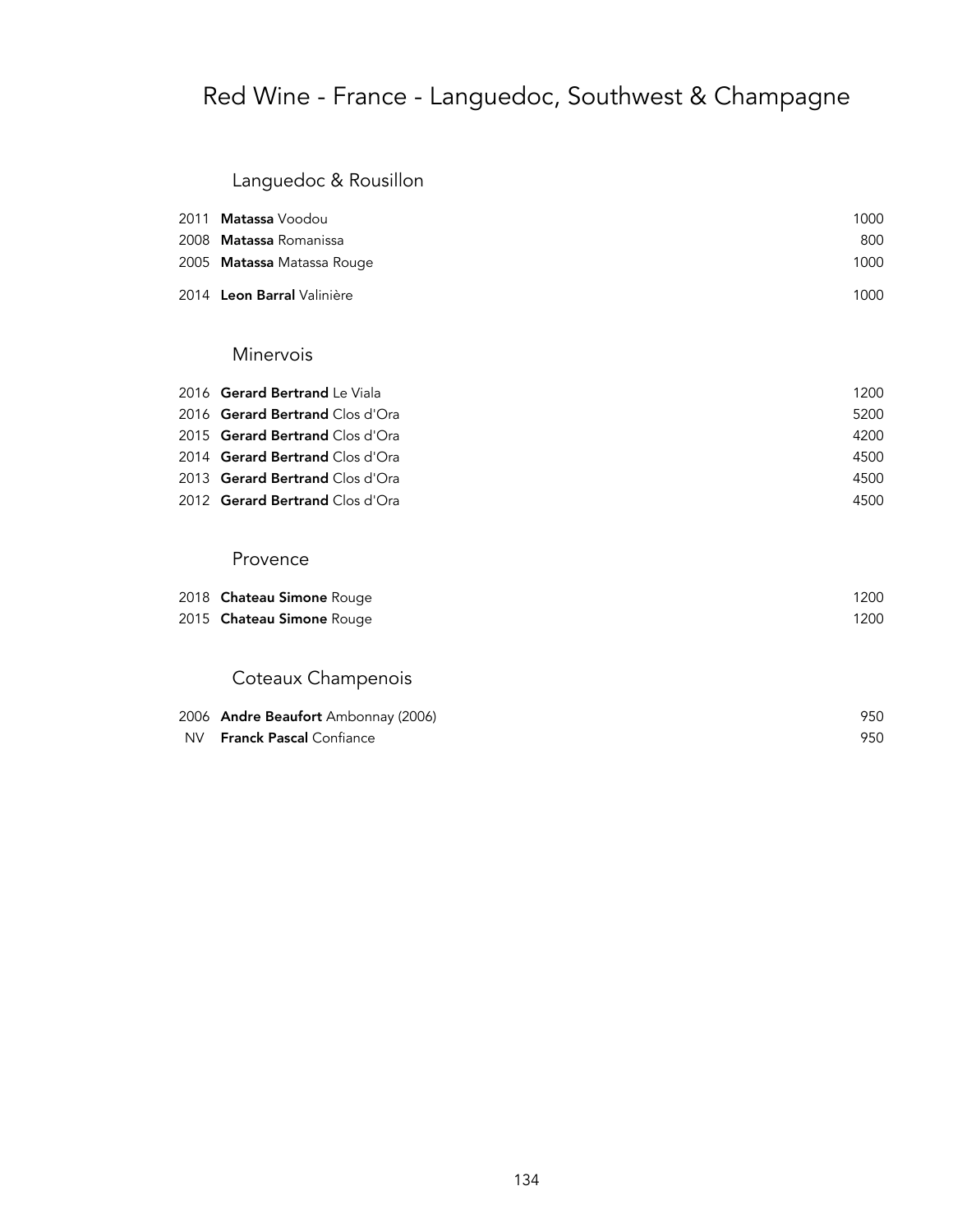# Red Wine - France - Languedoc, Southwest & Champagne

## Languedoc & Rousillon

| | | |
|---|---|---|
| 2011 | **Matassa** Voodou | 1000 |
| 2008 | **Matassa** Romanissa | 800 |
| 2005 | **Matassa** Matassa Rouge | 1000 |
| 2014 | **Leon Barral** Valinière | 1000 |

## Minervois

| | | |
|---|---|---|
| 2016 | **Gerard Bertrand** Le Viala | 1200 |
| 2016 | **Gerard Bertrand** Clos d'Ora | 5200 |
| 2015 | **Gerard Bertrand** Clos d'Ora | 4200 |
| 2014 | **Gerard Bertrand** Clos d'Ora | 4500 |
| 2013 | **Gerard Bertrand** Clos d'Ora | 4500 |
| 2012 | **Gerard Bertrand** Clos d'Ora | 4500 |

## Provence

| | | |
|---|---|---|
| 2018 | **Chateau Simone** Rouge | 1200 |
| 2015 | **Chateau Simone** Rouge | 1200 |

## Coteaux Champenois

| | | |
|---|---|---|
| 2006 | **Andre Beaufort** Ambonnay (2006) | 950 |
| NV | **Franck Pascal** Confiance | 950 |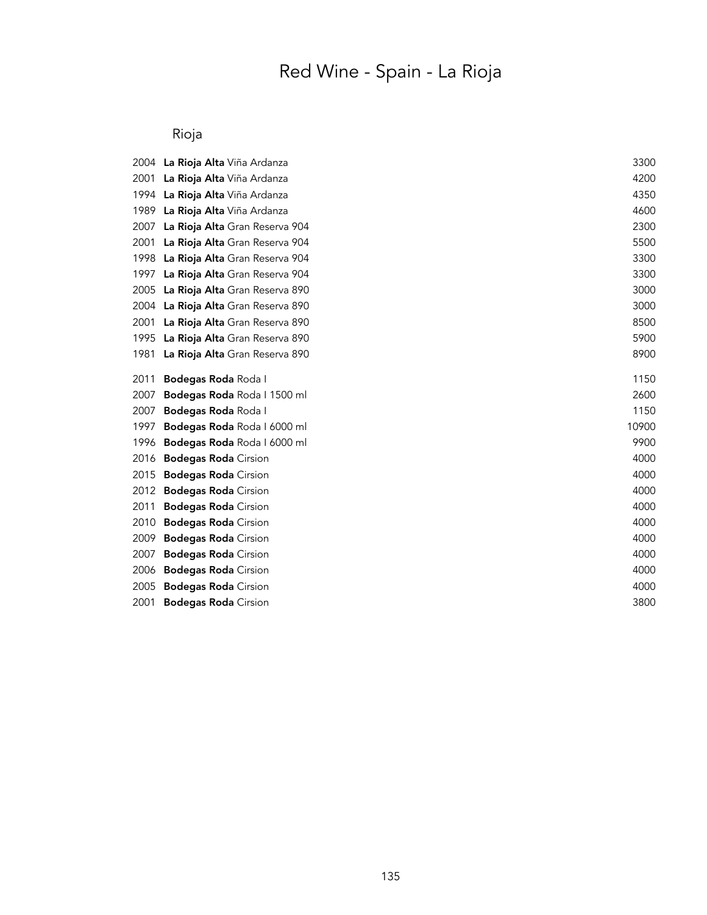# Red Wine - Spain - La Rioja

## Rioja

| Vintage | Wine | Price |
|---|---|---|
| 2004 | **La Rioja Alta** Viña Ardanza | 3300 |
| 2001 | **La Rioja Alta** Viña Ardanza | 4200 |
| 1994 | **La Rioja Alta** Viña Ardanza | 4350 |
| 1989 | **La Rioja Alta** Viña Ardanza | 4600 |
| 2007 | **La Rioja Alta** Gran Reserva 904 | 2300 |
| 2001 | **La Rioja Alta** Gran Reserva 904 | 5500 |
| 1998 | **La Rioja Alta** Gran Reserva 904 | 3300 |
| 1997 | **La Rioja Alta** Gran Reserva 904 | 3300 |
| 2005 | **La Rioja Alta** Gran Reserva 890 | 3000 |
| 2004 | **La Rioja Alta** Gran Reserva 890 | 3000 |
| 2001 | **La Rioja Alta** Gran Reserva 890 | 8500 |
| 1995 | **La Rioja Alta** Gran Reserva 890 | 5900 |
| 1981 | **La Rioja Alta** Gran Reserva 890 | 8900 |
| 2011 | **Bodegas Roda** Roda I | 1150 |
| 2007 | **Bodegas Roda** Roda I 1500 ml | 2600 |
| 2007 | **Bodegas Roda** Roda I | 1150 |
| 1997 | **Bodegas Roda** Roda I 6000 ml | 10900 |
| 1996 | **Bodegas Roda** Roda I 6000 ml | 9900 |
| 2016 | **Bodegas Roda** Cirsion | 4000 |
| 2015 | **Bodegas Roda** Cirsion | 4000 |
| 2012 | **Bodegas Roda** Cirsion | 4000 |
| 2011 | **Bodegas Roda** Cirsion | 4000 |
| 2010 | **Bodegas Roda** Cirsion | 4000 |
| 2009 | **Bodegas Roda** Cirsion | 4000 |
| 2007 | **Bodegas Roda** Cirsion | 4000 |
| 2006 | **Bodegas Roda** Cirsion | 4000 |
| 2005 | **Bodegas Roda** Cirsion | 4000 |
| 2001 | **Bodegas Roda** Cirsion | 3800 |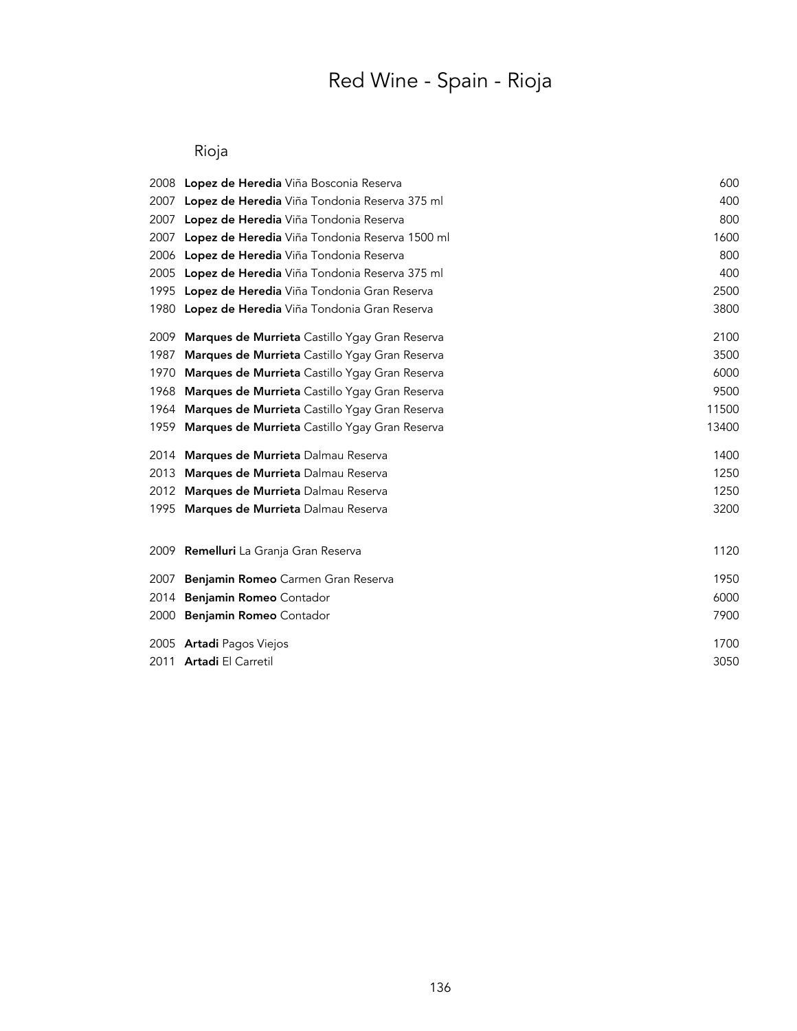# Red Wine - Spain - Rioja

## Rioja

| Year | Wine | Price |
|---|---|---|
| 2008 | **Lopez de Heredia** Viña Bosconia Reserva | 600 |
| 2007 | **Lopez de Heredia** Viña Tondonia Reserva 375 ml | 400 |
| 2007 | **Lopez de Heredia** Viña Tondonia Reserva | 800 |
| 2007 | **Lopez de Heredia** Viña Tondonia Reserva 1500 ml | 1600 |
| 2006 | **Lopez de Heredia** Viña Tondonia Reserva | 800 |
| 2005 | **Lopez de Heredia** Viña Tondonia Reserva 375 ml | 400 |
| 1995 | **Lopez de Heredia** Viña Tondonia Gran Reserva | 2500 |
| 1980 | **Lopez de Heredia** Viña Tondonia Gran Reserva | 3800 |
| 2009 | **Marques de Murrieta** Castillo Ygay Gran Reserva | 2100 |
| 1987 | **Marques de Murrieta** Castillo Ygay Gran Reserva | 3500 |
| 1970 | **Marques de Murrieta** Castillo Ygay Gran Reserva | 6000 |
| 1968 | **Marques de Murrieta** Castillo Ygay Gran Reserva | 9500 |
| 1964 | **Marques de Murrieta** Castillo Ygay Gran Reserva | 11500 |
| 1959 | **Marques de Murrieta** Castillo Ygay Gran Reserva | 13400 |
| 2014 | **Marques de Murrieta** Dalmau Reserva | 1400 |
| 2013 | **Marques de Murrieta** Dalmau Reserva | 1250 |
| 2012 | **Marques de Murrieta** Dalmau Reserva | 1250 |
| 1995 | **Marques de Murrieta** Dalmau Reserva | 3200 |
| 2009 | **Remelluri** La Granja Gran Reserva | 1120 |
| 2007 | **Benjamin Romeo** Carmen Gran Reserva | 1950 |
| 2014 | **Benjamin Romeo** Contador | 6000 |
| 2000 | **Benjamin Romeo** Contador | 7900 |
| 2005 | **Artadi** Pagos Viejos | 1700 |
| 2011 | **Artadi** El Carretil | 3050 |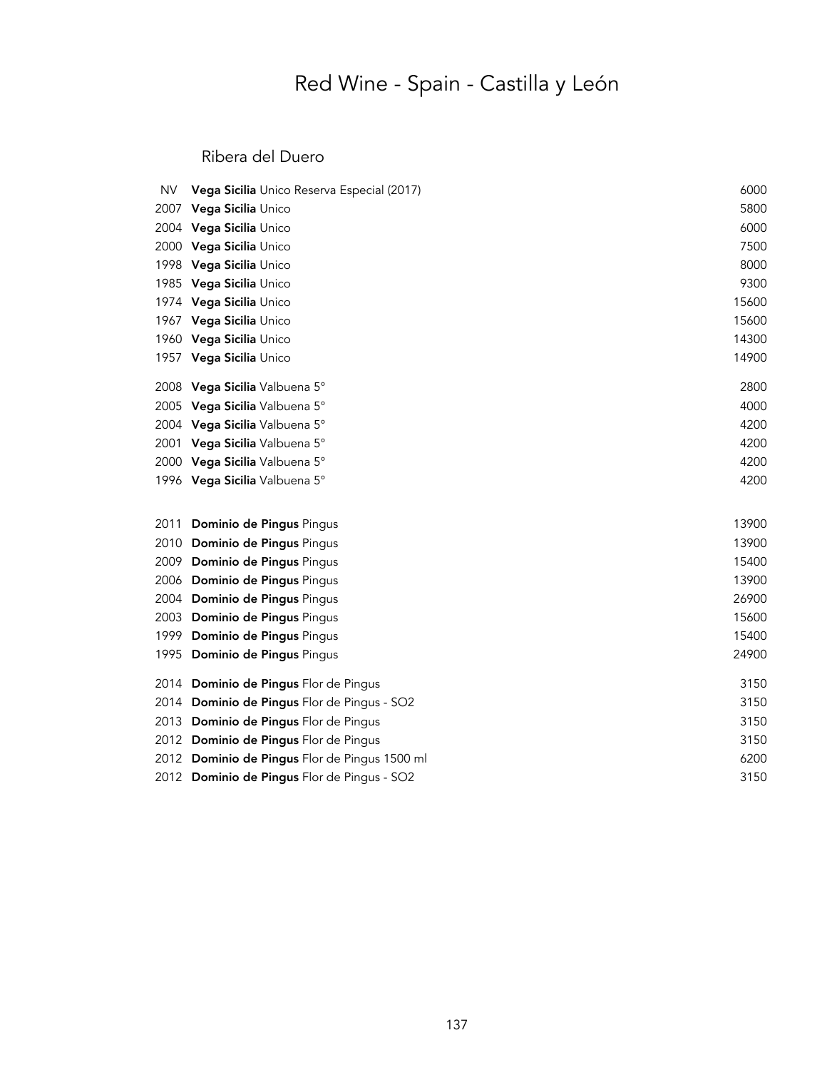# Red Wine - Spain - Castilla y León

## Ribera del Duero

| | | |
|---|---|---|
| NV | **Vega Sicilia** Unico Reserva Especial (2017) | 6000 |
| 2007 | **Vega Sicilia** Unico | 5800 |
| 2004 | **Vega Sicilia** Unico | 6000 |
| 2000 | **Vega Sicilia** Unico | 7500 |
| 1998 | **Vega Sicilia** Unico | 8000 |
| 1985 | **Vega Sicilia** Unico | 9300 |
| 1974 | **Vega Sicilia** Unico | 15600 |
| 1967 | **Vega Sicilia** Unico | 15600 |
| 1960 | **Vega Sicilia** Unico | 14300 |
| 1957 | **Vega Sicilia** Unico | 14900 |
| 2008 | **Vega Sicilia** Valbuena 5° | 2800 |
| 2005 | **Vega Sicilia** Valbuena 5° | 4000 |
| 2004 | **Vega Sicilia** Valbuena 5° | 4200 |
| 2001 | **Vega Sicilia** Valbuena 5° | 4200 |
| 2000 | **Vega Sicilia** Valbuena 5° | 4200 |
| 1996 | **Vega Sicilia** Valbuena 5° | 4200 |
| 2011 | **Dominio de Pingus** Pingus | 13900 |
| 2010 | **Dominio de Pingus** Pingus | 13900 |
| 2009 | **Dominio de Pingus** Pingus | 15400 |
| 2006 | **Dominio de Pingus** Pingus | 13900 |
| 2004 | **Dominio de Pingus** Pingus | 26900 |
| 2003 | **Dominio de Pingus** Pingus | 15600 |
| 1999 | **Dominio de Pingus** Pingus | 15400 |
| 1995 | **Dominio de Pingus** Pingus | 24900 |
| 2014 | **Dominio de Pingus** Flor de Pingus | 3150 |
| 2014 | **Dominio de Pingus** Flor de Pingus - SO2 | 3150 |
| 2013 | **Dominio de Pingus** Flor de Pingus | 3150 |
| 2012 | **Dominio de Pingus** Flor de Pingus | 3150 |
| 2012 | **Dominio de Pingus** Flor de Pingus 1500 ml | 6200 |
| 2012 | **Dominio de Pingus** Flor de Pingus - SO2 | 3150 |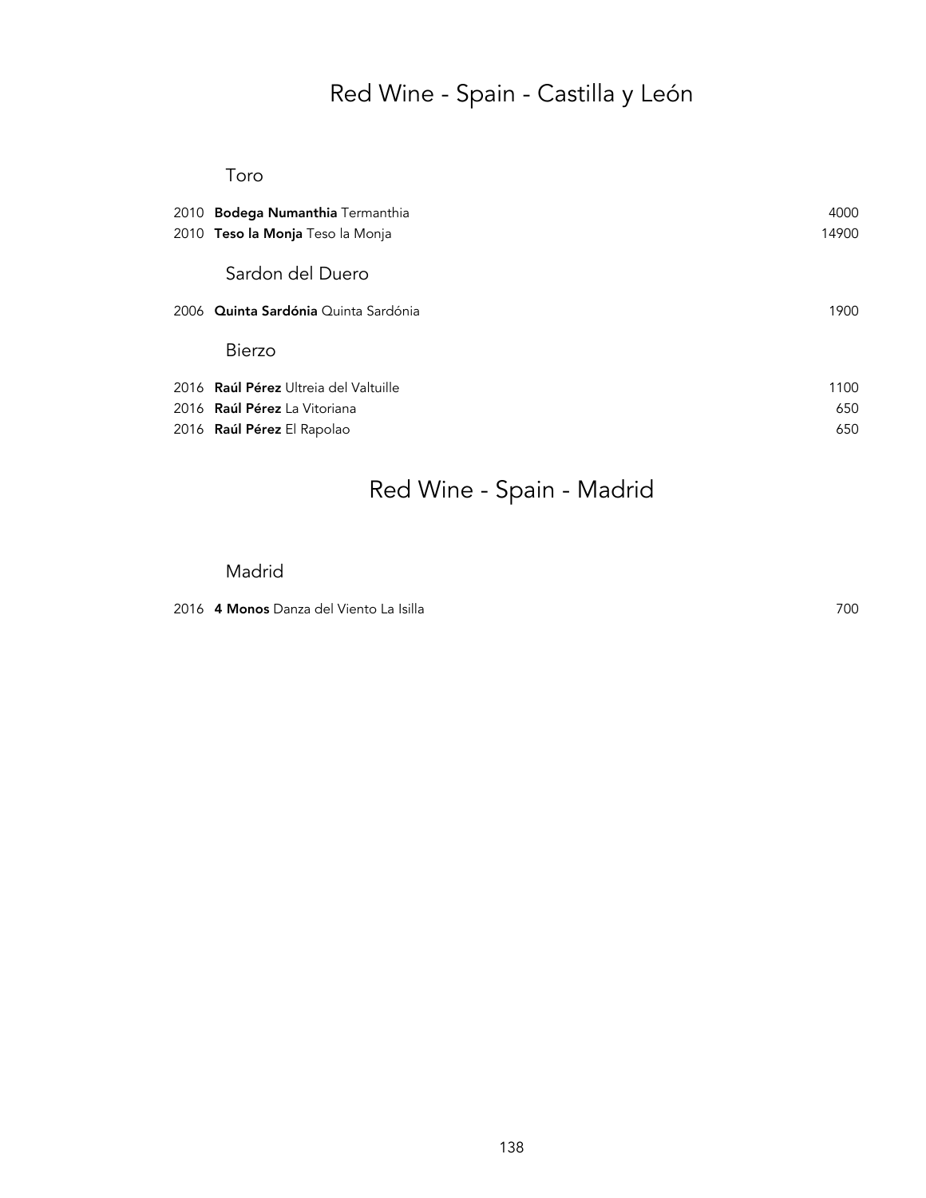# Red Wine - Spain - Castilla y León

## Toro

| Vintage | Wine | Price |
|---|---|---|
| 2010 | **Bodega Numanthia** Termanthia | 4000 |
| 2010 | **Teso la Monja** Teso la Monja | 14900 |

## Sardon del Duero

| Vintage | Wine | Price |
|---|---|---|
| 2006 | **Quinta Sardónia** Quinta Sardónia | 1900 |

## Bierzo

| Vintage | Wine | Price |
|---|---|---|
| 2016 | **Raúl Pérez** Ultreia del Valtuille | 1100 |
| 2016 | **Raúl Pérez** La Vitoriana | 650 |
| 2016 | **Raúl Pérez** El Rapolao | 650 |

# Red Wine - Spain - Madrid

## Madrid

| Vintage | Wine | Price |
|---|---|---|
| 2016 | **4 Monos** Danza del Viento La Isilla | 700 |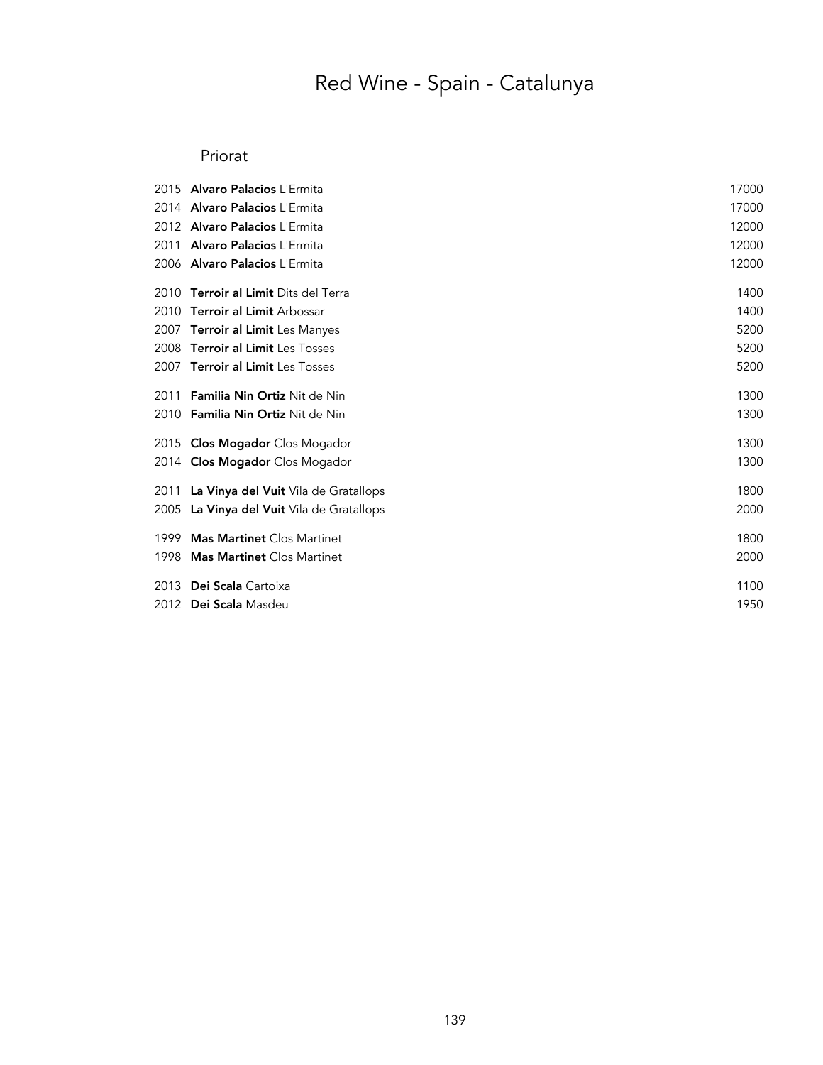# Red Wine - Spain - Catalunya

## Priorat

| | | |
|---|---|---|
| 2015 | **Alvaro Palacios** L'Ermita | 17000 |
| 2014 | **Alvaro Palacios** L'Ermita | 17000 |
| 2012 | **Alvaro Palacios** L'Ermita | 12000 |
| 2011 | **Alvaro Palacios** L'Ermita | 12000 |
| 2006 | **Alvaro Palacios** L'Ermita | 12000 |
| 2010 | **Terroir al Limit** Dits del Terra | 1400 |
| 2010 | **Terroir al Limit** Arbossar | 1400 |
| 2007 | **Terroir al Limit** Les Manyes | 5200 |
| 2008 | **Terroir al Limit** Les Tosses | 5200 |
| 2007 | **Terroir al Limit** Les Tosses | 5200 |
| 2011 | **Familia Nin Ortiz** Nit de Nin | 1300 |
| 2010 | **Familia Nin Ortiz** Nit de Nin | 1300 |
| 2015 | **Clos Mogador** Clos Mogador | 1300 |
| 2014 | **Clos Mogador** Clos Mogador | 1300 |
| 2011 | **La Vinya del Vuit** Vila de Gratallops | 1800 |
| 2005 | **La Vinya del Vuit** Vila de Gratallops | 2000 |
| 1999 | **Mas Martinet** Clos Martinet | 1800 |
| 1998 | **Mas Martinet** Clos Martinet | 2000 |
| 2013 | **Dei Scala** Cartoixa | 1100 |
| 2012 | **Dei Scala** Masdeu | 1950 |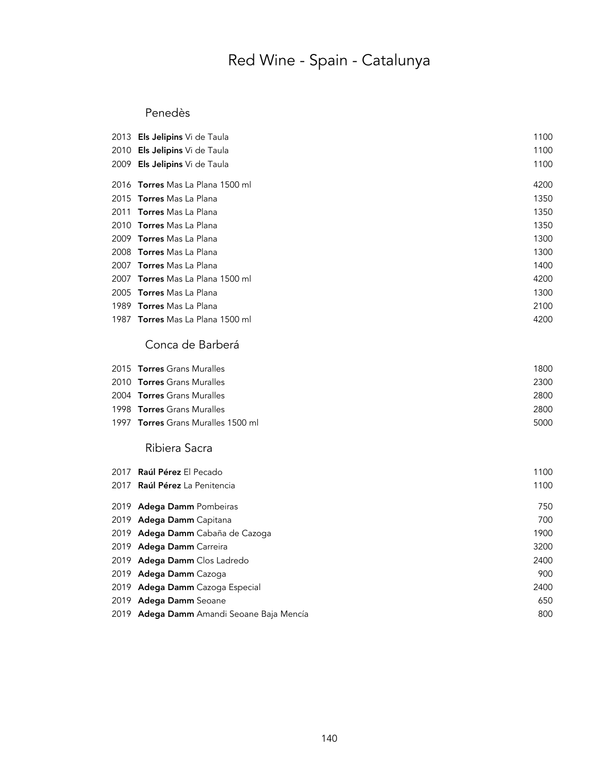# Red Wine - Spain - Catalunya

## Penedès

| | | |
|---|---|---|
| 2013 | **Els Jelipins** Vi de Taula | 1100 |
| 2010 | **Els Jelipins** Vi de Taula | 1100 |
| 2009 | **Els Jelipins** Vi de Taula | 1100 |
| 2016 | **Torres** Mas La Plana 1500 ml | 4200 |
| 2015 | **Torres** Mas La Plana | 1350 |
| 2011 | **Torres** Mas La Plana | 1350 |
| 2010 | **Torres** Mas La Plana | 1350 |
| 2009 | **Torres** Mas La Plana | 1300 |
| 2008 | **Torres** Mas La Plana | 1300 |
| 2007 | **Torres** Mas La Plana | 1400 |
| 2007 | **Torres** Mas La Plana 1500 ml | 4200 |
| 2005 | **Torres** Mas La Plana | 1300 |
| 1989 | **Torres** Mas La Plana | 2100 |
| 1987 | **Torres** Mas La Plana 1500 ml | 4200 |

## Conca de Barberá

| | | |
|---|---|---|
| 2015 | **Torres** Grans Muralles | 1800 |
| 2010 | **Torres** Grans Muralles | 2300 |
| 2004 | **Torres** Grans Muralles | 2800 |
| 1998 | **Torres** Grans Muralles | 2800 |
| 1997 | **Torres** Grans Muralles 1500 ml | 5000 |

## Ribiera Sacra

| | | |
|---|---|---|
| 2017 | **Raúl Pérez** El Pecado | 1100 |
| 2017 | **Raúl Pérez** La Penitencia | 1100 |
| 2019 | **Adega Damm** Pombeiras | 750 |
| 2019 | **Adega Damm** Capitana | 700 |
| 2019 | **Adega Damm** Cabaña de Cazoga | 1900 |
| 2019 | **Adega Damm** Carreira | 3200 |
| 2019 | **Adega Damm** Clos Ladredo | 2400 |
| 2019 | **Adega Damm** Cazoga | 900 |
| 2019 | **Adega Damm** Cazoga Especial | 2400 |
| 2019 | **Adega Damm** Seoane | 650 |
| 2019 | **Adega Damm** Amandi Seoane Baja Mencía | 800 |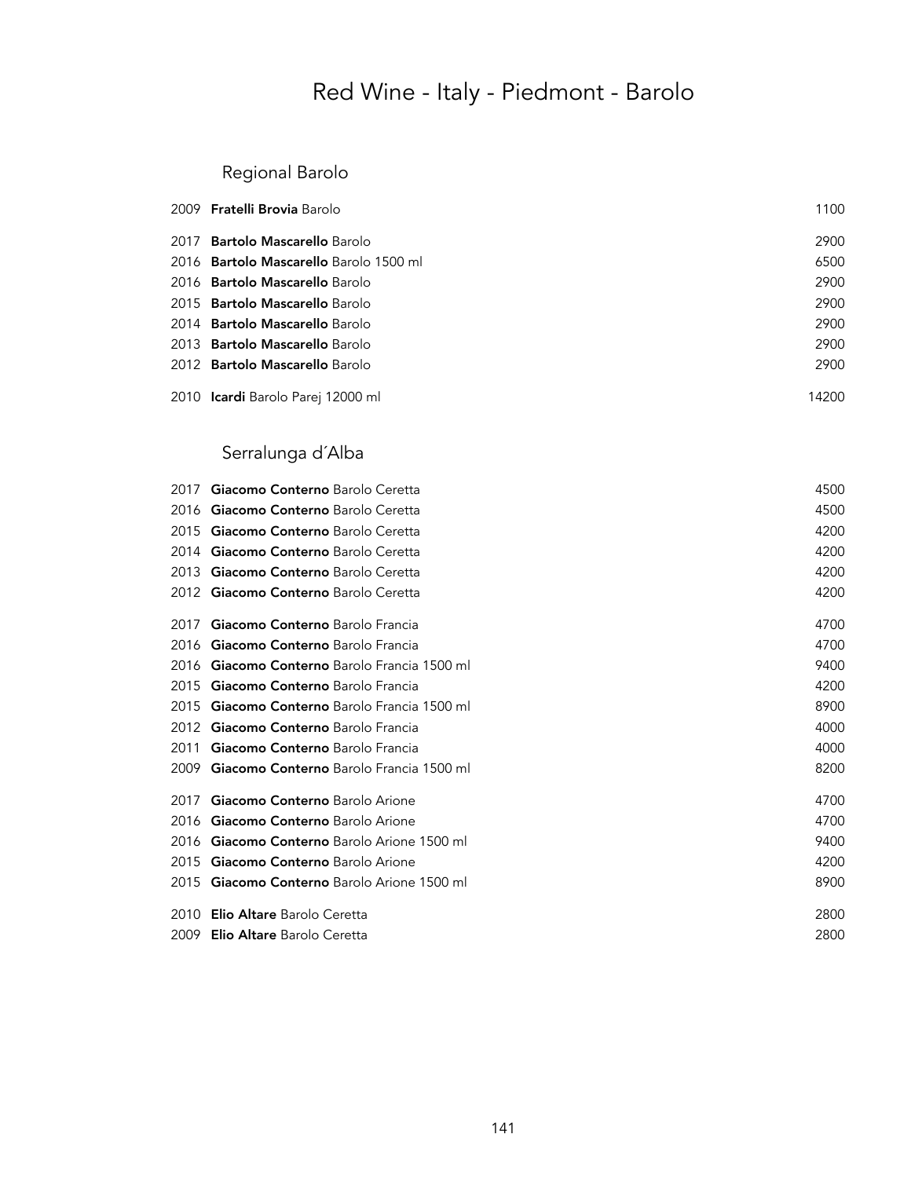# Red Wine - Italy - Piedmont - Barolo

## Regional Barolo

| Year | Wine | Price |
|---|---|---|
| 2009 | **Fratelli Brovia** Barolo | 1100 |
| 2017 | **Bartolo Mascarello** Barolo | 2900 |
| 2016 | **Bartolo Mascarello** Barolo 1500 ml | 6500 |
| 2016 | **Bartolo Mascarello** Barolo | 2900 |
| 2015 | **Bartolo Mascarello** Barolo | 2900 |
| 2014 | **Bartolo Mascarello** Barolo | 2900 |
| 2013 | **Bartolo Mascarello** Barolo | 2900 |
| 2012 | **Bartolo Mascarello** Barolo | 2900 |
| 2010 | **Icardi** Barolo Parej 12000 ml | 14200 |

## Serralunga d´Alba

| Year | Wine | Price |
|---|---|---|
| 2017 | **Giacomo Conterno** Barolo Ceretta | 4500 |
| 2016 | **Giacomo Conterno** Barolo Ceretta | 4500 |
| 2015 | **Giacomo Conterno** Barolo Ceretta | 4200 |
| 2014 | **Giacomo Conterno** Barolo Ceretta | 4200 |
| 2013 | **Giacomo Conterno** Barolo Ceretta | 4200 |
| 2012 | **Giacomo Conterno** Barolo Ceretta | 4200 |
| 2017 | **Giacomo Conterno** Barolo Francia | 4700 |
| 2016 | **Giacomo Conterno** Barolo Francia | 4700 |
| 2016 | **Giacomo Conterno** Barolo Francia 1500 ml | 9400 |
| 2015 | **Giacomo Conterno** Barolo Francia | 4200 |
| 2015 | **Giacomo Conterno** Barolo Francia 1500 ml | 8900 |
| 2012 | **Giacomo Conterno** Barolo Francia | 4000 |
| 2011 | **Giacomo Conterno** Barolo Francia | 4000 |
| 2009 | **Giacomo Conterno** Barolo Francia 1500 ml | 8200 |
| 2017 | **Giacomo Conterno** Barolo Arione | 4700 |
| 2016 | **Giacomo Conterno** Barolo Arione | 4700 |
| 2016 | **Giacomo Conterno** Barolo Arione 1500 ml | 9400 |
| 2015 | **Giacomo Conterno** Barolo Arione | 4200 |
| 2015 | **Giacomo Conterno** Barolo Arione 1500 ml | 8900 |
| 2010 | **Elio Altare** Barolo Ceretta | 2800 |
| 2009 | **Elio Altare** Barolo Ceretta | 2800 |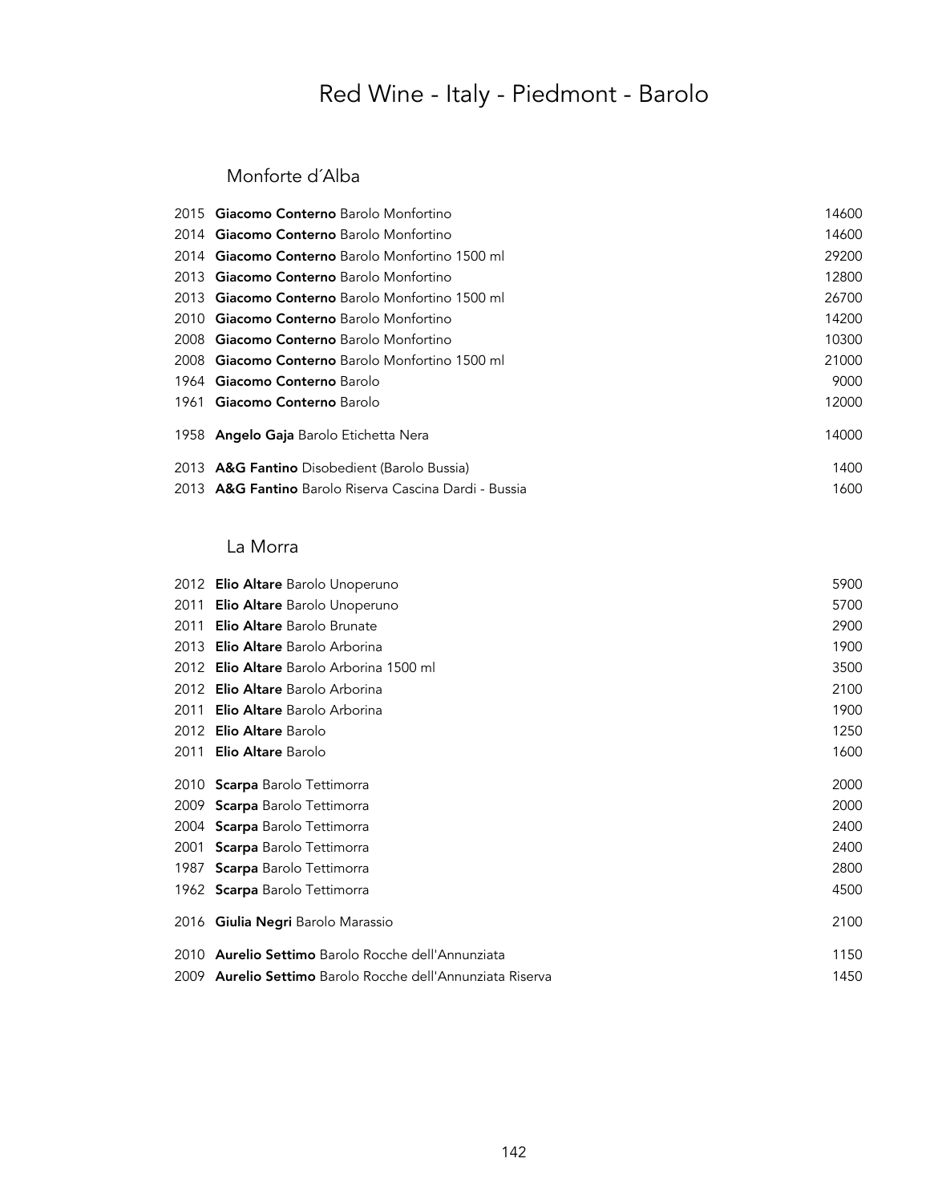# Red Wine - Italy - Piedmont - Barolo

## Monforte d´Alba

| | | |
|---|---|---|
| 2015 | **Giacomo Conterno** Barolo Monfortino | 14600 |
| 2014 | **Giacomo Conterno** Barolo Monfortino | 14600 |
| 2014 | **Giacomo Conterno** Barolo Monfortino 1500 ml | 29200 |
| 2013 | **Giacomo Conterno** Barolo Monfortino | 12800 |
| 2013 | **Giacomo Conterno** Barolo Monfortino 1500 ml | 26700 |
| 2010 | **Giacomo Conterno** Barolo Monfortino | 14200 |
| 2008 | **Giacomo Conterno** Barolo Monfortino | 10300 |
| 2008 | **Giacomo Conterno** Barolo Monfortino 1500 ml | 21000 |
| 1964 | **Giacomo Conterno** Barolo | 9000 |
| 1961 | **Giacomo Conterno** Barolo | 12000 |
| 1958 | **Angelo Gaja** Barolo Etichetta Nera | 14000 |
| 2013 | **A&G Fantino** Disobedient (Barolo Bussia) | 1400 |
| 2013 | **A&G Fantino** Barolo Riserva Cascina Dardi - Bussia | 1600 |

## La Morra

| | | |
|---|---|---|
| 2012 | **Elio Altare** Barolo Unoperuno | 5900 |
| 2011 | **Elio Altare** Barolo Unoperuno | 5700 |
| 2011 | **Elio Altare** Barolo Brunate | 2900 |
| 2013 | **Elio Altare** Barolo Arborina | 1900 |
| 2012 | **Elio Altare** Barolo Arborina 1500 ml | 3500 |
| 2012 | **Elio Altare** Barolo Arborina | 2100 |
| 2011 | **Elio Altare** Barolo Arborina | 1900 |
| 2012 | **Elio Altare** Barolo | 1250 |
| 2011 | **Elio Altare** Barolo | 1600 |
| 2010 | **Scarpa** Barolo Tettimorra | 2000 |
| 2009 | **Scarpa** Barolo Tettimorra | 2000 |
| 2004 | **Scarpa** Barolo Tettimorra | 2400 |
| 2001 | **Scarpa** Barolo Tettimorra | 2400 |
| 1987 | **Scarpa** Barolo Tettimorra | 2800 |
| 1962 | **Scarpa** Barolo Tettimorra | 4500 |
| 2016 | **Giulia Negri** Barolo Marassio | 2100 |
| 2010 | **Aurelio Settimo** Barolo Rocche dell'Annunziata | 1150 |
| 2009 | **Aurelio Settimo** Barolo Rocche dell'Annunziata Riserva | 1450 |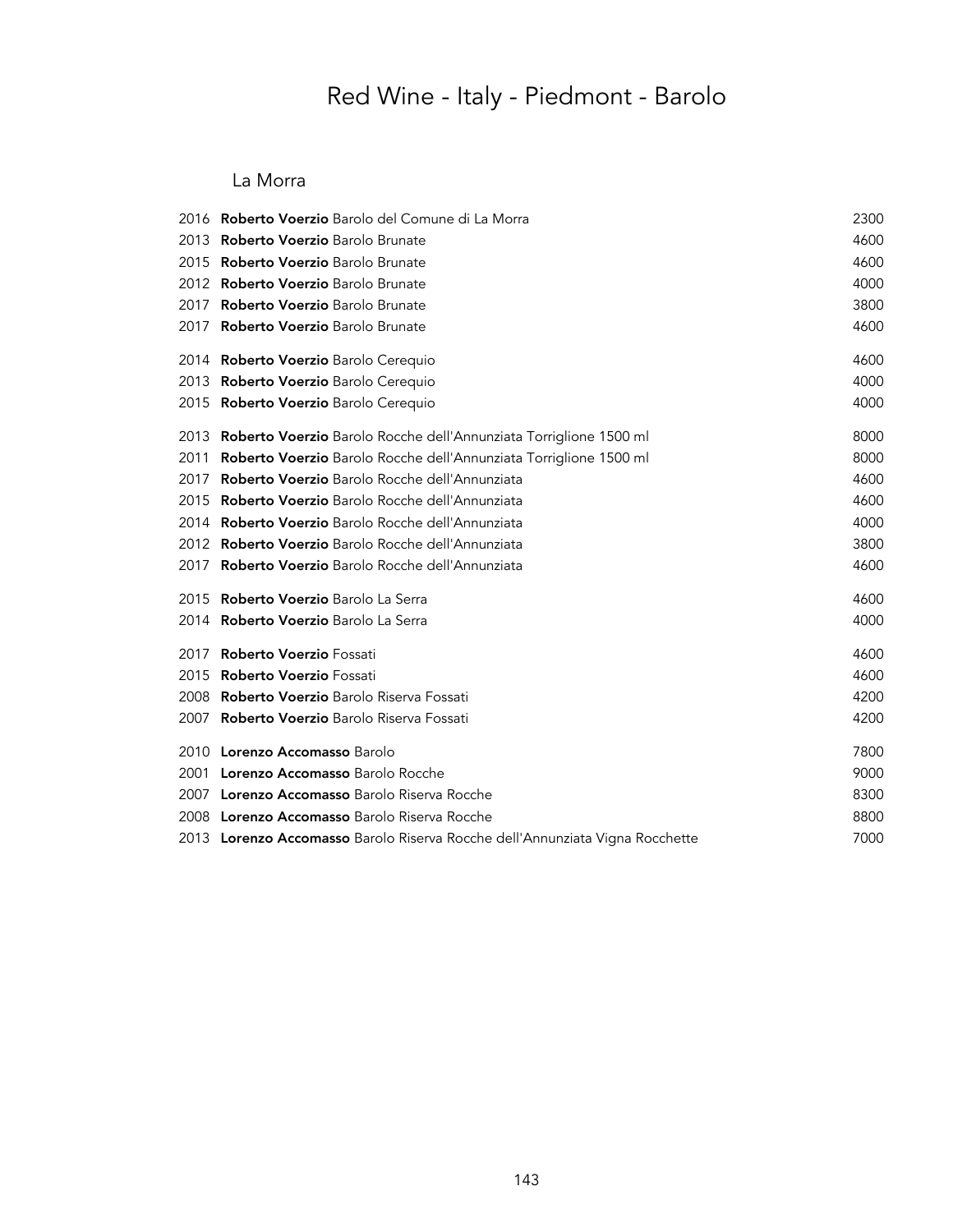# Red Wine - Italy - Piedmont - Barolo

## La Morra

| Vintage | Wine | Price |
|---|---|---|
| 2016 | **Roberto Voerzio** Barolo del Comune di La Morra | 2300 |
| 2013 | **Roberto Voerzio** Barolo Brunate | 4600 |
| 2015 | **Roberto Voerzio** Barolo Brunate | 4600 |
| 2012 | **Roberto Voerzio** Barolo Brunate | 4000 |
| 2017 | **Roberto Voerzio** Barolo Brunate | 3800 |
| 2017 | **Roberto Voerzio** Barolo Brunate | 4600 |
| 2014 | **Roberto Voerzio** Barolo Cerequio | 4600 |
| 2013 | **Roberto Voerzio** Barolo Cerequio | 4000 |
| 2015 | **Roberto Voerzio** Barolo Cerequio | 4000 |
| 2013 | **Roberto Voerzio** Barolo Rocche dell'Annunziata Torriglione 1500 ml | 8000 |
| 2011 | **Roberto Voerzio** Barolo Rocche dell'Annunziata Torriglione 1500 ml | 8000 |
| 2017 | **Roberto Voerzio** Barolo Rocche dell'Annunziata | 4600 |
| 2015 | **Roberto Voerzio** Barolo Rocche dell'Annunziata | 4600 |
| 2014 | **Roberto Voerzio** Barolo Rocche dell'Annunziata | 4000 |
| 2012 | **Roberto Voerzio** Barolo Rocche dell'Annunziata | 3800 |
| 2017 | **Roberto Voerzio** Barolo Rocche dell'Annunziata | 4600 |
| 2015 | **Roberto Voerzio** Barolo La Serra | 4600 |
| 2014 | **Roberto Voerzio** Barolo La Serra | 4000 |
| 2017 | **Roberto Voerzio** Fossati | 4600 |
| 2015 | **Roberto Voerzio** Fossati | 4600 |
| 2008 | **Roberto Voerzio** Barolo Riserva Fossati | 4200 |
| 2007 | **Roberto Voerzio** Barolo Riserva Fossati | 4200 |
| 2010 | **Lorenzo Accomasso** Barolo | 7800 |
| 2001 | **Lorenzo Accomasso** Barolo Rocche | 9000 |
| 2007 | **Lorenzo Accomasso** Barolo Riserva Rocche | 8300 |
| 2008 | **Lorenzo Accomasso** Barolo Riserva Rocche | 8800 |
| 2013 | **Lorenzo Accomasso** Barolo Riserva Rocche dell'Annunziata Vigna Rocchette | 7000 |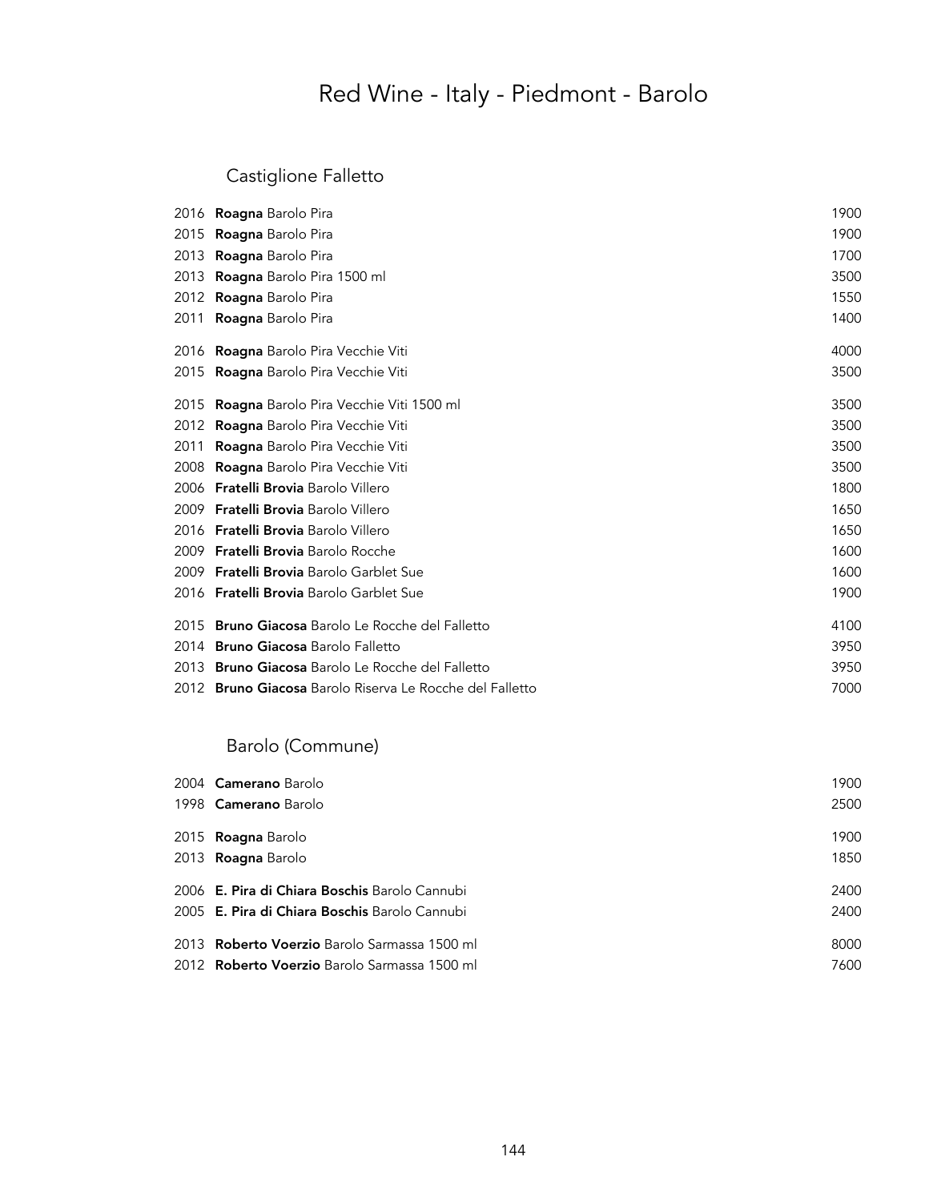# Red Wine - Italy - Piedmont - Barolo

## Castiglione Falletto

| | | |
|---|---|---|
| 2016 | **Roagna** Barolo Pira | 1900 |
| 2015 | **Roagna** Barolo Pira | 1900 |
| 2013 | **Roagna** Barolo Pira | 1700 |
| 2013 | **Roagna** Barolo Pira 1500 ml | 3500 |
| 2012 | **Roagna** Barolo Pira | 1550 |
| 2011 | **Roagna** Barolo Pira | 1400 |
| 2016 | **Roagna** Barolo Pira Vecchie Viti | 4000 |
| 2015 | **Roagna** Barolo Pira Vecchie Viti | 3500 |
| 2015 | **Roagna** Barolo Pira Vecchie Viti 1500 ml | 3500 |
| 2012 | **Roagna** Barolo Pira Vecchie Viti | 3500 |
| 2011 | **Roagna** Barolo Pira Vecchie Viti | 3500 |
| 2008 | **Roagna** Barolo Pira Vecchie Viti | 3500 |
| 2006 | **Fratelli Brovia** Barolo Villero | 1800 |
| 2009 | **Fratelli Brovia** Barolo Villero | 1650 |
| 2016 | **Fratelli Brovia** Barolo Villero | 1650 |
| 2009 | **Fratelli Brovia** Barolo Rocche | 1600 |
| 2009 | **Fratelli Brovia** Barolo Garblet Sue | 1600 |
| 2016 | **Fratelli Brovia** Barolo Garblet Sue | 1900 |
| 2015 | **Bruno Giacosa** Barolo Le Rocche del Falletto | 4100 |
| 2014 | **Bruno Giacosa** Barolo Falletto | 3950 |
| 2013 | **Bruno Giacosa** Barolo Le Rocche del Falletto | 3950 |
| 2012 | **Bruno Giacosa** Barolo Riserva Le Rocche del Falletto | 7000 |

## Barolo (Commune)

| | | |
|---|---|---|
| 2004 | **Camerano** Barolo | 1900 |
| 1998 | **Camerano** Barolo | 2500 |
| 2015 | **Roagna** Barolo | 1900 |
| 2013 | **Roagna** Barolo | 1850 |
| 2006 | **E. Pira di Chiara Boschis** Barolo Cannubi | 2400 |
| 2005 | **E. Pira di Chiara Boschis** Barolo Cannubi | 2400 |
| 2013 | **Roberto Voerzio** Barolo Sarmassa 1500 ml | 8000 |
| 2012 | **Roberto Voerzio** Barolo Sarmassa 1500 ml | 7600 |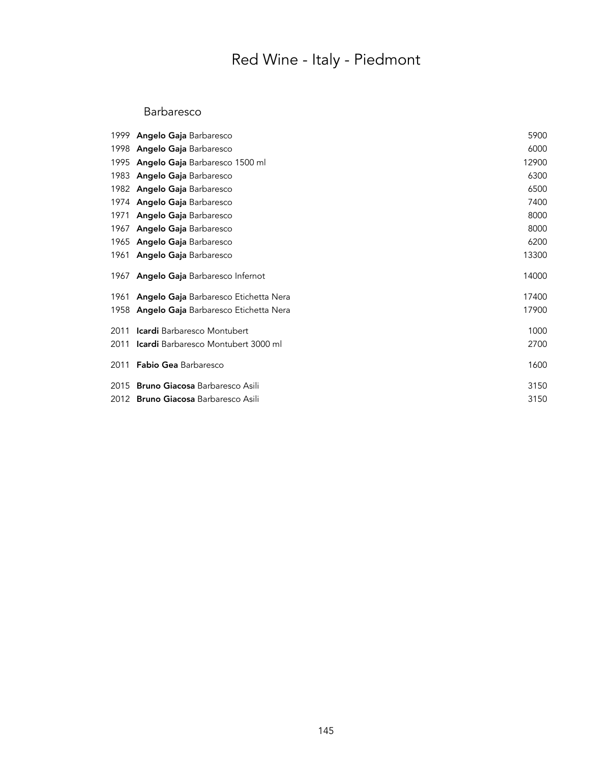# Red Wine - Italy - Piedmont

## Barbaresco

| | | |
|---|---|---|
| 1999 | **Angelo Gaja** Barbaresco | 5900 |
| 1998 | **Angelo Gaja** Barbaresco | 6000 |
| 1995 | **Angelo Gaja** Barbaresco 1500 ml | 12900 |
| 1983 | **Angelo Gaja** Barbaresco | 6300 |
| 1982 | **Angelo Gaja** Barbaresco | 6500 |
| 1974 | **Angelo Gaja** Barbaresco | 7400 |
| 1971 | **Angelo Gaja** Barbaresco | 8000 |
| 1967 | **Angelo Gaja** Barbaresco | 8000 |
| 1965 | **Angelo Gaja** Barbaresco | 6200 |
| 1961 | **Angelo Gaja** Barbaresco | 13300 |
| 1967 | **Angelo Gaja** Barbaresco Infernot | 14000 |
| 1961 | **Angelo Gaja** Barbaresco Etichetta Nera | 17400 |
| 1958 | **Angelo Gaja** Barbaresco Etichetta Nera | 17900 |
| 2011 | **Icardi** Barbaresco Montubert | 1000 |
| 2011 | **Icardi** Barbaresco Montubert 3000 ml | 2700 |
| 2011 | **Fabio Gea** Barbaresco | 1600 |
| 2015 | **Bruno Giacosa** Barbaresco Asili | 3150 |
| 2012 | **Bruno Giacosa** Barbaresco Asili | 3150 |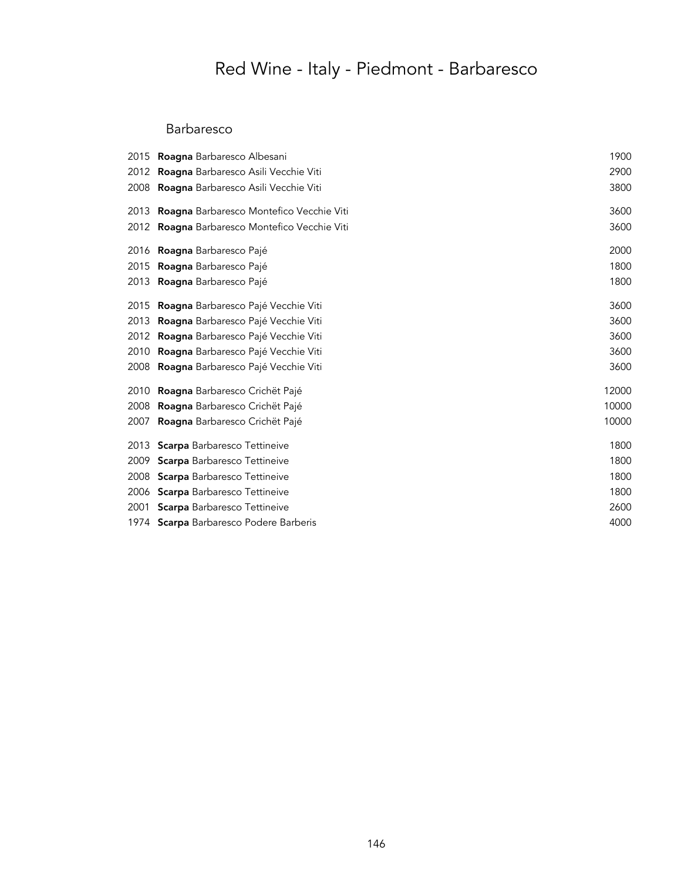# Red Wine - Italy - Piedmont - Barbaresco

## Barbaresco

| Vintage | Wine | Price |
|---|---|---|
| 2015 | **Roagna** Barbaresco Albesani | 1900 |
| 2012 | **Roagna** Barbaresco Asili Vecchie Viti | 2900 |
| 2008 | **Roagna** Barbaresco Asili Vecchie Viti | 3800 |
| 2013 | **Roagna** Barbaresco Montefico Vecchie Viti | 3600 |
| 2012 | **Roagna** Barbaresco Montefico Vecchie Viti | 3600 |
| 2016 | **Roagna** Barbaresco Pajé | 2000 |
| 2015 | **Roagna** Barbaresco Pajé | 1800 |
| 2013 | **Roagna** Barbaresco Pajé | 1800 |
| 2015 | **Roagna** Barbaresco Pajé Vecchie Viti | 3600 |
| 2013 | **Roagna** Barbaresco Pajé Vecchie Viti | 3600 |
| 2012 | **Roagna** Barbaresco Pajé Vecchie Viti | 3600 |
| 2010 | **Roagna** Barbaresco Pajé Vecchie Viti | 3600 |
| 2008 | **Roagna** Barbaresco Pajé Vecchie Viti | 3600 |
| 2010 | **Roagna** Barbaresco Crichët Pajé | 12000 |
| 2008 | **Roagna** Barbaresco Crichët Pajé | 10000 |
| 2007 | **Roagna** Barbaresco Crichët Pajé | 10000 |
| 2013 | **Scarpa** Barbaresco Tettineive | 1800 |
| 2009 | **Scarpa** Barbaresco Tettineive | 1800 |
| 2008 | **Scarpa** Barbaresco Tettineive | 1800 |
| 2006 | **Scarpa** Barbaresco Tettineive | 1800 |
| 2001 | **Scarpa** Barbaresco Tettineive | 2600 |
| 1974 | **Scarpa** Barbaresco Podere Barberis | 4000 |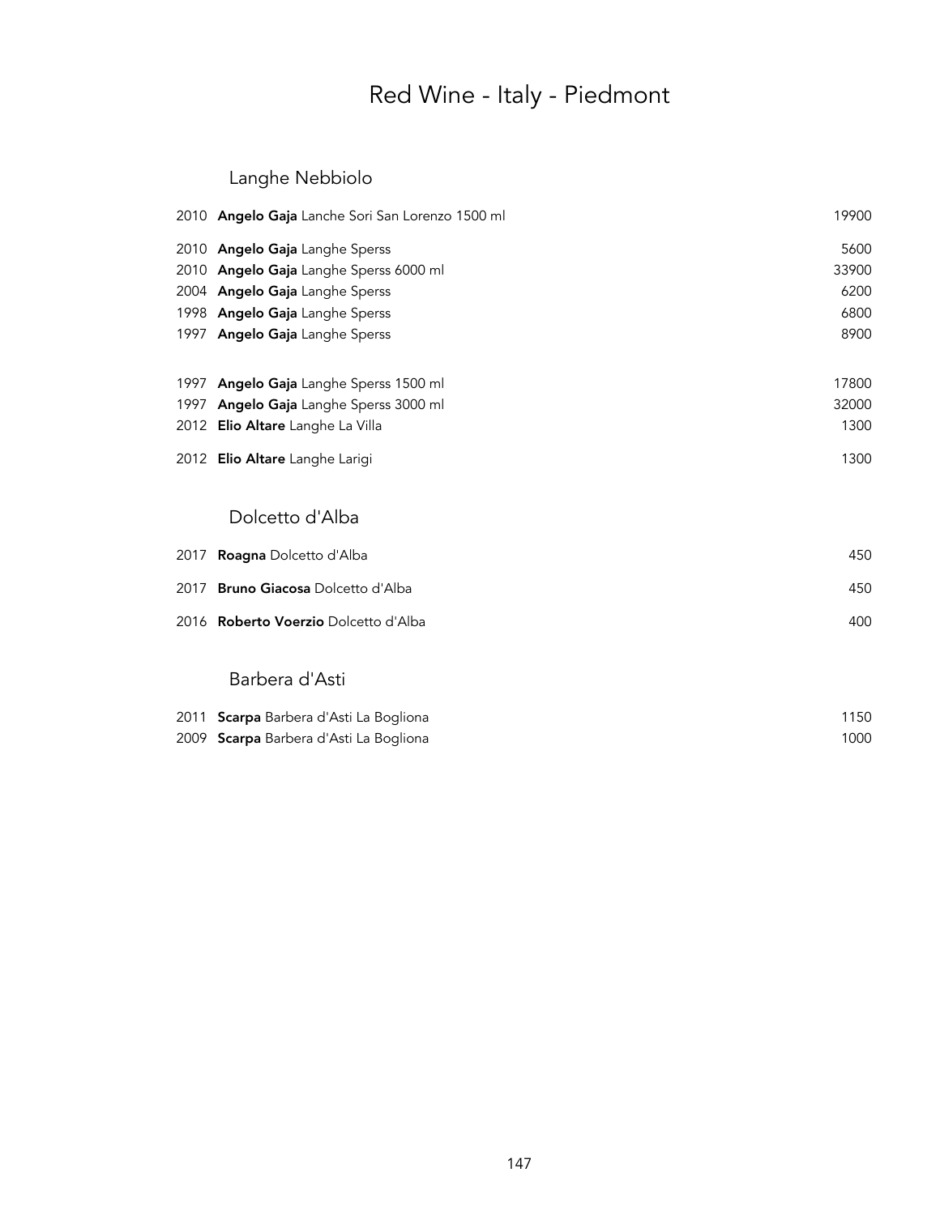# Red Wine - Italy - Piedmont

## Langhe Nebbiolo

| | | |
|---|---|---|
| 2010 | **Angelo Gaja** Lanche Sori San Lorenzo 1500 ml | 19900 |
| 2010 | **Angelo Gaja** Langhe Sperss | 5600 |
| 2010 | **Angelo Gaja** Langhe Sperss 6000 ml | 33900 |
| 2004 | **Angelo Gaja** Langhe Sperss | 6200 |
| 1998 | **Angelo Gaja** Langhe Sperss | 6800 |
| 1997 | **Angelo Gaja** Langhe Sperss | 8900 |
| 1997 | **Angelo Gaja** Langhe Sperss 1500 ml | 17800 |
| 1997 | **Angelo Gaja** Langhe Sperss 3000 ml | 32000 |
| 2012 | **Elio Altare** Langhe La Villa | 1300 |
| 2012 | **Elio Altare** Langhe Larigi | 1300 |

## Dolcetto d'Alba

| | | |
|---|---|---|
| 2017 | **Roagna** Dolcetto d'Alba | 450 |
| 2017 | **Bruno Giacosa** Dolcetto d'Alba | 450 |
| 2016 | **Roberto Voerzio** Dolcetto d'Alba | 400 |

## Barbera d'Asti

| | | |
|---|---|---|
| 2011 | **Scarpa** Barbera d'Asti La Bogliona | 1150 |
| 2009 | **Scarpa** Barbera d'Asti La Bogliona | 1000 |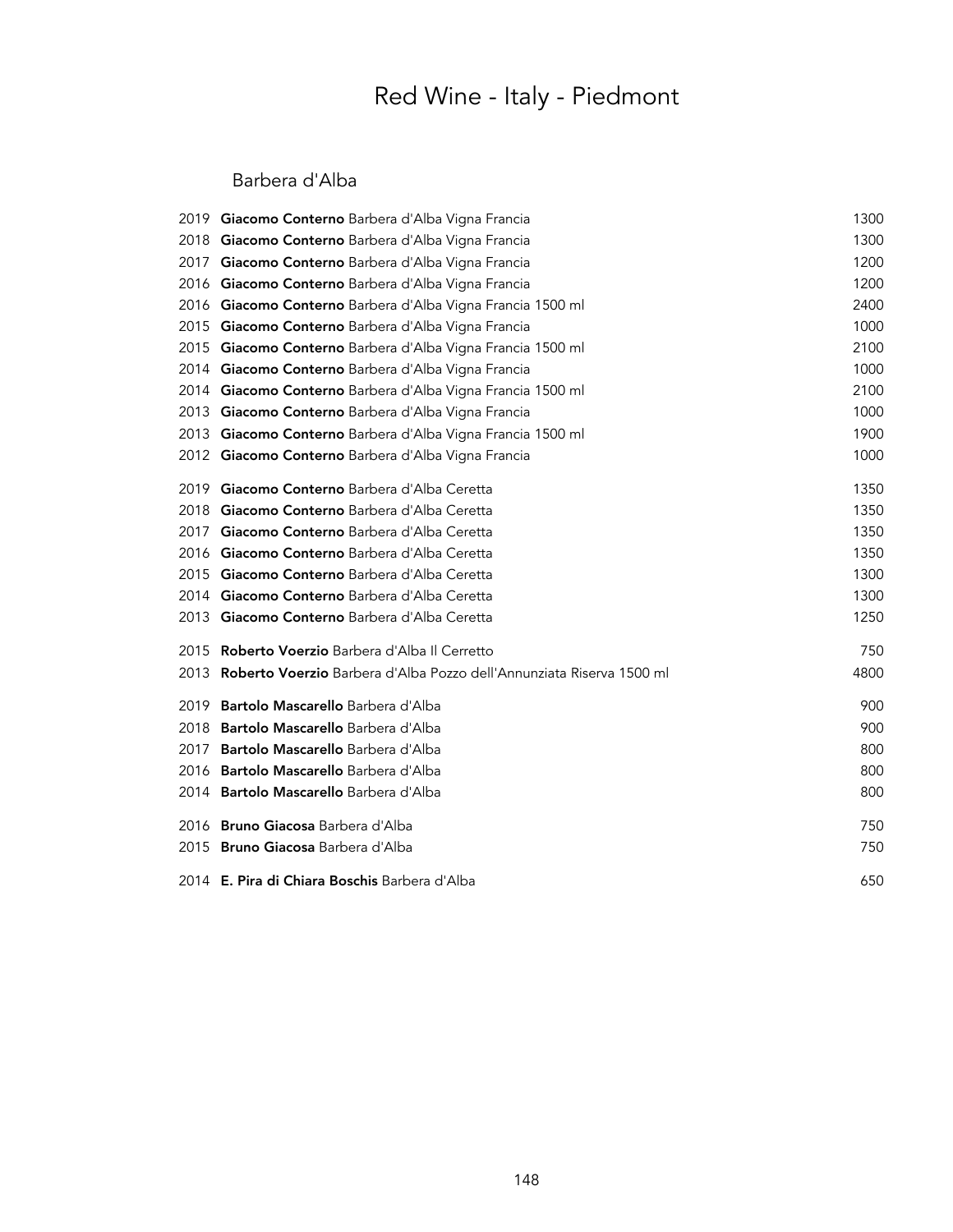# Red Wine - Italy - Piedmont

## Barbera d'Alba

| | | |
|---|---|---|
| 2019 | **Giacomo Conterno** Barbera d'Alba Vigna Francia | 1300 |
| 2018 | **Giacomo Conterno** Barbera d'Alba Vigna Francia | 1300 |
| 2017 | **Giacomo Conterno** Barbera d'Alba Vigna Francia | 1200 |
| 2016 | **Giacomo Conterno** Barbera d'Alba Vigna Francia | 1200 |
| 2016 | **Giacomo Conterno** Barbera d'Alba Vigna Francia 1500 ml | 2400 |
| 2015 | **Giacomo Conterno** Barbera d'Alba Vigna Francia | 1000 |
| 2015 | **Giacomo Conterno** Barbera d'Alba Vigna Francia 1500 ml | 2100 |
| 2014 | **Giacomo Conterno** Barbera d'Alba Vigna Francia | 1000 |
| 2014 | **Giacomo Conterno** Barbera d'Alba Vigna Francia 1500 ml | 2100 |
| 2013 | **Giacomo Conterno** Barbera d'Alba Vigna Francia | 1000 |
| 2013 | **Giacomo Conterno** Barbera d'Alba Vigna Francia 1500 ml | 1900 |
| 2012 | **Giacomo Conterno** Barbera d'Alba Vigna Francia | 1000 |
| 2019 | **Giacomo Conterno** Barbera d'Alba Ceretta | 1350 |
| 2018 | **Giacomo Conterno** Barbera d'Alba Ceretta | 1350 |
| 2017 | **Giacomo Conterno** Barbera d'Alba Ceretta | 1350 |
| 2016 | **Giacomo Conterno** Barbera d'Alba Ceretta | 1350 |
| 2015 | **Giacomo Conterno** Barbera d'Alba Ceretta | 1300 |
| 2014 | **Giacomo Conterno** Barbera d'Alba Ceretta | 1300 |
| 2013 | **Giacomo Conterno** Barbera d'Alba Ceretta | 1250 |
| 2015 | **Roberto Voerzio** Barbera d'Alba Il Cerretto | 750 |
| 2013 | **Roberto Voerzio** Barbera d'Alba Pozzo dell'Annunziata Riserva 1500 ml | 4800 |
| 2019 | **Bartolo Mascarello** Barbera d'Alba | 900 |
| 2018 | **Bartolo Mascarello** Barbera d'Alba | 900 |
| 2017 | **Bartolo Mascarello** Barbera d'Alba | 800 |
| 2016 | **Bartolo Mascarello** Barbera d'Alba | 800 |
| 2014 | **Bartolo Mascarello** Barbera d'Alba | 800 |
| 2016 | **Bruno Giacosa** Barbera d'Alba | 750 |
| 2015 | **Bruno Giacosa** Barbera d'Alba | 750 |
| 2014 | **E. Pira di Chiara Boschis** Barbera d'Alba | 650 |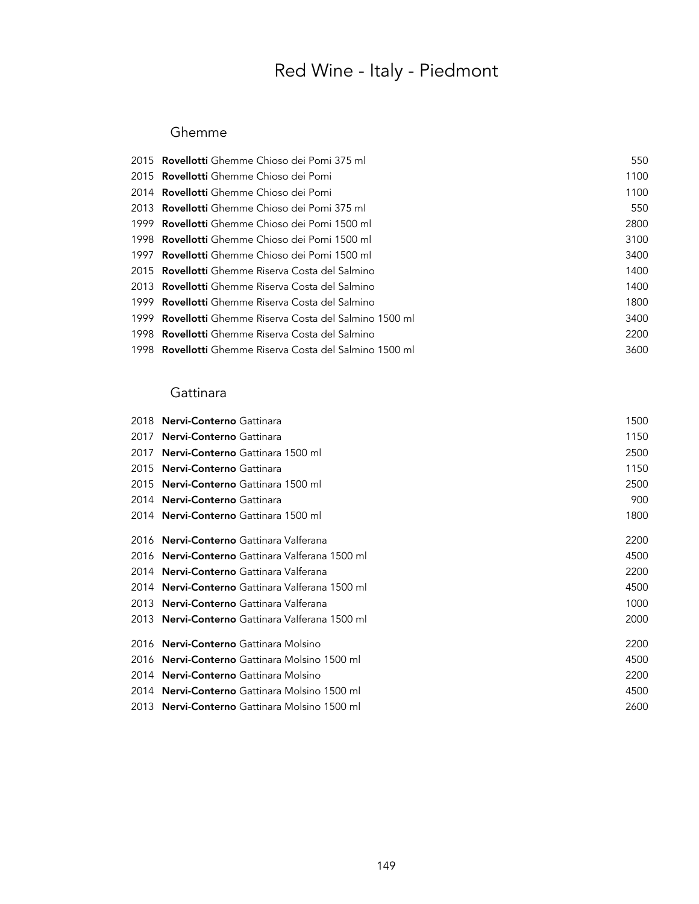# Red Wine - Italy - Piedmont

## Ghemme

| | | |
|---|---|---|
| 2015 | **Rovellotti** Ghemme Chioso dei Pomi 375 ml | 550 |
| 2015 | **Rovellotti** Ghemme Chioso dei Pomi | 1100 |
| 2014 | **Rovellotti** Ghemme Chioso dei Pomi | 1100 |
| 2013 | **Rovellotti** Ghemme Chioso dei Pomi 375 ml | 550 |
| 1999 | **Rovellotti** Ghemme Chioso dei Pomi 1500 ml | 2800 |
| 1998 | **Rovellotti** Ghemme Chioso dei Pomi 1500 ml | 3100 |
| 1997 | **Rovellotti** Ghemme Chioso dei Pomi 1500 ml | 3400 |
| 2015 | **Rovellotti** Ghemme Riserva Costa del Salmino | 1400 |
| 2013 | **Rovellotti** Ghemme Riserva Costa del Salmino | 1400 |
| 1999 | **Rovellotti** Ghemme Riserva Costa del Salmino | 1800 |
| 1999 | **Rovellotti** Ghemme Riserva Costa del Salmino 1500 ml | 3400 |
| 1998 | **Rovellotti** Ghemme Riserva Costa del Salmino | 2200 |
| 1998 | **Rovellotti** Ghemme Riserva Costa del Salmino 1500 ml | 3600 |

## Gattinara

| | | |
|---|---|---|
| 2018 | **Nervi-Conterno** Gattinara | 1500 |
| 2017 | **Nervi-Conterno** Gattinara | 1150 |
| 2017 | **Nervi-Conterno** Gattinara 1500 ml | 2500 |
| 2015 | **Nervi-Conterno** Gattinara | 1150 |
| 2015 | **Nervi-Conterno** Gattinara 1500 ml | 2500 |
| 2014 | **Nervi-Conterno** Gattinara | 900 |
| 2014 | **Nervi-Conterno** Gattinara 1500 ml | 1800 |
| 2016 | **Nervi-Conterno** Gattinara Valferana | 2200 |
| 2016 | **Nervi-Conterno** Gattinara Valferana 1500 ml | 4500 |
| 2014 | **Nervi-Conterno** Gattinara Valferana | 2200 |
| 2014 | **Nervi-Conterno** Gattinara Valferana 1500 ml | 4500 |
| 2013 | **Nervi-Conterno** Gattinara Valferana | 1000 |
| 2013 | **Nervi-Conterno** Gattinara Valferana 1500 ml | 2000 |
| 2016 | **Nervi-Conterno** Gattinara Molsino | 2200 |
| 2016 | **Nervi-Conterno** Gattinara Molsino 1500 ml | 4500 |
| 2014 | **Nervi-Conterno** Gattinara Molsino | 2200 |
| 2014 | **Nervi-Conterno** Gattinara Molsino 1500 ml | 4500 |
| 2013 | **Nervi-Conterno** Gattinara Molsino 1500 ml | 2600 |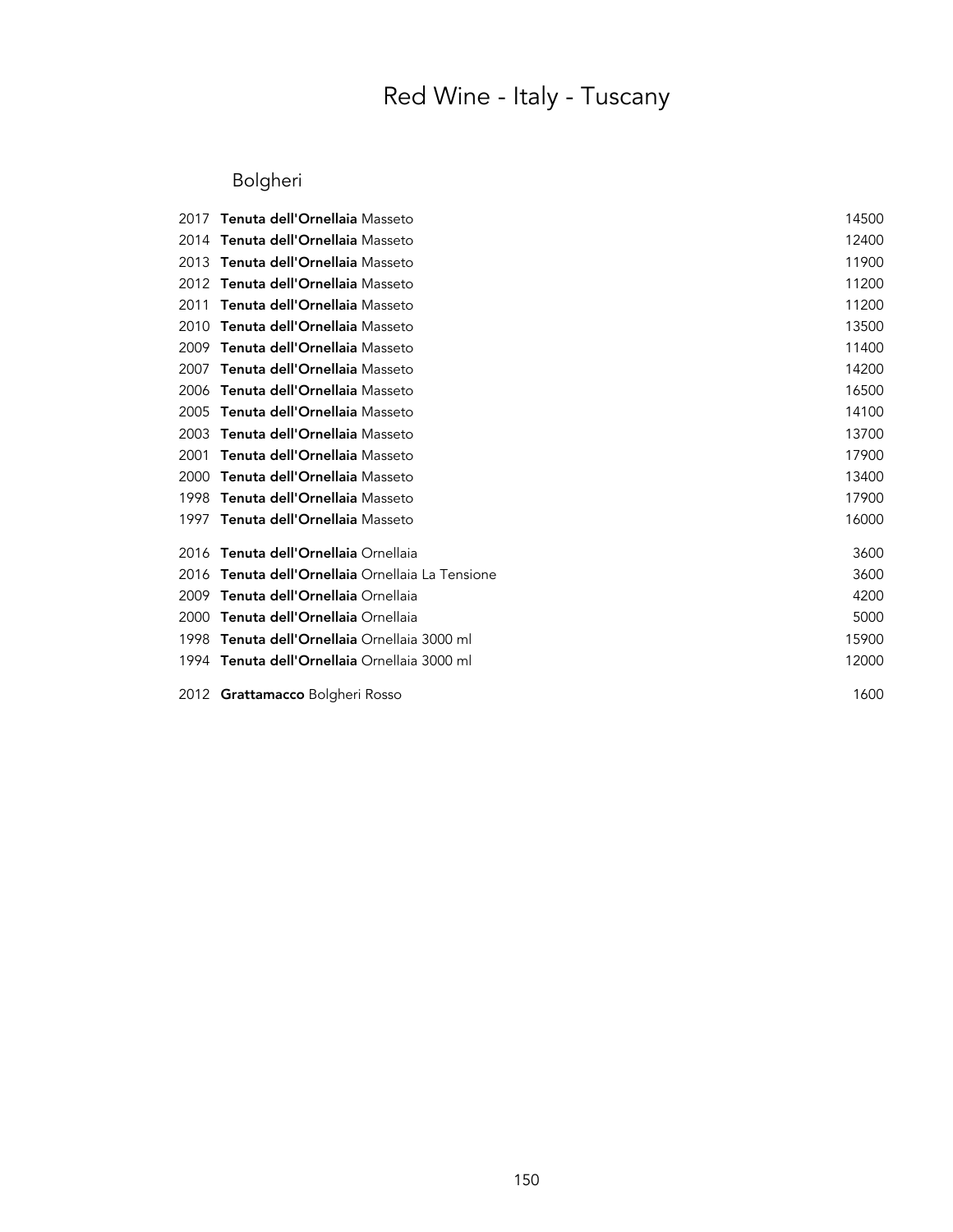# Red Wine - Italy - Tuscany

## Bolgheri

| | | |
|---|---|---|
| 2017 | **Tenuta dell'Ornellaia** Masseto | 14500 |
| 2014 | **Tenuta dell'Ornellaia** Masseto | 12400 |
| 2013 | **Tenuta dell'Ornellaia** Masseto | 11900 |
| 2012 | **Tenuta dell'Ornellaia** Masseto | 11200 |
| 2011 | **Tenuta dell'Ornellaia** Masseto | 11200 |
| 2010 | **Tenuta dell'Ornellaia** Masseto | 13500 |
| 2009 | **Tenuta dell'Ornellaia** Masseto | 11400 |
| 2007 | **Tenuta dell'Ornellaia** Masseto | 14200 |
| 2006 | **Tenuta dell'Ornellaia** Masseto | 16500 |
| 2005 | **Tenuta dell'Ornellaia** Masseto | 14100 |
| 2003 | **Tenuta dell'Ornellaia** Masseto | 13700 |
| 2001 | **Tenuta dell'Ornellaia** Masseto | 17900 |
| 2000 | **Tenuta dell'Ornellaia** Masseto | 13400 |
| 1998 | **Tenuta dell'Ornellaia** Masseto | 17900 |
| 1997 | **Tenuta dell'Ornellaia** Masseto | 16000 |
| 2016 | **Tenuta dell'Ornellaia** Ornellaia | 3600 |
| 2016 | **Tenuta dell'Ornellaia** Ornellaia La Tensione | 3600 |
| 2009 | **Tenuta dell'Ornellaia** Ornellaia | 4200 |
| 2000 | **Tenuta dell'Ornellaia** Ornellaia | 5000 |
| 1998 | **Tenuta dell'Ornellaia** Ornellaia 3000 ml | 15900 |
| 1994 | **Tenuta dell'Ornellaia** Ornellaia 3000 ml | 12000 |
| 2012 | **Grattamacco** Bolgheri Rosso | 1600 |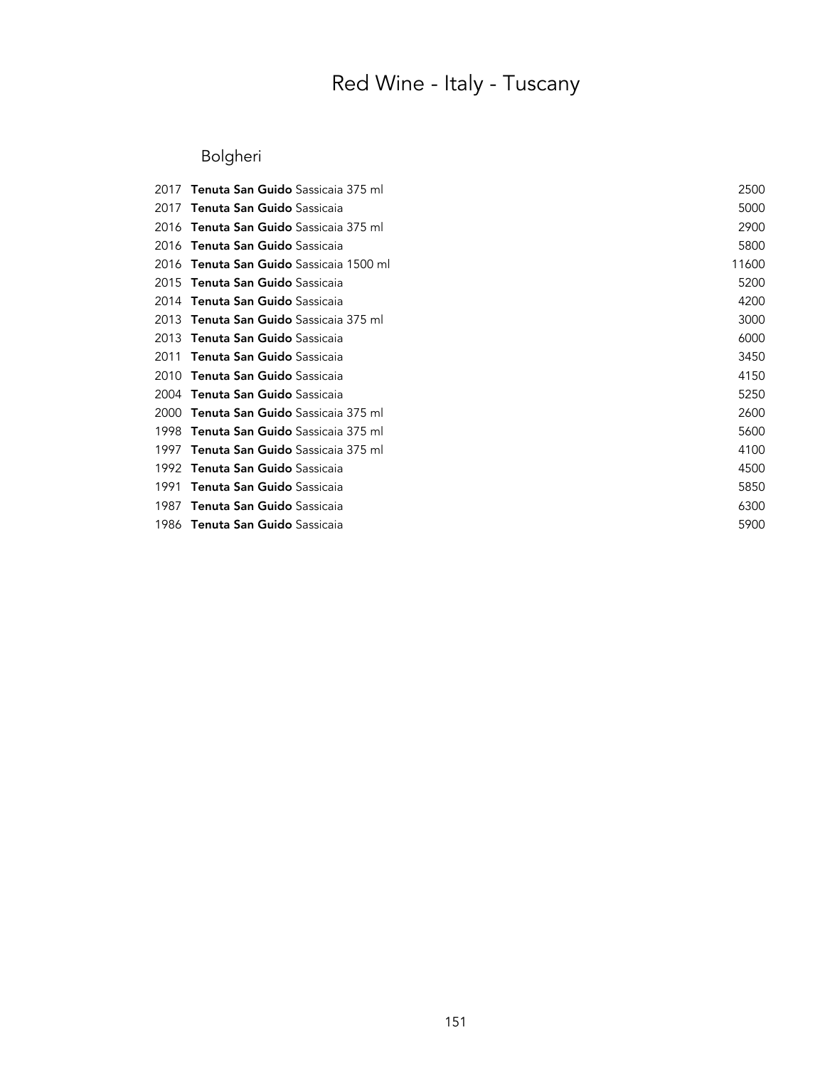# Red Wine - Italy - Tuscany

## Bolgheri

| Vintage | Wine | Price |
|---|---|---|
| 2017 | **Tenuta San Guido** Sassicaia 375 ml | 2500 |
| 2017 | **Tenuta San Guido** Sassicaia | 5000 |
| 2016 | **Tenuta San Guido** Sassicaia 375 ml | 2900 |
| 2016 | **Tenuta San Guido** Sassicaia | 5800 |
| 2016 | **Tenuta San Guido** Sassicaia 1500 ml | 11600 |
| 2015 | **Tenuta San Guido** Sassicaia | 5200 |
| 2014 | **Tenuta San Guido** Sassicaia | 4200 |
| 2013 | **Tenuta San Guido** Sassicaia 375 ml | 3000 |
| 2013 | **Tenuta San Guido** Sassicaia | 6000 |
| 2011 | **Tenuta San Guido** Sassicaia | 3450 |
| 2010 | **Tenuta San Guido** Sassicaia | 4150 |
| 2004 | **Tenuta San Guido** Sassicaia | 5250 |
| 2000 | **Tenuta San Guido** Sassicaia 375 ml | 2600 |
| 1998 | **Tenuta San Guido** Sassicaia 375 ml | 5600 |
| 1997 | **Tenuta San Guido** Sassicaia 375 ml | 4100 |
| 1992 | **Tenuta San Guido** Sassicaia | 4500 |
| 1991 | **Tenuta San Guido** Sassicaia | 5850 |
| 1987 | **Tenuta San Guido** Sassicaia | 6300 |
| 1986 | **Tenuta San Guido** Sassicaia | 5900 |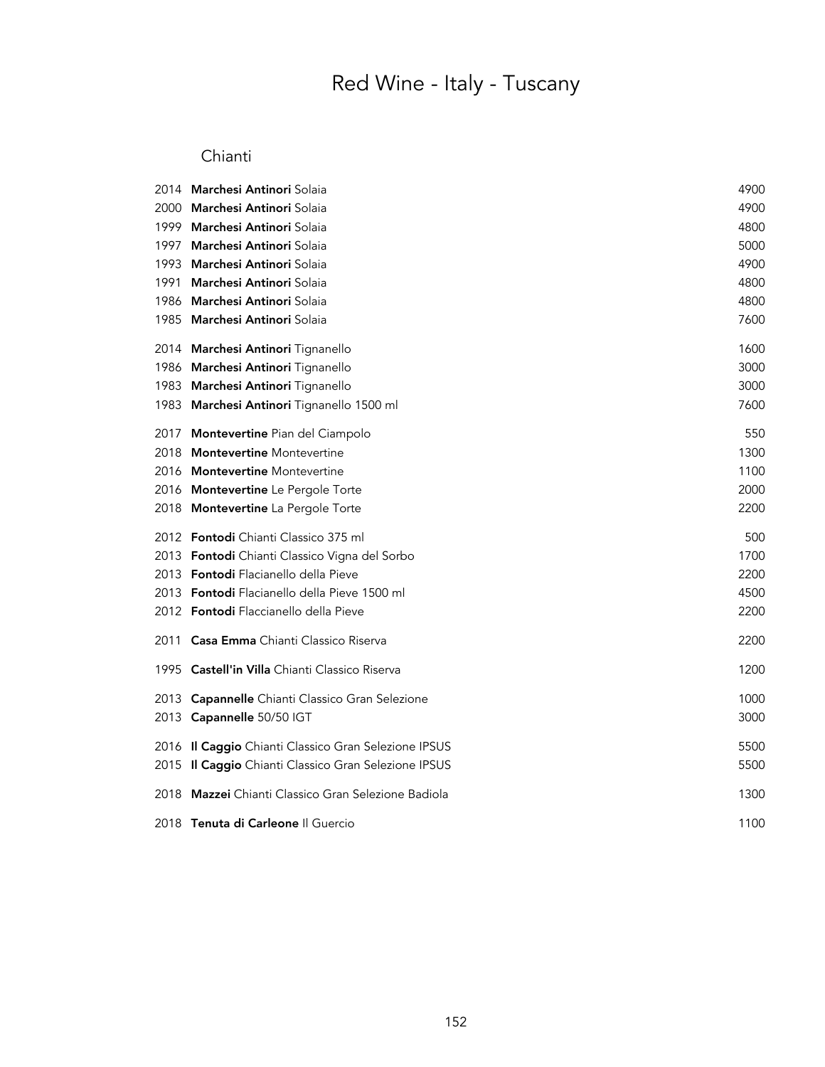# Red Wine - Italy - Tuscany

## Chianti

| | | |
|---|---|---|
| 2014 | **Marchesi Antinori** Solaia | 4900 |
| 2000 | **Marchesi Antinori** Solaia | 4900 |
| 1999 | **Marchesi Antinori** Solaia | 4800 |
| 1997 | **Marchesi Antinori** Solaia | 5000 |
| 1993 | **Marchesi Antinori** Solaia | 4900 |
| 1991 | **Marchesi Antinori** Solaia | 4800 |
| 1986 | **Marchesi Antinori** Solaia | 4800 |
| 1985 | **Marchesi Antinori** Solaia | 7600 |
| 2014 | **Marchesi Antinori** Tignanello | 1600 |
| 1986 | **Marchesi Antinori** Tignanello | 3000 |
| 1983 | **Marchesi Antinori** Tignanello | 3000 |
| 1983 | **Marchesi Antinori** Tignanello 1500 ml | 7600 |
| 2017 | **Montevertine** Pian del Ciampolo | 550 |
| 2018 | **Montevertine** Montevertine | 1300 |
| 2016 | **Montevertine** Montevertine | 1100 |
| 2016 | **Montevertine** Le Pergole Torte | 2000 |
| 2018 | **Montevertine** La Pergole Torte | 2200 |
| 2012 | **Fontodi** Chianti Classico 375 ml | 500 |
| 2013 | **Fontodi** Chianti Classico Vigna del Sorbo | 1700 |
| 2013 | **Fontodi** Flacianello della Pieve | 2200 |
| 2013 | **Fontodi** Flacianello della Pieve 1500 ml | 4500 |
| 2012 | **Fontodi** Flaccianello della Pieve | 2200 |
| 2011 | **Casa Emma** Chianti Classico Riserva | 2200 |
| 1995 | **Castell'in Villa** Chianti Classico Riserva | 1200 |
| 2013 | **Capannelle** Chianti Classico Gran Selezione | 1000 |
| 2013 | **Capannelle** 50/50 IGT | 3000 |
| 2016 | **Il Caggio** Chianti Classico Gran Selezione IPSUS | 5500 |
| 2015 | **Il Caggio** Chianti Classico Gran Selezione IPSUS | 5500 |
| 2018 | **Mazzei** Chianti Classico Gran Selezione Badiola | 1300 |
| 2018 | **Tenuta di Carleone** Il Guercio | 1100 |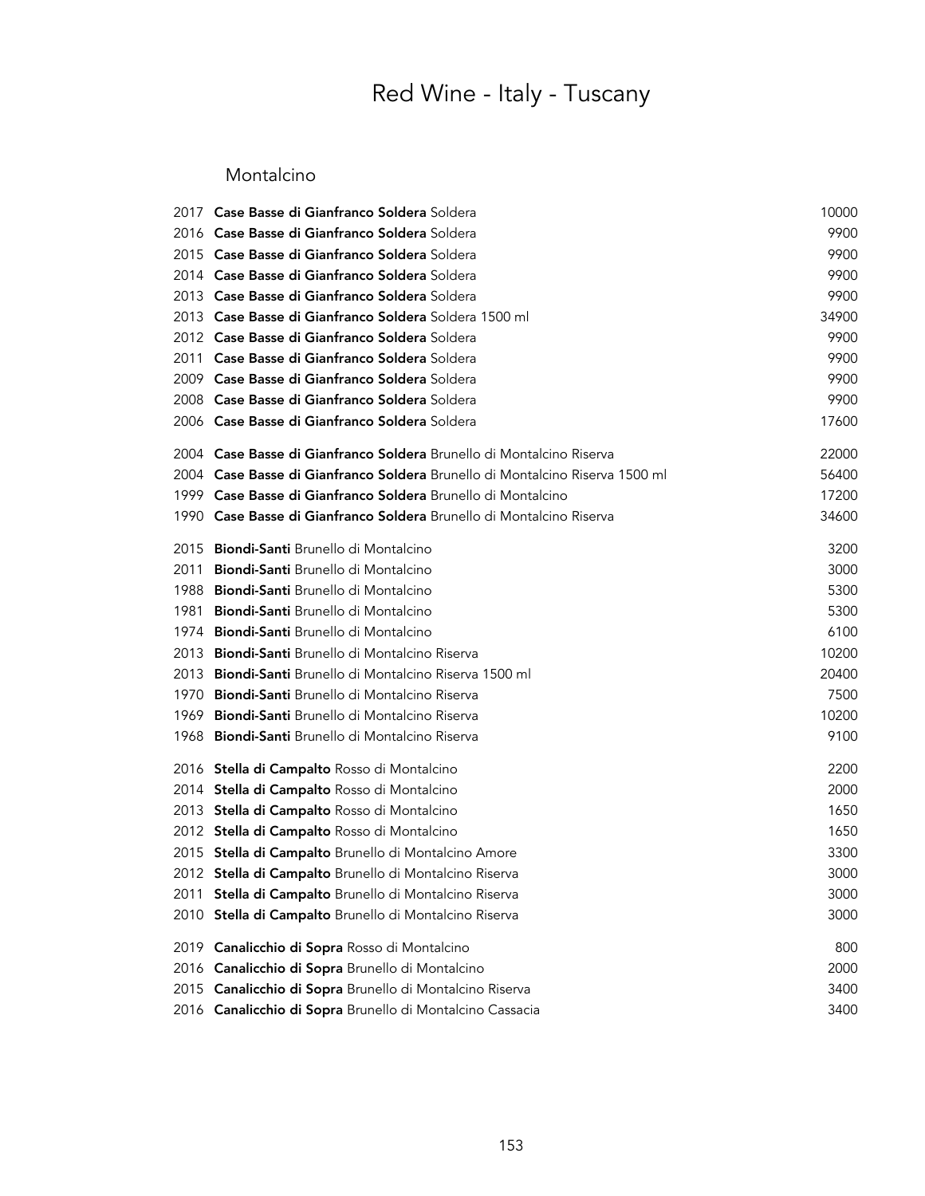# Red Wine - Italy - Tuscany

## Montalcino

| | | |
|---|---|---|
| 2017 | **Case Basse di Gianfranco Soldera** Soldera | 10000 |
| 2016 | **Case Basse di Gianfranco Soldera** Soldera | 9900 |
| 2015 | **Case Basse di Gianfranco Soldera** Soldera | 9900 |
| 2014 | **Case Basse di Gianfranco Soldera** Soldera | 9900 |
| 2013 | **Case Basse di Gianfranco Soldera** Soldera | 9900 |
| 2013 | **Case Basse di Gianfranco Soldera** Soldera 1500 ml | 34900 |
| 2012 | **Case Basse di Gianfranco Soldera** Soldera | 9900 |
| 2011 | **Case Basse di Gianfranco Soldera** Soldera | 9900 |
| 2009 | **Case Basse di Gianfranco Soldera** Soldera | 9900 |
| 2008 | **Case Basse di Gianfranco Soldera** Soldera | 9900 |
| 2006 | **Case Basse di Gianfranco Soldera** Soldera | 17600 |
| 2004 | **Case Basse di Gianfranco Soldera** Brunello di Montalcino Riserva | 22000 |
| 2004 | **Case Basse di Gianfranco Soldera** Brunello di Montalcino Riserva 1500 ml | 56400 |
| 1999 | **Case Basse di Gianfranco Soldera** Brunello di Montalcino | 17200 |
| 1990 | **Case Basse di Gianfranco Soldera** Brunello di Montalcino Riserva | 34600 |
| 2015 | **Biondi-Santi** Brunello di Montalcino | 3200 |
| 2011 | **Biondi-Santi** Brunello di Montalcino | 3000 |
| 1988 | **Biondi-Santi** Brunello di Montalcino | 5300 |
| 1981 | **Biondi-Santi** Brunello di Montalcino | 5300 |
| 1974 | **Biondi-Santi** Brunello di Montalcino | 6100 |
| 2013 | **Biondi-Santi** Brunello di Montalcino Riserva | 10200 |
| 2013 | **Biondi-Santi** Brunello di Montalcino Riserva 1500 ml | 20400 |
| 1970 | **Biondi-Santi** Brunello di Montalcino Riserva | 7500 |
| 1969 | **Biondi-Santi** Brunello di Montalcino Riserva | 10200 |
| 1968 | **Biondi-Santi** Brunello di Montalcino Riserva | 9100 |
| 2016 | **Stella di Campalto** Rosso di Montalcino | 2200 |
| 2014 | **Stella di Campalto** Rosso di Montalcino | 2000 |
| 2013 | **Stella di Campalto** Rosso di Montalcino | 1650 |
| 2012 | **Stella di Campalto** Rosso di Montalcino | 1650 |
| 2015 | **Stella di Campalto** Brunello di Montalcino Amore | 3300 |
| 2012 | **Stella di Campalto** Brunello di Montalcino Riserva | 3000 |
| 2011 | **Stella di Campalto** Brunello di Montalcino Riserva | 3000 |
| 2010 | **Stella di Campalto** Brunello di Montalcino Riserva | 3000 |
| 2019 | **Canalicchio di Sopra** Rosso di Montalcino | 800 |
| 2016 | **Canalicchio di Sopra** Brunello di Montalcino | 2000 |
| 2015 | **Canalicchio di Sopra** Brunello di Montalcino Riserva | 3400 |
| 2016 | **Canalicchio di Sopra** Brunello di Montalcino Cassacia | 3400 |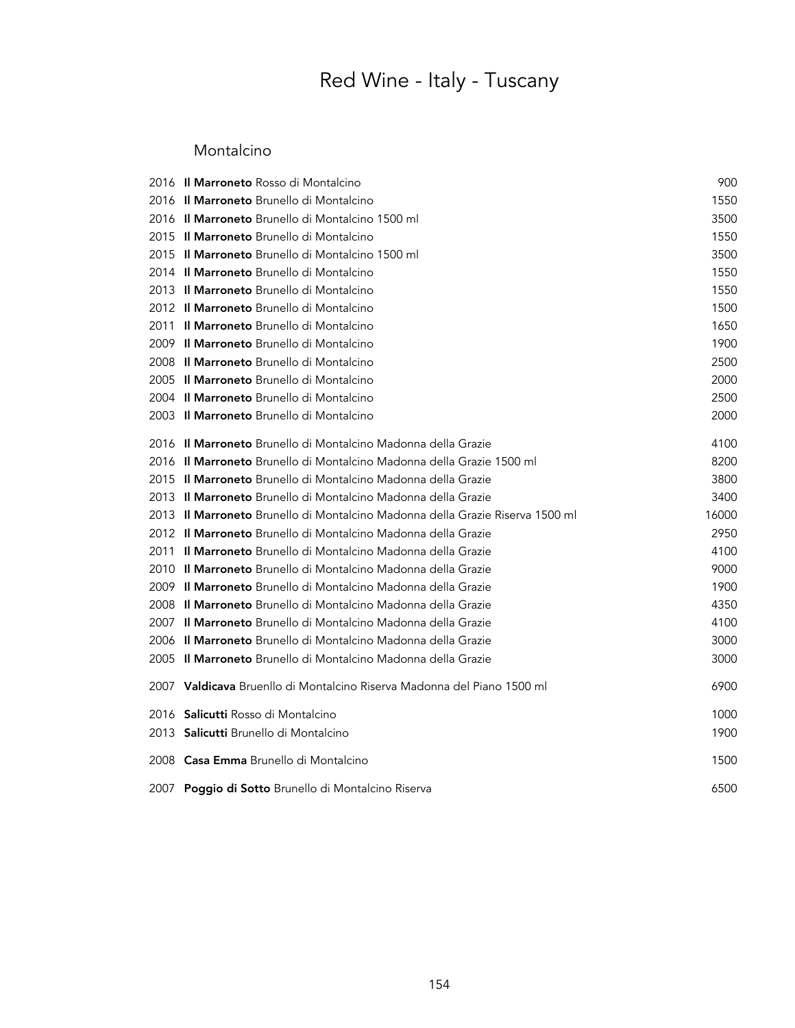# Red Wine - Italy - Tuscany

## Montalcino

| | | |
|---|---|---|
| 2016 | **Il Marroneto** Rosso di Montalcino | 900 |
| 2016 | **Il Marroneto** Brunello di Montalcino | 1550 |
| 2016 | **Il Marroneto** Brunello di Montalcino 1500 ml | 3500 |
| 2015 | **Il Marroneto** Brunello di Montalcino | 1550 |
| 2015 | **Il Marroneto** Brunello di Montalcino 1500 ml | 3500 |
| 2014 | **Il Marroneto** Brunello di Montalcino | 1550 |
| 2013 | **Il Marroneto** Brunello di Montalcino | 1550 |
| 2012 | **Il Marroneto** Brunello di Montalcino | 1500 |
| 2011 | **Il Marroneto** Brunello di Montalcino | 1650 |
| 2009 | **Il Marroneto** Brunello di Montalcino | 1900 |
| 2008 | **Il Marroneto** Brunello di Montalcino | 2500 |
| 2005 | **Il Marroneto** Brunello di Montalcino | 2000 |
| 2004 | **Il Marroneto** Brunello di Montalcino | 2500 |
| 2003 | **Il Marroneto** Brunello di Montalcino | 2000 |
| 2016 | **Il Marroneto** Brunello di Montalcino Madonna della Grazie | 4100 |
| 2016 | **Il Marroneto** Brunello di Montalcino Madonna della Grazie 1500 ml | 8200 |
| 2015 | **Il Marroneto** Brunello di Montalcino Madonna della Grazie | 3800 |
| 2013 | **Il Marroneto** Brunello di Montalcino Madonna della Grazie | 3400 |
| 2013 | **Il Marroneto** Brunello di Montalcino Madonna della Grazie Riserva 1500 ml | 16000 |
| 2012 | **Il Marroneto** Brunello di Montalcino Madonna della Grazie | 2950 |
| 2011 | **Il Marroneto** Brunello di Montalcino Madonna della Grazie | 4100 |
| 2010 | **Il Marroneto** Brunello di Montalcino Madonna della Grazie | 9000 |
| 2009 | **Il Marroneto** Brunello di Montalcino Madonna della Grazie | 1900 |
| 2008 | **Il Marroneto** Brunello di Montalcino Madonna della Grazie | 4350 |
| 2007 | **Il Marroneto** Brunello di Montalcino Madonna della Grazie | 4100 |
| 2006 | **Il Marroneto** Brunello di Montalcino Madonna della Grazie | 3000 |
| 2005 | **Il Marroneto** Brunello di Montalcino Madonna della Grazie | 3000 |
| 2007 | **Valdicava** Bruenllo di Montalcino Riserva Madonna del Piano 1500 ml | 6900 |
| 2016 | **Salicutti** Rosso di Montalcino | 1000 |
| 2013 | **Salicutti** Brunello di Montalcino | 1900 |
| 2008 | **Casa Emma** Brunello di Montalcino | 1500 |
| 2007 | **Poggio di Sotto** Brunello di Montalcino Riserva | 6500 |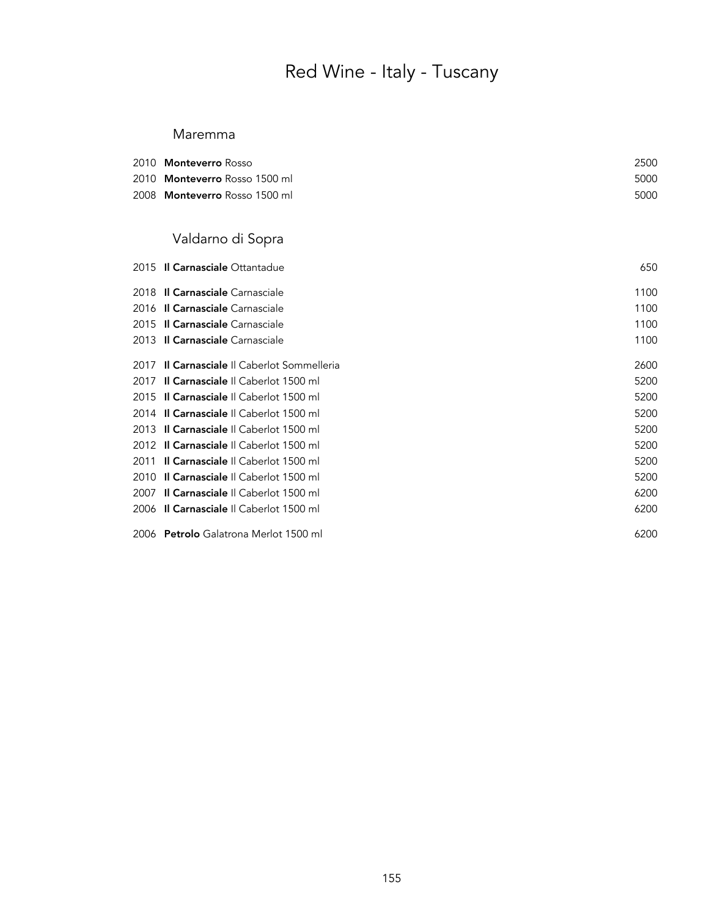# Red Wine - Italy - Tuscany

## Maremma

| | | |
|---|---|---|
| 2010 | **Monteverro** Rosso | 2500 |
| 2010 | **Monteverro** Rosso 1500 ml | 5000 |
| 2008 | **Monteverro** Rosso 1500 ml | 5000 |

## Valdarno di Sopra

| | | |
|---|---|---|
| 2015 | **Il Carnasciale** Ottantadue | 650 |
| 2018 | **Il Carnasciale** Carnasciale | 1100 |
| 2016 | **Il Carnasciale** Carnasciale | 1100 |
| 2015 | **Il Carnasciale** Carnasciale | 1100 |
| 2013 | **Il Carnasciale** Carnasciale | 1100 |
| 2017 | **Il Carnasciale** Il Caberlot Sommelleria | 2600 |
| 2017 | **Il Carnasciale** Il Caberlot 1500 ml | 5200 |
| 2015 | **Il Carnasciale** Il Caberlot 1500 ml | 5200 |
| 2014 | **Il Carnasciale** Il Caberlot 1500 ml | 5200 |
| 2013 | **Il Carnasciale** Il Caberlot 1500 ml | 5200 |
| 2012 | **Il Carnasciale** Il Caberlot 1500 ml | 5200 |
| 2011 | **Il Carnasciale** Il Caberlot 1500 ml | 5200 |
| 2010 | **Il Carnasciale** Il Caberlot 1500 ml | 5200 |
| 2007 | **Il Carnasciale** Il Caberlot 1500 ml | 6200 |
| 2006 | **Il Carnasciale** Il Caberlot 1500 ml | 6200 |
| 2006 | **Petrolo** Galatrona Merlot 1500 ml | 6200 |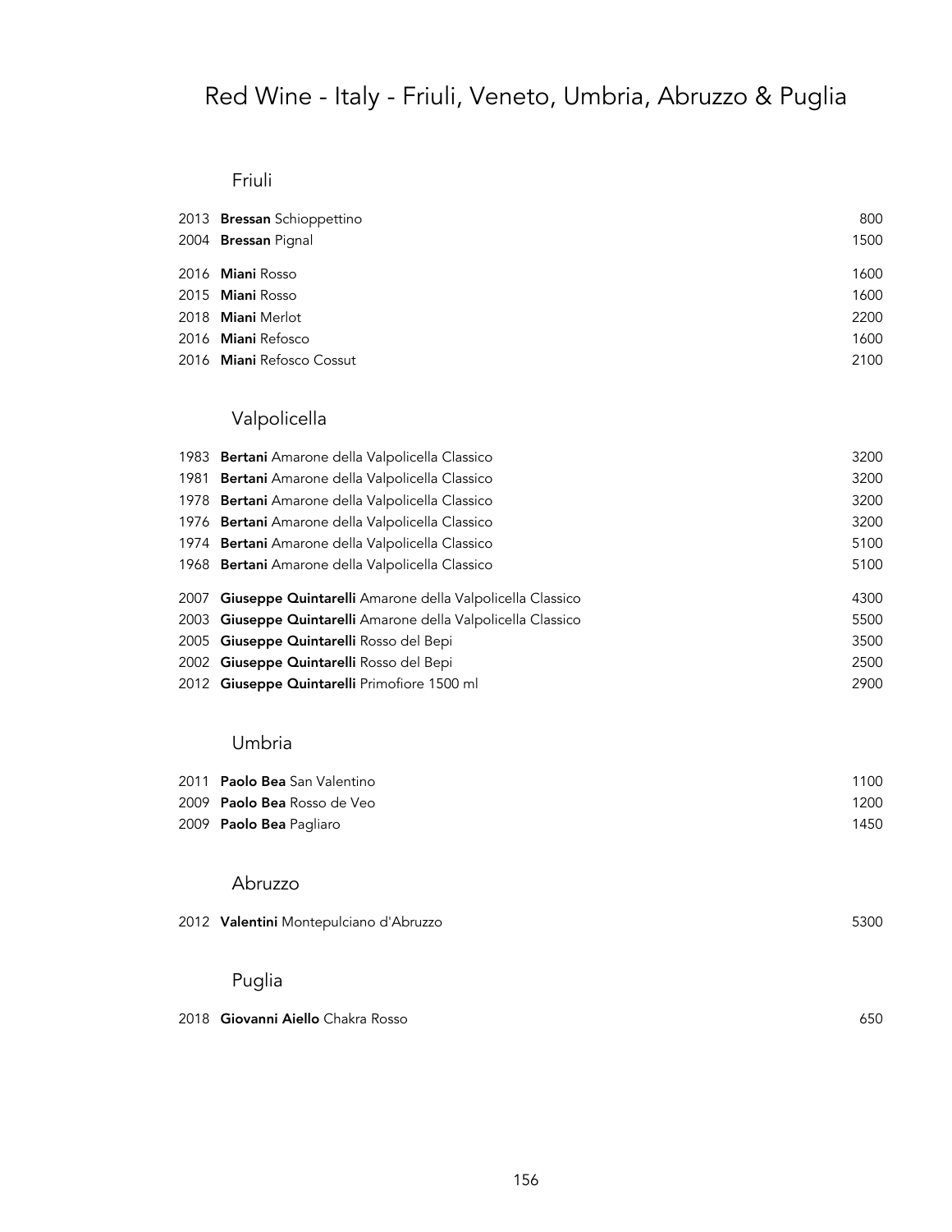# Red Wine - Italy - Friuli, Veneto, Umbria, Abruzzo & Puglia

## Friuli

| | | |
|---|---|---|
| 2013 | **Bressan** Schioppettino | 800 |
| 2004 | **Bressan** Pignal | 1500 |
| 2016 | **Miani** Rosso | 1600 |
| 2015 | **Miani** Rosso | 1600 |
| 2018 | **Miani** Merlot | 2200 |
| 2016 | **Miani** Refosco | 1600 |
| 2016 | **Miani** Refosco Cossut | 2100 |

## Valpolicella

| | | |
|---|---|---|
| 1983 | **Bertani** Amarone della Valpolicella Classico | 3200 |
| 1981 | **Bertani** Amarone della Valpolicella Classico | 3200 |
| 1978 | **Bertani** Amarone della Valpolicella Classico | 3200 |
| 1976 | **Bertani** Amarone della Valpolicella Classico | 3200 |
| 1974 | **Bertani** Amarone della Valpolicella Classico | 5100 |
| 1968 | **Bertani** Amarone della Valpolicella Classico | 5100 |
| 2007 | **Giuseppe Quintarelli** Amarone della Valpolicella Classico | 4300 |
| 2003 | **Giuseppe Quintarelli** Amarone della Valpolicella Classico | 5500 |
| 2005 | **Giuseppe Quintarelli** Rosso del Bepi | 3500 |
| 2002 | **Giuseppe Quintarelli** Rosso del Bepi | 2500 |
| 2012 | **Giuseppe Quintarelli** Primofiore 1500 ml | 2900 |

## Umbria

| | | |
|---|---|---|
| 2011 | **Paolo Bea** San Valentino | 1100 |
| 2009 | **Paolo Bea** Rosso de Veo | 1200 |
| 2009 | **Paolo Bea** Pagliaro | 1450 |

## Abruzzo

| | | |
|---|---|---|
| 2012 | **Valentini** Montepulciano d'Abruzzo | 5300 |

## Puglia

| | | |
|---|---|---|
| 2018 | **Giovanni Aiello** Chakra Rosso | 650 |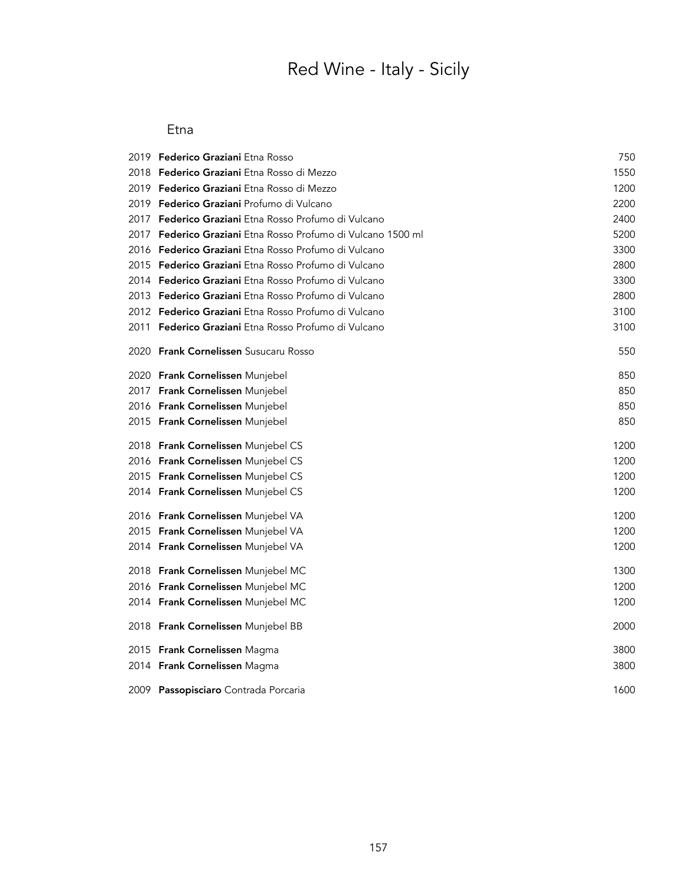# Red Wine - Italy - Sicily

## Etna

| Vintage | Wine | Price |
|---|---|---|
| 2019 | **Federico Graziani** Etna Rosso | 750 |
| 2018 | **Federico Graziani** Etna Rosso di Mezzo | 1550 |
| 2019 | **Federico Graziani** Etna Rosso di Mezzo | 1200 |
| 2019 | **Federico Graziani** Profumo di Vulcano | 2200 |
| 2017 | **Federico Graziani** Etna Rosso Profumo di Vulcano | 2400 |
| 2017 | **Federico Graziani** Etna Rosso Profumo di Vulcano 1500 ml | 5200 |
| 2016 | **Federico Graziani** Etna Rosso Profumo di Vulcano | 3300 |
| 2015 | **Federico Graziani** Etna Rosso Profumo di Vulcano | 2800 |
| 2014 | **Federico Graziani** Etna Rosso Profumo di Vulcano | 3300 |
| 2013 | **Federico Graziani** Etna Rosso Profumo di Vulcano | 2800 |
| 2012 | **Federico Graziani** Etna Rosso Profumo di Vulcano | 3100 |
| 2011 | **Federico Graziani** Etna Rosso Profumo di Vulcano | 3100 |
| 2020 | **Frank Cornelissen** Susucaru Rosso | 550 |
| 2020 | **Frank Cornelissen** Munjebel | 850 |
| 2017 | **Frank Cornelissen** Munjebel | 850 |
| 2016 | **Frank Cornelissen** Munjebel | 850 |
| 2015 | **Frank Cornelissen** Munjebel | 850 |
| 2018 | **Frank Cornelissen** Munjebel CS | 1200 |
| 2016 | **Frank Cornelissen** Munjebel CS | 1200 |
| 2015 | **Frank Cornelissen** Munjebel CS | 1200 |
| 2014 | **Frank Cornelissen** Munjebel CS | 1200 |
| 2016 | **Frank Cornelissen** Munjebel VA | 1200 |
| 2015 | **Frank Cornelissen** Munjebel VA | 1200 |
| 2014 | **Frank Cornelissen** Munjebel VA | 1200 |
| 2018 | **Frank Cornelissen** Munjebel MC | 1300 |
| 2016 | **Frank Cornelissen** Munjebel MC | 1200 |
| 2014 | **Frank Cornelissen** Munjebel MC | 1200 |
| 2018 | **Frank Cornelissen** Munjebel BB | 2000 |
| 2015 | **Frank Cornelissen** Magma | 3800 |
| 2014 | **Frank Cornelissen** Magma | 3800 |
| 2009 | **Passopisciaro** Contrada Porcaria | 1600 |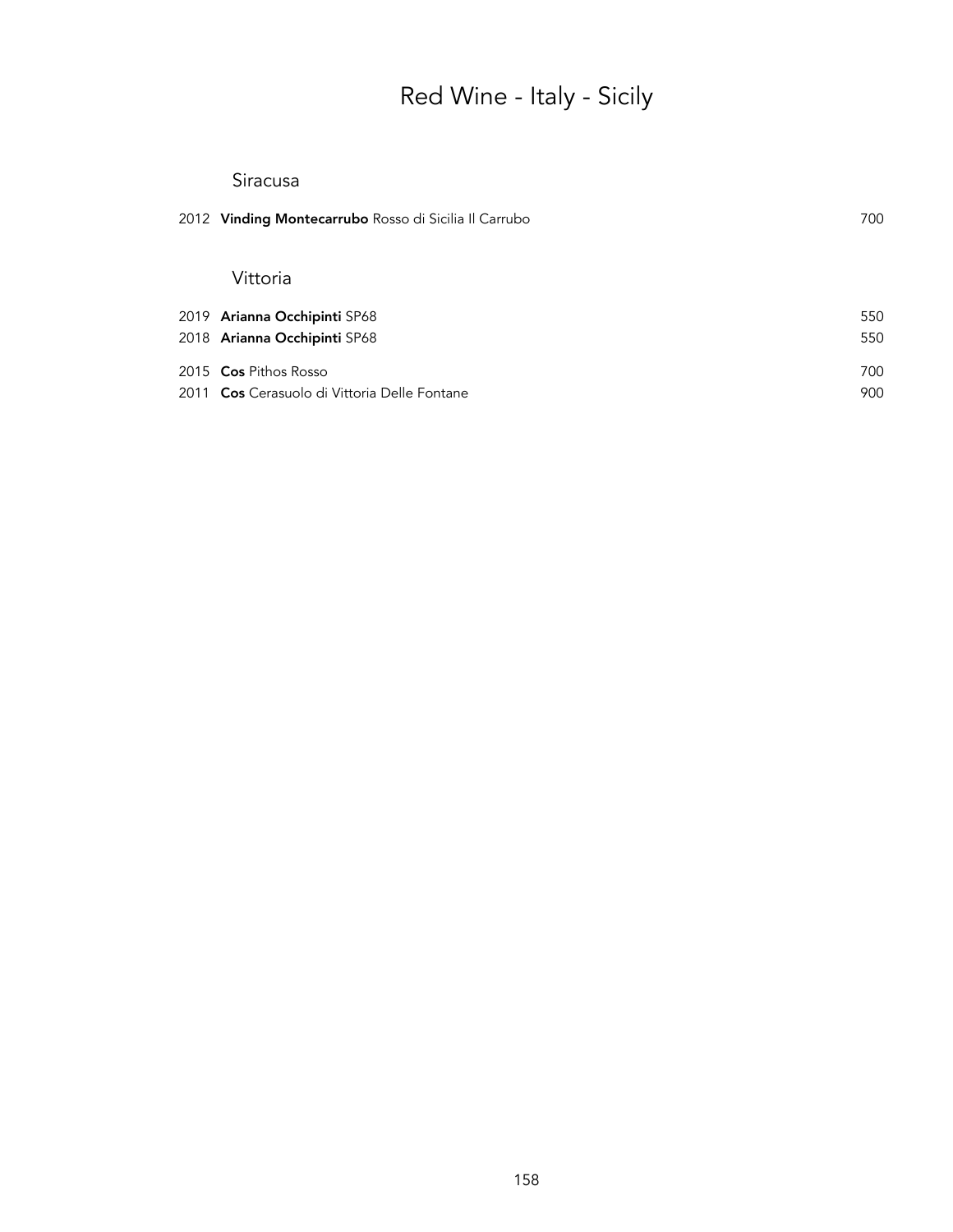# Red Wine - Italy - Sicily

## Siracusa

2012 **Vinding Montecarrubo** Rosso di Sicilia Il Carrubo 700

## Vittoria

2019 **Arianna Occhipinti** SP68 550

2018 **Arianna Occhipinti** SP68 550

2015 **Cos** Pithos Rosso 700

2011 **Cos** Cerasuolo di Vittoria Delle Fontane 900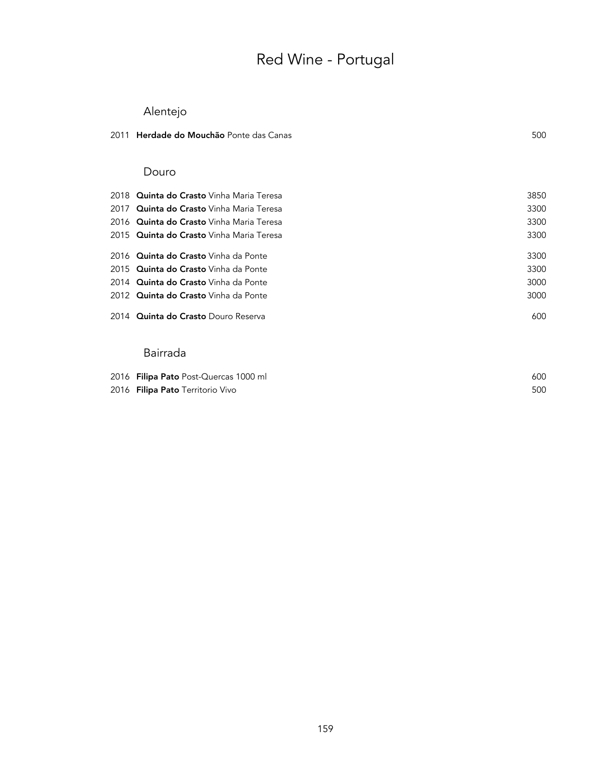# Red Wine - Portugal

## Alentejo

| Vintage | Wine | Price |
|---|---|---|
| 2011 | **Herdade do Mouchão** Ponte das Canas | 500 |

## Douro

| Vintage | Wine | Price |
|---|---|---|
| 2018 | **Quinta do Crasto** Vinha Maria Teresa | 3850 |
| 2017 | **Quinta do Crasto** Vinha Maria Teresa | 3300 |
| 2016 | **Quinta do Crasto** Vinha Maria Teresa | 3300 |
| 2015 | **Quinta do Crasto** Vinha Maria Teresa | 3300 |
| 2016 | **Quinta do Crasto** Vinha da Ponte | 3300 |
| 2015 | **Quinta do Crasto** Vinha da Ponte | 3300 |
| 2014 | **Quinta do Crasto** Vinha da Ponte | 3000 |
| 2012 | **Quinta do Crasto** Vinha da Ponte | 3000 |
| 2014 | **Quinta do Crasto** Douro Reserva | 600 |

## Bairrada

| Vintage | Wine | Price |
|---|---|---|
| 2016 | **Filipa Pato** Post-Quercas 1000 ml | 600 |
| 2016 | **Filipa Pato** Territorio Vivo | 500 |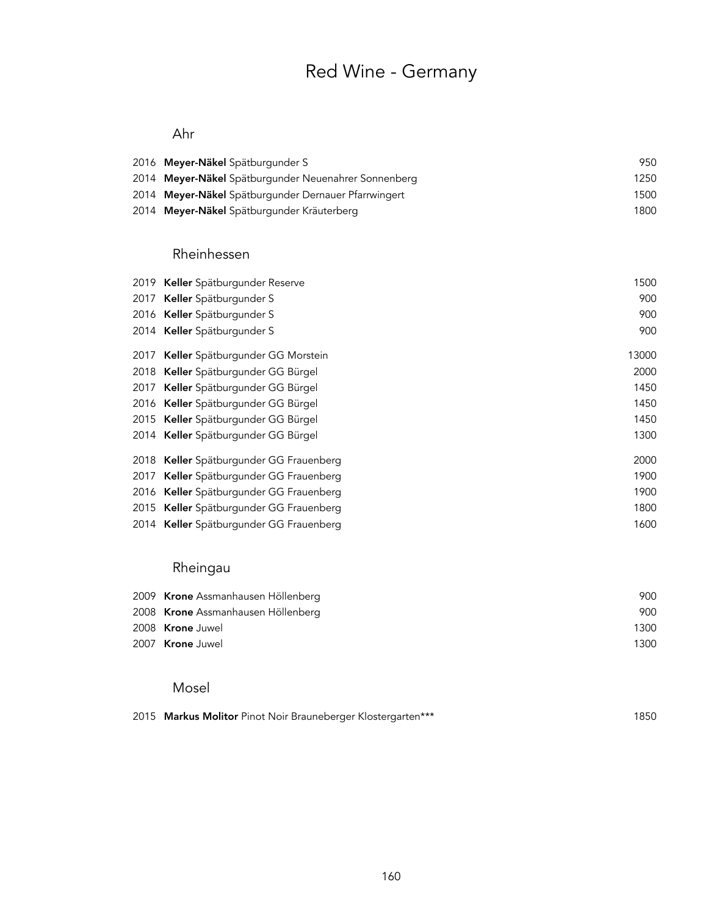# Red Wine - Germany

## Ahr

| | | |
|---|---|---|
| 2016 | **Meyer-Näkel** Spätburgunder S | 950 |
| 2014 | **Meyer-Näkel** Spätburgunder Neuenahrer Sonnenberg | 1250 |
| 2014 | **Meyer-Näkel** Spätburgunder Dernauer Pfarrwingert | 1500 |
| 2014 | **Meyer-Näkel** Spätburgunder Kräuterberg | 1800 |

## Rheinhessen

| | | |
|---|---|---|
| 2019 | **Keller** Spätburgunder Reserve | 1500 |
| 2017 | **Keller** Spätburgunder S | 900 |
| 2016 | **Keller** Spätburgunder S | 900 |
| 2014 | **Keller** Spätburgunder S | 900 |
| 2017 | **Keller** Spätburgunder GG Morstein | 13000 |
| 2018 | **Keller** Spätburgunder GG Bürgel | 2000 |
| 2017 | **Keller** Spätburgunder GG Bürgel | 1450 |
| 2016 | **Keller** Spätburgunder GG Bürgel | 1450 |
| 2015 | **Keller** Spätburgunder GG Bürgel | 1450 |
| 2014 | **Keller** Spätburgunder GG Bürgel | 1300 |
| 2018 | **Keller** Spätburgunder GG Frauenberg | 2000 |
| 2017 | **Keller** Spätburgunder GG Frauenberg | 1900 |
| 2016 | **Keller** Spätburgunder GG Frauenberg | 1900 |
| 2015 | **Keller** Spätburgunder GG Frauenberg | 1800 |
| 2014 | **Keller** Spätburgunder GG Frauenberg | 1600 |

## Rheingau

| | | |
|---|---|---|
| 2009 | **Krone** Assmanhausen Höllenberg | 900 |
| 2008 | **Krone** Assmanhausen Höllenberg | 900 |
| 2008 | **Krone** Juwel | 1300 |
| 2007 | **Krone** Juwel | 1300 |

## Mosel

| | | |
|---|---|---|
| 2015 | **Markus Molitor** Pinot Noir Brauneberger Klostergarten*** | 1850 |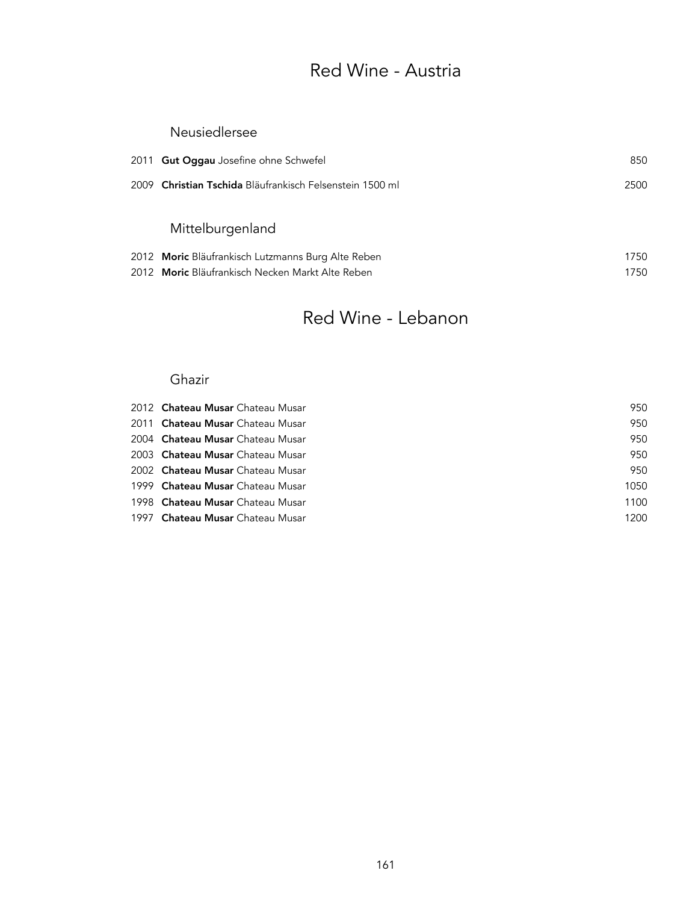# Red Wine - Austria

## Neusiedlersee

2011 **Gut Oggau** Josefine ohne Schwefel 850

2009 **Christian Tschida** Bläufrankisch Felsenstein 1500 ml 2500

## Mittelburgenland

2012 **Moric** Bläufrankisch Lutzmanns Burg Alte Reben 1750
2012 **Moric** Bläufrankisch Necken Markt Alte Reben 1750

# Red Wine - Lebanon

## Ghazir

2012 **Chateau Musar** Chateau Musar 950
2011 **Chateau Musar** Chateau Musar 950
2004 **Chateau Musar** Chateau Musar 950
2003 **Chateau Musar** Chateau Musar 950
2002 **Chateau Musar** Chateau Musar 950
1999 **Chateau Musar** Chateau Musar 1050
1998 **Chateau Musar** Chateau Musar 1100
1997 **Chateau Musar** Chateau Musar 1200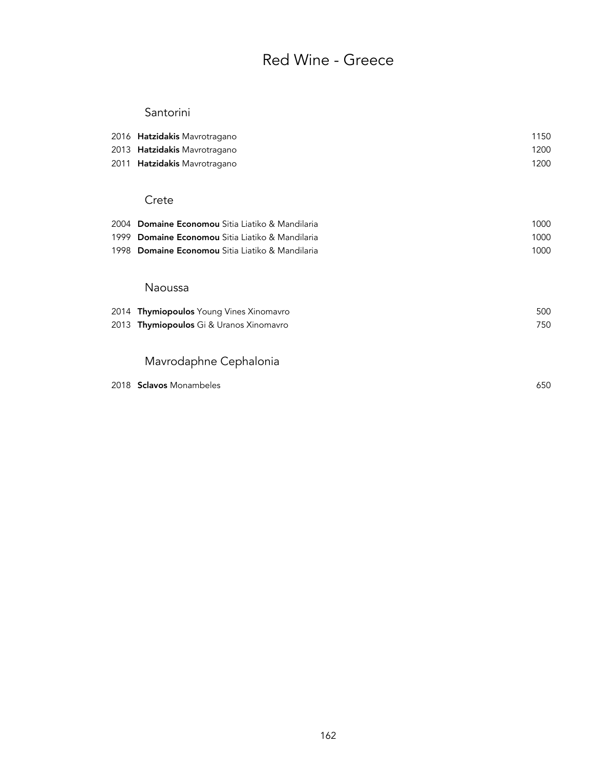# Red Wine - Greece

## Santorini

| | | |
|---|---|---|
| 2016 | **Hatzidakis** Mavrotragano | 1150 |
| 2013 | **Hatzidakis** Mavrotragano | 1200 |
| 2011 | **Hatzidakis** Mavrotragano | 1200 |

## Crete

| | | |
|---|---|---|
| 2004 | **Domaine Economou** Sitia Liatiko & Mandilaria | 1000 |
| 1999 | **Domaine Economou** Sitia Liatiko & Mandilaria | 1000 |
| 1998 | **Domaine Economou** Sitia Liatiko & Mandilaria | 1000 |

## Naoussa

| | | |
|---|---|---|
| 2014 | **Thymiopoulos** Young Vines Xinomavro | 500 |
| 2013 | **Thymiopoulos** Gi & Uranos Xinomavro | 750 |

## Mavrodaphne Cephalonia

| | | |
|---|---|---|
| 2018 | **Sclavos** Monambeles | 650 |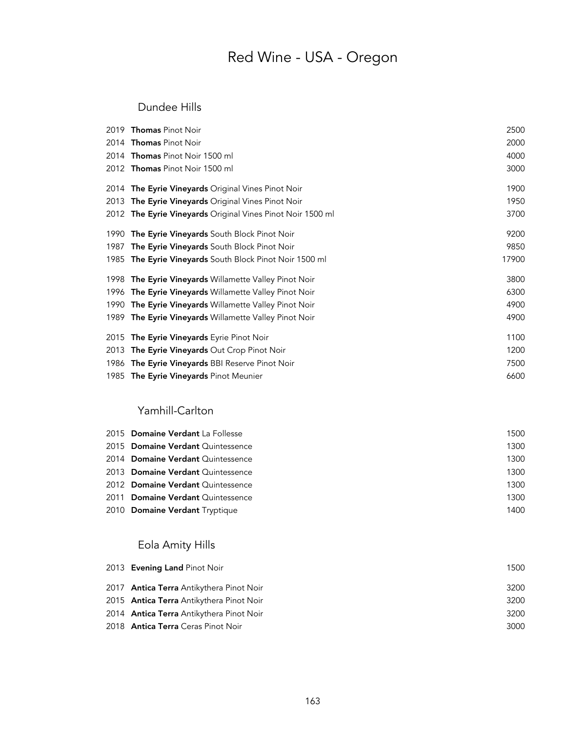# Red Wine - USA - Oregon

## Dundee Hills

| | | |
|---|---|---|
| 2019 | **Thomas** Pinot Noir | 2500 |
| 2014 | **Thomas** Pinot Noir | 2000 |
| 2014 | **Thomas** Pinot Noir 1500 ml | 4000 |
| 2012 | **Thomas** Pinot Noir 1500 ml | 3000 |
| 2014 | **The Eyrie Vineyards** Original Vines Pinot Noir | 1900 |
| 2013 | **The Eyrie Vineyards** Original Vines Pinot Noir | 1950 |
| 2012 | **The Eyrie Vineyards** Original Vines Pinot Noir 1500 ml | 3700 |
| 1990 | **The Eyrie Vineyards** South Block Pinot Noir | 9200 |
| 1987 | **The Eyrie Vineyards** South Block Pinot Noir | 9850 |
| 1985 | **The Eyrie Vineyards** South Block Pinot Noir 1500 ml | 17900 |
| 1998 | **The Eyrie Vineyards** Willamette Valley Pinot Noir | 3800 |
| 1996 | **The Eyrie Vineyards** Willamette Valley Pinot Noir | 6300 |
| 1990 | **The Eyrie Vineyards** Willamette Valley Pinot Noir | 4900 |
| 1989 | **The Eyrie Vineyards** Willamette Valley Pinot Noir | 4900 |
| 2015 | **The Eyrie Vineyards** Eyrie Pinot Noir | 1100 |
| 2013 | **The Eyrie Vineyards** Out Crop Pinot Noir | 1200 |
| 1986 | **The Eyrie Vineyards** BBI Reserve Pinot Noir | 7500 |
| 1985 | **The Eyrie Vineyards** Pinot Meunier | 6600 |

## Yamhill-Carlton

| | | |
|---|---|---|
| 2015 | **Domaine Verdant** La Follesse | 1500 |
| 2015 | **Domaine Verdant** Quintessence | 1300 |
| 2014 | **Domaine Verdant** Quintessence | 1300 |
| 2013 | **Domaine Verdant** Quintessence | 1300 |
| 2012 | **Domaine Verdant** Quintessence | 1300 |
| 2011 | **Domaine Verdant** Quintessence | 1300 |
| 2010 | **Domaine Verdant** Tryptique | 1400 |

## Eola Amity Hills

| | | |
|---|---|---|
| 2013 | **Evening Land** Pinot Noir | 1500 |
| 2017 | **Antica Terra** Antikythera Pinot Noir | 3200 |
| 2015 | **Antica Terra** Antikythera Pinot Noir | 3200 |
| 2014 | **Antica Terra** Antikythera Pinot Noir | 3200 |
| 2018 | **Antica Terra** Ceras Pinot Noir | 3000 |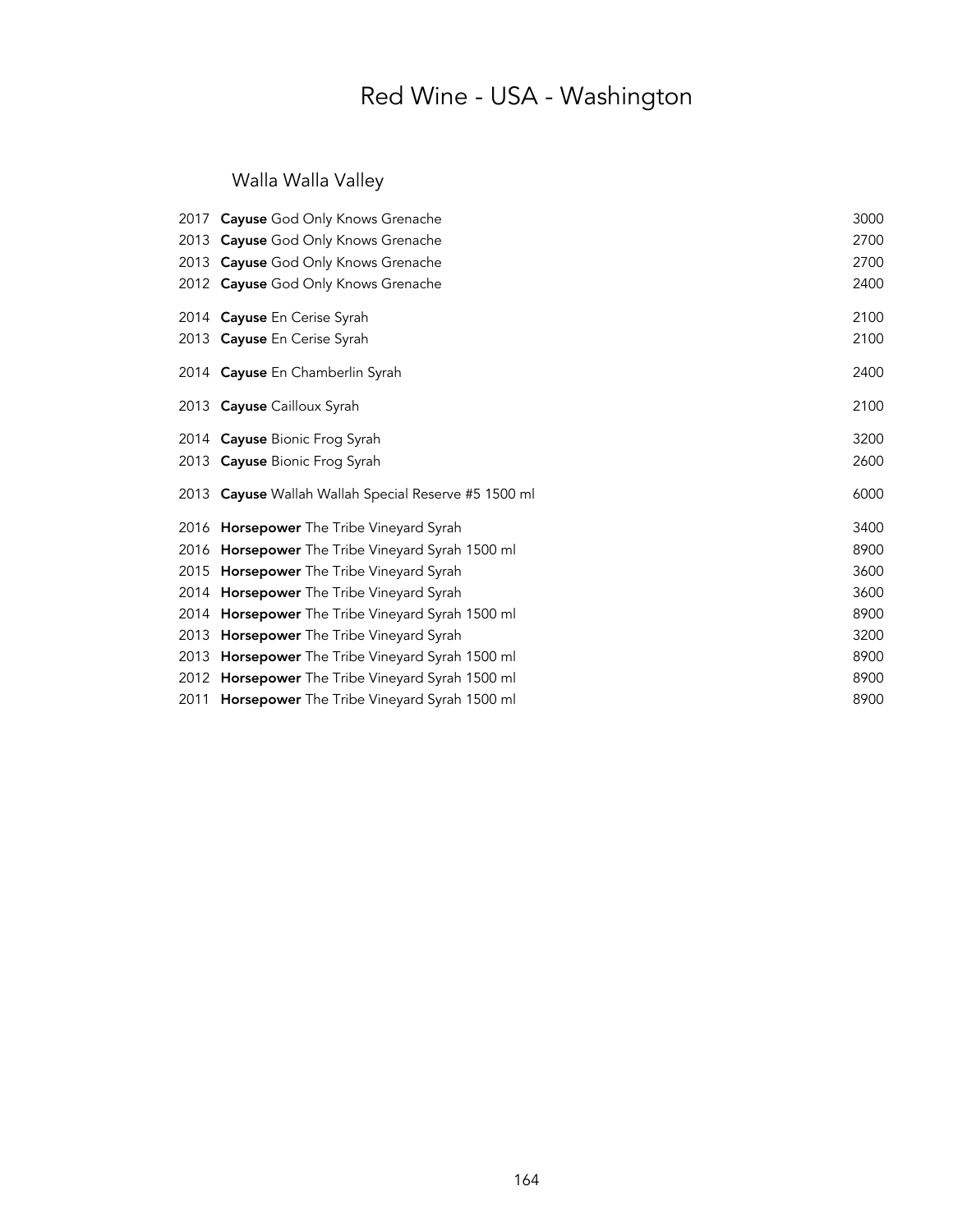# Red Wine - USA - Washington

## Walla Walla Valley

| | | |
|---|---|---|
| 2017 | **Cayuse** God Only Knows Grenache | 3000 |
| 2013 | **Cayuse** God Only Knows Grenache | 2700 |
| 2013 | **Cayuse** God Only Knows Grenache | 2700 |
| 2012 | **Cayuse** God Only Knows Grenache | 2400 |
| 2014 | **Cayuse** En Cerise Syrah | 2100 |
| 2013 | **Cayuse** En Cerise Syrah | 2100 |
| 2014 | **Cayuse** En Chamberlin Syrah | 2400 |
| 2013 | **Cayuse** Cailloux Syrah | 2100 |
| 2014 | **Cayuse** Bionic Frog Syrah | 3200 |
| 2013 | **Cayuse** Bionic Frog Syrah | 2600 |
| 2013 | **Cayuse** Wallah Wallah Special Reserve #5 1500 ml | 6000 |
| 2016 | **Horsepower** The Tribe Vineyard Syrah | 3400 |
| 2016 | **Horsepower** The Tribe Vineyard Syrah 1500 ml | 8900 |
| 2015 | **Horsepower** The Tribe Vineyard Syrah | 3600 |
| 2014 | **Horsepower** The Tribe Vineyard Syrah | 3600 |
| 2014 | **Horsepower** The Tribe Vineyard Syrah 1500 ml | 8900 |
| 2013 | **Horsepower** The Tribe Vineyard Syrah | 3200 |
| 2013 | **Horsepower** The Tribe Vineyard Syrah 1500 ml | 8900 |
| 2012 | **Horsepower** The Tribe Vineyard Syrah 1500 ml | 8900 |
| 2011 | **Horsepower** The Tribe Vineyard Syrah 1500 ml | 8900 |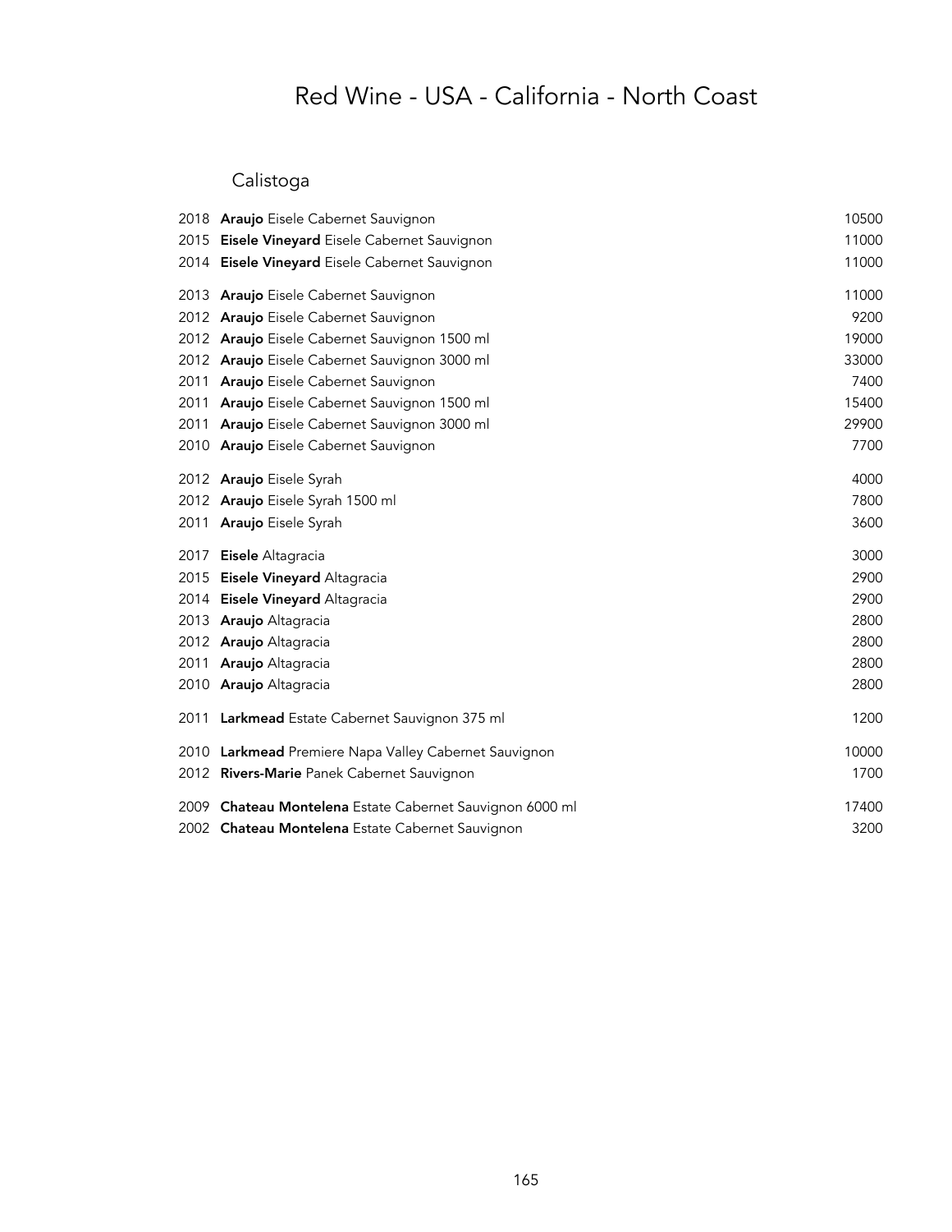# Red Wine - USA - California - North Coast

## Calistoga

| Vintage | Wine | Price |
|---|---|---|
| 2018 | **Araujo** Eisele Cabernet Sauvignon | 10500 |
| 2015 | **Eisele Vineyard** Eisele Cabernet Sauvignon | 11000 |
| 2014 | **Eisele Vineyard** Eisele Cabernet Sauvignon | 11000 |
| 2013 | **Araujo** Eisele Cabernet Sauvignon | 11000 |
| 2012 | **Araujo** Eisele Cabernet Sauvignon | 9200 |
| 2012 | **Araujo** Eisele Cabernet Sauvignon 1500 ml | 19000 |
| 2012 | **Araujo** Eisele Cabernet Sauvignon 3000 ml | 33000 |
| 2011 | **Araujo** Eisele Cabernet Sauvignon | 7400 |
| 2011 | **Araujo** Eisele Cabernet Sauvignon 1500 ml | 15400 |
| 2011 | **Araujo** Eisele Cabernet Sauvignon 3000 ml | 29900 |
| 2010 | **Araujo** Eisele Cabernet Sauvignon | 7700 |
| 2012 | **Araujo** Eisele Syrah | 4000 |
| 2012 | **Araujo** Eisele Syrah 1500 ml | 7800 |
| 2011 | **Araujo** Eisele Syrah | 3600 |
| 2017 | **Eisele** Altagracia | 3000 |
| 2015 | **Eisele Vineyard** Altagracia | 2900 |
| 2014 | **Eisele Vineyard** Altagracia | 2900 |
| 2013 | **Araujo** Altagracia | 2800 |
| 2012 | **Araujo** Altagracia | 2800 |
| 2011 | **Araujo** Altagracia | 2800 |
| 2010 | **Araujo** Altagracia | 2800 |
| 2011 | **Larkmead** Estate Cabernet Sauvignon 375 ml | 1200 |
| 2010 | **Larkmead** Premiere Napa Valley Cabernet Sauvignon | 10000 |
| 2012 | **Rivers-Marie** Panek Cabernet Sauvignon | 1700 |
| 2009 | **Chateau Montelena** Estate Cabernet Sauvignon 6000 ml | 17400 |
| 2002 | **Chateau Montelena** Estate Cabernet Sauvignon | 3200 |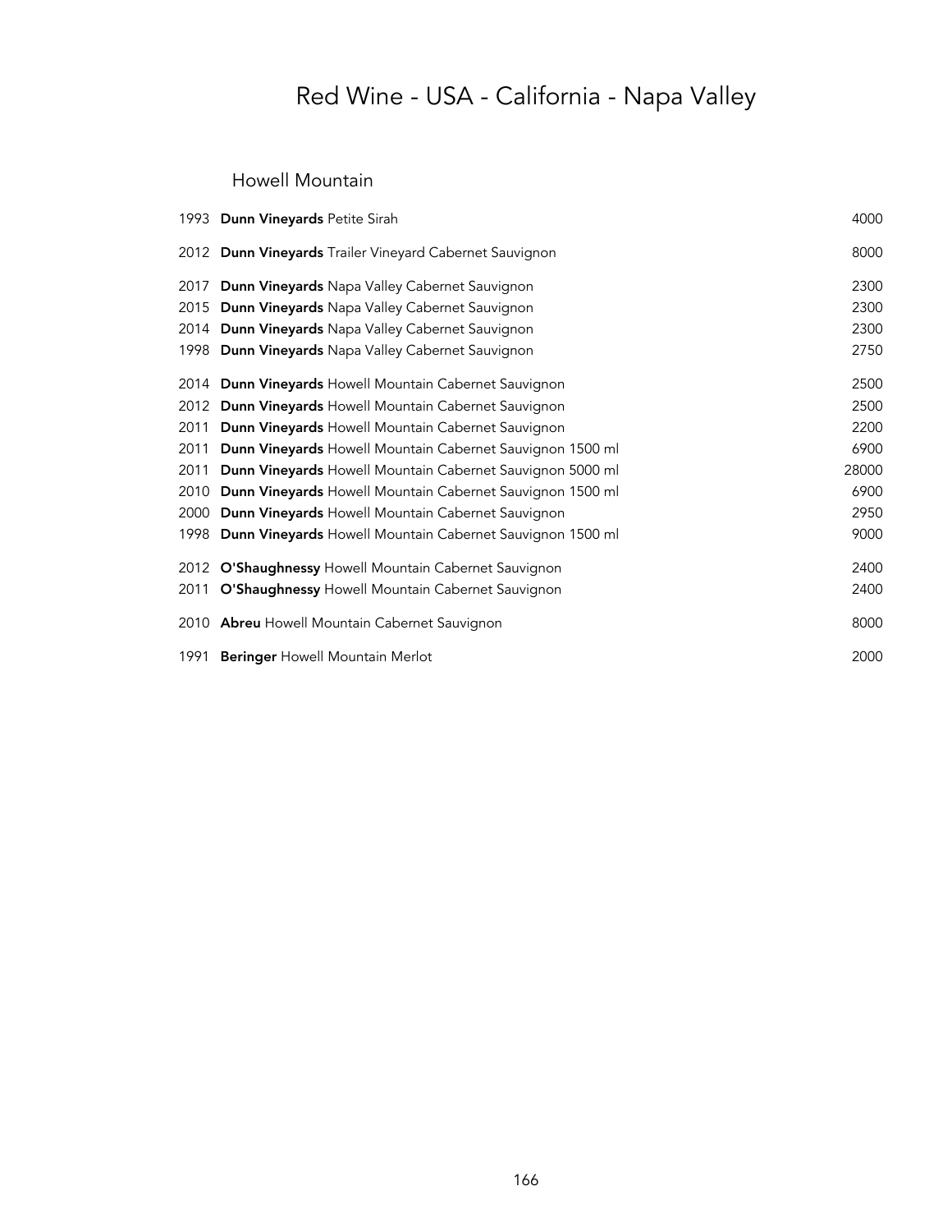# Red Wine - USA - California - Napa Valley

## Howell Mountain

| Vintage | Wine | Price |
|---|---|---|
| 1993 | **Dunn Vineyards** Petite Sirah | 4000 |
| 2012 | **Dunn Vineyards** Trailer Vineyard Cabernet Sauvignon | 8000 |
| 2017 | **Dunn Vineyards** Napa Valley Cabernet Sauvignon | 2300 |
| 2015 | **Dunn Vineyards** Napa Valley Cabernet Sauvignon | 2300 |
| 2014 | **Dunn Vineyards** Napa Valley Cabernet Sauvignon | 2300 |
| 1998 | **Dunn Vineyards** Napa Valley Cabernet Sauvignon | 2750 |
| 2014 | **Dunn Vineyards** Howell Mountain Cabernet Sauvignon | 2500 |
| 2012 | **Dunn Vineyards** Howell Mountain Cabernet Sauvignon | 2500 |
| 2011 | **Dunn Vineyards** Howell Mountain Cabernet Sauvignon | 2200 |
| 2011 | **Dunn Vineyards** Howell Mountain Cabernet Sauvignon 1500 ml | 6900 |
| 2011 | **Dunn Vineyards** Howell Mountain Cabernet Sauvignon 5000 ml | 28000 |
| 2010 | **Dunn Vineyards** Howell Mountain Cabernet Sauvignon 1500 ml | 6900 |
| 2000 | **Dunn Vineyards** Howell Mountain Cabernet Sauvignon | 2950 |
| 1998 | **Dunn Vineyards** Howell Mountain Cabernet Sauvignon 1500 ml | 9000 |
| 2012 | **O'Shaughnessy** Howell Mountain Cabernet Sauvignon | 2400 |
| 2011 | **O'Shaughnessy** Howell Mountain Cabernet Sauvignon | 2400 |
| 2010 | **Abreu** Howell Mountain Cabernet Sauvignon | 8000 |
| 1991 | **Beringer** Howell Mountain Merlot | 2000 |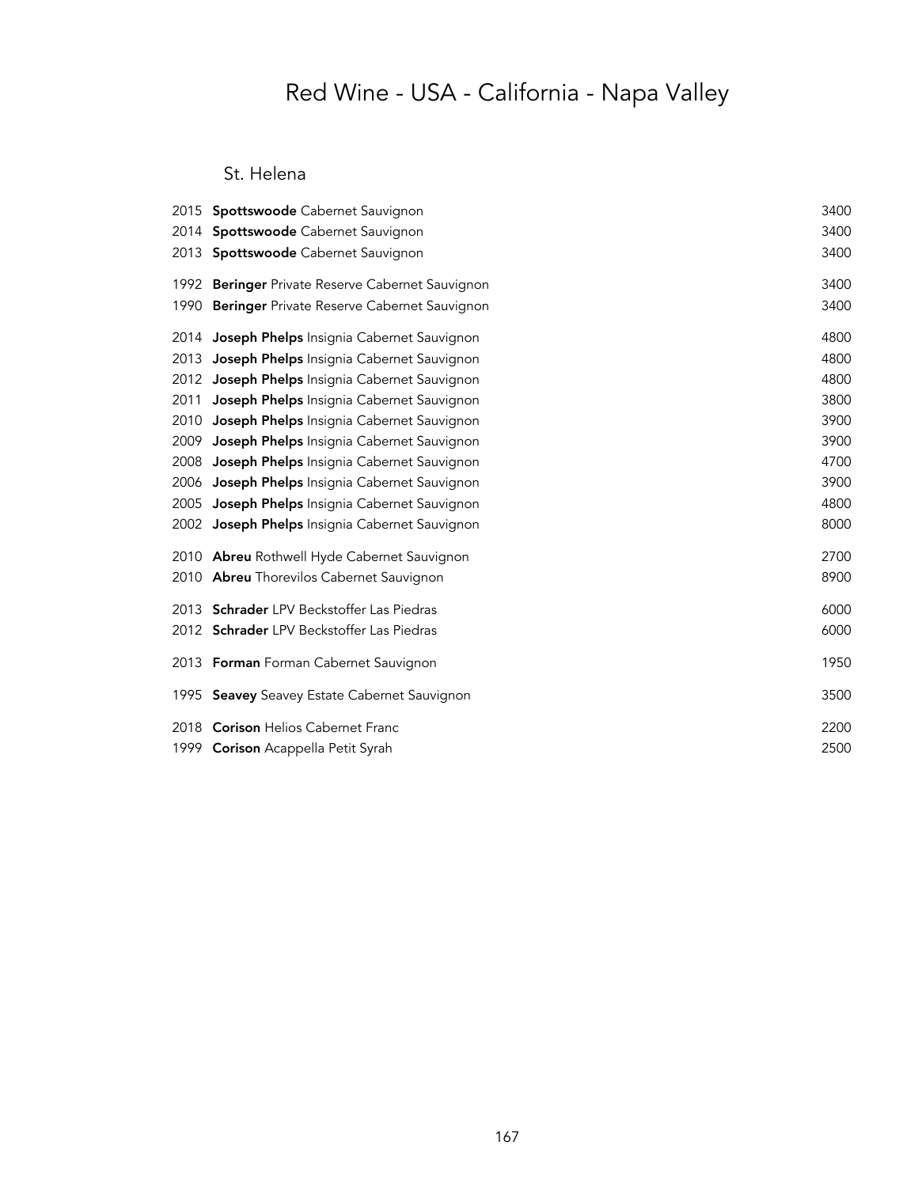# Red Wine - USA - California - Napa Valley

## St. Helena

| Vintage | Wine | Price |
|---|---|---|
| 2015 | **Spottswoode** Cabernet Sauvignon | 3400 |
| 2014 | **Spottswoode** Cabernet Sauvignon | 3400 |
| 2013 | **Spottswoode** Cabernet Sauvignon | 3400 |
| 1992 | **Beringer** Private Reserve Cabernet Sauvignon | 3400 |
| 1990 | **Beringer** Private Reserve Cabernet Sauvignon | 3400 |
| 2014 | **Joseph Phelps** Insignia Cabernet Sauvignon | 4800 |
| 2013 | **Joseph Phelps** Insignia Cabernet Sauvignon | 4800 |
| 2012 | **Joseph Phelps** Insignia Cabernet Sauvignon | 4800 |
| 2011 | **Joseph Phelps** Insignia Cabernet Sauvignon | 3800 |
| 2010 | **Joseph Phelps** Insignia Cabernet Sauvignon | 3900 |
| 2009 | **Joseph Phelps** Insignia Cabernet Sauvignon | 3900 |
| 2008 | **Joseph Phelps** Insignia Cabernet Sauvignon | 4700 |
| 2006 | **Joseph Phelps** Insignia Cabernet Sauvignon | 3900 |
| 2005 | **Joseph Phelps** Insignia Cabernet Sauvignon | 4800 |
| 2002 | **Joseph Phelps** Insignia Cabernet Sauvignon | 8000 |
| 2010 | **Abreu** Rothwell Hyde Cabernet Sauvignon | 2700 |
| 2010 | **Abreu** Thorevilos Cabernet Sauvignon | 8900 |
| 2013 | **Schrader** LPV Beckstoffer Las Piedras | 6000 |
| 2012 | **Schrader** LPV Beckstoffer Las Piedras | 6000 |
| 2013 | **Forman** Forman Cabernet Sauvignon | 1950 |
| 1995 | **Seavey** Seavey Estate Cabernet Sauvignon | 3500 |
| 2018 | **Corison** Helios Cabernet Franc | 2200 |
| 1999 | **Corison** Acappella Petit Syrah | 2500 |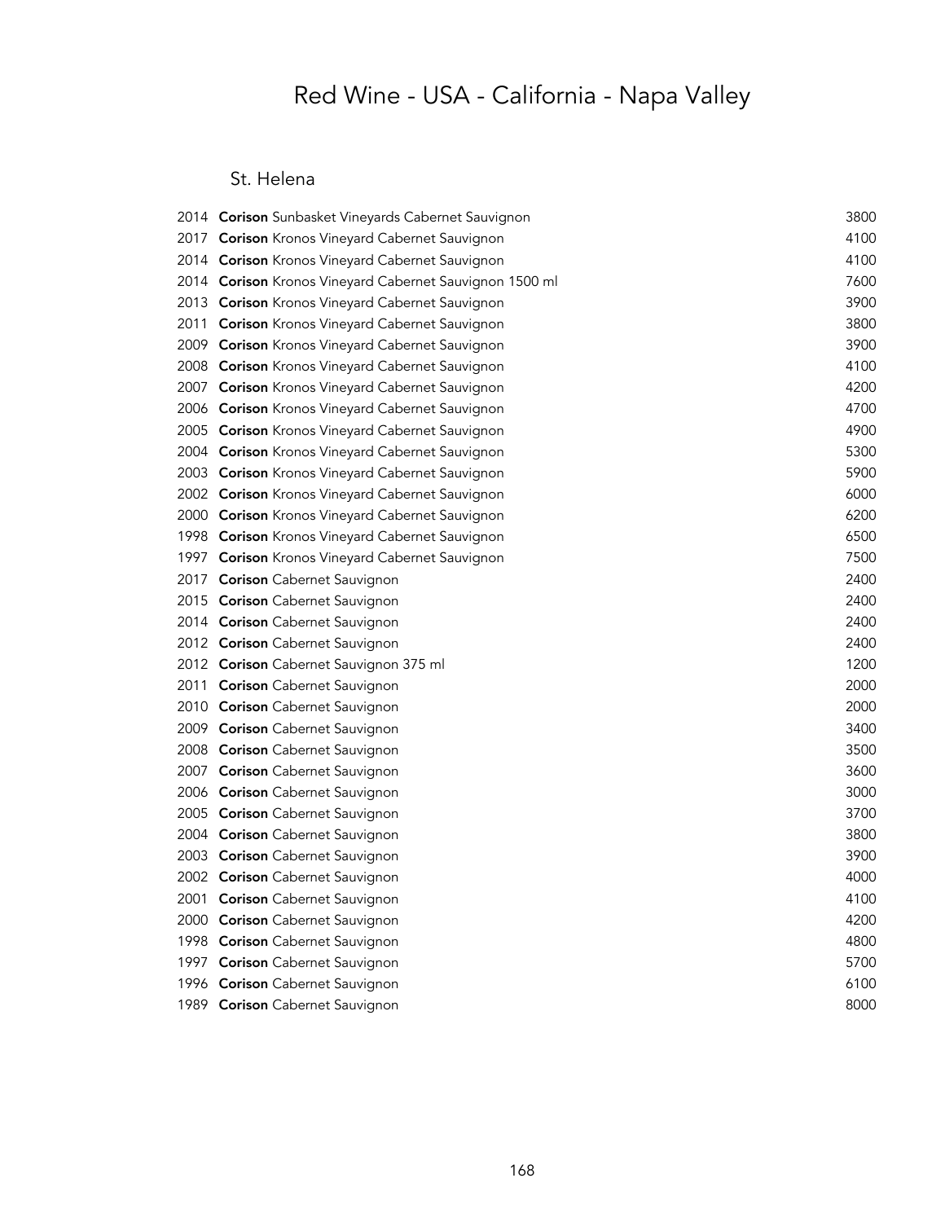# Red Wine - USA - California - Napa Valley

## St. Helena

| Vintage | Wine | Price |
|---|---|---|
| 2014 | **Corison** Sunbasket Vineyards Cabernet Sauvignon | 3800 |
| 2017 | **Corison** Kronos Vineyard Cabernet Sauvignon | 4100 |
| 2014 | **Corison** Kronos Vineyard Cabernet Sauvignon | 4100 |
| 2014 | **Corison** Kronos Vineyard Cabernet Sauvignon 1500 ml | 7600 |
| 2013 | **Corison** Kronos Vineyard Cabernet Sauvignon | 3900 |
| 2011 | **Corison** Kronos Vineyard Cabernet Sauvignon | 3800 |
| 2009 | **Corison** Kronos Vineyard Cabernet Sauvignon | 3900 |
| 2008 | **Corison** Kronos Vineyard Cabernet Sauvignon | 4100 |
| 2007 | **Corison** Kronos Vineyard Cabernet Sauvignon | 4200 |
| 2006 | **Corison** Kronos Vineyard Cabernet Sauvignon | 4700 |
| 2005 | **Corison** Kronos Vineyard Cabernet Sauvignon | 4900 |
| 2004 | **Corison** Kronos Vineyard Cabernet Sauvignon | 5300 |
| 2003 | **Corison** Kronos Vineyard Cabernet Sauvignon | 5900 |
| 2002 | **Corison** Kronos Vineyard Cabernet Sauvignon | 6000 |
| 2000 | **Corison** Kronos Vineyard Cabernet Sauvignon | 6200 |
| 1998 | **Corison** Kronos Vineyard Cabernet Sauvignon | 6500 |
| 1997 | **Corison** Kronos Vineyard Cabernet Sauvignon | 7500 |
| 2017 | **Corison** Cabernet Sauvignon | 2400 |
| 2015 | **Corison** Cabernet Sauvignon | 2400 |
| 2014 | **Corison** Cabernet Sauvignon | 2400 |
| 2012 | **Corison** Cabernet Sauvignon | 2400 |
| 2012 | **Corison** Cabernet Sauvignon 375 ml | 1200 |
| 2011 | **Corison** Cabernet Sauvignon | 2000 |
| 2010 | **Corison** Cabernet Sauvignon | 2000 |
| 2009 | **Corison** Cabernet Sauvignon | 3400 |
| 2008 | **Corison** Cabernet Sauvignon | 3500 |
| 2007 | **Corison** Cabernet Sauvignon | 3600 |
| 2006 | **Corison** Cabernet Sauvignon | 3000 |
| 2005 | **Corison** Cabernet Sauvignon | 3700 |
| 2004 | **Corison** Cabernet Sauvignon | 3800 |
| 2003 | **Corison** Cabernet Sauvignon | 3900 |
| 2002 | **Corison** Cabernet Sauvignon | 4000 |
| 2001 | **Corison** Cabernet Sauvignon | 4100 |
| 2000 | **Corison** Cabernet Sauvignon | 4200 |
| 1998 | **Corison** Cabernet Sauvignon | 4800 |
| 1997 | **Corison** Cabernet Sauvignon | 5700 |
| 1996 | **Corison** Cabernet Sauvignon | 6100 |
| 1989 | **Corison** Cabernet Sauvignon | 8000 |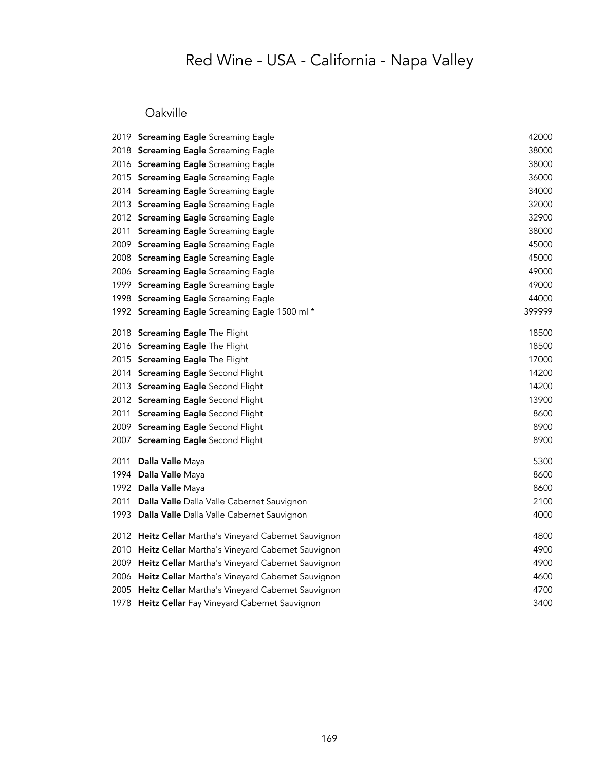# Red Wine - USA - California - Napa Valley

## Oakville

| | | |
|---|---|---|
| 2019 | **Screaming Eagle** Screaming Eagle | 42000 |
| 2018 | **Screaming Eagle** Screaming Eagle | 38000 |
| 2016 | **Screaming Eagle** Screaming Eagle | 38000 |
| 2015 | **Screaming Eagle** Screaming Eagle | 36000 |
| 2014 | **Screaming Eagle** Screaming Eagle | 34000 |
| 2013 | **Screaming Eagle** Screaming Eagle | 32000 |
| 2012 | **Screaming Eagle** Screaming Eagle | 32900 |
| 2011 | **Screaming Eagle** Screaming Eagle | 38000 |
| 2009 | **Screaming Eagle** Screaming Eagle | 45000 |
| 2008 | **Screaming Eagle** Screaming Eagle | 45000 |
| 2006 | **Screaming Eagle** Screaming Eagle | 49000 |
| 1999 | **Screaming Eagle** Screaming Eagle | 49000 |
| 1998 | **Screaming Eagle** Screaming Eagle | 44000 |
| 1992 | **Screaming Eagle** Screaming Eagle 1500 ml * | 399999 |
| 2018 | **Screaming Eagle** The Flight | 18500 |
| 2016 | **Screaming Eagle** The Flight | 18500 |
| 2015 | **Screaming Eagle** The Flight | 17000 |
| 2014 | **Screaming Eagle** Second Flight | 14200 |
| 2013 | **Screaming Eagle** Second Flight | 14200 |
| 2012 | **Screaming Eagle** Second Flight | 13900 |
| 2011 | **Screaming Eagle** Second Flight | 8600 |
| 2009 | **Screaming Eagle** Second Flight | 8900 |
| 2007 | **Screaming Eagle** Second Flight | 8900 |
| 2011 | **Dalla Valle** Maya | 5300 |
| 1994 | **Dalla Valle** Maya | 8600 |
| 1992 | **Dalla Valle** Maya | 8600 |
| 2011 | **Dalla Valle** Dalla Valle Cabernet Sauvignon | 2100 |
| 1993 | **Dalla Valle** Dalla Valle Cabernet Sauvignon | 4000 |
| 2012 | **Heitz Cellar** Martha's Vineyard Cabernet Sauvignon | 4800 |
| 2010 | **Heitz Cellar** Martha's Vineyard Cabernet Sauvignon | 4900 |
| 2009 | **Heitz Cellar** Martha's Vineyard Cabernet Sauvignon | 4900 |
| 2006 | **Heitz Cellar** Martha's Vineyard Cabernet Sauvignon | 4600 |
| 2005 | **Heitz Cellar** Martha's Vineyard Cabernet Sauvignon | 4700 |
| 1978 | **Heitz Cellar** Fay Vineyard Cabernet Sauvignon | 3400 |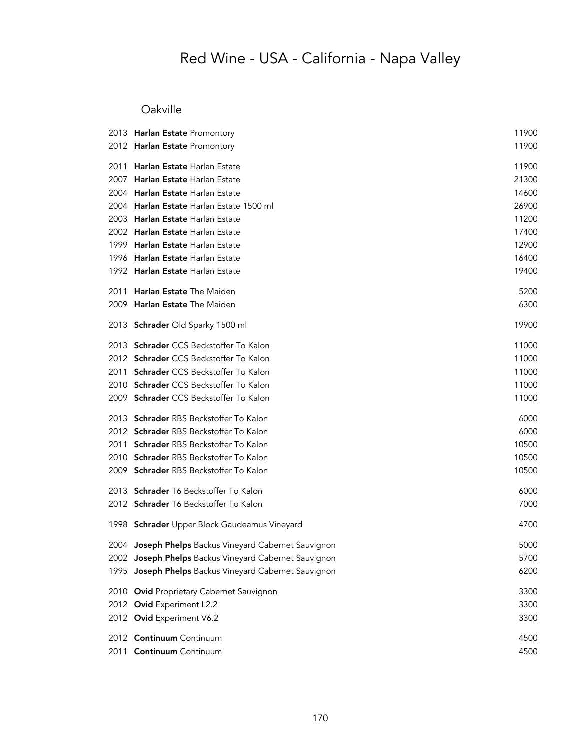# Red Wine - USA - California - Napa Valley

## Oakville

| Vintage | Wine | Price |
|---|---|---|
| 2013 | **Harlan Estate** Promontory | 11900 |
| 2012 | **Harlan Estate** Promontory | 11900 |
| 2011 | **Harlan Estate** Harlan Estate | 11900 |
| 2007 | **Harlan Estate** Harlan Estate | 21300 |
| 2004 | **Harlan Estate** Harlan Estate | 14600 |
| 2004 | **Harlan Estate** Harlan Estate 1500 ml | 26900 |
| 2003 | **Harlan Estate** Harlan Estate | 11200 |
| 2002 | **Harlan Estate** Harlan Estate | 17400 |
| 1999 | **Harlan Estate** Harlan Estate | 12900 |
| 1996 | **Harlan Estate** Harlan Estate | 16400 |
| 1992 | **Harlan Estate** Harlan Estate | 19400 |
| 2011 | **Harlan Estate** The Maiden | 5200 |
| 2009 | **Harlan Estate** The Maiden | 6300 |
| 2013 | **Schrader** Old Sparky 1500 ml | 19900 |
| 2013 | **Schrader** CCS Beckstoffer To Kalon | 11000 |
| 2012 | **Schrader** CCS Beckstoffer To Kalon | 11000 |
| 2011 | **Schrader** CCS Beckstoffer To Kalon | 11000 |
| 2010 | **Schrader** CCS Beckstoffer To Kalon | 11000 |
| 2009 | **Schrader** CCS Beckstoffer To Kalon | 11000 |
| 2013 | **Schrader** RBS Beckstoffer To Kalon | 6000 |
| 2012 | **Schrader** RBS Beckstoffer To Kalon | 6000 |
| 2011 | **Schrader** RBS Beckstoffer To Kalon | 10500 |
| 2010 | **Schrader** RBS Beckstoffer To Kalon | 10500 |
| 2009 | **Schrader** RBS Beckstoffer To Kalon | 10500 |
| 2013 | **Schrader** T6 Beckstoffer To Kalon | 6000 |
| 2012 | **Schrader** T6 Beckstoffer To Kalon | 7000 |
| 1998 | **Schrader** Upper Block Gaudeamus Vineyard | 4700 |
| 2004 | **Joseph Phelps** Backus Vineyard Cabernet Sauvignon | 5000 |
| 2002 | **Joseph Phelps** Backus Vineyard Cabernet Sauvignon | 5700 |
| 1995 | **Joseph Phelps** Backus Vineyard Cabernet Sauvignon | 6200 |
| 2010 | **Ovid** Proprietary Cabernet Sauvignon | 3300 |
| 2012 | **Ovid** Experiment L2.2 | 3300 |
| 2012 | **Ovid** Experiment V6.2 | 3300 |
| 2012 | **Continuum** Continuum | 4500 |
| 2011 | **Continuum** Continuum | 4500 |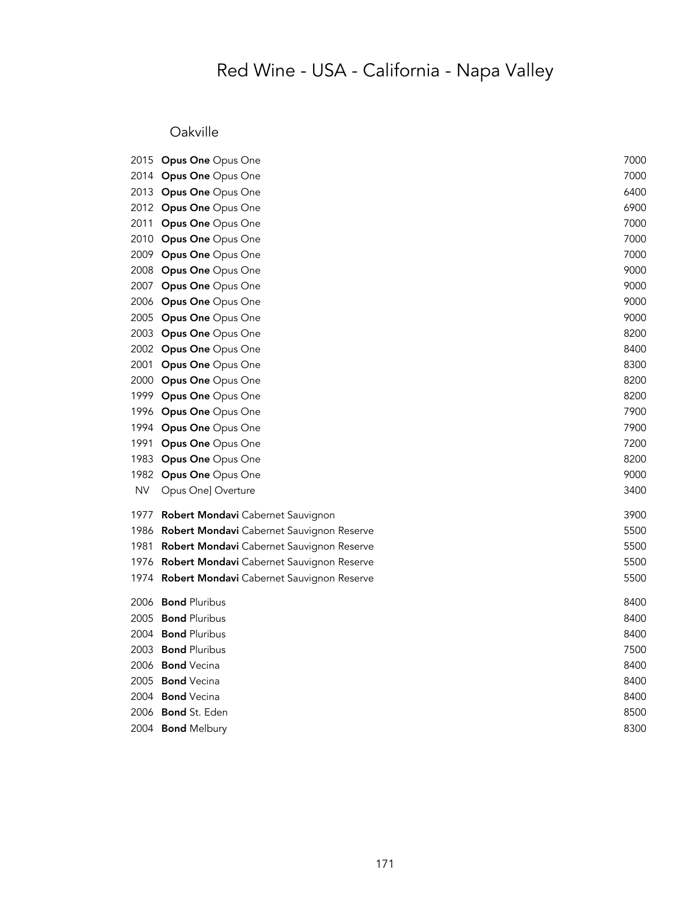# Red Wine - USA - California - Napa Valley

## Oakville

| Vintage | Wine | Price |
|---|---|---|
| 2015 | **Opus One** Opus One | 7000 |
| 2014 | **Opus One** Opus One | 7000 |
| 2013 | **Opus One** Opus One | 6400 |
| 2012 | **Opus One** Opus One | 6900 |
| 2011 | **Opus One** Opus One | 7000 |
| 2010 | **Opus One** Opus One | 7000 |
| 2009 | **Opus One** Opus One | 7000 |
| 2008 | **Opus One** Opus One | 9000 |
| 2007 | **Opus One** Opus One | 9000 |
| 2006 | **Opus One** Opus One | 9000 |
| 2005 | **Opus One** Opus One | 9000 |
| 2003 | **Opus One** Opus One | 8200 |
| 2002 | **Opus One** Opus One | 8400 |
| 2001 | **Opus One** Opus One | 8300 |
| 2000 | **Opus One** Opus One | 8200 |
| 1999 | **Opus One** Opus One | 8200 |
| 1996 | **Opus One** Opus One | 7900 |
| 1994 | **Opus One** Opus One | 7900 |
| 1991 | **Opus One** Opus One | 7200 |
| 1983 | **Opus One** Opus One | 8200 |
| 1982 | **Opus One** Opus One | 9000 |
| NV | Opus One] Overture | 3400 |
| 1977 | **Robert Mondavi** Cabernet Sauvignon | 3900 |
| 1986 | **Robert Mondavi** Cabernet Sauvignon Reserve | 5500 |
| 1981 | **Robert Mondavi** Cabernet Sauvignon Reserve | 5500 |
| 1976 | **Robert Mondavi** Cabernet Sauvignon Reserve | 5500 |
| 1974 | **Robert Mondavi** Cabernet Sauvignon Reserve | 5500 |
| 2006 | **Bond** Pluribus | 8400 |
| 2005 | **Bond** Pluribus | 8400 |
| 2004 | **Bond** Pluribus | 8400 |
| 2003 | **Bond** Pluribus | 7500 |
| 2006 | **Bond** Vecina | 8400 |
| 2005 | **Bond** Vecina | 8400 |
| 2004 | **Bond** Vecina | 8400 |
| 2006 | **Bond** St. Eden | 8500 |
| 2004 | **Bond** Melbury | 8300 |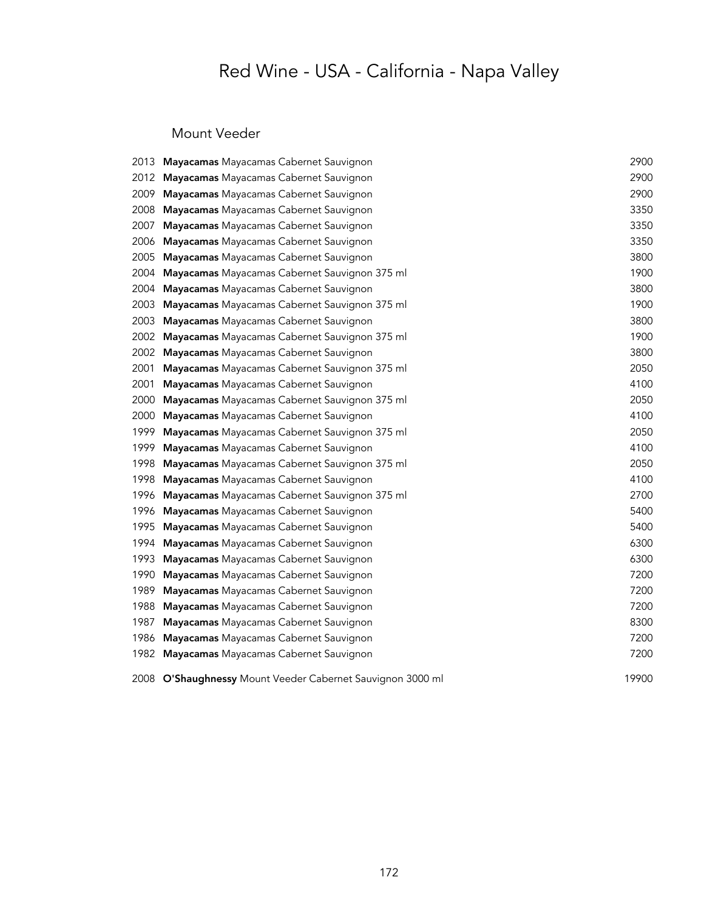# Red Wine - USA - California - Napa Valley

## Mount Veeder

| | | |
|---|---|---|
| 2013 | **Mayacamas** Mayacamas Cabernet Sauvignon | 2900 |
| 2012 | **Mayacamas** Mayacamas Cabernet Sauvignon | 2900 |
| 2009 | **Mayacamas** Mayacamas Cabernet Sauvignon | 2900 |
| 2008 | **Mayacamas** Mayacamas Cabernet Sauvignon | 3350 |
| 2007 | **Mayacamas** Mayacamas Cabernet Sauvignon | 3350 |
| 2006 | **Mayacamas** Mayacamas Cabernet Sauvignon | 3350 |
| 2005 | **Mayacamas** Mayacamas Cabernet Sauvignon | 3800 |
| 2004 | **Mayacamas** Mayacamas Cabernet Sauvignon 375 ml | 1900 |
| 2004 | **Mayacamas** Mayacamas Cabernet Sauvignon | 3800 |
| 2003 | **Mayacamas** Mayacamas Cabernet Sauvignon 375 ml | 1900 |
| 2003 | **Mayacamas** Mayacamas Cabernet Sauvignon | 3800 |
| 2002 | **Mayacamas** Mayacamas Cabernet Sauvignon 375 ml | 1900 |
| 2002 | **Mayacamas** Mayacamas Cabernet Sauvignon | 3800 |
| 2001 | **Mayacamas** Mayacamas Cabernet Sauvignon 375 ml | 2050 |
| 2001 | **Mayacamas** Mayacamas Cabernet Sauvignon | 4100 |
| 2000 | **Mayacamas** Mayacamas Cabernet Sauvignon 375 ml | 2050 |
| 2000 | **Mayacamas** Mayacamas Cabernet Sauvignon | 4100 |
| 1999 | **Mayacamas** Mayacamas Cabernet Sauvignon 375 ml | 2050 |
| 1999 | **Mayacamas** Mayacamas Cabernet Sauvignon | 4100 |
| 1998 | **Mayacamas** Mayacamas Cabernet Sauvignon 375 ml | 2050 |
| 1998 | **Mayacamas** Mayacamas Cabernet Sauvignon | 4100 |
| 1996 | **Mayacamas** Mayacamas Cabernet Sauvignon 375 ml | 2700 |
| 1996 | **Mayacamas** Mayacamas Cabernet Sauvignon | 5400 |
| 1995 | **Mayacamas** Mayacamas Cabernet Sauvignon | 5400 |
| 1994 | **Mayacamas** Mayacamas Cabernet Sauvignon | 6300 |
| 1993 | **Mayacamas** Mayacamas Cabernet Sauvignon | 6300 |
| 1990 | **Mayacamas** Mayacamas Cabernet Sauvignon | 7200 |
| 1989 | **Mayacamas** Mayacamas Cabernet Sauvignon | 7200 |
| 1988 | **Mayacamas** Mayacamas Cabernet Sauvignon | 7200 |
| 1987 | **Mayacamas** Mayacamas Cabernet Sauvignon | 8300 |
| 1986 | **Mayacamas** Mayacamas Cabernet Sauvignon | 7200 |
| 1982 | **Mayacamas** Mayacamas Cabernet Sauvignon | 7200 |
| 2008 | **O'Shaughnessy** Mount Veeder Cabernet Sauvignon 3000 ml | 19900 |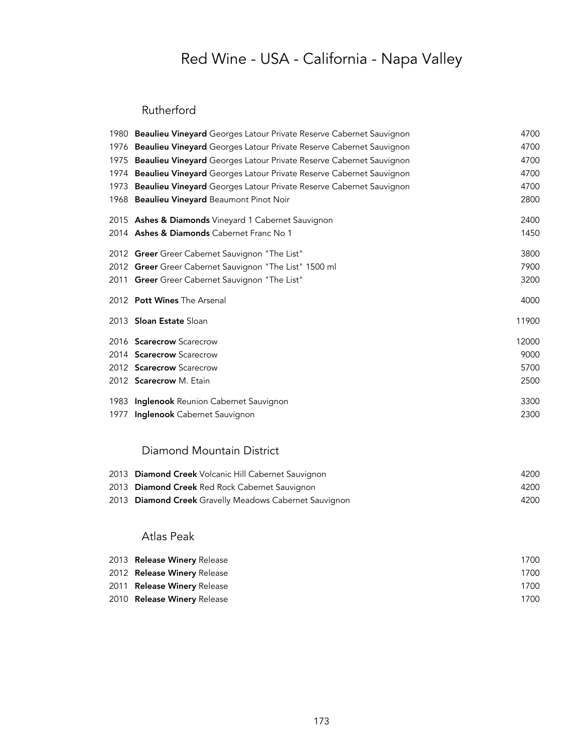# Red Wine - USA - California - Napa Valley

## Rutherford

| Vintage | Wine | Price |
|---|---|---|
| 1980 | **Beaulieu Vineyard** Georges Latour Private Reserve Cabernet Sauvignon | 4700 |
| 1976 | **Beaulieu Vineyard** Georges Latour Private Reserve Cabernet Sauvignon | 4700 |
| 1975 | **Beaulieu Vineyard** Georges Latour Private Reserve Cabernet Sauvignon | 4700 |
| 1974 | **Beaulieu Vineyard** Georges Latour Private Reserve Cabernet Sauvignon | 4700 |
| 1973 | **Beaulieu Vineyard** Georges Latour Private Reserve Cabernet Sauvignon | 4700 |
| 1968 | **Beaulieu Vineyard** Beaumont Pinot Noir | 2800 |
| 2015 | **Ashes & Diamonds** Vineyard 1 Cabernet Sauvignon | 2400 |
| 2014 | **Ashes & Diamonds** Cabernet Franc No 1 | 1450 |
| 2012 | **Greer** Greer Cabernet Sauvignon "The List" | 3800 |
| 2012 | **Greer** Greer Cabernet Sauvignon "The List" 1500 ml | 7900 |
| 2011 | **Greer** Greer Cabernet Sauvignon "The List" | 3200 |
| 2012 | **Pott Wines** The Arsenal | 4000 |
| 2013 | **Sloan Estate** Sloan | 11900 |
| 2016 | **Scarecrow** Scarecrow | 12000 |
| 2014 | **Scarecrow** Scarecrow | 9000 |
| 2012 | **Scarecrow** Scarecrow | 5700 |
| 2012 | **Scarecrow** M. Etain | 2500 |
| 1983 | **Inglenook** Reunion Cabernet Sauvignon | 3300 |
| 1977 | **Inglenook** Cabernet Sauvignon | 2300 |

## Diamond Mountain District

| Vintage | Wine | Price |
|---|---|---|
| 2013 | **Diamond Creek** Volcanic Hill Cabernet Sauvignon | 4200 |
| 2013 | **Diamond Creek** Red Rock Cabernet Sauvignon | 4200 |
| 2013 | **Diamond Creek** Gravelly Meadows Cabernet Sauvignon | 4200 |

## Atlas Peak

| Vintage | Wine | Price |
|---|---|---|
| 2013 | **Release Winery** Release | 1700 |
| 2012 | **Release Winery** Release | 1700 |
| 2011 | **Release Winery** Release | 1700 |
| 2010 | **Release Winery** Release | 1700 |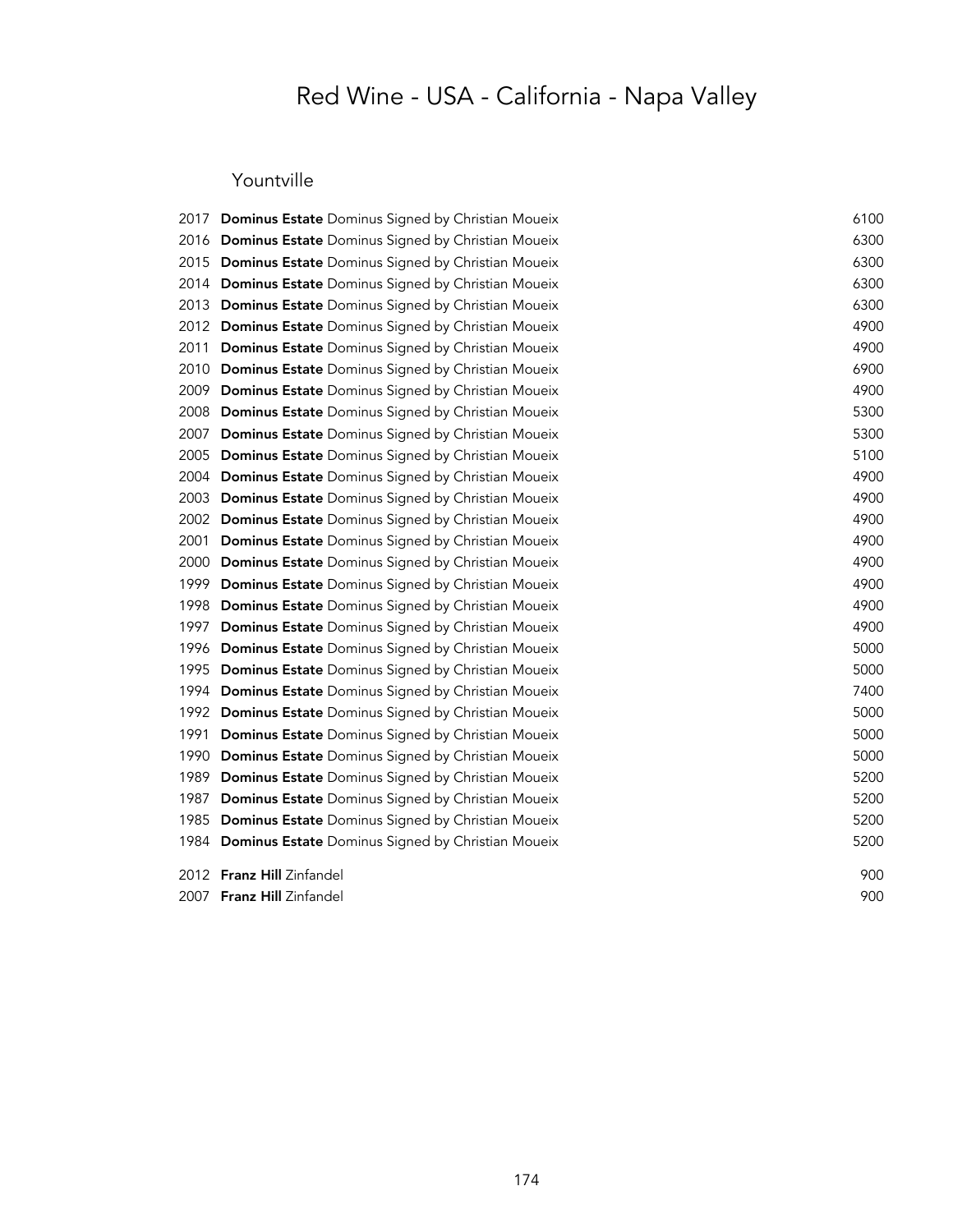# Red Wine - USA - California - Napa Valley

## Yountville

| | | |
|---|---|---|
| 2017 | **Dominus Estate** Dominus Signed by Christian Moueix | 6100 |
| 2016 | **Dominus Estate** Dominus Signed by Christian Moueix | 6300 |
| 2015 | **Dominus Estate** Dominus Signed by Christian Moueix | 6300 |
| 2014 | **Dominus Estate** Dominus Signed by Christian Moueix | 6300 |
| 2013 | **Dominus Estate** Dominus Signed by Christian Moueix | 6300 |
| 2012 | **Dominus Estate** Dominus Signed by Christian Moueix | 4900 |
| 2011 | **Dominus Estate** Dominus Signed by Christian Moueix | 4900 |
| 2010 | **Dominus Estate** Dominus Signed by Christian Moueix | 6900 |
| 2009 | **Dominus Estate** Dominus Signed by Christian Moueix | 4900 |
| 2008 | **Dominus Estate** Dominus Signed by Christian Moueix | 5300 |
| 2007 | **Dominus Estate** Dominus Signed by Christian Moueix | 5300 |
| 2005 | **Dominus Estate** Dominus Signed by Christian Moueix | 5100 |
| 2004 | **Dominus Estate** Dominus Signed by Christian Moueix | 4900 |
| 2003 | **Dominus Estate** Dominus Signed by Christian Moueix | 4900 |
| 2002 | **Dominus Estate** Dominus Signed by Christian Moueix | 4900 |
| 2001 | **Dominus Estate** Dominus Signed by Christian Moueix | 4900 |
| 2000 | **Dominus Estate** Dominus Signed by Christian Moueix | 4900 |
| 1999 | **Dominus Estate** Dominus Signed by Christian Moueix | 4900 |
| 1998 | **Dominus Estate** Dominus Signed by Christian Moueix | 4900 |
| 1997 | **Dominus Estate** Dominus Signed by Christian Moueix | 4900 |
| 1996 | **Dominus Estate** Dominus Signed by Christian Moueix | 5000 |
| 1995 | **Dominus Estate** Dominus Signed by Christian Moueix | 5000 |
| 1994 | **Dominus Estate** Dominus Signed by Christian Moueix | 7400 |
| 1992 | **Dominus Estate** Dominus Signed by Christian Moueix | 5000 |
| 1991 | **Dominus Estate** Dominus Signed by Christian Moueix | 5000 |
| 1990 | **Dominus Estate** Dominus Signed by Christian Moueix | 5000 |
| 1989 | **Dominus Estate** Dominus Signed by Christian Moueix | 5200 |
| 1987 | **Dominus Estate** Dominus Signed by Christian Moueix | 5200 |
| 1985 | **Dominus Estate** Dominus Signed by Christian Moueix | 5200 |
| 1984 | **Dominus Estate** Dominus Signed by Christian Moueix | 5200 |
| 2012 | **Franz Hill** Zinfandel | 900 |
| 2007 | **Franz Hill** Zinfandel | 900 |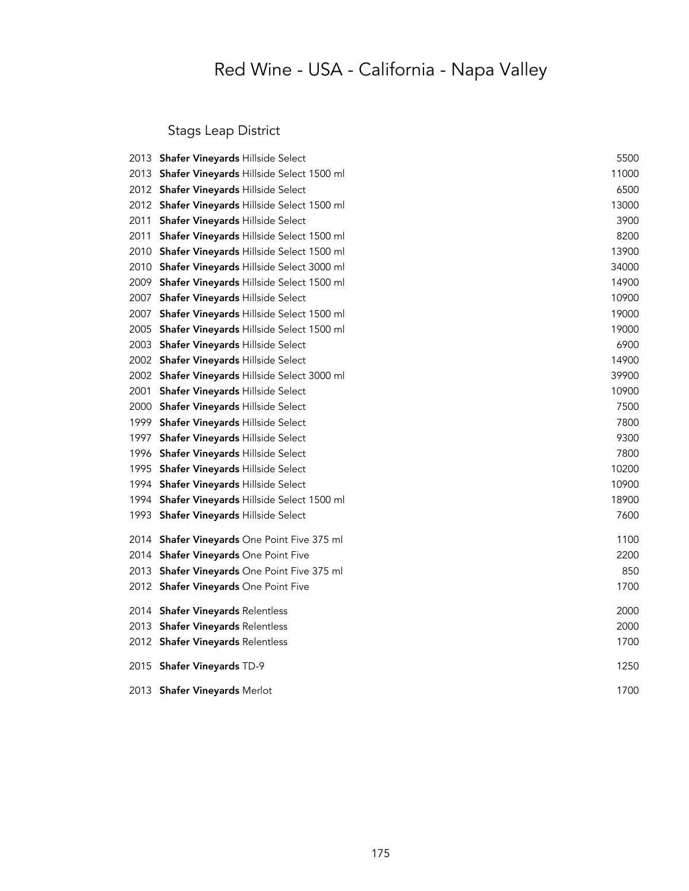# Red Wine - USA - California - Napa Valley

## Stags Leap District

| Vintage | Wine | Price |
|---|---|---|
| 2013 | **Shafer Vineyards** Hillside Select | 5500 |
| 2013 | **Shafer Vineyards** Hillside Select 1500 ml | 11000 |
| 2012 | **Shafer Vineyards** Hillside Select | 6500 |
| 2012 | **Shafer Vineyards** Hillside Select 1500 ml | 13000 |
| 2011 | **Shafer Vineyards** Hillside Select | 3900 |
| 2011 | **Shafer Vineyards** Hillside Select 1500 ml | 8200 |
| 2010 | **Shafer Vineyards** Hillside Select 1500 ml | 13900 |
| 2010 | **Shafer Vineyards** Hillside Select 3000 ml | 34000 |
| 2009 | **Shafer Vineyards** Hillside Select 1500 ml | 14900 |
| 2007 | **Shafer Vineyards** Hillside Select | 10900 |
| 2007 | **Shafer Vineyards** Hillside Select 1500 ml | 19000 |
| 2005 | **Shafer Vineyards** Hillside Select 1500 ml | 19000 |
| 2003 | **Shafer Vineyards** Hillside Select | 6900 |
| 2002 | **Shafer Vineyards** Hillside Select | 14900 |
| 2002 | **Shafer Vineyards** Hillside Select 3000 ml | 39900 |
| 2001 | **Shafer Vineyards** Hillside Select | 10900 |
| 2000 | **Shafer Vineyards** Hillside Select | 7500 |
| 1999 | **Shafer Vineyards** Hillside Select | 7800 |
| 1997 | **Shafer Vineyards** Hillside Select | 9300 |
| 1996 | **Shafer Vineyards** Hillside Select | 7800 |
| 1995 | **Shafer Vineyards** Hillside Select | 10200 |
| 1994 | **Shafer Vineyards** Hillside Select | 10900 |
| 1994 | **Shafer Vineyards** Hillside Select 1500 ml | 18900 |
| 1993 | **Shafer Vineyards** Hillside Select | 7600 |
| 2014 | **Shafer Vineyards** One Point Five 375 ml | 1100 |
| 2014 | **Shafer Vineyards** One Point Five | 2200 |
| 2013 | **Shafer Vineyards** One Point Five 375 ml | 850 |
| 2012 | **Shafer Vineyards** One Point Five | 1700 |
| 2014 | **Shafer Vineyards** Relentless | 2000 |
| 2013 | **Shafer Vineyards** Relentless | 2000 |
| 2012 | **Shafer Vineyards** Relentless | 1700 |
| 2015 | **Shafer Vineyards** TD-9 | 1250 |
| 2013 | **Shafer Vineyards** Merlot | 1700 |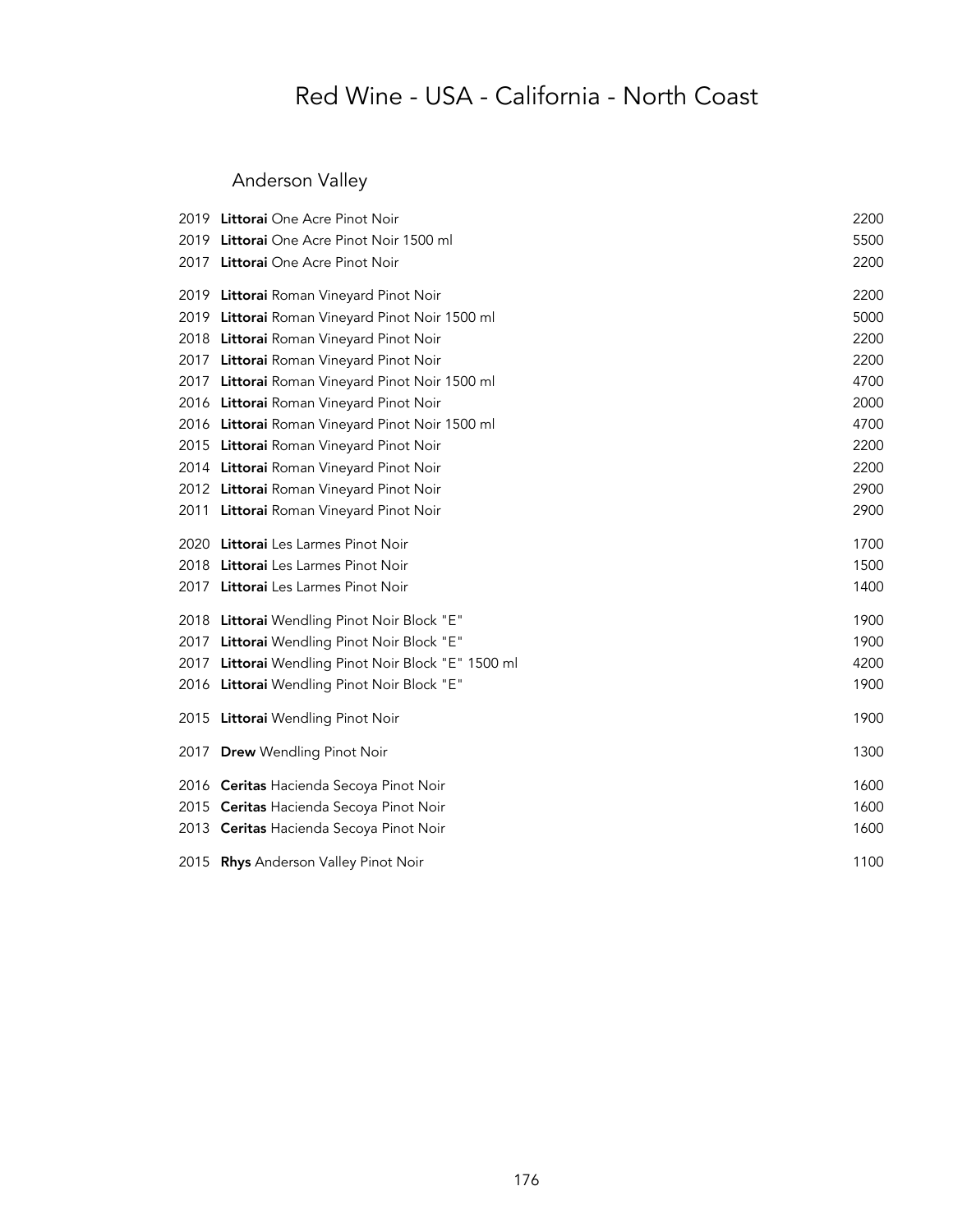# Red Wine - USA - California - North Coast

## Anderson Valley

| Vintage | Wine | Price |
|---|---|---|
| 2019 | **Littorai** One Acre Pinot Noir | 2200 |
| 2019 | **Littorai** One Acre Pinot Noir 1500 ml | 5500 |
| 2017 | **Littorai** One Acre Pinot Noir | 2200 |
| 2019 | **Littorai** Roman Vineyard Pinot Noir | 2200 |
| 2019 | **Littorai** Roman Vineyard Pinot Noir 1500 ml | 5000 |
| 2018 | **Littorai** Roman Vineyard Pinot Noir | 2200 |
| 2017 | **Littorai** Roman Vineyard Pinot Noir | 2200 |
| 2017 | **Littorai** Roman Vineyard Pinot Noir 1500 ml | 4700 |
| 2016 | **Littorai** Roman Vineyard Pinot Noir | 2000 |
| 2016 | **Littorai** Roman Vineyard Pinot Noir 1500 ml | 4700 |
| 2015 | **Littorai** Roman Vineyard Pinot Noir | 2200 |
| 2014 | **Littorai** Roman Vineyard Pinot Noir | 2200 |
| 2012 | **Littorai** Roman Vineyard Pinot Noir | 2900 |
| 2011 | **Littorai** Roman Vineyard Pinot Noir | 2900 |
| 2020 | **Littorai** Les Larmes Pinot Noir | 1700 |
| 2018 | **Littorai** Les Larmes Pinot Noir | 1500 |
| 2017 | **Littorai** Les Larmes Pinot Noir | 1400 |
| 2018 | **Littorai** Wendling Pinot Noir Block "E" | 1900 |
| 2017 | **Littorai** Wendling Pinot Noir Block "E" | 1900 |
| 2017 | **Littorai** Wendling Pinot Noir Block "E" 1500 ml | 4200 |
| 2016 | **Littorai** Wendling Pinot Noir Block "E" | 1900 |
| 2015 | **Littorai** Wendling Pinot Noir | 1900 |
| 2017 | **Drew** Wendling Pinot Noir | 1300 |
| 2016 | **Ceritas** Hacienda Secoya Pinot Noir | 1600 |
| 2015 | **Ceritas** Hacienda Secoya Pinot Noir | 1600 |
| 2013 | **Ceritas** Hacienda Secoya Pinot Noir | 1600 |
| 2015 | **Rhys** Anderson Valley Pinot Noir | 1100 |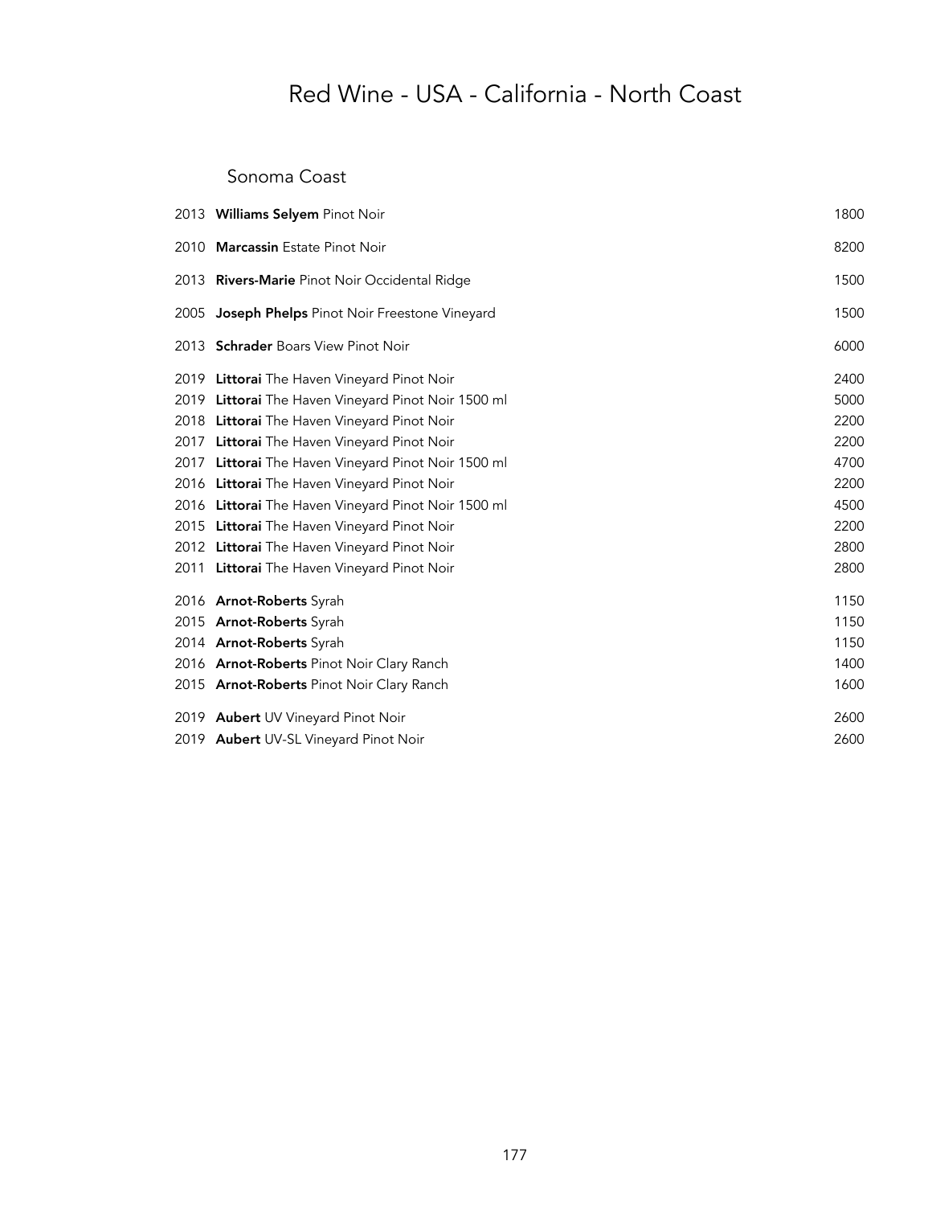# Red Wine - USA - California - North Coast

## Sonoma Coast

| Vintage | Wine | Price |
|---|---|---|
| 2013 | **Williams Selyem** Pinot Noir | 1800 |
| 2010 | **Marcassin** Estate Pinot Noir | 8200 |
| 2013 | **Rivers-Marie** Pinot Noir Occidental Ridge | 1500 |
| 2005 | **Joseph Phelps** Pinot Noir Freestone Vineyard | 1500 |
| 2013 | **Schrader** Boars View Pinot Noir | 6000 |
| 2019 | **Littorai** The Haven Vineyard Pinot Noir | 2400 |
| 2019 | **Littorai** The Haven Vineyard Pinot Noir 1500 ml | 5000 |
| 2018 | **Littorai** The Haven Vineyard Pinot Noir | 2200 |
| 2017 | **Littorai** The Haven Vineyard Pinot Noir | 2200 |
| 2017 | **Littorai** The Haven Vineyard Pinot Noir 1500 ml | 4700 |
| 2016 | **Littorai** The Haven Vineyard Pinot Noir | 2200 |
| 2016 | **Littorai** The Haven Vineyard Pinot Noir 1500 ml | 4500 |
| 2015 | **Littorai** The Haven Vineyard Pinot Noir | 2200 |
| 2012 | **Littorai** The Haven Vineyard Pinot Noir | 2800 |
| 2011 | **Littorai** The Haven Vineyard Pinot Noir | 2800 |
| 2016 | **Arnot-Roberts** Syrah | 1150 |
| 2015 | **Arnot-Roberts** Syrah | 1150 |
| 2014 | **Arnot-Roberts** Syrah | 1150 |
| 2016 | **Arnot-Roberts** Pinot Noir Clary Ranch | 1400 |
| 2015 | **Arnot-Roberts** Pinot Noir Clary Ranch | 1600 |
| 2019 | **Aubert** UV Vineyard Pinot Noir | 2600 |
| 2019 | **Aubert** UV-SL Vineyard Pinot Noir | 2600 |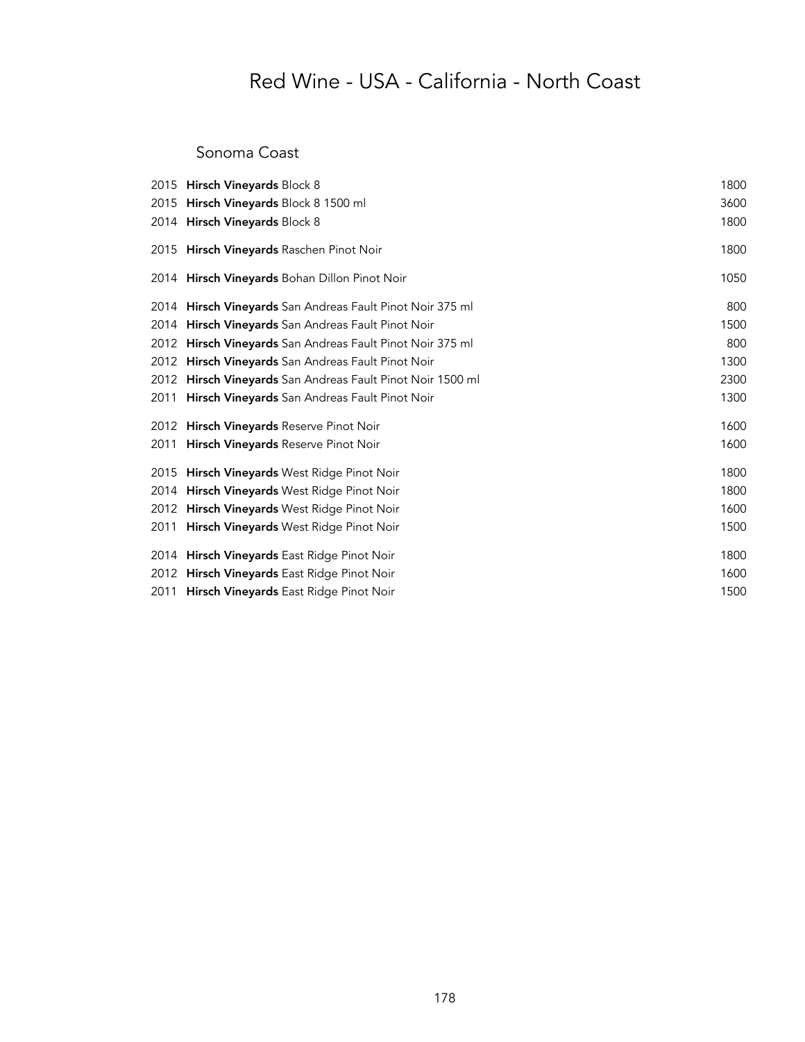# Red Wine - USA - California - North Coast

## Sonoma Coast

| Vintage | Wine | Price |
|---|---|---|
| 2015 | **Hirsch Vineyards** Block 8 | 1800 |
| 2015 | **Hirsch Vineyards** Block 8 1500 ml | 3600 |
| 2014 | **Hirsch Vineyards** Block 8 | 1800 |
| 2015 | **Hirsch Vineyards** Raschen Pinot Noir | 1800 |
| 2014 | **Hirsch Vineyards** Bohan Dillon Pinot Noir | 1050 |
| 2014 | **Hirsch Vineyards** San Andreas Fault Pinot Noir 375 ml | 800 |
| 2014 | **Hirsch Vineyards** San Andreas Fault Pinot Noir | 1500 |
| 2012 | **Hirsch Vineyards** San Andreas Fault Pinot Noir 375 ml | 800 |
| 2012 | **Hirsch Vineyards** San Andreas Fault Pinot Noir | 1300 |
| 2012 | **Hirsch Vineyards** San Andreas Fault Pinot Noir 1500 ml | 2300 |
| 2011 | **Hirsch Vineyards** San Andreas Fault Pinot Noir | 1300 |
| 2012 | **Hirsch Vineyards** Reserve Pinot Noir | 1600 |
| 2011 | **Hirsch Vineyards** Reserve Pinot Noir | 1600 |
| 2015 | **Hirsch Vineyards** West Ridge Pinot Noir | 1800 |
| 2014 | **Hirsch Vineyards** West Ridge Pinot Noir | 1800 |
| 2012 | **Hirsch Vineyards** West Ridge Pinot Noir | 1600 |
| 2011 | **Hirsch Vineyards** West Ridge Pinot Noir | 1500 |
| 2014 | **Hirsch Vineyards** East Ridge Pinot Noir | 1800 |
| 2012 | **Hirsch Vineyards** East Ridge Pinot Noir | 1600 |
| 2011 | **Hirsch Vineyards** East Ridge Pinot Noir | 1500 |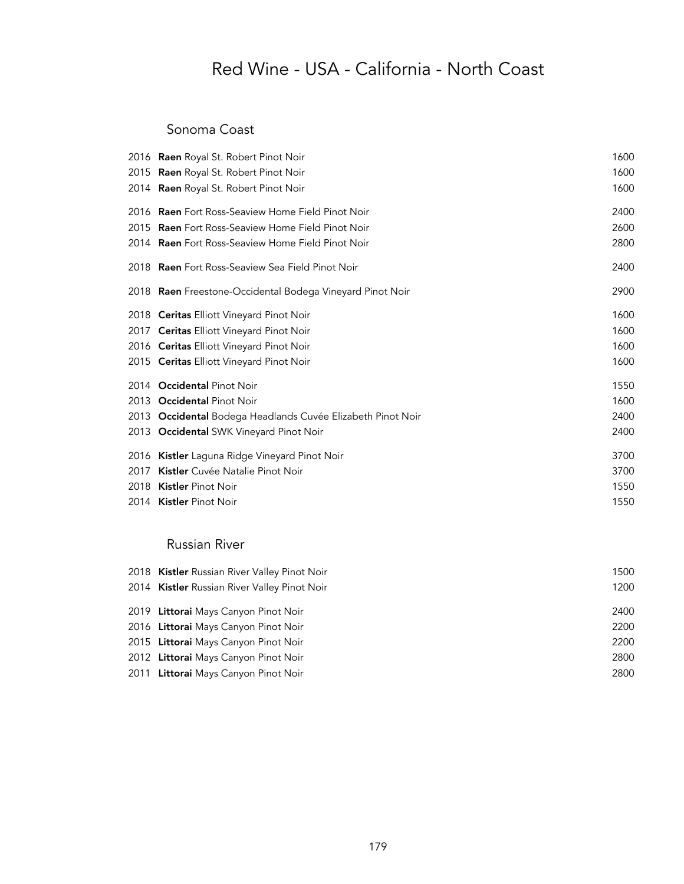# Red Wine - USA - California - North Coast

## Sonoma Coast

| Vintage | Wine | Price |
|---|---|---|
| 2016 | **Raen** Royal St. Robert Pinot Noir | 1600 |
| 2015 | **Raen** Royal St. Robert Pinot Noir | 1600 |
| 2014 | **Raen** Royal St. Robert Pinot Noir | 1600 |
| 2016 | **Raen** Fort Ross-Seaview Home Field Pinot Noir | 2400 |
| 2015 | **Raen** Fort Ross-Seaview Home Field Pinot Noir | 2600 |
| 2014 | **Raen** Fort Ross-Seaview Home Field Pinot Noir | 2800 |
| 2018 | **Raen** Fort Ross-Seaview Sea Field Pinot Noir | 2400 |
| 2018 | **Raen** Freestone-Occidental Bodega Vineyard Pinot Noir | 2900 |
| 2018 | **Ceritas** Elliott Vineyard Pinot Noir | 1600 |
| 2017 | **Ceritas** Elliott Vineyard Pinot Noir | 1600 |
| 2016 | **Ceritas** Elliott Vineyard Pinot Noir | 1600 |
| 2015 | **Ceritas** Elliott Vineyard Pinot Noir | 1600 |
| 2014 | **Occidental** Pinot Noir | 1550 |
| 2013 | **Occidental** Pinot Noir | 1600 |
| 2013 | **Occidental** Bodega Headlands Cuvée Elizabeth Pinot Noir | 2400 |
| 2013 | **Occidental** SWK Vineyard Pinot Noir | 2400 |
| 2016 | **Kistler** Laguna Ridge Vineyard Pinot Noir | 3700 |
| 2017 | **Kistler** Cuvée Natalie Pinot Noir | 3700 |
| 2018 | **Kistler** Pinot Noir | 1550 |
| 2014 | **Kistler** Pinot Noir | 1550 |

## Russian River

| Vintage | Wine | Price |
|---|---|---|
| 2018 | **Kistler** Russian River Valley Pinot Noir | 1500 |
| 2014 | **Kistler** Russian River Valley Pinot Noir | 1200 |
| 2019 | **Littorai** Mays Canyon Pinot Noir | 2400 |
| 2016 | **Littorai** Mays Canyon Pinot Noir | 2200 |
| 2015 | **Littorai** Mays Canyon Pinot Noir | 2200 |
| 2012 | **Littorai** Mays Canyon Pinot Noir | 2800 |
| 2011 | **Littorai** Mays Canyon Pinot Noir | 2800 |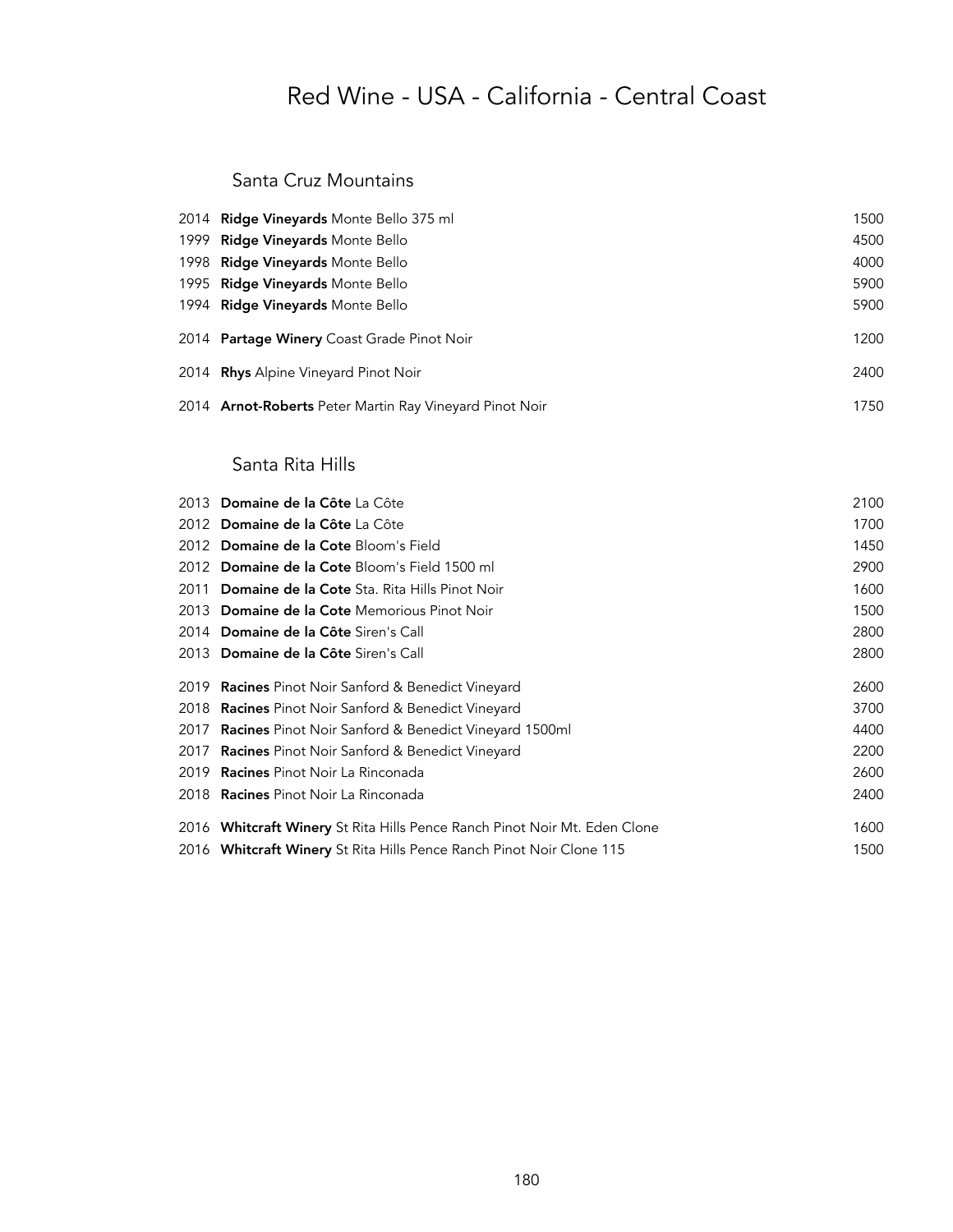# Red Wine - USA - California - Central Coast

## Santa Cruz Mountains

| | | |
|---|---|---|
| 2014 | **Ridge Vineyards** Monte Bello 375 ml | 1500 |
| 1999 | **Ridge Vineyards** Monte Bello | 4500 |
| 1998 | **Ridge Vineyards** Monte Bello | 4000 |
| 1995 | **Ridge Vineyards** Monte Bello | 5900 |
| 1994 | **Ridge Vineyards** Monte Bello | 5900 |
| 2014 | **Partage Winery** Coast Grade Pinot Noir | 1200 |
| 2014 | **Rhys** Alpine Vineyard Pinot Noir | 2400 |
| 2014 | **Arnot-Roberts** Peter Martin Ray Vineyard Pinot Noir | 1750 |

## Santa Rita Hills

| | | |
|---|---|---|
| 2013 | **Domaine de la Côte** La Côte | 2100 |
| 2012 | **Domaine de la Côte** La Côte | 1700 |
| 2012 | **Domaine de la Cote** Bloom's Field | 1450 |
| 2012 | **Domaine de la Cote** Bloom's Field 1500 ml | 2900 |
| 2011 | **Domaine de la Cote** Sta. Rita Hills Pinot Noir | 1600 |
| 2013 | **Domaine de la Cote** Memorious Pinot Noir | 1500 |
| 2014 | **Domaine de la Côte** Siren's Call | 2800 |
| 2013 | **Domaine de la Côte** Siren's Call | 2800 |
| 2019 | **Racines** Pinot Noir Sanford & Benedict Vineyard | 2600 |
| 2018 | **Racines** Pinot Noir Sanford & Benedict Vineyard | 3700 |
| 2017 | **Racines** Pinot Noir Sanford & Benedict Vineyard 1500ml | 4400 |
| 2017 | **Racines** Pinot Noir Sanford & Benedict Vineyard | 2200 |
| 2019 | **Racines** Pinot Noir La Rinconada | 2600 |
| 2018 | **Racines** Pinot Noir La Rinconada | 2400 |
| 2016 | **Whitcraft Winery** St Rita Hills Pence Ranch Pinot Noir Mt. Eden Clone | 1600 |
| 2016 | **Whitcraft Winery** St Rita Hills Pence Ranch Pinot Noir Clone 115 | 1500 |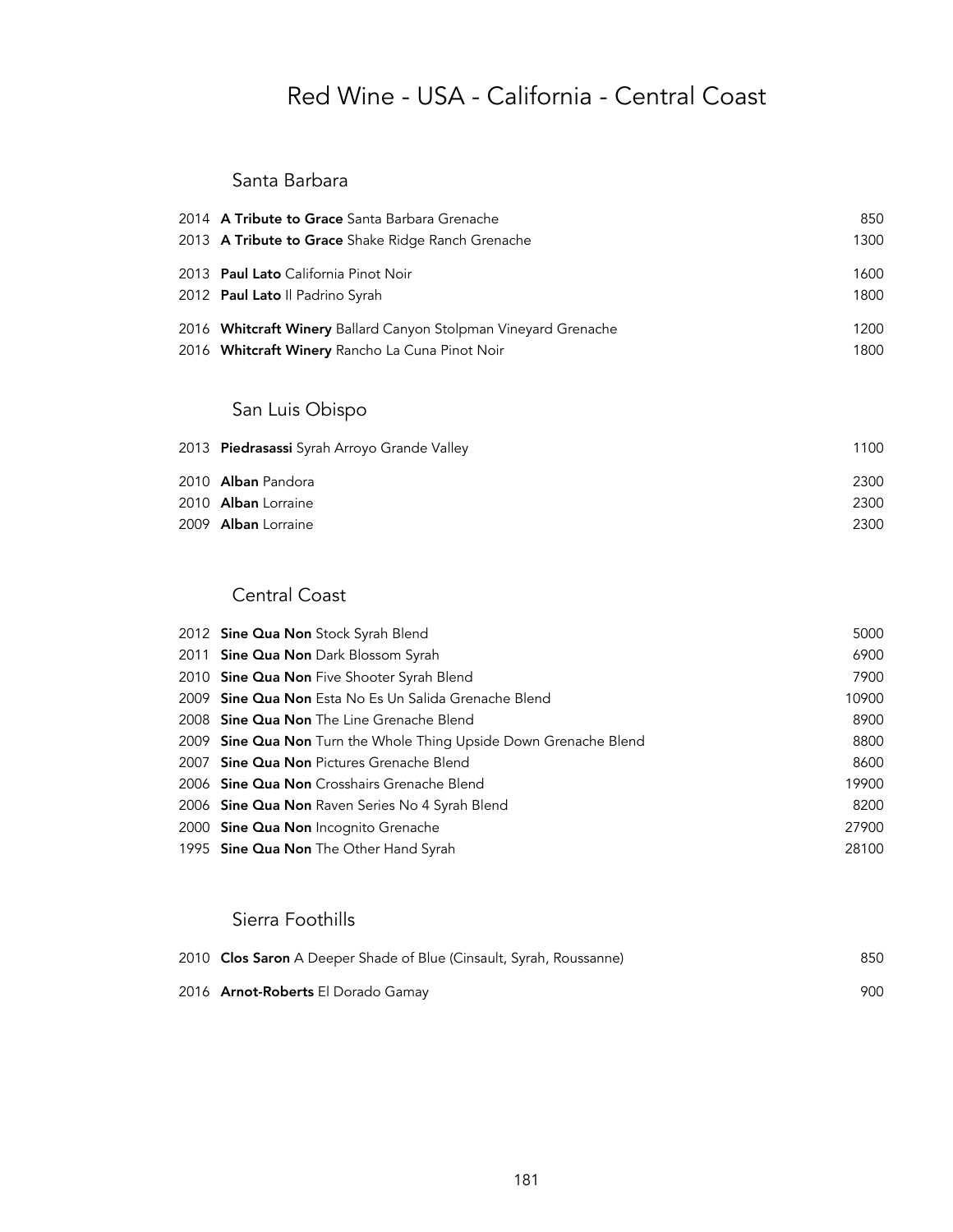# Red Wine - USA - California - Central Coast

## Santa Barbara

| | | |
|---|---|---|
| 2014 | **A Tribute to Grace** Santa Barbara Grenache | 850 |
| 2013 | **A Tribute to Grace** Shake Ridge Ranch Grenache | 1300 |
| 2013 | **Paul Lato** California Pinot Noir | 1600 |
| 2012 | **Paul Lato** Il Padrino Syrah | 1800 |
| 2016 | **Whitcraft Winery** Ballard Canyon Stolpman Vineyard Grenache | 1200 |
| 2016 | **Whitcraft Winery** Rancho La Cuna Pinot Noir | 1800 |

## San Luis Obispo

| | | |
|---|---|---|
| 2013 | **Piedrasassi** Syrah Arroyo Grande Valley | 1100 |
| 2010 | **Alban** Pandora | 2300 |
| 2010 | **Alban** Lorraine | 2300 |
| 2009 | **Alban** Lorraine | 2300 |

## Central Coast

| | | |
|---|---|---|
| 2012 | **Sine Qua Non** Stock Syrah Blend | 5000 |
| 2011 | **Sine Qua Non** Dark Blossom Syrah | 6900 |
| 2010 | **Sine Qua Non** Five Shooter Syrah Blend | 7900 |
| 2009 | **Sine Qua Non** Esta No Es Un Salida Grenache Blend | 10900 |
| 2008 | **Sine Qua Non** The Line Grenache Blend | 8900 |
| 2009 | **Sine Qua Non** Turn the Whole Thing Upside Down Grenache Blend | 8800 |
| 2007 | **Sine Qua Non** Pictures Grenache Blend | 8600 |
| 2006 | **Sine Qua Non** Crosshairs Grenache Blend | 19900 |
| 2006 | **Sine Qua Non** Raven Series No 4 Syrah Blend | 8200 |
| 2000 | **Sine Qua Non** Incognito Grenache | 27900 |
| 1995 | **Sine Qua Non** The Other Hand Syrah | 28100 |

## Sierra Foothills

| | | |
|---|---|---|
| 2010 | **Clos Saron** A Deeper Shade of Blue (Cinsault, Syrah, Roussanne) | 850 |
| 2016 | **Arnot-Roberts** El Dorado Gamay | 900 |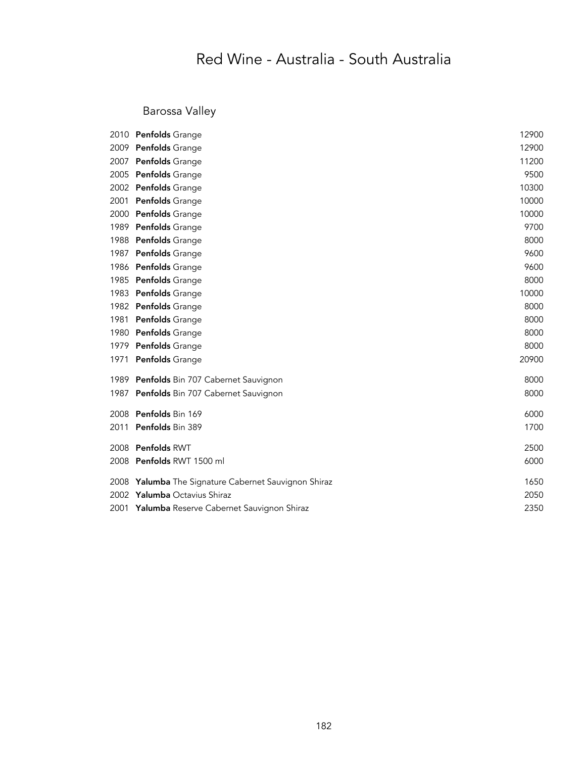# Red Wine - Australia - South Australia

## Barossa Valley

| | | |
|---|---|---|
| 2010 | **Penfolds** Grange | 12900 |
| 2009 | **Penfolds** Grange | 12900 |
| 2007 | **Penfolds** Grange | 11200 |
| 2005 | **Penfolds** Grange | 9500 |
| 2002 | **Penfolds** Grange | 10300 |
| 2001 | **Penfolds** Grange | 10000 |
| 2000 | **Penfolds** Grange | 10000 |
| 1989 | **Penfolds** Grange | 9700 |
| 1988 | **Penfolds** Grange | 8000 |
| 1987 | **Penfolds** Grange | 9600 |
| 1986 | **Penfolds** Grange | 9600 |
| 1985 | **Penfolds** Grange | 8000 |
| 1983 | **Penfolds** Grange | 10000 |
| 1982 | **Penfolds** Grange | 8000 |
| 1981 | **Penfolds** Grange | 8000 |
| 1980 | **Penfolds** Grange | 8000 |
| 1979 | **Penfolds** Grange | 8000 |
| 1971 | **Penfolds** Grange | 20900 |
| 1989 | **Penfolds** Bin 707 Cabernet Sauvignon | 8000 |
| 1987 | **Penfolds** Bin 707 Cabernet Sauvignon | 8000 |
| 2008 | **Penfolds** Bin 169 | 6000 |
| 2011 | **Penfolds** Bin 389 | 1700 |
| 2008 | **Penfolds** RWT | 2500 |
| 2008 | **Penfolds** RWT 1500 ml | 6000 |
| 2008 | **Yalumba** The Signature Cabernet Sauvignon Shiraz | 1650 |
| 2002 | **Yalumba** Octavius Shiraz | 2050 |
| 2001 | **Yalumba** Reserve Cabernet Sauvignon Shiraz | 2350 |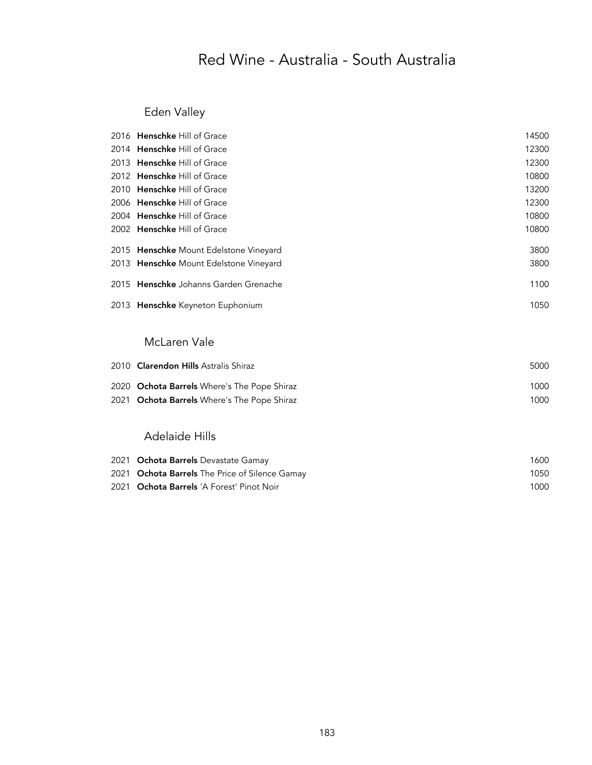# Red Wine - Australia - South Australia

## Eden Valley

| Vintage | Wine | Price |
|---|---|---|
| 2016 | **Henschke** Hill of Grace | 14500 |
| 2014 | **Henschke** Hill of Grace | 12300 |
| 2013 | **Henschke** Hill of Grace | 12300 |
| 2012 | **Henschke** Hill of Grace | 10800 |
| 2010 | **Henschke** Hill of Grace | 13200 |
| 2006 | **Henschke** Hill of Grace | 12300 |
| 2004 | **Henschke** Hill of Grace | 10800 |
| 2002 | **Henschke** Hill of Grace | 10800 |
| 2015 | **Henschke** Mount Edelstone Vineyard | 3800 |
| 2013 | **Henschke** Mount Edelstone Vineyard | 3800 |
| 2015 | **Henschke** Johanns Garden Grenache | 1100 |
| 2013 | **Henschke** Keyneton Euphonium | 1050 |

## McLaren Vale

| Vintage | Wine | Price |
|---|---|---|
| 2010 | **Clarendon Hills** Astralis Shiraz | 5000 |
| 2020 | **Ochota Barrels** Where's The Pope Shiraz | 1000 |
| 2021 | **Ochota Barrels** Where's The Pope Shiraz | 1000 |

## Adelaide Hills

| Vintage | Wine | Price |
|---|---|---|
| 2021 | **Ochota Barrels** Devastate Gamay | 1600 |
| 2021 | **Ochota Barrels** The Price of Silence Gamay | 1050 |
| 2021 | **Ochota Barrels** 'A Forest' Pinot Noir | 1000 |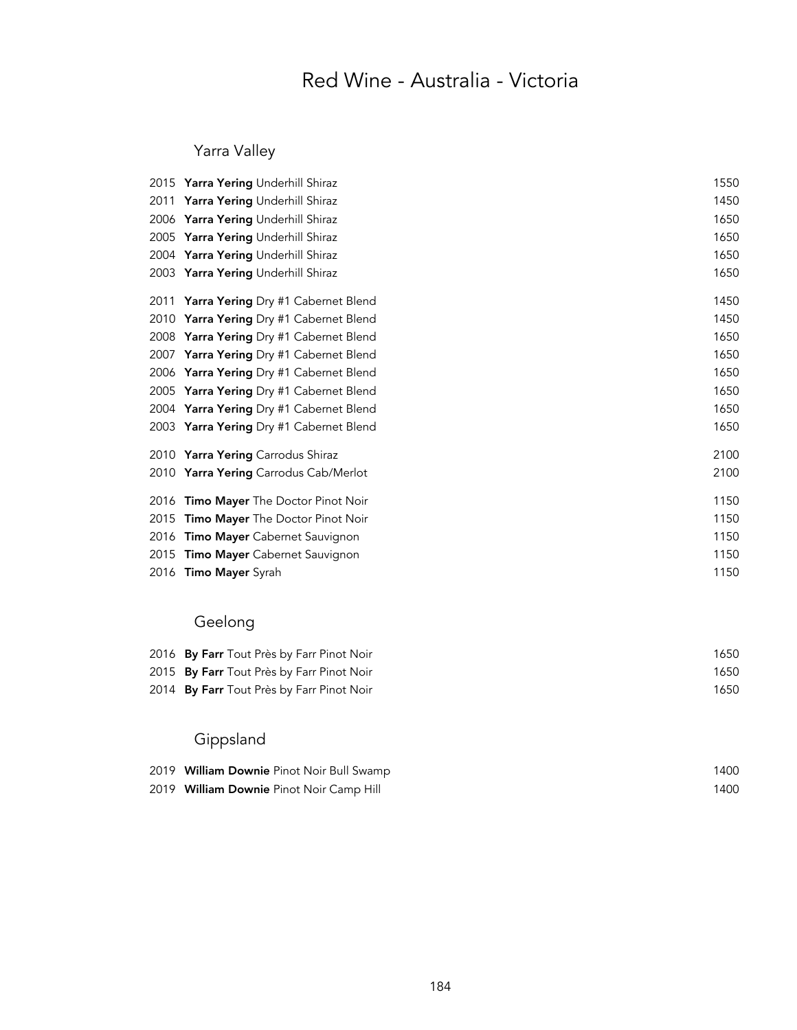# Red Wine - Australia - Victoria

## Yarra Valley

| Year | Wine | Price |
|---|---|---|
| 2015 | **Yarra Yering** Underhill Shiraz | 1550 |
| 2011 | **Yarra Yering** Underhill Shiraz | 1450 |
| 2006 | **Yarra Yering** Underhill Shiraz | 1650 |
| 2005 | **Yarra Yering** Underhill Shiraz | 1650 |
| 2004 | **Yarra Yering** Underhill Shiraz | 1650 |
| 2003 | **Yarra Yering** Underhill Shiraz | 1650 |
| 2011 | **Yarra Yering** Dry #1 Cabernet Blend | 1450 |
| 2010 | **Yarra Yering** Dry #1 Cabernet Blend | 1450 |
| 2008 | **Yarra Yering** Dry #1 Cabernet Blend | 1650 |
| 2007 | **Yarra Yering** Dry #1 Cabernet Blend | 1650 |
| 2006 | **Yarra Yering** Dry #1 Cabernet Blend | 1650 |
| 2005 | **Yarra Yering** Dry #1 Cabernet Blend | 1650 |
| 2004 | **Yarra Yering** Dry #1 Cabernet Blend | 1650 |
| 2003 | **Yarra Yering** Dry #1 Cabernet Blend | 1650 |
| 2010 | **Yarra Yering** Carrodus Shiraz | 2100 |
| 2010 | **Yarra Yering** Carrodus Cab/Merlot | 2100 |
| 2016 | **Timo Mayer** The Doctor Pinot Noir | 1150 |
| 2015 | **Timo Mayer** The Doctor Pinot Noir | 1150 |
| 2016 | **Timo Mayer** Cabernet Sauvignon | 1150 |
| 2015 | **Timo Mayer** Cabernet Sauvignon | 1150 |
| 2016 | **Timo Mayer** Syrah | 1150 |

## Geelong

| Year | Wine | Price |
|---|---|---|
| 2016 | **By Farr** Tout Près by Farr Pinot Noir | 1650 |
| 2015 | **By Farr** Tout Près by Farr Pinot Noir | 1650 |
| 2014 | **By Farr** Tout Près by Farr Pinot Noir | 1650 |

## Gippsland

| Year | Wine | Price |
|---|---|---|
| 2019 | **William Downie** Pinot Noir Bull Swamp | 1400 |
| 2019 | **William Downie** Pinot Noir Camp Hill | 1400 |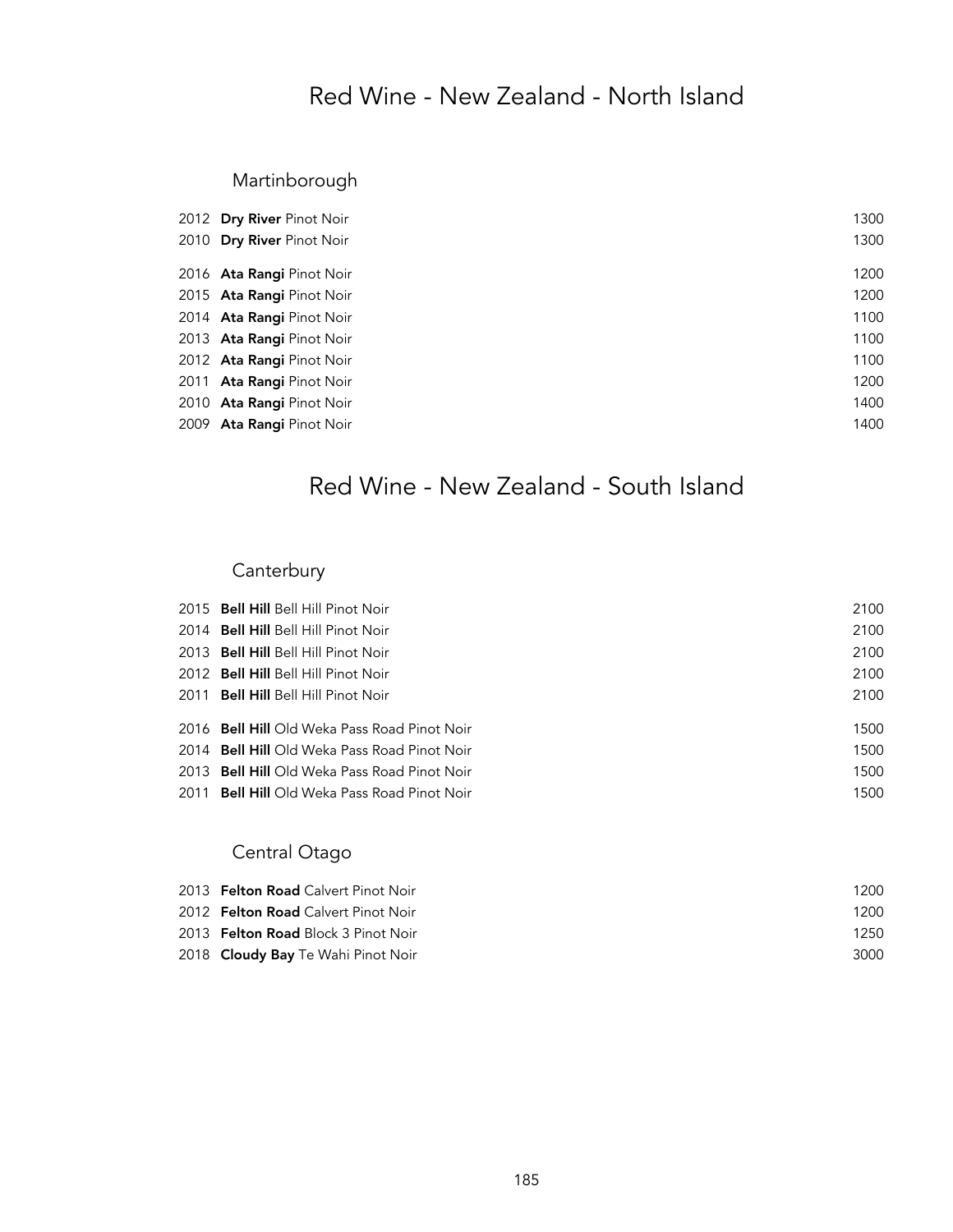# Red Wine - New Zealand - North Island

## Martinborough

| Vintage | Wine | Price |
|---|---|---|
| 2012 | **Dry River** Pinot Noir | 1300 |
| 2010 | **Dry River** Pinot Noir | 1300 |
| 2016 | **Ata Rangi** Pinot Noir | 1200 |
| 2015 | **Ata Rangi** Pinot Noir | 1200 |
| 2014 | **Ata Rangi** Pinot Noir | 1100 |
| 2013 | **Ata Rangi** Pinot Noir | 1100 |
| 2012 | **Ata Rangi** Pinot Noir | 1100 |
| 2011 | **Ata Rangi** Pinot Noir | 1200 |
| 2010 | **Ata Rangi** Pinot Noir | 1400 |
| 2009 | **Ata Rangi** Pinot Noir | 1400 |

# Red Wine - New Zealand - South Island

## Canterbury

| Vintage | Wine | Price |
|---|---|---|
| 2015 | **Bell Hill** Bell Hill Pinot Noir | 2100 |
| 2014 | **Bell Hill** Bell Hill Pinot Noir | 2100 |
| 2013 | **Bell Hill** Bell Hill Pinot Noir | 2100 |
| 2012 | **Bell Hill** Bell Hill Pinot Noir | 2100 |
| 2011 | **Bell Hill** Bell Hill Pinot Noir | 2100 |
| 2016 | **Bell Hill** Old Weka Pass Road Pinot Noir | 1500 |
| 2014 | **Bell Hill** Old Weka Pass Road Pinot Noir | 1500 |
| 2013 | **Bell Hill** Old Weka Pass Road Pinot Noir | 1500 |
| 2011 | **Bell Hill** Old Weka Pass Road Pinot Noir | 1500 |

## Central Otago

| Vintage | Wine | Price |
|---|---|---|
| 2013 | **Felton Road** Calvert Pinot Noir | 1200 |
| 2012 | **Felton Road** Calvert Pinot Noir | 1200 |
| 2013 | **Felton Road** Block 3 Pinot Noir | 1250 |
| 2018 | **Cloudy Bay** Te Wahi Pinot Noir | 3000 |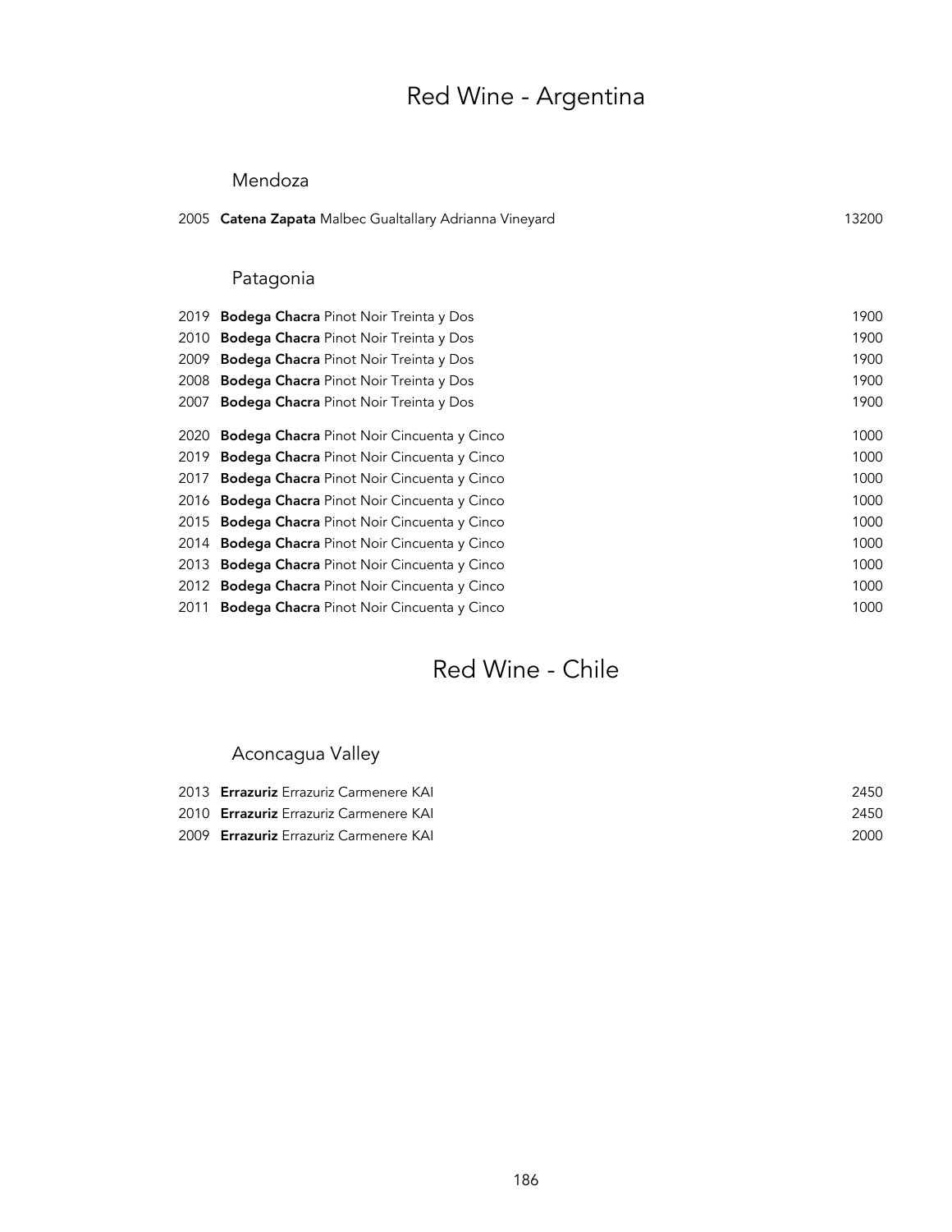# Red Wine - Argentina

## Mendoza

| | | |
|---|---|---|
| 2005 | **Catena Zapata** Malbec Gualtallary Adrianna Vineyard | 13200 |

## Patagonia

| | | |
|---|---|---|
| 2019 | **Bodega Chacra** Pinot Noir Treinta y Dos | 1900 |
| 2010 | **Bodega Chacra** Pinot Noir Treinta y Dos | 1900 |
| 2009 | **Bodega Chacra** Pinot Noir Treinta y Dos | 1900 |
| 2008 | **Bodega Chacra** Pinot Noir Treinta y Dos | 1900 |
| 2007 | **Bodega Chacra** Pinot Noir Treinta y Dos | 1900 |
| 2020 | **Bodega Chacra** Pinot Noir Cincuenta y Cinco | 1000 |
| 2019 | **Bodega Chacra** Pinot Noir Cincuenta y Cinco | 1000 |
| 2017 | **Bodega Chacra** Pinot Noir Cincuenta y Cinco | 1000 |
| 2016 | **Bodega Chacra** Pinot Noir Cincuenta y Cinco | 1000 |
| 2015 | **Bodega Chacra** Pinot Noir Cincuenta y Cinco | 1000 |
| 2014 | **Bodega Chacra** Pinot Noir Cincuenta y Cinco | 1000 |
| 2013 | **Bodega Chacra** Pinot Noir Cincuenta y Cinco | 1000 |
| 2012 | **Bodega Chacra** Pinot Noir Cincuenta y Cinco | 1000 |
| 2011 | **Bodega Chacra** Pinot Noir Cincuenta y Cinco | 1000 |

# Red Wine - Chile

## Aconcagua Valley

| | | |
|---|---|---|
| 2013 | **Errazuriz** Errazuriz Carmenere KAI | 2450 |
| 2010 | **Errazuriz** Errazuriz Carmenere KAI | 2450 |
| 2009 | **Errazuriz** Errazuriz Carmenere KAI | 2000 |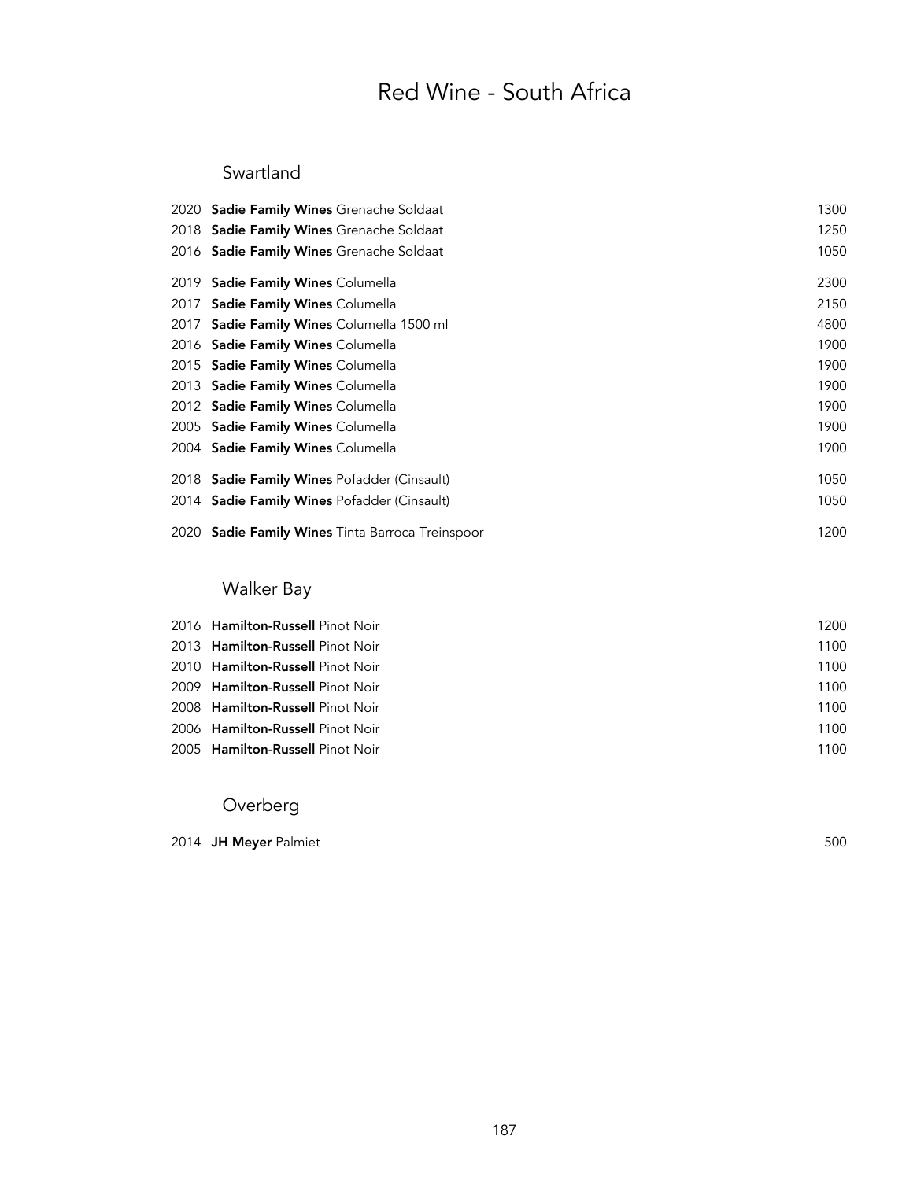# Red Wine - South Africa

## Swartland

| Vintage | Wine | Price |
|---|---|---|
| 2020 | **Sadie Family Wines** Grenache Soldaat | 1300 |
| 2018 | **Sadie Family Wines** Grenache Soldaat | 1250 |
| 2016 | **Sadie Family Wines** Grenache Soldaat | 1050 |
| 2019 | **Sadie Family Wines** Columella | 2300 |
| 2017 | **Sadie Family Wines** Columella | 2150 |
| 2017 | **Sadie Family Wines** Columella 1500 ml | 4800 |
| 2016 | **Sadie Family Wines** Columella | 1900 |
| 2015 | **Sadie Family Wines** Columella | 1900 |
| 2013 | **Sadie Family Wines** Columella | 1900 |
| 2012 | **Sadie Family Wines** Columella | 1900 |
| 2005 | **Sadie Family Wines** Columella | 1900 |
| 2004 | **Sadie Family Wines** Columella | 1900 |
| 2018 | **Sadie Family Wines** Pofadder (Cinsault) | 1050 |
| 2014 | **Sadie Family Wines** Pofadder (Cinsault) | 1050 |
| 2020 | **Sadie Family Wines** Tinta Barroca Treinspoor | 1200 |

## Walker Bay

| Vintage | Wine | Price |
|---|---|---|
| 2016 | **Hamilton-Russell** Pinot Noir | 1200 |
| 2013 | **Hamilton-Russell** Pinot Noir | 1100 |
| 2010 | **Hamilton-Russell** Pinot Noir | 1100 |
| 2009 | **Hamilton-Russell** Pinot Noir | 1100 |
| 2008 | **Hamilton-Russell** Pinot Noir | 1100 |
| 2006 | **Hamilton-Russell** Pinot Noir | 1100 |
| 2005 | **Hamilton-Russell** Pinot Noir | 1100 |

## Overberg

| Vintage | Wine | Price |
|---|---|---|
| 2014 | **JH Meyer** Palmiet | 500 |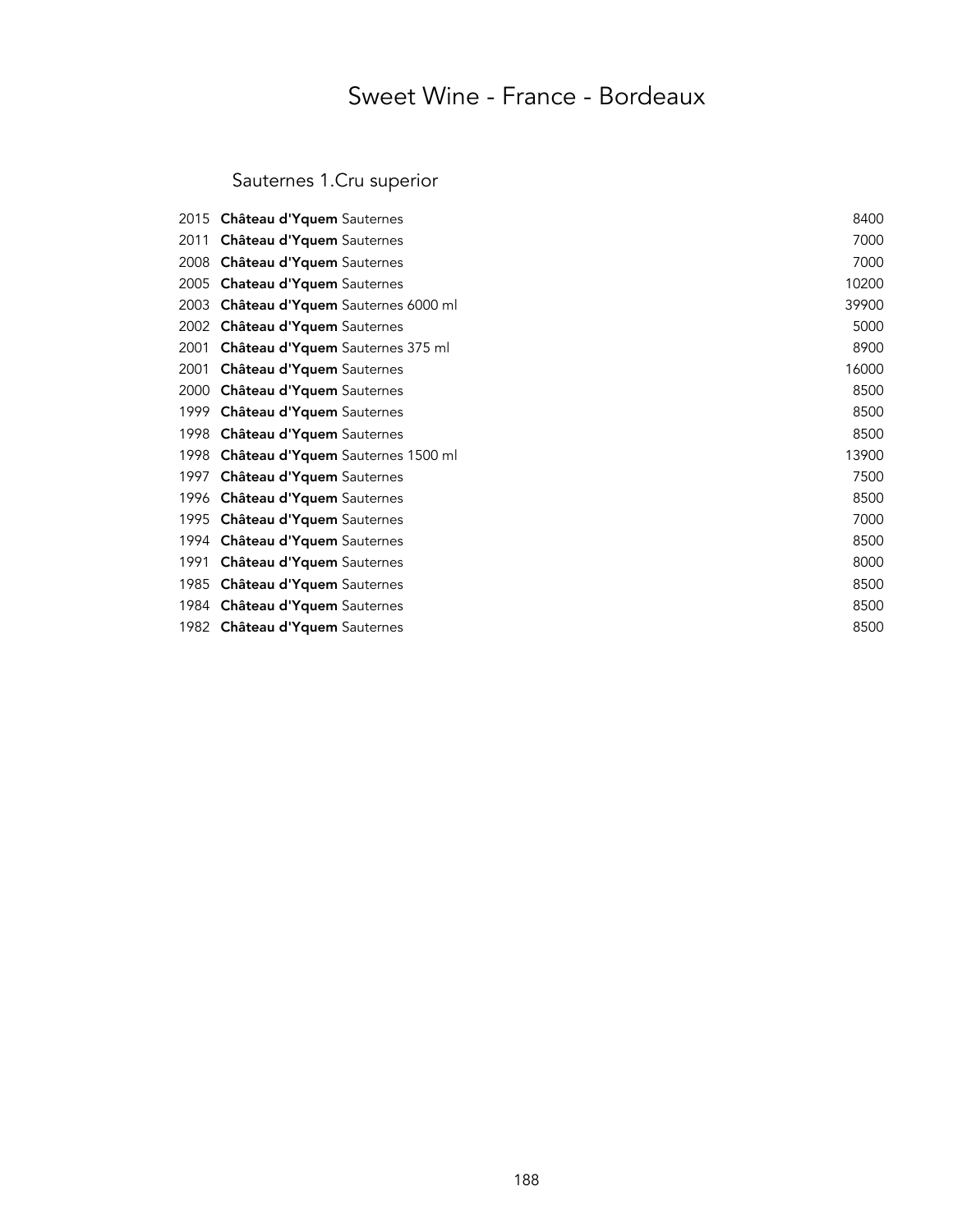# Sweet Wine - France - Bordeaux

## Sauternes 1.Cru superior

| | | |
|---|---|---|
| 2015 | **Château d'Yquem** Sauternes | 8400 |
| 2011 | **Château d'Yquem** Sauternes | 7000 |
| 2008 | **Château d'Yquem** Sauternes | 7000 |
| 2005 | **Chateau d'Yquem** Sauternes | 10200 |
| 2003 | **Château d'Yquem** Sauternes 6000 ml | 39900 |
| 2002 | **Château d'Yquem** Sauternes | 5000 |
| 2001 | **Château d'Yquem** Sauternes 375 ml | 8900 |
| 2001 | **Château d'Yquem** Sauternes | 16000 |
| 2000 | **Château d'Yquem** Sauternes | 8500 |
| 1999 | **Château d'Yquem** Sauternes | 8500 |
| 1998 | **Château d'Yquem** Sauternes | 8500 |
| 1998 | **Château d'Yquem** Sauternes 1500 ml | 13900 |
| 1997 | **Château d'Yquem** Sauternes | 7500 |
| 1996 | **Château d'Yquem** Sauternes | 8500 |
| 1995 | **Château d'Yquem** Sauternes | 7000 |
| 1994 | **Château d'Yquem** Sauternes | 8500 |
| 1991 | **Château d'Yquem** Sauternes | 8000 |
| 1985 | **Château d'Yquem** Sauternes | 8500 |
| 1984 | **Château d'Yquem** Sauternes | 8500 |
| 1982 | **Château d'Yquem** Sauternes | 8500 |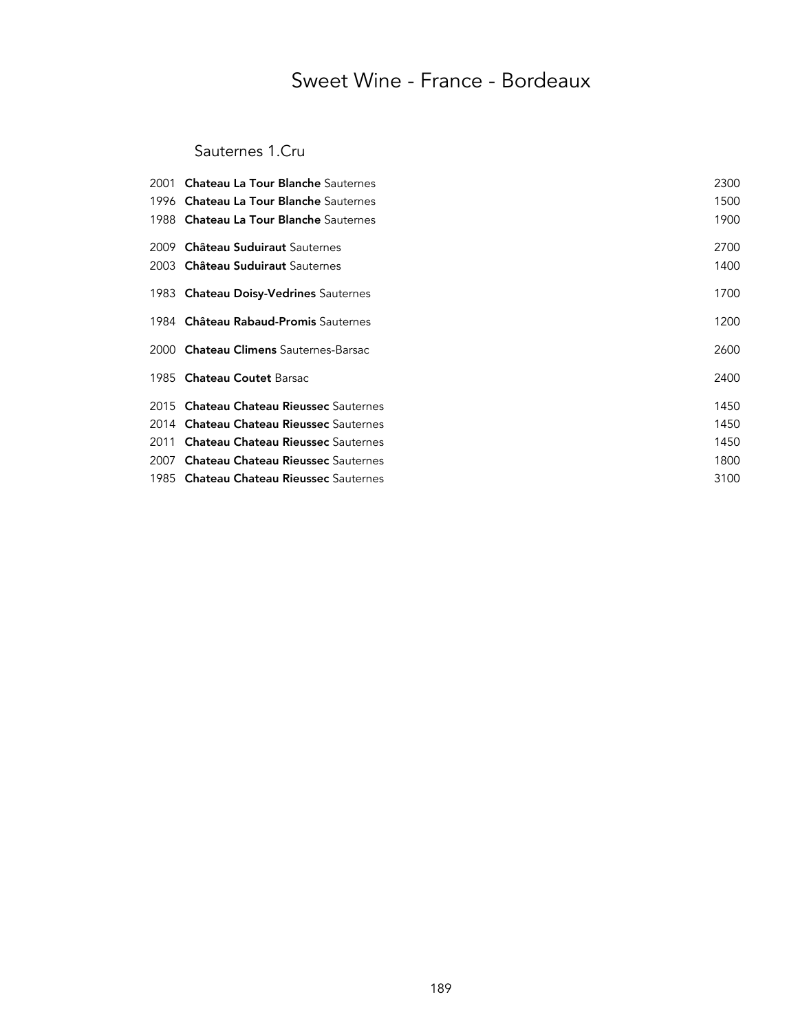# Sweet Wine - France - Bordeaux

## Sauternes 1.Cru

| Vintage | Wine | Price |
|---|---|---|
| 2001 | **Chateau La Tour Blanche** Sauternes | 2300 |
| 1996 | **Chateau La Tour Blanche** Sauternes | 1500 |
| 1988 | **Chateau La Tour Blanche** Sauternes | 1900 |
| 2009 | **Château Suduiraut** Sauternes | 2700 |
| 2003 | **Château Suduiraut** Sauternes | 1400 |
| 1983 | **Chateau Doisy-Vedrines** Sauternes | 1700 |
| 1984 | **Château Rabaud-Promis** Sauternes | 1200 |
| 2000 | **Chateau Climens** Sauternes-Barsac | 2600 |
| 1985 | **Chateau Coutet** Barsac | 2400 |
| 2015 | **Chateau Chateau Rieussec** Sauternes | 1450 |
| 2014 | **Chateau Chateau Rieussec** Sauternes | 1450 |
| 2011 | **Chateau Chateau Rieussec** Sauternes | 1450 |
| 2007 | **Chateau Chateau Rieussec** Sauternes | 1800 |
| 1985 | **Chateau Chateau Rieussec** Sauternes | 3100 |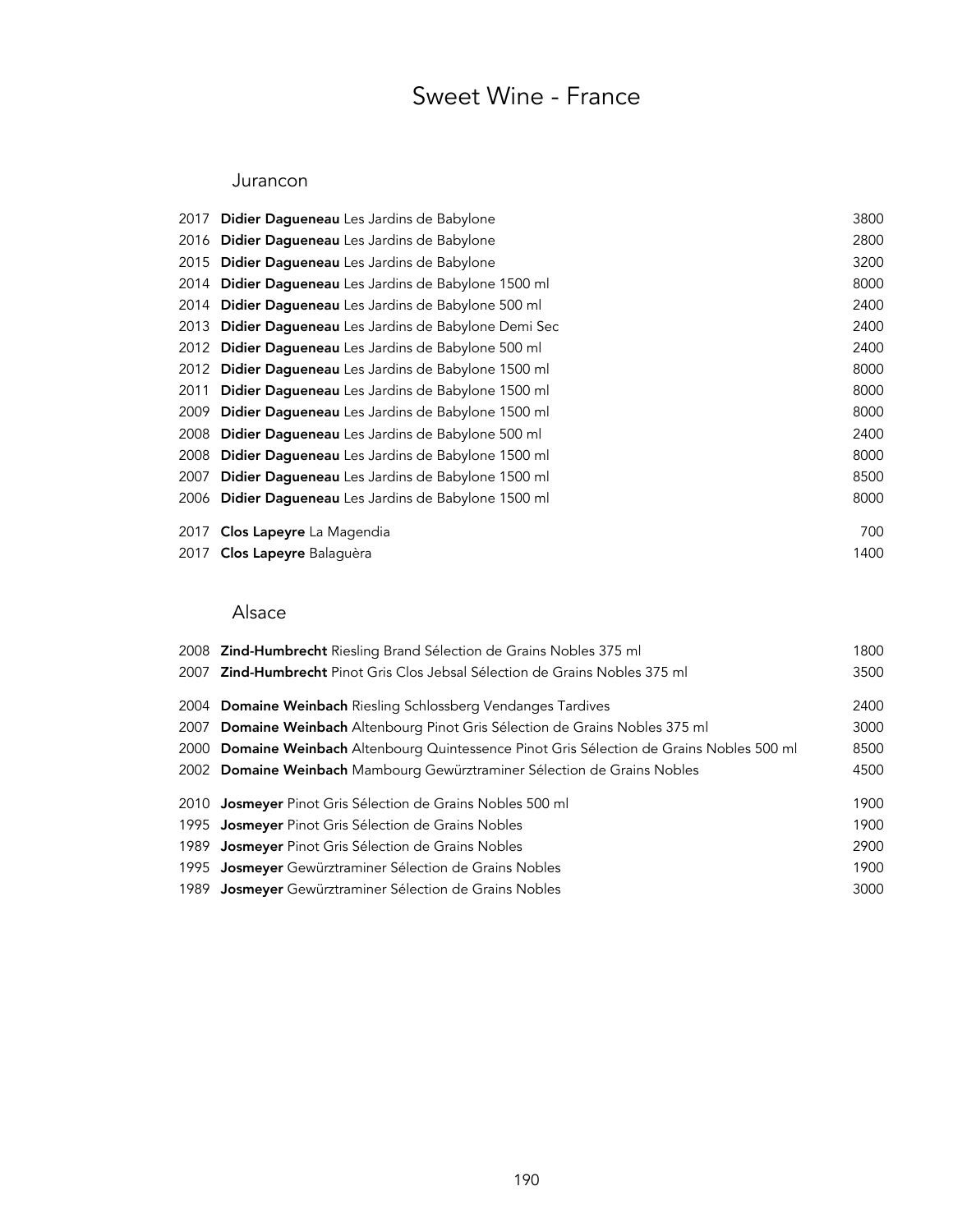# Sweet Wine - France

## Jurancon

| Vintage | Wine | Price |
|---|---|---|
| 2017 | **Didier Dagueneau** Les Jardins de Babylone | 3800 |
| 2016 | **Didier Dagueneau** Les Jardins de Babylone | 2800 |
| 2015 | **Didier Dagueneau** Les Jardins de Babylone | 3200 |
| 2014 | **Didier Dagueneau** Les Jardins de Babylone 1500 ml | 8000 |
| 2014 | **Didier Dagueneau** Les Jardins de Babylone 500 ml | 2400 |
| 2013 | **Didier Dagueneau** Les Jardins de Babylone Demi Sec | 2400 |
| 2012 | **Didier Dagueneau** Les Jardins de Babylone 500 ml | 2400 |
| 2012 | **Didier Dagueneau** Les Jardins de Babylone 1500 ml | 8000 |
| 2011 | **Didier Dagueneau** Les Jardins de Babylone 1500 ml | 8000 |
| 2009 | **Didier Dagueneau** Les Jardins de Babylone 1500 ml | 8000 |
| 2008 | **Didier Dagueneau** Les Jardins de Babylone 500 ml | 2400 |
| 2008 | **Didier Dagueneau** Les Jardins de Babylone 1500 ml | 8000 |
| 2007 | **Didier Dagueneau** Les Jardins de Babylone 1500 ml | 8500 |
| 2006 | **Didier Dagueneau** Les Jardins de Babylone 1500 ml | 8000 |
| 2017 | **Clos Lapeyre** La Magendia | 700 |
| 2017 | **Clos Lapeyre** Balaguèra | 1400 |

## Alsace

| Vintage | Wine | Price |
|---|---|---|
| 2008 | **Zind-Humbrecht** Riesling Brand Sélection de Grains Nobles 375 ml | 1800 |
| 2007 | **Zind-Humbrecht** Pinot Gris Clos Jebsal Sélection de Grains Nobles 375 ml | 3500 |
| 2004 | **Domaine Weinbach** Riesling Schlossberg Vendanges Tardives | 2400 |
| 2007 | **Domaine Weinbach** Altenbourg Pinot Gris Sélection de Grains Nobles 375 ml | 3000 |
| 2000 | **Domaine Weinbach** Altenbourg Quintessence Pinot Gris Sélection de Grains Nobles 500 ml | 8500 |
| 2002 | **Domaine Weinbach** Mambourg Gewürztraminer Sélection de Grains Nobles | 4500 |
| 2010 | **Josmeyer** Pinot Gris Sélection de Grains Nobles 500 ml | 1900 |
| 1995 | **Josmeyer** Pinot Gris Sélection de Grains Nobles | 1900 |
| 1989 | **Josmeyer** Pinot Gris Sélection de Grains Nobles | 2900 |
| 1995 | **Josmeyer** Gewürztraminer Sélection de Grains Nobles | 1900 |
| 1989 | **Josmeyer** Gewürztraminer Sélection de Grains Nobles | 3000 |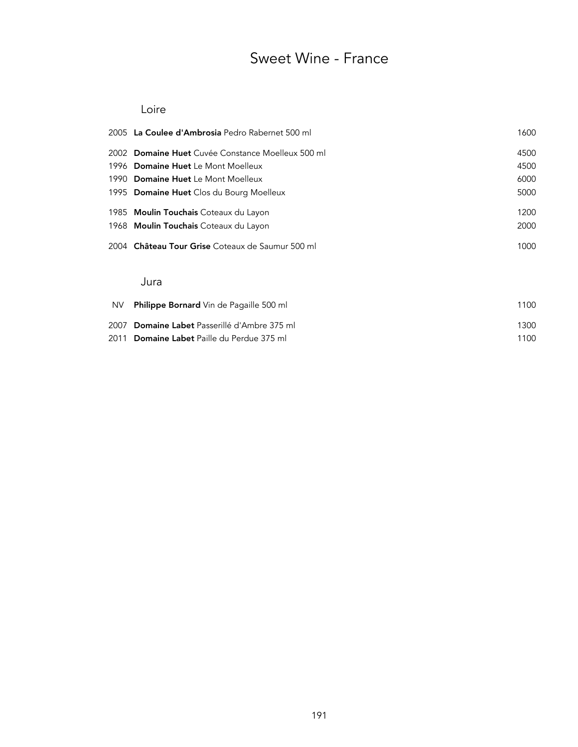# Sweet Wine - France

## Loire

| Vintage | Wine | Price |
|---|---|---|
| 2005 | **La Coulee d'Ambrosia** Pedro Rabernet 500 ml | 1600 |
| 2002 | **Domaine Huet** Cuvée Constance Moelleux 500 ml | 4500 |
| 1996 | **Domaine Huet** Le Mont Moelleux | 4500 |
| 1990 | **Domaine Huet** Le Mont Moelleux | 6000 |
| 1995 | **Domaine Huet** Clos du Bourg Moelleux | 5000 |
| 1985 | **Moulin Touchais** Coteaux du Layon | 1200 |
| 1968 | **Moulin Touchais** Coteaux du Layon | 2000 |
| 2004 | **Château Tour Grise** Coteaux de Saumur 500 ml | 1000 |

## Jura

| Vintage | Wine | Price |
|---|---|---|
| NV | **Philippe Bornard** Vin de Pagaille 500 ml | 1100 |
| 2007 | **Domaine Labet** Passerillé d'Ambre 375 ml | 1300 |
| 2011 | **Domaine Labet** Paille du Perdue 375 ml | 1100 |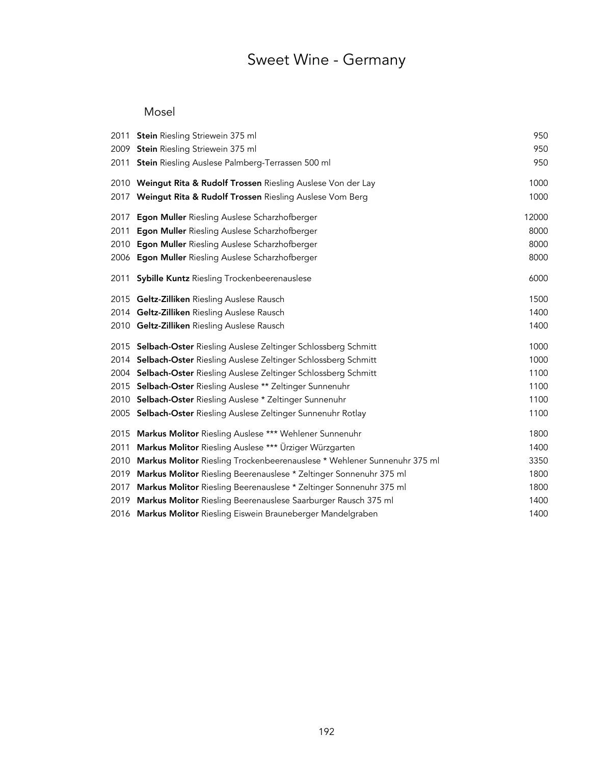# Sweet Wine - Germany

## Mosel

| Vintage | Wine | Price |
|---|---|---|
| 2011 | **Stein** Riesling Striewein 375 ml | 950 |
| 2009 | **Stein** Riesling Striewein 375 ml | 950 |
| 2011 | **Stein** Riesling Auslese Palmberg-Terrassen 500 ml | 950 |
| 2010 | **Weingut Rita & Rudolf Trossen** Riesling Auslese Von der Lay | 1000 |
| 2017 | **Weingut Rita & Rudolf Trossen** Riesling Auslese Vom Berg | 1000 |
| 2017 | **Egon Muller** Riesling Auslese Scharzhofberger | 12000 |
| 2011 | **Egon Muller** Riesling Auslese Scharzhofberger | 8000 |
| 2010 | **Egon Muller** Riesling Auslese Scharzhofberger | 8000 |
| 2006 | **Egon Muller** Riesling Auslese Scharzhofberger | 8000 |
| 2011 | **Sybille Kuntz** Riesling Trockenbeerenauslese | 6000 |
| 2015 | **Geltz-Zilliken** Riesling Auslese Rausch | 1500 |
| 2014 | **Geltz-Zilliken** Riesling Auslese Rausch | 1400 |
| 2010 | **Geltz-Zilliken** Riesling Auslese Rausch | 1400 |
| 2015 | **Selbach-Oster** Riesling Auslese Zeltinger Schlossberg Schmitt | 1000 |
| 2014 | **Selbach-Oster** Riesling Auslese Zeltinger Schlossberg Schmitt | 1000 |
| 2004 | **Selbach-Oster** Riesling Auslese Zeltinger Schlossberg Schmitt | 1100 |
| 2015 | **Selbach-Oster** Riesling Auslese ** Zeltinger Sunnenuhr | 1100 |
| 2010 | **Selbach-Oster** Riesling Auslese * Zeltinger Sunnenuhr | 1100 |
| 2005 | **Selbach-Oster** Riesling Auslese Zeltinger Sunnenuhr Rotlay | 1100 |
| 2015 | **Markus Molitor** Riesling Auslese *** Wehlener Sunnenuhr | 1800 |
| 2011 | **Markus Molitor** Riesling Auslese *** Ürziger Würzgarten | 1400 |
| 2010 | **Markus Molitor** Riesling Trockenbeerenauslese * Wehlener Sunnenuhr 375 ml | 3350 |
| 2019 | **Markus Molitor** Riesling Beerenauslese * Zeltinger Sonnenuhr 375 ml | 1800 |
| 2017 | **Markus Molitor** Riesling Beerenauslese * Zeltinger Sonnenuhr 375 ml | 1800 |
| 2019 | **Markus Molitor** Riesling Beerenauslese Saarburger Rausch 375 ml | 1400 |
| 2016 | **Markus Molitor** Riesling Eiswein Brauneberger Mandelgraben | 1400 |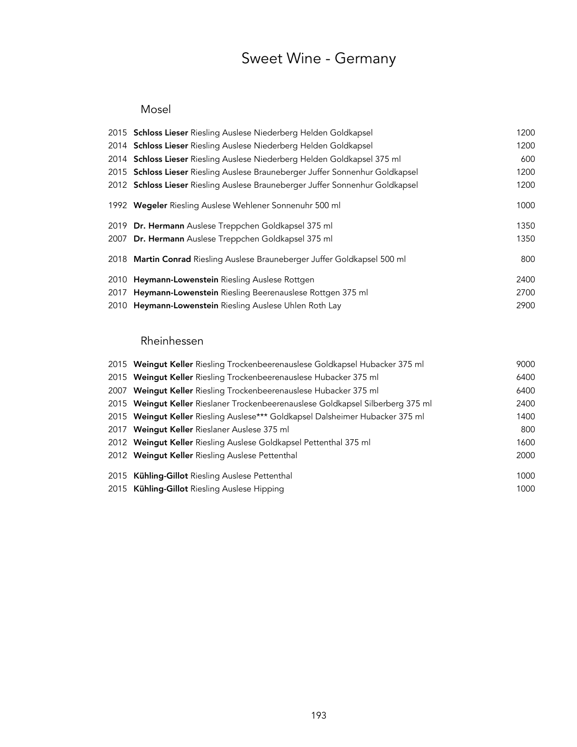# Sweet Wine - Germany

## Mosel

| Vintage | Wine | Price |
|---|---|---|
| 2015 | **Schloss Lieser** Riesling Auslese Niederberg Helden Goldkapsel | 1200 |
| 2014 | **Schloss Lieser** Riesling Auslese Niederberg Helden Goldkapsel | 1200 |
| 2014 | **Schloss Lieser** Riesling Auslese Niederberg Helden Goldkapsel 375 ml | 600 |
| 2015 | **Schloss Lieser** Riesling Auslese Brauneberger Juffer Sonnenhur Goldkapsel | 1200 |
| 2012 | **Schloss Lieser** Riesling Auslese Brauneberger Juffer Sonnenhur Goldkapsel | 1200 |
| 1992 | **Wegeler** Riesling Auslese Wehlener Sonnenuhr 500 ml | 1000 |
| 2019 | **Dr. Hermann** Auslese Treppchen Goldkapsel 375 ml | 1350 |
| 2007 | **Dr. Hermann** Auslese Treppchen Goldkapsel 375 ml | 1350 |
| 2018 | **Martin Conrad** Riesling Auslese Brauneberger Juffer Goldkapsel 500 ml | 800 |
| 2010 | **Heymann-Lowenstein** Riesling Auslese Rottgen | 2400 |
| 2017 | **Heymann-Lowenstein** Riesling Beerenauslese Rottgen 375 ml | 2700 |
| 2010 | **Heymann-Lowenstein** Riesling Auslese Uhlen Roth Lay | 2900 |

## Rheinhessen

| Vintage | Wine | Price |
|---|---|---|
| 2015 | **Weingut Keller** Riesling Trockenbeerenauslese Goldkapsel Hubacker 375 ml | 9000 |
| 2015 | **Weingut Keller** Riesling Trockenbeerenauslese Hubacker 375 ml | 6400 |
| 2007 | **Weingut Keller** Riesling Trockenbeerenauslese Hubacker 375 ml | 6400 |
| 2015 | **Weingut Keller** Rieslaner Trockenbeerenauslese Goldkapsel Silberberg 375 ml | 2400 |
| 2015 | **Weingut Keller** Riesling Auslese*** Goldkapsel Dalsheimer Hubacker 375 ml | 1400 |
| 2017 | **Weingut Keller** Rieslaner Auslese 375 ml | 800 |
| 2012 | **Weingut Keller** Riesling Auslese Goldkapsel Pettenthal 375 ml | 1600 |
| 2012 | **Weingut Keller** Riesling Auslese Pettenthal | 2000 |
| 2015 | **Kühling-Gillot** Riesling Auslese Pettenthal | 1000 |
| 2015 | **Kühling-Gillot** Riesling Auslese Hipping | 1000 |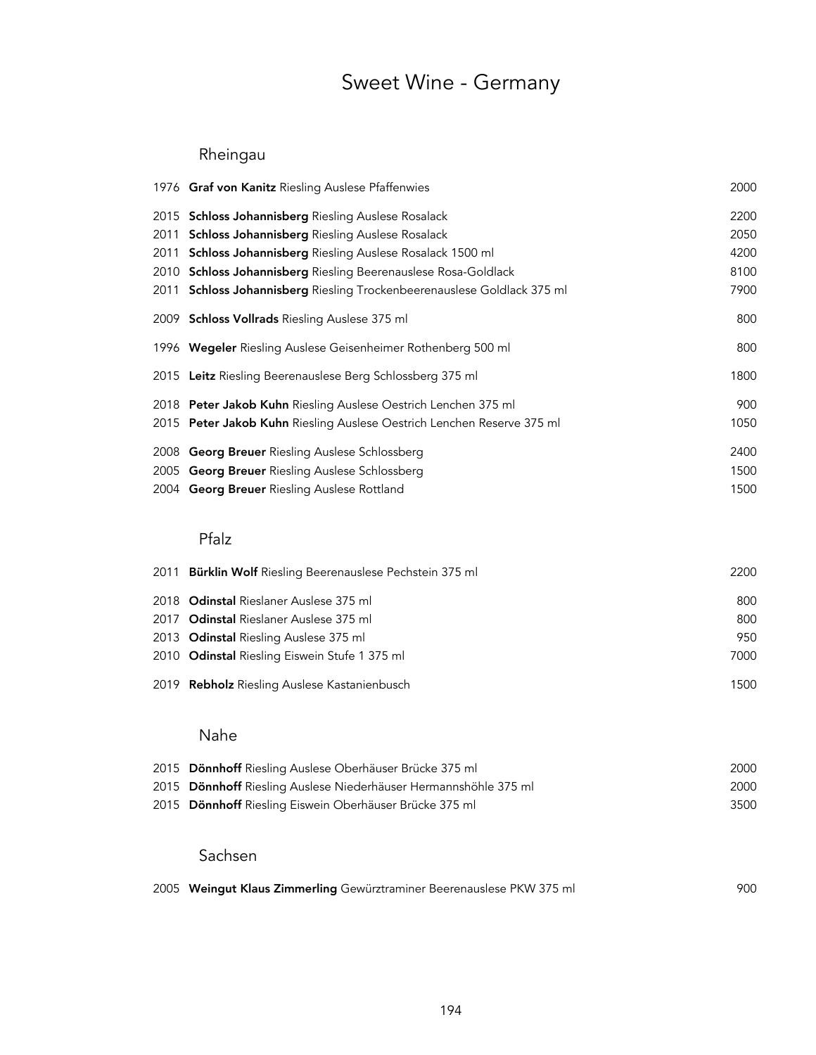# Sweet Wine - Germany

## Rheingau

| | | |
|---|---|---|
| 1976 | **Graf von Kanitz** Riesling Auslese Pfaffenwies | 2000 |
| 2015 | **Schloss Johannisberg** Riesling Auslese Rosalack | 2200 |
| 2011 | **Schloss Johannisberg** Riesling Auslese Rosalack | 2050 |
| 2011 | **Schloss Johannisberg** Riesling Auslese Rosalack 1500 ml | 4200 |
| 2010 | **Schloss Johannisberg** Riesling Beerenauslese Rosa-Goldlack | 8100 |
| 2011 | **Schloss Johannisberg** Riesling Trockenbeerenauslese Goldlack 375 ml | 7900 |
| 2009 | **Schloss Vollrads** Riesling Auslese 375 ml | 800 |
| 1996 | **Wegeler** Riesling Auslese Geisenheimer Rothenberg 500 ml | 800 |
| 2015 | **Leitz** Riesling Beerenauslese Berg Schlossberg 375 ml | 1800 |
| 2018 | **Peter Jakob Kuhn** Riesling Auslese Oestrich Lenchen 375 ml | 900 |
| 2015 | **Peter Jakob Kuhn** Riesling Auslese Oestrich Lenchen Reserve 375 ml | 1050 |
| 2008 | **Georg Breuer** Riesling Auslese Schlossberg | 2400 |
| 2005 | **Georg Breuer** Riesling Auslese Schlossberg | 1500 |
| 2004 | **Georg Breuer** Riesling Auslese Rottland | 1500 |

## Pfalz

| | | |
|---|---|---|
| 2011 | **Bürklin Wolf** Riesling Beerenauslese Pechstein 375 ml | 2200 |
| 2018 | **Odinstal** Rieslaner Auslese 375 ml | 800 |
| 2017 | **Odinstal** Rieslaner Auslese 375 ml | 800 |
| 2013 | **Odinstal** Riesling Auslese 375 ml | 950 |
| 2010 | **Odinstal** Riesling Eiswein Stufe 1 375 ml | 7000 |
| 2019 | **Rebholz** Riesling Auslese Kastanienbusch | 1500 |

## Nahe

| | | |
|---|---|---|
| 2015 | **Dönnhoff** Riesling Auslese Oberhäuser Brücke 375 ml | 2000 |
| 2015 | **Dönnhoff** Riesling Auslese Niederhäuser Hermannshöhle 375 ml | 2000 |
| 2015 | **Dönnhoff** Riesling Eiswein Oberhäuser Brücke 375 ml | 3500 |

## Sachsen

| | | |
|---|---|---|
| 2005 | **Weingut Klaus Zimmerling** Gewürztraminer Beerenauslese PKW 375 ml | 900 |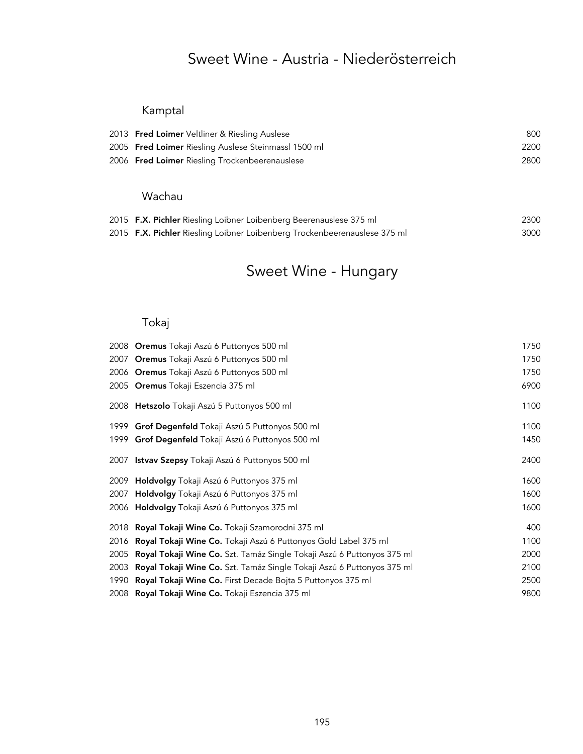# Sweet Wine - Austria - Niederösterreich

## Kamptal

2013 **Fred Loimer** Veltliner & Riesling Auslese 800
2005 **Fred Loimer** Riesling Auslese Steinmassl 1500 ml 2200
2006 **Fred Loimer** Riesling Trockenbeerenauslese 2800

## Wachau

2015 **F.X. Pichler** Riesling Loibner Loibenberg Beerenauslese 375 ml 2300
2015 **F.X. Pichler** Riesling Loibner Loibenberg Trockenbeerenauslese 375 ml 3000

# Sweet Wine - Hungary

## Tokaj

2008 **Oremus** Tokaji Aszú 6 Puttonyos 500 ml 1750
2007 **Oremus** Tokaji Aszú 6 Puttonyos 500 ml 1750
2006 **Oremus** Tokaji Aszú 6 Puttonyos 500 ml 1750
2005 **Oremus** Tokaji Eszencia 375 ml 6900

2008 **Hetszolo** Tokaji Aszú 5 Puttonyos 500 ml 1100

1999 **Grof Degenfeld** Tokaji Aszú 5 Puttonyos 500 ml 1100
1999 **Grof Degenfeld** Tokaji Aszú 6 Puttonyos 500 ml 1450

2007 **Istvav Szepsy** Tokaji Aszú 6 Puttonyos 500 ml 2400

2009 **Holdvolgy** Tokaji Aszú 6 Puttonyos 375 ml 1600
2007 **Holdvolgy** Tokaji Aszú 6 Puttonyos 375 ml 1600
2006 **Holdvolgy** Tokaji Aszú 6 Puttonyos 375 ml 1600

2018 **Royal Tokaji Wine Co.** Tokaji Szamorodni 375 ml 400
2016 **Royal Tokaji Wine Co.** Tokaji Aszú 6 Puttonyos Gold Label 375 ml 1100
2005 **Royal Tokaji Wine Co.** Szt. Tamáz Single Tokaji Aszú 6 Puttonyos 375 ml 2000
2003 **Royal Tokaji Wine Co.** Szt. Tamáz Single Tokaji Aszú 6 Puttonyos 375 ml 2100
1990 **Royal Tokaji Wine Co.** First Decade Bojta 5 Puttonyos 375 ml 2500
2008 **Royal Tokaji Wine Co.** Tokaji Eszencia 375 ml 9800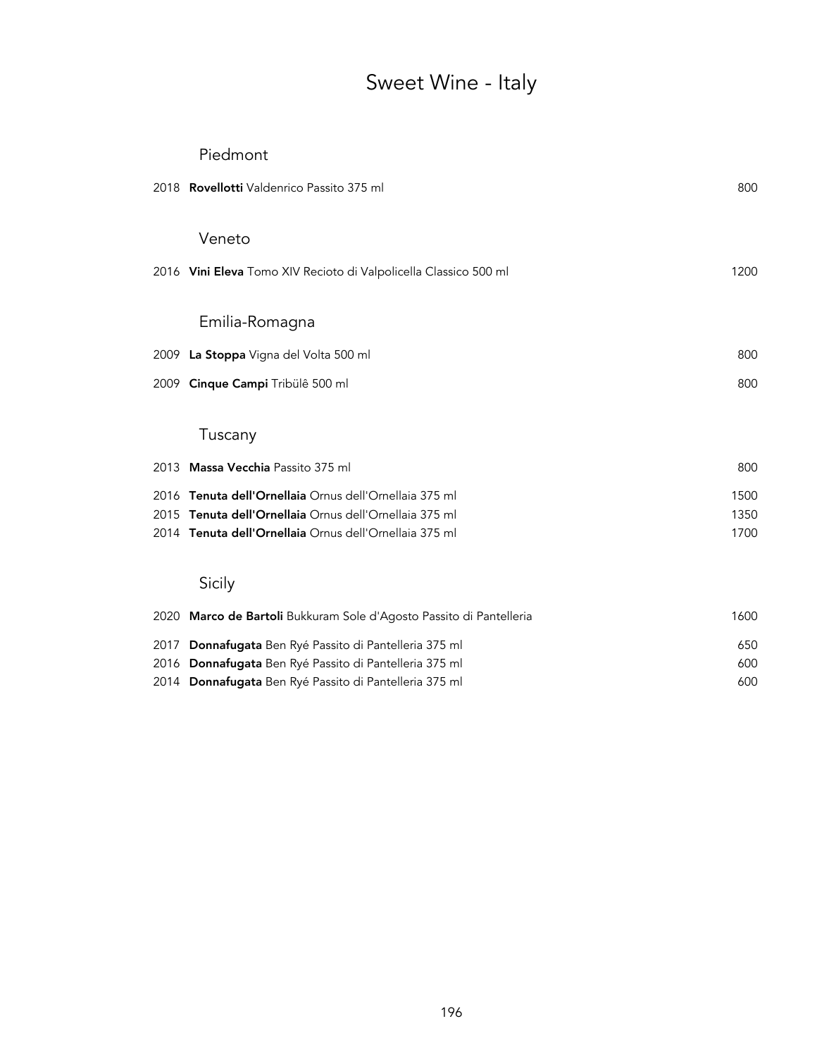# Sweet Wine - Italy

## Piedmont

2018 **Rovellotti** Valdenrico Passito 375 ml 800

## Veneto

2016 **Vini Eleva** Tomo XIV Recioto di Valpolicella Classico 500 ml 1200

## Emilia-Romagna

2009 **La Stoppa** Vigna del Volta 500 ml 800

2009 **Cinque Campi** Tribülê 500 ml 800

## Tuscany

2013 **Massa Vecchia** Passito 375 ml 800

2016 **Tenuta dell'Ornellaia** Ornus dell'Ornellaia 375 ml 1500
2015 **Tenuta dell'Ornellaia** Ornus dell'Ornellaia 375 ml 1350
2014 **Tenuta dell'Ornellaia** Ornus dell'Ornellaia 375 ml 1700

## Sicily

2020 **Marco de Bartoli** Bukkuram Sole d'Agosto Passito di Pantelleria 1600

2017 **Donnafugata** Ben Ryé Passito di Pantelleria 375 ml 650
2016 **Donnafugata** Ben Ryé Passito di Pantelleria 375 ml 600
2014 **Donnafugata** Ben Ryé Passito di Pantelleria 375 ml 600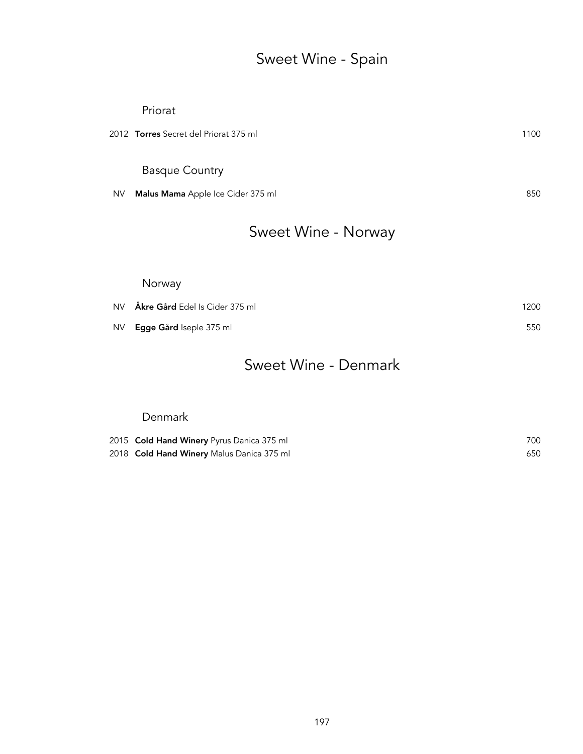# Sweet Wine - Spain

## Priorat

| | | |
|---|---|---|
| 2012 | **Torres** Secret del Priorat 375 ml | 1100 |

## Basque Country

| | | |
|---|---|---|
| NV | **Malus Mama** Apple Ice Cider 375 ml | 850 |

# Sweet Wine - Norway

## Norway

| | | |
|---|---|---|
| NV | **Åkre Gård** Edel Is Cider 375 ml | 1200 |
| NV | **Egge Gård** Iseple 375 ml | 550 |

# Sweet Wine - Denmark

## Denmark

| | | |
|---|---|---|
| 2015 | **Cold Hand Winery** Pyrus Danica 375 ml | 700 |
| 2018 | **Cold Hand Winery** Malus Danica 375 ml | 650 |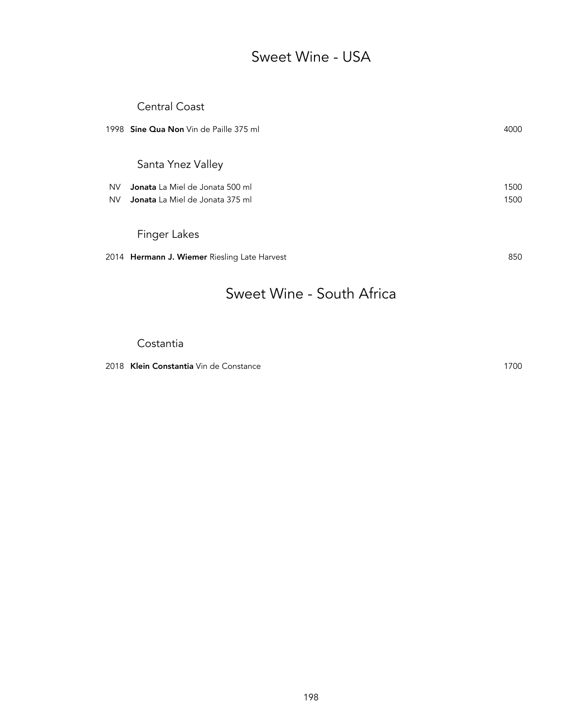# Sweet Wine - USA

## Central Coast

| | | |
|---|---|---|
| 1998 | **Sine Qua Non** Vin de Paille 375 ml | 4000 |

## Santa Ynez Valley

| | | |
|---|---|---|
| NV | **Jonata** La Miel de Jonata 500 ml | 1500 |
| NV | **Jonata** La Miel de Jonata 375 ml | 1500 |

## Finger Lakes

| | | |
|---|---|---|
| 2014 | **Hermann J. Wiemer** Riesling Late Harvest | 850 |

# Sweet Wine - South Africa

## Costantia

| | | |
|---|---|---|
| 2018 | **Klein Constantia** Vin de Constance | 1700 |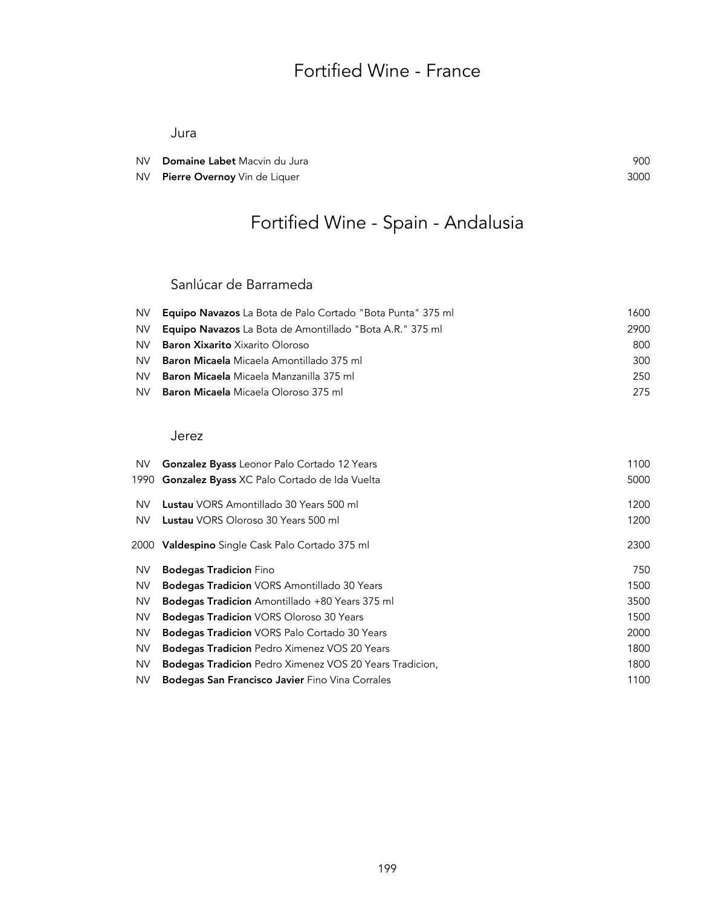# Fortified Wine - France

## Jura

| | | |
|---|---|---|
| NV | **Domaine Labet** Macvin du Jura | 900 |
| NV | **Pierre Overnoy** Vin de Liquer | 3000 |

# Fortified Wine - Spain - Andalusia

## Sanlúcar de Barrameda

| | | |
|---|---|---|
| NV | **Equipo Navazos** La Bota de Palo Cortado "Bota Punta" 375 ml | 1600 |
| NV | **Equipo Navazos** La Bota de Amontillado "Bota A.R." 375 ml | 2900 |
| NV | **Baron Xixarito** Xixarito Oloroso | 800 |
| NV | **Baron Micaela** Micaela Amontillado 375 ml | 300 |
| NV | **Baron Micaela** Micaela Manzanilla 375 ml | 250 |
| NV | **Baron Micaela** Micaela Oloroso 375 ml | 275 |

## Jerez

| | | |
|---|---|---|
| NV | **Gonzalez Byass** Leonor Palo Cortado 12 Years | 1100 |
| 1990 | **Gonzalez Byass** XC Palo Cortado de Ida Vuelta | 5000 |
| NV | **Lustau** VORS Amontillado 30 Years 500 ml | 1200 |
| NV | **Lustau** VORS Oloroso 30 Years 500 ml | 1200 |
| 2000 | **Valdespino** Single Cask Palo Cortado 375 ml | 2300 |
| NV | **Bodegas Tradicion** Fino | 750 |
| NV | **Bodegas Tradicion** VORS Amontillado 30 Years | 1500 |
| NV | **Bodegas Tradicion** Amontillado +80 Years 375 ml | 3500 |
| NV | **Bodegas Tradicion** VORS Oloroso 30 Years | 1500 |
| NV | **Bodegas Tradicion** VORS Palo Cortado 30 Years | 2000 |
| NV | **Bodegas Tradicion** Pedro Ximenez VOS 20 Years | 1800 |
| NV | **Bodegas Tradicion** Pedro Ximenez VOS 20 Years Tradicion, | 1800 |
| NV | **Bodegas San Francisco Javier** Fino Vina Corrales | 1100 |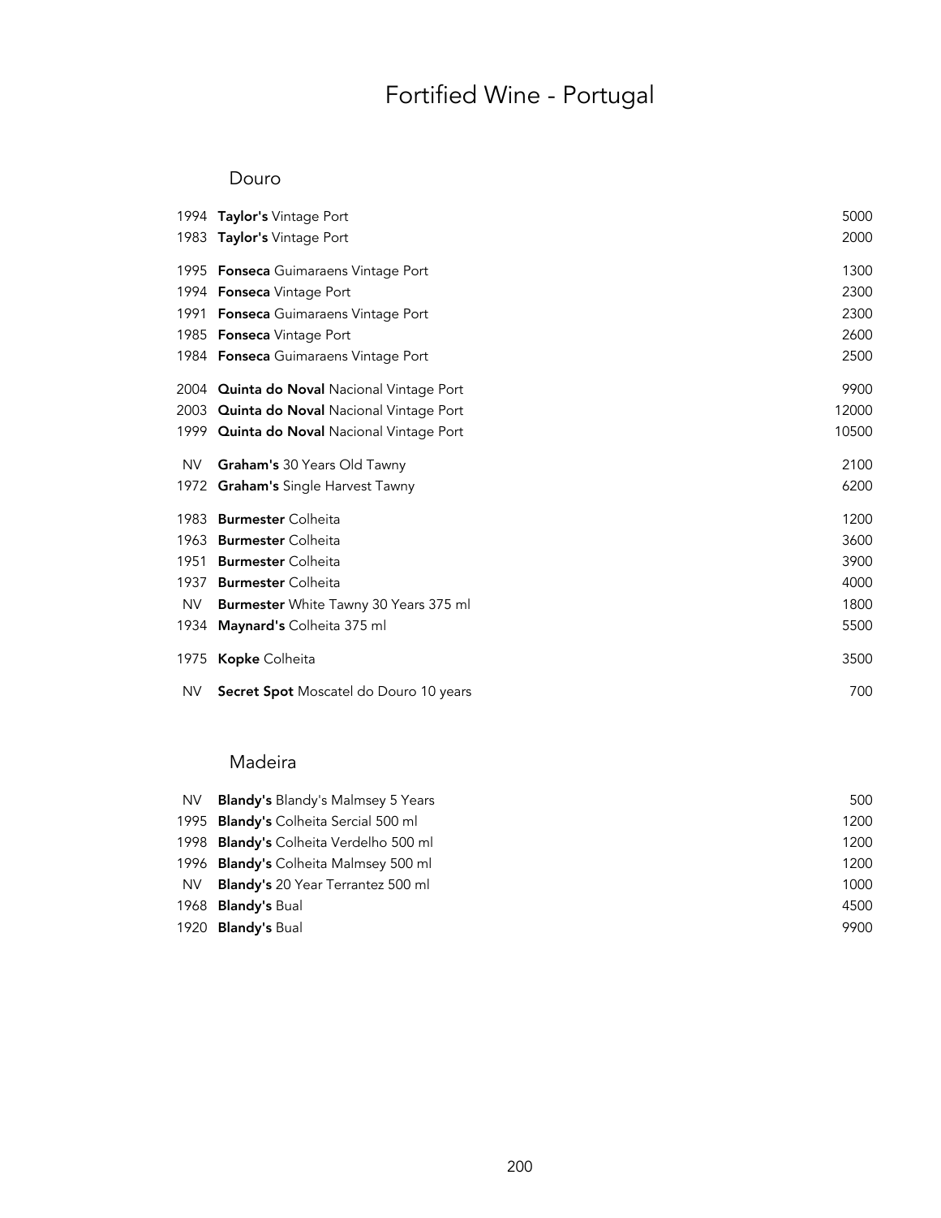# Fortified Wine - Portugal

## Douro

| Vintage | Wine | Price |
|---|---|---|
| 1994 | **Taylor's** Vintage Port | 5000 |
| 1983 | **Taylor's** Vintage Port | 2000 |
| 1995 | **Fonseca** Guimaraens Vintage Port | 1300 |
| 1994 | **Fonseca** Vintage Port | 2300 |
| 1991 | **Fonseca** Guimaraens Vintage Port | 2300 |
| 1985 | **Fonseca** Vintage Port | 2600 |
| 1984 | **Fonseca** Guimaraens Vintage Port | 2500 |
| 2004 | **Quinta do Noval** Nacional Vintage Port | 9900 |
| 2003 | **Quinta do Noval** Nacional Vintage Port | 12000 |
| 1999 | **Quinta do Noval** Nacional Vintage Port | 10500 |
| NV | **Graham's** 30 Years Old Tawny | 2100 |
| 1972 | **Graham's** Single Harvest Tawny | 6200 |
| 1983 | **Burmester** Colheita | 1200 |
| 1963 | **Burmester** Colheita | 3600 |
| 1951 | **Burmester** Colheita | 3900 |
| 1937 | **Burmester** Colheita | 4000 |
| NV | **Burmester** White Tawny 30 Years 375 ml | 1800 |
| 1934 | **Maynard's** Colheita 375 ml | 5500 |
| 1975 | **Kopke** Colheita | 3500 |
| NV | **Secret Spot** Moscatel do Douro 10 years | 700 |

## Madeira

| Vintage | Wine | Price |
|---|---|---|
| NV | **Blandy's** Blandy's Malmsey 5 Years | 500 |
| 1995 | **Blandy's** Colheita Sercial 500 ml | 1200 |
| 1998 | **Blandy's** Colheita Verdelho 500 ml | 1200 |
| 1996 | **Blandy's** Colheita Malmsey 500 ml | 1200 |
| NV | **Blandy's** 20 Year Terrantez 500 ml | 1000 |
| 1968 | **Blandy's** Bual | 4500 |
| 1920 | **Blandy's** Bual | 9900 |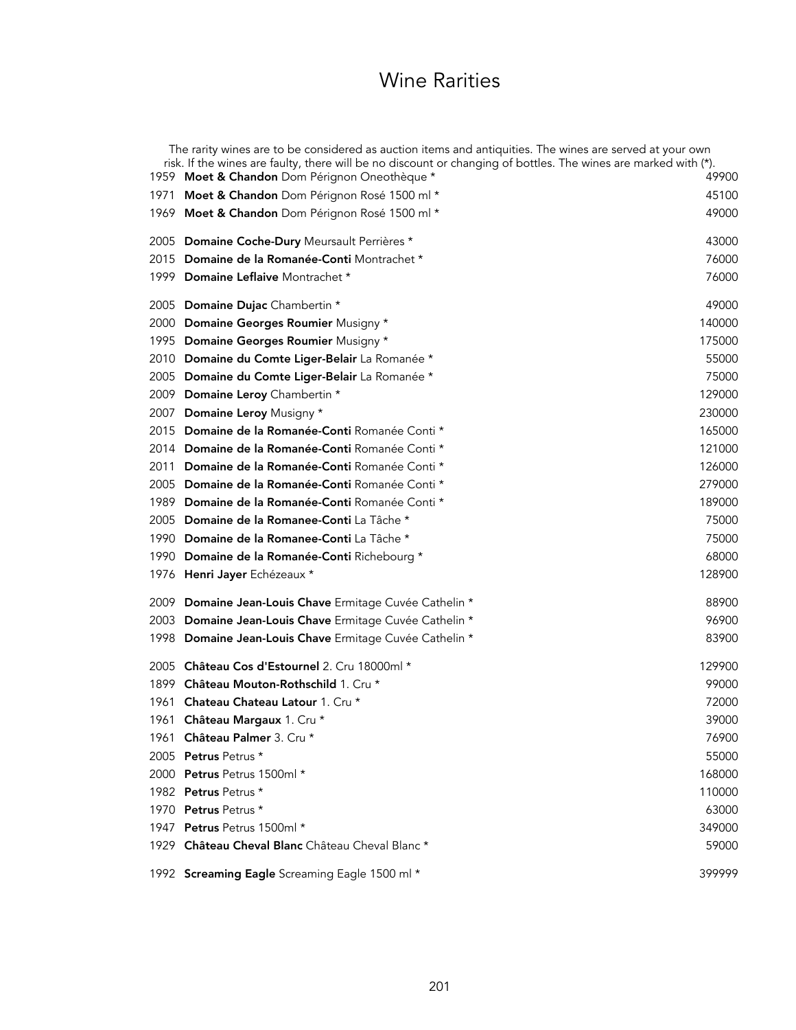# Wine Rarities

The rarity wines are to be considered as auction items and antiquities. The wines are served at your own risk. If the wines are faulty, there will be no discount or changing of bottles. The wines are marked with (*).

| | | |
|---|---|---|
| 1959 | **Moet & Chandon** Dom Pérignon Oneothèque * | 49900 |
| 1971 | **Moet & Chandon** Dom Pérignon Rosé 1500 ml * | 45100 |
| 1969 | **Moet & Chandon** Dom Pérignon Rosé 1500 ml * | 49000 |
| 2005 | **Domaine Coche-Dury** Meursault Perrières * | 43000 |
| 2015 | **Domaine de la Romanée-Conti** Montrachet * | 76000 |
| 1999 | **Domaine Leflaive** Montrachet * | 76000 |
| 2005 | **Domaine Dujac** Chambertin * | 49000 |
| 2000 | **Domaine Georges Roumier** Musigny * | 140000 |
| 1995 | **Domaine Georges Roumier** Musigny * | 175000 |
| 2010 | **Domaine du Comte Liger-Belair** La Romanée * | 55000 |
| 2005 | **Domaine du Comte Liger-Belair** La Romanée * | 75000 |
| 2009 | **Domaine Leroy** Chambertin * | 129000 |
| 2007 | **Domaine Leroy** Musigny * | 230000 |
| 2015 | **Domaine de la Romanée-Conti** Romanée Conti * | 165000 |
| 2014 | **Domaine de la Romanée-Conti** Romanée Conti * | 121000 |
| 2011 | **Domaine de la Romanée-Conti** Romanée Conti * | 126000 |
| 2005 | **Domaine de la Romanée-Conti** Romanée Conti * | 279000 |
| 1989 | **Domaine de la Romanée-Conti** Romanée Conti * | 189000 |
| 2005 | **Domaine de la Romanee-Conti** La Tâche * | 75000 |
| 1990 | **Domaine de la Romanee-Conti** La Tâche * | 75000 |
| 1990 | **Domaine de la Romanée-Conti** Richebourg * | 68000 |
| 1976 | **Henri Jayer** Echézeaux * | 128900 |
| 2009 | **Domaine Jean-Louis Chave** Ermitage Cuvée Cathelin * | 88900 |
| 2003 | **Domaine Jean-Louis Chave** Ermitage Cuvée Cathelin * | 96900 |
| 1998 | **Domaine Jean-Louis Chave** Ermitage Cuvée Cathelin * | 83900 |
| 2005 | **Château Cos d'Estournel** 2. Cru 18000ml * | 129900 |
| 1899 | **Château Mouton-Rothschild** 1. Cru * | 99000 |
| 1961 | **Chateau Chateau Latour** 1. Cru * | 72000 |
| 1961 | **Château Margaux** 1. Cru * | 39000 |
| 1961 | **Château Palmer** 3. Cru * | 76900 |
| 2005 | **Petrus** Petrus * | 55000 |
| 2000 | **Petrus** Petrus 1500ml * | 168000 |
| 1982 | **Petrus** Petrus * | 110000 |
| 1970 | **Petrus** Petrus * | 63000 |
| 1947 | **Petrus** Petrus 1500ml * | 349000 |
| 1929 | **Château Cheval Blanc** Château Cheval Blanc * | 59000 |
| 1992 | **Screaming Eagle** Screaming Eagle 1500 ml * | 399999 |